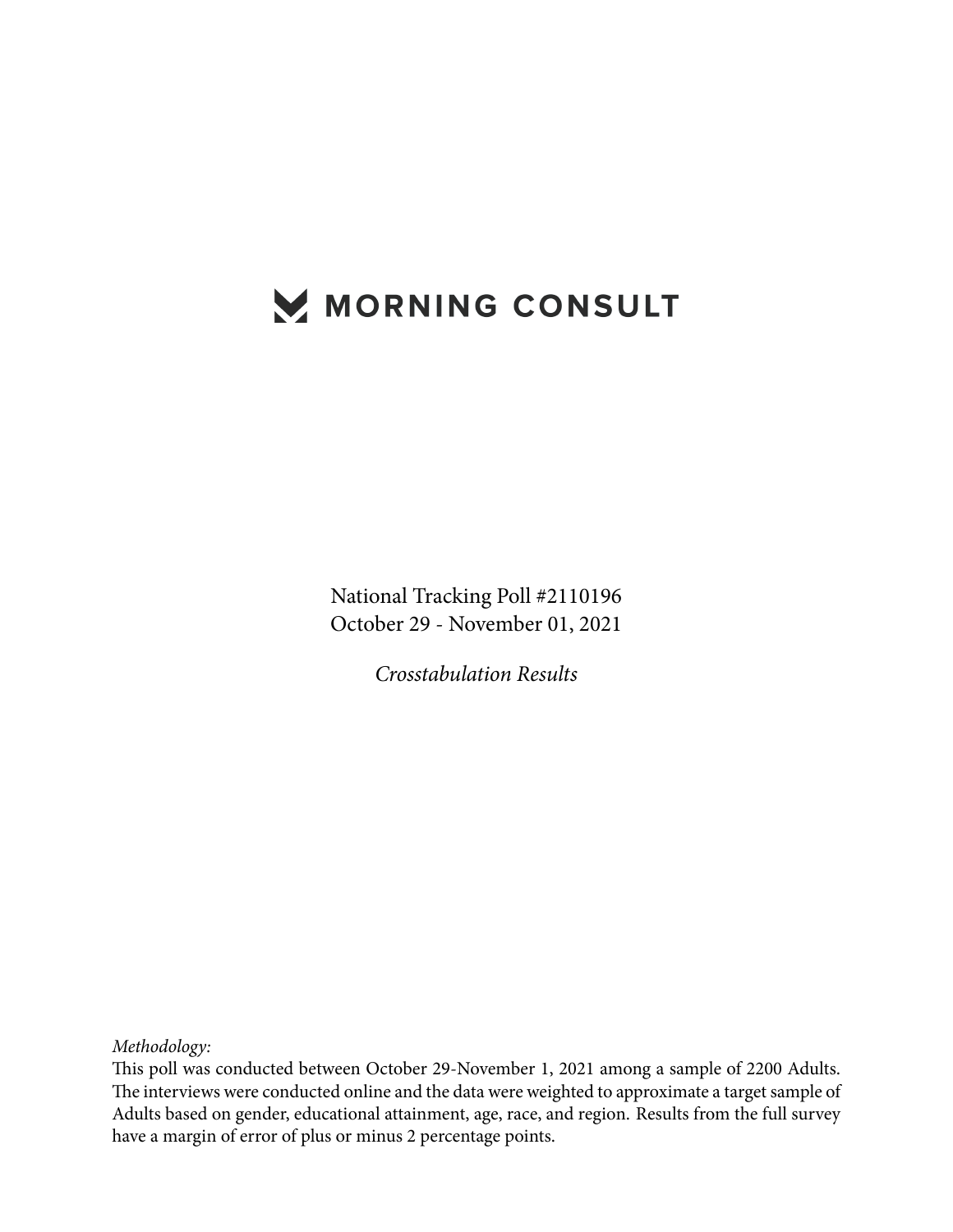# MORNING CONSULT

National Tracking Poll #2110196
October 29 - November 01, 2021

*Crosstabulation Results*

*Methodology:*
This poll was conducted between October 29-November 1, 2021 among a sample of 2200 Adults. The interviews were conducted online and the data were weighted to approximate a target sample of Adults based on gender, educational attainment, age, race, and region. Results from the full survey have a margin of error of plus or minus 2 percentage points.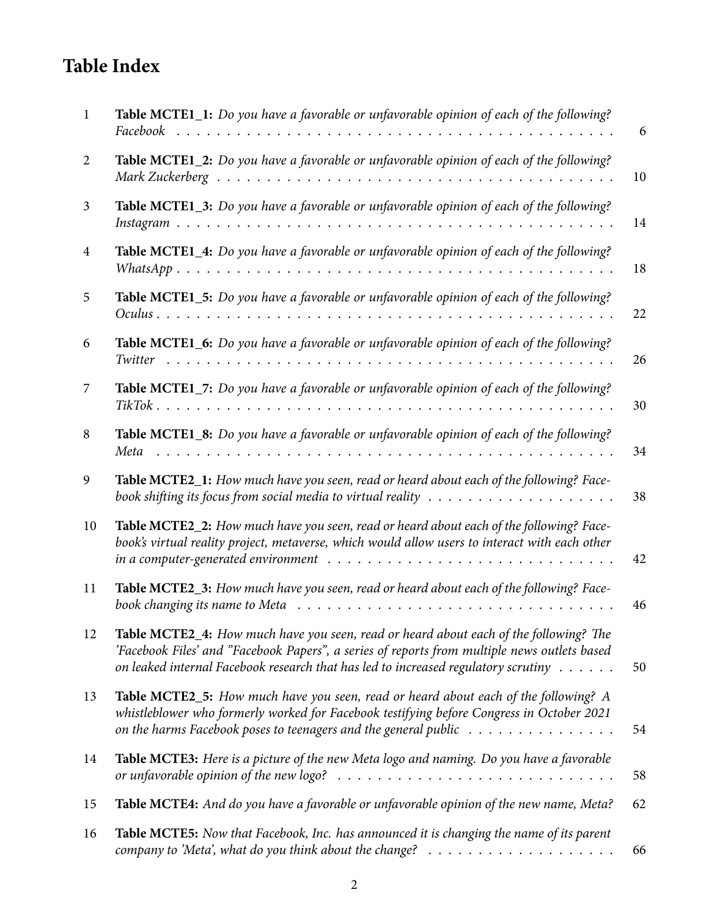# Table Index

| | | |
|---|---|---|
| 1 | **Table MCTE1_1:** *Do you have a favorable or unfavorable opinion of each of the following? Facebook* | 6 |
| 2 | **Table MCTE1_2:** *Do you have a favorable or unfavorable opinion of each of the following? Mark Zuckerberg* | 10 |
| 3 | **Table MCTE1_3:** *Do you have a favorable or unfavorable opinion of each of the following? Instagram* | 14 |
| 4 | **Table MCTE1_4:** *Do you have a favorable or unfavorable opinion of each of the following? WhatsApp* | 18 |
| 5 | **Table MCTE1_5:** *Do you have a favorable or unfavorable opinion of each of the following? Oculus* | 22 |
| 6 | **Table MCTE1_6:** *Do you have a favorable or unfavorable opinion of each of the following? Twitter* | 26 |
| 7 | **Table MCTE1_7:** *Do you have a favorable or unfavorable opinion of each of the following? TikTok* | 30 |
| 8 | **Table MCTE1_8:** *Do you have a favorable or unfavorable opinion of each of the following? Meta* | 34 |
| 9 | **Table MCTE2_1:** *How much have you seen, read or heard about each of the following? Facebook shifting its focus from social media to virtual reality* | 38 |
| 10 | **Table MCTE2_2:** *How much have you seen, read or heard about each of the following? Facebook's virtual reality project, metaverse, which would allow users to interact with each other in a computer-generated environment* | 42 |
| 11 | **Table MCTE2_3:** *How much have you seen, read or heard about each of the following? Facebook changing its name to Meta* | 46 |
| 12 | **Table MCTE2_4:** *How much have you seen, read or heard about each of the following? The 'Facebook Files' and "Facebook Papers", a series of reports from multiple news outlets based on leaked internal Facebook research that has led to increased regulatory scrutiny* | 50 |
| 13 | **Table MCTE2_5:** *How much have you seen, read or heard about each of the following? A whistleblower who formerly worked for Facebook testifying before Congress in October 2021 on the harms Facebook poses to teenagers and the general public* | 54 |
| 14 | **Table MCTE3:** *Here is a picture of the new Meta logo and naming. Do you have a favorable or unfavorable opinion of the new logo?* | 58 |
| 15 | **Table MCTE4:** *And do you have a favorable or unfavorable opinion of the new name, Meta?* | 62 |
| 16 | **Table MCTE5:** *Now that Facebook, Inc. has announced it is changing the name of its parent company to 'Meta', what do you think about the change?* | 66 |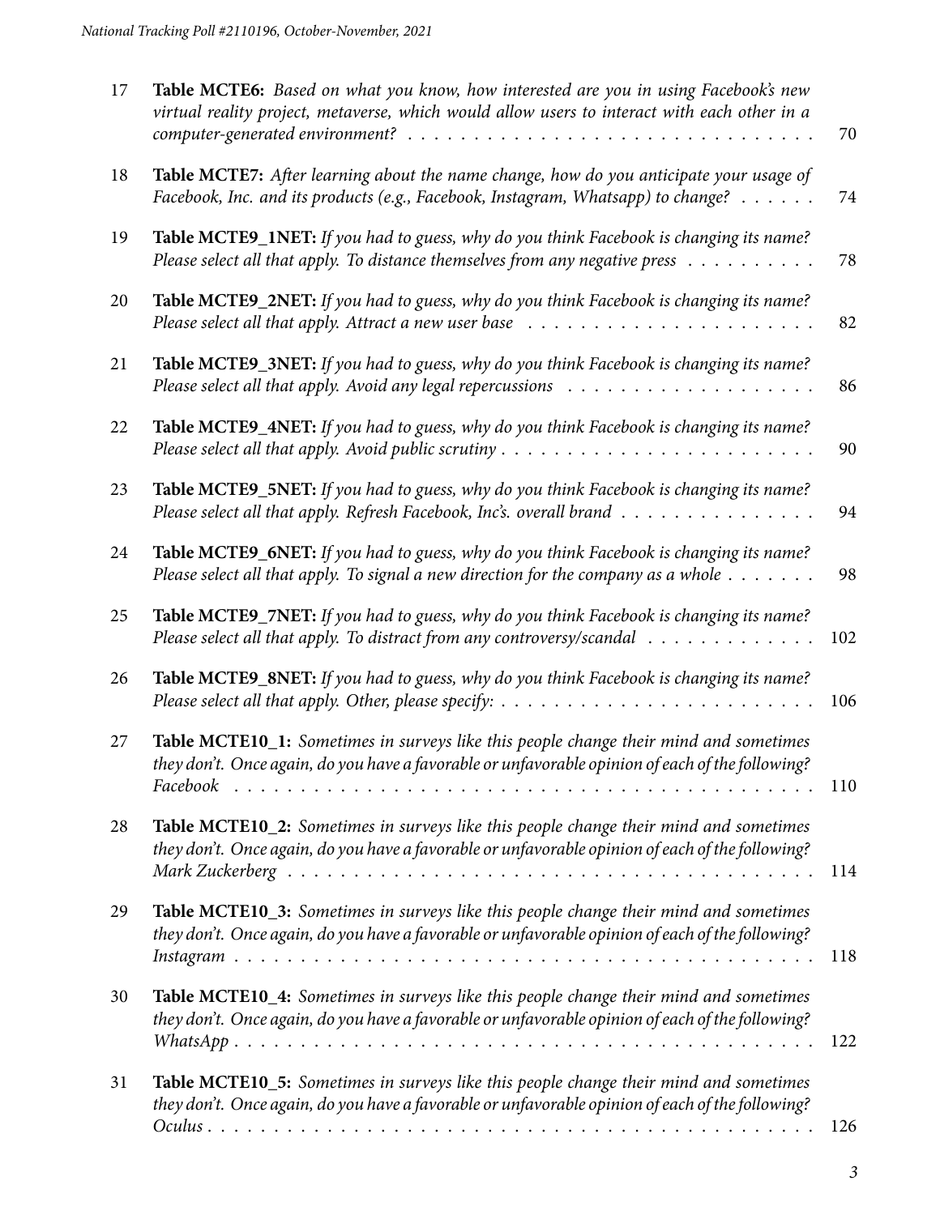| | | |
|---|---|---|
| 17 | **Table MCTE6:** *Based on what you know, how interested are you in using Facebook's new virtual reality project, metaverse, which would allow users to interact with each other in a computer-generated environment?* | 70 |
| 18 | **Table MCTE7:** *After learning about the name change, how do you anticipate your usage of Facebook, Inc. and its products (e.g., Facebook, Instagram, Whatsapp) to change?* | 74 |
| 19 | **Table MCTE9_1NET:** *If you had to guess, why do you think Facebook is changing its name? Please select all that apply. To distance themselves from any negative press* | 78 |
| 20 | **Table MCTE9_2NET:** *If you had to guess, why do you think Facebook is changing its name? Please select all that apply. Attract a new user base* | 82 |
| 21 | **Table MCTE9_3NET:** *If you had to guess, why do you think Facebook is changing its name? Please select all that apply. Avoid any legal repercussions* | 86 |
| 22 | **Table MCTE9_4NET:** *If you had to guess, why do you think Facebook is changing its name? Please select all that apply. Avoid public scrutiny* | 90 |
| 23 | **Table MCTE9_5NET:** *If you had to guess, why do you think Facebook is changing its name? Please select all that apply. Refresh Facebook, Inc's. overall brand* | 94 |
| 24 | **Table MCTE9_6NET:** *If you had to guess, why do you think Facebook is changing its name? Please select all that apply. To signal a new direction for the company as a whole* | 98 |
| 25 | **Table MCTE9_7NET:** *If you had to guess, why do you think Facebook is changing its name? Please select all that apply. To distract from any controversy/scandal* | 102 |
| 26 | **Table MCTE9_8NET:** *If you had to guess, why do you think Facebook is changing its name? Please select all that apply. Other, please specify:* | 106 |
| 27 | **Table MCTE10_1:** *Sometimes in surveys like this people change their mind and sometimes they don't. Once again, do you have a favorable or unfavorable opinion of each of the following? Facebook* | 110 |
| 28 | **Table MCTE10_2:** *Sometimes in surveys like this people change their mind and sometimes they don't. Once again, do you have a favorable or unfavorable opinion of each of the following? Mark Zuckerberg* | 114 |
| 29 | **Table MCTE10_3:** *Sometimes in surveys like this people change their mind and sometimes they don't. Once again, do you have a favorable or unfavorable opinion of each of the following? Instagram* | 118 |
| 30 | **Table MCTE10_4:** *Sometimes in surveys like this people change their mind and sometimes they don't. Once again, do you have a favorable or unfavorable opinion of each of the following? WhatsApp* | 122 |
| 31 | **Table MCTE10_5:** *Sometimes in surveys like this people change their mind and sometimes they don't. Once again, do you have a favorable or unfavorable opinion of each of the following? Oculus* | 126 |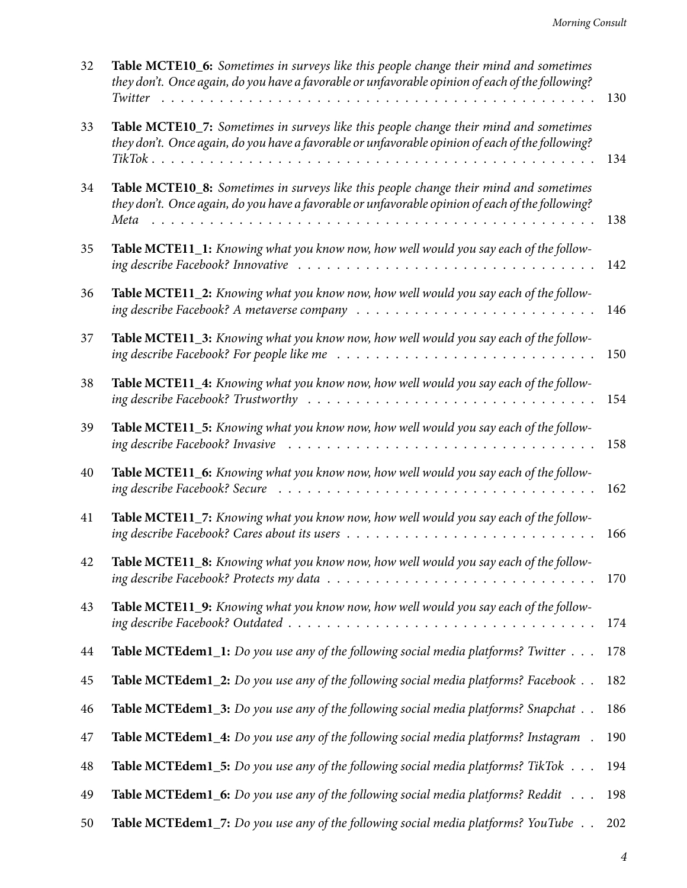| | | |
|---|---|---|
| 32 | **Table MCTE10_6:** *Sometimes in surveys like this people change their mind and sometimes they don't. Once again, do you have a favorable or unfavorable opinion of each of the following? Twitter* | 130 |
| 33 | **Table MCTE10_7:** *Sometimes in surveys like this people change their mind and sometimes they don't. Once again, do you have a favorable or unfavorable opinion of each of the following? TikTok* | 134 |
| 34 | **Table MCTE10_8:** *Sometimes in surveys like this people change their mind and sometimes they don't. Once again, do you have a favorable or unfavorable opinion of each of the following? Meta* | 138 |
| 35 | **Table MCTE11_1:** *Knowing what you know now, how well would you say each of the following describe Facebook? Innovative* | 142 |
| 36 | **Table MCTE11_2:** *Knowing what you know now, how well would you say each of the following describe Facebook? A metaverse company* | 146 |
| 37 | **Table MCTE11_3:** *Knowing what you know now, how well would you say each of the following describe Facebook? For people like me* | 150 |
| 38 | **Table MCTE11_4:** *Knowing what you know now, how well would you say each of the following describe Facebook? Trustworthy* | 154 |
| 39 | **Table MCTE11_5:** *Knowing what you know now, how well would you say each of the following describe Facebook? Invasive* | 158 |
| 40 | **Table MCTE11_6:** *Knowing what you know now, how well would you say each of the following describe Facebook? Secure* | 162 |
| 41 | **Table MCTE11_7:** *Knowing what you know now, how well would you say each of the following describe Facebook? Cares about its users* | 166 |
| 42 | **Table MCTE11_8:** *Knowing what you know now, how well would you say each of the following describe Facebook? Protects my data* | 170 |
| 43 | **Table MCTE11_9:** *Knowing what you know now, how well would you say each of the following describe Facebook? Outdated* | 174 |
| 44 | **Table MCTEdem1_1:** *Do you use any of the following social media platforms? Twitter* | 178 |
| 45 | **Table MCTEdem1_2:** *Do you use any of the following social media platforms? Facebook* | 182 |
| 46 | **Table MCTEdem1_3:** *Do you use any of the following social media platforms? Snapchat* | 186 |
| 47 | **Table MCTEdem1_4:** *Do you use any of the following social media platforms? Instagram* | 190 |
| 48 | **Table MCTEdem1_5:** *Do you use any of the following social media platforms? TikTok* | 194 |
| 49 | **Table MCTEdem1_6:** *Do you use any of the following social media platforms? Reddit* | 198 |
| 50 | **Table MCTEdem1_7:** *Do you use any of the following social media platforms? YouTube* | 202 |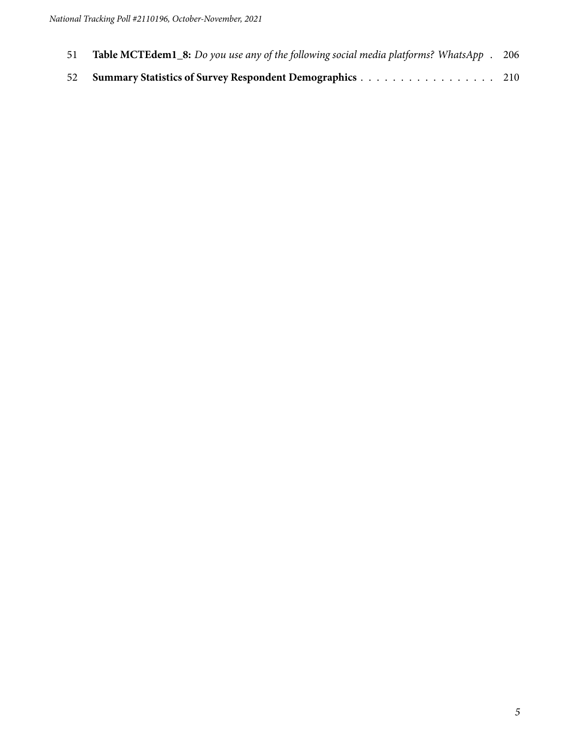51 **Table MCTEdem1_8:** *Do you use any of the following social media platforms? WhatsApp* . 206

52 **Summary Statistics of Survey Respondent Demographics** . . . . . . . . . . . . . . . . . 210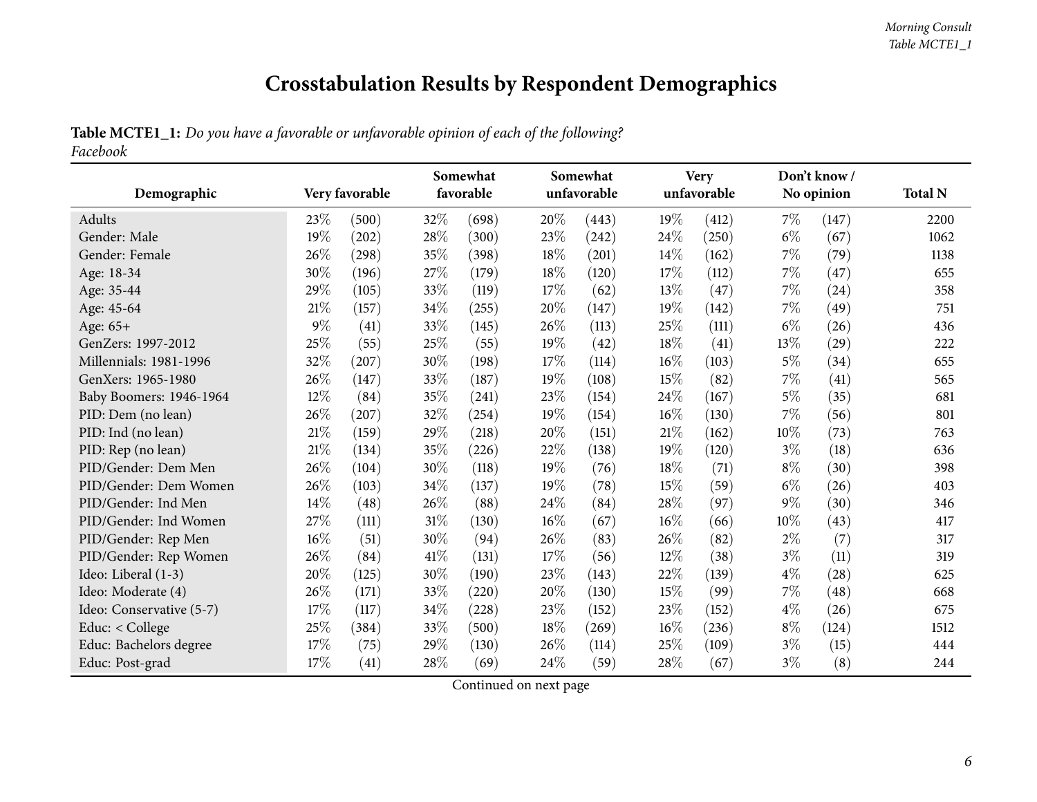# Crosstabulation Results by Respondent Demographics

**Table MCTE1_1:** *Do you have a favorable or unfavorable opinion of each of the following?*
*Facebook*

| Demographic | Very favorable | | Somewhat favorable | | Somewhat unfavorable | | Very unfavorable | | Don't know / No opinion | | Total N |
|---|---|---|---|---|---|---|---|---|---|---|---|
| Adults | 23% | (500) | 32% | (698) | 20% | (443) | 19% | (412) | 7% | (147) | 2200 |
| Gender: Male | 19% | (202) | 28% | (300) | 23% | (242) | 24% | (250) | 6% | (67) | 1062 |
| Gender: Female | 26% | (298) | 35% | (398) | 18% | (201) | 14% | (162) | 7% | (79) | 1138 |
| Age: 18-34 | 30% | (196) | 27% | (179) | 18% | (120) | 17% | (112) | 7% | (47) | 655 |
| Age: 35-44 | 29% | (105) | 33% | (119) | 17% | (62) | 13% | (47) | 7% | (24) | 358 |
| Age: 45-64 | 21% | (157) | 34% | (255) | 20% | (147) | 19% | (142) | 7% | (49) | 751 |
| Age: 65+ | 9% | (41) | 33% | (145) | 26% | (113) | 25% | (111) | 6% | (26) | 436 |
| GenZers: 1997-2012 | 25% | (55) | 25% | (55) | 19% | (42) | 18% | (41) | 13% | (29) | 222 |
| Millennials: 1981-1996 | 32% | (207) | 30% | (198) | 17% | (114) | 16% | (103) | 5% | (34) | 655 |
| GenXers: 1965-1980 | 26% | (147) | 33% | (187) | 19% | (108) | 15% | (82) | 7% | (41) | 565 |
| Baby Boomers: 1946-1964 | 12% | (84) | 35% | (241) | 23% | (154) | 24% | (167) | 5% | (35) | 681 |
| PID: Dem (no lean) | 26% | (207) | 32% | (254) | 19% | (154) | 16% | (130) | 7% | (56) | 801 |
| PID: Ind (no lean) | 21% | (159) | 29% | (218) | 20% | (151) | 21% | (162) | 10% | (73) | 763 |
| PID: Rep (no lean) | 21% | (134) | 35% | (226) | 22% | (138) | 19% | (120) | 3% | (18) | 636 |
| PID/Gender: Dem Men | 26% | (104) | 30% | (118) | 19% | (76) | 18% | (71) | 8% | (30) | 398 |
| PID/Gender: Dem Women | 26% | (103) | 34% | (137) | 19% | (78) | 15% | (59) | 6% | (26) | 403 |
| PID/Gender: Ind Men | 14% | (48) | 26% | (88) | 24% | (84) | 28% | (97) | 9% | (30) | 346 |
| PID/Gender: Ind Women | 27% | (111) | 31% | (130) | 16% | (67) | 16% | (66) | 10% | (43) | 417 |
| PID/Gender: Rep Men | 16% | (51) | 30% | (94) | 26% | (83) | 26% | (82) | 2% | (7) | 317 |
| PID/Gender: Rep Women | 26% | (84) | 41% | (131) | 17% | (56) | 12% | (38) | 3% | (11) | 319 |
| Ideo: Liberal (1-3) | 20% | (125) | 30% | (190) | 23% | (143) | 22% | (139) | 4% | (28) | 625 |
| Ideo: Moderate (4) | 26% | (171) | 33% | (220) | 20% | (130) | 15% | (99) | 7% | (48) | 668 |
| Ideo: Conservative (5-7) | 17% | (117) | 34% | (228) | 23% | (152) | 23% | (152) | 4% | (26) | 675 |
| Educ: < College | 25% | (384) | 33% | (500) | 18% | (269) | 16% | (236) | 8% | (124) | 1512 |
| Educ: Bachelors degree | 17% | (75) | 29% | (130) | 26% | (114) | 25% | (109) | 3% | (15) | 444 |
| Educ: Post-grad | 17% | (41) | 28% | (69) | 24% | (59) | 28% | (67) | 3% | (8) | 244 |

Continued on next page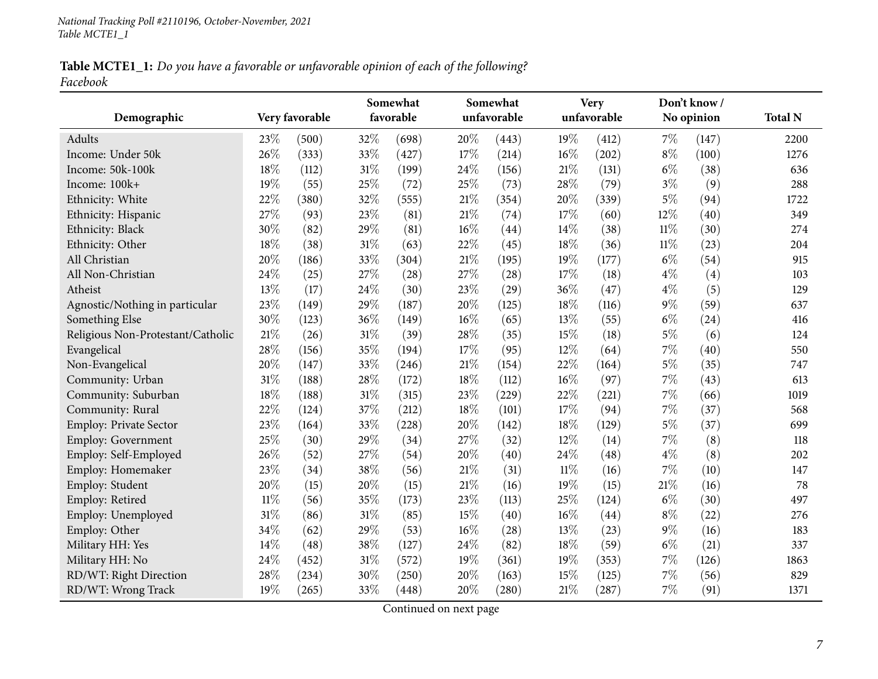**Table MCTE1_1:** *Do you have a favorable or unfavorable opinion of each of the following?*
*Facebook*

| Demographic | Very favorable | | Somewhat favorable | | Somewhat unfavorable | | Very unfavorable | | Don't know / No opinion | | Total N |
|---|---|---|---|---|---|---|---|---|---|---|---|
| Adults | 23% | (500) | 32% | (698) | 20% | (443) | 19% | (412) | 7% | (147) | 2200 |
| Income: Under 50k | 26% | (333) | 33% | (427) | 17% | (214) | 16% | (202) | 8% | (100) | 1276 |
| Income: 50k-100k | 18% | (112) | 31% | (199) | 24% | (156) | 21% | (131) | 6% | (38) | 636 |
| Income: 100k+ | 19% | (55) | 25% | (72) | 25% | (73) | 28% | (79) | 3% | (9) | 288 |
| Ethnicity: White | 22% | (380) | 32% | (555) | 21% | (354) | 20% | (339) | 5% | (94) | 1722 |
| Ethnicity: Hispanic | 27% | (93) | 23% | (81) | 21% | (74) | 17% | (60) | 12% | (40) | 349 |
| Ethnicity: Black | 30% | (82) | 29% | (81) | 16% | (44) | 14% | (38) | 11% | (30) | 274 |
| Ethnicity: Other | 18% | (38) | 31% | (63) | 22% | (45) | 18% | (36) | 11% | (23) | 204 |
| All Christian | 20% | (186) | 33% | (304) | 21% | (195) | 19% | (177) | 6% | (54) | 915 |
| All Non-Christian | 24% | (25) | 27% | (28) | 27% | (28) | 17% | (18) | 4% | (4) | 103 |
| Atheist | 13% | (17) | 24% | (30) | 23% | (29) | 36% | (47) | 4% | (5) | 129 |
| Agnostic/Nothing in particular | 23% | (149) | 29% | (187) | 20% | (125) | 18% | (116) | 9% | (59) | 637 |
| Something Else | 30% | (123) | 36% | (149) | 16% | (65) | 13% | (55) | 6% | (24) | 416 |
| Religious Non-Protestant/Catholic | 21% | (26) | 31% | (39) | 28% | (35) | 15% | (18) | 5% | (6) | 124 |
| Evangelical | 28% | (156) | 35% | (194) | 17% | (95) | 12% | (64) | 7% | (40) | 550 |
| Non-Evangelical | 20% | (147) | 33% | (246) | 21% | (154) | 22% | (164) | 5% | (35) | 747 |
| Community: Urban | 31% | (188) | 28% | (172) | 18% | (112) | 16% | (97) | 7% | (43) | 613 |
| Community: Suburban | 18% | (188) | 31% | (315) | 23% | (229) | 22% | (221) | 7% | (66) | 1019 |
| Community: Rural | 22% | (124) | 37% | (212) | 18% | (101) | 17% | (94) | 7% | (37) | 568 |
| Employ: Private Sector | 23% | (164) | 33% | (228) | 20% | (142) | 18% | (129) | 5% | (37) | 699 |
| Employ: Government | 25% | (30) | 29% | (34) | 27% | (32) | 12% | (14) | 7% | (8) | 118 |
| Employ: Self-Employed | 26% | (52) | 27% | (54) | 20% | (40) | 24% | (48) | 4% | (8) | 202 |
| Employ: Homemaker | 23% | (34) | 38% | (56) | 21% | (31) | 11% | (16) | 7% | (10) | 147 |
| Employ: Student | 20% | (15) | 20% | (15) | 21% | (16) | 19% | (15) | 21% | (16) | 78 |
| Employ: Retired | 11% | (56) | 35% | (173) | 23% | (113) | 25% | (124) | 6% | (30) | 497 |
| Employ: Unemployed | 31% | (86) | 31% | (85) | 15% | (40) | 16% | (44) | 8% | (22) | 276 |
| Employ: Other | 34% | (62) | 29% | (53) | 16% | (28) | 13% | (23) | 9% | (16) | 183 |
| Military HH: Yes | 14% | (48) | 38% | (127) | 24% | (82) | 18% | (59) | 6% | (21) | 337 |
| Military HH: No | 24% | (452) | 31% | (572) | 19% | (361) | 19% | (353) | 7% | (126) | 1863 |
| RD/WT: Right Direction | 28% | (234) | 30% | (250) | 20% | (163) | 15% | (125) | 7% | (56) | 829 |
| RD/WT: Wrong Track | 19% | (265) | 33% | (448) | 20% | (280) | 21% | (287) | 7% | (91) | 1371 |

Continued on next page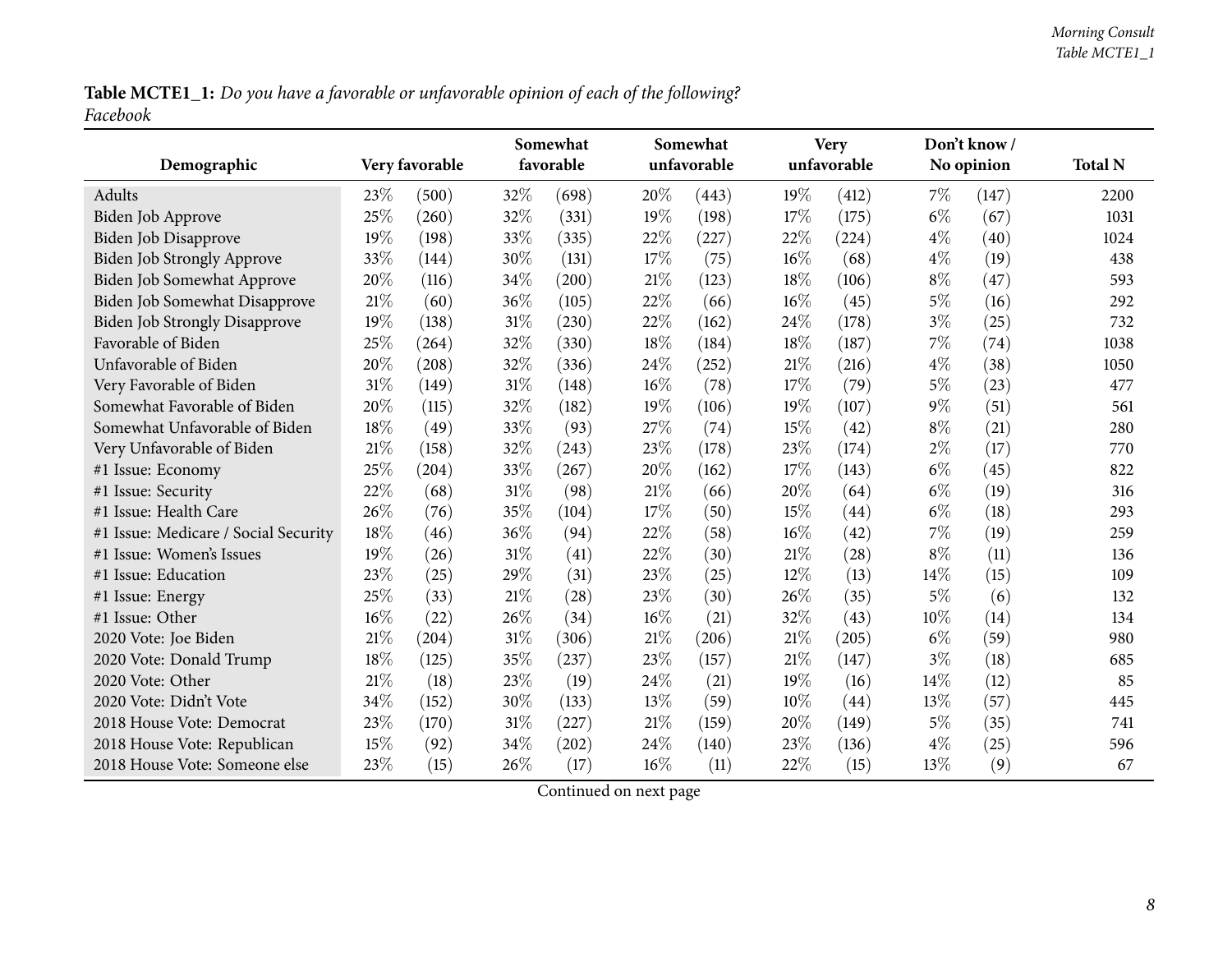**Table MCTE1_1:** *Do you have a favorable or unfavorable opinion of each of the following?*
*Facebook*

| Demographic | Very favorable | | Somewhat favorable | | Somewhat unfavorable | | Very unfavorable | | Don't know / No opinion | | Total N |
|---|---|---|---|---|---|---|---|---|---|---|---|
| Adults | 23% | (500) | 32% | (698) | 20% | (443) | 19% | (412) | 7% | (147) | 2200 |
| Biden Job Approve | 25% | (260) | 32% | (331) | 19% | (198) | 17% | (175) | 6% | (67) | 1031 |
| Biden Job Disapprove | 19% | (198) | 33% | (335) | 22% | (227) | 22% | (224) | 4% | (40) | 1024 |
| Biden Job Strongly Approve | 33% | (144) | 30% | (131) | 17% | (75) | 16% | (68) | 4% | (19) | 438 |
| Biden Job Somewhat Approve | 20% | (116) | 34% | (200) | 21% | (123) | 18% | (106) | 8% | (47) | 593 |
| Biden Job Somewhat Disapprove | 21% | (60) | 36% | (105) | 22% | (66) | 16% | (45) | 5% | (16) | 292 |
| Biden Job Strongly Disapprove | 19% | (138) | 31% | (230) | 22% | (162) | 24% | (178) | 3% | (25) | 732 |
| Favorable of Biden | 25% | (264) | 32% | (330) | 18% | (184) | 18% | (187) | 7% | (74) | 1038 |
| Unfavorable of Biden | 20% | (208) | 32% | (336) | 24% | (252) | 21% | (216) | 4% | (38) | 1050 |
| Very Favorable of Biden | 31% | (149) | 31% | (148) | 16% | (78) | 17% | (79) | 5% | (23) | 477 |
| Somewhat Favorable of Biden | 20% | (115) | 32% | (182) | 19% | (106) | 19% | (107) | 9% | (51) | 561 |
| Somewhat Unfavorable of Biden | 18% | (49) | 33% | (93) | 27% | (74) | 15% | (42) | 8% | (21) | 280 |
| Very Unfavorable of Biden | 21% | (158) | 32% | (243) | 23% | (178) | 23% | (174) | 2% | (17) | 770 |
| #1 Issue: Economy | 25% | (204) | 33% | (267) | 20% | (162) | 17% | (143) | 6% | (45) | 822 |
| #1 Issue: Security | 22% | (68) | 31% | (98) | 21% | (66) | 20% | (64) | 6% | (19) | 316 |
| #1 Issue: Health Care | 26% | (76) | 35% | (104) | 17% | (50) | 15% | (44) | 6% | (18) | 293 |
| #1 Issue: Medicare / Social Security | 18% | (46) | 36% | (94) | 22% | (58) | 16% | (42) | 7% | (19) | 259 |
| #1 Issue: Women's Issues | 19% | (26) | 31% | (41) | 22% | (30) | 21% | (28) | 8% | (11) | 136 |
| #1 Issue: Education | 23% | (25) | 29% | (31) | 23% | (25) | 12% | (13) | 14% | (15) | 109 |
| #1 Issue: Energy | 25% | (33) | 21% | (28) | 23% | (30) | 26% | (35) | 5% | (6) | 132 |
| #1 Issue: Other | 16% | (22) | 26% | (34) | 16% | (21) | 32% | (43) | 10% | (14) | 134 |
| 2020 Vote: Joe Biden | 21% | (204) | 31% | (306) | 21% | (206) | 21% | (205) | 6% | (59) | 980 |
| 2020 Vote: Donald Trump | 18% | (125) | 35% | (237) | 23% | (157) | 21% | (147) | 3% | (18) | 685 |
| 2020 Vote: Other | 21% | (18) | 23% | (19) | 24% | (21) | 19% | (16) | 14% | (12) | 85 |
| 2020 Vote: Didn't Vote | 34% | (152) | 30% | (133) | 13% | (59) | 10% | (44) | 13% | (57) | 445 |
| 2018 House Vote: Democrat | 23% | (170) | 31% | (227) | 21% | (159) | 20% | (149) | 5% | (35) | 741 |
| 2018 House Vote: Republican | 15% | (92) | 34% | (202) | 24% | (140) | 23% | (136) | 4% | (25) | 596 |
| 2018 House Vote: Someone else | 23% | (15) | 26% | (17) | 16% | (11) | 22% | (15) | 13% | (9) | 67 |

Continued on next page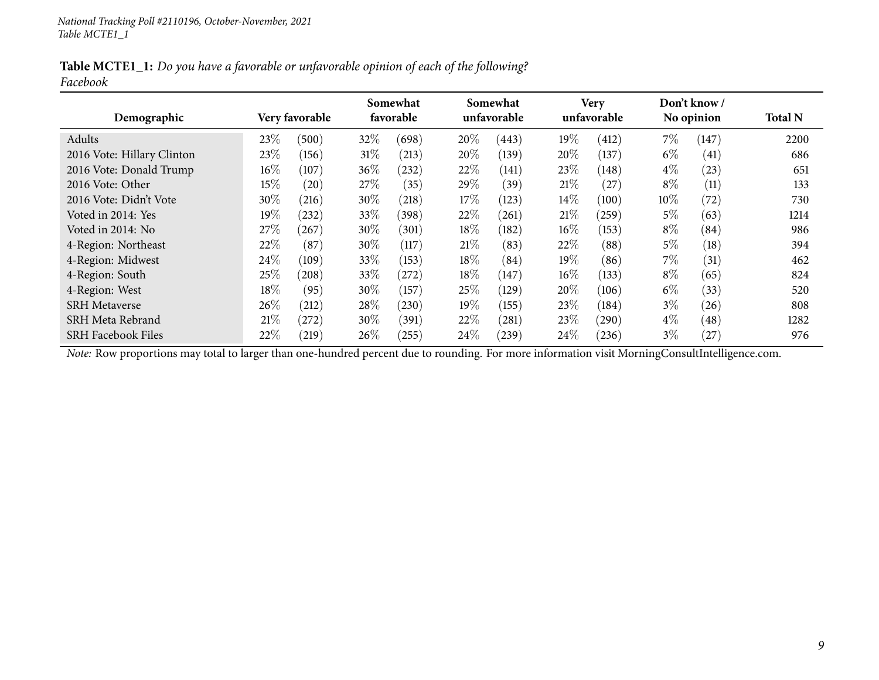*National Tracking Poll #2110196, October-November, 2021*
*Table MCTE1_1*

**Table MCTE1_1:** *Do you have a favorable or unfavorable opinion of each of the following?*
*Facebook*

| Demographic | Very favorable | | Somewhat favorable | | Somewhat unfavorable | | Very unfavorable | | Don't know / No opinion | | Total N |
|---|---|---|---|---|---|---|---|---|---|---|---|
| Adults | 23% | (500) | 32% | (698) | 20% | (443) | 19% | (412) | 7% | (147) | 2200 |
| 2016 Vote: Hillary Clinton | 23% | (156) | 31% | (213) | 20% | (139) | 20% | (137) | 6% | (41) | 686 |
| 2016 Vote: Donald Trump | 16% | (107) | 36% | (232) | 22% | (141) | 23% | (148) | 4% | (23) | 651 |
| 2016 Vote: Other | 15% | (20) | 27% | (35) | 29% | (39) | 21% | (27) | 8% | (11) | 133 |
| 2016 Vote: Didn't Vote | 30% | (216) | 30% | (218) | 17% | (123) | 14% | (100) | 10% | (72) | 730 |
| Voted in 2014: Yes | 19% | (232) | 33% | (398) | 22% | (261) | 21% | (259) | 5% | (63) | 1214 |
| Voted in 2014: No | 27% | (267) | 30% | (301) | 18% | (182) | 16% | (153) | 8% | (84) | 986 |
| 4-Region: Northeast | 22% | (87) | 30% | (117) | 21% | (83) | 22% | (88) | 5% | (18) | 394 |
| 4-Region: Midwest | 24% | (109) | 33% | (153) | 18% | (84) | 19% | (86) | 7% | (31) | 462 |
| 4-Region: South | 25% | (208) | 33% | (272) | 18% | (147) | 16% | (133) | 8% | (65) | 824 |
| 4-Region: West | 18% | (95) | 30% | (157) | 25% | (129) | 20% | (106) | 6% | (33) | 520 |
| SRH Metaverse | 26% | (212) | 28% | (230) | 19% | (155) | 23% | (184) | 3% | (26) | 808 |
| SRH Meta Rebrand | 21% | (272) | 30% | (391) | 22% | (281) | 23% | (290) | 4% | (48) | 1282 |
| SRH Facebook Files | 22% | (219) | 26% | (255) | 24% | (239) | 24% | (236) | 3% | (27) | 976 |

*Note:* Row proportions may total to larger than one-hundred percent due to rounding. For more information visit MorningConsultIntelligence.com.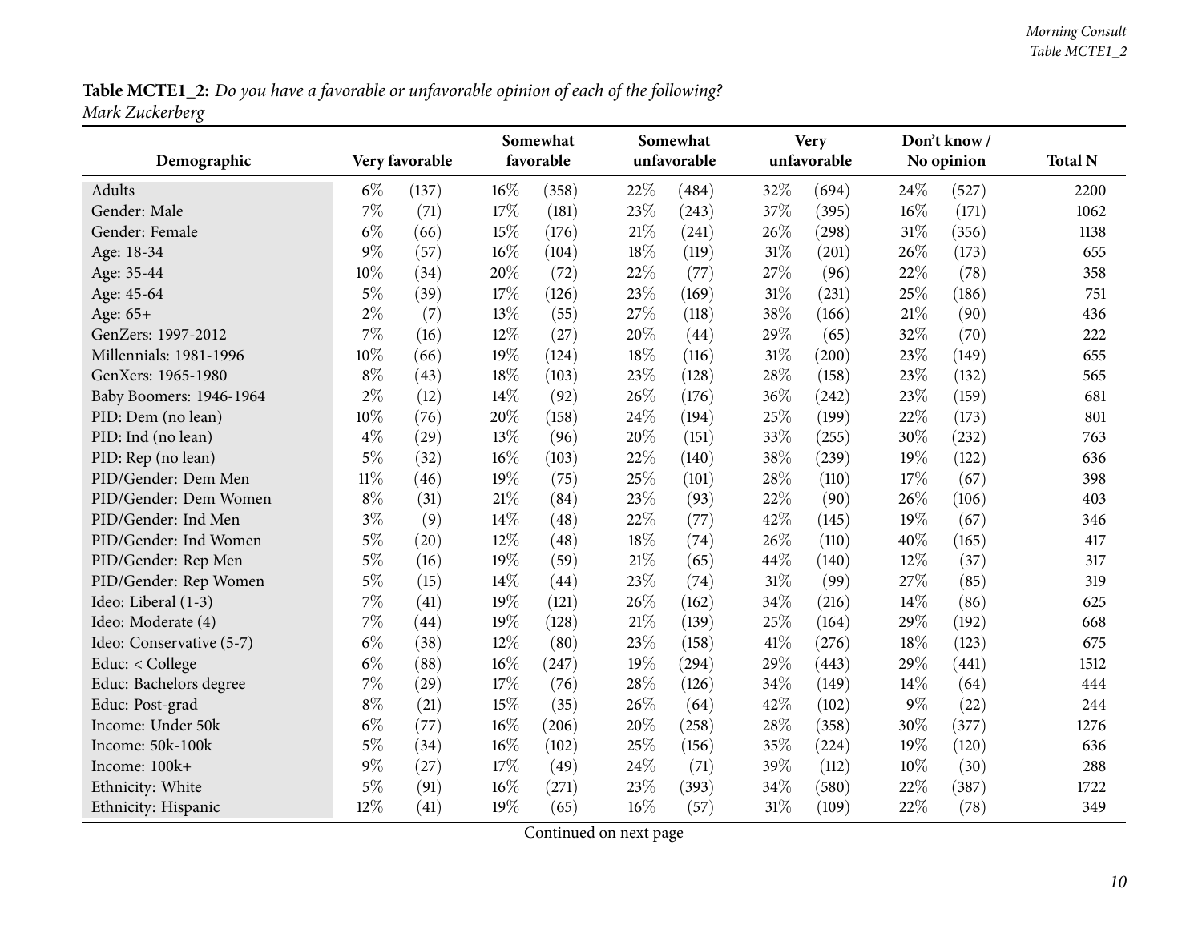**Table MCTE1_2:** *Do you have a favorable or unfavorable opinion of each of the following?*
*Mark Zuckerberg*

| Demographic | Very favorable | | Somewhat favorable | | Somewhat unfavorable | | Very unfavorable | | Don't know / No opinion | | Total N |
|---|---|---|---|---|---|---|---|---|---|---|---|
| Adults | 6% | (137) | 16% | (358) | 22% | (484) | 32% | (694) | 24% | (527) | 2200 |
| Gender: Male | 7% | (71) | 17% | (181) | 23% | (243) | 37% | (395) | 16% | (171) | 1062 |
| Gender: Female | 6% | (66) | 15% | (176) | 21% | (241) | 26% | (298) | 31% | (356) | 1138 |
| Age: 18-34 | 9% | (57) | 16% | (104) | 18% | (119) | 31% | (201) | 26% | (173) | 655 |
| Age: 35-44 | 10% | (34) | 20% | (72) | 22% | (77) | 27% | (96) | 22% | (78) | 358 |
| Age: 45-64 | 5% | (39) | 17% | (126) | 23% | (169) | 31% | (231) | 25% | (186) | 751 |
| Age: 65+ | 2% | (7) | 13% | (55) | 27% | (118) | 38% | (166) | 21% | (90) | 436 |
| GenZers: 1997-2012 | 7% | (16) | 12% | (27) | 20% | (44) | 29% | (65) | 32% | (70) | 222 |
| Millennials: 1981-1996 | 10% | (66) | 19% | (124) | 18% | (116) | 31% | (200) | 23% | (149) | 655 |
| GenXers: 1965-1980 | 8% | (43) | 18% | (103) | 23% | (128) | 28% | (158) | 23% | (132) | 565 |
| Baby Boomers: 1946-1964 | 2% | (12) | 14% | (92) | 26% | (176) | 36% | (242) | 23% | (159) | 681 |
| PID: Dem (no lean) | 10% | (76) | 20% | (158) | 24% | (194) | 25% | (199) | 22% | (173) | 801 |
| PID: Ind (no lean) | 4% | (29) | 13% | (96) | 20% | (151) | 33% | (255) | 30% | (232) | 763 |
| PID: Rep (no lean) | 5% | (32) | 16% | (103) | 22% | (140) | 38% | (239) | 19% | (122) | 636 |
| PID/Gender: Dem Men | 11% | (46) | 19% | (75) | 25% | (101) | 28% | (110) | 17% | (67) | 398 |
| PID/Gender: Dem Women | 8% | (31) | 21% | (84) | 23% | (93) | 22% | (90) | 26% | (106) | 403 |
| PID/Gender: Ind Men | 3% | (9) | 14% | (48) | 22% | (77) | 42% | (145) | 19% | (67) | 346 |
| PID/Gender: Ind Women | 5% | (20) | 12% | (48) | 18% | (74) | 26% | (110) | 40% | (165) | 417 |
| PID/Gender: Rep Men | 5% | (16) | 19% | (59) | 21% | (65) | 44% | (140) | 12% | (37) | 317 |
| PID/Gender: Rep Women | 5% | (15) | 14% | (44) | 23% | (74) | 31% | (99) | 27% | (85) | 319 |
| Ideo: Liberal (1-3) | 7% | (41) | 19% | (121) | 26% | (162) | 34% | (216) | 14% | (86) | 625 |
| Ideo: Moderate (4) | 7% | (44) | 19% | (128) | 21% | (139) | 25% | (164) | 29% | (192) | 668 |
| Ideo: Conservative (5-7) | 6% | (38) | 12% | (80) | 23% | (158) | 41% | (276) | 18% | (123) | 675 |
| Educ: < College | 6% | (88) | 16% | (247) | 19% | (294) | 29% | (443) | 29% | (441) | 1512 |
| Educ: Bachelors degree | 7% | (29) | 17% | (76) | 28% | (126) | 34% | (149) | 14% | (64) | 444 |
| Educ: Post-grad | 8% | (21) | 15% | (35) | 26% | (64) | 42% | (102) | 9% | (22) | 244 |
| Income: Under 50k | 6% | (77) | 16% | (206) | 20% | (258) | 28% | (358) | 30% | (377) | 1276 |
| Income: 50k-100k | 5% | (34) | 16% | (102) | 25% | (156) | 35% | (224) | 19% | (120) | 636 |
| Income: 100k+ | 9% | (27) | 17% | (49) | 24% | (71) | 39% | (112) | 10% | (30) | 288 |
| Ethnicity: White | 5% | (91) | 16% | (271) | 23% | (393) | 34% | (580) | 22% | (387) | 1722 |
| Ethnicity: Hispanic | 12% | (41) | 19% | (65) | 16% | (57) | 31% | (109) | 22% | (78) | 349 |

Continued on next page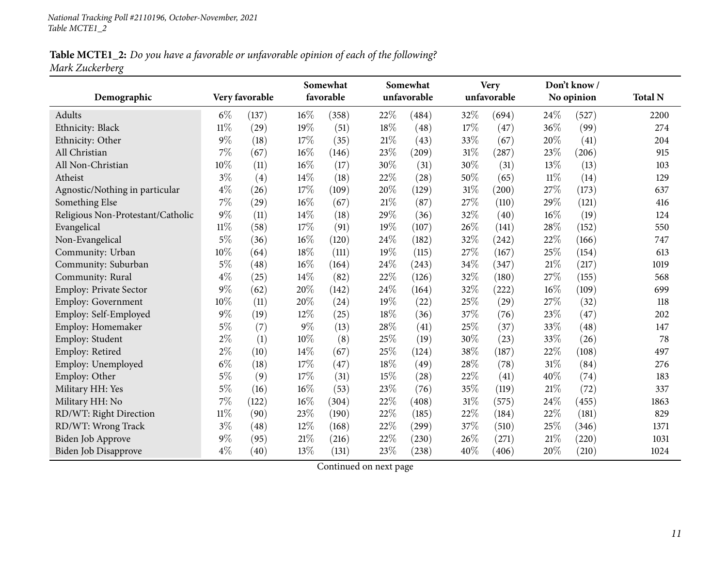**Table MCTE1_2:** *Do you have a favorable or unfavorable opinion of each of the following?*
*Mark Zuckerberg*

| Demographic | Very favorable | | Somewhat favorable | | Somewhat unfavorable | | Very unfavorable | | Don't know / No opinion | | Total N |
|---|---|---|---|---|---|---|---|---|---|---|---|
| Adults | 6% | (137) | 16% | (358) | 22% | (484) | 32% | (694) | 24% | (527) | 2200 |
| Ethnicity: Black | 11% | (29) | 19% | (51) | 18% | (48) | 17% | (47) | 36% | (99) | 274 |
| Ethnicity: Other | 9% | (18) | 17% | (35) | 21% | (43) | 33% | (67) | 20% | (41) | 204 |
| All Christian | 7% | (67) | 16% | (146) | 23% | (209) | 31% | (287) | 23% | (206) | 915 |
| All Non-Christian | 10% | (11) | 16% | (17) | 30% | (31) | 30% | (31) | 13% | (13) | 103 |
| Atheist | 3% | (4) | 14% | (18) | 22% | (28) | 50% | (65) | 11% | (14) | 129 |
| Agnostic/Nothing in particular | 4% | (26) | 17% | (109) | 20% | (129) | 31% | (200) | 27% | (173) | 637 |
| Something Else | 7% | (29) | 16% | (67) | 21% | (87) | 27% | (110) | 29% | (121) | 416 |
| Religious Non-Protestant/Catholic | 9% | (11) | 14% | (18) | 29% | (36) | 32% | (40) | 16% | (19) | 124 |
| Evangelical | 11% | (58) | 17% | (91) | 19% | (107) | 26% | (141) | 28% | (152) | 550 |
| Non-Evangelical | 5% | (36) | 16% | (120) | 24% | (182) | 32% | (242) | 22% | (166) | 747 |
| Community: Urban | 10% | (64) | 18% | (111) | 19% | (115) | 27% | (167) | 25% | (154) | 613 |
| Community: Suburban | 5% | (48) | 16% | (164) | 24% | (243) | 34% | (347) | 21% | (217) | 1019 |
| Community: Rural | 4% | (25) | 14% | (82) | 22% | (126) | 32% | (180) | 27% | (155) | 568 |
| Employ: Private Sector | 9% | (62) | 20% | (142) | 24% | (164) | 32% | (222) | 16% | (109) | 699 |
| Employ: Government | 10% | (11) | 20% | (24) | 19% | (22) | 25% | (29) | 27% | (32) | 118 |
| Employ: Self-Employed | 9% | (19) | 12% | (25) | 18% | (36) | 37% | (76) | 23% | (47) | 202 |
| Employ: Homemaker | 5% | (7) | 9% | (13) | 28% | (41) | 25% | (37) | 33% | (48) | 147 |
| Employ: Student | 2% | (1) | 10% | (8) | 25% | (19) | 30% | (23) | 33% | (26) | 78 |
| Employ: Retired | 2% | (10) | 14% | (67) | 25% | (124) | 38% | (187) | 22% | (108) | 497 |
| Employ: Unemployed | 6% | (18) | 17% | (47) | 18% | (49) | 28% | (78) | 31% | (84) | 276 |
| Employ: Other | 5% | (9) | 17% | (31) | 15% | (28) | 22% | (41) | 40% | (74) | 183 |
| Military HH: Yes | 5% | (16) | 16% | (53) | 23% | (76) | 35% | (119) | 21% | (72) | 337 |
| Military HH: No | 7% | (122) | 16% | (304) | 22% | (408) | 31% | (575) | 24% | (455) | 1863 |
| RD/WT: Right Direction | 11% | (90) | 23% | (190) | 22% | (185) | 22% | (184) | 22% | (181) | 829 |
| RD/WT: Wrong Track | 3% | (48) | 12% | (168) | 22% | (299) | 37% | (510) | 25% | (346) | 1371 |
| Biden Job Approve | 9% | (95) | 21% | (216) | 22% | (230) | 26% | (271) | 21% | (220) | 1031 |
| Biden Job Disapprove | 4% | (40) | 13% | (131) | 23% | (238) | 40% | (406) | 20% | (210) | 1024 |

Continued on next page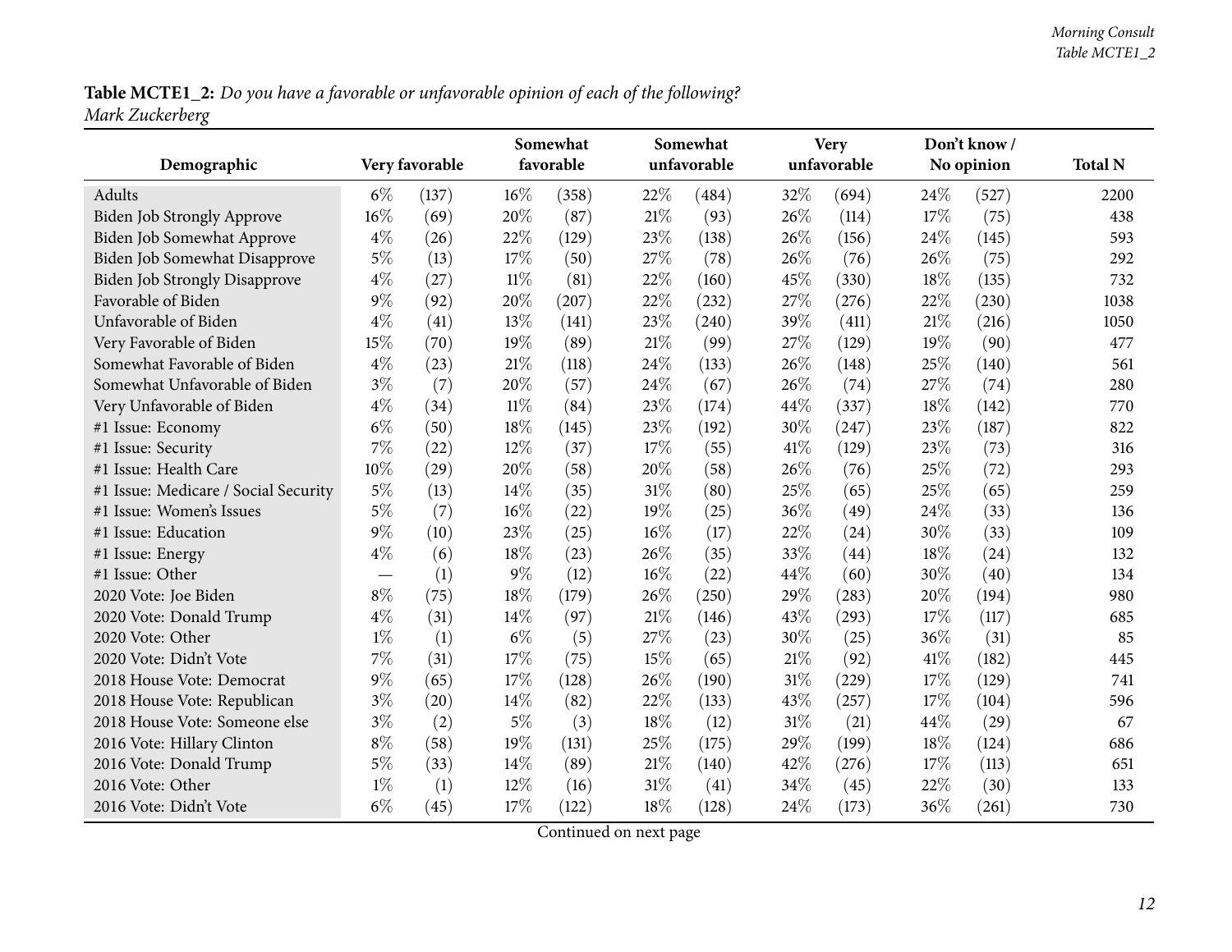**Table MCTE1_2:** *Do you have a favorable or unfavorable opinion of each of the following? Mark Zuckerberg*

| Demographic | Very favorable | | Somewhat favorable | | Somewhat unfavorable | | Very unfavorable | | Don't know / No opinion | | Total N |
|---|---|---|---|---|---|---|---|---|---|---|---|
| Adults | 6% | (137) | 16% | (358) | 22% | (484) | 32% | (694) | 24% | (527) | 2200 |
| Biden Job Strongly Approve | 16% | (69) | 20% | (87) | 21% | (93) | 26% | (114) | 17% | (75) | 438 |
| Biden Job Somewhat Approve | 4% | (26) | 22% | (129) | 23% | (138) | 26% | (156) | 24% | (145) | 593 |
| Biden Job Somewhat Disapprove | 5% | (13) | 17% | (50) | 27% | (78) | 26% | (76) | 26% | (75) | 292 |
| Biden Job Strongly Disapprove | 4% | (27) | 11% | (81) | 22% | (160) | 45% | (330) | 18% | (135) | 732 |
| Favorable of Biden | 9% | (92) | 20% | (207) | 22% | (232) | 27% | (276) | 22% | (230) | 1038 |
| Unfavorable of Biden | 4% | (41) | 13% | (141) | 23% | (240) | 39% | (411) | 21% | (216) | 1050 |
| Very Favorable of Biden | 15% | (70) | 19% | (89) | 21% | (99) | 27% | (129) | 19% | (90) | 477 |
| Somewhat Favorable of Biden | 4% | (23) | 21% | (118) | 24% | (133) | 26% | (148) | 25% | (140) | 561 |
| Somewhat Unfavorable of Biden | 3% | (7) | 20% | (57) | 24% | (67) | 26% | (74) | 27% | (74) | 280 |
| Very Unfavorable of Biden | 4% | (34) | 11% | (84) | 23% | (174) | 44% | (337) | 18% | (142) | 770 |
| #1 Issue: Economy | 6% | (50) | 18% | (145) | 23% | (192) | 30% | (247) | 23% | (187) | 822 |
| #1 Issue: Security | 7% | (22) | 12% | (37) | 17% | (55) | 41% | (129) | 23% | (73) | 316 |
| #1 Issue: Health Care | 10% | (29) | 20% | (58) | 20% | (58) | 26% | (76) | 25% | (72) | 293 |
| #1 Issue: Medicare / Social Security | 5% | (13) | 14% | (35) | 31% | (80) | 25% | (65) | 25% | (65) | 259 |
| #1 Issue: Women's Issues | 5% | (7) | 16% | (22) | 19% | (25) | 36% | (49) | 24% | (33) | 136 |
| #1 Issue: Education | 9% | (10) | 23% | (25) | 16% | (17) | 22% | (24) | 30% | (33) | 109 |
| #1 Issue: Energy | 4% | (6) | 18% | (23) | 26% | (35) | 33% | (44) | 18% | (24) | 132 |
| #1 Issue: Other | — | (1) | 9% | (12) | 16% | (22) | 44% | (60) | 30% | (40) | 134 |
| 2020 Vote: Joe Biden | 8% | (75) | 18% | (179) | 26% | (250) | 29% | (283) | 20% | (194) | 980 |
| 2020 Vote: Donald Trump | 4% | (31) | 14% | (97) | 21% | (146) | 43% | (293) | 17% | (117) | 685 |
| 2020 Vote: Other | 1% | (1) | 6% | (5) | 27% | (23) | 30% | (25) | 36% | (31) | 85 |
| 2020 Vote: Didn't Vote | 7% | (31) | 17% | (75) | 15% | (65) | 21% | (92) | 41% | (182) | 445 |
| 2018 House Vote: Democrat | 9% | (65) | 17% | (128) | 26% | (190) | 31% | (229) | 17% | (129) | 741 |
| 2018 House Vote: Republican | 3% | (20) | 14% | (82) | 22% | (133) | 43% | (257) | 17% | (104) | 596 |
| 2018 House Vote: Someone else | 3% | (2) | 5% | (3) | 18% | (12) | 31% | (21) | 44% | (29) | 67 |
| 2016 Vote: Hillary Clinton | 8% | (58) | 19% | (131) | 25% | (175) | 29% | (199) | 18% | (124) | 686 |
| 2016 Vote: Donald Trump | 5% | (33) | 14% | (89) | 21% | (140) | 42% | (276) | 17% | (113) | 651 |
| 2016 Vote: Other | 1% | (1) | 12% | (16) | 31% | (41) | 34% | (45) | 22% | (30) | 133 |
| 2016 Vote: Didn't Vote | 6% | (45) | 17% | (122) | 18% | (128) | 24% | (173) | 36% | (261) | 730 |

Continued on next page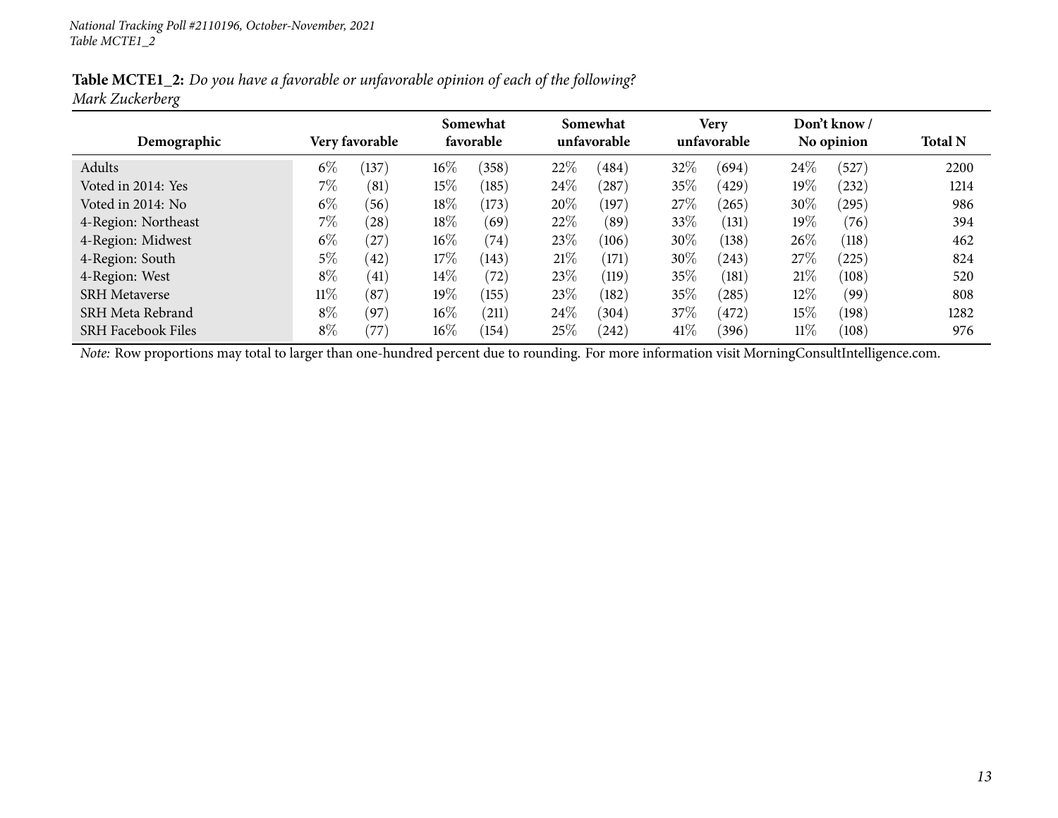**Table MCTE1_2:** *Do you have a favorable or unfavorable opinion of each of the following?*
*Mark Zuckerberg*

| Demographic | Very favorable | | Somewhat favorable | | Somewhat unfavorable | | Very unfavorable | | Don't know / No opinion | | Total N |
|---|---|---|---|---|---|---|---|---|---|---|---|
| Adults | 6% | (137) | 16% | (358) | 22% | (484) | 32% | (694) | 24% | (527) | 2200 |
| Voted in 2014: Yes | 7% | (81) | 15% | (185) | 24% | (287) | 35% | (429) | 19% | (232) | 1214 |
| Voted in 2014: No | 6% | (56) | 18% | (173) | 20% | (197) | 27% | (265) | 30% | (295) | 986 |
| 4-Region: Northeast | 7% | (28) | 18% | (69) | 22% | (89) | 33% | (131) | 19% | (76) | 394 |
| 4-Region: Midwest | 6% | (27) | 16% | (74) | 23% | (106) | 30% | (138) | 26% | (118) | 462 |
| 4-Region: South | 5% | (42) | 17% | (143) | 21% | (171) | 30% | (243) | 27% | (225) | 824 |
| 4-Region: West | 8% | (41) | 14% | (72) | 23% | (119) | 35% | (181) | 21% | (108) | 520 |
| SRH Metaverse | 11% | (87) | 19% | (155) | 23% | (182) | 35% | (285) | 12% | (99) | 808 |
| SRH Meta Rebrand | 8% | (97) | 16% | (211) | 24% | (304) | 37% | (472) | 15% | (198) | 1282 |
| SRH Facebook Files | 8% | (77) | 16% | (154) | 25% | (242) | 41% | (396) | 11% | (108) | 976 |

*Note:* Row proportions may total to larger than one-hundred percent due to rounding. For more information visit MorningConsultIntelligence.com.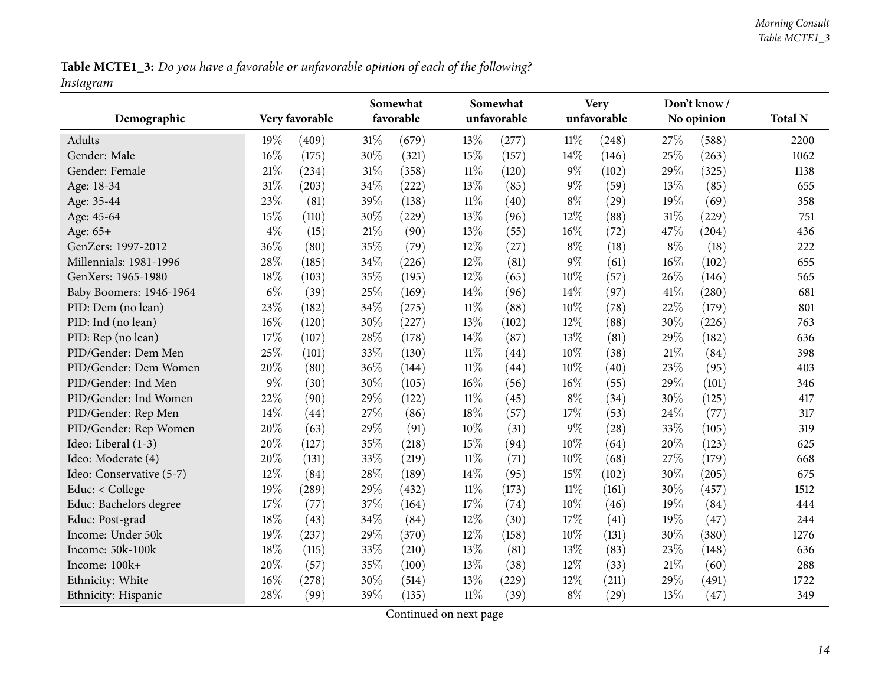**Table MCTE1_3:** *Do you have a favorable or unfavorable opinion of each of the following?*
*Instagram*

| Demographic | Very favorable | | Somewhat favorable | | Somewhat unfavorable | | Very unfavorable | | Don't know / No opinion | | Total N |
|---|---|---|---|---|---|---|---|---|---|---|---|
| Adults | 19% | (409) | 31% | (679) | 13% | (277) | 11% | (248) | 27% | (588) | 2200 |
| Gender: Male | 16% | (175) | 30% | (321) | 15% | (157) | 14% | (146) | 25% | (263) | 1062 |
| Gender: Female | 21% | (234) | 31% | (358) | 11% | (120) | 9% | (102) | 29% | (325) | 1138 |
| Age: 18-34 | 31% | (203) | 34% | (222) | 13% | (85) | 9% | (59) | 13% | (85) | 655 |
| Age: 35-44 | 23% | (81) | 39% | (138) | 11% | (40) | 8% | (29) | 19% | (69) | 358 |
| Age: 45-64 | 15% | (110) | 30% | (229) | 13% | (96) | 12% | (88) | 31% | (229) | 751 |
| Age: 65+ | 4% | (15) | 21% | (90) | 13% | (55) | 16% | (72) | 47% | (204) | 436 |
| GenZers: 1997-2012 | 36% | (80) | 35% | (79) | 12% | (27) | 8% | (18) | 8% | (18) | 222 |
| Millennials: 1981-1996 | 28% | (185) | 34% | (226) | 12% | (81) | 9% | (61) | 16% | (102) | 655 |
| GenXers: 1965-1980 | 18% | (103) | 35% | (195) | 12% | (65) | 10% | (57) | 26% | (146) | 565 |
| Baby Boomers: 1946-1964 | 6% | (39) | 25% | (169) | 14% | (96) | 14% | (97) | 41% | (280) | 681 |
| PID: Dem (no lean) | 23% | (182) | 34% | (275) | 11% | (88) | 10% | (78) | 22% | (179) | 801 |
| PID: Ind (no lean) | 16% | (120) | 30% | (227) | 13% | (102) | 12% | (88) | 30% | (226) | 763 |
| PID: Rep (no lean) | 17% | (107) | 28% | (178) | 14% | (87) | 13% | (81) | 29% | (182) | 636 |
| PID/Gender: Dem Men | 25% | (101) | 33% | (130) | 11% | (44) | 10% | (38) | 21% | (84) | 398 |
| PID/Gender: Dem Women | 20% | (80) | 36% | (144) | 11% | (44) | 10% | (40) | 23% | (95) | 403 |
| PID/Gender: Ind Men | 9% | (30) | 30% | (105) | 16% | (56) | 16% | (55) | 29% | (101) | 346 |
| PID/Gender: Ind Women | 22% | (90) | 29% | (122) | 11% | (45) | 8% | (34) | 30% | (125) | 417 |
| PID/Gender: Rep Men | 14% | (44) | 27% | (86) | 18% | (57) | 17% | (53) | 24% | (77) | 317 |
| PID/Gender: Rep Women | 20% | (63) | 29% | (91) | 10% | (31) | 9% | (28) | 33% | (105) | 319 |
| Ideo: Liberal (1-3) | 20% | (127) | 35% | (218) | 15% | (94) | 10% | (64) | 20% | (123) | 625 |
| Ideo: Moderate (4) | 20% | (131) | 33% | (219) | 11% | (71) | 10% | (68) | 27% | (179) | 668 |
| Ideo: Conservative (5-7) | 12% | (84) | 28% | (189) | 14% | (95) | 15% | (102) | 30% | (205) | 675 |
| Educ: < College | 19% | (289) | 29% | (432) | 11% | (173) | 11% | (161) | 30% | (457) | 1512 |
| Educ: Bachelors degree | 17% | (77) | 37% | (164) | 17% | (74) | 10% | (46) | 19% | (84) | 444 |
| Educ: Post-grad | 18% | (43) | 34% | (84) | 12% | (30) | 17% | (41) | 19% | (47) | 244 |
| Income: Under 50k | 19% | (237) | 29% | (370) | 12% | (158) | 10% | (131) | 30% | (380) | 1276 |
| Income: 50k-100k | 18% | (115) | 33% | (210) | 13% | (81) | 13% | (83) | 23% | (148) | 636 |
| Income: 100k+ | 20% | (57) | 35% | (100) | 13% | (38) | 12% | (33) | 21% | (60) | 288 |
| Ethnicity: White | 16% | (278) | 30% | (514) | 13% | (229) | 12% | (211) | 29% | (491) | 1722 |
| Ethnicity: Hispanic | 28% | (99) | 39% | (135) | 11% | (39) | 8% | (29) | 13% | (47) | 349 |

Continued on next page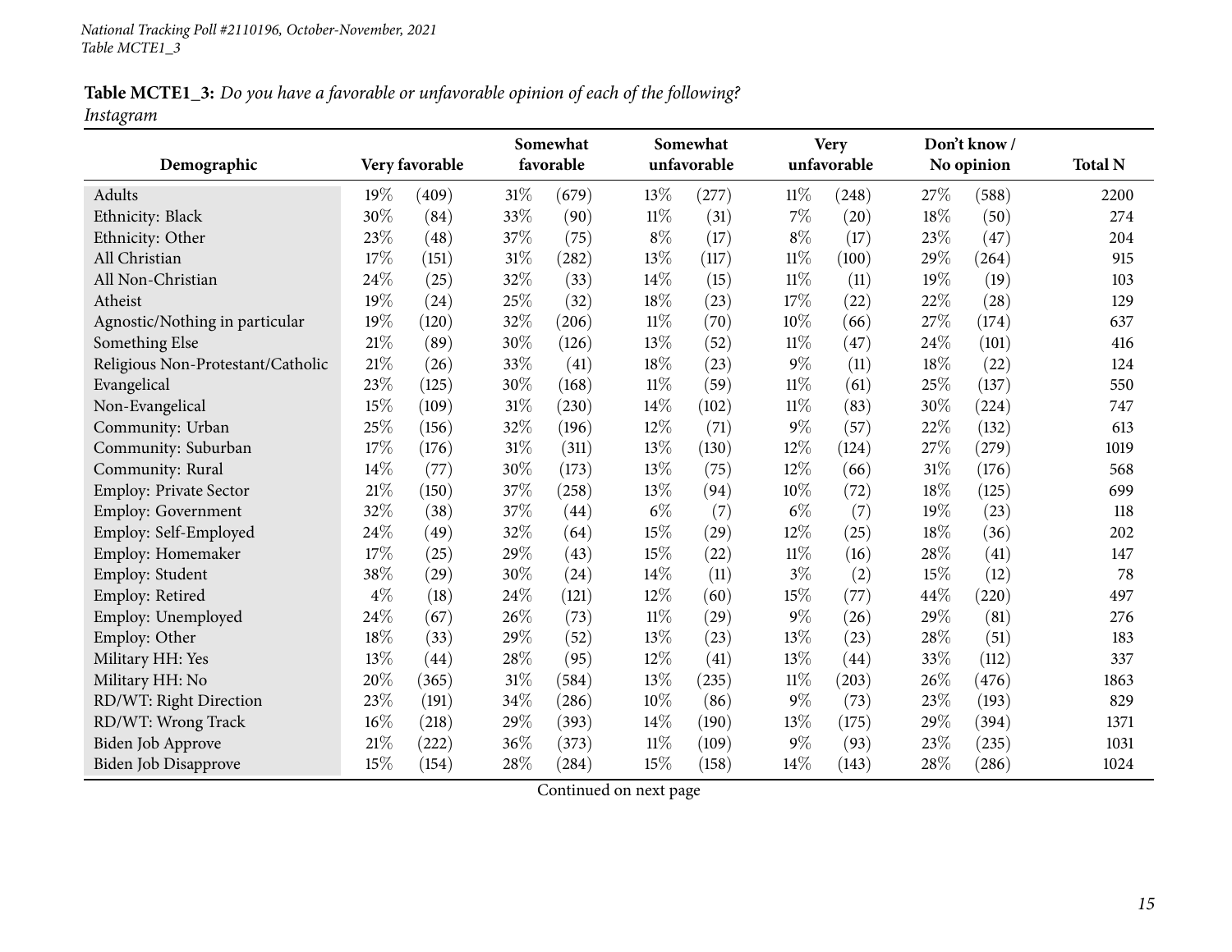*National Tracking Poll #2110196, October-November, 2021*
*Table MCTE1_3*

**Table MCTE1_3:** *Do you have a favorable or unfavorable opinion of each of the following?*
*Instagram*

| Demographic | Very favorable | | Somewhat favorable | | Somewhat unfavorable | | Very unfavorable | | Don't know / No opinion | | Total N |
|---|---|---|---|---|---|---|---|---|---|---|---|
| Adults | 19% | (409) | 31% | (679) | 13% | (277) | 11% | (248) | 27% | (588) | 2200 |
| Ethnicity: Black | 30% | (84) | 33% | (90) | 11% | (31) | 7% | (20) | 18% | (50) | 274 |
| Ethnicity: Other | 23% | (48) | 37% | (75) | 8% | (17) | 8% | (17) | 23% | (47) | 204 |
| All Christian | 17% | (151) | 31% | (282) | 13% | (117) | 11% | (100) | 29% | (264) | 915 |
| All Non-Christian | 24% | (25) | 32% | (33) | 14% | (15) | 11% | (11) | 19% | (19) | 103 |
| Atheist | 19% | (24) | 25% | (32) | 18% | (23) | 17% | (22) | 22% | (28) | 129 |
| Agnostic/Nothing in particular | 19% | (120) | 32% | (206) | 11% | (70) | 10% | (66) | 27% | (174) | 637 |
| Something Else | 21% | (89) | 30% | (126) | 13% | (52) | 11% | (47) | 24% | (101) | 416 |
| Religious Non-Protestant/Catholic | 21% | (26) | 33% | (41) | 18% | (23) | 9% | (11) | 18% | (22) | 124 |
| Evangelical | 23% | (125) | 30% | (168) | 11% | (59) | 11% | (61) | 25% | (137) | 550 |
| Non-Evangelical | 15% | (109) | 31% | (230) | 14% | (102) | 11% | (83) | 30% | (224) | 747 |
| Community: Urban | 25% | (156) | 32% | (196) | 12% | (71) | 9% | (57) | 22% | (132) | 613 |
| Community: Suburban | 17% | (176) | 31% | (311) | 13% | (130) | 12% | (124) | 27% | (279) | 1019 |
| Community: Rural | 14% | (77) | 30% | (173) | 13% | (75) | 12% | (66) | 31% | (176) | 568 |
| Employ: Private Sector | 21% | (150) | 37% | (258) | 13% | (94) | 10% | (72) | 18% | (125) | 699 |
| Employ: Government | 32% | (38) | 37% | (44) | 6% | (7) | 6% | (7) | 19% | (23) | 118 |
| Employ: Self-Employed | 24% | (49) | 32% | (64) | 15% | (29) | 12% | (25) | 18% | (36) | 202 |
| Employ: Homemaker | 17% | (25) | 29% | (43) | 15% | (22) | 11% | (16) | 28% | (41) | 147 |
| Employ: Student | 38% | (29) | 30% | (24) | 14% | (11) | 3% | (2) | 15% | (12) | 78 |
| Employ: Retired | 4% | (18) | 24% | (121) | 12% | (60) | 15% | (77) | 44% | (220) | 497 |
| Employ: Unemployed | 24% | (67) | 26% | (73) | 11% | (29) | 9% | (26) | 29% | (81) | 276 |
| Employ: Other | 18% | (33) | 29% | (52) | 13% | (23) | 13% | (23) | 28% | (51) | 183 |
| Military HH: Yes | 13% | (44) | 28% | (95) | 12% | (41) | 13% | (44) | 33% | (112) | 337 |
| Military HH: No | 20% | (365) | 31% | (584) | 13% | (235) | 11% | (203) | 26% | (476) | 1863 |
| RD/WT: Right Direction | 23% | (191) | 34% | (286) | 10% | (86) | 9% | (73) | 23% | (193) | 829 |
| RD/WT: Wrong Track | 16% | (218) | 29% | (393) | 14% | (190) | 13% | (175) | 29% | (394) | 1371 |
| Biden Job Approve | 21% | (222) | 36% | (373) | 11% | (109) | 9% | (93) | 23% | (235) | 1031 |
| Biden Job Disapprove | 15% | (154) | 28% | (284) | 15% | (158) | 14% | (143) | 28% | (286) | 1024 |

Continued on next page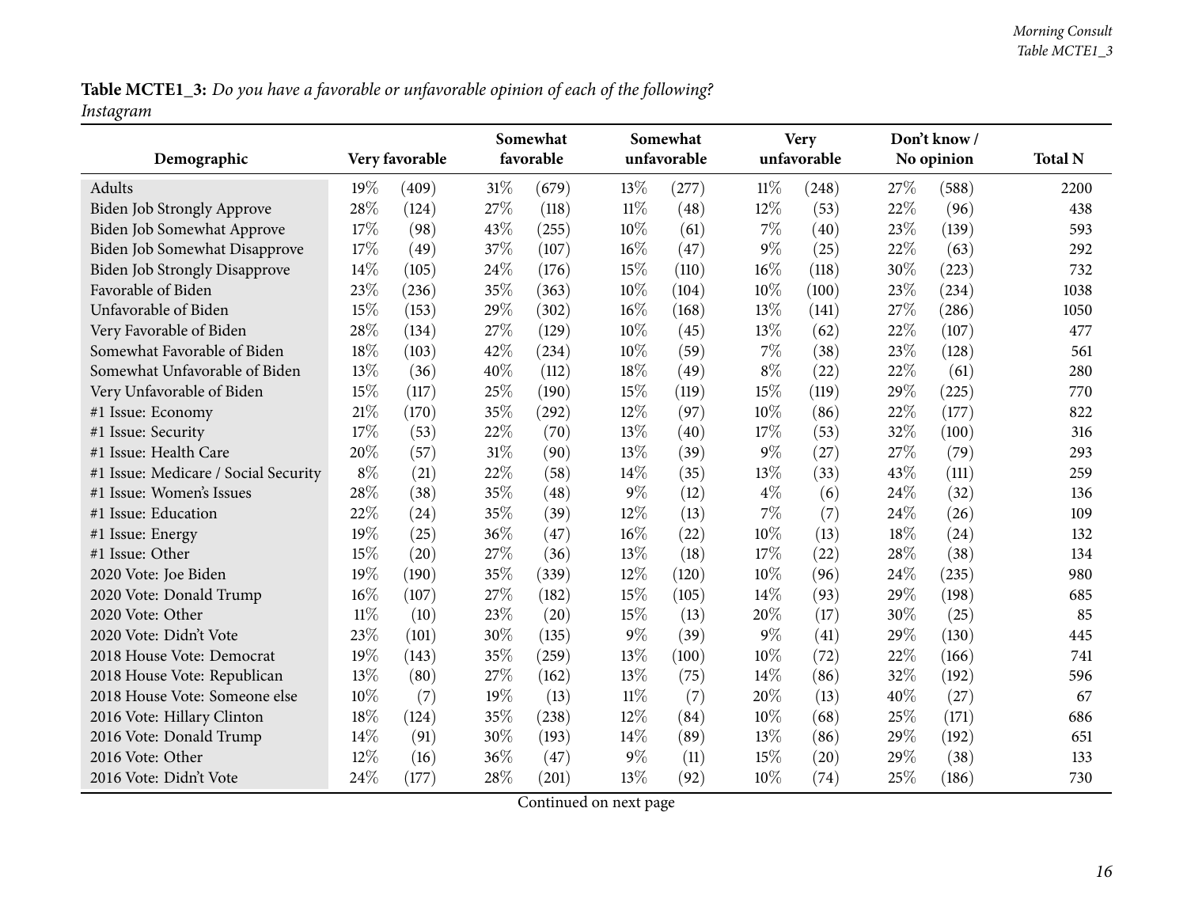**Table MCTE1_3:** *Do you have a favorable or unfavorable opinion of each of the following?*
*Instagram*

| Demographic | Very favorable | | Somewhat favorable | | Somewhat unfavorable | | Very unfavorable | | Don't know / No opinion | | Total N |
|---|---|---|---|---|---|---|---|---|---|---|---|
| Adults | 19% | (409) | 31% | (679) | 13% | (277) | 11% | (248) | 27% | (588) | 2200 |
| Biden Job Strongly Approve | 28% | (124) | 27% | (118) | 11% | (48) | 12% | (53) | 22% | (96) | 438 |
| Biden Job Somewhat Approve | 17% | (98) | 43% | (255) | 10% | (61) | 7% | (40) | 23% | (139) | 593 |
| Biden Job Somewhat Disapprove | 17% | (49) | 37% | (107) | 16% | (47) | 9% | (25) | 22% | (63) | 292 |
| Biden Job Strongly Disapprove | 14% | (105) | 24% | (176) | 15% | (110) | 16% | (118) | 30% | (223) | 732 |
| Favorable of Biden | 23% | (236) | 35% | (363) | 10% | (104) | 10% | (100) | 23% | (234) | 1038 |
| Unfavorable of Biden | 15% | (153) | 29% | (302) | 16% | (168) | 13% | (141) | 27% | (286) | 1050 |
| Very Favorable of Biden | 28% | (134) | 27% | (129) | 10% | (45) | 13% | (62) | 22% | (107) | 477 |
| Somewhat Favorable of Biden | 18% | (103) | 42% | (234) | 10% | (59) | 7% | (38) | 23% | (128) | 561 |
| Somewhat Unfavorable of Biden | 13% | (36) | 40% | (112) | 18% | (49) | 8% | (22) | 22% | (61) | 280 |
| Very Unfavorable of Biden | 15% | (117) | 25% | (190) | 15% | (119) | 15% | (119) | 29% | (225) | 770 |
| #1 Issue: Economy | 21% | (170) | 35% | (292) | 12% | (97) | 10% | (86) | 22% | (177) | 822 |
| #1 Issue: Security | 17% | (53) | 22% | (70) | 13% | (40) | 17% | (53) | 32% | (100) | 316 |
| #1 Issue: Health Care | 20% | (57) | 31% | (90) | 13% | (39) | 9% | (27) | 27% | (79) | 293 |
| #1 Issue: Medicare / Social Security | 8% | (21) | 22% | (58) | 14% | (35) | 13% | (33) | 43% | (111) | 259 |
| #1 Issue: Women's Issues | 28% | (38) | 35% | (48) | 9% | (12) | 4% | (6) | 24% | (32) | 136 |
| #1 Issue: Education | 22% | (24) | 35% | (39) | 12% | (13) | 7% | (7) | 24% | (26) | 109 |
| #1 Issue: Energy | 19% | (25) | 36% | (47) | 16% | (22) | 10% | (13) | 18% | (24) | 132 |
| #1 Issue: Other | 15% | (20) | 27% | (36) | 13% | (18) | 17% | (22) | 28% | (38) | 134 |
| 2020 Vote: Joe Biden | 19% | (190) | 35% | (339) | 12% | (120) | 10% | (96) | 24% | (235) | 980 |
| 2020 Vote: Donald Trump | 16% | (107) | 27% | (182) | 15% | (105) | 14% | (93) | 29% | (198) | 685 |
| 2020 Vote: Other | 11% | (10) | 23% | (20) | 15% | (13) | 20% | (17) | 30% | (25) | 85 |
| 2020 Vote: Didn't Vote | 23% | (101) | 30% | (135) | 9% | (39) | 9% | (41) | 29% | (130) | 445 |
| 2018 House Vote: Democrat | 19% | (143) | 35% | (259) | 13% | (100) | 10% | (72) | 22% | (166) | 741 |
| 2018 House Vote: Republican | 13% | (80) | 27% | (162) | 13% | (75) | 14% | (86) | 32% | (192) | 596 |
| 2018 House Vote: Someone else | 10% | (7) | 19% | (13) | 11% | (7) | 20% | (13) | 40% | (27) | 67 |
| 2016 Vote: Hillary Clinton | 18% | (124) | 35% | (238) | 12% | (84) | 10% | (68) | 25% | (171) | 686 |
| 2016 Vote: Donald Trump | 14% | (91) | 30% | (193) | 14% | (89) | 13% | (86) | 29% | (192) | 651 |
| 2016 Vote: Other | 12% | (16) | 36% | (47) | 9% | (11) | 15% | (20) | 29% | (38) | 133 |
| 2016 Vote: Didn't Vote | 24% | (177) | 28% | (201) | 13% | (92) | 10% | (74) | 25% | (186) | 730 |

Continued on next page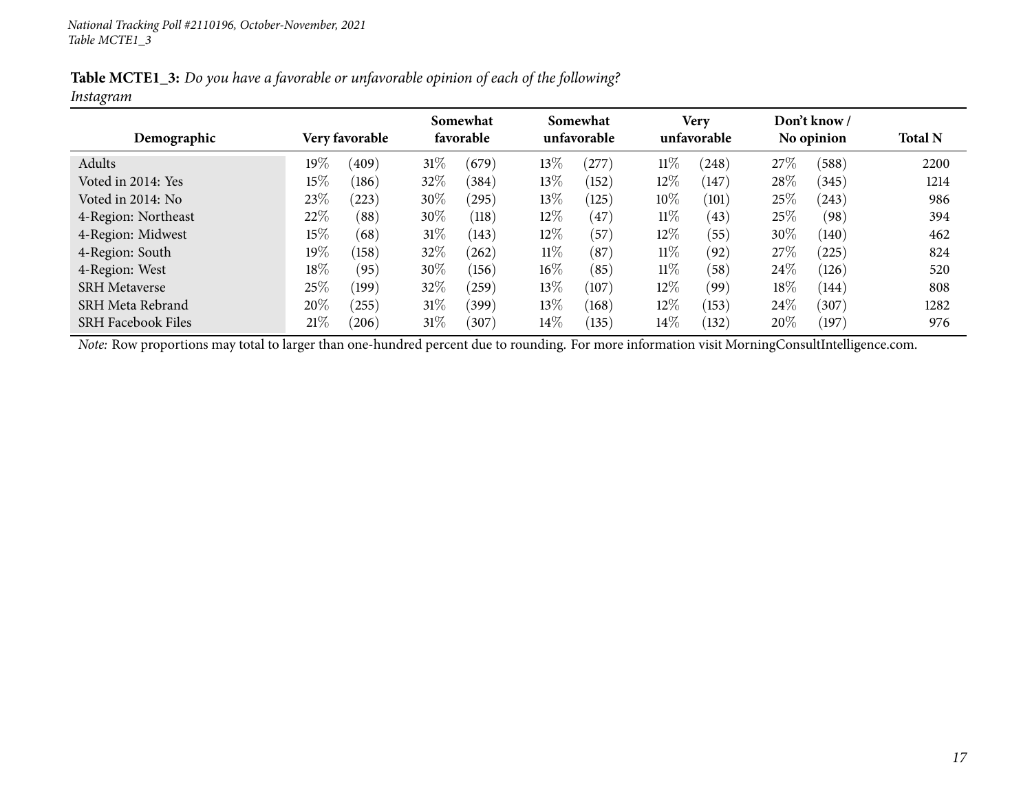*National Tracking Poll #2110196, October-November, 2021*
*Table MCTE1_3*

**Table MCTE1_3:** *Do you have a favorable or unfavorable opinion of each of the following?*
*Instagram*

| Demographic | Very favorable | | Somewhat favorable | | Somewhat unfavorable | | Very unfavorable | | Don't know / No opinion | | Total N |
|---|---|---|---|---|---|---|---|---|---|---|---|
| Adults | 19% | (409) | 31% | (679) | 13% | (277) | 11% | (248) | 27% | (588) | 2200 |
| Voted in 2014: Yes | 15% | (186) | 32% | (384) | 13% | (152) | 12% | (147) | 28% | (345) | 1214 |
| Voted in 2014: No | 23% | (223) | 30% | (295) | 13% | (125) | 10% | (101) | 25% | (243) | 986 |
| 4-Region: Northeast | 22% | (88) | 30% | (118) | 12% | (47) | 11% | (43) | 25% | (98) | 394 |
| 4-Region: Midwest | 15% | (68) | 31% | (143) | 12% | (57) | 12% | (55) | 30% | (140) | 462 |
| 4-Region: South | 19% | (158) | 32% | (262) | 11% | (87) | 11% | (92) | 27% | (225) | 824 |
| 4-Region: West | 18% | (95) | 30% | (156) | 16% | (85) | 11% | (58) | 24% | (126) | 520 |
| SRH Metaverse | 25% | (199) | 32% | (259) | 13% | (107) | 12% | (99) | 18% | (144) | 808 |
| SRH Meta Rebrand | 20% | (255) | 31% | (399) | 13% | (168) | 12% | (153) | 24% | (307) | 1282 |
| SRH Facebook Files | 21% | (206) | 31% | (307) | 14% | (135) | 14% | (132) | 20% | (197) | 976 |

*Note:* Row proportions may total to larger than one-hundred percent due to rounding. For more information visit MorningConsultIntelligence.com.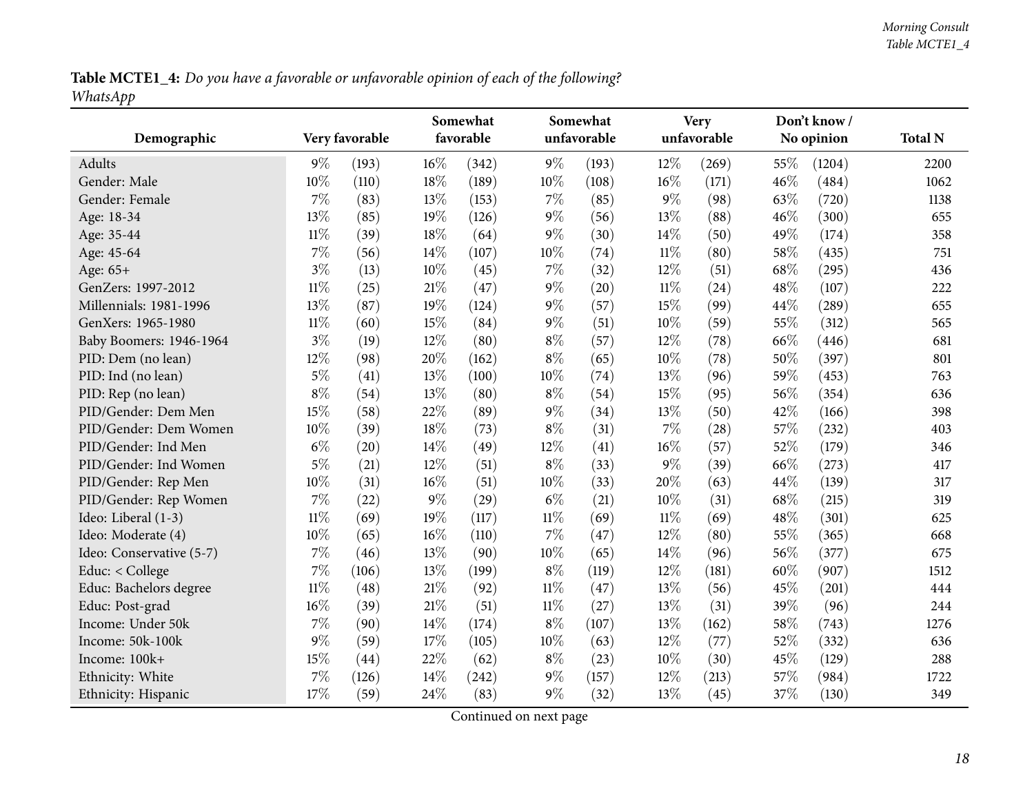**Table MCTE1_4:** *Do you have a favorable or unfavorable opinion of each of the following?*
*WhatsApp*

| Demographic | Very favorable | | Somewhat favorable | | Somewhat unfavorable | | Very unfavorable | | Don't know / No opinion | | Total N |
|---|---|---|---|---|---|---|---|---|---|---|---|
| Adults | 9% | (193) | 16% | (342) | 9% | (193) | 12% | (269) | 55% | (1204) | 2200 |
| Gender: Male | 10% | (110) | 18% | (189) | 10% | (108) | 16% | (171) | 46% | (484) | 1062 |
| Gender: Female | 7% | (83) | 13% | (153) | 7% | (85) | 9% | (98) | 63% | (720) | 1138 |
| Age: 18-34 | 13% | (85) | 19% | (126) | 9% | (56) | 13% | (88) | 46% | (300) | 655 |
| Age: 35-44 | 11% | (39) | 18% | (64) | 9% | (30) | 14% | (50) | 49% | (174) | 358 |
| Age: 45-64 | 7% | (56) | 14% | (107) | 10% | (74) | 11% | (80) | 58% | (435) | 751 |
| Age: 65+ | 3% | (13) | 10% | (45) | 7% | (32) | 12% | (51) | 68% | (295) | 436 |
| GenZers: 1997-2012 | 11% | (25) | 21% | (47) | 9% | (20) | 11% | (24) | 48% | (107) | 222 |
| Millennials: 1981-1996 | 13% | (87) | 19% | (124) | 9% | (57) | 15% | (99) | 44% | (289) | 655 |
| GenXers: 1965-1980 | 11% | (60) | 15% | (84) | 9% | (51) | 10% | (59) | 55% | (312) | 565 |
| Baby Boomers: 1946-1964 | 3% | (19) | 12% | (80) | 8% | (57) | 12% | (78) | 66% | (446) | 681 |
| PID: Dem (no lean) | 12% | (98) | 20% | (162) | 8% | (65) | 10% | (78) | 50% | (397) | 801 |
| PID: Ind (no lean) | 5% | (41) | 13% | (100) | 10% | (74) | 13% | (96) | 59% | (453) | 763 |
| PID: Rep (no lean) | 8% | (54) | 13% | (80) | 8% | (54) | 15% | (95) | 56% | (354) | 636 |
| PID/Gender: Dem Men | 15% | (58) | 22% | (89) | 9% | (34) | 13% | (50) | 42% | (166) | 398 |
| PID/Gender: Dem Women | 10% | (39) | 18% | (73) | 8% | (31) | 7% | (28) | 57% | (232) | 403 |
| PID/Gender: Ind Men | 6% | (20) | 14% | (49) | 12% | (41) | 16% | (57) | 52% | (179) | 346 |
| PID/Gender: Ind Women | 5% | (21) | 12% | (51) | 8% | (33) | 9% | (39) | 66% | (273) | 417 |
| PID/Gender: Rep Men | 10% | (31) | 16% | (51) | 10% | (33) | 20% | (63) | 44% | (139) | 317 |
| PID/Gender: Rep Women | 7% | (22) | 9% | (29) | 6% | (21) | 10% | (31) | 68% | (215) | 319 |
| Ideo: Liberal (1-3) | 11% | (69) | 19% | (117) | 11% | (69) | 11% | (69) | 48% | (301) | 625 |
| Ideo: Moderate (4) | 10% | (65) | 16% | (110) | 7% | (47) | 12% | (80) | 55% | (365) | 668 |
| Ideo: Conservative (5-7) | 7% | (46) | 13% | (90) | 10% | (65) | 14% | (96) | 56% | (377) | 675 |
| Educ: < College | 7% | (106) | 13% | (199) | 8% | (119) | 12% | (181) | 60% | (907) | 1512 |
| Educ: Bachelors degree | 11% | (48) | 21% | (92) | 11% | (47) | 13% | (56) | 45% | (201) | 444 |
| Educ: Post-grad | 16% | (39) | 21% | (51) | 11% | (27) | 13% | (31) | 39% | (96) | 244 |
| Income: Under 50k | 7% | (90) | 14% | (174) | 8% | (107) | 13% | (162) | 58% | (743) | 1276 |
| Income: 50k-100k | 9% | (59) | 17% | (105) | 10% | (63) | 12% | (77) | 52% | (332) | 636 |
| Income: 100k+ | 15% | (44) | 22% | (62) | 8% | (23) | 10% | (30) | 45% | (129) | 288 |
| Ethnicity: White | 7% | (126) | 14% | (242) | 9% | (157) | 12% | (213) | 57% | (984) | 1722 |
| Ethnicity: Hispanic | 17% | (59) | 24% | (83) | 9% | (32) | 13% | (45) | 37% | (130) | 349 |

Continued on next page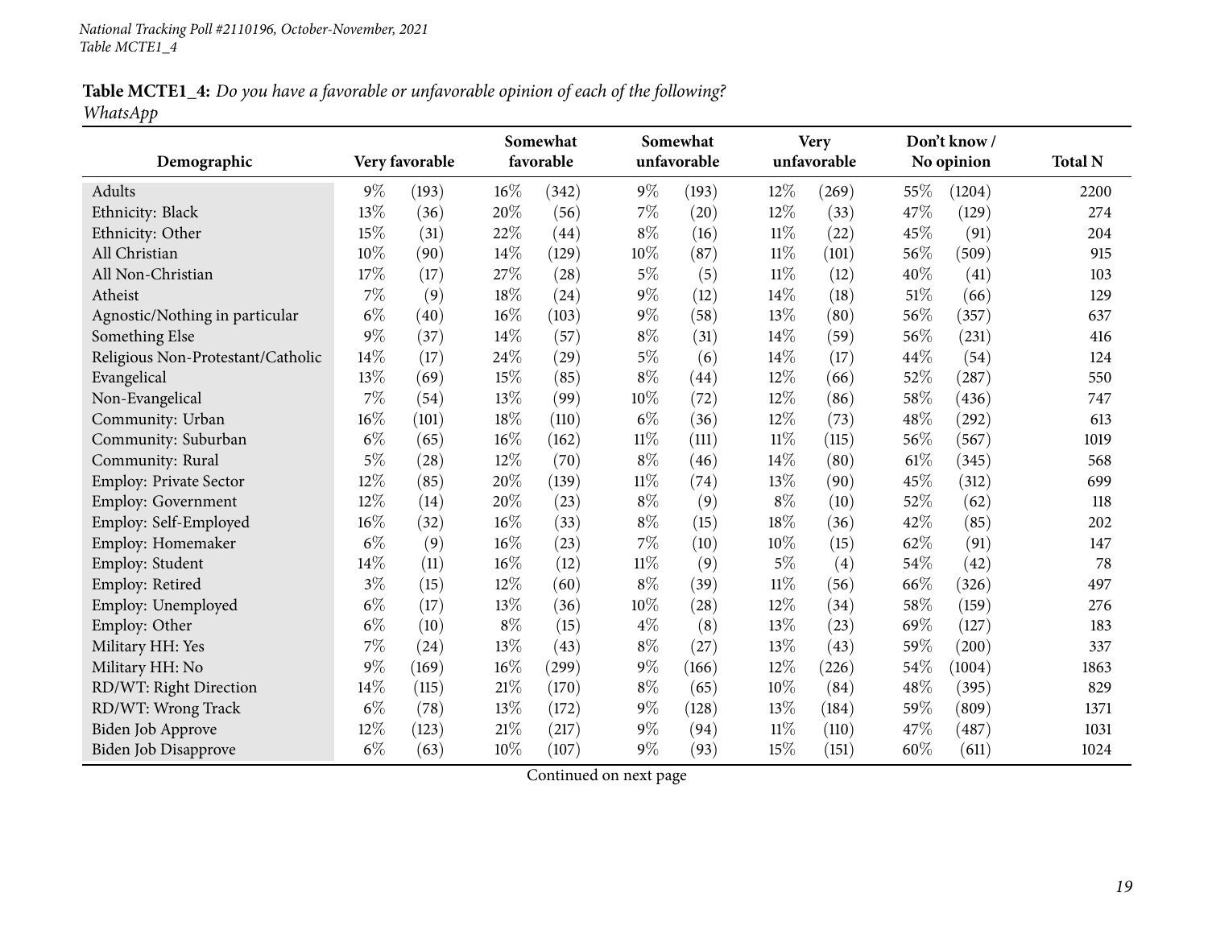*National Tracking Poll #2110196, October-November, 2021*
*Table MCTE1_4*

**Table MCTE1_4:** *Do you have a favorable or unfavorable opinion of each of the following?*
*WhatsApp*

| Demographic | Very favorable | | Somewhat favorable | | Somewhat unfavorable | | Very unfavorable | | Don't know / No opinion | | Total N |
|---|---|---|---|---|---|---|---|---|---|---|---|
| Adults | 9% | (193) | 16% | (342) | 9% | (193) | 12% | (269) | 55% | (1204) | 2200 |
| Ethnicity: Black | 13% | (36) | 20% | (56) | 7% | (20) | 12% | (33) | 47% | (129) | 274 |
| Ethnicity: Other | 15% | (31) | 22% | (44) | 8% | (16) | 11% | (22) | 45% | (91) | 204 |
| All Christian | 10% | (90) | 14% | (129) | 10% | (87) | 11% | (101) | 56% | (509) | 915 |
| All Non-Christian | 17% | (17) | 27% | (28) | 5% | (5) | 11% | (12) | 40% | (41) | 103 |
| Atheist | 7% | (9) | 18% | (24) | 9% | (12) | 14% | (18) | 51% | (66) | 129 |
| Agnostic/Nothing in particular | 6% | (40) | 16% | (103) | 9% | (58) | 13% | (80) | 56% | (357) | 637 |
| Something Else | 9% | (37) | 14% | (57) | 8% | (31) | 14% | (59) | 56% | (231) | 416 |
| Religious Non-Protestant/Catholic | 14% | (17) | 24% | (29) | 5% | (6) | 14% | (17) | 44% | (54) | 124 |
| Evangelical | 13% | (69) | 15% | (85) | 8% | (44) | 12% | (66) | 52% | (287) | 550 |
| Non-Evangelical | 7% | (54) | 13% | (99) | 10% | (72) | 12% | (86) | 58% | (436) | 747 |
| Community: Urban | 16% | (101) | 18% | (110) | 6% | (36) | 12% | (73) | 48% | (292) | 613 |
| Community: Suburban | 6% | (65) | 16% | (162) | 11% | (111) | 11% | (115) | 56% | (567) | 1019 |
| Community: Rural | 5% | (28) | 12% | (70) | 8% | (46) | 14% | (80) | 61% | (345) | 568 |
| Employ: Private Sector | 12% | (85) | 20% | (139) | 11% | (74) | 13% | (90) | 45% | (312) | 699 |
| Employ: Government | 12% | (14) | 20% | (23) | 8% | (9) | 8% | (10) | 52% | (62) | 118 |
| Employ: Self-Employed | 16% | (32) | 16% | (33) | 8% | (15) | 18% | (36) | 42% | (85) | 202 |
| Employ: Homemaker | 6% | (9) | 16% | (23) | 7% | (10) | 10% | (15) | 62% | (91) | 147 |
| Employ: Student | 14% | (11) | 16% | (12) | 11% | (9) | 5% | (4) | 54% | (42) | 78 |
| Employ: Retired | 3% | (15) | 12% | (60) | 8% | (39) | 11% | (56) | 66% | (326) | 497 |
| Employ: Unemployed | 6% | (17) | 13% | (36) | 10% | (28) | 12% | (34) | 58% | (159) | 276 |
| Employ: Other | 6% | (10) | 8% | (15) | 4% | (8) | 13% | (23) | 69% | (127) | 183 |
| Military HH: Yes | 7% | (24) | 13% | (43) | 8% | (27) | 13% | (43) | 59% | (200) | 337 |
| Military HH: No | 9% | (169) | 16% | (299) | 9% | (166) | 12% | (226) | 54% | (1004) | 1863 |
| RD/WT: Right Direction | 14% | (115) | 21% | (170) | 8% | (65) | 10% | (84) | 48% | (395) | 829 |
| RD/WT: Wrong Track | 6% | (78) | 13% | (172) | 9% | (128) | 13% | (184) | 59% | (809) | 1371 |
| Biden Job Approve | 12% | (123) | 21% | (217) | 9% | (94) | 11% | (110) | 47% | (487) | 1031 |
| Biden Job Disapprove | 6% | (63) | 10% | (107) | 9% | (93) | 15% | (151) | 60% | (611) | 1024 |

Continued on next page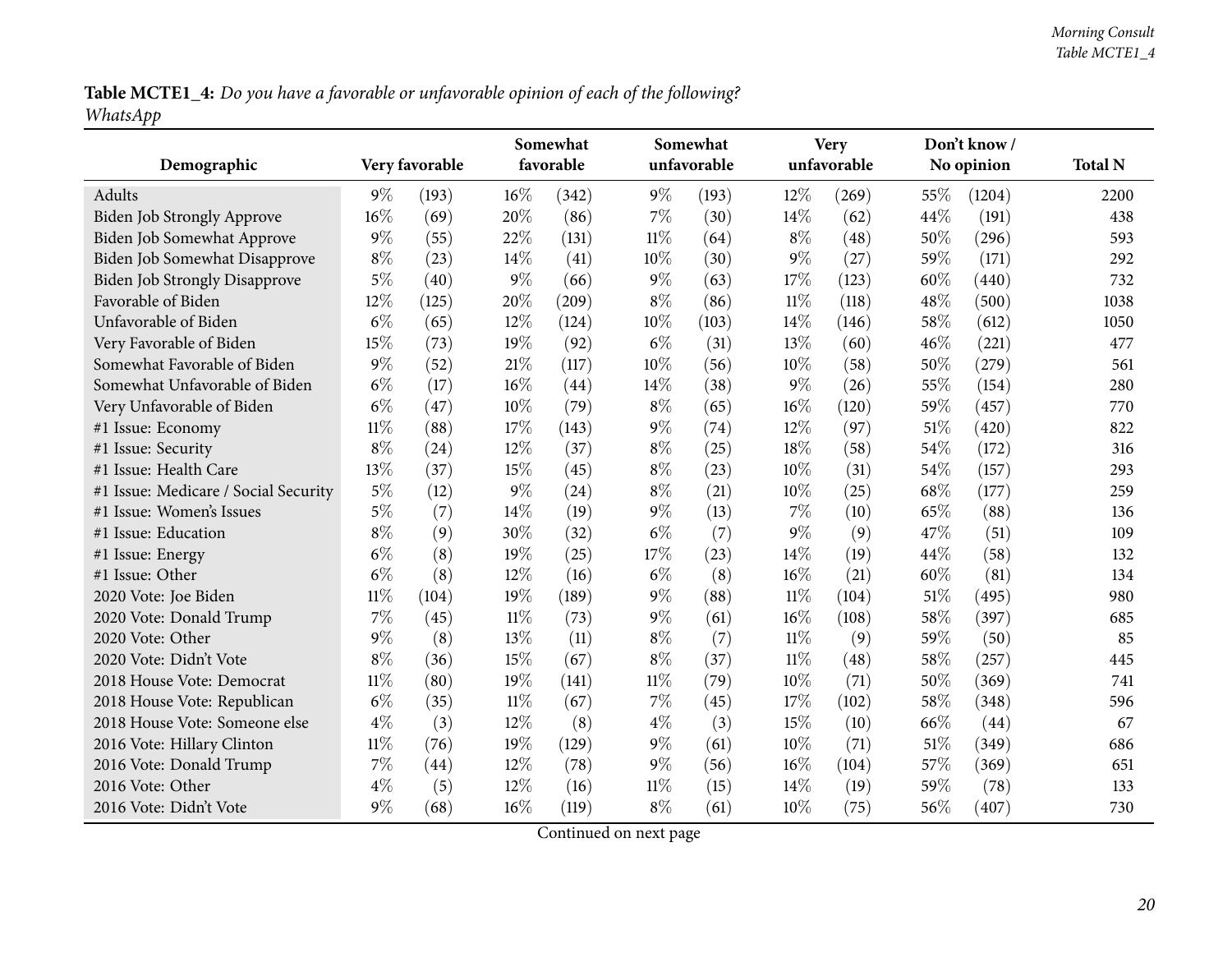**Table MCTE1_4:** *Do you have a favorable or unfavorable opinion of each of the following?*
*WhatsApp*

| Demographic | Very favorable | | Somewhat favorable | | Somewhat unfavorable | | Very unfavorable | | Don't know / No opinion | | Total N |
|---|---|---|---|---|---|---|---|---|---|---|---|
| Adults | 9% | (193) | 16% | (342) | 9% | (193) | 12% | (269) | 55% | (1204) | 2200 |
| Biden Job Strongly Approve | 16% | (69) | 20% | (86) | 7% | (30) | 14% | (62) | 44% | (191) | 438 |
| Biden Job Somewhat Approve | 9% | (55) | 22% | (131) | 11% | (64) | 8% | (48) | 50% | (296) | 593 |
| Biden Job Somewhat Disapprove | 8% | (23) | 14% | (41) | 10% | (30) | 9% | (27) | 59% | (171) | 292 |
| Biden Job Strongly Disapprove | 5% | (40) | 9% | (66) | 9% | (63) | 17% | (123) | 60% | (440) | 732 |
| Favorable of Biden | 12% | (125) | 20% | (209) | 8% | (86) | 11% | (118) | 48% | (500) | 1038 |
| Unfavorable of Biden | 6% | (65) | 12% | (124) | 10% | (103) | 14% | (146) | 58% | (612) | 1050 |
| Very Favorable of Biden | 15% | (73) | 19% | (92) | 6% | (31) | 13% | (60) | 46% | (221) | 477 |
| Somewhat Favorable of Biden | 9% | (52) | 21% | (117) | 10% | (56) | 10% | (58) | 50% | (279) | 561 |
| Somewhat Unfavorable of Biden | 6% | (17) | 16% | (44) | 14% | (38) | 9% | (26) | 55% | (154) | 280 |
| Very Unfavorable of Biden | 6% | (47) | 10% | (79) | 8% | (65) | 16% | (120) | 59% | (457) | 770 |
| #1 Issue: Economy | 11% | (88) | 17% | (143) | 9% | (74) | 12% | (97) | 51% | (420) | 822 |
| #1 Issue: Security | 8% | (24) | 12% | (37) | 8% | (25) | 18% | (58) | 54% | (172) | 316 |
| #1 Issue: Health Care | 13% | (37) | 15% | (45) | 8% | (23) | 10% | (31) | 54% | (157) | 293 |
| #1 Issue: Medicare / Social Security | 5% | (12) | 9% | (24) | 8% | (21) | 10% | (25) | 68% | (177) | 259 |
| #1 Issue: Women's Issues | 5% | (7) | 14% | (19) | 9% | (13) | 7% | (10) | 65% | (88) | 136 |
| #1 Issue: Education | 8% | (9) | 30% | (32) | 6% | (7) | 9% | (9) | 47% | (51) | 109 |
| #1 Issue: Energy | 6% | (8) | 19% | (25) | 17% | (23) | 14% | (19) | 44% | (58) | 132 |
| #1 Issue: Other | 6% | (8) | 12% | (16) | 6% | (8) | 16% | (21) | 60% | (81) | 134 |
| 2020 Vote: Joe Biden | 11% | (104) | 19% | (189) | 9% | (88) | 11% | (104) | 51% | (495) | 980 |
| 2020 Vote: Donald Trump | 7% | (45) | 11% | (73) | 9% | (61) | 16% | (108) | 58% | (397) | 685 |
| 2020 Vote: Other | 9% | (8) | 13% | (11) | 8% | (7) | 11% | (9) | 59% | (50) | 85 |
| 2020 Vote: Didn't Vote | 8% | (36) | 15% | (67) | 8% | (37) | 11% | (48) | 58% | (257) | 445 |
| 2018 House Vote: Democrat | 11% | (80) | 19% | (141) | 11% | (79) | 10% | (71) | 50% | (369) | 741 |
| 2018 House Vote: Republican | 6% | (35) | 11% | (67) | 7% | (45) | 17% | (102) | 58% | (348) | 596 |
| 2018 House Vote: Someone else | 4% | (3) | 12% | (8) | 4% | (3) | 15% | (10) | 66% | (44) | 67 |
| 2016 Vote: Hillary Clinton | 11% | (76) | 19% | (129) | 9% | (61) | 10% | (71) | 51% | (349) | 686 |
| 2016 Vote: Donald Trump | 7% | (44) | 12% | (78) | 9% | (56) | 16% | (104) | 57% | (369) | 651 |
| 2016 Vote: Other | 4% | (5) | 12% | (16) | 11% | (15) | 14% | (19) | 59% | (78) | 133 |
| 2016 Vote: Didn't Vote | 9% | (68) | 16% | (119) | 8% | (61) | 10% | (75) | 56% | (407) | 730 |

Continued on next page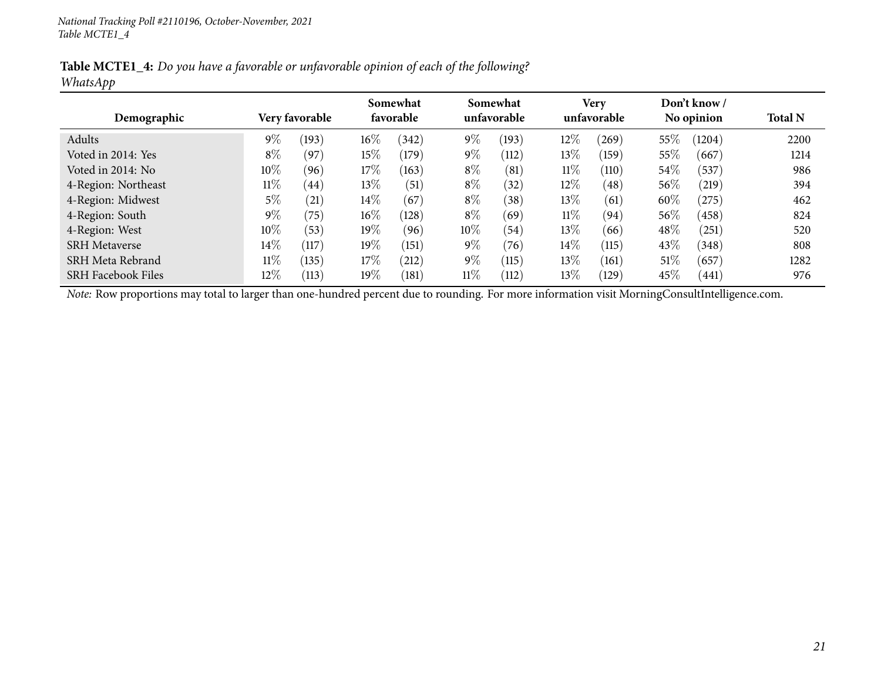**Table MCTE1_4:** *Do you have a favorable or unfavorable opinion of each of the following?*
*WhatsApp*

| Demographic | Very favorable | | Somewhat favorable | | Somewhat unfavorable | | Very unfavorable | | Don't know / No opinion | | Total N |
|---|---|---|---|---|---|---|---|---|---|---|---|
| Adults | 9% | (193) | 16% | (342) | 9% | (193) | 12% | (269) | 55% | (1204) | 2200 |
| Voted in 2014: Yes | 8% | (97) | 15% | (179) | 9% | (112) | 13% | (159) | 55% | (667) | 1214 |
| Voted in 2014: No | 10% | (96) | 17% | (163) | 8% | (81) | 11% | (110) | 54% | (537) | 986 |
| 4-Region: Northeast | 11% | (44) | 13% | (51) | 8% | (32) | 12% | (48) | 56% | (219) | 394 |
| 4-Region: Midwest | 5% | (21) | 14% | (67) | 8% | (38) | 13% | (61) | 60% | (275) | 462 |
| 4-Region: South | 9% | (75) | 16% | (128) | 8% | (69) | 11% | (94) | 56% | (458) | 824 |
| 4-Region: West | 10% | (53) | 19% | (96) | 10% | (54) | 13% | (66) | 48% | (251) | 520 |
| SRH Metaverse | 14% | (117) | 19% | (151) | 9% | (76) | 14% | (115) | 43% | (348) | 808 |
| SRH Meta Rebrand | 11% | (135) | 17% | (212) | 9% | (115) | 13% | (161) | 51% | (657) | 1282 |
| SRH Facebook Files | 12% | (113) | 19% | (181) | 11% | (112) | 13% | (129) | 45% | (441) | 976 |

*Note:* Row proportions may total to larger than one-hundred percent due to rounding. For more information visit MorningConsultIntelligence.com.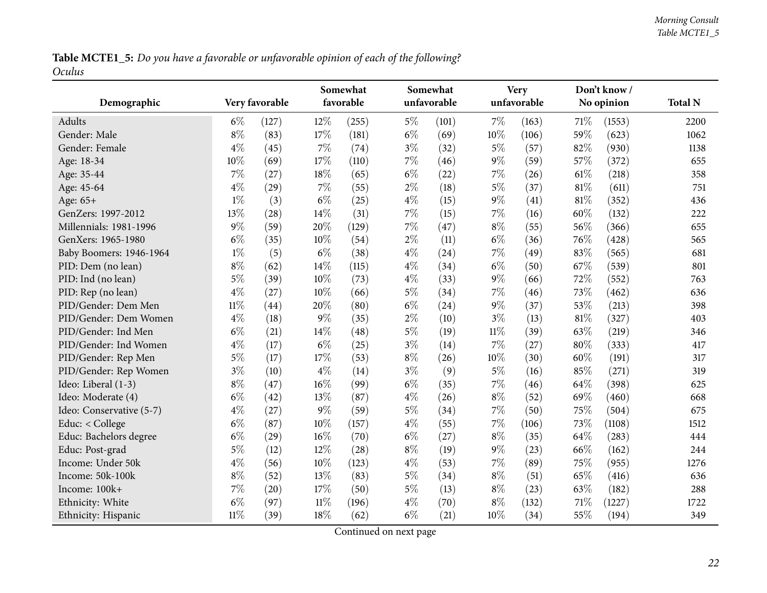**Table MCTE1_5:** *Do you have a favorable or unfavorable opinion of each of the following?*
*Oculus*

| Demographic | Very favorable | | Somewhat favorable | | Somewhat unfavorable | | Very unfavorable | | Don't know / No opinion | | Total N |
|---|---|---|---|---|---|---|---|---|---|---|---|
| Adults | 6% | (127) | 12% | (255) | 5% | (101) | 7% | (163) | 71% | (1553) | 2200 |
| Gender: Male | 8% | (83) | 17% | (181) | 6% | (69) | 10% | (106) | 59% | (623) | 1062 |
| Gender: Female | 4% | (45) | 7% | (74) | 3% | (32) | 5% | (57) | 82% | (930) | 1138 |
| Age: 18-34 | 10% | (69) | 17% | (110) | 7% | (46) | 9% | (59) | 57% | (372) | 655 |
| Age: 35-44 | 7% | (27) | 18% | (65) | 6% | (22) | 7% | (26) | 61% | (218) | 358 |
| Age: 45-64 | 4% | (29) | 7% | (55) | 2% | (18) | 5% | (37) | 81% | (611) | 751 |
| Age: 65+ | 1% | (3) | 6% | (25) | 4% | (15) | 9% | (41) | 81% | (352) | 436 |
| GenZers: 1997-2012 | 13% | (28) | 14% | (31) | 7% | (15) | 7% | (16) | 60% | (132) | 222 |
| Millennials: 1981-1996 | 9% | (59) | 20% | (129) | 7% | (47) | 8% | (55) | 56% | (366) | 655 |
| GenXers: 1965-1980 | 6% | (35) | 10% | (54) | 2% | (11) | 6% | (36) | 76% | (428) | 565 |
| Baby Boomers: 1946-1964 | 1% | (5) | 6% | (38) | 4% | (24) | 7% | (49) | 83% | (565) | 681 |
| PID: Dem (no lean) | 8% | (62) | 14% | (115) | 4% | (34) | 6% | (50) | 67% | (539) | 801 |
| PID: Ind (no lean) | 5% | (39) | 10% | (73) | 4% | (33) | 9% | (66) | 72% | (552) | 763 |
| PID: Rep (no lean) | 4% | (27) | 10% | (66) | 5% | (34) | 7% | (46) | 73% | (462) | 636 |
| PID/Gender: Dem Men | 11% | (44) | 20% | (80) | 6% | (24) | 9% | (37) | 53% | (213) | 398 |
| PID/Gender: Dem Women | 4% | (18) | 9% | (35) | 2% | (10) | 3% | (13) | 81% | (327) | 403 |
| PID/Gender: Ind Men | 6% | (21) | 14% | (48) | 5% | (19) | 11% | (39) | 63% | (219) | 346 |
| PID/Gender: Ind Women | 4% | (17) | 6% | (25) | 3% | (14) | 7% | (27) | 80% | (333) | 417 |
| PID/Gender: Rep Men | 5% | (17) | 17% | (53) | 8% | (26) | 10% | (30) | 60% | (191) | 317 |
| PID/Gender: Rep Women | 3% | (10) | 4% | (14) | 3% | (9) | 5% | (16) | 85% | (271) | 319 |
| Ideo: Liberal (1-3) | 8% | (47) | 16% | (99) | 6% | (35) | 7% | (46) | 64% | (398) | 625 |
| Ideo: Moderate (4) | 6% | (42) | 13% | (87) | 4% | (26) | 8% | (52) | 69% | (460) | 668 |
| Ideo: Conservative (5-7) | 4% | (27) | 9% | (59) | 5% | (34) | 7% | (50) | 75% | (504) | 675 |
| Educ: < College | 6% | (87) | 10% | (157) | 4% | (55) | 7% | (106) | 73% | (1108) | 1512 |
| Educ: Bachelors degree | 6% | (29) | 16% | (70) | 6% | (27) | 8% | (35) | 64% | (283) | 444 |
| Educ: Post-grad | 5% | (12) | 12% | (28) | 8% | (19) | 9% | (23) | 66% | (162) | 244 |
| Income: Under 50k | 4% | (56) | 10% | (123) | 4% | (53) | 7% | (89) | 75% | (955) | 1276 |
| Income: 50k-100k | 8% | (52) | 13% | (83) | 5% | (34) | 8% | (51) | 65% | (416) | 636 |
| Income: 100k+ | 7% | (20) | 17% | (50) | 5% | (13) | 8% | (23) | 63% | (182) | 288 |
| Ethnicity: White | 6% | (97) | 11% | (196) | 4% | (70) | 8% | (132) | 71% | (1227) | 1722 |
| Ethnicity: Hispanic | 11% | (39) | 18% | (62) | 6% | (21) | 10% | (34) | 55% | (194) | 349 |

Continued on next page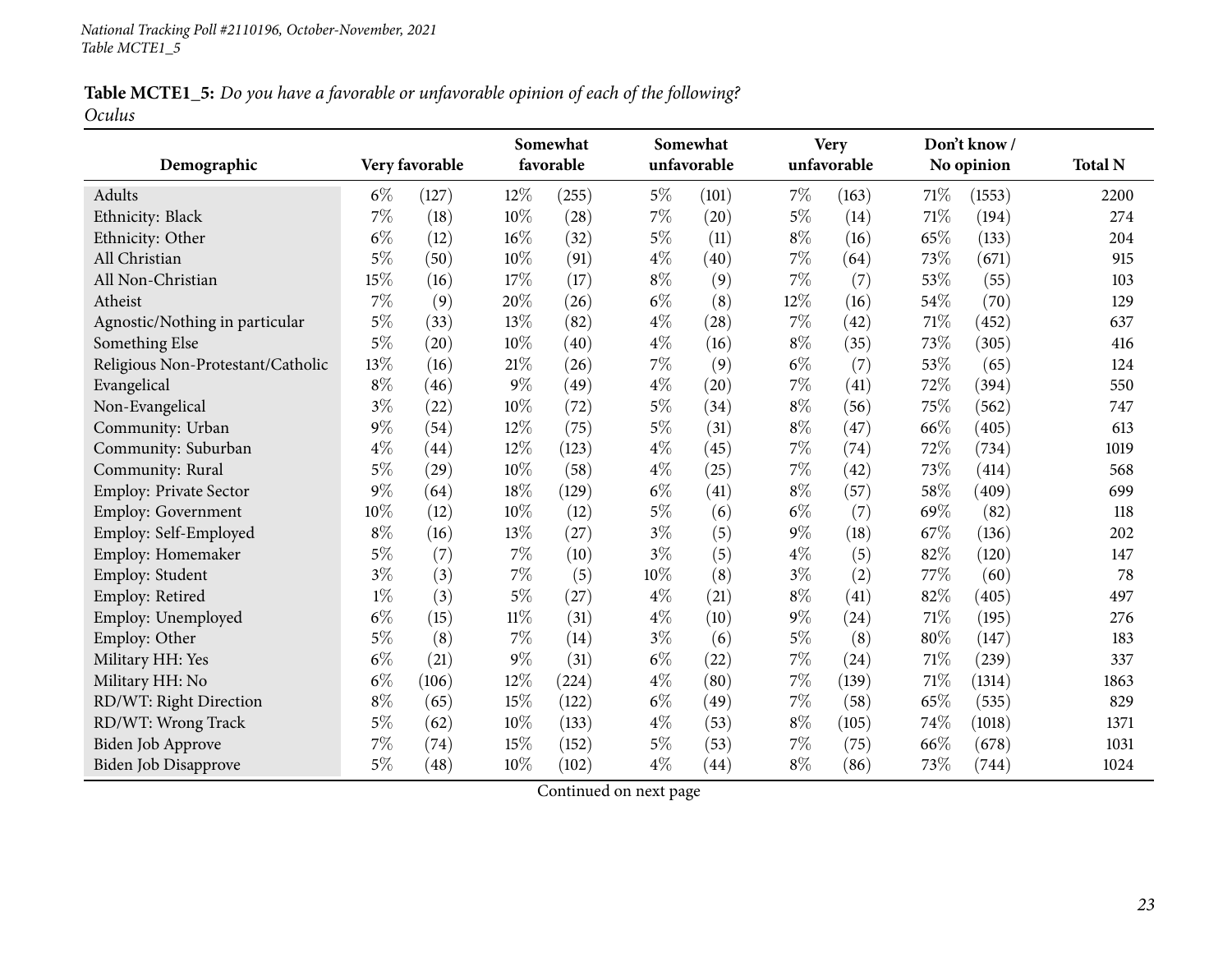*National Tracking Poll #2110196, October-November, 2021*
*Table MCTE1_5*

**Table MCTE1_5:** *Do you have a favorable or unfavorable opinion of each of the following?*
*Oculus*

| Demographic | Very favorable | | Somewhat favorable | | Somewhat unfavorable | | Very unfavorable | | Don't know / No opinion | | Total N |
|---|---|---|---|---|---|---|---|---|---|---|---|
| Adults | 6% | (127) | 12% | (255) | 5% | (101) | 7% | (163) | 71% | (1553) | 2200 |
| Ethnicity: Black | 7% | (18) | 10% | (28) | 7% | (20) | 5% | (14) | 71% | (194) | 274 |
| Ethnicity: Other | 6% | (12) | 16% | (32) | 5% | (11) | 8% | (16) | 65% | (133) | 204 |
| All Christian | 5% | (50) | 10% | (91) | 4% | (40) | 7% | (64) | 73% | (671) | 915 |
| All Non-Christian | 15% | (16) | 17% | (17) | 8% | (9) | 7% | (7) | 53% | (55) | 103 |
| Atheist | 7% | (9) | 20% | (26) | 6% | (8) | 12% | (16) | 54% | (70) | 129 |
| Agnostic/Nothing in particular | 5% | (33) | 13% | (82) | 4% | (28) | 7% | (42) | 71% | (452) | 637 |
| Something Else | 5% | (20) | 10% | (40) | 4% | (16) | 8% | (35) | 73% | (305) | 416 |
| Religious Non-Protestant/Catholic | 13% | (16) | 21% | (26) | 7% | (9) | 6% | (7) | 53% | (65) | 124 |
| Evangelical | 8% | (46) | 9% | (49) | 4% | (20) | 7% | (41) | 72% | (394) | 550 |
| Non-Evangelical | 3% | (22) | 10% | (72) | 5% | (34) | 8% | (56) | 75% | (562) | 747 |
| Community: Urban | 9% | (54) | 12% | (75) | 5% | (31) | 8% | (47) | 66% | (405) | 613 |
| Community: Suburban | 4% | (44) | 12% | (123) | 4% | (45) | 7% | (74) | 72% | (734) | 1019 |
| Community: Rural | 5% | (29) | 10% | (58) | 4% | (25) | 7% | (42) | 73% | (414) | 568 |
| Employ: Private Sector | 9% | (64) | 18% | (129) | 6% | (41) | 8% | (57) | 58% | (409) | 699 |
| Employ: Government | 10% | (12) | 10% | (12) | 5% | (6) | 6% | (7) | 69% | (82) | 118 |
| Employ: Self-Employed | 8% | (16) | 13% | (27) | 3% | (5) | 9% | (18) | 67% | (136) | 202 |
| Employ: Homemaker | 5% | (7) | 7% | (10) | 3% | (5) | 4% | (5) | 82% | (120) | 147 |
| Employ: Student | 3% | (3) | 7% | (5) | 10% | (8) | 3% | (2) | 77% | (60) | 78 |
| Employ: Retired | 1% | (3) | 5% | (27) | 4% | (21) | 8% | (41) | 82% | (405) | 497 |
| Employ: Unemployed | 6% | (15) | 11% | (31) | 4% | (10) | 9% | (24) | 71% | (195) | 276 |
| Employ: Other | 5% | (8) | 7% | (14) | 3% | (6) | 5% | (8) | 80% | (147) | 183 |
| Military HH: Yes | 6% | (21) | 9% | (31) | 6% | (22) | 7% | (24) | 71% | (239) | 337 |
| Military HH: No | 6% | (106) | 12% | (224) | 4% | (80) | 7% | (139) | 71% | (1314) | 1863 |
| RD/WT: Right Direction | 8% | (65) | 15% | (122) | 6% | (49) | 7% | (58) | 65% | (535) | 829 |
| RD/WT: Wrong Track | 5% | (62) | 10% | (133) | 4% | (53) | 8% | (105) | 74% | (1018) | 1371 |
| Biden Job Approve | 7% | (74) | 15% | (152) | 5% | (53) | 7% | (75) | 66% | (678) | 1031 |
| Biden Job Disapprove | 5% | (48) | 10% | (102) | 4% | (44) | 8% | (86) | 73% | (744) | 1024 |

Continued on next page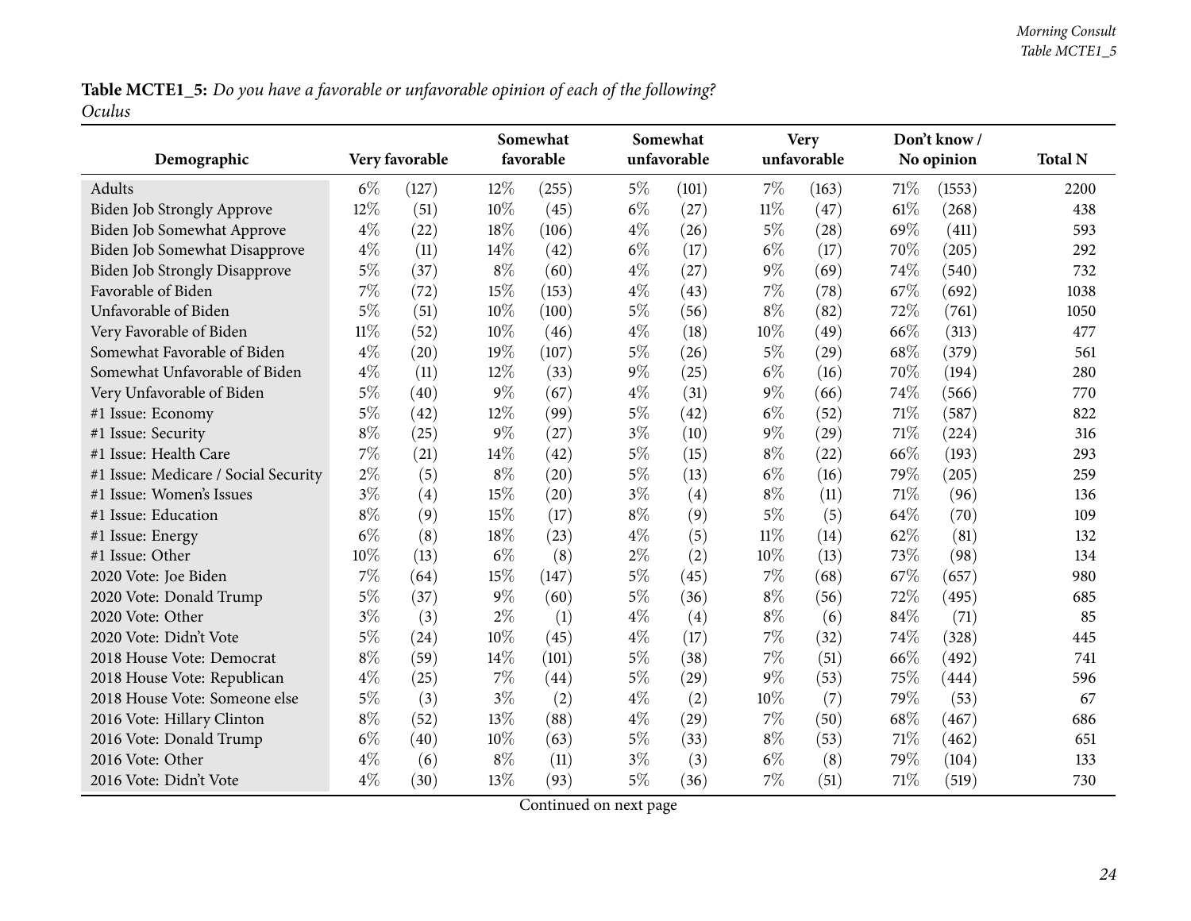**Table MCTE1_5:** *Do you have a favorable or unfavorable opinion of each of the following? Oculus*

| Demographic | Very favorable | | Somewhat favorable | | Somewhat unfavorable | | Very unfavorable | | Don't know / No opinion | | Total N |
|---|---|---|---|---|---|---|---|---|---|---|---|
| Adults | 6% | (127) | 12% | (255) | 5% | (101) | 7% | (163) | 71% | (1553) | 2200 |
| Biden Job Strongly Approve | 12% | (51) | 10% | (45) | 6% | (27) | 11% | (47) | 61% | (268) | 438 |
| Biden Job Somewhat Approve | 4% | (22) | 18% | (106) | 4% | (26) | 5% | (28) | 69% | (411) | 593 |
| Biden Job Somewhat Disapprove | 4% | (11) | 14% | (42) | 6% | (17) | 6% | (17) | 70% | (205) | 292 |
| Biden Job Strongly Disapprove | 5% | (37) | 8% | (60) | 4% | (27) | 9% | (69) | 74% | (540) | 732 |
| Favorable of Biden | 7% | (72) | 15% | (153) | 4% | (43) | 7% | (78) | 67% | (692) | 1038 |
| Unfavorable of Biden | 5% | (51) | 10% | (100) | 5% | (56) | 8% | (82) | 72% | (761) | 1050 |
| Very Favorable of Biden | 11% | (52) | 10% | (46) | 4% | (18) | 10% | (49) | 66% | (313) | 477 |
| Somewhat Favorable of Biden | 4% | (20) | 19% | (107) | 5% | (26) | 5% | (29) | 68% | (379) | 561 |
| Somewhat Unfavorable of Biden | 4% | (11) | 12% | (33) | 9% | (25) | 6% | (16) | 70% | (194) | 280 |
| Very Unfavorable of Biden | 5% | (40) | 9% | (67) | 4% | (31) | 9% | (66) | 74% | (566) | 770 |
| #1 Issue: Economy | 5% | (42) | 12% | (99) | 5% | (42) | 6% | (52) | 71% | (587) | 822 |
| #1 Issue: Security | 8% | (25) | 9% | (27) | 3% | (10) | 9% | (29) | 71% | (224) | 316 |
| #1 Issue: Health Care | 7% | (21) | 14% | (42) | 5% | (15) | 8% | (22) | 66% | (193) | 293 |
| #1 Issue: Medicare / Social Security | 2% | (5) | 8% | (20) | 5% | (13) | 6% | (16) | 79% | (205) | 259 |
| #1 Issue: Women's Issues | 3% | (4) | 15% | (20) | 3% | (4) | 8% | (11) | 71% | (96) | 136 |
| #1 Issue: Education | 8% | (9) | 15% | (17) | 8% | (9) | 5% | (5) | 64% | (70) | 109 |
| #1 Issue: Energy | 6% | (8) | 18% | (23) | 4% | (5) | 11% | (14) | 62% | (81) | 132 |
| #1 Issue: Other | 10% | (13) | 6% | (8) | 2% | (2) | 10% | (13) | 73% | (98) | 134 |
| 2020 Vote: Joe Biden | 7% | (64) | 15% | (147) | 5% | (45) | 7% | (68) | 67% | (657) | 980 |
| 2020 Vote: Donald Trump | 5% | (37) | 9% | (60) | 5% | (36) | 8% | (56) | 72% | (495) | 685 |
| 2020 Vote: Other | 3% | (3) | 2% | (1) | 4% | (4) | 8% | (6) | 84% | (71) | 85 |
| 2020 Vote: Didn't Vote | 5% | (24) | 10% | (45) | 4% | (17) | 7% | (32) | 74% | (328) | 445 |
| 2018 House Vote: Democrat | 8% | (59) | 14% | (101) | 5% | (38) | 7% | (51) | 66% | (492) | 741 |
| 2018 House Vote: Republican | 4% | (25) | 7% | (44) | 5% | (29) | 9% | (53) | 75% | (444) | 596 |
| 2018 House Vote: Someone else | 5% | (3) | 3% | (2) | 4% | (2) | 10% | (7) | 79% | (53) | 67 |
| 2016 Vote: Hillary Clinton | 8% | (52) | 13% | (88) | 4% | (29) | 7% | (50) | 68% | (467) | 686 |
| 2016 Vote: Donald Trump | 6% | (40) | 10% | (63) | 5% | (33) | 8% | (53) | 71% | (462) | 651 |
| 2016 Vote: Other | 4% | (6) | 8% | (11) | 3% | (3) | 6% | (8) | 79% | (104) | 133 |
| 2016 Vote: Didn't Vote | 4% | (30) | 13% | (93) | 5% | (36) | 7% | (51) | 71% | (519) | 730 |

Continued on next page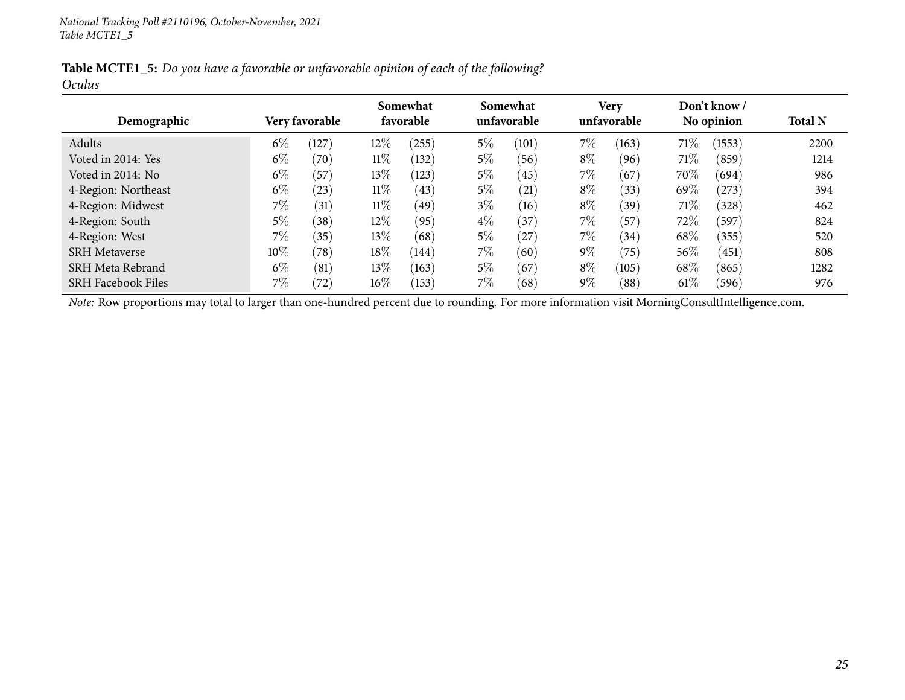**Table MCTE1_5:** *Do you have a favorable or unfavorable opinion of each of the following?*
*Oculus*

| Demographic | Very favorable | | Somewhat favorable | | Somewhat unfavorable | | Very unfavorable | | Don't know / No opinion | | Total N |
|---|---|---|---|---|---|---|---|---|---|---|---|
| Adults | 6% | (127) | 12% | (255) | 5% | (101) | 7% | (163) | 71% | (1553) | 2200 |
| Voted in 2014: Yes | 6% | (70) | 11% | (132) | 5% | (56) | 8% | (96) | 71% | (859) | 1214 |
| Voted in 2014: No | 6% | (57) | 13% | (123) | 5% | (45) | 7% | (67) | 70% | (694) | 986 |
| 4-Region: Northeast | 6% | (23) | 11% | (43) | 5% | (21) | 8% | (33) | 69% | (273) | 394 |
| 4-Region: Midwest | 7% | (31) | 11% | (49) | 3% | (16) | 8% | (39) | 71% | (328) | 462 |
| 4-Region: South | 5% | (38) | 12% | (95) | 4% | (37) | 7% | (57) | 72% | (597) | 824 |
| 4-Region: West | 7% | (35) | 13% | (68) | 5% | (27) | 7% | (34) | 68% | (355) | 520 |
| SRH Metaverse | 10% | (78) | 18% | (144) | 7% | (60) | 9% | (75) | 56% | (451) | 808 |
| SRH Meta Rebrand | 6% | (81) | 13% | (163) | 5% | (67) | 8% | (105) | 68% | (865) | 1282 |
| SRH Facebook Files | 7% | (72) | 16% | (153) | 7% | (68) | 9% | (88) | 61% | (596) | 976 |

*Note:* Row proportions may total to larger than one-hundred percent due to rounding. For more information visit MorningConsultIntelligence.com.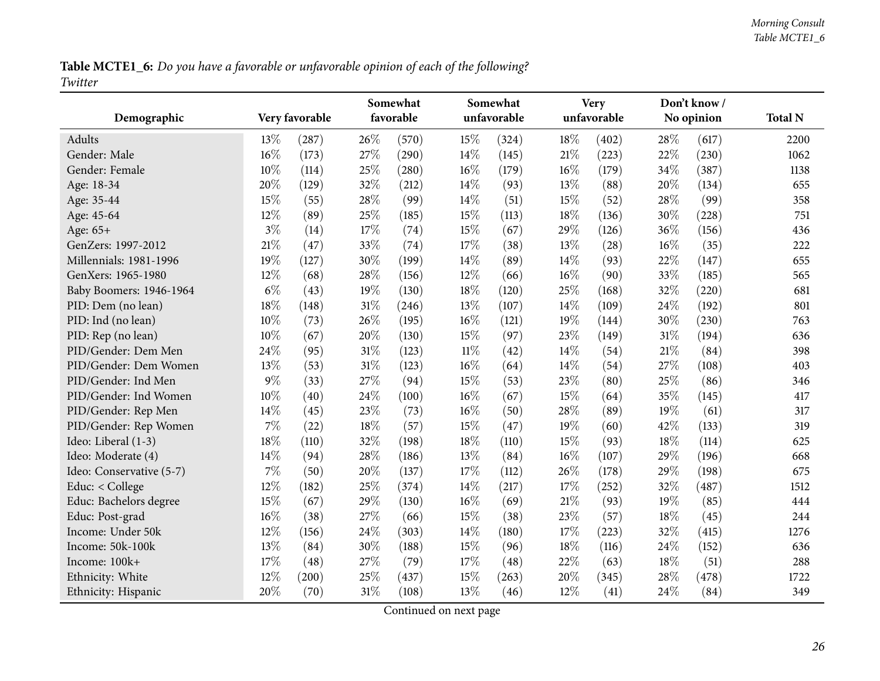**Table MCTE1_6:** *Do you have a favorable or unfavorable opinion of each of the following?*
*Twitter*

| Demographic | Very favorable | | Somewhat favorable | | Somewhat unfavorable | | Very unfavorable | | Don't know / No opinion | | Total N |
|---|---|---|---|---|---|---|---|---|---|---|---|
| Adults | 13% | (287) | 26% | (570) | 15% | (324) | 18% | (402) | 28% | (617) | 2200 |
| Gender: Male | 16% | (173) | 27% | (290) | 14% | (145) | 21% | (223) | 22% | (230) | 1062 |
| Gender: Female | 10% | (114) | 25% | (280) | 16% | (179) | 16% | (179) | 34% | (387) | 1138 |
| Age: 18-34 | 20% | (129) | 32% | (212) | 14% | (93) | 13% | (88) | 20% | (134) | 655 |
| Age: 35-44 | 15% | (55) | 28% | (99) | 14% | (51) | 15% | (52) | 28% | (99) | 358 |
| Age: 45-64 | 12% | (89) | 25% | (185) | 15% | (113) | 18% | (136) | 30% | (228) | 751 |
| Age: 65+ | 3% | (14) | 17% | (74) | 15% | (67) | 29% | (126) | 36% | (156) | 436 |
| GenZers: 1997-2012 | 21% | (47) | 33% | (74) | 17% | (38) | 13% | (28) | 16% | (35) | 222 |
| Millennials: 1981-1996 | 19% | (127) | 30% | (199) | 14% | (89) | 14% | (93) | 22% | (147) | 655 |
| GenXers: 1965-1980 | 12% | (68) | 28% | (156) | 12% | (66) | 16% | (90) | 33% | (185) | 565 |
| Baby Boomers: 1946-1964 | 6% | (43) | 19% | (130) | 18% | (120) | 25% | (168) | 32% | (220) | 681 |
| PID: Dem (no lean) | 18% | (148) | 31% | (246) | 13% | (107) | 14% | (109) | 24% | (192) | 801 |
| PID: Ind (no lean) | 10% | (73) | 26% | (195) | 16% | (121) | 19% | (144) | 30% | (230) | 763 |
| PID: Rep (no lean) | 10% | (67) | 20% | (130) | 15% | (97) | 23% | (149) | 31% | (194) | 636 |
| PID/Gender: Dem Men | 24% | (95) | 31% | (123) | 11% | (42) | 14% | (54) | 21% | (84) | 398 |
| PID/Gender: Dem Women | 13% | (53) | 31% | (123) | 16% | (64) | 14% | (54) | 27% | (108) | 403 |
| PID/Gender: Ind Men | 9% | (33) | 27% | (94) | 15% | (53) | 23% | (80) | 25% | (86) | 346 |
| PID/Gender: Ind Women | 10% | (40) | 24% | (100) | 16% | (67) | 15% | (64) | 35% | (145) | 417 |
| PID/Gender: Rep Men | 14% | (45) | 23% | (73) | 16% | (50) | 28% | (89) | 19% | (61) | 317 |
| PID/Gender: Rep Women | 7% | (22) | 18% | (57) | 15% | (47) | 19% | (60) | 42% | (133) | 319 |
| Ideo: Liberal (1-3) | 18% | (110) | 32% | (198) | 18% | (110) | 15% | (93) | 18% | (114) | 625 |
| Ideo: Moderate (4) | 14% | (94) | 28% | (186) | 13% | (84) | 16% | (107) | 29% | (196) | 668 |
| Ideo: Conservative (5-7) | 7% | (50) | 20% | (137) | 17% | (112) | 26% | (178) | 29% | (198) | 675 |
| Educ: < College | 12% | (182) | 25% | (374) | 14% | (217) | 17% | (252) | 32% | (487) | 1512 |
| Educ: Bachelors degree | 15% | (67) | 29% | (130) | 16% | (69) | 21% | (93) | 19% | (85) | 444 |
| Educ: Post-grad | 16% | (38) | 27% | (66) | 15% | (38) | 23% | (57) | 18% | (45) | 244 |
| Income: Under 50k | 12% | (156) | 24% | (303) | 14% | (180) | 17% | (223) | 32% | (415) | 1276 |
| Income: 50k-100k | 13% | (84) | 30% | (188) | 15% | (96) | 18% | (116) | 24% | (152) | 636 |
| Income: 100k+ | 17% | (48) | 27% | (79) | 17% | (48) | 22% | (63) | 18% | (51) | 288 |
| Ethnicity: White | 12% | (200) | 25% | (437) | 15% | (263) | 20% | (345) | 28% | (478) | 1722 |
| Ethnicity: Hispanic | 20% | (70) | 31% | (108) | 13% | (46) | 12% | (41) | 24% | (84) | 349 |

Continued on next page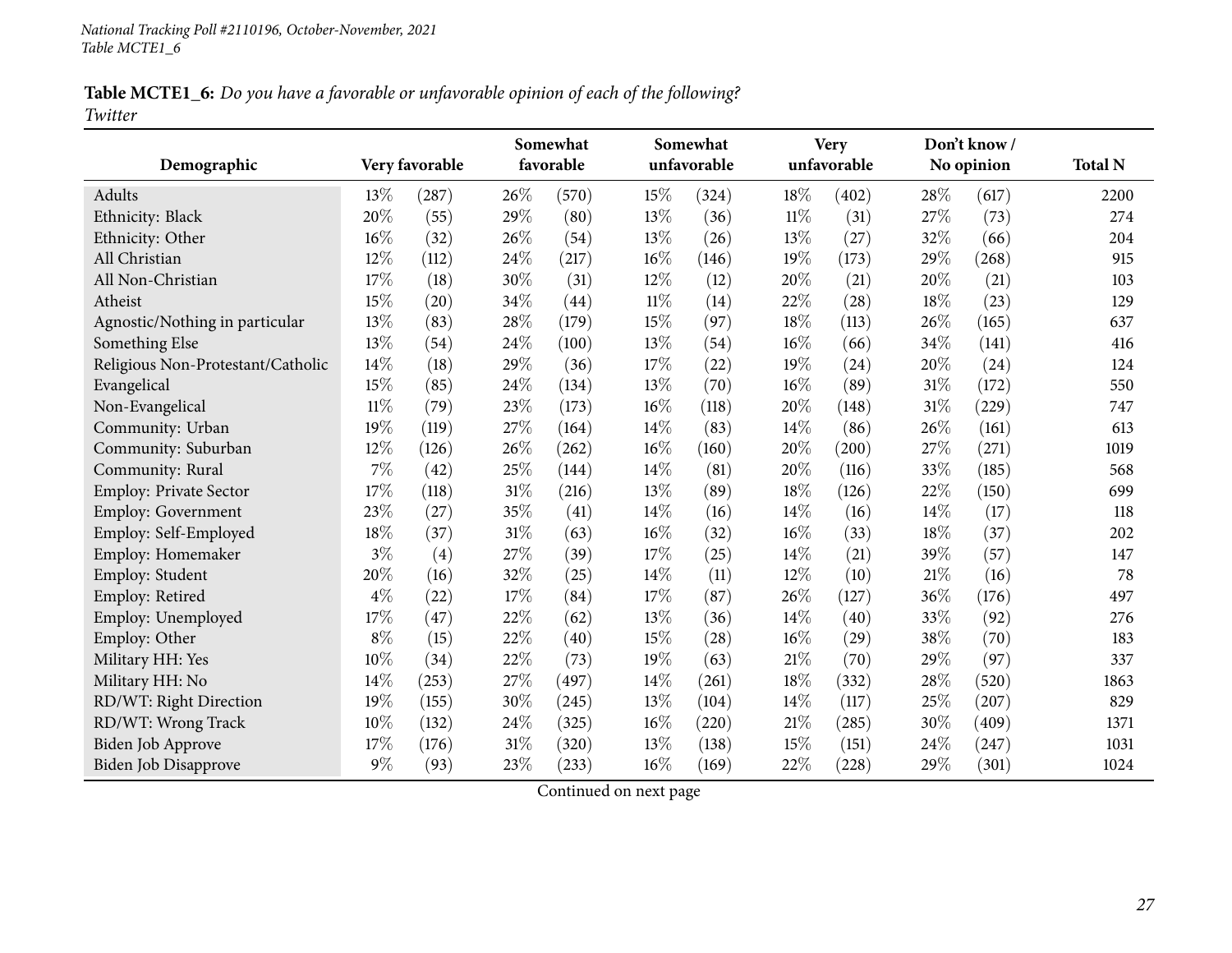*National Tracking Poll #2110196, October-November, 2021*
*Table MCTE1_6*

**Table MCTE1_6:** *Do you have a favorable or unfavorable opinion of each of the following?*
*Twitter*

| Demographic | Very favorable | | Somewhat favorable | | Somewhat unfavorable | | Very unfavorable | | Don't know / No opinion | | Total N |
|---|---|---|---|---|---|---|---|---|---|---|---|
| Adults | 13% | (287) | 26% | (570) | 15% | (324) | 18% | (402) | 28% | (617) | 2200 |
| Ethnicity: Black | 20% | (55) | 29% | (80) | 13% | (36) | 11% | (31) | 27% | (73) | 274 |
| Ethnicity: Other | 16% | (32) | 26% | (54) | 13% | (26) | 13% | (27) | 32% | (66) | 204 |
| All Christian | 12% | (112) | 24% | (217) | 16% | (146) | 19% | (173) | 29% | (268) | 915 |
| All Non-Christian | 17% | (18) | 30% | (31) | 12% | (12) | 20% | (21) | 20% | (21) | 103 |
| Atheist | 15% | (20) | 34% | (44) | 11% | (14) | 22% | (28) | 18% | (23) | 129 |
| Agnostic/Nothing in particular | 13% | (83) | 28% | (179) | 15% | (97) | 18% | (113) | 26% | (165) | 637 |
| Something Else | 13% | (54) | 24% | (100) | 13% | (54) | 16% | (66) | 34% | (141) | 416 |
| Religious Non-Protestant/Catholic | 14% | (18) | 29% | (36) | 17% | (22) | 19% | (24) | 20% | (24) | 124 |
| Evangelical | 15% | (85) | 24% | (134) | 13% | (70) | 16% | (89) | 31% | (172) | 550 |
| Non-Evangelical | 11% | (79) | 23% | (173) | 16% | (118) | 20% | (148) | 31% | (229) | 747 |
| Community: Urban | 19% | (119) | 27% | (164) | 14% | (83) | 14% | (86) | 26% | (161) | 613 |
| Community: Suburban | 12% | (126) | 26% | (262) | 16% | (160) | 20% | (200) | 27% | (271) | 1019 |
| Community: Rural | 7% | (42) | 25% | (144) | 14% | (81) | 20% | (116) | 33% | (185) | 568 |
| Employ: Private Sector | 17% | (118) | 31% | (216) | 13% | (89) | 18% | (126) | 22% | (150) | 699 |
| Employ: Government | 23% | (27) | 35% | (41) | 14% | (16) | 14% | (16) | 14% | (17) | 118 |
| Employ: Self-Employed | 18% | (37) | 31% | (63) | 16% | (32) | 16% | (33) | 18% | (37) | 202 |
| Employ: Homemaker | 3% | (4) | 27% | (39) | 17% | (25) | 14% | (21) | 39% | (57) | 147 |
| Employ: Student | 20% | (16) | 32% | (25) | 14% | (11) | 12% | (10) | 21% | (16) | 78 |
| Employ: Retired | 4% | (22) | 17% | (84) | 17% | (87) | 26% | (127) | 36% | (176) | 497 |
| Employ: Unemployed | 17% | (47) | 22% | (62) | 13% | (36) | 14% | (40) | 33% | (92) | 276 |
| Employ: Other | 8% | (15) | 22% | (40) | 15% | (28) | 16% | (29) | 38% | (70) | 183 |
| Military HH: Yes | 10% | (34) | 22% | (73) | 19% | (63) | 21% | (70) | 29% | (97) | 337 |
| Military HH: No | 14% | (253) | 27% | (497) | 14% | (261) | 18% | (332) | 28% | (520) | 1863 |
| RD/WT: Right Direction | 19% | (155) | 30% | (245) | 13% | (104) | 14% | (117) | 25% | (207) | 829 |
| RD/WT: Wrong Track | 10% | (132) | 24% | (325) | 16% | (220) | 21% | (285) | 30% | (409) | 1371 |
| Biden Job Approve | 17% | (176) | 31% | (320) | 13% | (138) | 15% | (151) | 24% | (247) | 1031 |
| Biden Job Disapprove | 9% | (93) | 23% | (233) | 16% | (169) | 22% | (228) | 29% | (301) | 1024 |

Continued on next page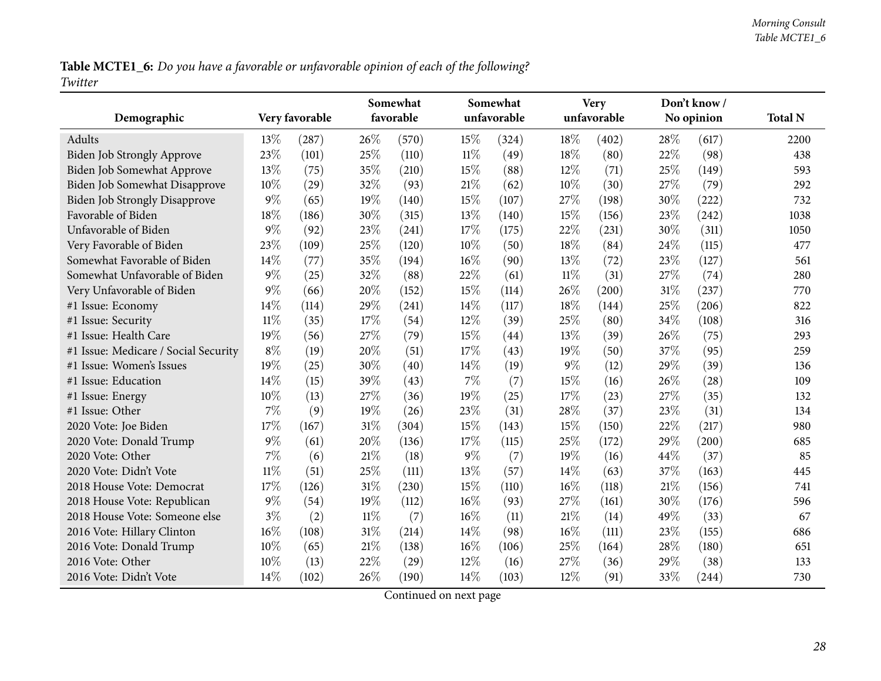**Table MCTE1_6:** *Do you have a favorable or unfavorable opinion of each of the following?*
*Twitter*

| Demographic | Very favorable | | Somewhat favorable | | Somewhat unfavorable | | Very unfavorable | | Don't know / No opinion | | Total N |
|---|---|---|---|---|---|---|---|---|---|---|---|
| Adults | 13% | (287) | 26% | (570) | 15% | (324) | 18% | (402) | 28% | (617) | 2200 |
| Biden Job Strongly Approve | 23% | (101) | 25% | (110) | 11% | (49) | 18% | (80) | 22% | (98) | 438 |
| Biden Job Somewhat Approve | 13% | (75) | 35% | (210) | 15% | (88) | 12% | (71) | 25% | (149) | 593 |
| Biden Job Somewhat Disapprove | 10% | (29) | 32% | (93) | 21% | (62) | 10% | (30) | 27% | (79) | 292 |
| Biden Job Strongly Disapprove | 9% | (65) | 19% | (140) | 15% | (107) | 27% | (198) | 30% | (222) | 732 |
| Favorable of Biden | 18% | (186) | 30% | (315) | 13% | (140) | 15% | (156) | 23% | (242) | 1038 |
| Unfavorable of Biden | 9% | (92) | 23% | (241) | 17% | (175) | 22% | (231) | 30% | (311) | 1050 |
| Very Favorable of Biden | 23% | (109) | 25% | (120) | 10% | (50) | 18% | (84) | 24% | (115) | 477 |
| Somewhat Favorable of Biden | 14% | (77) | 35% | (194) | 16% | (90) | 13% | (72) | 23% | (127) | 561 |
| Somewhat Unfavorable of Biden | 9% | (25) | 32% | (88) | 22% | (61) | 11% | (31) | 27% | (74) | 280 |
| Very Unfavorable of Biden | 9% | (66) | 20% | (152) | 15% | (114) | 26% | (200) | 31% | (237) | 770 |
| #1 Issue: Economy | 14% | (114) | 29% | (241) | 14% | (117) | 18% | (144) | 25% | (206) | 822 |
| #1 Issue: Security | 11% | (35) | 17% | (54) | 12% | (39) | 25% | (80) | 34% | (108) | 316 |
| #1 Issue: Health Care | 19% | (56) | 27% | (79) | 15% | (44) | 13% | (39) | 26% | (75) | 293 |
| #1 Issue: Medicare / Social Security | 8% | (19) | 20% | (51) | 17% | (43) | 19% | (50) | 37% | (95) | 259 |
| #1 Issue: Women's Issues | 19% | (25) | 30% | (40) | 14% | (19) | 9% | (12) | 29% | (39) | 136 |
| #1 Issue: Education | 14% | (15) | 39% | (43) | 7% | (7) | 15% | (16) | 26% | (28) | 109 |
| #1 Issue: Energy | 10% | (13) | 27% | (36) | 19% | (25) | 17% | (23) | 27% | (35) | 132 |
| #1 Issue: Other | 7% | (9) | 19% | (26) | 23% | (31) | 28% | (37) | 23% | (31) | 134 |
| 2020 Vote: Joe Biden | 17% | (167) | 31% | (304) | 15% | (143) | 15% | (150) | 22% | (217) | 980 |
| 2020 Vote: Donald Trump | 9% | (61) | 20% | (136) | 17% | (115) | 25% | (172) | 29% | (200) | 685 |
| 2020 Vote: Other | 7% | (6) | 21% | (18) | 9% | (7) | 19% | (16) | 44% | (37) | 85 |
| 2020 Vote: Didn't Vote | 11% | (51) | 25% | (111) | 13% | (57) | 14% | (63) | 37% | (163) | 445 |
| 2018 House Vote: Democrat | 17% | (126) | 31% | (230) | 15% | (110) | 16% | (118) | 21% | (156) | 741 |
| 2018 House Vote: Republican | 9% | (54) | 19% | (112) | 16% | (93) | 27% | (161) | 30% | (176) | 596 |
| 2018 House Vote: Someone else | 3% | (2) | 11% | (7) | 16% | (11) | 21% | (14) | 49% | (33) | 67 |
| 2016 Vote: Hillary Clinton | 16% | (108) | 31% | (214) | 14% | (98) | 16% | (111) | 23% | (155) | 686 |
| 2016 Vote: Donald Trump | 10% | (65) | 21% | (138) | 16% | (106) | 25% | (164) | 28% | (180) | 651 |
| 2016 Vote: Other | 10% | (13) | 22% | (29) | 12% | (16) | 27% | (36) | 29% | (38) | 133 |
| 2016 Vote: Didn't Vote | 14% | (102) | 26% | (190) | 14% | (103) | 12% | (91) | 33% | (244) | 730 |

Continued on next page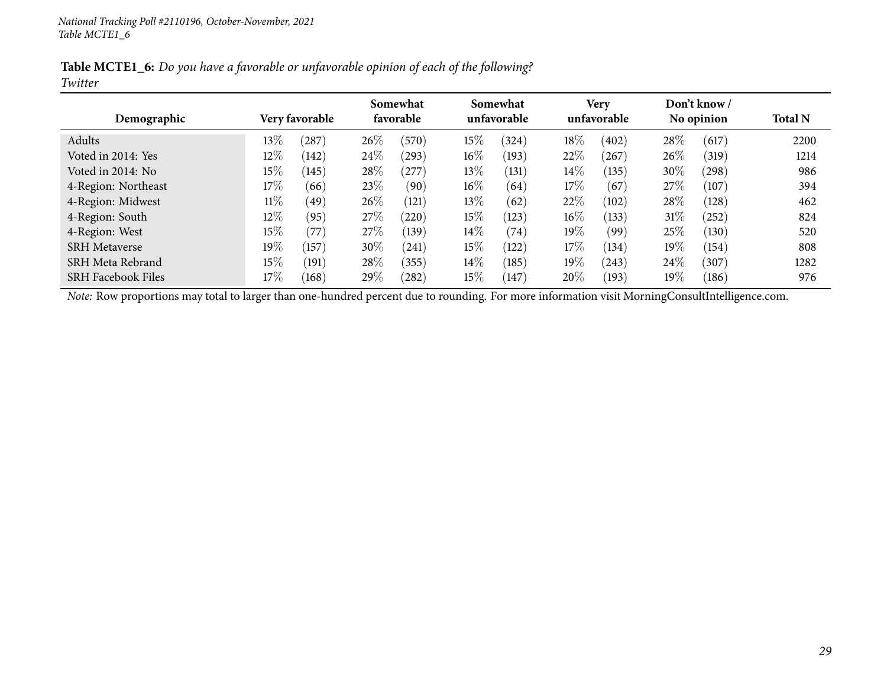**Table MCTE1_6:** *Do you have a favorable or unfavorable opinion of each of the following?*
*Twitter*

| Demographic | Very favorable | | Somewhat favorable | | Somewhat unfavorable | | Very unfavorable | | Don't know / No opinion | | Total N |
|---|---|---|---|---|---|---|---|---|---|---|---|
| Adults | 13% | (287) | 26% | (570) | 15% | (324) | 18% | (402) | 28% | (617) | 2200 |
| Voted in 2014: Yes | 12% | (142) | 24% | (293) | 16% | (193) | 22% | (267) | 26% | (319) | 1214 |
| Voted in 2014: No | 15% | (145) | 28% | (277) | 13% | (131) | 14% | (135) | 30% | (298) | 986 |
| 4-Region: Northeast | 17% | (66) | 23% | (90) | 16% | (64) | 17% | (67) | 27% | (107) | 394 |
| 4-Region: Midwest | 11% | (49) | 26% | (121) | 13% | (62) | 22% | (102) | 28% | (128) | 462 |
| 4-Region: South | 12% | (95) | 27% | (220) | 15% | (123) | 16% | (133) | 31% | (252) | 824 |
| 4-Region: West | 15% | (77) | 27% | (139) | 14% | (74) | 19% | (99) | 25% | (130) | 520 |
| SRH Metaverse | 19% | (157) | 30% | (241) | 15% | (122) | 17% | (134) | 19% | (154) | 808 |
| SRH Meta Rebrand | 15% | (191) | 28% | (355) | 14% | (185) | 19% | (243) | 24% | (307) | 1282 |
| SRH Facebook Files | 17% | (168) | 29% | (282) | 15% | (147) | 20% | (193) | 19% | (186) | 976 |

*Note:* Row proportions may total to larger than one-hundred percent due to rounding. For more information visit MorningConsultIntelligence.com.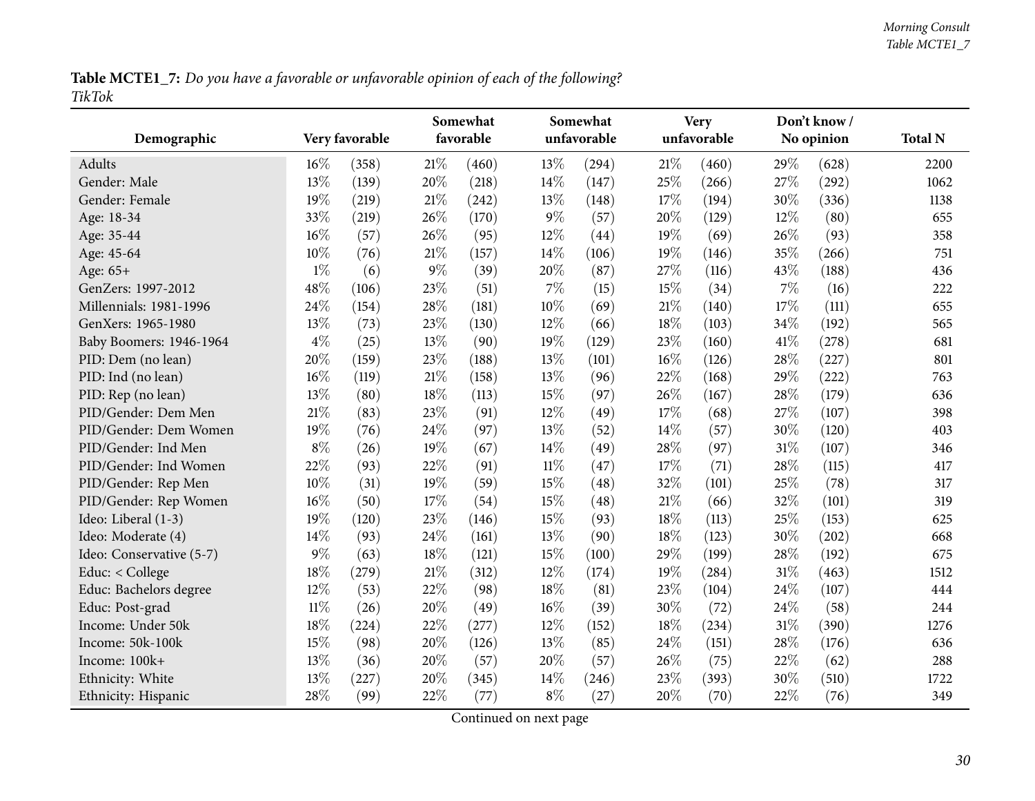**Table MCTE1_7:** *Do you have a favorable or unfavorable opinion of each of the following?*
*TikTok*

| Demographic | Very favorable | | Somewhat favorable | | Somewhat unfavorable | | Very unfavorable | | Don't know / No opinion | | Total N |
|---|---|---|---|---|---|---|---|---|---|---|---|
| Adults | 16% | (358) | 21% | (460) | 13% | (294) | 21% | (460) | 29% | (628) | 2200 |
| Gender: Male | 13% | (139) | 20% | (218) | 14% | (147) | 25% | (266) | 27% | (292) | 1062 |
| Gender: Female | 19% | (219) | 21% | (242) | 13% | (148) | 17% | (194) | 30% | (336) | 1138 |
| Age: 18-34 | 33% | (219) | 26% | (170) | 9% | (57) | 20% | (129) | 12% | (80) | 655 |
| Age: 35-44 | 16% | (57) | 26% | (95) | 12% | (44) | 19% | (69) | 26% | (93) | 358 |
| Age: 45-64 | 10% | (76) | 21% | (157) | 14% | (106) | 19% | (146) | 35% | (266) | 751 |
| Age: 65+ | 1% | (6) | 9% | (39) | 20% | (87) | 27% | (116) | 43% | (188) | 436 |
| GenZers: 1997-2012 | 48% | (106) | 23% | (51) | 7% | (15) | 15% | (34) | 7% | (16) | 222 |
| Millennials: 1981-1996 | 24% | (154) | 28% | (181) | 10% | (69) | 21% | (140) | 17% | (111) | 655 |
| GenXers: 1965-1980 | 13% | (73) | 23% | (130) | 12% | (66) | 18% | (103) | 34% | (192) | 565 |
| Baby Boomers: 1946-1964 | 4% | (25) | 13% | (90) | 19% | (129) | 23% | (160) | 41% | (278) | 681 |
| PID: Dem (no lean) | 20% | (159) | 23% | (188) | 13% | (101) | 16% | (126) | 28% | (227) | 801 |
| PID: Ind (no lean) | 16% | (119) | 21% | (158) | 13% | (96) | 22% | (168) | 29% | (222) | 763 |
| PID: Rep (no lean) | 13% | (80) | 18% | (113) | 15% | (97) | 26% | (167) | 28% | (179) | 636 |
| PID/Gender: Dem Men | 21% | (83) | 23% | (91) | 12% | (49) | 17% | (68) | 27% | (107) | 398 |
| PID/Gender: Dem Women | 19% | (76) | 24% | (97) | 13% | (52) | 14% | (57) | 30% | (120) | 403 |
| PID/Gender: Ind Men | 8% | (26) | 19% | (67) | 14% | (49) | 28% | (97) | 31% | (107) | 346 |
| PID/Gender: Ind Women | 22% | (93) | 22% | (91) | 11% | (47) | 17% | (71) | 28% | (115) | 417 |
| PID/Gender: Rep Men | 10% | (31) | 19% | (59) | 15% | (48) | 32% | (101) | 25% | (78) | 317 |
| PID/Gender: Rep Women | 16% | (50) | 17% | (54) | 15% | (48) | 21% | (66) | 32% | (101) | 319 |
| Ideo: Liberal (1-3) | 19% | (120) | 23% | (146) | 15% | (93) | 18% | (113) | 25% | (153) | 625 |
| Ideo: Moderate (4) | 14% | (93) | 24% | (161) | 13% | (90) | 18% | (123) | 30% | (202) | 668 |
| Ideo: Conservative (5-7) | 9% | (63) | 18% | (121) | 15% | (100) | 29% | (199) | 28% | (192) | 675 |
| Educ: < College | 18% | (279) | 21% | (312) | 12% | (174) | 19% | (284) | 31% | (463) | 1512 |
| Educ: Bachelors degree | 12% | (53) | 22% | (98) | 18% | (81) | 23% | (104) | 24% | (107) | 444 |
| Educ: Post-grad | 11% | (26) | 20% | (49) | 16% | (39) | 30% | (72) | 24% | (58) | 244 |
| Income: Under 50k | 18% | (224) | 22% | (277) | 12% | (152) | 18% | (234) | 31% | (390) | 1276 |
| Income: 50k-100k | 15% | (98) | 20% | (126) | 13% | (85) | 24% | (151) | 28% | (176) | 636 |
| Income: 100k+ | 13% | (36) | 20% | (57) | 20% | (57) | 26% | (75) | 22% | (62) | 288 |
| Ethnicity: White | 13% | (227) | 20% | (345) | 14% | (246) | 23% | (393) | 30% | (510) | 1722 |
| Ethnicity: Hispanic | 28% | (99) | 22% | (77) | 8% | (27) | 20% | (70) | 22% | (76) | 349 |

Continued on next page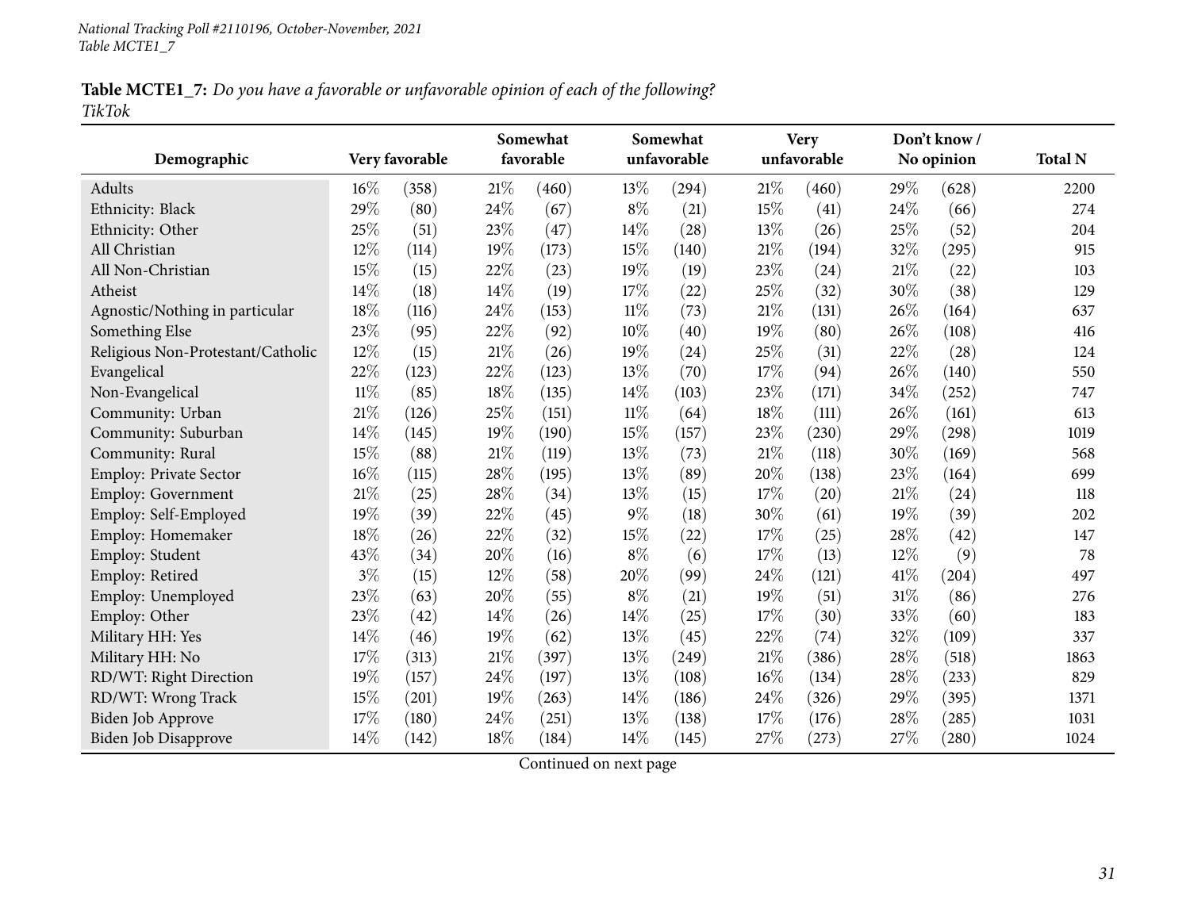National Tracking Poll #2110196, October-November, 2021
Table MCTE1_7

**Table MCTE1_7:** *Do you have a favorable or unfavorable opinion of each of the following?*
*TikTok*

| Demographic | Very favorable | | Somewhat favorable | | Somewhat unfavorable | | Very unfavorable | | Don't know / No opinion | | Total N |
|---|---|---|---|---|---|---|---|---|---|---|---|
| Adults | 16% | (358) | 21% | (460) | 13% | (294) | 21% | (460) | 29% | (628) | 2200 |
| Ethnicity: Black | 29% | (80) | 24% | (67) | 8% | (21) | 15% | (41) | 24% | (66) | 274 |
| Ethnicity: Other | 25% | (51) | 23% | (47) | 14% | (28) | 13% | (26) | 25% | (52) | 204 |
| All Christian | 12% | (114) | 19% | (173) | 15% | (140) | 21% | (194) | 32% | (295) | 915 |
| All Non-Christian | 15% | (15) | 22% | (23) | 19% | (19) | 23% | (24) | 21% | (22) | 103 |
| Atheist | 14% | (18) | 14% | (19) | 17% | (22) | 25% | (32) | 30% | (38) | 129 |
| Agnostic/Nothing in particular | 18% | (116) | 24% | (153) | 11% | (73) | 21% | (131) | 26% | (164) | 637 |
| Something Else | 23% | (95) | 22% | (92) | 10% | (40) | 19% | (80) | 26% | (108) | 416 |
| Religious Non-Protestant/Catholic | 12% | (15) | 21% | (26) | 19% | (24) | 25% | (31) | 22% | (28) | 124 |
| Evangelical | 22% | (123) | 22% | (123) | 13% | (70) | 17% | (94) | 26% | (140) | 550 |
| Non-Evangelical | 11% | (85) | 18% | (135) | 14% | (103) | 23% | (171) | 34% | (252) | 747 |
| Community: Urban | 21% | (126) | 25% | (151) | 11% | (64) | 18% | (111) | 26% | (161) | 613 |
| Community: Suburban | 14% | (145) | 19% | (190) | 15% | (157) | 23% | (230) | 29% | (298) | 1019 |
| Community: Rural | 15% | (88) | 21% | (119) | 13% | (73) | 21% | (118) | 30% | (169) | 568 |
| Employ: Private Sector | 16% | (115) | 28% | (195) | 13% | (89) | 20% | (138) | 23% | (164) | 699 |
| Employ: Government | 21% | (25) | 28% | (34) | 13% | (15) | 17% | (20) | 21% | (24) | 118 |
| Employ: Self-Employed | 19% | (39) | 22% | (45) | 9% | (18) | 30% | (61) | 19% | (39) | 202 |
| Employ: Homemaker | 18% | (26) | 22% | (32) | 15% | (22) | 17% | (25) | 28% | (42) | 147 |
| Employ: Student | 43% | (34) | 20% | (16) | 8% | (6) | 17% | (13) | 12% | (9) | 78 |
| Employ: Retired | 3% | (15) | 12% | (58) | 20% | (99) | 24% | (121) | 41% | (204) | 497 |
| Employ: Unemployed | 23% | (63) | 20% | (55) | 8% | (21) | 19% | (51) | 31% | (86) | 276 |
| Employ: Other | 23% | (42) | 14% | (26) | 14% | (25) | 17% | (30) | 33% | (60) | 183 |
| Military HH: Yes | 14% | (46) | 19% | (62) | 13% | (45) | 22% | (74) | 32% | (109) | 337 |
| Military HH: No | 17% | (313) | 21% | (397) | 13% | (249) | 21% | (386) | 28% | (518) | 1863 |
| RD/WT: Right Direction | 19% | (157) | 24% | (197) | 13% | (108) | 16% | (134) | 28% | (233) | 829 |
| RD/WT: Wrong Track | 15% | (201) | 19% | (263) | 14% | (186) | 24% | (326) | 29% | (395) | 1371 |
| Biden Job Approve | 17% | (180) | 24% | (251) | 13% | (138) | 17% | (176) | 28% | (285) | 1031 |
| Biden Job Disapprove | 14% | (142) | 18% | (184) | 14% | (145) | 27% | (273) | 27% | (280) | 1024 |

Continued on next page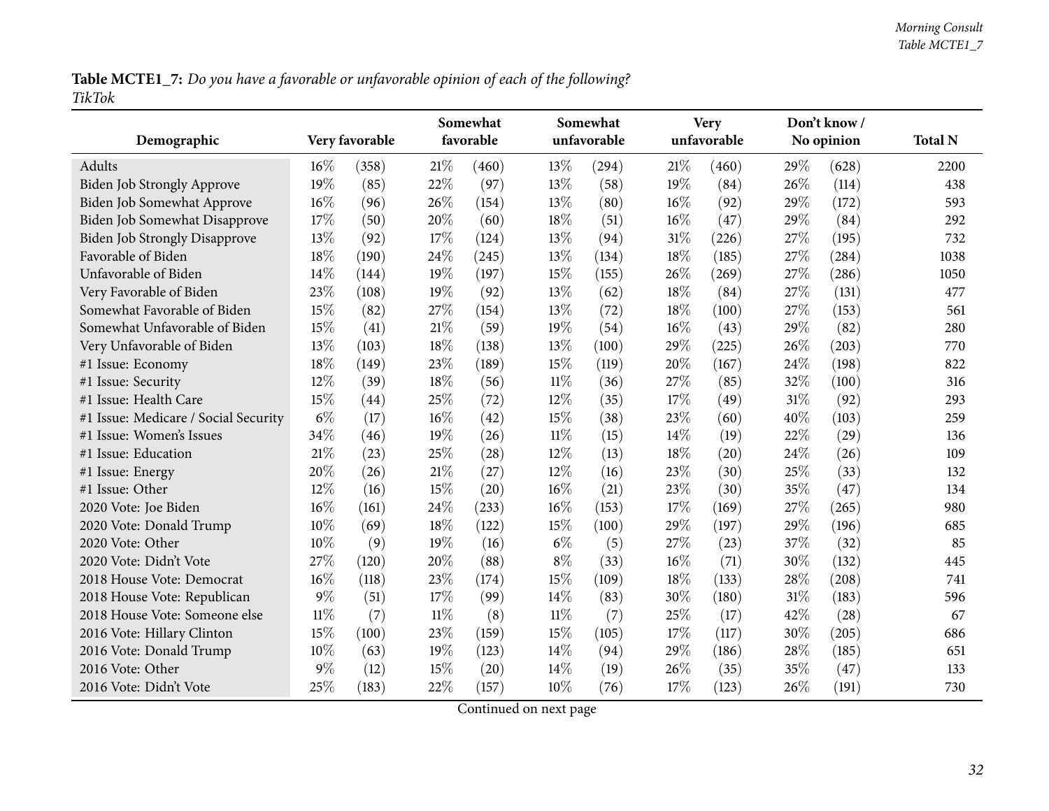**Table MCTE1_7:** *Do you have a favorable or unfavorable opinion of each of the following?*
*TikTok*

| Demographic | Very favorable | | Somewhat favorable | | Somewhat unfavorable | | Very unfavorable | | Don't know / No opinion | | Total N |
|---|---|---|---|---|---|---|---|---|---|---|---|
| Adults | 16% | (358) | 21% | (460) | 13% | (294) | 21% | (460) | 29% | (628) | 2200 |
| Biden Job Strongly Approve | 19% | (85) | 22% | (97) | 13% | (58) | 19% | (84) | 26% | (114) | 438 |
| Biden Job Somewhat Approve | 16% | (96) | 26% | (154) | 13% | (80) | 16% | (92) | 29% | (172) | 593 |
| Biden Job Somewhat Disapprove | 17% | (50) | 20% | (60) | 18% | (51) | 16% | (47) | 29% | (84) | 292 |
| Biden Job Strongly Disapprove | 13% | (92) | 17% | (124) | 13% | (94) | 31% | (226) | 27% | (195) | 732 |
| Favorable of Biden | 18% | (190) | 24% | (245) | 13% | (134) | 18% | (185) | 27% | (284) | 1038 |
| Unfavorable of Biden | 14% | (144) | 19% | (197) | 15% | (155) | 26% | (269) | 27% | (286) | 1050 |
| Very Favorable of Biden | 23% | (108) | 19% | (92) | 13% | (62) | 18% | (84) | 27% | (131) | 477 |
| Somewhat Favorable of Biden | 15% | (82) | 27% | (154) | 13% | (72) | 18% | (100) | 27% | (153) | 561 |
| Somewhat Unfavorable of Biden | 15% | (41) | 21% | (59) | 19% | (54) | 16% | (43) | 29% | (82) | 280 |
| Very Unfavorable of Biden | 13% | (103) | 18% | (138) | 13% | (100) | 29% | (225) | 26% | (203) | 770 |
| #1 Issue: Economy | 18% | (149) | 23% | (189) | 15% | (119) | 20% | (167) | 24% | (198) | 822 |
| #1 Issue: Security | 12% | (39) | 18% | (56) | 11% | (36) | 27% | (85) | 32% | (100) | 316 |
| #1 Issue: Health Care | 15% | (44) | 25% | (72) | 12% | (35) | 17% | (49) | 31% | (92) | 293 |
| #1 Issue: Medicare / Social Security | 6% | (17) | 16% | (42) | 15% | (38) | 23% | (60) | 40% | (103) | 259 |
| #1 Issue: Women's Issues | 34% | (46) | 19% | (26) | 11% | (15) | 14% | (19) | 22% | (29) | 136 |
| #1 Issue: Education | 21% | (23) | 25% | (28) | 12% | (13) | 18% | (20) | 24% | (26) | 109 |
| #1 Issue: Energy | 20% | (26) | 21% | (27) | 12% | (16) | 23% | (30) | 25% | (33) | 132 |
| #1 Issue: Other | 12% | (16) | 15% | (20) | 16% | (21) | 23% | (30) | 35% | (47) | 134 |
| 2020 Vote: Joe Biden | 16% | (161) | 24% | (233) | 16% | (153) | 17% | (169) | 27% | (265) | 980 |
| 2020 Vote: Donald Trump | 10% | (69) | 18% | (122) | 15% | (100) | 29% | (197) | 29% | (196) | 685 |
| 2020 Vote: Other | 10% | (9) | 19% | (16) | 6% | (5) | 27% | (23) | 37% | (32) | 85 |
| 2020 Vote: Didn't Vote | 27% | (120) | 20% | (88) | 8% | (33) | 16% | (71) | 30% | (132) | 445 |
| 2018 House Vote: Democrat | 16% | (118) | 23% | (174) | 15% | (109) | 18% | (133) | 28% | (208) | 741 |
| 2018 House Vote: Republican | 9% | (51) | 17% | (99) | 14% | (83) | 30% | (180) | 31% | (183) | 596 |
| 2018 House Vote: Someone else | 11% | (7) | 11% | (8) | 11% | (7) | 25% | (17) | 42% | (28) | 67 |
| 2016 Vote: Hillary Clinton | 15% | (100) | 23% | (159) | 15% | (105) | 17% | (117) | 30% | (205) | 686 |
| 2016 Vote: Donald Trump | 10% | (63) | 19% | (123) | 14% | (94) | 29% | (186) | 28% | (185) | 651 |
| 2016 Vote: Other | 9% | (12) | 15% | (20) | 14% | (19) | 26% | (35) | 35% | (47) | 133 |
| 2016 Vote: Didn't Vote | 25% | (183) | 22% | (157) | 10% | (76) | 17% | (123) | 26% | (191) | 730 |

Continued on next page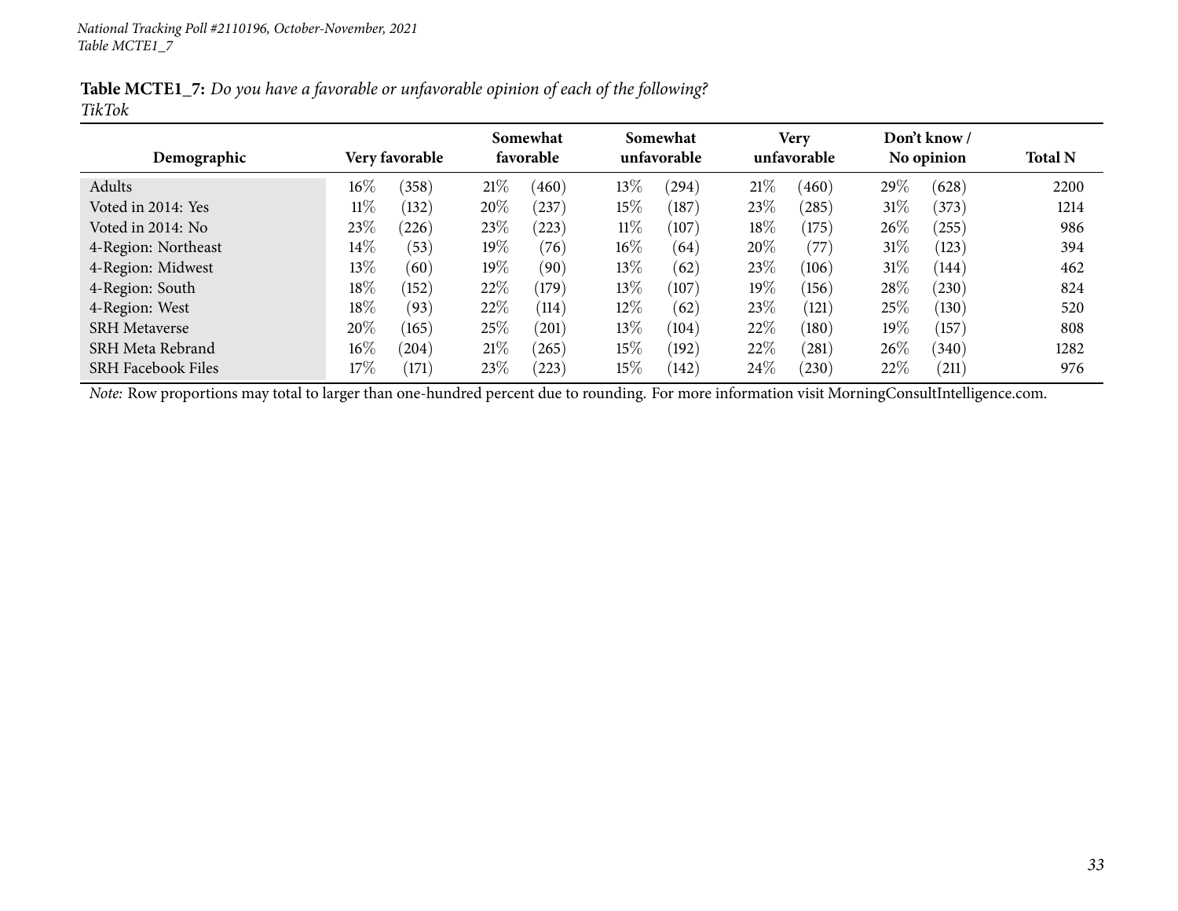*National Tracking Poll #2110196, October-November, 2021*
*Table MCTE1_7*

**Table MCTE1_7:** *Do you have a favorable or unfavorable opinion of each of the following?*
*TikTok*

| Demographic | Very favorable | | Somewhat favorable | | Somewhat unfavorable | | Very unfavorable | | Don't know / No opinion | | Total N |
|---|---|---|---|---|---|---|---|---|---|---|---|
| Adults | 16% | (358) | 21% | (460) | 13% | (294) | 21% | (460) | 29% | (628) | 2200 |
| Voted in 2014: Yes | 11% | (132) | 20% | (237) | 15% | (187) | 23% | (285) | 31% | (373) | 1214 |
| Voted in 2014: No | 23% | (226) | 23% | (223) | 11% | (107) | 18% | (175) | 26% | (255) | 986 |
| 4-Region: Northeast | 14% | (53) | 19% | (76) | 16% | (64) | 20% | (77) | 31% | (123) | 394 |
| 4-Region: Midwest | 13% | (60) | 19% | (90) | 13% | (62) | 23% | (106) | 31% | (144) | 462 |
| 4-Region: South | 18% | (152) | 22% | (179) | 13% | (107) | 19% | (156) | 28% | (230) | 824 |
| 4-Region: West | 18% | (93) | 22% | (114) | 12% | (62) | 23% | (121) | 25% | (130) | 520 |
| SRH Metaverse | 20% | (165) | 25% | (201) | 13% | (104) | 22% | (180) | 19% | (157) | 808 |
| SRH Meta Rebrand | 16% | (204) | 21% | (265) | 15% | (192) | 22% | (281) | 26% | (340) | 1282 |
| SRH Facebook Files | 17% | (171) | 23% | (223) | 15% | (142) | 24% | (230) | 22% | (211) | 976 |

*Note:* Row proportions may total to larger than one-hundred percent due to rounding. For more information visit MorningConsultIntelligence.com.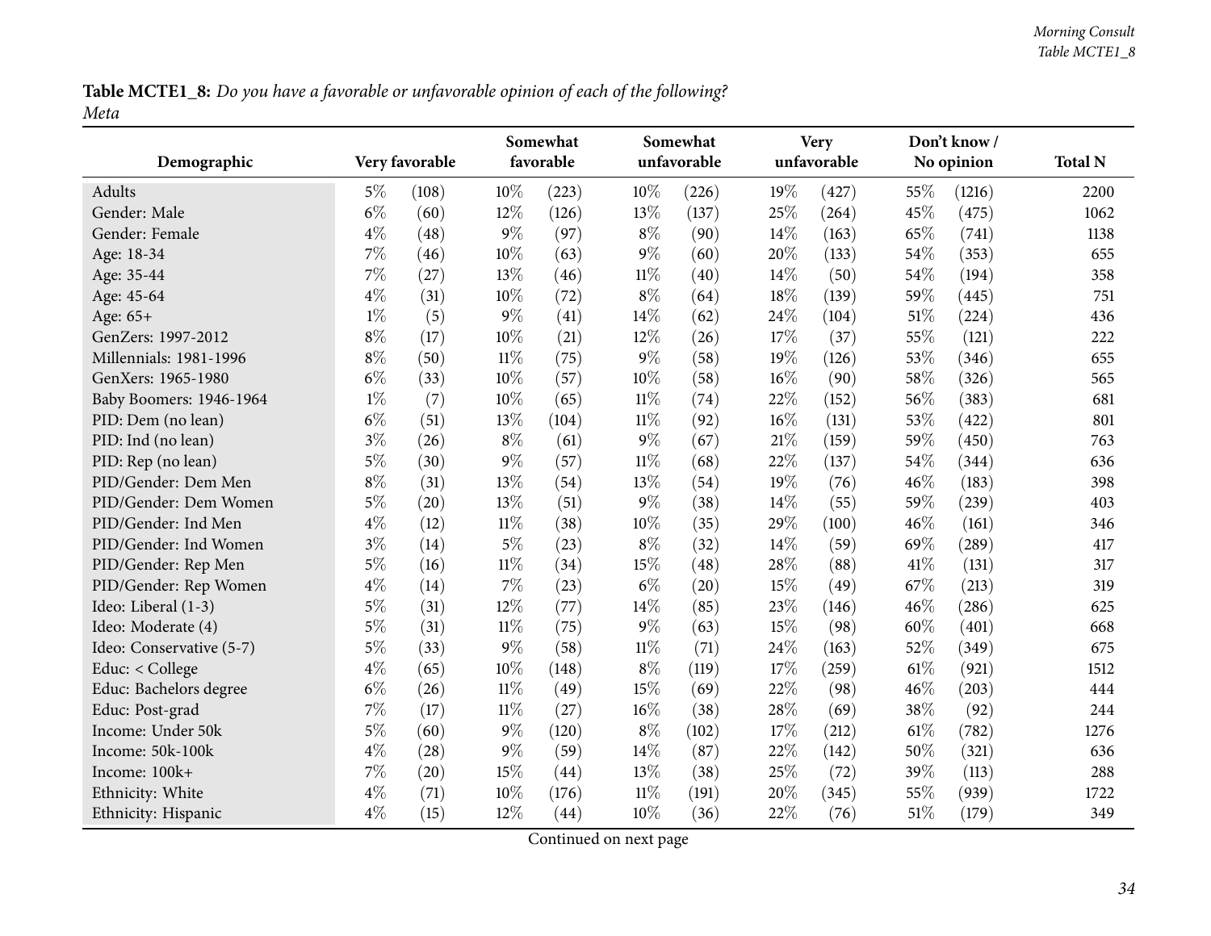**Table MCTE1_8:** *Do you have a favorable or unfavorable opinion of each of the following?*
*Meta*

| Demographic | Very favorable | | Somewhat favorable | | Somewhat unfavorable | | Very unfavorable | | Don't know / No opinion | | Total N |
|---|---|---|---|---|---|---|---|---|---|---|---|
| Adults | 5% | (108) | 10% | (223) | 10% | (226) | 19% | (427) | 55% | (1216) | 2200 |
| Gender: Male | 6% | (60) | 12% | (126) | 13% | (137) | 25% | (264) | 45% | (475) | 1062 |
| Gender: Female | 4% | (48) | 9% | (97) | 8% | (90) | 14% | (163) | 65% | (741) | 1138 |
| Age: 18-34 | 7% | (46) | 10% | (63) | 9% | (60) | 20% | (133) | 54% | (353) | 655 |
| Age: 35-44 | 7% | (27) | 13% | (46) | 11% | (40) | 14% | (50) | 54% | (194) | 358 |
| Age: 45-64 | 4% | (31) | 10% | (72) | 8% | (64) | 18% | (139) | 59% | (445) | 751 |
| Age: 65+ | 1% | (5) | 9% | (41) | 14% | (62) | 24% | (104) | 51% | (224) | 436 |
| GenZers: 1997-2012 | 8% | (17) | 10% | (21) | 12% | (26) | 17% | (37) | 55% | (121) | 222 |
| Millennials: 1981-1996 | 8% | (50) | 11% | (75) | 9% | (58) | 19% | (126) | 53% | (346) | 655 |
| GenXers: 1965-1980 | 6% | (33) | 10% | (57) | 10% | (58) | 16% | (90) | 58% | (326) | 565 |
| Baby Boomers: 1946-1964 | 1% | (7) | 10% | (65) | 11% | (74) | 22% | (152) | 56% | (383) | 681 |
| PID: Dem (no lean) | 6% | (51) | 13% | (104) | 11% | (92) | 16% | (131) | 53% | (422) | 801 |
| PID: Ind (no lean) | 3% | (26) | 8% | (61) | 9% | (67) | 21% | (159) | 59% | (450) | 763 |
| PID: Rep (no lean) | 5% | (30) | 9% | (57) | 11% | (68) | 22% | (137) | 54% | (344) | 636 |
| PID/Gender: Dem Men | 8% | (31) | 13% | (54) | 13% | (54) | 19% | (76) | 46% | (183) | 398 |
| PID/Gender: Dem Women | 5% | (20) | 13% | (51) | 9% | (38) | 14% | (55) | 59% | (239) | 403 |
| PID/Gender: Ind Men | 4% | (12) | 11% | (38) | 10% | (35) | 29% | (100) | 46% | (161) | 346 |
| PID/Gender: Ind Women | 3% | (14) | 5% | (23) | 8% | (32) | 14% | (59) | 69% | (289) | 417 |
| PID/Gender: Rep Men | 5% | (16) | 11% | (34) | 15% | (48) | 28% | (88) | 41% | (131) | 317 |
| PID/Gender: Rep Women | 4% | (14) | 7% | (23) | 6% | (20) | 15% | (49) | 67% | (213) | 319 |
| Ideo: Liberal (1-3) | 5% | (31) | 12% | (77) | 14% | (85) | 23% | (146) | 46% | (286) | 625 |
| Ideo: Moderate (4) | 5% | (31) | 11% | (75) | 9% | (63) | 15% | (98) | 60% | (401) | 668 |
| Ideo: Conservative (5-7) | 5% | (33) | 9% | (58) | 11% | (71) | 24% | (163) | 52% | (349) | 675 |
| Educ: < College | 4% | (65) | 10% | (148) | 8% | (119) | 17% | (259) | 61% | (921) | 1512 |
| Educ: Bachelors degree | 6% | (26) | 11% | (49) | 15% | (69) | 22% | (98) | 46% | (203) | 444 |
| Educ: Post-grad | 7% | (17) | 11% | (27) | 16% | (38) | 28% | (69) | 38% | (92) | 244 |
| Income: Under 50k | 5% | (60) | 9% | (120) | 8% | (102) | 17% | (212) | 61% | (782) | 1276 |
| Income: 50k-100k | 4% | (28) | 9% | (59) | 14% | (87) | 22% | (142) | 50% | (321) | 636 |
| Income: 100k+ | 7% | (20) | 15% | (44) | 13% | (38) | 25% | (72) | 39% | (113) | 288 |
| Ethnicity: White | 4% | (71) | 10% | (176) | 11% | (191) | 20% | (345) | 55% | (939) | 1722 |
| Ethnicity: Hispanic | 4% | (15) | 12% | (44) | 10% | (36) | 22% | (76) | 51% | (179) | 349 |

Continued on next page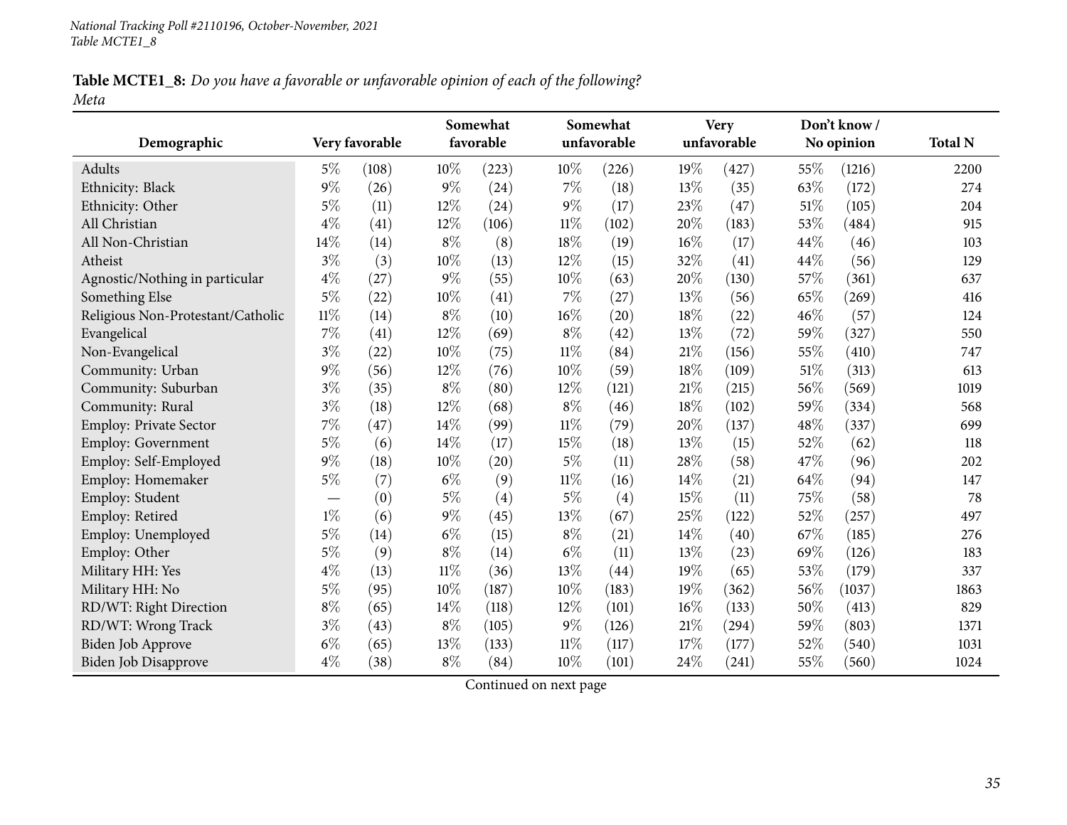*National Tracking Poll #2110196, October-November, 2021*
*Table MCTE1_8*

**Table MCTE1_8:** *Do you have a favorable or unfavorable opinion of each of the following?*
*Meta*

| Demographic | Very favorable | | Somewhat favorable | | Somewhat unfavorable | | Very unfavorable | | Don't know / No opinion | | Total N |
|---|---|---|---|---|---|---|---|---|---|---|---|
| Adults | 5% | (108) | 10% | (223) | 10% | (226) | 19% | (427) | 55% | (1216) | 2200 |
| Ethnicity: Black | 9% | (26) | 9% | (24) | 7% | (18) | 13% | (35) | 63% | (172) | 274 |
| Ethnicity: Other | 5% | (11) | 12% | (24) | 9% | (17) | 23% | (47) | 51% | (105) | 204 |
| All Christian | 4% | (41) | 12% | (106) | 11% | (102) | 20% | (183) | 53% | (484) | 915 |
| All Non-Christian | 14% | (14) | 8% | (8) | 18% | (19) | 16% | (17) | 44% | (46) | 103 |
| Atheist | 3% | (3) | 10% | (13) | 12% | (15) | 32% | (41) | 44% | (56) | 129 |
| Agnostic/Nothing in particular | 4% | (27) | 9% | (55) | 10% | (63) | 20% | (130) | 57% | (361) | 637 |
| Something Else | 5% | (22) | 10% | (41) | 7% | (27) | 13% | (56) | 65% | (269) | 416 |
| Religious Non-Protestant/Catholic | 11% | (14) | 8% | (10) | 16% | (20) | 18% | (22) | 46% | (57) | 124 |
| Evangelical | 7% | (41) | 12% | (69) | 8% | (42) | 13% | (72) | 59% | (327) | 550 |
| Non-Evangelical | 3% | (22) | 10% | (75) | 11% | (84) | 21% | (156) | 55% | (410) | 747 |
| Community: Urban | 9% | (56) | 12% | (76) | 10% | (59) | 18% | (109) | 51% | (313) | 613 |
| Community: Suburban | 3% | (35) | 8% | (80) | 12% | (121) | 21% | (215) | 56% | (569) | 1019 |
| Community: Rural | 3% | (18) | 12% | (68) | 8% | (46) | 18% | (102) | 59% | (334) | 568 |
| Employ: Private Sector | 7% | (47) | 14% | (99) | 11% | (79) | 20% | (137) | 48% | (337) | 699 |
| Employ: Government | 5% | (6) | 14% | (17) | 15% | (18) | 13% | (15) | 52% | (62) | 118 |
| Employ: Self-Employed | 9% | (18) | 10% | (20) | 5% | (11) | 28% | (58) | 47% | (96) | 202 |
| Employ: Homemaker | 5% | (7) | 6% | (9) | 11% | (16) | 14% | (21) | 64% | (94) | 147 |
| Employ: Student | — | (0) | 5% | (4) | 5% | (4) | 15% | (11) | 75% | (58) | 78 |
| Employ: Retired | 1% | (6) | 9% | (45) | 13% | (67) | 25% | (122) | 52% | (257) | 497 |
| Employ: Unemployed | 5% | (14) | 6% | (15) | 8% | (21) | 14% | (40) | 67% | (185) | 276 |
| Employ: Other | 5% | (9) | 8% | (14) | 6% | (11) | 13% | (23) | 69% | (126) | 183 |
| Military HH: Yes | 4% | (13) | 11% | (36) | 13% | (44) | 19% | (65) | 53% | (179) | 337 |
| Military HH: No | 5% | (95) | 10% | (187) | 10% | (183) | 19% | (362) | 56% | (1037) | 1863 |
| RD/WT: Right Direction | 8% | (65) | 14% | (118) | 12% | (101) | 16% | (133) | 50% | (413) | 829 |
| RD/WT: Wrong Track | 3% | (43) | 8% | (105) | 9% | (126) | 21% | (294) | 59% | (803) | 1371 |
| Biden Job Approve | 6% | (65) | 13% | (133) | 11% | (117) | 17% | (177) | 52% | (540) | 1031 |
| Biden Job Disapprove | 4% | (38) | 8% | (84) | 10% | (101) | 24% | (241) | 55% | (560) | 1024 |

Continued on next page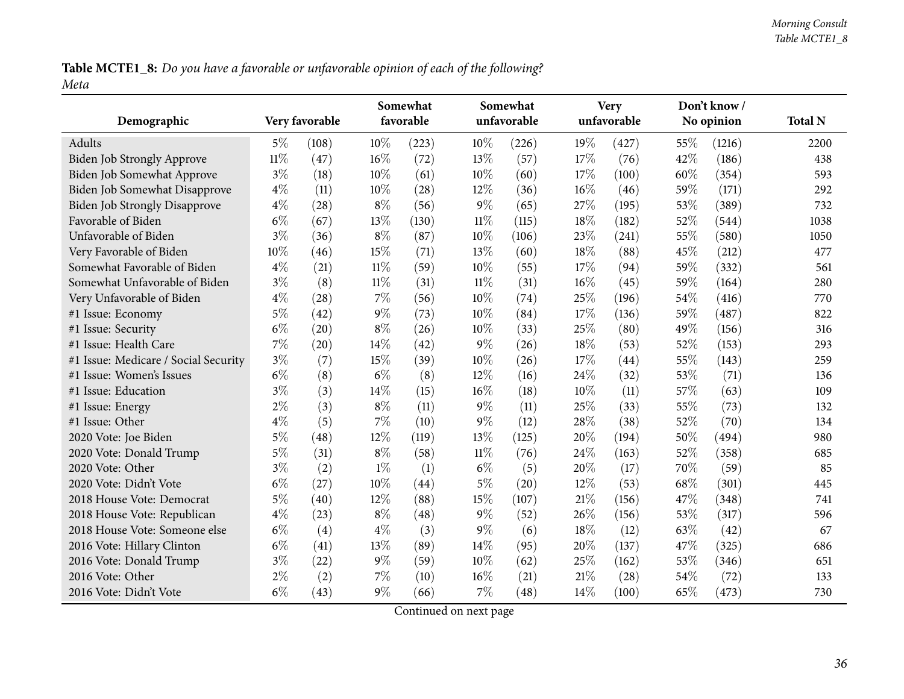**Table MCTE1_8:** *Do you have a favorable or unfavorable opinion of each of the following?*
*Meta*

| Demographic | Very favorable | | Somewhat favorable | | Somewhat unfavorable | | Very unfavorable | | Don't know / No opinion | | Total N |
|---|---|---|---|---|---|---|---|---|---|---|---|
| Adults | 5% | (108) | 10% | (223) | 10% | (226) | 19% | (427) | 55% | (1216) | 2200 |
| Biden Job Strongly Approve | 11% | (47) | 16% | (72) | 13% | (57) | 17% | (76) | 42% | (186) | 438 |
| Biden Job Somewhat Approve | 3% | (18) | 10% | (61) | 10% | (60) | 17% | (100) | 60% | (354) | 593 |
| Biden Job Somewhat Disapprove | 4% | (11) | 10% | (28) | 12% | (36) | 16% | (46) | 59% | (171) | 292 |
| Biden Job Strongly Disapprove | 4% | (28) | 8% | (56) | 9% | (65) | 27% | (195) | 53% | (389) | 732 |
| Favorable of Biden | 6% | (67) | 13% | (130) | 11% | (115) | 18% | (182) | 52% | (544) | 1038 |
| Unfavorable of Biden | 3% | (36) | 8% | (87) | 10% | (106) | 23% | (241) | 55% | (580) | 1050 |
| Very Favorable of Biden | 10% | (46) | 15% | (71) | 13% | (60) | 18% | (88) | 45% | (212) | 477 |
| Somewhat Favorable of Biden | 4% | (21) | 11% | (59) | 10% | (55) | 17% | (94) | 59% | (332) | 561 |
| Somewhat Unfavorable of Biden | 3% | (8) | 11% | (31) | 11% | (31) | 16% | (45) | 59% | (164) | 280 |
| Very Unfavorable of Biden | 4% | (28) | 7% | (56) | 10% | (74) | 25% | (196) | 54% | (416) | 770 |
| #1 Issue: Economy | 5% | (42) | 9% | (73) | 10% | (84) | 17% | (136) | 59% | (487) | 822 |
| #1 Issue: Security | 6% | (20) | 8% | (26) | 10% | (33) | 25% | (80) | 49% | (156) | 316 |
| #1 Issue: Health Care | 7% | (20) | 14% | (42) | 9% | (26) | 18% | (53) | 52% | (153) | 293 |
| #1 Issue: Medicare / Social Security | 3% | (7) | 15% | (39) | 10% | (26) | 17% | (44) | 55% | (143) | 259 |
| #1 Issue: Women's Issues | 6% | (8) | 6% | (8) | 12% | (16) | 24% | (32) | 53% | (71) | 136 |
| #1 Issue: Education | 3% | (3) | 14% | (15) | 16% | (18) | 10% | (11) | 57% | (63) | 109 |
| #1 Issue: Energy | 2% | (3) | 8% | (11) | 9% | (11) | 25% | (33) | 55% | (73) | 132 |
| #1 Issue: Other | 4% | (5) | 7% | (10) | 9% | (12) | 28% | (38) | 52% | (70) | 134 |
| 2020 Vote: Joe Biden | 5% | (48) | 12% | (119) | 13% | (125) | 20% | (194) | 50% | (494) | 980 |
| 2020 Vote: Donald Trump | 5% | (31) | 8% | (58) | 11% | (76) | 24% | (163) | 52% | (358) | 685 |
| 2020 Vote: Other | 3% | (2) | 1% | (1) | 6% | (5) | 20% | (17) | 70% | (59) | 85 |
| 2020 Vote: Didn't Vote | 6% | (27) | 10% | (44) | 5% | (20) | 12% | (53) | 68% | (301) | 445 |
| 2018 House Vote: Democrat | 5% | (40) | 12% | (88) | 15% | (107) | 21% | (156) | 47% | (348) | 741 |
| 2018 House Vote: Republican | 4% | (23) | 8% | (48) | 9% | (52) | 26% | (156) | 53% | (317) | 596 |
| 2018 House Vote: Someone else | 6% | (4) | 4% | (3) | 9% | (6) | 18% | (12) | 63% | (42) | 67 |
| 2016 Vote: Hillary Clinton | 6% | (41) | 13% | (89) | 14% | (95) | 20% | (137) | 47% | (325) | 686 |
| 2016 Vote: Donald Trump | 3% | (22) | 9% | (59) | 10% | (62) | 25% | (162) | 53% | (346) | 651 |
| 2016 Vote: Other | 2% | (2) | 7% | (10) | 16% | (21) | 21% | (28) | 54% | (72) | 133 |
| 2016 Vote: Didn't Vote | 6% | (43) | 9% | (66) | 7% | (48) | 14% | (100) | 65% | (473) | 730 |

Continued on next page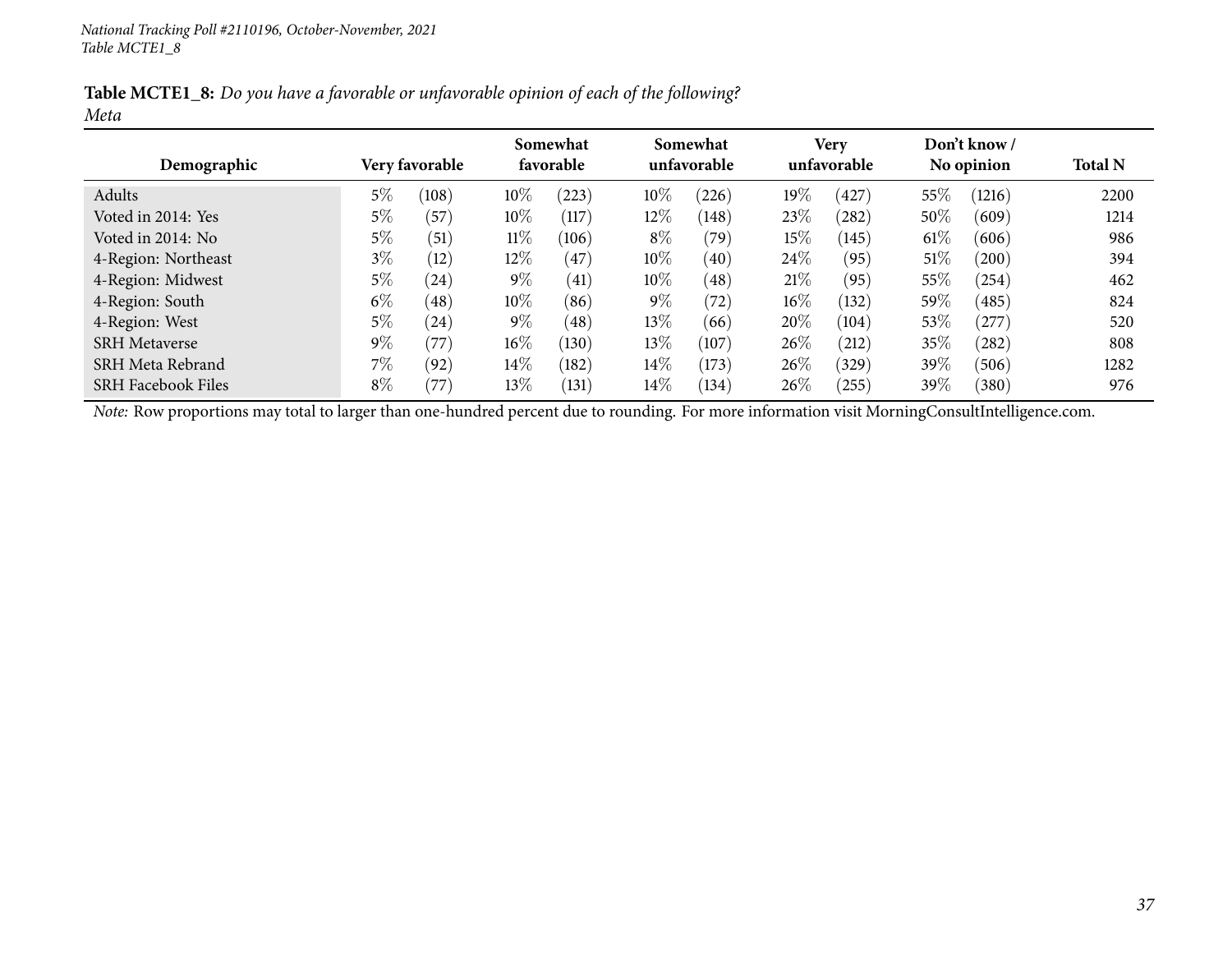**Table MCTE1_8:** *Do you have a favorable or unfavorable opinion of each of the following?*
*Meta*

| Demographic | Very favorable | | Somewhat favorable | | Somewhat unfavorable | | Very unfavorable | | Don't know / No opinion | | Total N |
|---|---|---|---|---|---|---|---|---|---|---|---|
| Adults | 5% | (108) | 10% | (223) | 10% | (226) | 19% | (427) | 55% | (1216) | 2200 |
| Voted in 2014: Yes | 5% | (57) | 10% | (117) | 12% | (148) | 23% | (282) | 50% | (609) | 1214 |
| Voted in 2014: No | 5% | (51) | 11% | (106) | 8% | (79) | 15% | (145) | 61% | (606) | 986 |
| 4-Region: Northeast | 3% | (12) | 12% | (47) | 10% | (40) | 24% | (95) | 51% | (200) | 394 |
| 4-Region: Midwest | 5% | (24) | 9% | (41) | 10% | (48) | 21% | (95) | 55% | (254) | 462 |
| 4-Region: South | 6% | (48) | 10% | (86) | 9% | (72) | 16% | (132) | 59% | (485) | 824 |
| 4-Region: West | 5% | (24) | 9% | (48) | 13% | (66) | 20% | (104) | 53% | (277) | 520 |
| SRH Metaverse | 9% | (77) | 16% | (130) | 13% | (107) | 26% | (212) | 35% | (282) | 808 |
| SRH Meta Rebrand | 7% | (92) | 14% | (182) | 14% | (173) | 26% | (329) | 39% | (506) | 1282 |
| SRH Facebook Files | 8% | (77) | 13% | (131) | 14% | (134) | 26% | (255) | 39% | (380) | 976 |

*Note:* Row proportions may total to larger than one-hundred percent due to rounding. For more information visit MorningConsultIntelligence.com.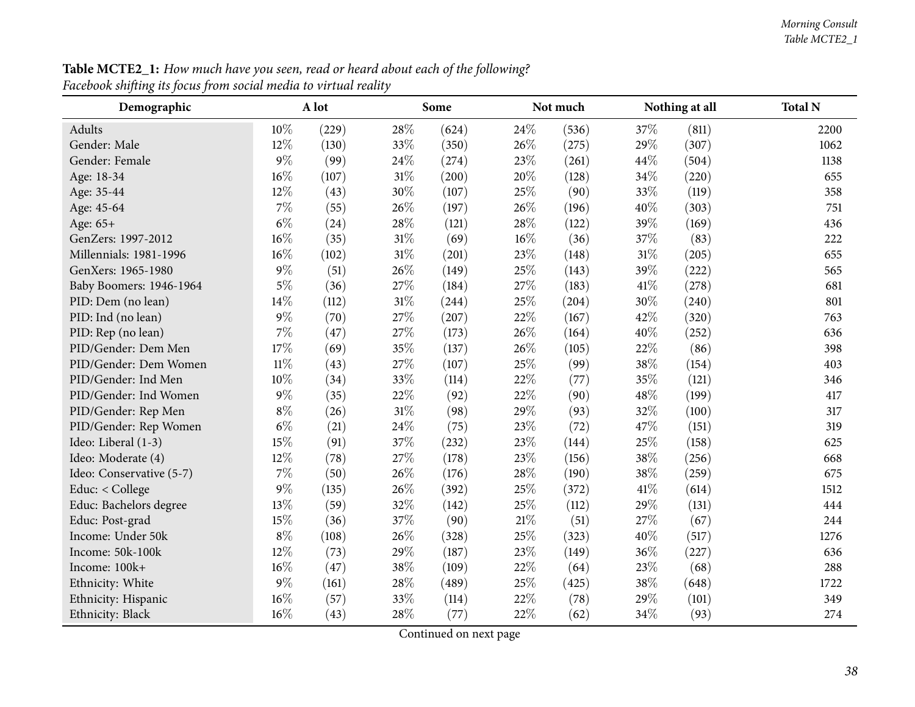**Table MCTE2_1:** *How much have you seen, read or heard about each of the following?*
*Facebook shifting its focus from social media to virtual reality*

| Demographic | A lot | | Some | | Not much | | Nothing at all | | Total N |
|---|---|---|---|---|---|---|---|---|---|
| Adults | 10% | (229) | 28% | (624) | 24% | (536) | 37% | (811) | 2200 |
| Gender: Male | 12% | (130) | 33% | (350) | 26% | (275) | 29% | (307) | 1062 |
| Gender: Female | 9% | (99) | 24% | (274) | 23% | (261) | 44% | (504) | 1138 |
| Age: 18-34 | 16% | (107) | 31% | (200) | 20% | (128) | 34% | (220) | 655 |
| Age: 35-44 | 12% | (43) | 30% | (107) | 25% | (90) | 33% | (119) | 358 |
| Age: 45-64 | 7% | (55) | 26% | (197) | 26% | (196) | 40% | (303) | 751 |
| Age: 65+ | 6% | (24) | 28% | (121) | 28% | (122) | 39% | (169) | 436 |
| GenZers: 1997-2012 | 16% | (35) | 31% | (69) | 16% | (36) | 37% | (83) | 222 |
| Millennials: 1981-1996 | 16% | (102) | 31% | (201) | 23% | (148) | 31% | (205) | 655 |
| GenXers: 1965-1980 | 9% | (51) | 26% | (149) | 25% | (143) | 39% | (222) | 565 |
| Baby Boomers: 1946-1964 | 5% | (36) | 27% | (184) | 27% | (183) | 41% | (278) | 681 |
| PID: Dem (no lean) | 14% | (112) | 31% | (244) | 25% | (204) | 30% | (240) | 801 |
| PID: Ind (no lean) | 9% | (70) | 27% | (207) | 22% | (167) | 42% | (320) | 763 |
| PID: Rep (no lean) | 7% | (47) | 27% | (173) | 26% | (164) | 40% | (252) | 636 |
| PID/Gender: Dem Men | 17% | (69) | 35% | (137) | 26% | (105) | 22% | (86) | 398 |
| PID/Gender: Dem Women | 11% | (43) | 27% | (107) | 25% | (99) | 38% | (154) | 403 |
| PID/Gender: Ind Men | 10% | (34) | 33% | (114) | 22% | (77) | 35% | (121) | 346 |
| PID/Gender: Ind Women | 9% | (35) | 22% | (92) | 22% | (90) | 48% | (199) | 417 |
| PID/Gender: Rep Men | 8% | (26) | 31% | (98) | 29% | (93) | 32% | (100) | 317 |
| PID/Gender: Rep Women | 6% | (21) | 24% | (75) | 23% | (72) | 47% | (151) | 319 |
| Ideo: Liberal (1-3) | 15% | (91) | 37% | (232) | 23% | (144) | 25% | (158) | 625 |
| Ideo: Moderate (4) | 12% | (78) | 27% | (178) | 23% | (156) | 38% | (256) | 668 |
| Ideo: Conservative (5-7) | 7% | (50) | 26% | (176) | 28% | (190) | 38% | (259) | 675 |
| Educ: < College | 9% | (135) | 26% | (392) | 25% | (372) | 41% | (614) | 1512 |
| Educ: Bachelors degree | 13% | (59) | 32% | (142) | 25% | (112) | 29% | (131) | 444 |
| Educ: Post-grad | 15% | (36) | 37% | (90) | 21% | (51) | 27% | (67) | 244 |
| Income: Under 50k | 8% | (108) | 26% | (328) | 25% | (323) | 40% | (517) | 1276 |
| Income: 50k-100k | 12% | (73) | 29% | (187) | 23% | (149) | 36% | (227) | 636 |
| Income: 100k+ | 16% | (47) | 38% | (109) | 22% | (64) | 23% | (68) | 288 |
| Ethnicity: White | 9% | (161) | 28% | (489) | 25% | (425) | 38% | (648) | 1722 |
| Ethnicity: Hispanic | 16% | (57) | 33% | (114) | 22% | (78) | 29% | (101) | 349 |
| Ethnicity: Black | 16% | (43) | 28% | (77) | 22% | (62) | 34% | (93) | 274 |

Continued on next page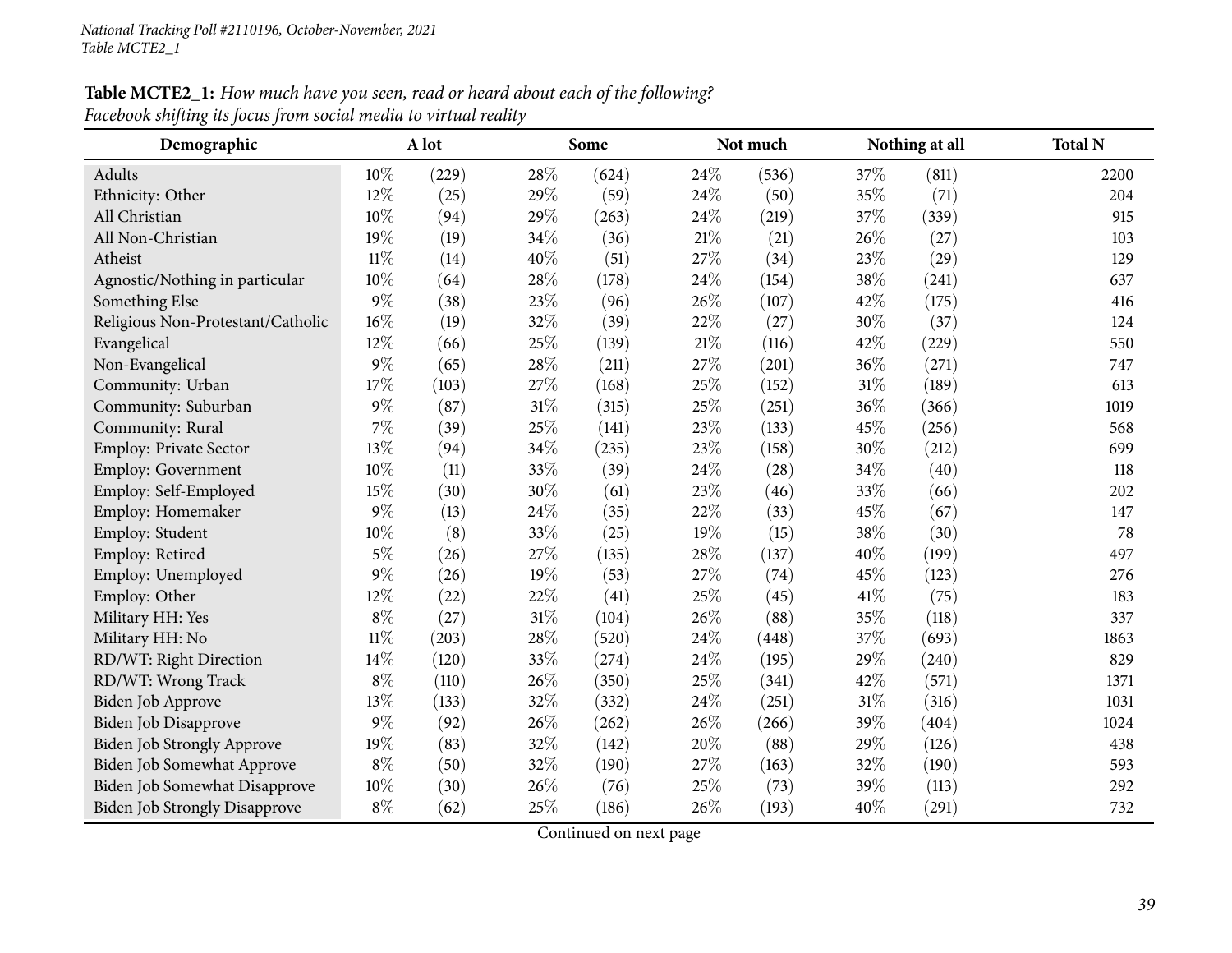**Table MCTE2_1:** *How much have you seen, read or heard about each of the following?*
*Facebook shifting its focus from social media to virtual reality*

| Demographic | A lot | | Some | | Not much | | Nothing at all | | Total N |
|---|---|---|---|---|---|---|---|---|---|
| Adults | 10% | (229) | 28% | (624) | 24% | (536) | 37% | (811) | 2200 |
| Ethnicity: Other | 12% | (25) | 29% | (59) | 24% | (50) | 35% | (71) | 204 |
| All Christian | 10% | (94) | 29% | (263) | 24% | (219) | 37% | (339) | 915 |
| All Non-Christian | 19% | (19) | 34% | (36) | 21% | (21) | 26% | (27) | 103 |
| Atheist | 11% | (14) | 40% | (51) | 27% | (34) | 23% | (29) | 129 |
| Agnostic/Nothing in particular | 10% | (64) | 28% | (178) | 24% | (154) | 38% | (241) | 637 |
| Something Else | 9% | (38) | 23% | (96) | 26% | (107) | 42% | (175) | 416 |
| Religious Non-Protestant/Catholic | 16% | (19) | 32% | (39) | 22% | (27) | 30% | (37) | 124 |
| Evangelical | 12% | (66) | 25% | (139) | 21% | (116) | 42% | (229) | 550 |
| Non-Evangelical | 9% | (65) | 28% | (211) | 27% | (201) | 36% | (271) | 747 |
| Community: Urban | 17% | (103) | 27% | (168) | 25% | (152) | 31% | (189) | 613 |
| Community: Suburban | 9% | (87) | 31% | (315) | 25% | (251) | 36% | (366) | 1019 |
| Community: Rural | 7% | (39) | 25% | (141) | 23% | (133) | 45% | (256) | 568 |
| Employ: Private Sector | 13% | (94) | 34% | (235) | 23% | (158) | 30% | (212) | 699 |
| Employ: Government | 10% | (11) | 33% | (39) | 24% | (28) | 34% | (40) | 118 |
| Employ: Self-Employed | 15% | (30) | 30% | (61) | 23% | (46) | 33% | (66) | 202 |
| Employ: Homemaker | 9% | (13) | 24% | (35) | 22% | (33) | 45% | (67) | 147 |
| Employ: Student | 10% | (8) | 33% | (25) | 19% | (15) | 38% | (30) | 78 |
| Employ: Retired | 5% | (26) | 27% | (135) | 28% | (137) | 40% | (199) | 497 |
| Employ: Unemployed | 9% | (26) | 19% | (53) | 27% | (74) | 45% | (123) | 276 |
| Employ: Other | 12% | (22) | 22% | (41) | 25% | (45) | 41% | (75) | 183 |
| Military HH: Yes | 8% | (27) | 31% | (104) | 26% | (88) | 35% | (118) | 337 |
| Military HH: No | 11% | (203) | 28% | (520) | 24% | (448) | 37% | (693) | 1863 |
| RD/WT: Right Direction | 14% | (120) | 33% | (274) | 24% | (195) | 29% | (240) | 829 |
| RD/WT: Wrong Track | 8% | (110) | 26% | (350) | 25% | (341) | 42% | (571) | 1371 |
| Biden Job Approve | 13% | (133) | 32% | (332) | 24% | (251) | 31% | (316) | 1031 |
| Biden Job Disapprove | 9% | (92) | 26% | (262) | 26% | (266) | 39% | (404) | 1024 |
| Biden Job Strongly Approve | 19% | (83) | 32% | (142) | 20% | (88) | 29% | (126) | 438 |
| Biden Job Somewhat Approve | 8% | (50) | 32% | (190) | 27% | (163) | 32% | (190) | 593 |
| Biden Job Somewhat Disapprove | 10% | (30) | 26% | (76) | 25% | (73) | 39% | (113) | 292 |
| Biden Job Strongly Disapprove | 8% | (62) | 25% | (186) | 26% | (193) | 40% | (291) | 732 |

Continued on next page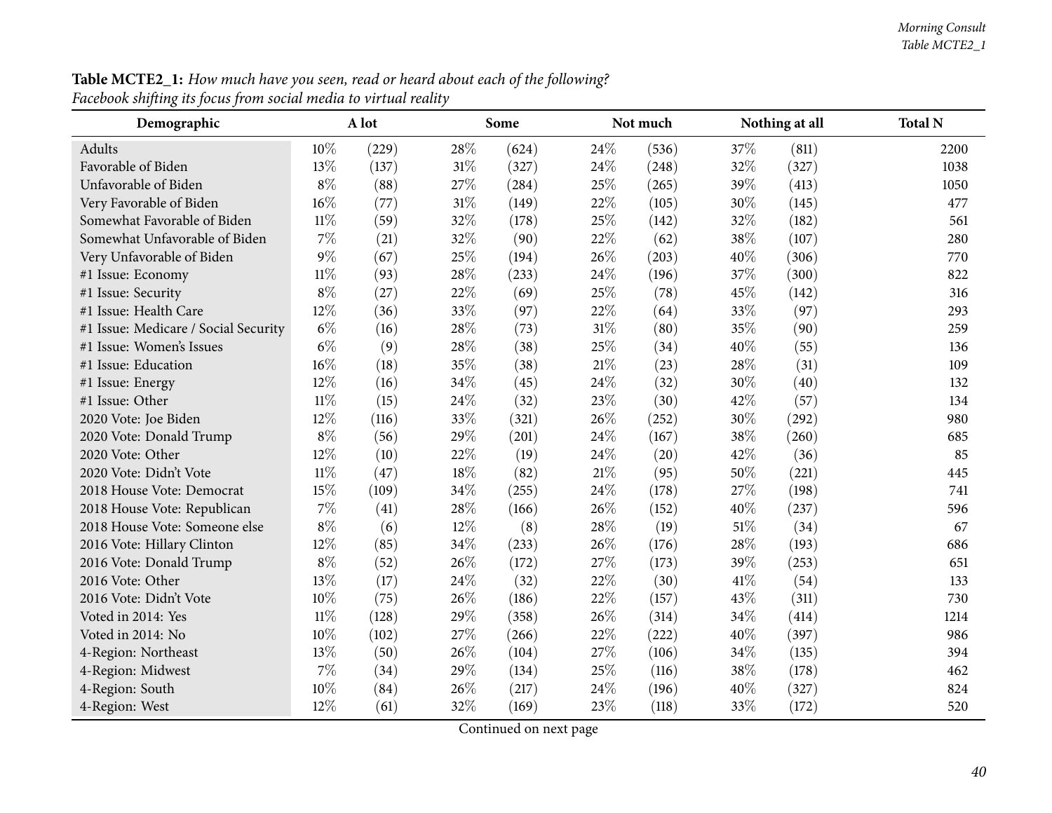**Table MCTE2_1:** *How much have you seen, read or heard about each of the following?*
*Facebook shifting its focus from social media to virtual reality*

| Demographic | A lot | | Some | | Not much | | Nothing at all | | Total N |
|---|---|---|---|---|---|---|---|---|---|
| Adults | 10% | (229) | 28% | (624) | 24% | (536) | 37% | (811) | 2200 |
| Favorable of Biden | 13% | (137) | 31% | (327) | 24% | (248) | 32% | (327) | 1038 |
| Unfavorable of Biden | 8% | (88) | 27% | (284) | 25% | (265) | 39% | (413) | 1050 |
| Very Favorable of Biden | 16% | (77) | 31% | (149) | 22% | (105) | 30% | (145) | 477 |
| Somewhat Favorable of Biden | 11% | (59) | 32% | (178) | 25% | (142) | 32% | (182) | 561 |
| Somewhat Unfavorable of Biden | 7% | (21) | 32% | (90) | 22% | (62) | 38% | (107) | 280 |
| Very Unfavorable of Biden | 9% | (67) | 25% | (194) | 26% | (203) | 40% | (306) | 770 |
| #1 Issue: Economy | 11% | (93) | 28% | (233) | 24% | (196) | 37% | (300) | 822 |
| #1 Issue: Security | 8% | (27) | 22% | (69) | 25% | (78) | 45% | (142) | 316 |
| #1 Issue: Health Care | 12% | (36) | 33% | (97) | 22% | (64) | 33% | (97) | 293 |
| #1 Issue: Medicare / Social Security | 6% | (16) | 28% | (73) | 31% | (80) | 35% | (90) | 259 |
| #1 Issue: Women's Issues | 6% | (9) | 28% | (38) | 25% | (34) | 40% | (55) | 136 |
| #1 Issue: Education | 16% | (18) | 35% | (38) | 21% | (23) | 28% | (31) | 109 |
| #1 Issue: Energy | 12% | (16) | 34% | (45) | 24% | (32) | 30% | (40) | 132 |
| #1 Issue: Other | 11% | (15) | 24% | (32) | 23% | (30) | 42% | (57) | 134 |
| 2020 Vote: Joe Biden | 12% | (116) | 33% | (321) | 26% | (252) | 30% | (292) | 980 |
| 2020 Vote: Donald Trump | 8% | (56) | 29% | (201) | 24% | (167) | 38% | (260) | 685 |
| 2020 Vote: Other | 12% | (10) | 22% | (19) | 24% | (20) | 42% | (36) | 85 |
| 2020 Vote: Didn't Vote | 11% | (47) | 18% | (82) | 21% | (95) | 50% | (221) | 445 |
| 2018 House Vote: Democrat | 15% | (109) | 34% | (255) | 24% | (178) | 27% | (198) | 741 |
| 2018 House Vote: Republican | 7% | (41) | 28% | (166) | 26% | (152) | 40% | (237) | 596 |
| 2018 House Vote: Someone else | 8% | (6) | 12% | (8) | 28% | (19) | 51% | (34) | 67 |
| 2016 Vote: Hillary Clinton | 12% | (85) | 34% | (233) | 26% | (176) | 28% | (193) | 686 |
| 2016 Vote: Donald Trump | 8% | (52) | 26% | (172) | 27% | (173) | 39% | (253) | 651 |
| 2016 Vote: Other | 13% | (17) | 24% | (32) | 22% | (30) | 41% | (54) | 133 |
| 2016 Vote: Didn't Vote | 10% | (75) | 26% | (186) | 22% | (157) | 43% | (311) | 730 |
| Voted in 2014: Yes | 11% | (128) | 29% | (358) | 26% | (314) | 34% | (414) | 1214 |
| Voted in 2014: No | 10% | (102) | 27% | (266) | 22% | (222) | 40% | (397) | 986 |
| 4-Region: Northeast | 13% | (50) | 26% | (104) | 27% | (106) | 34% | (135) | 394 |
| 4-Region: Midwest | 7% | (34) | 29% | (134) | 25% | (116) | 38% | (178) | 462 |
| 4-Region: South | 10% | (84) | 26% | (217) | 24% | (196) | 40% | (327) | 824 |
| 4-Region: West | 12% | (61) | 32% | (169) | 23% | (118) | 33% | (172) | 520 |

Continued on next page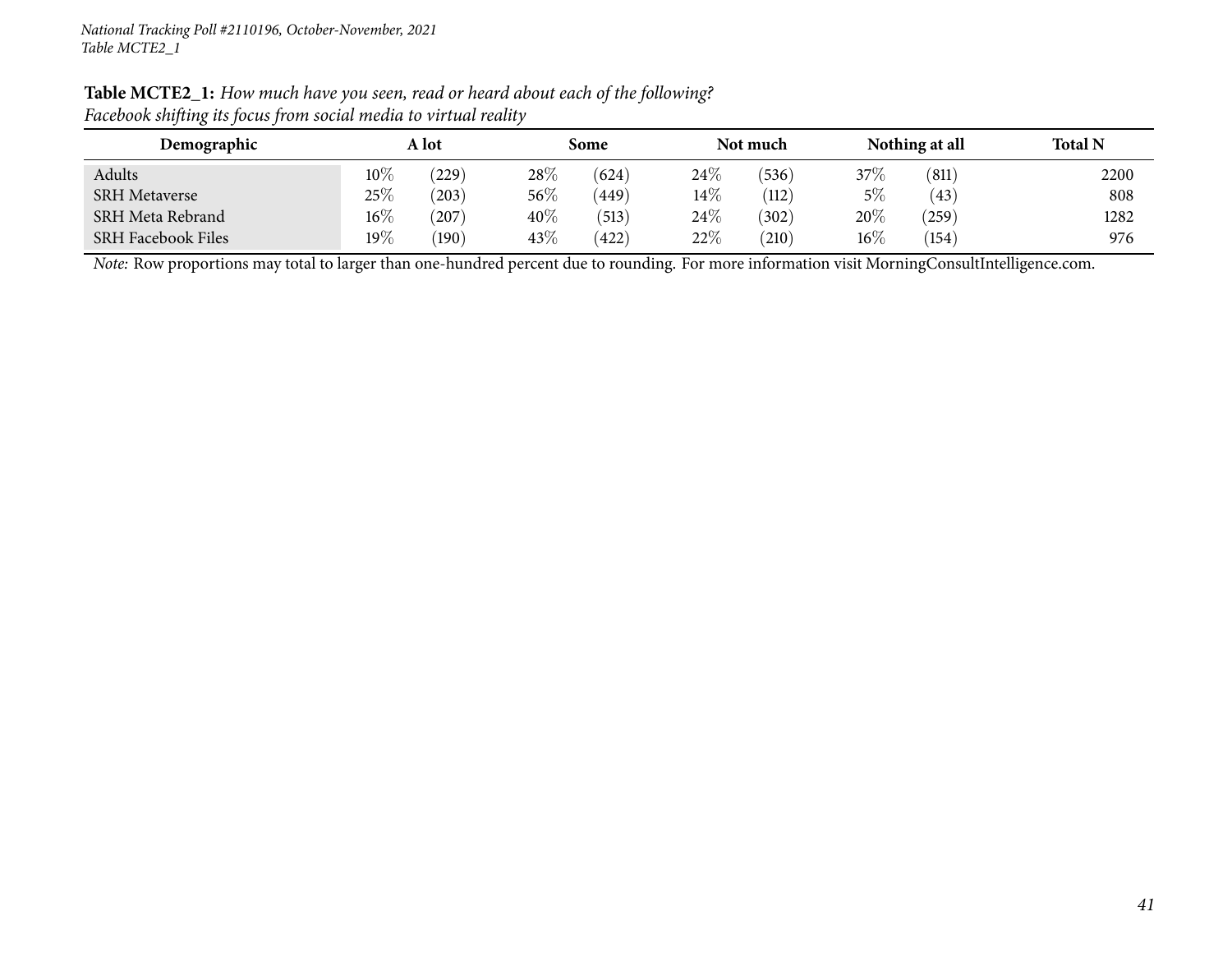**Table MCTE2_1:** *How much have you seen, read or heard about each of the following?*
*Facebook shifting its focus from social media to virtual reality*

| Demographic | A lot | | Some | | Not much | | Nothing at all | | Total N |
|---|---|---|---|---|---|---|---|---|---|
| Adults | 10% | (229) | 28% | (624) | 24% | (536) | 37% | (811) | 2200 |
| SRH Metaverse | 25% | (203) | 56% | (449) | 14% | (112) | 5% | (43) | 808 |
| SRH Meta Rebrand | 16% | (207) | 40% | (513) | 24% | (302) | 20% | (259) | 1282 |
| SRH Facebook Files | 19% | (190) | 43% | (422) | 22% | (210) | 16% | (154) | 976 |

*Note:* Row proportions may total to larger than one-hundred percent due to rounding. For more information visit MorningConsultIntelligence.com.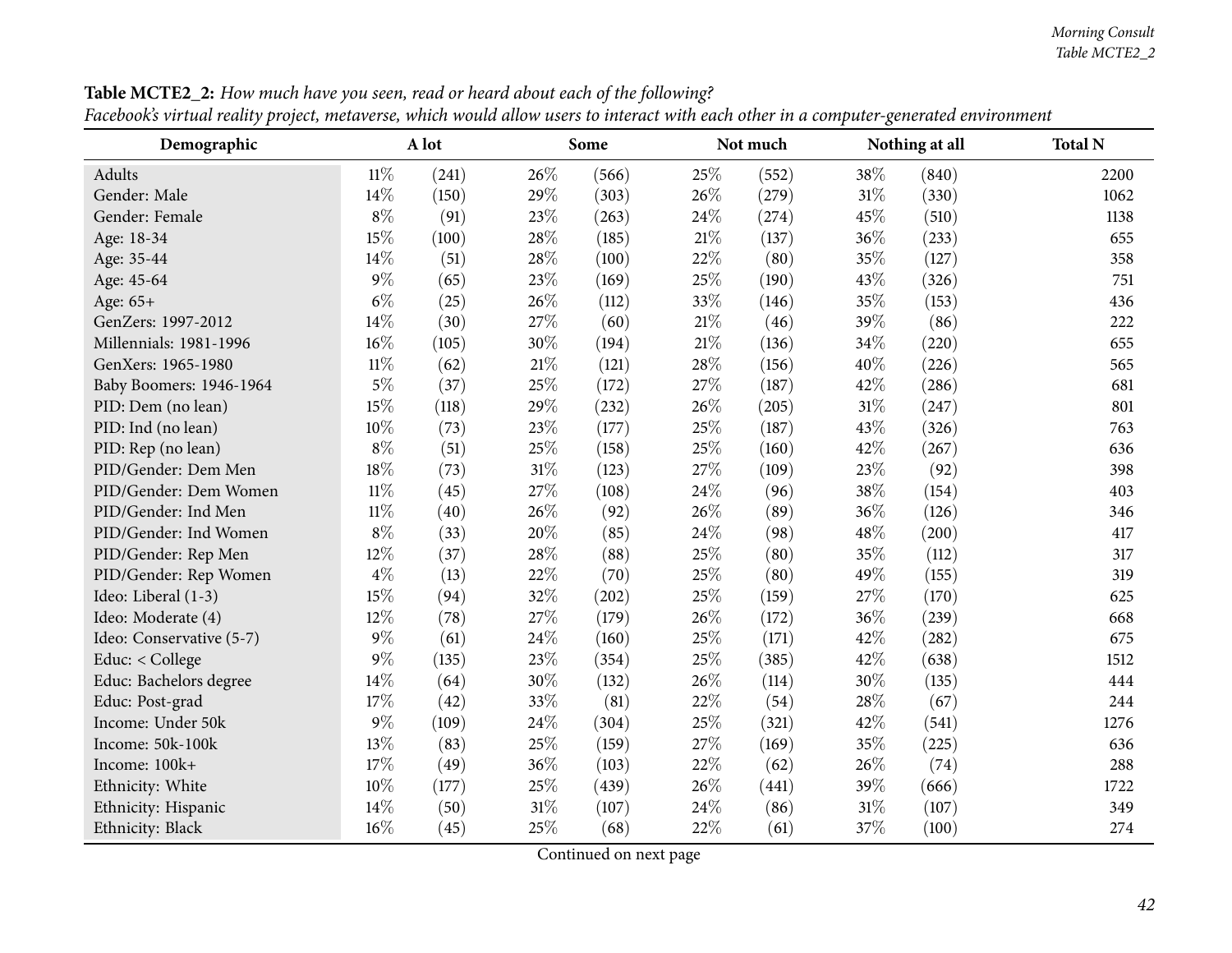**Table MCTE2_2:** *How much have you seen, read or heard about each of the following?*
*Facebook's virtual reality project, metaverse, which would allow users to interact with each other in a computer-generated environment*

| Demographic | A lot | | Some | | Not much | | Nothing at all | | Total N |
|---|---|---|---|---|---|---|---|---|---|
| Adults | 11% | (241) | 26% | (566) | 25% | (552) | 38% | (840) | 2200 |
| Gender: Male | 14% | (150) | 29% | (303) | 26% | (279) | 31% | (330) | 1062 |
| Gender: Female | 8% | (91) | 23% | (263) | 24% | (274) | 45% | (510) | 1138 |
| Age: 18-34 | 15% | (100) | 28% | (185) | 21% | (137) | 36% | (233) | 655 |
| Age: 35-44 | 14% | (51) | 28% | (100) | 22% | (80) | 35% | (127) | 358 |
| Age: 45-64 | 9% | (65) | 23% | (169) | 25% | (190) | 43% | (326) | 751 |
| Age: 65+ | 6% | (25) | 26% | (112) | 33% | (146) | 35% | (153) | 436 |
| GenZers: 1997-2012 | 14% | (30) | 27% | (60) | 21% | (46) | 39% | (86) | 222 |
| Millennials: 1981-1996 | 16% | (105) | 30% | (194) | 21% | (136) | 34% | (220) | 655 |
| GenXers: 1965-1980 | 11% | (62) | 21% | (121) | 28% | (156) | 40% | (226) | 565 |
| Baby Boomers: 1946-1964 | 5% | (37) | 25% | (172) | 27% | (187) | 42% | (286) | 681 |
| PID: Dem (no lean) | 15% | (118) | 29% | (232) | 26% | (205) | 31% | (247) | 801 |
| PID: Ind (no lean) | 10% | (73) | 23% | (177) | 25% | (187) | 43% | (326) | 763 |
| PID: Rep (no lean) | 8% | (51) | 25% | (158) | 25% | (160) | 42% | (267) | 636 |
| PID/Gender: Dem Men | 18% | (73) | 31% | (123) | 27% | (109) | 23% | (92) | 398 |
| PID/Gender: Dem Women | 11% | (45) | 27% | (108) | 24% | (96) | 38% | (154) | 403 |
| PID/Gender: Ind Men | 11% | (40) | 26% | (92) | 26% | (89) | 36% | (126) | 346 |
| PID/Gender: Ind Women | 8% | (33) | 20% | (85) | 24% | (98) | 48% | (200) | 417 |
| PID/Gender: Rep Men | 12% | (37) | 28% | (88) | 25% | (80) | 35% | (112) | 317 |
| PID/Gender: Rep Women | 4% | (13) | 22% | (70) | 25% | (80) | 49% | (155) | 319 |
| Ideo: Liberal (1-3) | 15% | (94) | 32% | (202) | 25% | (159) | 27% | (170) | 625 |
| Ideo: Moderate (4) | 12% | (78) | 27% | (179) | 26% | (172) | 36% | (239) | 668 |
| Ideo: Conservative (5-7) | 9% | (61) | 24% | (160) | 25% | (171) | 42% | (282) | 675 |
| Educ: < College | 9% | (135) | 23% | (354) | 25% | (385) | 42% | (638) | 1512 |
| Educ: Bachelors degree | 14% | (64) | 30% | (132) | 26% | (114) | 30% | (135) | 444 |
| Educ: Post-grad | 17% | (42) | 33% | (81) | 22% | (54) | 28% | (67) | 244 |
| Income: Under 50k | 9% | (109) | 24% | (304) | 25% | (321) | 42% | (541) | 1276 |
| Income: 50k-100k | 13% | (83) | 25% | (159) | 27% | (169) | 35% | (225) | 636 |
| Income: 100k+ | 17% | (49) | 36% | (103) | 22% | (62) | 26% | (74) | 288 |
| Ethnicity: White | 10% | (177) | 25% | (439) | 26% | (441) | 39% | (666) | 1722 |
| Ethnicity: Hispanic | 14% | (50) | 31% | (107) | 24% | (86) | 31% | (107) | 349 |
| Ethnicity: Black | 16% | (45) | 25% | (68) | 22% | (61) | 37% | (100) | 274 |

Continued on next page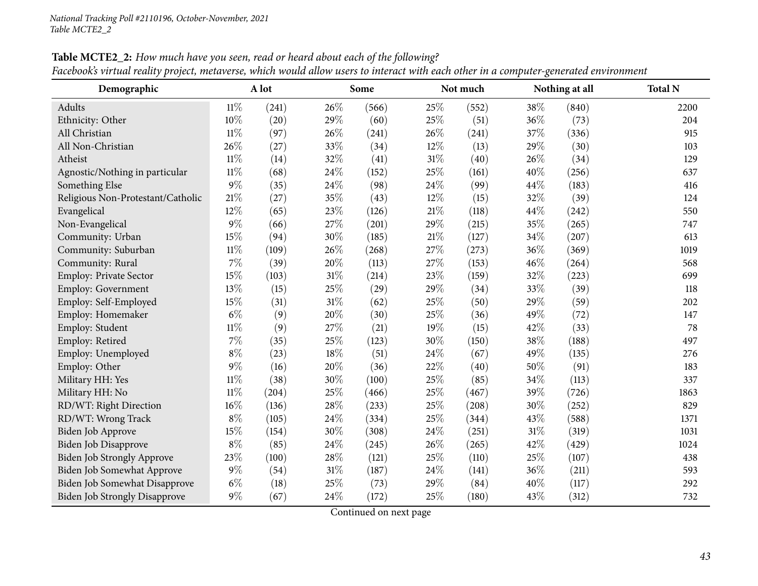**Table MCTE2_2:** *How much have you seen, read or heard about each of the following?*
*Facebook's virtual reality project, metaverse, which would allow users to interact with each other in a computer-generated environment*

| Demographic | A lot | | Some | | Not much | | Nothing at all | | Total N |
|---|---|---|---|---|---|---|---|---|---|
| Adults | 11% | (241) | 26% | (566) | 25% | (552) | 38% | (840) | 2200 |
| Ethnicity: Other | 10% | (20) | 29% | (60) | 25% | (51) | 36% | (73) | 204 |
| All Christian | 11% | (97) | 26% | (241) | 26% | (241) | 37% | (336) | 915 |
| All Non-Christian | 26% | (27) | 33% | (34) | 12% | (13) | 29% | (30) | 103 |
| Atheist | 11% | (14) | 32% | (41) | 31% | (40) | 26% | (34) | 129 |
| Agnostic/Nothing in particular | 11% | (68) | 24% | (152) | 25% | (161) | 40% | (256) | 637 |
| Something Else | 9% | (35) | 24% | (98) | 24% | (99) | 44% | (183) | 416 |
| Religious Non-Protestant/Catholic | 21% | (27) | 35% | (43) | 12% | (15) | 32% | (39) | 124 |
| Evangelical | 12% | (65) | 23% | (126) | 21% | (118) | 44% | (242) | 550 |
| Non-Evangelical | 9% | (66) | 27% | (201) | 29% | (215) | 35% | (265) | 747 |
| Community: Urban | 15% | (94) | 30% | (185) | 21% | (127) | 34% | (207) | 613 |
| Community: Suburban | 11% | (109) | 26% | (268) | 27% | (273) | 36% | (369) | 1019 |
| Community: Rural | 7% | (39) | 20% | (113) | 27% | (153) | 46% | (264) | 568 |
| Employ: Private Sector | 15% | (103) | 31% | (214) | 23% | (159) | 32% | (223) | 699 |
| Employ: Government | 13% | (15) | 25% | (29) | 29% | (34) | 33% | (39) | 118 |
| Employ: Self-Employed | 15% | (31) | 31% | (62) | 25% | (50) | 29% | (59) | 202 |
| Employ: Homemaker | 6% | (9) | 20% | (30) | 25% | (36) | 49% | (72) | 147 |
| Employ: Student | 11% | (9) | 27% | (21) | 19% | (15) | 42% | (33) | 78 |
| Employ: Retired | 7% | (35) | 25% | (123) | 30% | (150) | 38% | (188) | 497 |
| Employ: Unemployed | 8% | (23) | 18% | (51) | 24% | (67) | 49% | (135) | 276 |
| Employ: Other | 9% | (16) | 20% | (36) | 22% | (40) | 50% | (91) | 183 |
| Military HH: Yes | 11% | (38) | 30% | (100) | 25% | (85) | 34% | (113) | 337 |
| Military HH: No | 11% | (204) | 25% | (466) | 25% | (467) | 39% | (726) | 1863 |
| RD/WT: Right Direction | 16% | (136) | 28% | (233) | 25% | (208) | 30% | (252) | 829 |
| RD/WT: Wrong Track | 8% | (105) | 24% | (334) | 25% | (344) | 43% | (588) | 1371 |
| Biden Job Approve | 15% | (154) | 30% | (308) | 24% | (251) | 31% | (319) | 1031 |
| Biden Job Disapprove | 8% | (85) | 24% | (245) | 26% | (265) | 42% | (429) | 1024 |
| Biden Job Strongly Approve | 23% | (100) | 28% | (121) | 25% | (110) | 25% | (107) | 438 |
| Biden Job Somewhat Approve | 9% | (54) | 31% | (187) | 24% | (141) | 36% | (211) | 593 |
| Biden Job Somewhat Disapprove | 6% | (18) | 25% | (73) | 29% | (84) | 40% | (117) | 292 |
| Biden Job Strongly Disapprove | 9% | (67) | 24% | (172) | 25% | (180) | 43% | (312) | 732 |

Continued on next page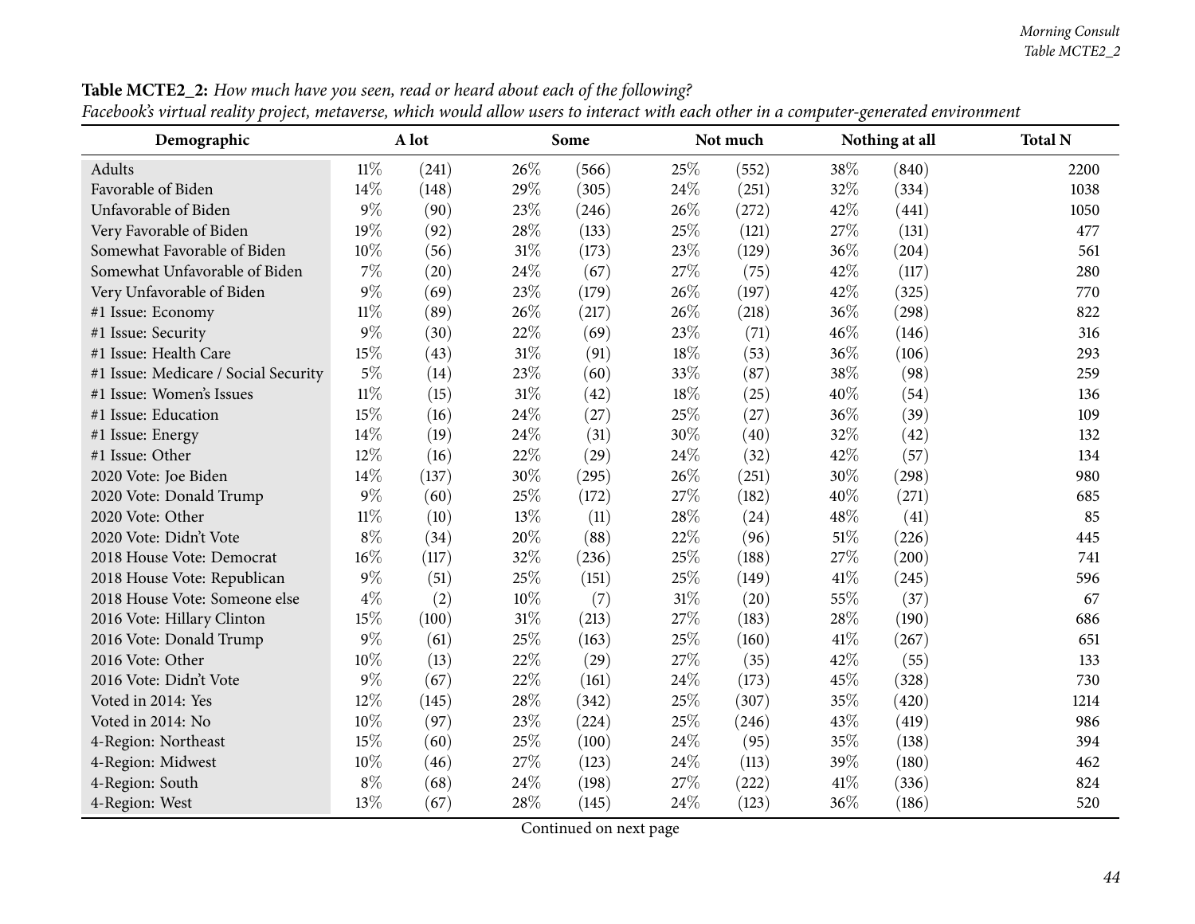**Table MCTE2_2:** *How much have you seen, read or heard about each of the following?*
*Facebook's virtual reality project, metaverse, which would allow users to interact with each other in a computer-generated environment*

| Demographic | A lot | | Some | | Not much | | Nothing at all | | Total N |
|---|---|---|---|---|---|---|---|---|---|
| Adults | 11% | (241) | 26% | (566) | 25% | (552) | 38% | (840) | 2200 |
| Favorable of Biden | 14% | (148) | 29% | (305) | 24% | (251) | 32% | (334) | 1038 |
| Unfavorable of Biden | 9% | (90) | 23% | (246) | 26% | (272) | 42% | (441) | 1050 |
| Very Favorable of Biden | 19% | (92) | 28% | (133) | 25% | (121) | 27% | (131) | 477 |
| Somewhat Favorable of Biden | 10% | (56) | 31% | (173) | 23% | (129) | 36% | (204) | 561 |
| Somewhat Unfavorable of Biden | 7% | (20) | 24% | (67) | 27% | (75) | 42% | (117) | 280 |
| Very Unfavorable of Biden | 9% | (69) | 23% | (179) | 26% | (197) | 42% | (325) | 770 |
| #1 Issue: Economy | 11% | (89) | 26% | (217) | 26% | (218) | 36% | (298) | 822 |
| #1 Issue: Security | 9% | (30) | 22% | (69) | 23% | (71) | 46% | (146) | 316 |
| #1 Issue: Health Care | 15% | (43) | 31% | (91) | 18% | (53) | 36% | (106) | 293 |
| #1 Issue: Medicare / Social Security | 5% | (14) | 23% | (60) | 33% | (87) | 38% | (98) | 259 |
| #1 Issue: Women's Issues | 11% | (15) | 31% | (42) | 18% | (25) | 40% | (54) | 136 |
| #1 Issue: Education | 15% | (16) | 24% | (27) | 25% | (27) | 36% | (39) | 109 |
| #1 Issue: Energy | 14% | (19) | 24% | (31) | 30% | (40) | 32% | (42) | 132 |
| #1 Issue: Other | 12% | (16) | 22% | (29) | 24% | (32) | 42% | (57) | 134 |
| 2020 Vote: Joe Biden | 14% | (137) | 30% | (295) | 26% | (251) | 30% | (298) | 980 |
| 2020 Vote: Donald Trump | 9% | (60) | 25% | (172) | 27% | (182) | 40% | (271) | 685 |
| 2020 Vote: Other | 11% | (10) | 13% | (11) | 28% | (24) | 48% | (41) | 85 |
| 2020 Vote: Didn't Vote | 8% | (34) | 20% | (88) | 22% | (96) | 51% | (226) | 445 |
| 2018 House Vote: Democrat | 16% | (117) | 32% | (236) | 25% | (188) | 27% | (200) | 741 |
| 2018 House Vote: Republican | 9% | (51) | 25% | (151) | 25% | (149) | 41% | (245) | 596 |
| 2018 House Vote: Someone else | 4% | (2) | 10% | (7) | 31% | (20) | 55% | (37) | 67 |
| 2016 Vote: Hillary Clinton | 15% | (100) | 31% | (213) | 27% | (183) | 28% | (190) | 686 |
| 2016 Vote: Donald Trump | 9% | (61) | 25% | (163) | 25% | (160) | 41% | (267) | 651 |
| 2016 Vote: Other | 10% | (13) | 22% | (29) | 27% | (35) | 42% | (55) | 133 |
| 2016 Vote: Didn't Vote | 9% | (67) | 22% | (161) | 24% | (173) | 45% | (328) | 730 |
| Voted in 2014: Yes | 12% | (145) | 28% | (342) | 25% | (307) | 35% | (420) | 1214 |
| Voted in 2014: No | 10% | (97) | 23% | (224) | 25% | (246) | 43% | (419) | 986 |
| 4-Region: Northeast | 15% | (60) | 25% | (100) | 24% | (95) | 35% | (138) | 394 |
| 4-Region: Midwest | 10% | (46) | 27% | (123) | 24% | (113) | 39% | (180) | 462 |
| 4-Region: South | 8% | (68) | 24% | (198) | 27% | (222) | 41% | (336) | 824 |
| 4-Region: West | 13% | (67) | 28% | (145) | 24% | (123) | 36% | (186) | 520 |

Continued on next page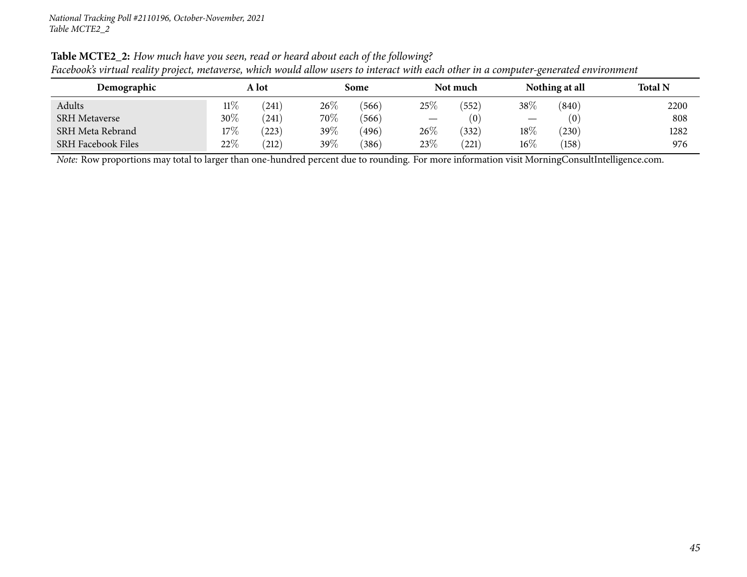**Table MCTE2_2:** *How much have you seen, read or heard about each of the following?*
*Facebook's virtual reality project, metaverse, which would allow users to interact with each other in a computer-generated environment*

| Demographic | A lot | | Some | | Not much | | Nothing at all | | Total N |
|---|---|---|---|---|---|---|---|---|---|
| Adults | 11% | (241) | 26% | (566) | 25% | (552) | 38% | (840) | 2200 |
| SRH Metaverse | 30% | (241) | 70% | (566) | — | (0) | — | (0) | 808 |
| SRH Meta Rebrand | 17% | (223) | 39% | (496) | 26% | (332) | 18% | (230) | 1282 |
| SRH Facebook Files | 22% | (212) | 39% | (386) | 23% | (221) | 16% | (158) | 976 |

*Note:* Row proportions may total to larger than one-hundred percent due to rounding. For more information visit MorningConsultIntelligence.com.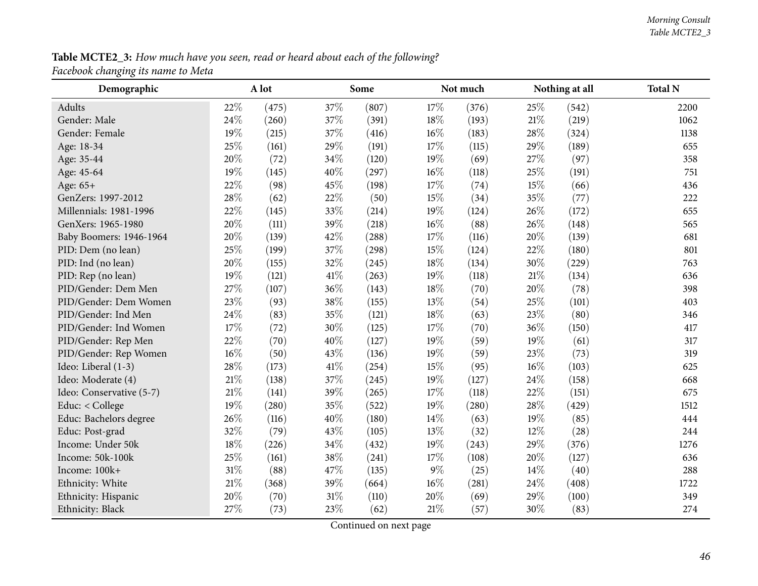**Table MCTE2_3:** *How much have you seen, read or heard about each of the following?*
*Facebook changing its name to Meta*

| Demographic | A lot | | Some | | Not much | | Nothing at all | | Total N |
|---|---|---|---|---|---|---|---|---|---|
| Adults | 22% | (475) | 37% | (807) | 17% | (376) | 25% | (542) | 2200 |
| Gender: Male | 24% | (260) | 37% | (391) | 18% | (193) | 21% | (219) | 1062 |
| Gender: Female | 19% | (215) | 37% | (416) | 16% | (183) | 28% | (324) | 1138 |
| Age: 18-34 | 25% | (161) | 29% | (191) | 17% | (115) | 29% | (189) | 655 |
| Age: 35-44 | 20% | (72) | 34% | (120) | 19% | (69) | 27% | (97) | 358 |
| Age: 45-64 | 19% | (145) | 40% | (297) | 16% | (118) | 25% | (191) | 751 |
| Age: 65+ | 22% | (98) | 45% | (198) | 17% | (74) | 15% | (66) | 436 |
| GenZers: 1997-2012 | 28% | (62) | 22% | (50) | 15% | (34) | 35% | (77) | 222 |
| Millennials: 1981-1996 | 22% | (145) | 33% | (214) | 19% | (124) | 26% | (172) | 655 |
| GenXers: 1965-1980 | 20% | (111) | 39% | (218) | 16% | (88) | 26% | (148) | 565 |
| Baby Boomers: 1946-1964 | 20% | (139) | 42% | (288) | 17% | (116) | 20% | (139) | 681 |
| PID: Dem (no lean) | 25% | (199) | 37% | (298) | 15% | (124) | 22% | (180) | 801 |
| PID: Ind (no lean) | 20% | (155) | 32% | (245) | 18% | (134) | 30% | (229) | 763 |
| PID: Rep (no lean) | 19% | (121) | 41% | (263) | 19% | (118) | 21% | (134) | 636 |
| PID/Gender: Dem Men | 27% | (107) | 36% | (143) | 18% | (70) | 20% | (78) | 398 |
| PID/Gender: Dem Women | 23% | (93) | 38% | (155) | 13% | (54) | 25% | (101) | 403 |
| PID/Gender: Ind Men | 24% | (83) | 35% | (121) | 18% | (63) | 23% | (80) | 346 |
| PID/Gender: Ind Women | 17% | (72) | 30% | (125) | 17% | (70) | 36% | (150) | 417 |
| PID/Gender: Rep Men | 22% | (70) | 40% | (127) | 19% | (59) | 19% | (61) | 317 |
| PID/Gender: Rep Women | 16% | (50) | 43% | (136) | 19% | (59) | 23% | (73) | 319 |
| Ideo: Liberal (1-3) | 28% | (173) | 41% | (254) | 15% | (95) | 16% | (103) | 625 |
| Ideo: Moderate (4) | 21% | (138) | 37% | (245) | 19% | (127) | 24% | (158) | 668 |
| Ideo: Conservative (5-7) | 21% | (141) | 39% | (265) | 17% | (118) | 22% | (151) | 675 |
| Educ: < College | 19% | (280) | 35% | (522) | 19% | (280) | 28% | (429) | 1512 |
| Educ: Bachelors degree | 26% | (116) | 40% | (180) | 14% | (63) | 19% | (85) | 444 |
| Educ: Post-grad | 32% | (79) | 43% | (105) | 13% | (32) | 12% | (28) | 244 |
| Income: Under 50k | 18% | (226) | 34% | (432) | 19% | (243) | 29% | (376) | 1276 |
| Income: 50k-100k | 25% | (161) | 38% | (241) | 17% | (108) | 20% | (127) | 636 |
| Income: 100k+ | 31% | (88) | 47% | (135) | 9% | (25) | 14% | (40) | 288 |
| Ethnicity: White | 21% | (368) | 39% | (664) | 16% | (281) | 24% | (408) | 1722 |
| Ethnicity: Hispanic | 20% | (70) | 31% | (110) | 20% | (69) | 29% | (100) | 349 |
| Ethnicity: Black | 27% | (73) | 23% | (62) | 21% | (57) | 30% | (83) | 274 |

Continued on next page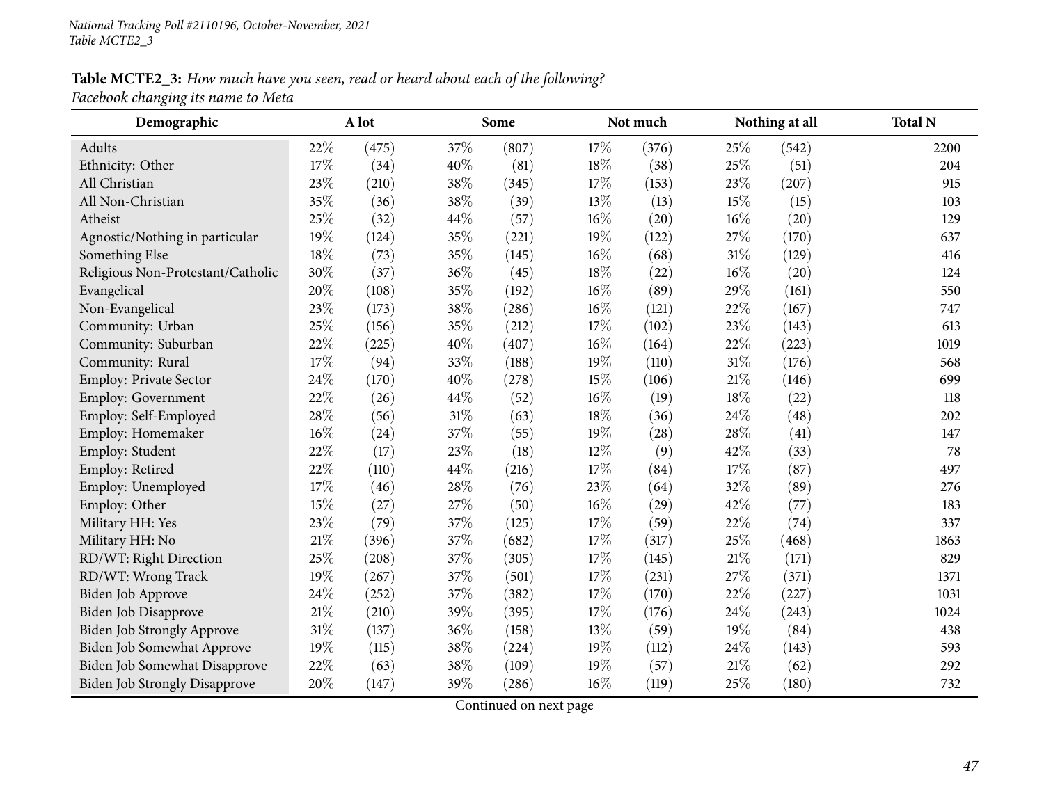**Table MCTE2_3:** *How much have you seen, read or heard about each of the following?*
*Facebook changing its name to Meta*

| Demographic | A lot | | Some | | Not much | | Nothing at all | | Total N |
|---|---|---|---|---|---|---|---|---|---|
| Adults | 22% | (475) | 37% | (807) | 17% | (376) | 25% | (542) | 2200 |
| Ethnicity: Other | 17% | (34) | 40% | (81) | 18% | (38) | 25% | (51) | 204 |
| All Christian | 23% | (210) | 38% | (345) | 17% | (153) | 23% | (207) | 915 |
| All Non-Christian | 35% | (36) | 38% | (39) | 13% | (13) | 15% | (15) | 103 |
| Atheist | 25% | (32) | 44% | (57) | 16% | (20) | 16% | (20) | 129 |
| Agnostic/Nothing in particular | 19% | (124) | 35% | (221) | 19% | (122) | 27% | (170) | 637 |
| Something Else | 18% | (73) | 35% | (145) | 16% | (68) | 31% | (129) | 416 |
| Religious Non-Protestant/Catholic | 30% | (37) | 36% | (45) | 18% | (22) | 16% | (20) | 124 |
| Evangelical | 20% | (108) | 35% | (192) | 16% | (89) | 29% | (161) | 550 |
| Non-Evangelical | 23% | (173) | 38% | (286) | 16% | (121) | 22% | (167) | 747 |
| Community: Urban | 25% | (156) | 35% | (212) | 17% | (102) | 23% | (143) | 613 |
| Community: Suburban | 22% | (225) | 40% | (407) | 16% | (164) | 22% | (223) | 1019 |
| Community: Rural | 17% | (94) | 33% | (188) | 19% | (110) | 31% | (176) | 568 |
| Employ: Private Sector | 24% | (170) | 40% | (278) | 15% | (106) | 21% | (146) | 699 |
| Employ: Government | 22% | (26) | 44% | (52) | 16% | (19) | 18% | (22) | 118 |
| Employ: Self-Employed | 28% | (56) | 31% | (63) | 18% | (36) | 24% | (48) | 202 |
| Employ: Homemaker | 16% | (24) | 37% | (55) | 19% | (28) | 28% | (41) | 147 |
| Employ: Student | 22% | (17) | 23% | (18) | 12% | (9) | 42% | (33) | 78 |
| Employ: Retired | 22% | (110) | 44% | (216) | 17% | (84) | 17% | (87) | 497 |
| Employ: Unemployed | 17% | (46) | 28% | (76) | 23% | (64) | 32% | (89) | 276 |
| Employ: Other | 15% | (27) | 27% | (50) | 16% | (29) | 42% | (77) | 183 |
| Military HH: Yes | 23% | (79) | 37% | (125) | 17% | (59) | 22% | (74) | 337 |
| Military HH: No | 21% | (396) | 37% | (682) | 17% | (317) | 25% | (468) | 1863 |
| RD/WT: Right Direction | 25% | (208) | 37% | (305) | 17% | (145) | 21% | (171) | 829 |
| RD/WT: Wrong Track | 19% | (267) | 37% | (501) | 17% | (231) | 27% | (371) | 1371 |
| Biden Job Approve | 24% | (252) | 37% | (382) | 17% | (170) | 22% | (227) | 1031 |
| Biden Job Disapprove | 21% | (210) | 39% | (395) | 17% | (176) | 24% | (243) | 1024 |
| Biden Job Strongly Approve | 31% | (137) | 36% | (158) | 13% | (59) | 19% | (84) | 438 |
| Biden Job Somewhat Approve | 19% | (115) | 38% | (224) | 19% | (112) | 24% | (143) | 593 |
| Biden Job Somewhat Disapprove | 22% | (63) | 38% | (109) | 19% | (57) | 21% | (62) | 292 |
| Biden Job Strongly Disapprove | 20% | (147) | 39% | (286) | 16% | (119) | 25% | (180) | 732 |

Continued on next page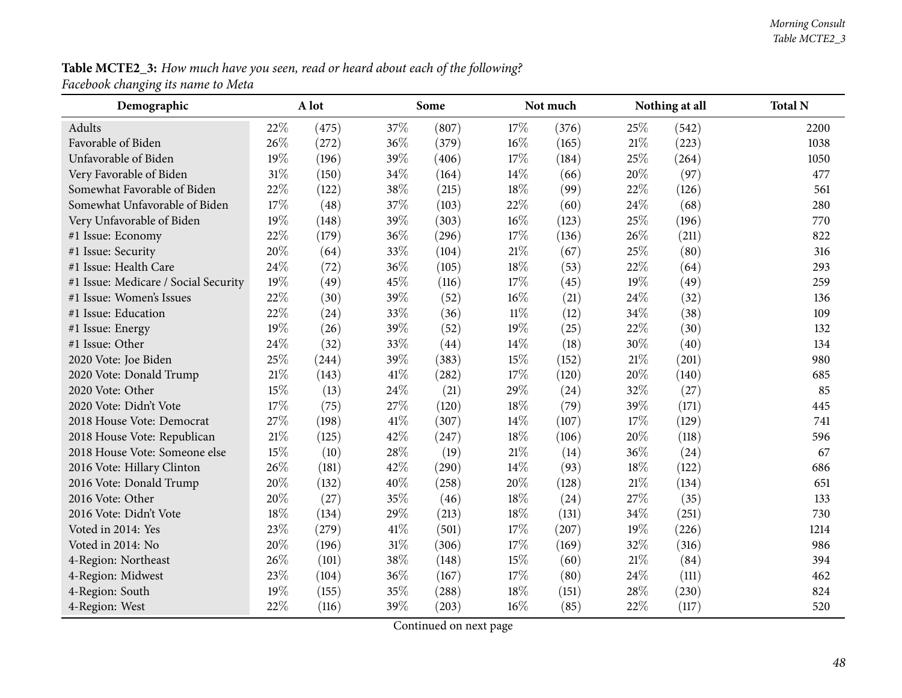**Table MCTE2_3:** *How much have you seen, read or heard about each of the following?*
*Facebook changing its name to Meta*

| Demographic | A lot | | Some | | Not much | | Nothing at all | | Total N |
|---|---|---|---|---|---|---|---|---|---|
| Adults | 22% | (475) | 37% | (807) | 17% | (376) | 25% | (542) | 2200 |
| Favorable of Biden | 26% | (272) | 36% | (379) | 16% | (165) | 21% | (223) | 1038 |
| Unfavorable of Biden | 19% | (196) | 39% | (406) | 17% | (184) | 25% | (264) | 1050 |
| Very Favorable of Biden | 31% | (150) | 34% | (164) | 14% | (66) | 20% | (97) | 477 |
| Somewhat Favorable of Biden | 22% | (122) | 38% | (215) | 18% | (99) | 22% | (126) | 561 |
| Somewhat Unfavorable of Biden | 17% | (48) | 37% | (103) | 22% | (60) | 24% | (68) | 280 |
| Very Unfavorable of Biden | 19% | (148) | 39% | (303) | 16% | (123) | 25% | (196) | 770 |
| #1 Issue: Economy | 22% | (179) | 36% | (296) | 17% | (136) | 26% | (211) | 822 |
| #1 Issue: Security | 20% | (64) | 33% | (104) | 21% | (67) | 25% | (80) | 316 |
| #1 Issue: Health Care | 24% | (72) | 36% | (105) | 18% | (53) | 22% | (64) | 293 |
| #1 Issue: Medicare / Social Security | 19% | (49) | 45% | (116) | 17% | (45) | 19% | (49) | 259 |
| #1 Issue: Women's Issues | 22% | (30) | 39% | (52) | 16% | (21) | 24% | (32) | 136 |
| #1 Issue: Education | 22% | (24) | 33% | (36) | 11% | (12) | 34% | (38) | 109 |
| #1 Issue: Energy | 19% | (26) | 39% | (52) | 19% | (25) | 22% | (30) | 132 |
| #1 Issue: Other | 24% | (32) | 33% | (44) | 14% | (18) | 30% | (40) | 134 |
| 2020 Vote: Joe Biden | 25% | (244) | 39% | (383) | 15% | (152) | 21% | (201) | 980 |
| 2020 Vote: Donald Trump | 21% | (143) | 41% | (282) | 17% | (120) | 20% | (140) | 685 |
| 2020 Vote: Other | 15% | (13) | 24% | (21) | 29% | (24) | 32% | (27) | 85 |
| 2020 Vote: Didn't Vote | 17% | (75) | 27% | (120) | 18% | (79) | 39% | (171) | 445 |
| 2018 House Vote: Democrat | 27% | (198) | 41% | (307) | 14% | (107) | 17% | (129) | 741 |
| 2018 House Vote: Republican | 21% | (125) | 42% | (247) | 18% | (106) | 20% | (118) | 596 |
| 2018 House Vote: Someone else | 15% | (10) | 28% | (19) | 21% | (14) | 36% | (24) | 67 |
| 2016 Vote: Hillary Clinton | 26% | (181) | 42% | (290) | 14% | (93) | 18% | (122) | 686 |
| 2016 Vote: Donald Trump | 20% | (132) | 40% | (258) | 20% | (128) | 21% | (134) | 651 |
| 2016 Vote: Other | 20% | (27) | 35% | (46) | 18% | (24) | 27% | (35) | 133 |
| 2016 Vote: Didn't Vote | 18% | (134) | 29% | (213) | 18% | (131) | 34% | (251) | 730 |
| Voted in 2014: Yes | 23% | (279) | 41% | (501) | 17% | (207) | 19% | (226) | 1214 |
| Voted in 2014: No | 20% | (196) | 31% | (306) | 17% | (169) | 32% | (316) | 986 |
| 4-Region: Northeast | 26% | (101) | 38% | (148) | 15% | (60) | 21% | (84) | 394 |
| 4-Region: Midwest | 23% | (104) | 36% | (167) | 17% | (80) | 24% | (111) | 462 |
| 4-Region: South | 19% | (155) | 35% | (288) | 18% | (151) | 28% | (230) | 824 |
| 4-Region: West | 22% | (116) | 39% | (203) | 16% | (85) | 22% | (117) | 520 |

Continued on next page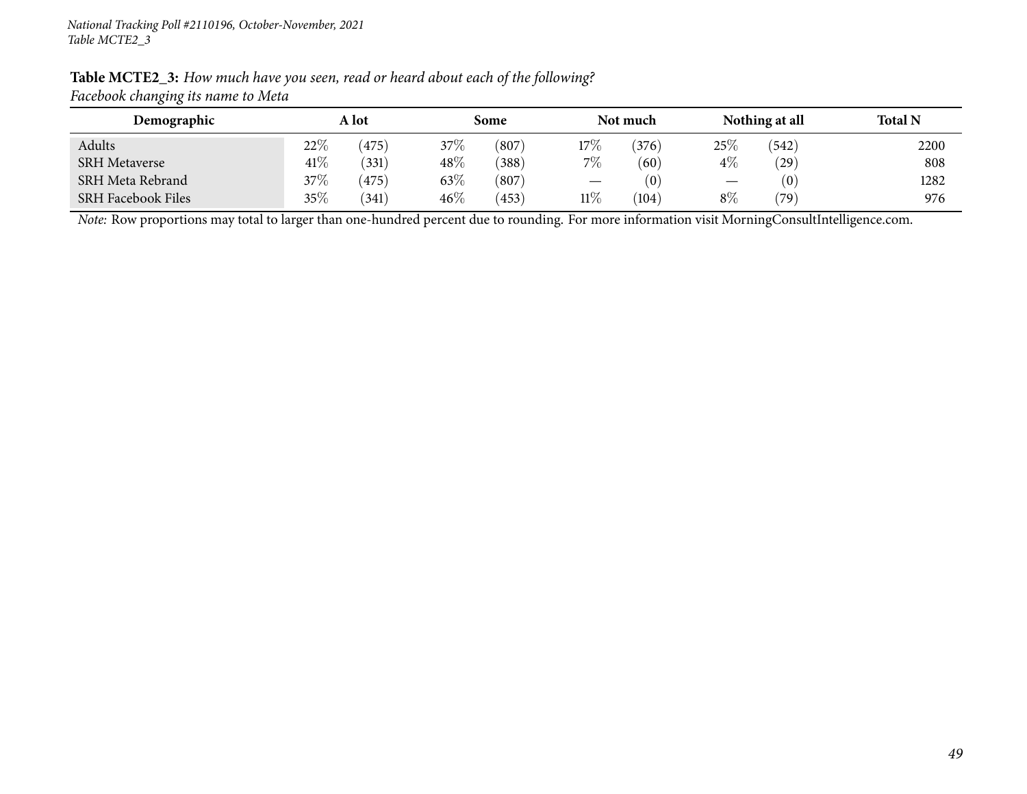**Table MCTE2_3:** *How much have you seen, read or heard about each of the following?*
*Facebook changing its name to Meta*

| Demographic | A lot | | Some | | Not much | | Nothing at all | | Total N |
|---|---|---|---|---|---|---|---|---|---|
| Adults | 22% | (475) | 37% | (807) | 17% | (376) | 25% | (542) | 2200 |
| SRH Metaverse | 41% | (331) | 48% | (388) | 7% | (60) | 4% | (29) | 808 |
| SRH Meta Rebrand | 37% | (475) | 63% | (807) | — | (0) | — | (0) | 1282 |
| SRH Facebook Files | 35% | (341) | 46% | (453) | 11% | (104) | 8% | (79) | 976 |

*Note:* Row proportions may total to larger than one-hundred percent due to rounding. For more information visit MorningConsultIntelligence.com.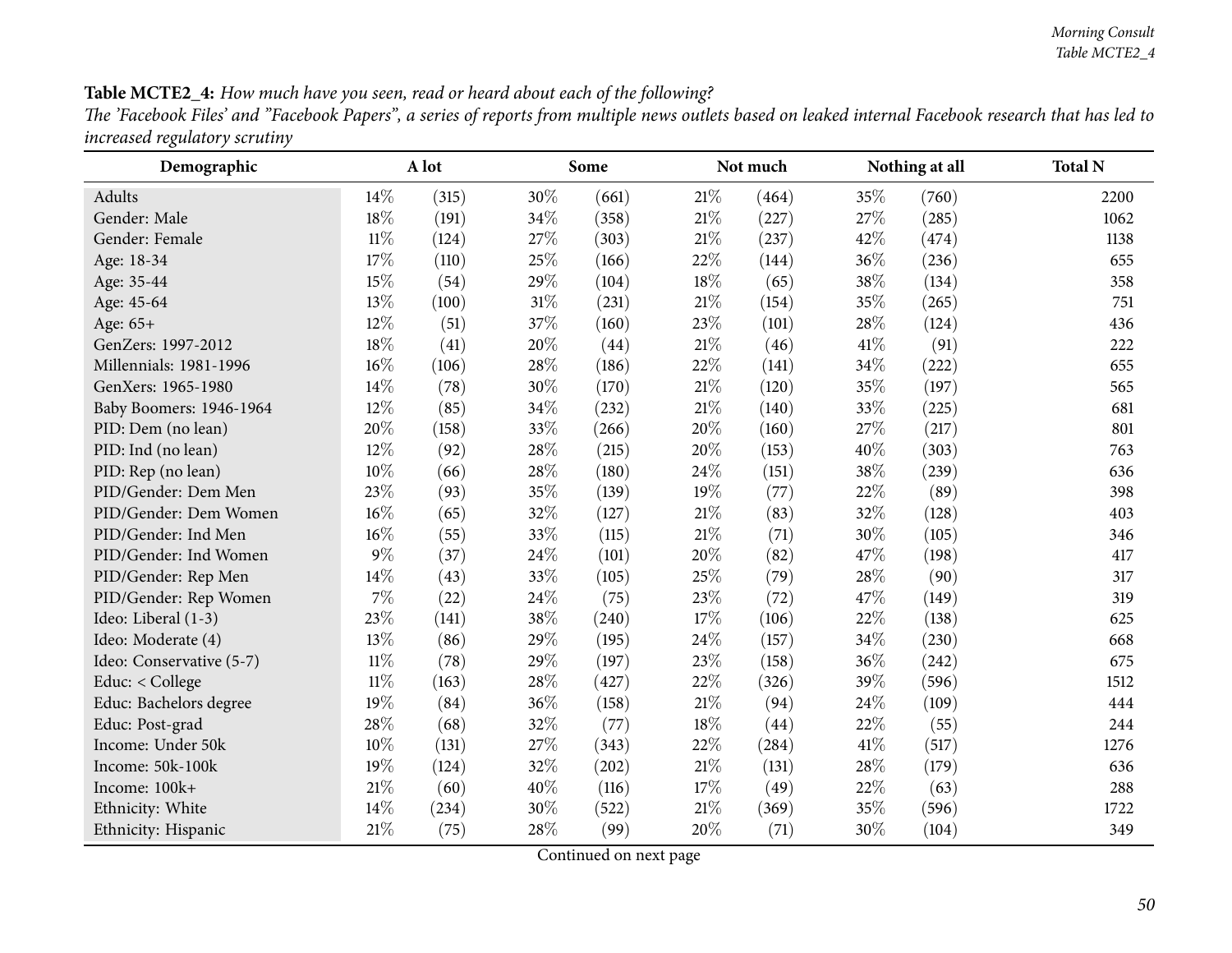**Table MCTE2_4:** *How much have you seen, read or heard about each of the following?*

*The 'Facebook Files' and "Facebook Papers", a series of reports from multiple news outlets based on leaked internal Facebook research that has led to increased regulatory scrutiny*

| Demographic | A lot | | Some | | Not much | | Nothing at all | | Total N |
|---|---|---|---|---|---|---|---|---|---|
| Adults | 14% | (315) | 30% | (661) | 21% | (464) | 35% | (760) | 2200 |
| Gender: Male | 18% | (191) | 34% | (358) | 21% | (227) | 27% | (285) | 1062 |
| Gender: Female | 11% | (124) | 27% | (303) | 21% | (237) | 42% | (474) | 1138 |
| Age: 18-34 | 17% | (110) | 25% | (166) | 22% | (144) | 36% | (236) | 655 |
| Age: 35-44 | 15% | (54) | 29% | (104) | 18% | (65) | 38% | (134) | 358 |
| Age: 45-64 | 13% | (100) | 31% | (231) | 21% | (154) | 35% | (265) | 751 |
| Age: 65+ | 12% | (51) | 37% | (160) | 23% | (101) | 28% | (124) | 436 |
| GenZers: 1997-2012 | 18% | (41) | 20% | (44) | 21% | (46) | 41% | (91) | 222 |
| Millennials: 1981-1996 | 16% | (106) | 28% | (186) | 22% | (141) | 34% | (222) | 655 |
| GenXers: 1965-1980 | 14% | (78) | 30% | (170) | 21% | (120) | 35% | (197) | 565 |
| Baby Boomers: 1946-1964 | 12% | (85) | 34% | (232) | 21% | (140) | 33% | (225) | 681 |
| PID: Dem (no lean) | 20% | (158) | 33% | (266) | 20% | (160) | 27% | (217) | 801 |
| PID: Ind (no lean) | 12% | (92) | 28% | (215) | 20% | (153) | 40% | (303) | 763 |
| PID: Rep (no lean) | 10% | (66) | 28% | (180) | 24% | (151) | 38% | (239) | 636 |
| PID/Gender: Dem Men | 23% | (93) | 35% | (139) | 19% | (77) | 22% | (89) | 398 |
| PID/Gender: Dem Women | 16% | (65) | 32% | (127) | 21% | (83) | 32% | (128) | 403 |
| PID/Gender: Ind Men | 16% | (55) | 33% | (115) | 21% | (71) | 30% | (105) | 346 |
| PID/Gender: Ind Women | 9% | (37) | 24% | (101) | 20% | (82) | 47% | (198) | 417 |
| PID/Gender: Rep Men | 14% | (43) | 33% | (105) | 25% | (79) | 28% | (90) | 317 |
| PID/Gender: Rep Women | 7% | (22) | 24% | (75) | 23% | (72) | 47% | (149) | 319 |
| Ideo: Liberal (1-3) | 23% | (141) | 38% | (240) | 17% | (106) | 22% | (138) | 625 |
| Ideo: Moderate (4) | 13% | (86) | 29% | (195) | 24% | (157) | 34% | (230) | 668 |
| Ideo: Conservative (5-7) | 11% | (78) | 29% | (197) | 23% | (158) | 36% | (242) | 675 |
| Educ: < College | 11% | (163) | 28% | (427) | 22% | (326) | 39% | (596) | 1512 |
| Educ: Bachelors degree | 19% | (84) | 36% | (158) | 21% | (94) | 24% | (109) | 444 |
| Educ: Post-grad | 28% | (68) | 32% | (77) | 18% | (44) | 22% | (55) | 244 |
| Income: Under 50k | 10% | (131) | 27% | (343) | 22% | (284) | 41% | (517) | 1276 |
| Income: 50k-100k | 19% | (124) | 32% | (202) | 21% | (131) | 28% | (179) | 636 |
| Income: 100k+ | 21% | (60) | 40% | (116) | 17% | (49) | 22% | (63) | 288 |
| Ethnicity: White | 14% | (234) | 30% | (522) | 21% | (369) | 35% | (596) | 1722 |
| Ethnicity: Hispanic | 21% | (75) | 28% | (99) | 20% | (71) | 30% | (104) | 349 |

Continued on next page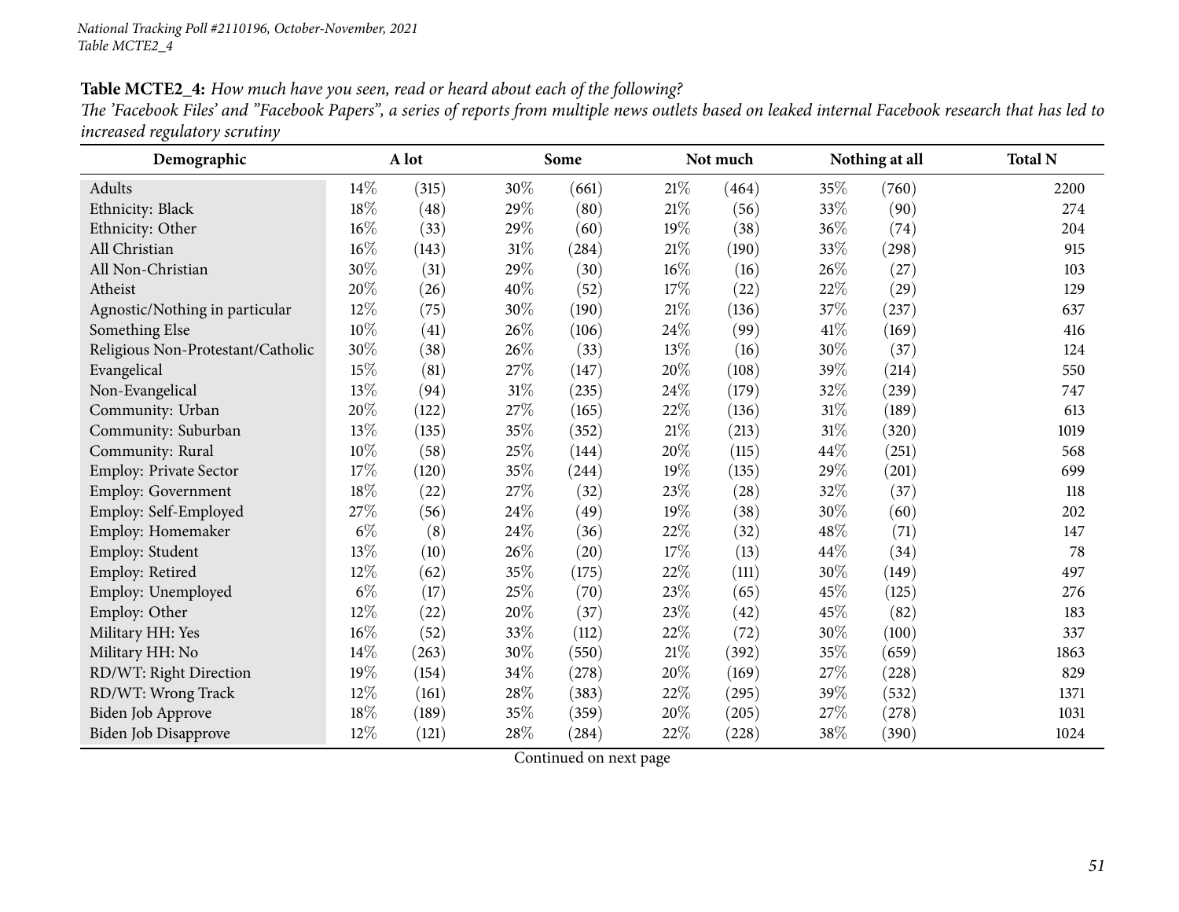**Table MCTE2_4:** *How much have you seen, read or heard about each of the following?*

*The 'Facebook Files' and "Facebook Papers", a series of reports from multiple news outlets based on leaked internal Facebook research that has led to increased regulatory scrutiny*

| Demographic | A lot | | Some | | Not much | | Nothing at all | | Total N |
|---|---|---|---|---|---|---|---|---|---|
| Adults | 14% | (315) | 30% | (661) | 21% | (464) | 35% | (760) | 2200 |
| Ethnicity: Black | 18% | (48) | 29% | (80) | 21% | (56) | 33% | (90) | 274 |
| Ethnicity: Other | 16% | (33) | 29% | (60) | 19% | (38) | 36% | (74) | 204 |
| All Christian | 16% | (143) | 31% | (284) | 21% | (190) | 33% | (298) | 915 |
| All Non-Christian | 30% | (31) | 29% | (30) | 16% | (16) | 26% | (27) | 103 |
| Atheist | 20% | (26) | 40% | (52) | 17% | (22) | 22% | (29) | 129 |
| Agnostic/Nothing in particular | 12% | (75) | 30% | (190) | 21% | (136) | 37% | (237) | 637 |
| Something Else | 10% | (41) | 26% | (106) | 24% | (99) | 41% | (169) | 416 |
| Religious Non-Protestant/Catholic | 30% | (38) | 26% | (33) | 13% | (16) | 30% | (37) | 124 |
| Evangelical | 15% | (81) | 27% | (147) | 20% | (108) | 39% | (214) | 550 |
| Non-Evangelical | 13% | (94) | 31% | (235) | 24% | (179) | 32% | (239) | 747 |
| Community: Urban | 20% | (122) | 27% | (165) | 22% | (136) | 31% | (189) | 613 |
| Community: Suburban | 13% | (135) | 35% | (352) | 21% | (213) | 31% | (320) | 1019 |
| Community: Rural | 10% | (58) | 25% | (144) | 20% | (115) | 44% | (251) | 568 |
| Employ: Private Sector | 17% | (120) | 35% | (244) | 19% | (135) | 29% | (201) | 699 |
| Employ: Government | 18% | (22) | 27% | (32) | 23% | (28) | 32% | (37) | 118 |
| Employ: Self-Employed | 27% | (56) | 24% | (49) | 19% | (38) | 30% | (60) | 202 |
| Employ: Homemaker | 6% | (8) | 24% | (36) | 22% | (32) | 48% | (71) | 147 |
| Employ: Student | 13% | (10) | 26% | (20) | 17% | (13) | 44% | (34) | 78 |
| Employ: Retired | 12% | (62) | 35% | (175) | 22% | (111) | 30% | (149) | 497 |
| Employ: Unemployed | 6% | (17) | 25% | (70) | 23% | (65) | 45% | (125) | 276 |
| Employ: Other | 12% | (22) | 20% | (37) | 23% | (42) | 45% | (82) | 183 |
| Military HH: Yes | 16% | (52) | 33% | (112) | 22% | (72) | 30% | (100) | 337 |
| Military HH: No | 14% | (263) | 30% | (550) | 21% | (392) | 35% | (659) | 1863 |
| RD/WT: Right Direction | 19% | (154) | 34% | (278) | 20% | (169) | 27% | (228) | 829 |
| RD/WT: Wrong Track | 12% | (161) | 28% | (383) | 22% | (295) | 39% | (532) | 1371 |
| Biden Job Approve | 18% | (189) | 35% | (359) | 20% | (205) | 27% | (278) | 1031 |
| Biden Job Disapprove | 12% | (121) | 28% | (284) | 22% | (228) | 38% | (390) | 1024 |

Continued on next page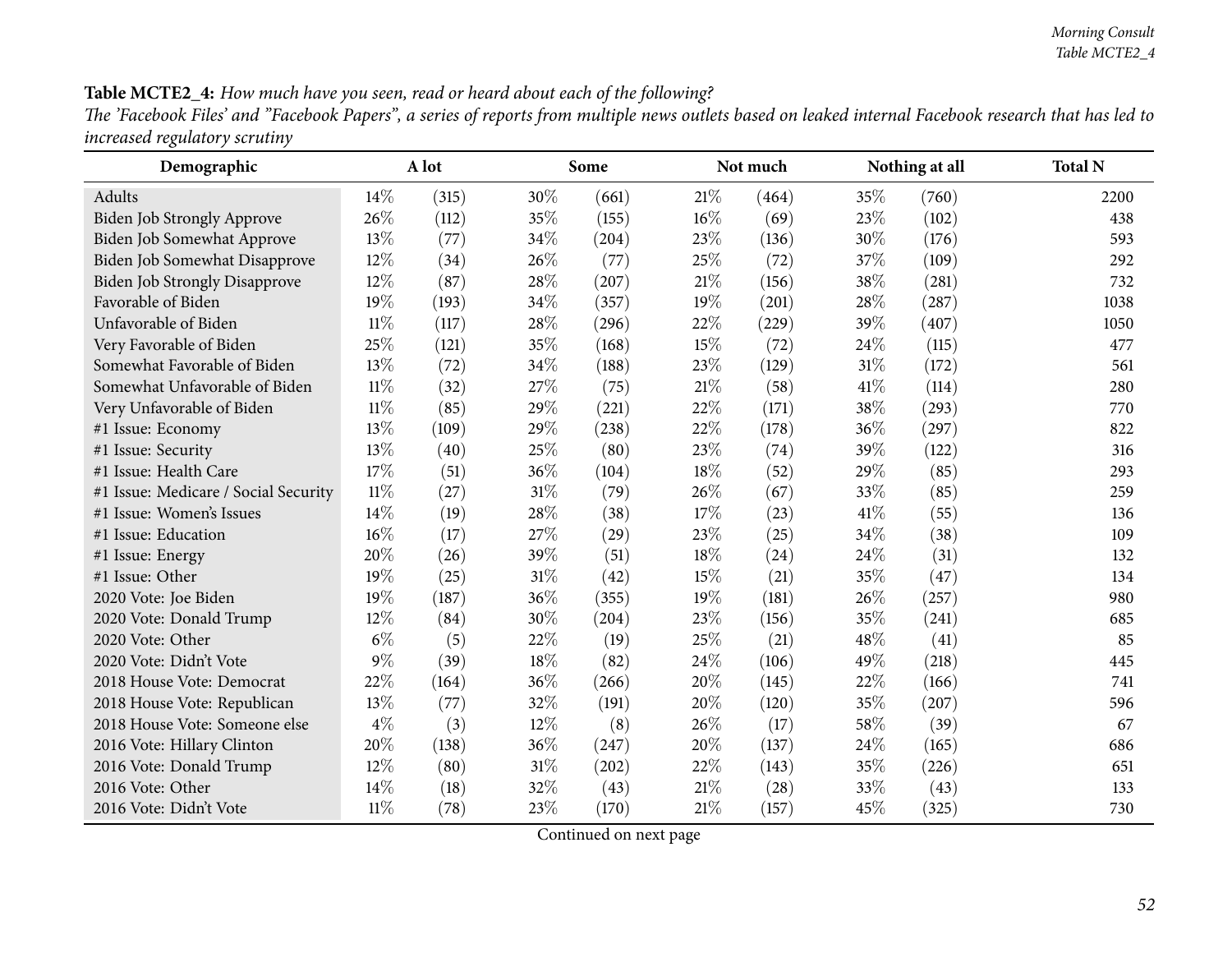**Table MCTE2_4:** *How much have you seen, read or heard about each of the following?*

*The 'Facebook Files' and "Facebook Papers", a series of reports from multiple news outlets based on leaked internal Facebook research that has led to increased regulatory scrutiny*

| Demographic | A lot | | Some | | Not much | | Nothing at all | | Total N |
|---|---|---|---|---|---|---|---|---|---|
| Adults | 14% | (315) | 30% | (661) | 21% | (464) | 35% | (760) | 2200 |
| Biden Job Strongly Approve | 26% | (112) | 35% | (155) | 16% | (69) | 23% | (102) | 438 |
| Biden Job Somewhat Approve | 13% | (77) | 34% | (204) | 23% | (136) | 30% | (176) | 593 |
| Biden Job Somewhat Disapprove | 12% | (34) | 26% | (77) | 25% | (72) | 37% | (109) | 292 |
| Biden Job Strongly Disapprove | 12% | (87) | 28% | (207) | 21% | (156) | 38% | (281) | 732 |
| Favorable of Biden | 19% | (193) | 34% | (357) | 19% | (201) | 28% | (287) | 1038 |
| Unfavorable of Biden | 11% | (117) | 28% | (296) | 22% | (229) | 39% | (407) | 1050 |
| Very Favorable of Biden | 25% | (121) | 35% | (168) | 15% | (72) | 24% | (115) | 477 |
| Somewhat Favorable of Biden | 13% | (72) | 34% | (188) | 23% | (129) | 31% | (172) | 561 |
| Somewhat Unfavorable of Biden | 11% | (32) | 27% | (75) | 21% | (58) | 41% | (114) | 280 |
| Very Unfavorable of Biden | 11% | (85) | 29% | (221) | 22% | (171) | 38% | (293) | 770 |
| #1 Issue: Economy | 13% | (109) | 29% | (238) | 22% | (178) | 36% | (297) | 822 |
| #1 Issue: Security | 13% | (40) | 25% | (80) | 23% | (74) | 39% | (122) | 316 |
| #1 Issue: Health Care | 17% | (51) | 36% | (104) | 18% | (52) | 29% | (85) | 293 |
| #1 Issue: Medicare / Social Security | 11% | (27) | 31% | (79) | 26% | (67) | 33% | (85) | 259 |
| #1 Issue: Women's Issues | 14% | (19) | 28% | (38) | 17% | (23) | 41% | (55) | 136 |
| #1 Issue: Education | 16% | (17) | 27% | (29) | 23% | (25) | 34% | (38) | 109 |
| #1 Issue: Energy | 20% | (26) | 39% | (51) | 18% | (24) | 24% | (31) | 132 |
| #1 Issue: Other | 19% | (25) | 31% | (42) | 15% | (21) | 35% | (47) | 134 |
| 2020 Vote: Joe Biden | 19% | (187) | 36% | (355) | 19% | (181) | 26% | (257) | 980 |
| 2020 Vote: Donald Trump | 12% | (84) | 30% | (204) | 23% | (156) | 35% | (241) | 685 |
| 2020 Vote: Other | 6% | (5) | 22% | (19) | 25% | (21) | 48% | (41) | 85 |
| 2020 Vote: Didn't Vote | 9% | (39) | 18% | (82) | 24% | (106) | 49% | (218) | 445 |
| 2018 House Vote: Democrat | 22% | (164) | 36% | (266) | 20% | (145) | 22% | (166) | 741 |
| 2018 House Vote: Republican | 13% | (77) | 32% | (191) | 20% | (120) | 35% | (207) | 596 |
| 2018 House Vote: Someone else | 4% | (3) | 12% | (8) | 26% | (17) | 58% | (39) | 67 |
| 2016 Vote: Hillary Clinton | 20% | (138) | 36% | (247) | 20% | (137) | 24% | (165) | 686 |
| 2016 Vote: Donald Trump | 12% | (80) | 31% | (202) | 22% | (143) | 35% | (226) | 651 |
| 2016 Vote: Other | 14% | (18) | 32% | (43) | 21% | (28) | 33% | (43) | 133 |
| 2016 Vote: Didn't Vote | 11% | (78) | 23% | (170) | 21% | (157) | 45% | (325) | 730 |

Continued on next page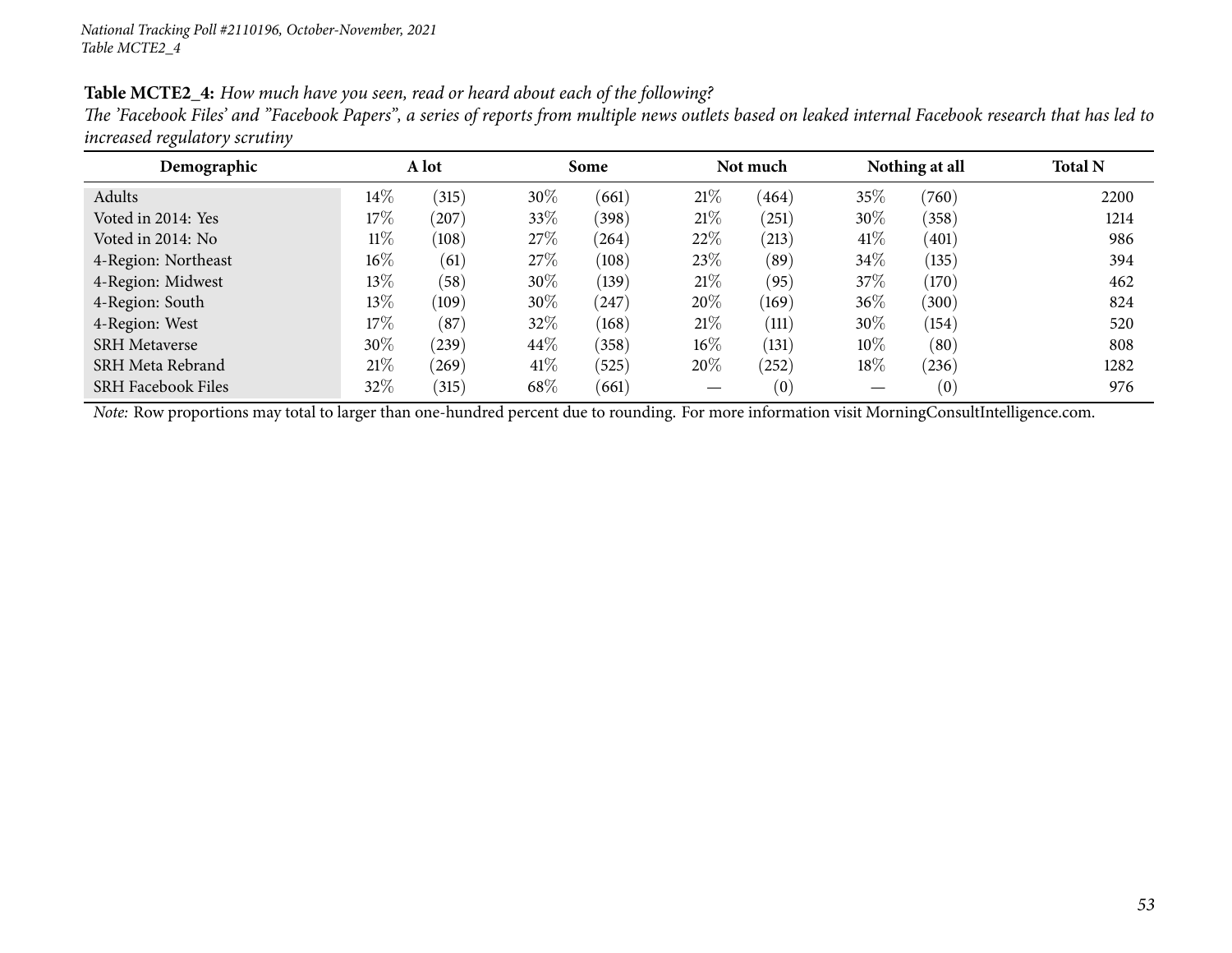*National Tracking Poll #2110196, October-November, 2021*
*Table MCTE2_4*

**Table MCTE2_4:** *How much have you seen, read or heard about each of the following?*
*The 'Facebook Files' and "Facebook Papers", a series of reports from multiple news outlets based on leaked internal Facebook research that has led to increased regulatory scrutiny*

| Demographic | A lot | | Some | | Not much | | Nothing at all | | Total N |
|---|---|---|---|---|---|---|---|---|---|
| Adults | 14% | (315) | 30% | (661) | 21% | (464) | 35% | (760) | 2200 |
| Voted in 2014: Yes | 17% | (207) | 33% | (398) | 21% | (251) | 30% | (358) | 1214 |
| Voted in 2014: No | 11% | (108) | 27% | (264) | 22% | (213) | 41% | (401) | 986 |
| 4-Region: Northeast | 16% | (61) | 27% | (108) | 23% | (89) | 34% | (135) | 394 |
| 4-Region: Midwest | 13% | (58) | 30% | (139) | 21% | (95) | 37% | (170) | 462 |
| 4-Region: South | 13% | (109) | 30% | (247) | 20% | (169) | 36% | (300) | 824 |
| 4-Region: West | 17% | (87) | 32% | (168) | 21% | (111) | 30% | (154) | 520 |
| SRH Metaverse | 30% | (239) | 44% | (358) | 16% | (131) | 10% | (80) | 808 |
| SRH Meta Rebrand | 21% | (269) | 41% | (525) | 20% | (252) | 18% | (236) | 1282 |
| SRH Facebook Files | 32% | (315) | 68% | (661) | — | (0) | — | (0) | 976 |

*Note:* Row proportions may total to larger than one-hundred percent due to rounding. For more information visit MorningConsultIntelligence.com.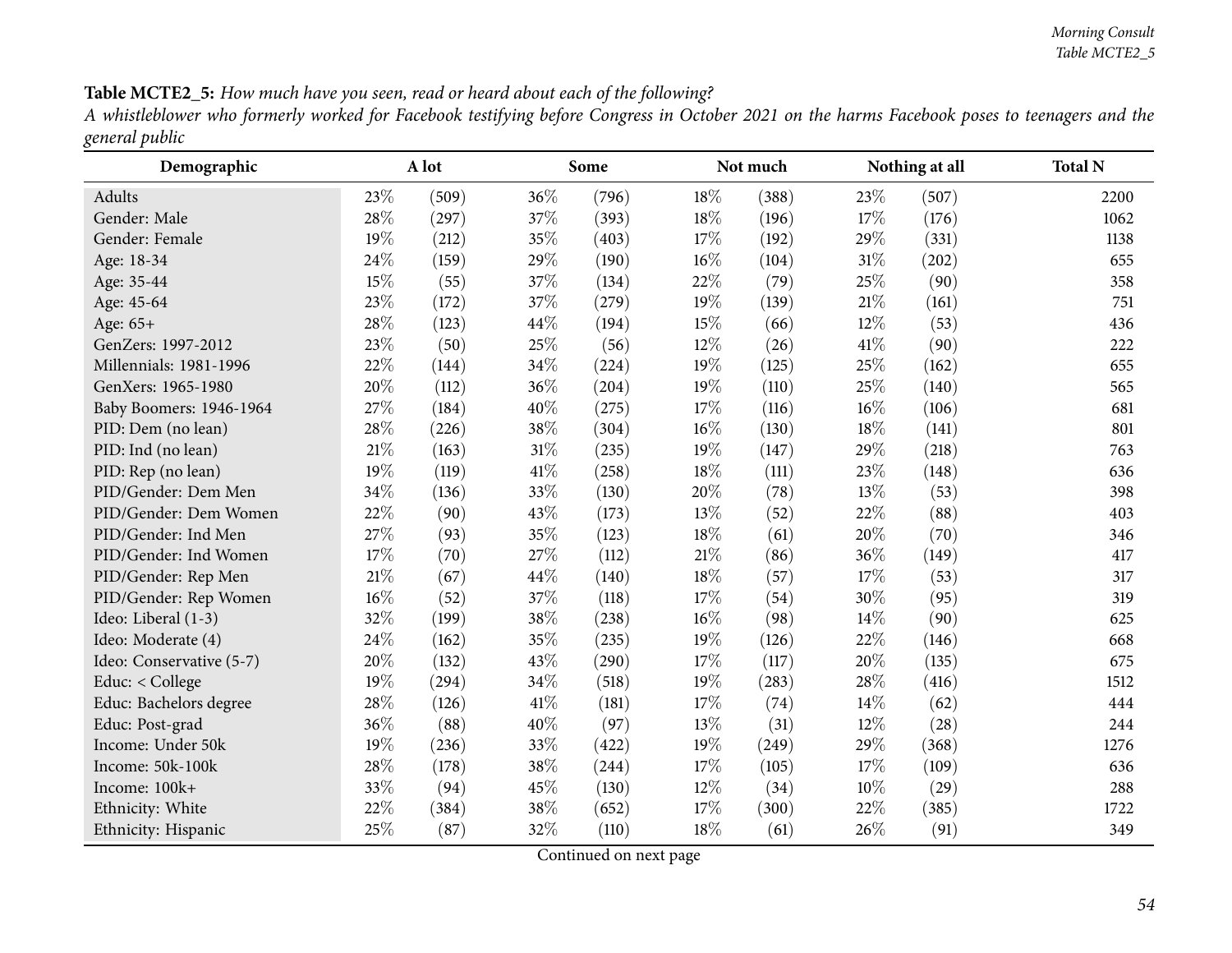**Table MCTE2_5:** *How much have you seen, read or heard about each of the following?*

*A whistleblower who formerly worked for Facebook testifying before Congress in October 2021 on the harms Facebook poses to teenagers and the general public*

| Demographic | A lot | | Some | | Not much | | Nothing at all | | Total N |
|---|---|---|---|---|---|---|---|---|---|
| Adults | 23% | (509) | 36% | (796) | 18% | (388) | 23% | (507) | 2200 |
| Gender: Male | 28% | (297) | 37% | (393) | 18% | (196) | 17% | (176) | 1062 |
| Gender: Female | 19% | (212) | 35% | (403) | 17% | (192) | 29% | (331) | 1138 |
| Age: 18-34 | 24% | (159) | 29% | (190) | 16% | (104) | 31% | (202) | 655 |
| Age: 35-44 | 15% | (55) | 37% | (134) | 22% | (79) | 25% | (90) | 358 |
| Age: 45-64 | 23% | (172) | 37% | (279) | 19% | (139) | 21% | (161) | 751 |
| Age: 65+ | 28% | (123) | 44% | (194) | 15% | (66) | 12% | (53) | 436 |
| GenZers: 1997-2012 | 23% | (50) | 25% | (56) | 12% | (26) | 41% | (90) | 222 |
| Millennials: 1981-1996 | 22% | (144) | 34% | (224) | 19% | (125) | 25% | (162) | 655 |
| GenXers: 1965-1980 | 20% | (112) | 36% | (204) | 19% | (110) | 25% | (140) | 565 |
| Baby Boomers: 1946-1964 | 27% | (184) | 40% | (275) | 17% | (116) | 16% | (106) | 681 |
| PID: Dem (no lean) | 28% | (226) | 38% | (304) | 16% | (130) | 18% | (141) | 801 |
| PID: Ind (no lean) | 21% | (163) | 31% | (235) | 19% | (147) | 29% | (218) | 763 |
| PID: Rep (no lean) | 19% | (119) | 41% | (258) | 18% | (111) | 23% | (148) | 636 |
| PID/Gender: Dem Men | 34% | (136) | 33% | (130) | 20% | (78) | 13% | (53) | 398 |
| PID/Gender: Dem Women | 22% | (90) | 43% | (173) | 13% | (52) | 22% | (88) | 403 |
| PID/Gender: Ind Men | 27% | (93) | 35% | (123) | 18% | (61) | 20% | (70) | 346 |
| PID/Gender: Ind Women | 17% | (70) | 27% | (112) | 21% | (86) | 36% | (149) | 417 |
| PID/Gender: Rep Men | 21% | (67) | 44% | (140) | 18% | (57) | 17% | (53) | 317 |
| PID/Gender: Rep Women | 16% | (52) | 37% | (118) | 17% | (54) | 30% | (95) | 319 |
| Ideo: Liberal (1-3) | 32% | (199) | 38% | (238) | 16% | (98) | 14% | (90) | 625 |
| Ideo: Moderate (4) | 24% | (162) | 35% | (235) | 19% | (126) | 22% | (146) | 668 |
| Ideo: Conservative (5-7) | 20% | (132) | 43% | (290) | 17% | (117) | 20% | (135) | 675 |
| Educ: < College | 19% | (294) | 34% | (518) | 19% | (283) | 28% | (416) | 1512 |
| Educ: Bachelors degree | 28% | (126) | 41% | (181) | 17% | (74) | 14% | (62) | 444 |
| Educ: Post-grad | 36% | (88) | 40% | (97) | 13% | (31) | 12% | (28) | 244 |
| Income: Under 50k | 19% | (236) | 33% | (422) | 19% | (249) | 29% | (368) | 1276 |
| Income: 50k-100k | 28% | (178) | 38% | (244) | 17% | (105) | 17% | (109) | 636 |
| Income: 100k+ | 33% | (94) | 45% | (130) | 12% | (34) | 10% | (29) | 288 |
| Ethnicity: White | 22% | (384) | 38% | (652) | 17% | (300) | 22% | (385) | 1722 |
| Ethnicity: Hispanic | 25% | (87) | 32% | (110) | 18% | (61) | 26% | (91) | 349 |

Continued on next page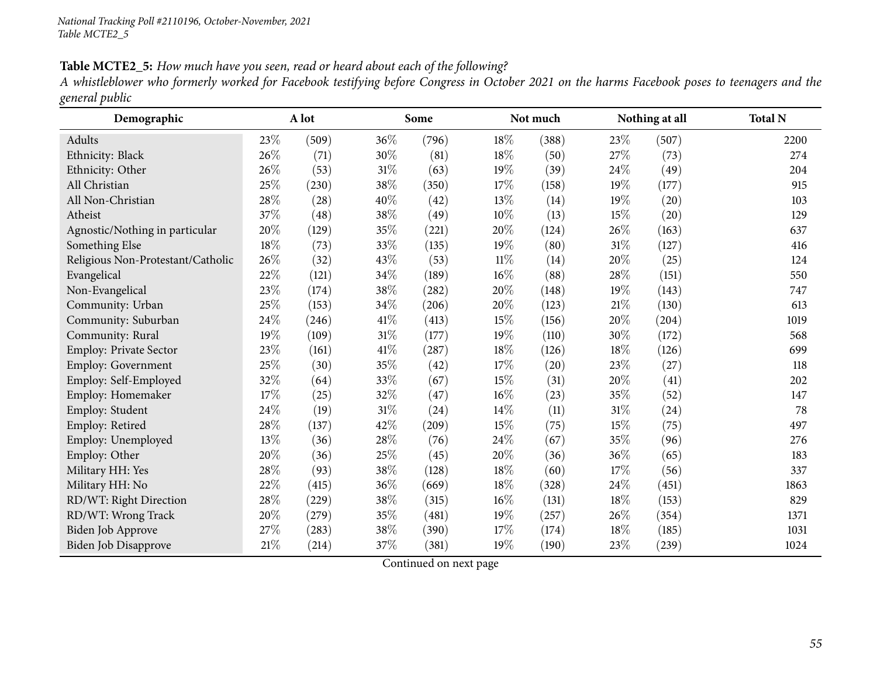**Table MCTE2_5:** *How much have you seen, read or heard about each of the following?*

*A whistleblower who formerly worked for Facebook testifying before Congress in October 2021 on the harms Facebook poses to teenagers and the general public*

| Demographic | A lot | | Some | | Not much | | Nothing at all | | Total N |
|---|---|---|---|---|---|---|---|---|---|
| Adults | 23% | (509) | 36% | (796) | 18% | (388) | 23% | (507) | 2200 |
| Ethnicity: Black | 26% | (71) | 30% | (81) | 18% | (50) | 27% | (73) | 274 |
| Ethnicity: Other | 26% | (53) | 31% | (63) | 19% | (39) | 24% | (49) | 204 |
| All Christian | 25% | (230) | 38% | (350) | 17% | (158) | 19% | (177) | 915 |
| All Non-Christian | 28% | (28) | 40% | (42) | 13% | (14) | 19% | (20) | 103 |
| Atheist | 37% | (48) | 38% | (49) | 10% | (13) | 15% | (20) | 129 |
| Agnostic/Nothing in particular | 20% | (129) | 35% | (221) | 20% | (124) | 26% | (163) | 637 |
| Something Else | 18% | (73) | 33% | (135) | 19% | (80) | 31% | (127) | 416 |
| Religious Non-Protestant/Catholic | 26% | (32) | 43% | (53) | 11% | (14) | 20% | (25) | 124 |
| Evangelical | 22% | (121) | 34% | (189) | 16% | (88) | 28% | (151) | 550 |
| Non-Evangelical | 23% | (174) | 38% | (282) | 20% | (148) | 19% | (143) | 747 |
| Community: Urban | 25% | (153) | 34% | (206) | 20% | (123) | 21% | (130) | 613 |
| Community: Suburban | 24% | (246) | 41% | (413) | 15% | (156) | 20% | (204) | 1019 |
| Community: Rural | 19% | (109) | 31% | (177) | 19% | (110) | 30% | (172) | 568 |
| Employ: Private Sector | 23% | (161) | 41% | (287) | 18% | (126) | 18% | (126) | 699 |
| Employ: Government | 25% | (30) | 35% | (42) | 17% | (20) | 23% | (27) | 118 |
| Employ: Self-Employed | 32% | (64) | 33% | (67) | 15% | (31) | 20% | (41) | 202 |
| Employ: Homemaker | 17% | (25) | 32% | (47) | 16% | (23) | 35% | (52) | 147 |
| Employ: Student | 24% | (19) | 31% | (24) | 14% | (11) | 31% | (24) | 78 |
| Employ: Retired | 28% | (137) | 42% | (209) | 15% | (75) | 15% | (75) | 497 |
| Employ: Unemployed | 13% | (36) | 28% | (76) | 24% | (67) | 35% | (96) | 276 |
| Employ: Other | 20% | (36) | 25% | (45) | 20% | (36) | 36% | (65) | 183 |
| Military HH: Yes | 28% | (93) | 38% | (128) | 18% | (60) | 17% | (56) | 337 |
| Military HH: No | 22% | (415) | 36% | (669) | 18% | (328) | 24% | (451) | 1863 |
| RD/WT: Right Direction | 28% | (229) | 38% | (315) | 16% | (131) | 18% | (153) | 829 |
| RD/WT: Wrong Track | 20% | (279) | 35% | (481) | 19% | (257) | 26% | (354) | 1371 |
| Biden Job Approve | 27% | (283) | 38% | (390) | 17% | (174) | 18% | (185) | 1031 |
| Biden Job Disapprove | 21% | (214) | 37% | (381) | 19% | (190) | 23% | (239) | 1024 |

Continued on next page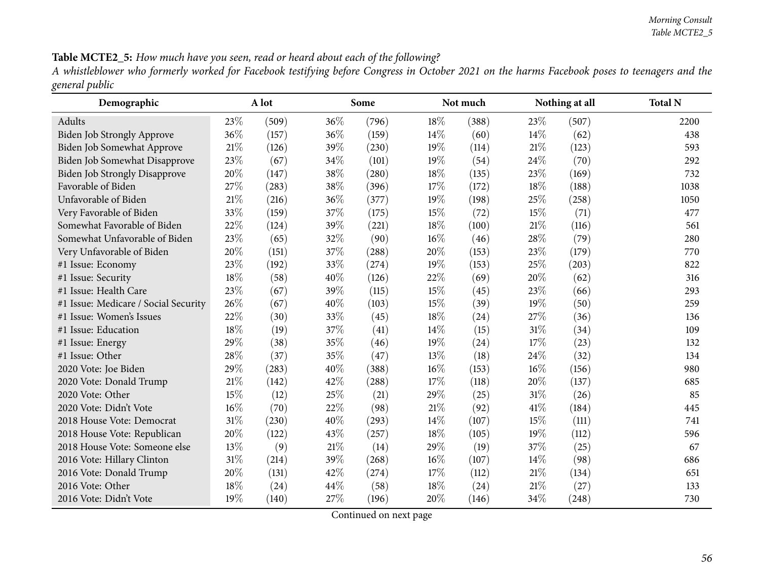**Table MCTE2_5:** *How much have you seen, read or heard about each of the following?*

*A whistleblower who formerly worked for Facebook testifying before Congress in October 2021 on the harms Facebook poses to teenagers and the general public*

| Demographic | A lot | | Some | | Not much | | Nothing at all | | Total N |
|---|---|---|---|---|---|---|---|---|---|
| Adults | 23% | (509) | 36% | (796) | 18% | (388) | 23% | (507) | 2200 |
| Biden Job Strongly Approve | 36% | (157) | 36% | (159) | 14% | (60) | 14% | (62) | 438 |
| Biden Job Somewhat Approve | 21% | (126) | 39% | (230) | 19% | (114) | 21% | (123) | 593 |
| Biden Job Somewhat Disapprove | 23% | (67) | 34% | (101) | 19% | (54) | 24% | (70) | 292 |
| Biden Job Strongly Disapprove | 20% | (147) | 38% | (280) | 18% | (135) | 23% | (169) | 732 |
| Favorable of Biden | 27% | (283) | 38% | (396) | 17% | (172) | 18% | (188) | 1038 |
| Unfavorable of Biden | 21% | (216) | 36% | (377) | 19% | (198) | 25% | (258) | 1050 |
| Very Favorable of Biden | 33% | (159) | 37% | (175) | 15% | (72) | 15% | (71) | 477 |
| Somewhat Favorable of Biden | 22% | (124) | 39% | (221) | 18% | (100) | 21% | (116) | 561 |
| Somewhat Unfavorable of Biden | 23% | (65) | 32% | (90) | 16% | (46) | 28% | (79) | 280 |
| Very Unfavorable of Biden | 20% | (151) | 37% | (288) | 20% | (153) | 23% | (179) | 770 |
| #1 Issue: Economy | 23% | (192) | 33% | (274) | 19% | (153) | 25% | (203) | 822 |
| #1 Issue: Security | 18% | (58) | 40% | (126) | 22% | (69) | 20% | (62) | 316 |
| #1 Issue: Health Care | 23% | (67) | 39% | (115) | 15% | (45) | 23% | (66) | 293 |
| #1 Issue: Medicare / Social Security | 26% | (67) | 40% | (103) | 15% | (39) | 19% | (50) | 259 |
| #1 Issue: Women's Issues | 22% | (30) | 33% | (45) | 18% | (24) | 27% | (36) | 136 |
| #1 Issue: Education | 18% | (19) | 37% | (41) | 14% | (15) | 31% | (34) | 109 |
| #1 Issue: Energy | 29% | (38) | 35% | (46) | 19% | (24) | 17% | (23) | 132 |
| #1 Issue: Other | 28% | (37) | 35% | (47) | 13% | (18) | 24% | (32) | 134 |
| 2020 Vote: Joe Biden | 29% | (283) | 40% | (388) | 16% | (153) | 16% | (156) | 980 |
| 2020 Vote: Donald Trump | 21% | (142) | 42% | (288) | 17% | (118) | 20% | (137) | 685 |
| 2020 Vote: Other | 15% | (12) | 25% | (21) | 29% | (25) | 31% | (26) | 85 |
| 2020 Vote: Didn't Vote | 16% | (70) | 22% | (98) | 21% | (92) | 41% | (184) | 445 |
| 2018 House Vote: Democrat | 31% | (230) | 40% | (293) | 14% | (107) | 15% | (111) | 741 |
| 2018 House Vote: Republican | 20% | (122) | 43% | (257) | 18% | (105) | 19% | (112) | 596 |
| 2018 House Vote: Someone else | 13% | (9) | 21% | (14) | 29% | (19) | 37% | (25) | 67 |
| 2016 Vote: Hillary Clinton | 31% | (214) | 39% | (268) | 16% | (107) | 14% | (98) | 686 |
| 2016 Vote: Donald Trump | 20% | (131) | 42% | (274) | 17% | (112) | 21% | (134) | 651 |
| 2016 Vote: Other | 18% | (24) | 44% | (58) | 18% | (24) | 21% | (27) | 133 |
| 2016 Vote: Didn't Vote | 19% | (140) | 27% | (196) | 20% | (146) | 34% | (248) | 730 |

Continued on next page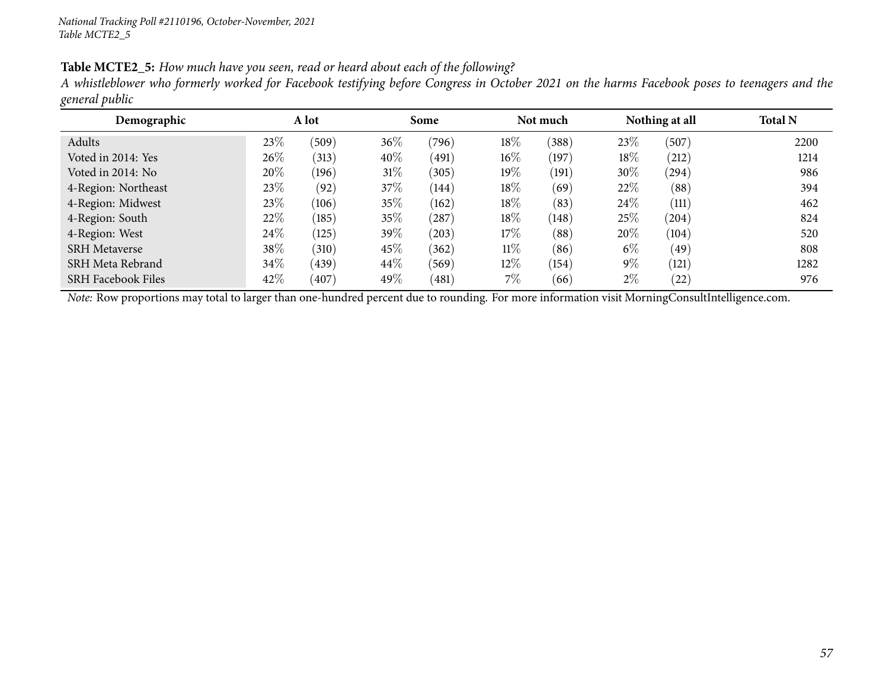National Tracking Poll #2110196, October-November, 2021
Table MCTE2_5

**Table MCTE2_5:** *How much have you seen, read or heard about each of the following?*
*A whistleblower who formerly worked for Facebook testifying before Congress in October 2021 on the harms Facebook poses to teenagers and the general public*

| Demographic | A lot | | Some | | Not much | | Nothing at all | | Total N |
|---|---|---|---|---|---|---|---|---|---|
| Adults | 23% | (509) | 36% | (796) | 18% | (388) | 23% | (507) | 2200 |
| Voted in 2014: Yes | 26% | (313) | 40% | (491) | 16% | (197) | 18% | (212) | 1214 |
| Voted in 2014: No | 20% | (196) | 31% | (305) | 19% | (191) | 30% | (294) | 986 |
| 4-Region: Northeast | 23% | (92) | 37% | (144) | 18% | (69) | 22% | (88) | 394 |
| 4-Region: Midwest | 23% | (106) | 35% | (162) | 18% | (83) | 24% | (111) | 462 |
| 4-Region: South | 22% | (185) | 35% | (287) | 18% | (148) | 25% | (204) | 824 |
| 4-Region: West | 24% | (125) | 39% | (203) | 17% | (88) | 20% | (104) | 520 |
| SRH Metaverse | 38% | (310) | 45% | (362) | 11% | (86) | 6% | (49) | 808 |
| SRH Meta Rebrand | 34% | (439) | 44% | (569) | 12% | (154) | 9% | (121) | 1282 |
| SRH Facebook Files | 42% | (407) | 49% | (481) | 7% | (66) | 2% | (22) | 976 |

*Note:* Row proportions may total to larger than one-hundred percent due to rounding. For more information visit MorningConsultIntelligence.com.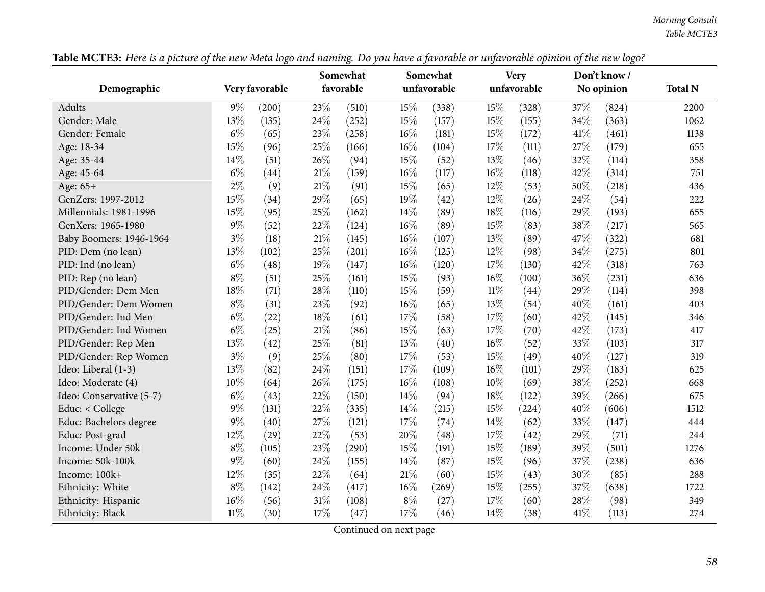**Table MCTE3:** *Here is a picture of the new Meta logo and naming. Do you have a favorable or unfavorable opinion of the new logo?*

| Demographic | Very favorable | | Somewhat favorable | | Somewhat unfavorable | | Very unfavorable | | Don't know / No opinion | | Total N |
|---|---|---|---|---|---|---|---|---|---|---|---|
| Adults | 9% | (200) | 23% | (510) | 15% | (338) | 15% | (328) | 37% | (824) | 2200 |
| Gender: Male | 13% | (135) | 24% | (252) | 15% | (157) | 15% | (155) | 34% | (363) | 1062 |
| Gender: Female | 6% | (65) | 23% | (258) | 16% | (181) | 15% | (172) | 41% | (461) | 1138 |
| Age: 18-34 | 15% | (96) | 25% | (166) | 16% | (104) | 17% | (111) | 27% | (179) | 655 |
| Age: 35-44 | 14% | (51) | 26% | (94) | 15% | (52) | 13% | (46) | 32% | (114) | 358 |
| Age: 45-64 | 6% | (44) | 21% | (159) | 16% | (117) | 16% | (118) | 42% | (314) | 751 |
| Age: 65+ | 2% | (9) | 21% | (91) | 15% | (65) | 12% | (53) | 50% | (218) | 436 |
| GenZers: 1997-2012 | 15% | (34) | 29% | (65) | 19% | (42) | 12% | (26) | 24% | (54) | 222 |
| Millennials: 1981-1996 | 15% | (95) | 25% | (162) | 14% | (89) | 18% | (116) | 29% | (193) | 655 |
| GenXers: 1965-1980 | 9% | (52) | 22% | (124) | 16% | (89) | 15% | (83) | 38% | (217) | 565 |
| Baby Boomers: 1946-1964 | 3% | (18) | 21% | (145) | 16% | (107) | 13% | (89) | 47% | (322) | 681 |
| PID: Dem (no lean) | 13% | (102) | 25% | (201) | 16% | (125) | 12% | (98) | 34% | (275) | 801 |
| PID: Ind (no lean) | 6% | (48) | 19% | (147) | 16% | (120) | 17% | (130) | 42% | (318) | 763 |
| PID: Rep (no lean) | 8% | (51) | 25% | (161) | 15% | (93) | 16% | (100) | 36% | (231) | 636 |
| PID/Gender: Dem Men | 18% | (71) | 28% | (110) | 15% | (59) | 11% | (44) | 29% | (114) | 398 |
| PID/Gender: Dem Women | 8% | (31) | 23% | (92) | 16% | (65) | 13% | (54) | 40% | (161) | 403 |
| PID/Gender: Ind Men | 6% | (22) | 18% | (61) | 17% | (58) | 17% | (60) | 42% | (145) | 346 |
| PID/Gender: Ind Women | 6% | (25) | 21% | (86) | 15% | (63) | 17% | (70) | 42% | (173) | 417 |
| PID/Gender: Rep Men | 13% | (42) | 25% | (81) | 13% | (40) | 16% | (52) | 33% | (103) | 317 |
| PID/Gender: Rep Women | 3% | (9) | 25% | (80) | 17% | (53) | 15% | (49) | 40% | (127) | 319 |
| Ideo: Liberal (1-3) | 13% | (82) | 24% | (151) | 17% | (109) | 16% | (101) | 29% | (183) | 625 |
| Ideo: Moderate (4) | 10% | (64) | 26% | (175) | 16% | (108) | 10% | (69) | 38% | (252) | 668 |
| Ideo: Conservative (5-7) | 6% | (43) | 22% | (150) | 14% | (94) | 18% | (122) | 39% | (266) | 675 |
| Educ: < College | 9% | (131) | 22% | (335) | 14% | (215) | 15% | (224) | 40% | (606) | 1512 |
| Educ: Bachelors degree | 9% | (40) | 27% | (121) | 17% | (74) | 14% | (62) | 33% | (147) | 444 |
| Educ: Post-grad | 12% | (29) | 22% | (53) | 20% | (48) | 17% | (42) | 29% | (71) | 244 |
| Income: Under 50k | 8% | (105) | 23% | (290) | 15% | (191) | 15% | (189) | 39% | (501) | 1276 |
| Income: 50k-100k | 9% | (60) | 24% | (155) | 14% | (87) | 15% | (96) | 37% | (238) | 636 |
| Income: 100k+ | 12% | (35) | 22% | (64) | 21% | (60) | 15% | (43) | 30% | (85) | 288 |
| Ethnicity: White | 8% | (142) | 24% | (417) | 16% | (269) | 15% | (255) | 37% | (638) | 1722 |
| Ethnicity: Hispanic | 16% | (56) | 31% | (108) | 8% | (27) | 17% | (60) | 28% | (98) | 349 |
| Ethnicity: Black | 11% | (30) | 17% | (47) | 17% | (46) | 14% | (38) | 41% | (113) | 274 |

Continued on next page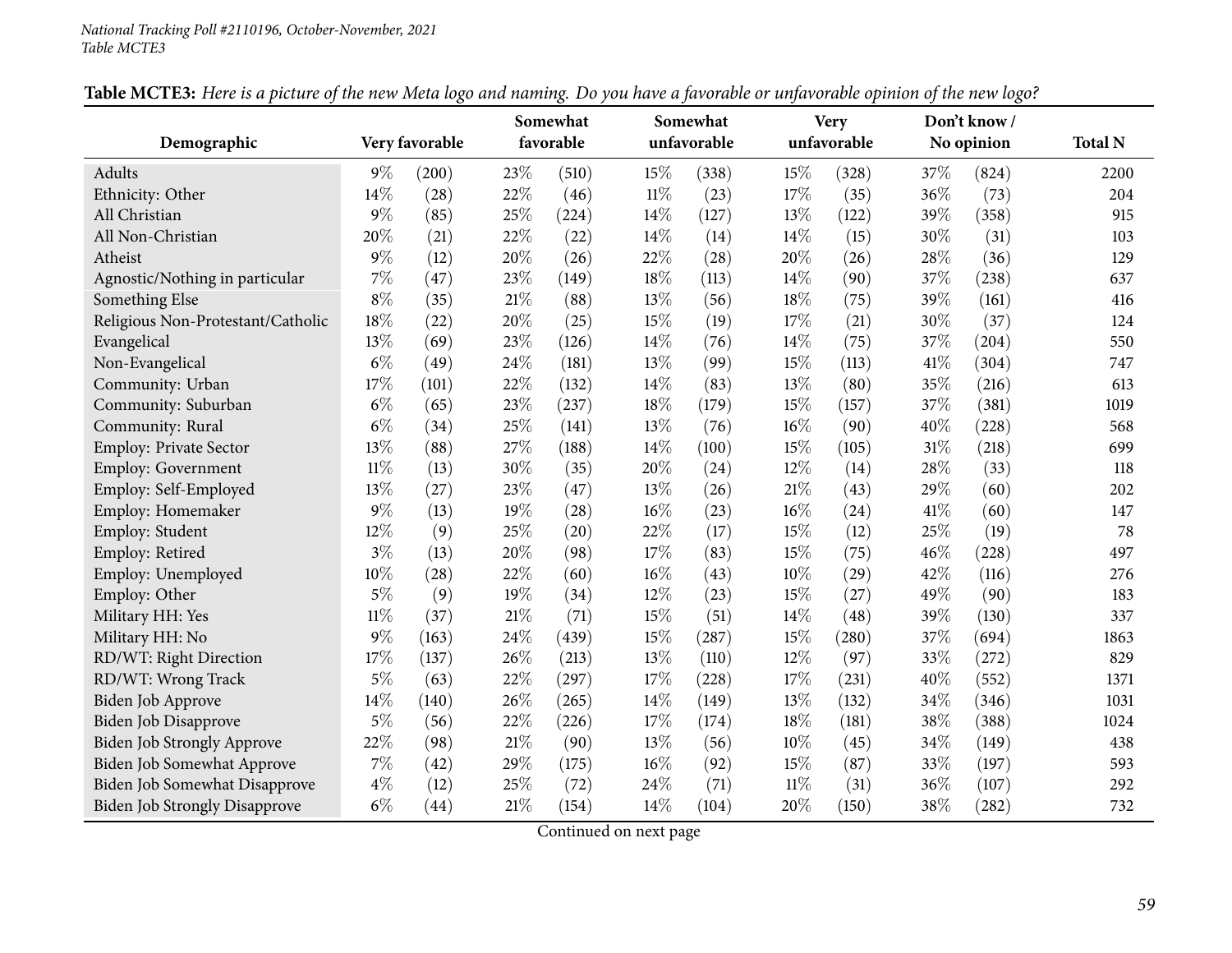**Table MCTE3:** *Here is a picture of the new Meta logo and naming. Do you have a favorable or unfavorable opinion of the new logo?*

| Demographic | Very favorable | | Somewhat favorable | | Somewhat unfavorable | | Very unfavorable | | Don't know / No opinion | | Total N |
|---|---|---|---|---|---|---|---|---|---|---|---|
| Adults | 9% | (200) | 23% | (510) | 15% | (338) | 15% | (328) | 37% | (824) | 2200 |
| Ethnicity: Other | 14% | (28) | 22% | (46) | 11% | (23) | 17% | (35) | 36% | (73) | 204 |
| All Christian | 9% | (85) | 25% | (224) | 14% | (127) | 13% | (122) | 39% | (358) | 915 |
| All Non-Christian | 20% | (21) | 22% | (22) | 14% | (14) | 14% | (15) | 30% | (31) | 103 |
| Atheist | 9% | (12) | 20% | (26) | 22% | (28) | 20% | (26) | 28% | (36) | 129 |
| Agnostic/Nothing in particular | 7% | (47) | 23% | (149) | 18% | (113) | 14% | (90) | 37% | (238) | 637 |
| Something Else | 8% | (35) | 21% | (88) | 13% | (56) | 18% | (75) | 39% | (161) | 416 |
| Religious Non-Protestant/Catholic | 18% | (22) | 20% | (25) | 15% | (19) | 17% | (21) | 30% | (37) | 124 |
| Evangelical | 13% | (69) | 23% | (126) | 14% | (76) | 14% | (75) | 37% | (204) | 550 |
| Non-Evangelical | 6% | (49) | 24% | (181) | 13% | (99) | 15% | (113) | 41% | (304) | 747 |
| Community: Urban | 17% | (101) | 22% | (132) | 14% | (83) | 13% | (80) | 35% | (216) | 613 |
| Community: Suburban | 6% | (65) | 23% | (237) | 18% | (179) | 15% | (157) | 37% | (381) | 1019 |
| Community: Rural | 6% | (34) | 25% | (141) | 13% | (76) | 16% | (90) | 40% | (228) | 568 |
| Employ: Private Sector | 13% | (88) | 27% | (188) | 14% | (100) | 15% | (105) | 31% | (218) | 699 |
| Employ: Government | 11% | (13) | 30% | (35) | 20% | (24) | 12% | (14) | 28% | (33) | 118 |
| Employ: Self-Employed | 13% | (27) | 23% | (47) | 13% | (26) | 21% | (43) | 29% | (60) | 202 |
| Employ: Homemaker | 9% | (13) | 19% | (28) | 16% | (23) | 16% | (24) | 41% | (60) | 147 |
| Employ: Student | 12% | (9) | 25% | (20) | 22% | (17) | 15% | (12) | 25% | (19) | 78 |
| Employ: Retired | 3% | (13) | 20% | (98) | 17% | (83) | 15% | (75) | 46% | (228) | 497 |
| Employ: Unemployed | 10% | (28) | 22% | (60) | 16% | (43) | 10% | (29) | 42% | (116) | 276 |
| Employ: Other | 5% | (9) | 19% | (34) | 12% | (23) | 15% | (27) | 49% | (90) | 183 |
| Military HH: Yes | 11% | (37) | 21% | (71) | 15% | (51) | 14% | (48) | 39% | (130) | 337 |
| Military HH: No | 9% | (163) | 24% | (439) | 15% | (287) | 15% | (280) | 37% | (694) | 1863 |
| RD/WT: Right Direction | 17% | (137) | 26% | (213) | 13% | (110) | 12% | (97) | 33% | (272) | 829 |
| RD/WT: Wrong Track | 5% | (63) | 22% | (297) | 17% | (228) | 17% | (231) | 40% | (552) | 1371 |
| Biden Job Approve | 14% | (140) | 26% | (265) | 14% | (149) | 13% | (132) | 34% | (346) | 1031 |
| Biden Job Disapprove | 5% | (56) | 22% | (226) | 17% | (174) | 18% | (181) | 38% | (388) | 1024 |
| Biden Job Strongly Approve | 22% | (98) | 21% | (90) | 13% | (56) | 10% | (45) | 34% | (149) | 438 |
| Biden Job Somewhat Approve | 7% | (42) | 29% | (175) | 16% | (92) | 15% | (87) | 33% | (197) | 593 |
| Biden Job Somewhat Disapprove | 4% | (12) | 25% | (72) | 24% | (71) | 11% | (31) | 36% | (107) | 292 |
| Biden Job Strongly Disapprove | 6% | (44) | 21% | (154) | 14% | (104) | 20% | (150) | 38% | (282) | 732 |

Continued on next page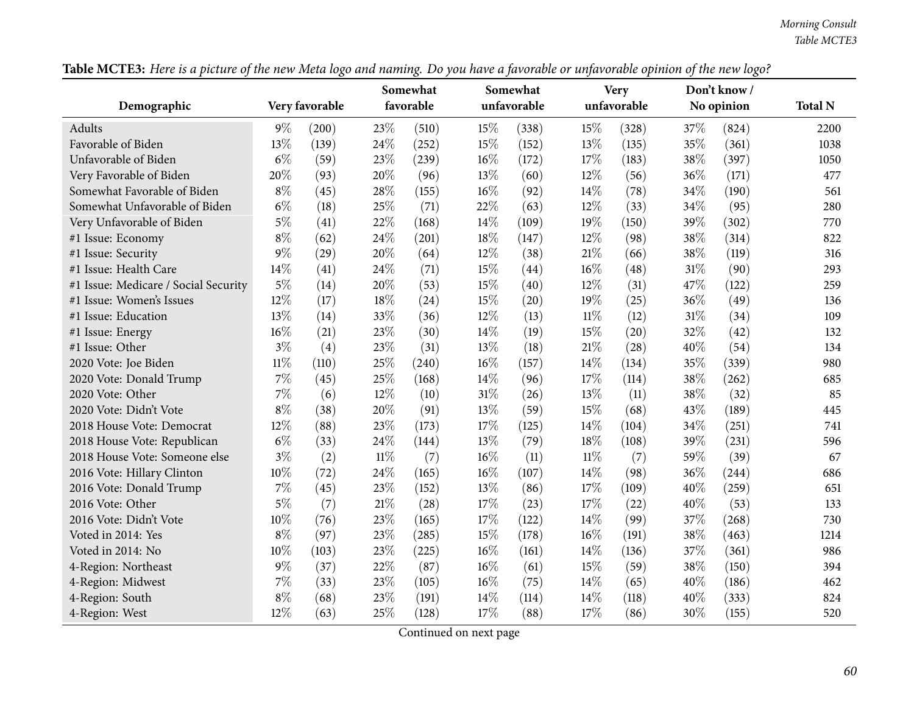**Table MCTE3:** *Here is a picture of the new Meta logo and naming. Do you have a favorable or unfavorable opinion of the new logo?*

| Demographic | Very favorable | | Somewhat favorable | | Somewhat unfavorable | | Very unfavorable | | Don't know / No opinion | | Total N |
|---|---|---|---|---|---|---|---|---|---|---|---|
| Adults | 9% | (200) | 23% | (510) | 15% | (338) | 15% | (328) | 37% | (824) | 2200 |
| Favorable of Biden | 13% | (139) | 24% | (252) | 15% | (152) | 13% | (135) | 35% | (361) | 1038 |
| Unfavorable of Biden | 6% | (59) | 23% | (239) | 16% | (172) | 17% | (183) | 38% | (397) | 1050 |
| Very Favorable of Biden | 20% | (93) | 20% | (96) | 13% | (60) | 12% | (56) | 36% | (171) | 477 |
| Somewhat Favorable of Biden | 8% | (45) | 28% | (155) | 16% | (92) | 14% | (78) | 34% | (190) | 561 |
| Somewhat Unfavorable of Biden | 6% | (18) | 25% | (71) | 22% | (63) | 12% | (33) | 34% | (95) | 280 |
| Very Unfavorable of Biden | 5% | (41) | 22% | (168) | 14% | (109) | 19% | (150) | 39% | (302) | 770 |
| #1 Issue: Economy | 8% | (62) | 24% | (201) | 18% | (147) | 12% | (98) | 38% | (314) | 822 |
| #1 Issue: Security | 9% | (29) | 20% | (64) | 12% | (38) | 21% | (66) | 38% | (119) | 316 |
| #1 Issue: Health Care | 14% | (41) | 24% | (71) | 15% | (44) | 16% | (48) | 31% | (90) | 293 |
| #1 Issue: Medicare / Social Security | 5% | (14) | 20% | (53) | 15% | (40) | 12% | (31) | 47% | (122) | 259 |
| #1 Issue: Women's Issues | 12% | (17) | 18% | (24) | 15% | (20) | 19% | (25) | 36% | (49) | 136 |
| #1 Issue: Education | 13% | (14) | 33% | (36) | 12% | (13) | 11% | (12) | 31% | (34) | 109 |
| #1 Issue: Energy | 16% | (21) | 23% | (30) | 14% | (19) | 15% | (20) | 32% | (42) | 132 |
| #1 Issue: Other | 3% | (4) | 23% | (31) | 13% | (18) | 21% | (28) | 40% | (54) | 134 |
| 2020 Vote: Joe Biden | 11% | (110) | 25% | (240) | 16% | (157) | 14% | (134) | 35% | (339) | 980 |
| 2020 Vote: Donald Trump | 7% | (45) | 25% | (168) | 14% | (96) | 17% | (114) | 38% | (262) | 685 |
| 2020 Vote: Other | 7% | (6) | 12% | (10) | 31% | (26) | 13% | (11) | 38% | (32) | 85 |
| 2020 Vote: Didn't Vote | 8% | (38) | 20% | (91) | 13% | (59) | 15% | (68) | 43% | (189) | 445 |
| 2018 House Vote: Democrat | 12% | (88) | 23% | (173) | 17% | (125) | 14% | (104) | 34% | (251) | 741 |
| 2018 House Vote: Republican | 6% | (33) | 24% | (144) | 13% | (79) | 18% | (108) | 39% | (231) | 596 |
| 2018 House Vote: Someone else | 3% | (2) | 11% | (7) | 16% | (11) | 11% | (7) | 59% | (39) | 67 |
| 2016 Vote: Hillary Clinton | 10% | (72) | 24% | (165) | 16% | (107) | 14% | (98) | 36% | (244) | 686 |
| 2016 Vote: Donald Trump | 7% | (45) | 23% | (152) | 13% | (86) | 17% | (109) | 40% | (259) | 651 |
| 2016 Vote: Other | 5% | (7) | 21% | (28) | 17% | (23) | 17% | (22) | 40% | (53) | 133 |
| 2016 Vote: Didn't Vote | 10% | (76) | 23% | (165) | 17% | (122) | 14% | (99) | 37% | (268) | 730 |
| Voted in 2014: Yes | 8% | (97) | 23% | (285) | 15% | (178) | 16% | (191) | 38% | (463) | 1214 |
| Voted in 2014: No | 10% | (103) | 23% | (225) | 16% | (161) | 14% | (136) | 37% | (361) | 986 |
| 4-Region: Northeast | 9% | (37) | 22% | (87) | 16% | (61) | 15% | (59) | 38% | (150) | 394 |
| 4-Region: Midwest | 7% | (33) | 23% | (105) | 16% | (75) | 14% | (65) | 40% | (186) | 462 |
| 4-Region: South | 8% | (68) | 23% | (191) | 14% | (114) | 14% | (118) | 40% | (333) | 824 |
| 4-Region: West | 12% | (63) | 25% | (128) | 17% | (88) | 17% | (86) | 30% | (155) | 520 |

Continued on next page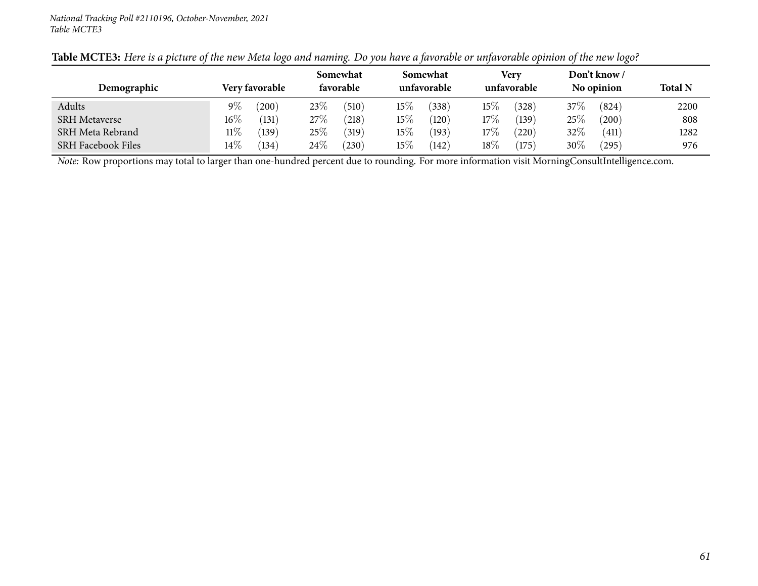**Table MCTE3:** *Here is a picture of the new Meta logo and naming. Do you have a favorable or unfavorable opinion of the new logo?*

| Demographic | Very favorable | | Somewhat favorable | | Somewhat unfavorable | | Very unfavorable | | Don't know / No opinion | | Total N |
|---|---|---|---|---|---|---|---|---|---|---|---|
| Adults | 9% | (200) | 23% | (510) | 15% | (338) | 15% | (328) | 37% | (824) | 2200 |
| SRH Metaverse | 16% | (131) | 27% | (218) | 15% | (120) | 17% | (139) | 25% | (200) | 808 |
| SRH Meta Rebrand | 11% | (139) | 25% | (319) | 15% | (193) | 17% | (220) | 32% | (411) | 1282 |
| SRH Facebook Files | 14% | (134) | 24% | (230) | 15% | (142) | 18% | (175) | 30% | (295) | 976 |

*Note:* Row proportions may total to larger than one-hundred percent due to rounding. For more information visit MorningConsultIntelligence.com.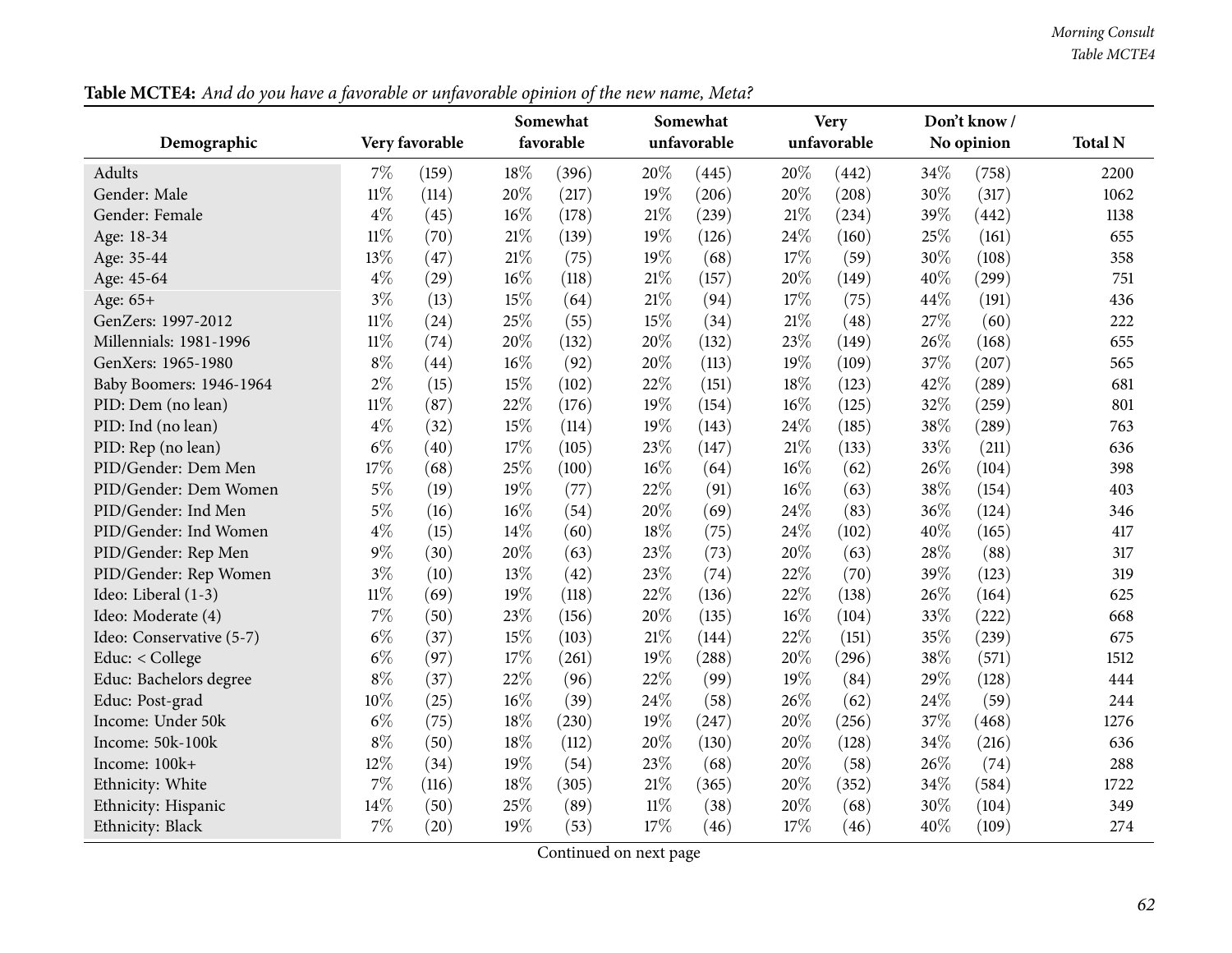**Table MCTE4:** *And do you have a favorable or unfavorable opinion of the new name, Meta?*

| Demographic | Very favorable | | Somewhat favorable | | Somewhat unfavorable | | Very unfavorable | | Don't know / No opinion | | Total N |
|---|---|---|---|---|---|---|---|---|---|---|---|
| Adults | 7% | (159) | 18% | (396) | 20% | (445) | 20% | (442) | 34% | (758) | 2200 |
| Gender: Male | 11% | (114) | 20% | (217) | 19% | (206) | 20% | (208) | 30% | (317) | 1062 |
| Gender: Female | 4% | (45) | 16% | (178) | 21% | (239) | 21% | (234) | 39% | (442) | 1138 |
| Age: 18-34 | 11% | (70) | 21% | (139) | 19% | (126) | 24% | (160) | 25% | (161) | 655 |
| Age: 35-44 | 13% | (47) | 21% | (75) | 19% | (68) | 17% | (59) | 30% | (108) | 358 |
| Age: 45-64 | 4% | (29) | 16% | (118) | 21% | (157) | 20% | (149) | 40% | (299) | 751 |
| Age: 65+ | 3% | (13) | 15% | (64) | 21% | (94) | 17% | (75) | 44% | (191) | 436 |
| GenZers: 1997-2012 | 11% | (24) | 25% | (55) | 15% | (34) | 21% | (48) | 27% | (60) | 222 |
| Millennials: 1981-1996 | 11% | (74) | 20% | (132) | 20% | (132) | 23% | (149) | 26% | (168) | 655 |
| GenXers: 1965-1980 | 8% | (44) | 16% | (92) | 20% | (113) | 19% | (109) | 37% | (207) | 565 |
| Baby Boomers: 1946-1964 | 2% | (15) | 15% | (102) | 22% | (151) | 18% | (123) | 42% | (289) | 681 |
| PID: Dem (no lean) | 11% | (87) | 22% | (176) | 19% | (154) | 16% | (125) | 32% | (259) | 801 |
| PID: Ind (no lean) | 4% | (32) | 15% | (114) | 19% | (143) | 24% | (185) | 38% | (289) | 763 |
| PID: Rep (no lean) | 6% | (40) | 17% | (105) | 23% | (147) | 21% | (133) | 33% | (211) | 636 |
| PID/Gender: Dem Men | 17% | (68) | 25% | (100) | 16% | (64) | 16% | (62) | 26% | (104) | 398 |
| PID/Gender: Dem Women | 5% | (19) | 19% | (77) | 22% | (91) | 16% | (63) | 38% | (154) | 403 |
| PID/Gender: Ind Men | 5% | (16) | 16% | (54) | 20% | (69) | 24% | (83) | 36% | (124) | 346 |
| PID/Gender: Ind Women | 4% | (15) | 14% | (60) | 18% | (75) | 24% | (102) | 40% | (165) | 417 |
| PID/Gender: Rep Men | 9% | (30) | 20% | (63) | 23% | (73) | 20% | (63) | 28% | (88) | 317 |
| PID/Gender: Rep Women | 3% | (10) | 13% | (42) | 23% | (74) | 22% | (70) | 39% | (123) | 319 |
| Ideo: Liberal (1-3) | 11% | (69) | 19% | (118) | 22% | (136) | 22% | (138) | 26% | (164) | 625 |
| Ideo: Moderate (4) | 7% | (50) | 23% | (156) | 20% | (135) | 16% | (104) | 33% | (222) | 668 |
| Ideo: Conservative (5-7) | 6% | (37) | 15% | (103) | 21% | (144) | 22% | (151) | 35% | (239) | 675 |
| Educ: < College | 6% | (97) | 17% | (261) | 19% | (288) | 20% | (296) | 38% | (571) | 1512 |
| Educ: Bachelors degree | 8% | (37) | 22% | (96) | 22% | (99) | 19% | (84) | 29% | (128) | 444 |
| Educ: Post-grad | 10% | (25) | 16% | (39) | 24% | (58) | 26% | (62) | 24% | (59) | 244 |
| Income: Under 50k | 6% | (75) | 18% | (230) | 19% | (247) | 20% | (256) | 37% | (468) | 1276 |
| Income: 50k-100k | 8% | (50) | 18% | (112) | 20% | (130) | 20% | (128) | 34% | (216) | 636 |
| Income: 100k+ | 12% | (34) | 19% | (54) | 23% | (68) | 20% | (58) | 26% | (74) | 288 |
| Ethnicity: White | 7% | (116) | 18% | (305) | 21% | (365) | 20% | (352) | 34% | (584) | 1722 |
| Ethnicity: Hispanic | 14% | (50) | 25% | (89) | 11% | (38) | 20% | (68) | 30% | (104) | 349 |
| Ethnicity: Black | 7% | (20) | 19% | (53) | 17% | (46) | 17% | (46) | 40% | (109) | 274 |

Continued on next page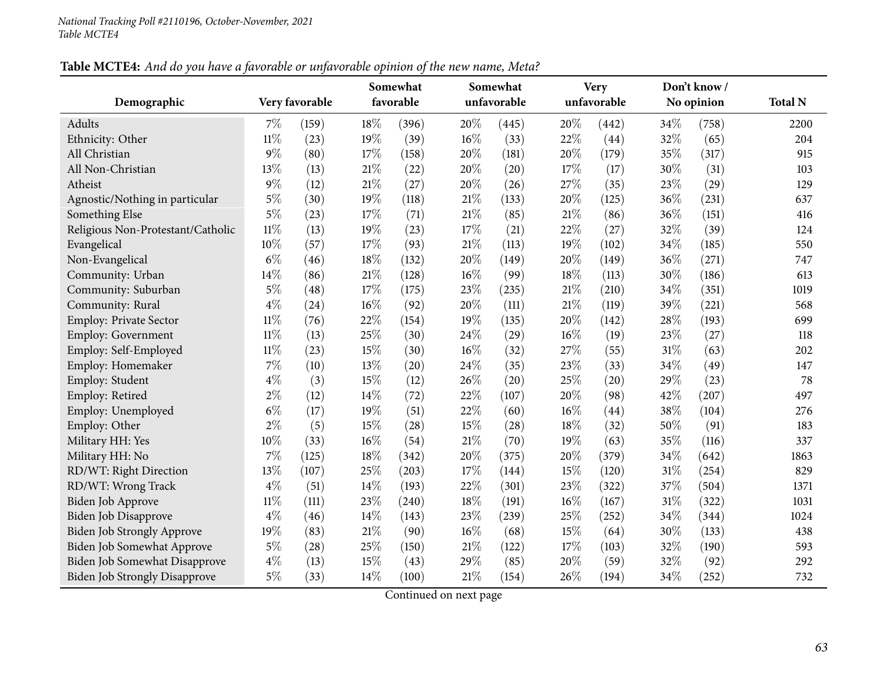**Table MCTE4:** *And do you have a favorable or unfavorable opinion of the new name, Meta?*

| Demographic | Very favorable | | Somewhat favorable | | Somewhat unfavorable | | Very unfavorable | | Don't know / No opinion | | Total N |
|---|---|---|---|---|---|---|---|---|---|---|---|
| Adults | 7% | (159) | 18% | (396) | 20% | (445) | 20% | (442) | 34% | (758) | 2200 |
| Ethnicity: Other | 11% | (23) | 19% | (39) | 16% | (33) | 22% | (44) | 32% | (65) | 204 |
| All Christian | 9% | (80) | 17% | (158) | 20% | (181) | 20% | (179) | 35% | (317) | 915 |
| All Non-Christian | 13% | (13) | 21% | (22) | 20% | (20) | 17% | (17) | 30% | (31) | 103 |
| Atheist | 9% | (12) | 21% | (27) | 20% | (26) | 27% | (35) | 23% | (29) | 129 |
| Agnostic/Nothing in particular | 5% | (30) | 19% | (118) | 21% | (133) | 20% | (125) | 36% | (231) | 637 |
| Something Else | 5% | (23) | 17% | (71) | 21% | (85) | 21% | (86) | 36% | (151) | 416 |
| Religious Non-Protestant/Catholic | 11% | (13) | 19% | (23) | 17% | (21) | 22% | (27) | 32% | (39) | 124 |
| Evangelical | 10% | (57) | 17% | (93) | 21% | (113) | 19% | (102) | 34% | (185) | 550 |
| Non-Evangelical | 6% | (46) | 18% | (132) | 20% | (149) | 20% | (149) | 36% | (271) | 747 |
| Community: Urban | 14% | (86) | 21% | (128) | 16% | (99) | 18% | (113) | 30% | (186) | 613 |
| Community: Suburban | 5% | (48) | 17% | (175) | 23% | (235) | 21% | (210) | 34% | (351) | 1019 |
| Community: Rural | 4% | (24) | 16% | (92) | 20% | (111) | 21% | (119) | 39% | (221) | 568 |
| Employ: Private Sector | 11% | (76) | 22% | (154) | 19% | (135) | 20% | (142) | 28% | (193) | 699 |
| Employ: Government | 11% | (13) | 25% | (30) | 24% | (29) | 16% | (19) | 23% | (27) | 118 |
| Employ: Self-Employed | 11% | (23) | 15% | (30) | 16% | (32) | 27% | (55) | 31% | (63) | 202 |
| Employ: Homemaker | 7% | (10) | 13% | (20) | 24% | (35) | 23% | (33) | 34% | (49) | 147 |
| Employ: Student | 4% | (3) | 15% | (12) | 26% | (20) | 25% | (20) | 29% | (23) | 78 |
| Employ: Retired | 2% | (12) | 14% | (72) | 22% | (107) | 20% | (98) | 42% | (207) | 497 |
| Employ: Unemployed | 6% | (17) | 19% | (51) | 22% | (60) | 16% | (44) | 38% | (104) | 276 |
| Employ: Other | 2% | (5) | 15% | (28) | 15% | (28) | 18% | (32) | 50% | (91) | 183 |
| Military HH: Yes | 10% | (33) | 16% | (54) | 21% | (70) | 19% | (63) | 35% | (116) | 337 |
| Military HH: No | 7% | (125) | 18% | (342) | 20% | (375) | 20% | (379) | 34% | (642) | 1863 |
| RD/WT: Right Direction | 13% | (107) | 25% | (203) | 17% | (144) | 15% | (120) | 31% | (254) | 829 |
| RD/WT: Wrong Track | 4% | (51) | 14% | (193) | 22% | (301) | 23% | (322) | 37% | (504) | 1371 |
| Biden Job Approve | 11% | (111) | 23% | (240) | 18% | (191) | 16% | (167) | 31% | (322) | 1031 |
| Biden Job Disapprove | 4% | (46) | 14% | (143) | 23% | (239) | 25% | (252) | 34% | (344) | 1024 |
| Biden Job Strongly Approve | 19% | (83) | 21% | (90) | 16% | (68) | 15% | (64) | 30% | (133) | 438 |
| Biden Job Somewhat Approve | 5% | (28) | 25% | (150) | 21% | (122) | 17% | (103) | 32% | (190) | 593 |
| Biden Job Somewhat Disapprove | 4% | (13) | 15% | (43) | 29% | (85) | 20% | (59) | 32% | (92) | 292 |
| Biden Job Strongly Disapprove | 5% | (33) | 14% | (100) | 21% | (154) | 26% | (194) | 34% | (252) | 732 |

Continued on next page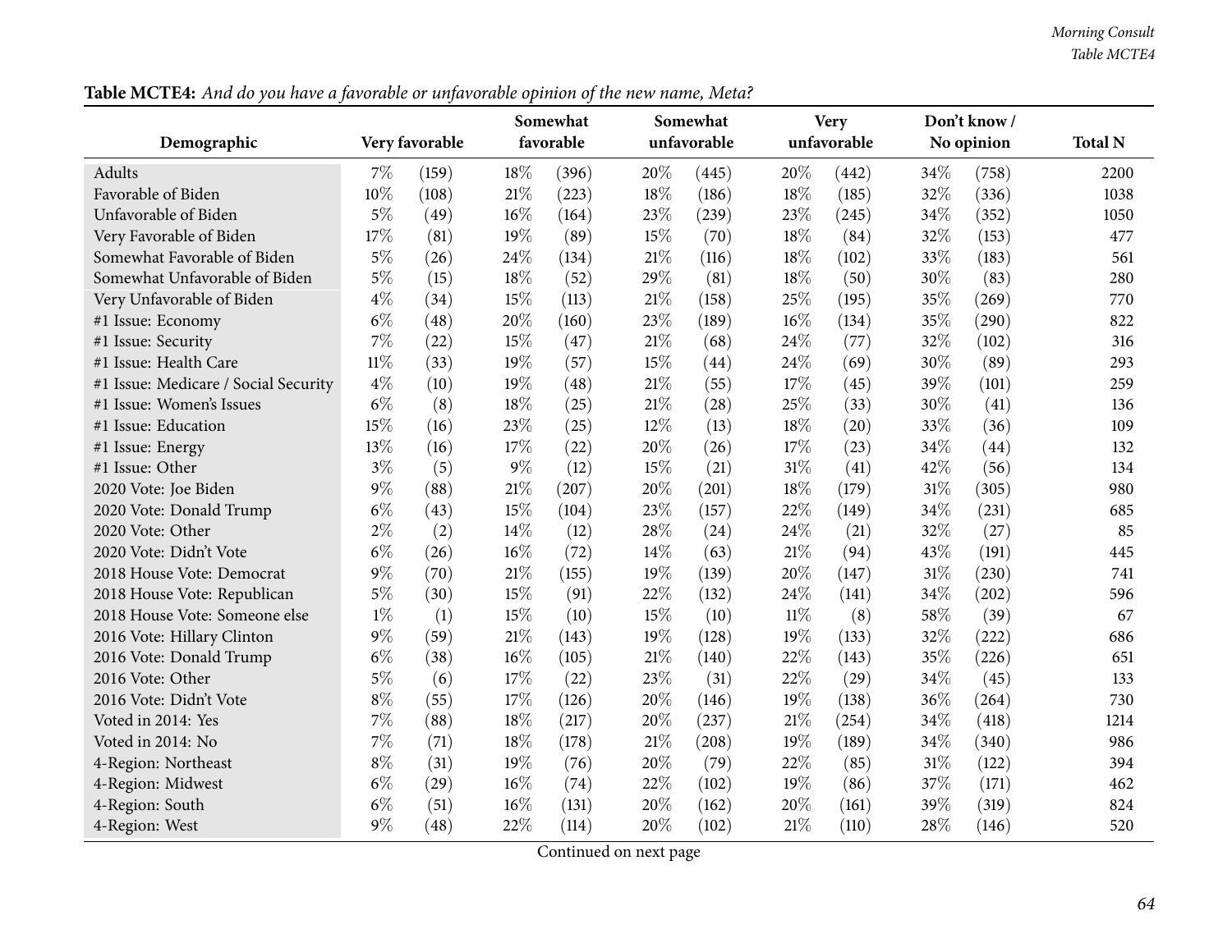**Table MCTE4:** *And do you have a favorable or unfavorable opinion of the new name, Meta?*

| Demographic | Very favorable | | Somewhat favorable | | Somewhat unfavorable | | Very unfavorable | | Don't know / No opinion | | Total N |
|---|---|---|---|---|---|---|---|---|---|---|---|
| Adults | 7% | (159) | 18% | (396) | 20% | (445) | 20% | (442) | 34% | (758) | 2200 |
| Favorable of Biden | 10% | (108) | 21% | (223) | 18% | (186) | 18% | (185) | 32% | (336) | 1038 |
| Unfavorable of Biden | 5% | (49) | 16% | (164) | 23% | (239) | 23% | (245) | 34% | (352) | 1050 |
| Very Favorable of Biden | 17% | (81) | 19% | (89) | 15% | (70) | 18% | (84) | 32% | (153) | 477 |
| Somewhat Favorable of Biden | 5% | (26) | 24% | (134) | 21% | (116) | 18% | (102) | 33% | (183) | 561 |
| Somewhat Unfavorable of Biden | 5% | (15) | 18% | (52) | 29% | (81) | 18% | (50) | 30% | (83) | 280 |
| Very Unfavorable of Biden | 4% | (34) | 15% | (113) | 21% | (158) | 25% | (195) | 35% | (269) | 770 |
| #1 Issue: Economy | 6% | (48) | 20% | (160) | 23% | (189) | 16% | (134) | 35% | (290) | 822 |
| #1 Issue: Security | 7% | (22) | 15% | (47) | 21% | (68) | 24% | (77) | 32% | (102) | 316 |
| #1 Issue: Health Care | 11% | (33) | 19% | (57) | 15% | (44) | 24% | (69) | 30% | (89) | 293 |
| #1 Issue: Medicare / Social Security | 4% | (10) | 19% | (48) | 21% | (55) | 17% | (45) | 39% | (101) | 259 |
| #1 Issue: Women's Issues | 6% | (8) | 18% | (25) | 21% | (28) | 25% | (33) | 30% | (41) | 136 |
| #1 Issue: Education | 15% | (16) | 23% | (25) | 12% | (13) | 18% | (20) | 33% | (36) | 109 |
| #1 Issue: Energy | 13% | (16) | 17% | (22) | 20% | (26) | 17% | (23) | 34% | (44) | 132 |
| #1 Issue: Other | 3% | (5) | 9% | (12) | 15% | (21) | 31% | (41) | 42% | (56) | 134 |
| 2020 Vote: Joe Biden | 9% | (88) | 21% | (207) | 20% | (201) | 18% | (179) | 31% | (305) | 980 |
| 2020 Vote: Donald Trump | 6% | (43) | 15% | (104) | 23% | (157) | 22% | (149) | 34% | (231) | 685 |
| 2020 Vote: Other | 2% | (2) | 14% | (12) | 28% | (24) | 24% | (21) | 32% | (27) | 85 |
| 2020 Vote: Didn't Vote | 6% | (26) | 16% | (72) | 14% | (63) | 21% | (94) | 43% | (191) | 445 |
| 2018 House Vote: Democrat | 9% | (70) | 21% | (155) | 19% | (139) | 20% | (147) | 31% | (230) | 741 |
| 2018 House Vote: Republican | 5% | (30) | 15% | (91) | 22% | (132) | 24% | (141) | 34% | (202) | 596 |
| 2018 House Vote: Someone else | 1% | (1) | 15% | (10) | 15% | (10) | 11% | (8) | 58% | (39) | 67 |
| 2016 Vote: Hillary Clinton | 9% | (59) | 21% | (143) | 19% | (128) | 19% | (133) | 32% | (222) | 686 |
| 2016 Vote: Donald Trump | 6% | (38) | 16% | (105) | 21% | (140) | 22% | (143) | 35% | (226) | 651 |
| 2016 Vote: Other | 5% | (6) | 17% | (22) | 23% | (31) | 22% | (29) | 34% | (45) | 133 |
| 2016 Vote: Didn't Vote | 8% | (55) | 17% | (126) | 20% | (146) | 19% | (138) | 36% | (264) | 730 |
| Voted in 2014: Yes | 7% | (88) | 18% | (217) | 20% | (237) | 21% | (254) | 34% | (418) | 1214 |
| Voted in 2014: No | 7% | (71) | 18% | (178) | 21% | (208) | 19% | (189) | 34% | (340) | 986 |
| 4-Region: Northeast | 8% | (31) | 19% | (76) | 20% | (79) | 22% | (85) | 31% | (122) | 394 |
| 4-Region: Midwest | 6% | (29) | 16% | (74) | 22% | (102) | 19% | (86) | 37% | (171) | 462 |
| 4-Region: South | 6% | (51) | 16% | (131) | 20% | (162) | 20% | (161) | 39% | (319) | 824 |
| 4-Region: West | 9% | (48) | 22% | (114) | 20% | (102) | 21% | (110) | 28% | (146) | 520 |

Continued on next page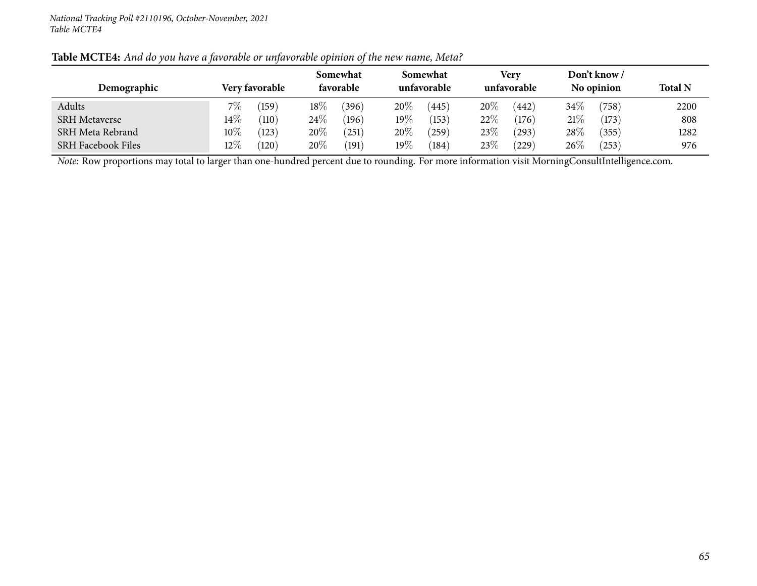**Table MCTE4:** *And do you have a favorable or unfavorable opinion of the new name, Meta?*

| Demographic | Very favorable | | Somewhat favorable | | Somewhat unfavorable | | Very unfavorable | | Don't know / No opinion | | Total N |
|---|---|---|---|---|---|---|---|---|---|---|---|
| Adults | 7% | (159) | 18% | (396) | 20% | (445) | 20% | (442) | 34% | (758) | 2200 |
| SRH Metaverse | 14% | (110) | 24% | (196) | 19% | (153) | 22% | (176) | 21% | (173) | 808 |
| SRH Meta Rebrand | 10% | (123) | 20% | (251) | 20% | (259) | 23% | (293) | 28% | (355) | 1282 |
| SRH Facebook Files | 12% | (120) | 20% | (191) | 19% | (184) | 23% | (229) | 26% | (253) | 976 |

*Note:* Row proportions may total to larger than one-hundred percent due to rounding. For more information visit MorningConsultIntelligence.com.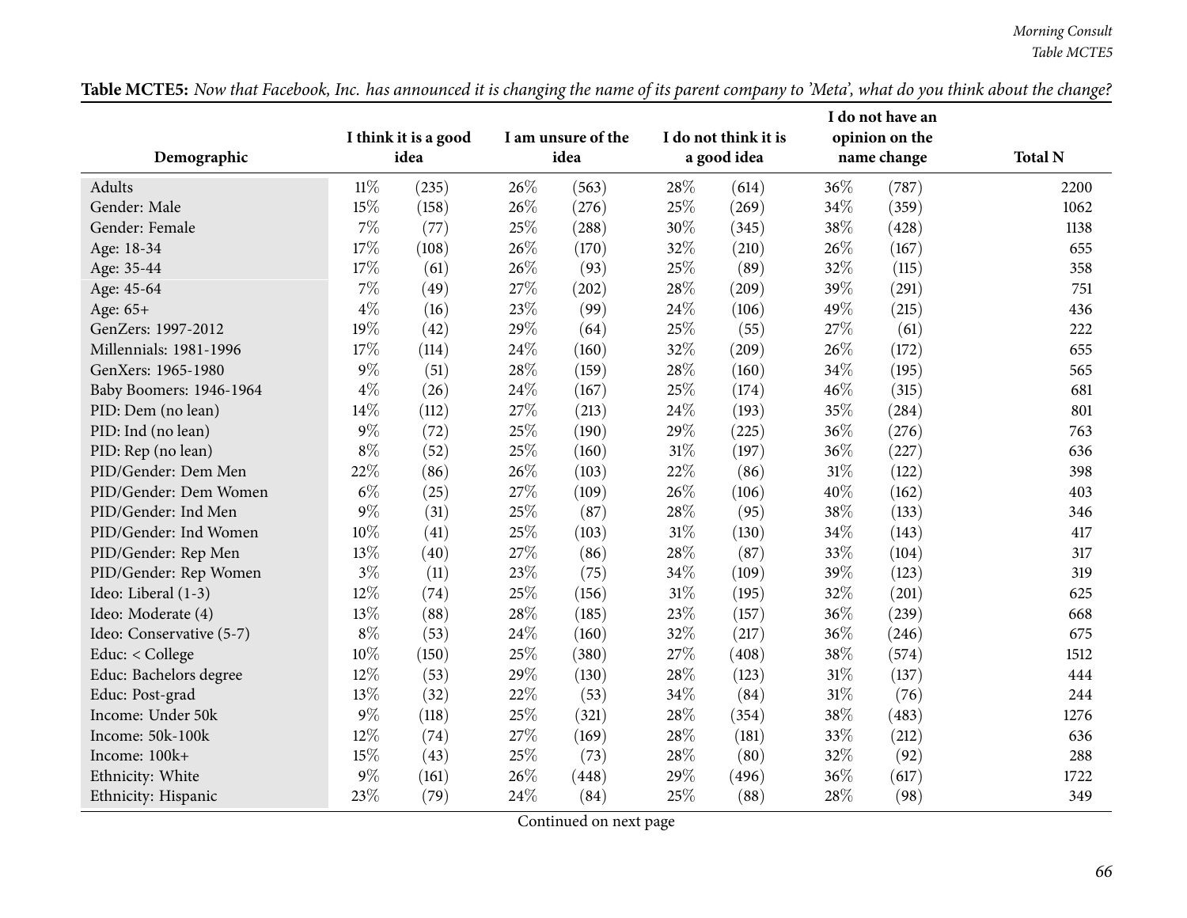**Table MCTE5:** *Now that Facebook, Inc. has announced it is changing the name of its parent company to 'Meta', what do you think about the change?*

| Demographic | I think it is a good idea | | I am unsure of the idea | | I do not think it is a good idea | | I do not have an opinion on the name change | | Total N |
|---|---|---|---|---|---|---|---|---|---|
| Adults | 11% | (235) | 26% | (563) | 28% | (614) | 36% | (787) | 2200 |
| Gender: Male | 15% | (158) | 26% | (276) | 25% | (269) | 34% | (359) | 1062 |
| Gender: Female | 7% | (77) | 25% | (288) | 30% | (345) | 38% | (428) | 1138 |
| Age: 18-34 | 17% | (108) | 26% | (170) | 32% | (210) | 26% | (167) | 655 |
| Age: 35-44 | 17% | (61) | 26% | (93) | 25% | (89) | 32% | (115) | 358 |
| Age: 45-64 | 7% | (49) | 27% | (202) | 28% | (209) | 39% | (291) | 751 |
| Age: 65+ | 4% | (16) | 23% | (99) | 24% | (106) | 49% | (215) | 436 |
| GenZers: 1997-2012 | 19% | (42) | 29% | (64) | 25% | (55) | 27% | (61) | 222 |
| Millennials: 1981-1996 | 17% | (114) | 24% | (160) | 32% | (209) | 26% | (172) | 655 |
| GenXers: 1965-1980 | 9% | (51) | 28% | (159) | 28% | (160) | 34% | (195) | 565 |
| Baby Boomers: 1946-1964 | 4% | (26) | 24% | (167) | 25% | (174) | 46% | (315) | 681 |
| PID: Dem (no lean) | 14% | (112) | 27% | (213) | 24% | (193) | 35% | (284) | 801 |
| PID: Ind (no lean) | 9% | (72) | 25% | (190) | 29% | (225) | 36% | (276) | 763 |
| PID: Rep (no lean) | 8% | (52) | 25% | (160) | 31% | (197) | 36% | (227) | 636 |
| PID/Gender: Dem Men | 22% | (86) | 26% | (103) | 22% | (86) | 31% | (122) | 398 |
| PID/Gender: Dem Women | 6% | (25) | 27% | (109) | 26% | (106) | 40% | (162) | 403 |
| PID/Gender: Ind Men | 9% | (31) | 25% | (87) | 28% | (95) | 38% | (133) | 346 |
| PID/Gender: Ind Women | 10% | (41) | 25% | (103) | 31% | (130) | 34% | (143) | 417 |
| PID/Gender: Rep Men | 13% | (40) | 27% | (86) | 28% | (87) | 33% | (104) | 317 |
| PID/Gender: Rep Women | 3% | (11) | 23% | (75) | 34% | (109) | 39% | (123) | 319 |
| Ideo: Liberal (1-3) | 12% | (74) | 25% | (156) | 31% | (195) | 32% | (201) | 625 |
| Ideo: Moderate (4) | 13% | (88) | 28% | (185) | 23% | (157) | 36% | (239) | 668 |
| Ideo: Conservative (5-7) | 8% | (53) | 24% | (160) | 32% | (217) | 36% | (246) | 675 |
| Educ: < College | 10% | (150) | 25% | (380) | 27% | (408) | 38% | (574) | 1512 |
| Educ: Bachelors degree | 12% | (53) | 29% | (130) | 28% | (123) | 31% | (137) | 444 |
| Educ: Post-grad | 13% | (32) | 22% | (53) | 34% | (84) | 31% | (76) | 244 |
| Income: Under 50k | 9% | (118) | 25% | (321) | 28% | (354) | 38% | (483) | 1276 |
| Income: 50k-100k | 12% | (74) | 27% | (169) | 28% | (181) | 33% | (212) | 636 |
| Income: 100k+ | 15% | (43) | 25% | (73) | 28% | (80) | 32% | (92) | 288 |
| Ethnicity: White | 9% | (161) | 26% | (448) | 29% | (496) | 36% | (617) | 1722 |
| Ethnicity: Hispanic | 23% | (79) | 24% | (84) | 25% | (88) | 28% | (98) | 349 |

Continued on next page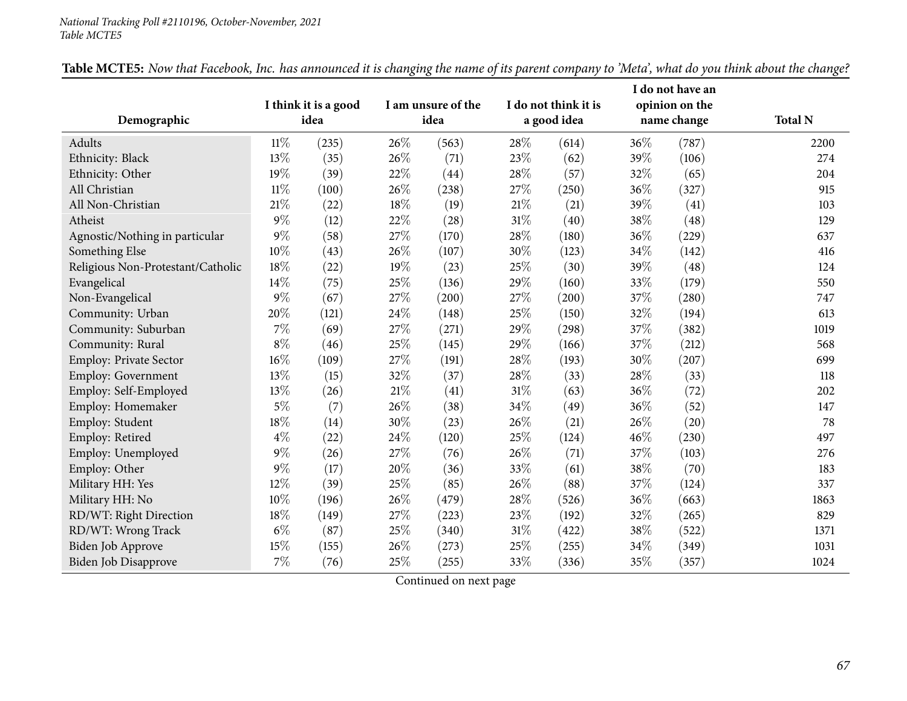**Table MCTE5:** *Now that Facebook, Inc. has announced it is changing the name of its parent company to 'Meta', what do you think about the change?*

| Demographic | I think it is a good idea | | I am unsure of the idea | | I do not think it is a good idea | | I do not have an opinion on the name change | | Total N |
|---|---|---|---|---|---|---|---|---|---|
| Adults | 11% | (235) | 26% | (563) | 28% | (614) | 36% | (787) | 2200 |
| Ethnicity: Black | 13% | (35) | 26% | (71) | 23% | (62) | 39% | (106) | 274 |
| Ethnicity: Other | 19% | (39) | 22% | (44) | 28% | (57) | 32% | (65) | 204 |
| All Christian | 11% | (100) | 26% | (238) | 27% | (250) | 36% | (327) | 915 |
| All Non-Christian | 21% | (22) | 18% | (19) | 21% | (21) | 39% | (41) | 103 |
| Atheist | 9% | (12) | 22% | (28) | 31% | (40) | 38% | (48) | 129 |
| Agnostic/Nothing in particular | 9% | (58) | 27% | (170) | 28% | (180) | 36% | (229) | 637 |
| Something Else | 10% | (43) | 26% | (107) | 30% | (123) | 34% | (142) | 416 |
| Religious Non-Protestant/Catholic | 18% | (22) | 19% | (23) | 25% | (30) | 39% | (48) | 124 |
| Evangelical | 14% | (75) | 25% | (136) | 29% | (160) | 33% | (179) | 550 |
| Non-Evangelical | 9% | (67) | 27% | (200) | 27% | (200) | 37% | (280) | 747 |
| Community: Urban | 20% | (121) | 24% | (148) | 25% | (150) | 32% | (194) | 613 |
| Community: Suburban | 7% | (69) | 27% | (271) | 29% | (298) | 37% | (382) | 1019 |
| Community: Rural | 8% | (46) | 25% | (145) | 29% | (166) | 37% | (212) | 568 |
| Employ: Private Sector | 16% | (109) | 27% | (191) | 28% | (193) | 30% | (207) | 699 |
| Employ: Government | 13% | (15) | 32% | (37) | 28% | (33) | 28% | (33) | 118 |
| Employ: Self-Employed | 13% | (26) | 21% | (41) | 31% | (63) | 36% | (72) | 202 |
| Employ: Homemaker | 5% | (7) | 26% | (38) | 34% | (49) | 36% | (52) | 147 |
| Employ: Student | 18% | (14) | 30% | (23) | 26% | (21) | 26% | (20) | 78 |
| Employ: Retired | 4% | (22) | 24% | (120) | 25% | (124) | 46% | (230) | 497 |
| Employ: Unemployed | 9% | (26) | 27% | (76) | 26% | (71) | 37% | (103) | 276 |
| Employ: Other | 9% | (17) | 20% | (36) | 33% | (61) | 38% | (70) | 183 |
| Military HH: Yes | 12% | (39) | 25% | (85) | 26% | (88) | 37% | (124) | 337 |
| Military HH: No | 10% | (196) | 26% | (479) | 28% | (526) | 36% | (663) | 1863 |
| RD/WT: Right Direction | 18% | (149) | 27% | (223) | 23% | (192) | 32% | (265) | 829 |
| RD/WT: Wrong Track | 6% | (87) | 25% | (340) | 31% | (422) | 38% | (522) | 1371 |
| Biden Job Approve | 15% | (155) | 26% | (273) | 25% | (255) | 34% | (349) | 1031 |
| Biden Job Disapprove | 7% | (76) | 25% | (255) | 33% | (336) | 35% | (357) | 1024 |

Continued on next page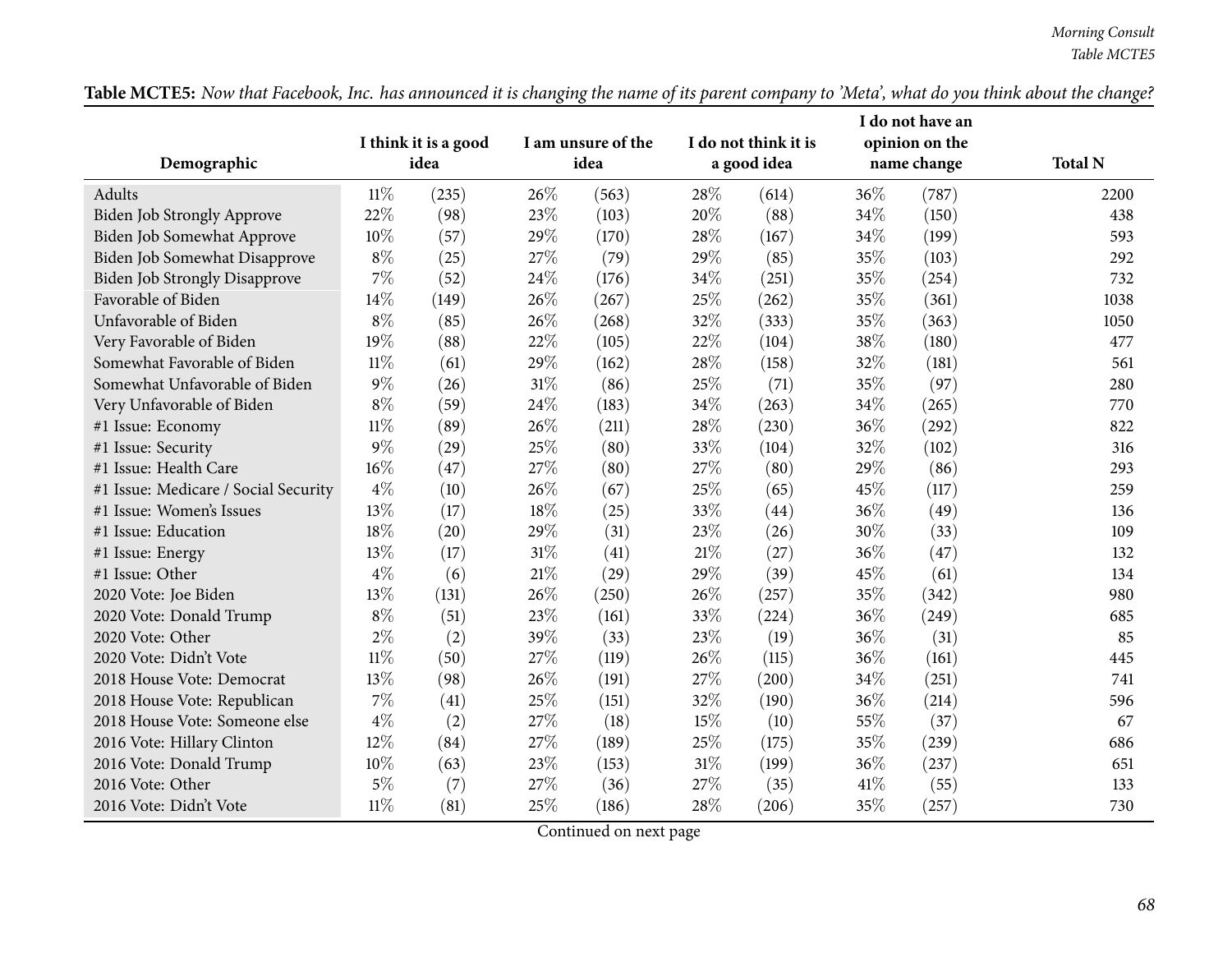**Table MCTE5:** *Now that Facebook, Inc. has announced it is changing the name of its parent company to 'Meta', what do you think about the change?*

| Demographic | I think it is a good idea | | I am unsure of the idea | | I do not think it is a good idea | | I do not have an opinion on the name change | | Total N |
|---|---|---|---|---|---|---|---|---|---|
| Adults | 11% | (235) | 26% | (563) | 28% | (614) | 36% | (787) | 2200 |
| Biden Job Strongly Approve | 22% | (98) | 23% | (103) | 20% | (88) | 34% | (150) | 438 |
| Biden Job Somewhat Approve | 10% | (57) | 29% | (170) | 28% | (167) | 34% | (199) | 593 |
| Biden Job Somewhat Disapprove | 8% | (25) | 27% | (79) | 29% | (85) | 35% | (103) | 292 |
| Biden Job Strongly Disapprove | 7% | (52) | 24% | (176) | 34% | (251) | 35% | (254) | 732 |
| Favorable of Biden | 14% | (149) | 26% | (267) | 25% | (262) | 35% | (361) | 1038 |
| Unfavorable of Biden | 8% | (85) | 26% | (268) | 32% | (333) | 35% | (363) | 1050 |
| Very Favorable of Biden | 19% | (88) | 22% | (105) | 22% | (104) | 38% | (180) | 477 |
| Somewhat Favorable of Biden | 11% | (61) | 29% | (162) | 28% | (158) | 32% | (181) | 561 |
| Somewhat Unfavorable of Biden | 9% | (26) | 31% | (86) | 25% | (71) | 35% | (97) | 280 |
| Very Unfavorable of Biden | 8% | (59) | 24% | (183) | 34% | (263) | 34% | (265) | 770 |
| #1 Issue: Economy | 11% | (89) | 26% | (211) | 28% | (230) | 36% | (292) | 822 |
| #1 Issue: Security | 9% | (29) | 25% | (80) | 33% | (104) | 32% | (102) | 316 |
| #1 Issue: Health Care | 16% | (47) | 27% | (80) | 27% | (80) | 29% | (86) | 293 |
| #1 Issue: Medicare / Social Security | 4% | (10) | 26% | (67) | 25% | (65) | 45% | (117) | 259 |
| #1 Issue: Women's Issues | 13% | (17) | 18% | (25) | 33% | (44) | 36% | (49) | 136 |
| #1 Issue: Education | 18% | (20) | 29% | (31) | 23% | (26) | 30% | (33) | 109 |
| #1 Issue: Energy | 13% | (17) | 31% | (41) | 21% | (27) | 36% | (47) | 132 |
| #1 Issue: Other | 4% | (6) | 21% | (29) | 29% | (39) | 45% | (61) | 134 |
| 2020 Vote: Joe Biden | 13% | (131) | 26% | (250) | 26% | (257) | 35% | (342) | 980 |
| 2020 Vote: Donald Trump | 8% | (51) | 23% | (161) | 33% | (224) | 36% | (249) | 685 |
| 2020 Vote: Other | 2% | (2) | 39% | (33) | 23% | (19) | 36% | (31) | 85 |
| 2020 Vote: Didn't Vote | 11% | (50) | 27% | (119) | 26% | (115) | 36% | (161) | 445 |
| 2018 House Vote: Democrat | 13% | (98) | 26% | (191) | 27% | (200) | 34% | (251) | 741 |
| 2018 House Vote: Republican | 7% | (41) | 25% | (151) | 32% | (190) | 36% | (214) | 596 |
| 2018 House Vote: Someone else | 4% | (2) | 27% | (18) | 15% | (10) | 55% | (37) | 67 |
| 2016 Vote: Hillary Clinton | 12% | (84) | 27% | (189) | 25% | (175) | 35% | (239) | 686 |
| 2016 Vote: Donald Trump | 10% | (63) | 23% | (153) | 31% | (199) | 36% | (237) | 651 |
| 2016 Vote: Other | 5% | (7) | 27% | (36) | 27% | (35) | 41% | (55) | 133 |
| 2016 Vote: Didn't Vote | 11% | (81) | 25% | (186) | 28% | (206) | 35% | (257) | 730 |

Continued on next page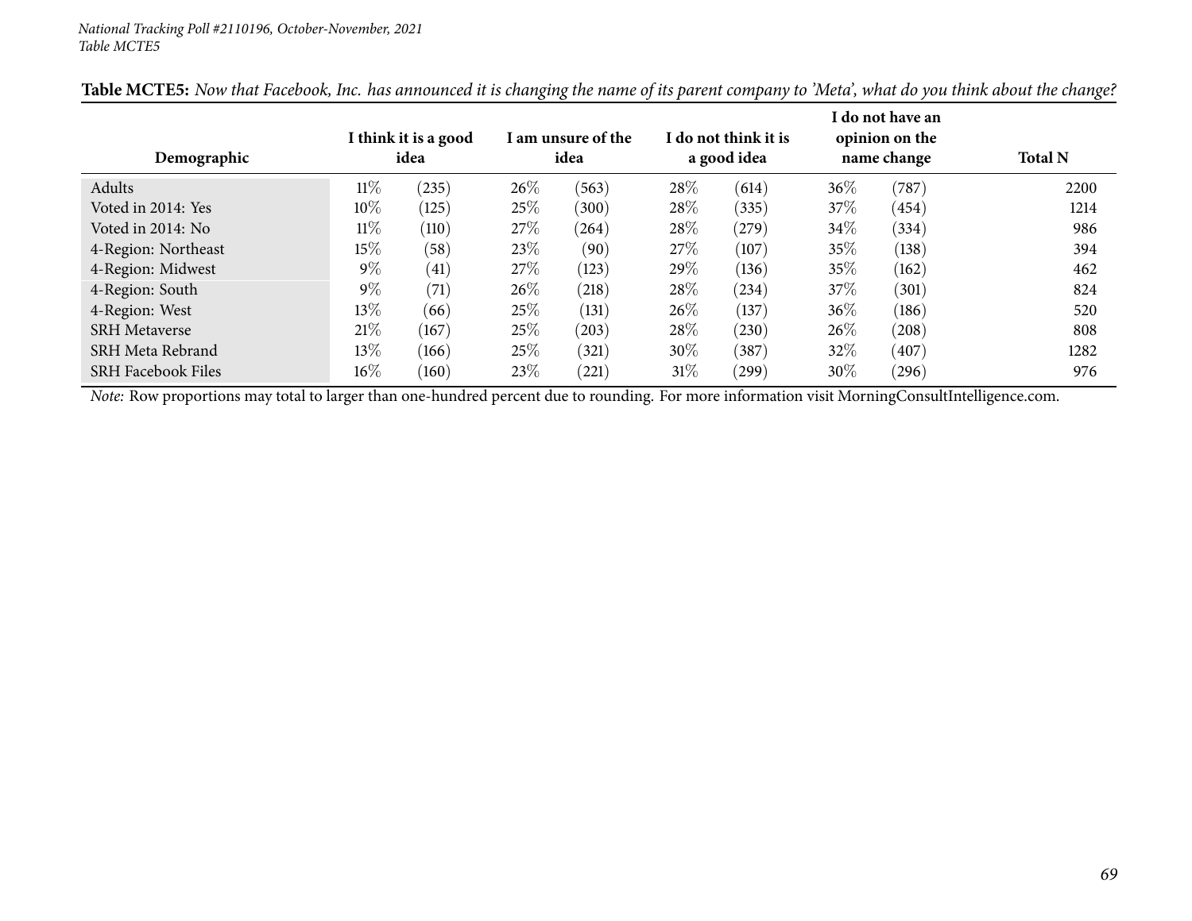National Tracking Poll #2110196, October-November, 2021
Table MCTE5

**Table MCTE5:** *Now that Facebook, Inc. has announced it is changing the name of its parent company to 'Meta', what do you think about the change?*

| Demographic | I think it is a good idea | | I am unsure of the idea | | I do not think it is a good idea | | I do not have an opinion on the name change | | Total N |
|---|---|---|---|---|---|---|---|---|---|
| Adults | 11% | (235) | 26% | (563) | 28% | (614) | 36% | (787) | 2200 |
| Voted in 2014: Yes | 10% | (125) | 25% | (300) | 28% | (335) | 37% | (454) | 1214 |
| Voted in 2014: No | 11% | (110) | 27% | (264) | 28% | (279) | 34% | (334) | 986 |
| 4-Region: Northeast | 15% | (58) | 23% | (90) | 27% | (107) | 35% | (138) | 394 |
| 4-Region: Midwest | 9% | (41) | 27% | (123) | 29% | (136) | 35% | (162) | 462 |
| 4-Region: South | 9% | (71) | 26% | (218) | 28% | (234) | 37% | (301) | 824 |
| 4-Region: West | 13% | (66) | 25% | (131) | 26% | (137) | 36% | (186) | 520 |
| SRH Metaverse | 21% | (167) | 25% | (203) | 28% | (230) | 26% | (208) | 808 |
| SRH Meta Rebrand | 13% | (166) | 25% | (321) | 30% | (387) | 32% | (407) | 1282 |
| SRH Facebook Files | 16% | (160) | 23% | (221) | 31% | (299) | 30% | (296) | 976 |

*Note:* Row proportions may total to larger than one-hundred percent due to rounding. For more information visit MorningConsultIntelligence.com.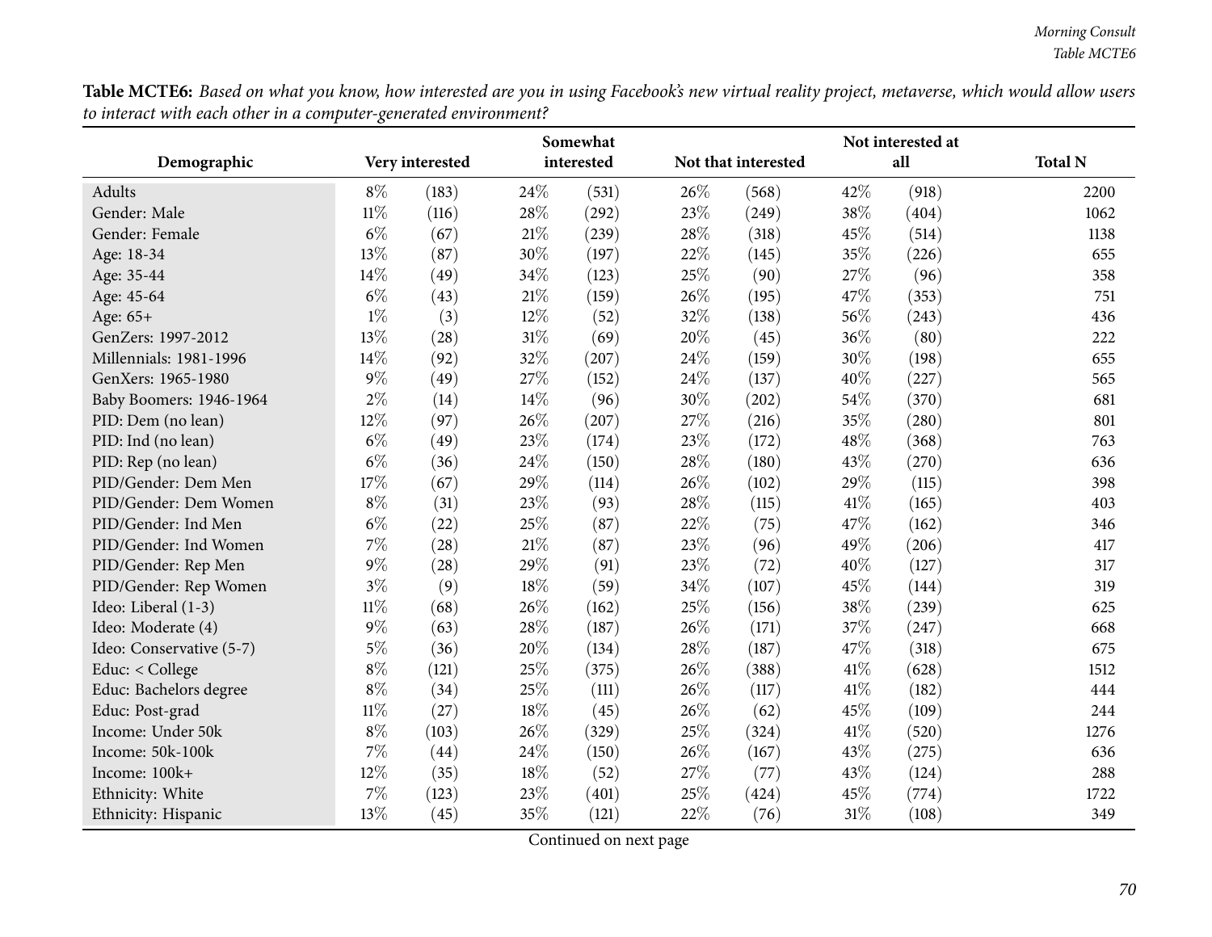**Table MCTE6:** *Based on what you know, how interested are you in using Facebook's new virtual reality project, metaverse, which would allow users to interact with each other in a computer-generated environment?*

| Demographic | Very interested | | Somewhat interested | | Not that interested | | Not interested at all | | Total N |
|---|---|---|---|---|---|---|---|---|---|
| Adults | 8% | (183) | 24% | (531) | 26% | (568) | 42% | (918) | 2200 |
| Gender: Male | 11% | (116) | 28% | (292) | 23% | (249) | 38% | (404) | 1062 |
| Gender: Female | 6% | (67) | 21% | (239) | 28% | (318) | 45% | (514) | 1138 |
| Age: 18-34 | 13% | (87) | 30% | (197) | 22% | (145) | 35% | (226) | 655 |
| Age: 35-44 | 14% | (49) | 34% | (123) | 25% | (90) | 27% | (96) | 358 |
| Age: 45-64 | 6% | (43) | 21% | (159) | 26% | (195) | 47% | (353) | 751 |
| Age: 65+ | 1% | (3) | 12% | (52) | 32% | (138) | 56% | (243) | 436 |
| GenZers: 1997-2012 | 13% | (28) | 31% | (69) | 20% | (45) | 36% | (80) | 222 |
| Millennials: 1981-1996 | 14% | (92) | 32% | (207) | 24% | (159) | 30% | (198) | 655 |
| GenXers: 1965-1980 | 9% | (49) | 27% | (152) | 24% | (137) | 40% | (227) | 565 |
| Baby Boomers: 1946-1964 | 2% | (14) | 14% | (96) | 30% | (202) | 54% | (370) | 681 |
| PID: Dem (no lean) | 12% | (97) | 26% | (207) | 27% | (216) | 35% | (280) | 801 |
| PID: Ind (no lean) | 6% | (49) | 23% | (174) | 23% | (172) | 48% | (368) | 763 |
| PID: Rep (no lean) | 6% | (36) | 24% | (150) | 28% | (180) | 43% | (270) | 636 |
| PID/Gender: Dem Men | 17% | (67) | 29% | (114) | 26% | (102) | 29% | (115) | 398 |
| PID/Gender: Dem Women | 8% | (31) | 23% | (93) | 28% | (115) | 41% | (165) | 403 |
| PID/Gender: Ind Men | 6% | (22) | 25% | (87) | 22% | (75) | 47% | (162) | 346 |
| PID/Gender: Ind Women | 7% | (28) | 21% | (87) | 23% | (96) | 49% | (206) | 417 |
| PID/Gender: Rep Men | 9% | (28) | 29% | (91) | 23% | (72) | 40% | (127) | 317 |
| PID/Gender: Rep Women | 3% | (9) | 18% | (59) | 34% | (107) | 45% | (144) | 319 |
| Ideo: Liberal (1-3) | 11% | (68) | 26% | (162) | 25% | (156) | 38% | (239) | 625 |
| Ideo: Moderate (4) | 9% | (63) | 28% | (187) | 26% | (171) | 37% | (247) | 668 |
| Ideo: Conservative (5-7) | 5% | (36) | 20% | (134) | 28% | (187) | 47% | (318) | 675 |
| Educ: < College | 8% | (121) | 25% | (375) | 26% | (388) | 41% | (628) | 1512 |
| Educ: Bachelors degree | 8% | (34) | 25% | (111) | 26% | (117) | 41% | (182) | 444 |
| Educ: Post-grad | 11% | (27) | 18% | (45) | 26% | (62) | 45% | (109) | 244 |
| Income: Under 50k | 8% | (103) | 26% | (329) | 25% | (324) | 41% | (520) | 1276 |
| Income: 50k-100k | 7% | (44) | 24% | (150) | 26% | (167) | 43% | (275) | 636 |
| Income: 100k+ | 12% | (35) | 18% | (52) | 27% | (77) | 43% | (124) | 288 |
| Ethnicity: White | 7% | (123) | 23% | (401) | 25% | (424) | 45% | (774) | 1722 |
| Ethnicity: Hispanic | 13% | (45) | 35% | (121) | 22% | (76) | 31% | (108) | 349 |

Continued on next page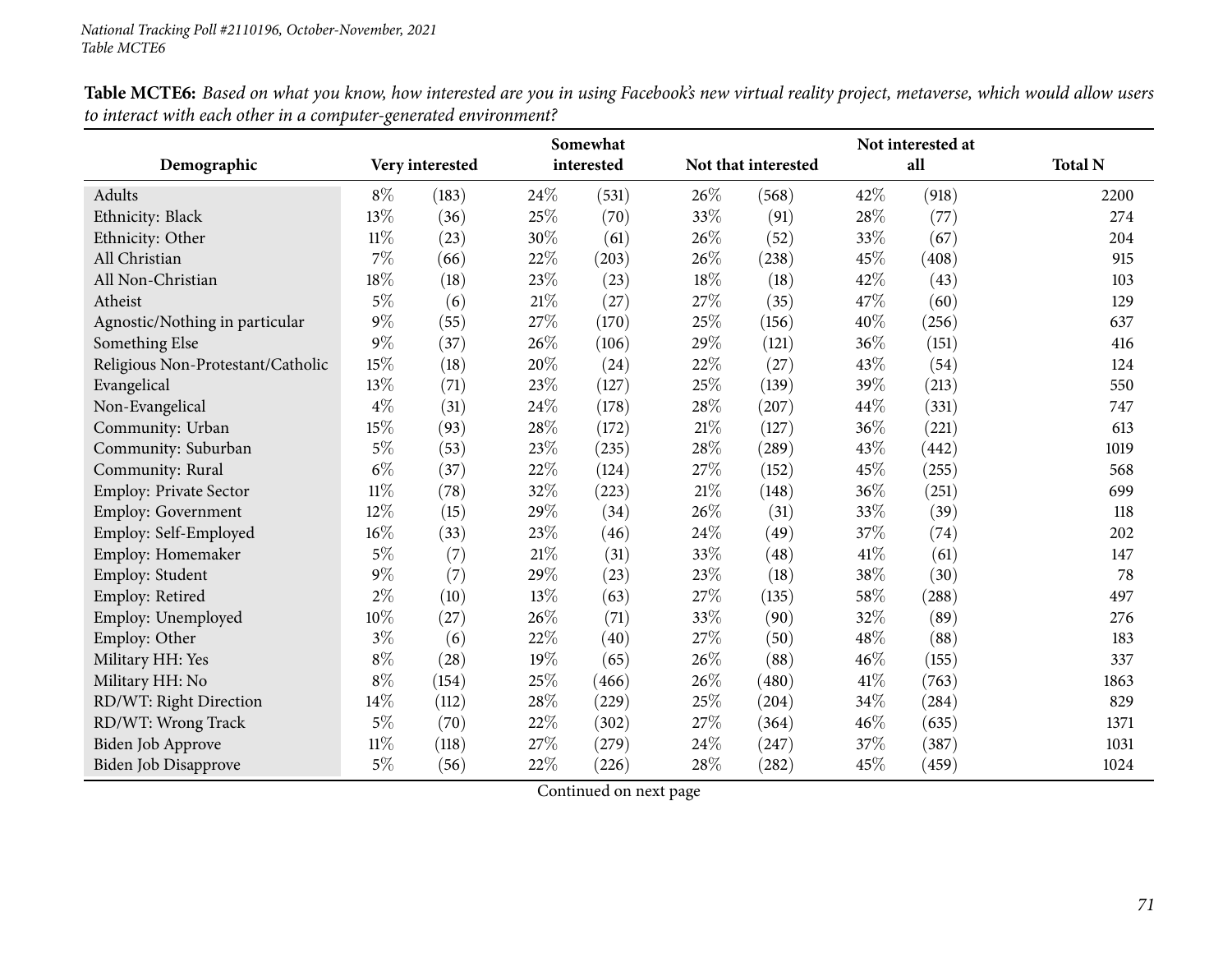*National Tracking Poll #2110196, October-November, 2021*
*Table MCTE6*

**Table MCTE6:** *Based on what you know, how interested are you in using Facebook's new virtual reality project, metaverse, which would allow users to interact with each other in a computer-generated environment?*

| Demographic | Very interested | | Somewhat interested | | Not that interested | | Not interested at all | | Total N |
|---|---|---|---|---|---|---|---|---|---|
| Adults | 8% | (183) | 24% | (531) | 26% | (568) | 42% | (918) | 2200 |
| Ethnicity: Black | 13% | (36) | 25% | (70) | 33% | (91) | 28% | (77) | 274 |
| Ethnicity: Other | 11% | (23) | 30% | (61) | 26% | (52) | 33% | (67) | 204 |
| All Christian | 7% | (66) | 22% | (203) | 26% | (238) | 45% | (408) | 915 |
| All Non-Christian | 18% | (18) | 23% | (23) | 18% | (18) | 42% | (43) | 103 |
| Atheist | 5% | (6) | 21% | (27) | 27% | (35) | 47% | (60) | 129 |
| Agnostic/Nothing in particular | 9% | (55) | 27% | (170) | 25% | (156) | 40% | (256) | 637 |
| Something Else | 9% | (37) | 26% | (106) | 29% | (121) | 36% | (151) | 416 |
| Religious Non-Protestant/Catholic | 15% | (18) | 20% | (24) | 22% | (27) | 43% | (54) | 124 |
| Evangelical | 13% | (71) | 23% | (127) | 25% | (139) | 39% | (213) | 550 |
| Non-Evangelical | 4% | (31) | 24% | (178) | 28% | (207) | 44% | (331) | 747 |
| Community: Urban | 15% | (93) | 28% | (172) | 21% | (127) | 36% | (221) | 613 |
| Community: Suburban | 5% | (53) | 23% | (235) | 28% | (289) | 43% | (442) | 1019 |
| Community: Rural | 6% | (37) | 22% | (124) | 27% | (152) | 45% | (255) | 568 |
| Employ: Private Sector | 11% | (78) | 32% | (223) | 21% | (148) | 36% | (251) | 699 |
| Employ: Government | 12% | (15) | 29% | (34) | 26% | (31) | 33% | (39) | 118 |
| Employ: Self-Employed | 16% | (33) | 23% | (46) | 24% | (49) | 37% | (74) | 202 |
| Employ: Homemaker | 5% | (7) | 21% | (31) | 33% | (48) | 41% | (61) | 147 |
| Employ: Student | 9% | (7) | 29% | (23) | 23% | (18) | 38% | (30) | 78 |
| Employ: Retired | 2% | (10) | 13% | (63) | 27% | (135) | 58% | (288) | 497 |
| Employ: Unemployed | 10% | (27) | 26% | (71) | 33% | (90) | 32% | (89) | 276 |
| Employ: Other | 3% | (6) | 22% | (40) | 27% | (50) | 48% | (88) | 183 |
| Military HH: Yes | 8% | (28) | 19% | (65) | 26% | (88) | 46% | (155) | 337 |
| Military HH: No | 8% | (154) | 25% | (466) | 26% | (480) | 41% | (763) | 1863 |
| RD/WT: Right Direction | 14% | (112) | 28% | (229) | 25% | (204) | 34% | (284) | 829 |
| RD/WT: Wrong Track | 5% | (70) | 22% | (302) | 27% | (364) | 46% | (635) | 1371 |
| Biden Job Approve | 11% | (118) | 27% | (279) | 24% | (247) | 37% | (387) | 1031 |
| Biden Job Disapprove | 5% | (56) | 22% | (226) | 28% | (282) | 45% | (459) | 1024 |

Continued on next page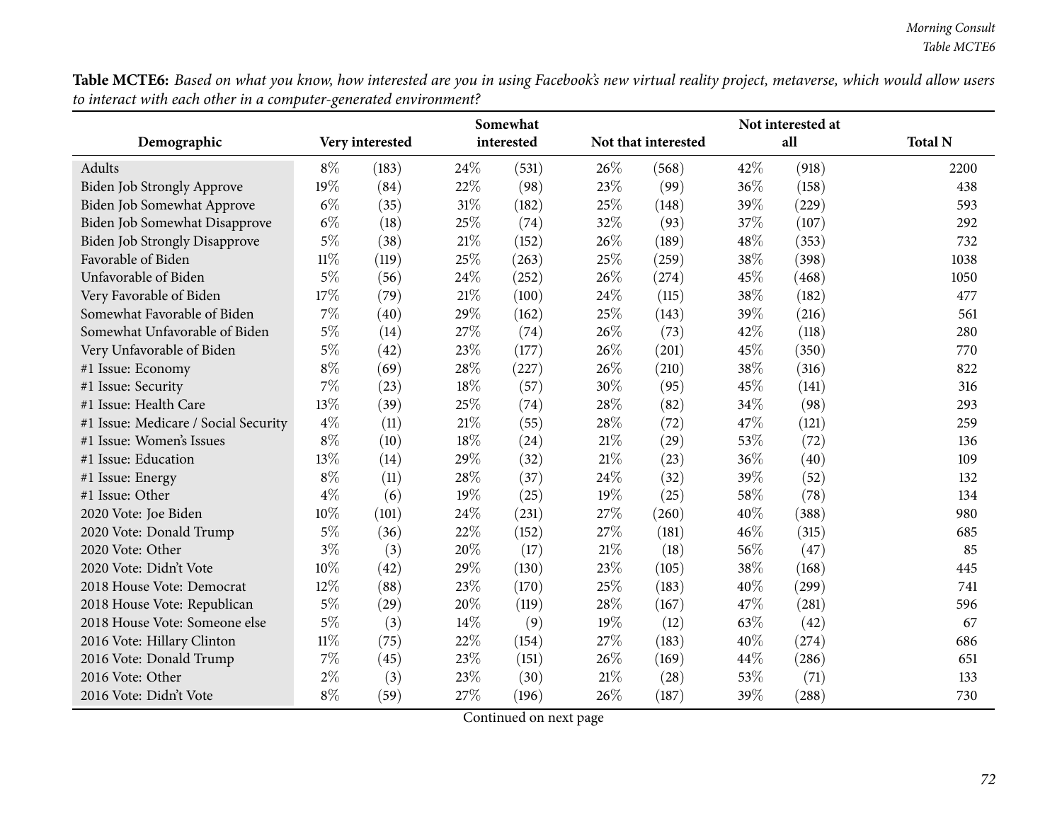**Table MCTE6:** *Based on what you know, how interested are you in using Facebook's new virtual reality project, metaverse, which would allow users to interact with each other in a computer-generated environment?*

| Demographic | Very interested | | Somewhat interested | | Not that interested | | Not interested at all | | Total N |
|---|---|---|---|---|---|---|---|---|---|
| Adults | 8% | (183) | 24% | (531) | 26% | (568) | 42% | (918) | 2200 |
| Biden Job Strongly Approve | 19% | (84) | 22% | (98) | 23% | (99) | 36% | (158) | 438 |
| Biden Job Somewhat Approve | 6% | (35) | 31% | (182) | 25% | (148) | 39% | (229) | 593 |
| Biden Job Somewhat Disapprove | 6% | (18) | 25% | (74) | 32% | (93) | 37% | (107) | 292 |
| Biden Job Strongly Disapprove | 5% | (38) | 21% | (152) | 26% | (189) | 48% | (353) | 732 |
| Favorable of Biden | 11% | (119) | 25% | (263) | 25% | (259) | 38% | (398) | 1038 |
| Unfavorable of Biden | 5% | (56) | 24% | (252) | 26% | (274) | 45% | (468) | 1050 |
| Very Favorable of Biden | 17% | (79) | 21% | (100) | 24% | (115) | 38% | (182) | 477 |
| Somewhat Favorable of Biden | 7% | (40) | 29% | (162) | 25% | (143) | 39% | (216) | 561 |
| Somewhat Unfavorable of Biden | 5% | (14) | 27% | (74) | 26% | (73) | 42% | (118) | 280 |
| Very Unfavorable of Biden | 5% | (42) | 23% | (177) | 26% | (201) | 45% | (350) | 770 |
| #1 Issue: Economy | 8% | (69) | 28% | (227) | 26% | (210) | 38% | (316) | 822 |
| #1 Issue: Security | 7% | (23) | 18% | (57) | 30% | (95) | 45% | (141) | 316 |
| #1 Issue: Health Care | 13% | (39) | 25% | (74) | 28% | (82) | 34% | (98) | 293 |
| #1 Issue: Medicare / Social Security | 4% | (11) | 21% | (55) | 28% | (72) | 47% | (121) | 259 |
| #1 Issue: Women's Issues | 8% | (10) | 18% | (24) | 21% | (29) | 53% | (72) | 136 |
| #1 Issue: Education | 13% | (14) | 29% | (32) | 21% | (23) | 36% | (40) | 109 |
| #1 Issue: Energy | 8% | (11) | 28% | (37) | 24% | (32) | 39% | (52) | 132 |
| #1 Issue: Other | 4% | (6) | 19% | (25) | 19% | (25) | 58% | (78) | 134 |
| 2020 Vote: Joe Biden | 10% | (101) | 24% | (231) | 27% | (260) | 40% | (388) | 980 |
| 2020 Vote: Donald Trump | 5% | (36) | 22% | (152) | 27% | (181) | 46% | (315) | 685 |
| 2020 Vote: Other | 3% | (3) | 20% | (17) | 21% | (18) | 56% | (47) | 85 |
| 2020 Vote: Didn't Vote | 10% | (42) | 29% | (130) | 23% | (105) | 38% | (168) | 445 |
| 2018 House Vote: Democrat | 12% | (88) | 23% | (170) | 25% | (183) | 40% | (299) | 741 |
| 2018 House Vote: Republican | 5% | (29) | 20% | (119) | 28% | (167) | 47% | (281) | 596 |
| 2018 House Vote: Someone else | 5% | (3) | 14% | (9) | 19% | (12) | 63% | (42) | 67 |
| 2016 Vote: Hillary Clinton | 11% | (75) | 22% | (154) | 27% | (183) | 40% | (274) | 686 |
| 2016 Vote: Donald Trump | 7% | (45) | 23% | (151) | 26% | (169) | 44% | (286) | 651 |
| 2016 Vote: Other | 2% | (3) | 23% | (30) | 21% | (28) | 53% | (71) | 133 |
| 2016 Vote: Didn't Vote | 8% | (59) | 27% | (196) | 26% | (187) | 39% | (288) | 730 |

Continued on next page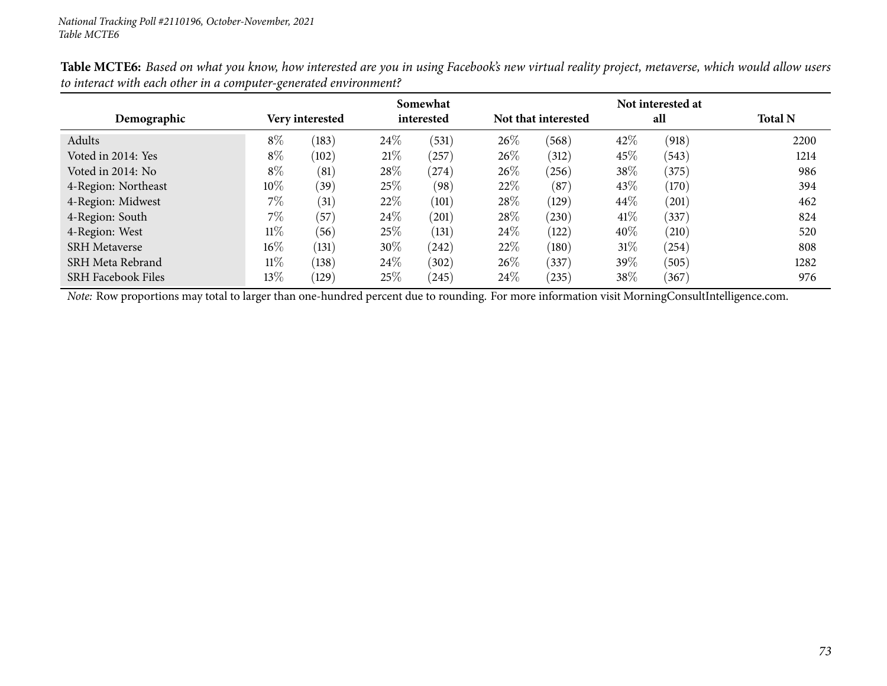*National Tracking Poll #2110196, October-November, 2021*
*Table MCTE6*

**Table MCTE6:** *Based on what you know, how interested are you in using Facebook's new virtual reality project, metaverse, which would allow users to interact with each other in a computer-generated environment?*

| Demographic | Very interested | | Somewhat interested | | Not that interested | | Not interested at all | | Total N |
|---|---|---|---|---|---|---|---|---|---|
| Adults | 8% | (183) | 24% | (531) | 26% | (568) | 42% | (918) | 2200 |
| Voted in 2014: Yes | 8% | (102) | 21% | (257) | 26% | (312) | 45% | (543) | 1214 |
| Voted in 2014: No | 8% | (81) | 28% | (274) | 26% | (256) | 38% | (375) | 986 |
| 4-Region: Northeast | 10% | (39) | 25% | (98) | 22% | (87) | 43% | (170) | 394 |
| 4-Region: Midwest | 7% | (31) | 22% | (101) | 28% | (129) | 44% | (201) | 462 |
| 4-Region: South | 7% | (57) | 24% | (201) | 28% | (230) | 41% | (337) | 824 |
| 4-Region: West | 11% | (56) | 25% | (131) | 24% | (122) | 40% | (210) | 520 |
| SRH Metaverse | 16% | (131) | 30% | (242) | 22% | (180) | 31% | (254) | 808 |
| SRH Meta Rebrand | 11% | (138) | 24% | (302) | 26% | (337) | 39% | (505) | 1282 |
| SRH Facebook Files | 13% | (129) | 25% | (245) | 24% | (235) | 38% | (367) | 976 |

*Note:* Row proportions may total to larger than one-hundred percent due to rounding. For more information visit MorningConsultIntelligence.com.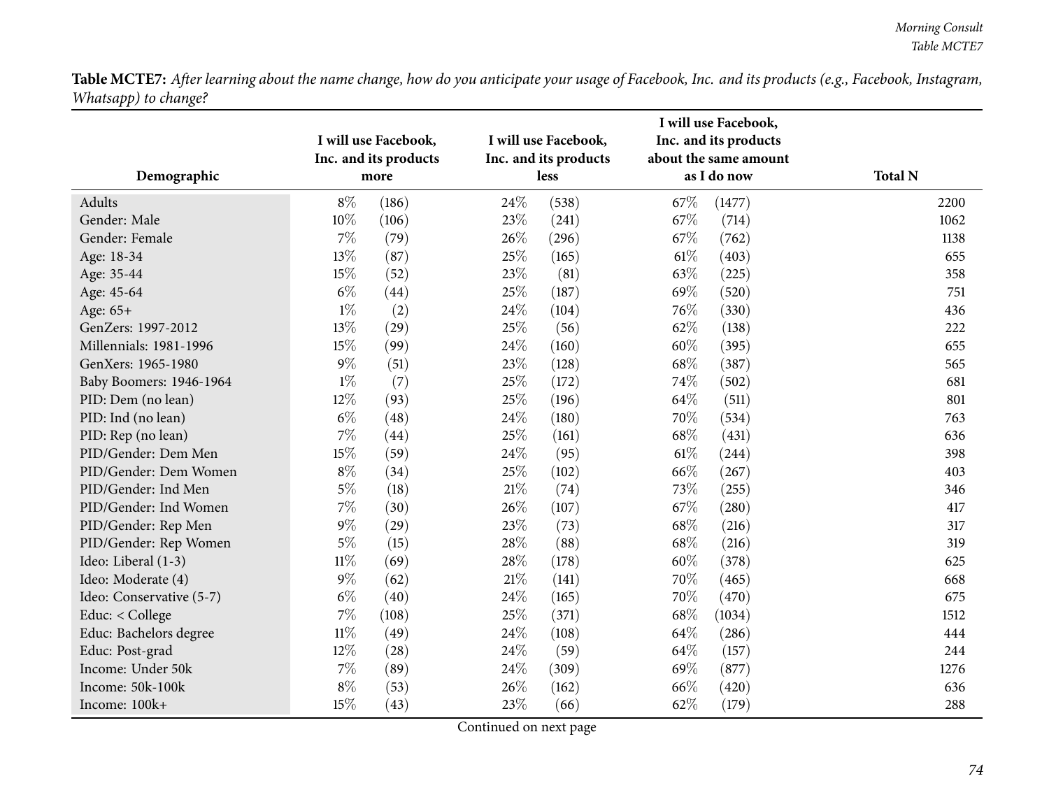**Table MCTE7:** *After learning about the name change, how do you anticipate your usage of Facebook, Inc. and its products (e.g., Facebook, Instagram, Whatsapp) to change?*

| Demographic | I will use Facebook, Inc. and its products more | | I will use Facebook, Inc. and its products less | | I will use Facebook, Inc. and its products about the same amount as I do now | | Total N |
|---|---|---|---|---|---|---|---|
| Adults | 8% | (186) | 24% | (538) | 67% | (1477) | 2200 |
| Gender: Male | 10% | (106) | 23% | (241) | 67% | (714) | 1062 |
| Gender: Female | 7% | (79) | 26% | (296) | 67% | (762) | 1138 |
| Age: 18-34 | 13% | (87) | 25% | (165) | 61% | (403) | 655 |
| Age: 35-44 | 15% | (52) | 23% | (81) | 63% | (225) | 358 |
| Age: 45-64 | 6% | (44) | 25% | (187) | 69% | (520) | 751 |
| Age: 65+ | 1% | (2) | 24% | (104) | 76% | (330) | 436 |
| GenZers: 1997-2012 | 13% | (29) | 25% | (56) | 62% | (138) | 222 |
| Millennials: 1981-1996 | 15% | (99) | 24% | (160) | 60% | (395) | 655 |
| GenXers: 1965-1980 | 9% | (51) | 23% | (128) | 68% | (387) | 565 |
| Baby Boomers: 1946-1964 | 1% | (7) | 25% | (172) | 74% | (502) | 681 |
| PID: Dem (no lean) | 12% | (93) | 25% | (196) | 64% | (511) | 801 |
| PID: Ind (no lean) | 6% | (48) | 24% | (180) | 70% | (534) | 763 |
| PID: Rep (no lean) | 7% | (44) | 25% | (161) | 68% | (431) | 636 |
| PID/Gender: Dem Men | 15% | (59) | 24% | (95) | 61% | (244) | 398 |
| PID/Gender: Dem Women | 8% | (34) | 25% | (102) | 66% | (267) | 403 |
| PID/Gender: Ind Men | 5% | (18) | 21% | (74) | 73% | (255) | 346 |
| PID/Gender: Ind Women | 7% | (30) | 26% | (107) | 67% | (280) | 417 |
| PID/Gender: Rep Men | 9% | (29) | 23% | (73) | 68% | (216) | 317 |
| PID/Gender: Rep Women | 5% | (15) | 28% | (88) | 68% | (216) | 319 |
| Ideo: Liberal (1-3) | 11% | (69) | 28% | (178) | 60% | (378) | 625 |
| Ideo: Moderate (4) | 9% | (62) | 21% | (141) | 70% | (465) | 668 |
| Ideo: Conservative (5-7) | 6% | (40) | 24% | (165) | 70% | (470) | 675 |
| Educ: < College | 7% | (108) | 25% | (371) | 68% | (1034) | 1512 |
| Educ: Bachelors degree | 11% | (49) | 24% | (108) | 64% | (286) | 444 |
| Educ: Post-grad | 12% | (28) | 24% | (59) | 64% | (157) | 244 |
| Income: Under 50k | 7% | (89) | 24% | (309) | 69% | (877) | 1276 |
| Income: 50k-100k | 8% | (53) | 26% | (162) | 66% | (420) | 636 |
| Income: 100k+ | 15% | (43) | 23% | (66) | 62% | (179) | 288 |

Continued on next page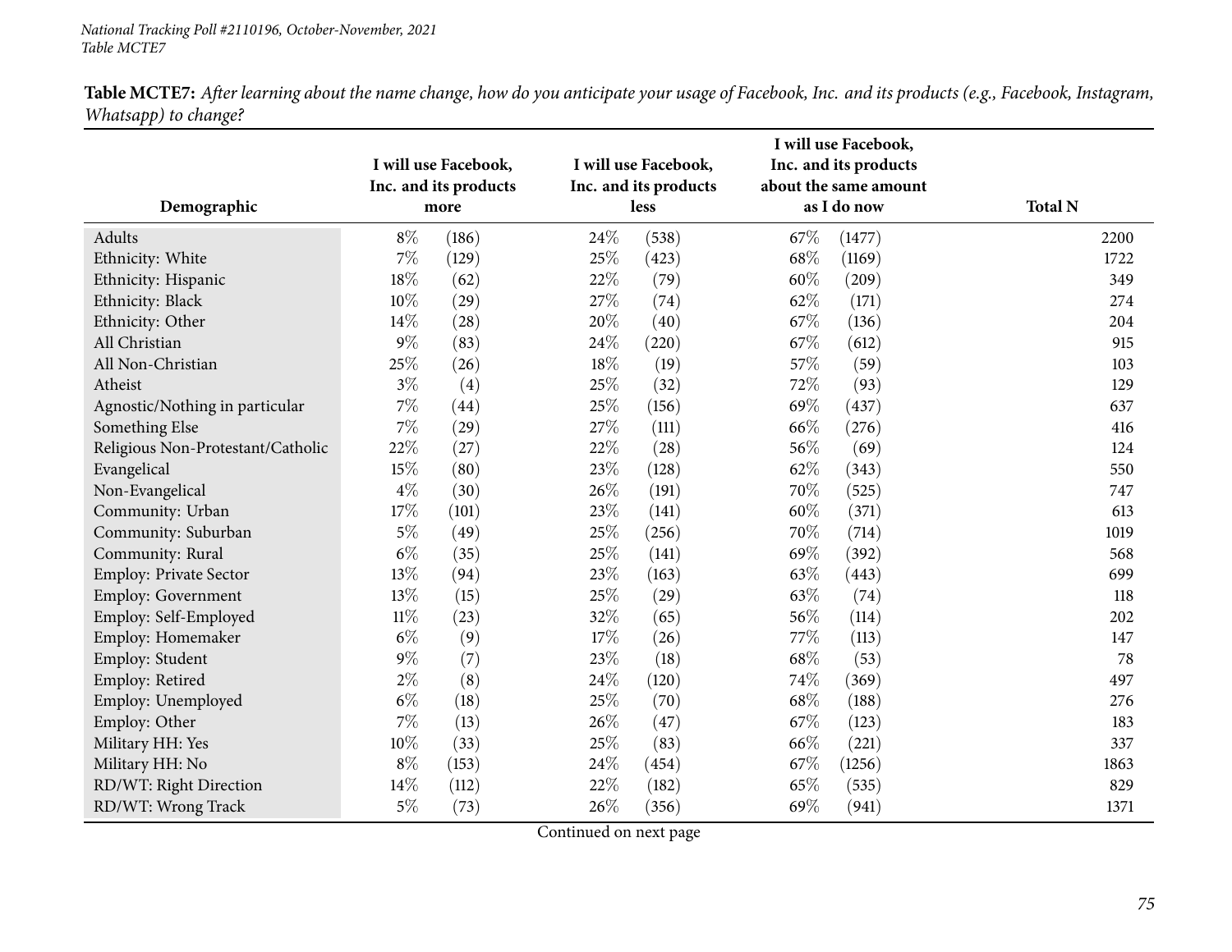**Table MCTE7:** *After learning about the name change, how do you anticipate your usage of Facebook, Inc. and its products (e.g., Facebook, Instagram, Whatsapp) to change?*

| Demographic | I will use Facebook, Inc. and its products more | | I will use Facebook, Inc. and its products less | | I will use Facebook, Inc. and its products about the same amount as I do now | | Total N |
|---|---|---|---|---|---|---|---|
| Adults | 8% | (186) | 24% | (538) | 67% | (1477) | 2200 |
| Ethnicity: White | 7% | (129) | 25% | (423) | 68% | (1169) | 1722 |
| Ethnicity: Hispanic | 18% | (62) | 22% | (79) | 60% | (209) | 349 |
| Ethnicity: Black | 10% | (29) | 27% | (74) | 62% | (171) | 274 |
| Ethnicity: Other | 14% | (28) | 20% | (40) | 67% | (136) | 204 |
| All Christian | 9% | (83) | 24% | (220) | 67% | (612) | 915 |
| All Non-Christian | 25% | (26) | 18% | (19) | 57% | (59) | 103 |
| Atheist | 3% | (4) | 25% | (32) | 72% | (93) | 129 |
| Agnostic/Nothing in particular | 7% | (44) | 25% | (156) | 69% | (437) | 637 |
| Something Else | 7% | (29) | 27% | (111) | 66% | (276) | 416 |
| Religious Non-Protestant/Catholic | 22% | (27) | 22% | (28) | 56% | (69) | 124 |
| Evangelical | 15% | (80) | 23% | (128) | 62% | (343) | 550 |
| Non-Evangelical | 4% | (30) | 26% | (191) | 70% | (525) | 747 |
| Community: Urban | 17% | (101) | 23% | (141) | 60% | (371) | 613 |
| Community: Suburban | 5% | (49) | 25% | (256) | 70% | (714) | 1019 |
| Community: Rural | 6% | (35) | 25% | (141) | 69% | (392) | 568 |
| Employ: Private Sector | 13% | (94) | 23% | (163) | 63% | (443) | 699 |
| Employ: Government | 13% | (15) | 25% | (29) | 63% | (74) | 118 |
| Employ: Self-Employed | 11% | (23) | 32% | (65) | 56% | (114) | 202 |
| Employ: Homemaker | 6% | (9) | 17% | (26) | 77% | (113) | 147 |
| Employ: Student | 9% | (7) | 23% | (18) | 68% | (53) | 78 |
| Employ: Retired | 2% | (8) | 24% | (120) | 74% | (369) | 497 |
| Employ: Unemployed | 6% | (18) | 25% | (70) | 68% | (188) | 276 |
| Employ: Other | 7% | (13) | 26% | (47) | 67% | (123) | 183 |
| Military HH: Yes | 10% | (33) | 25% | (83) | 66% | (221) | 337 |
| Military HH: No | 8% | (153) | 24% | (454) | 67% | (1256) | 1863 |
| RD/WT: Right Direction | 14% | (112) | 22% | (182) | 65% | (535) | 829 |
| RD/WT: Wrong Track | 5% | (73) | 26% | (356) | 69% | (941) | 1371 |

Continued on next page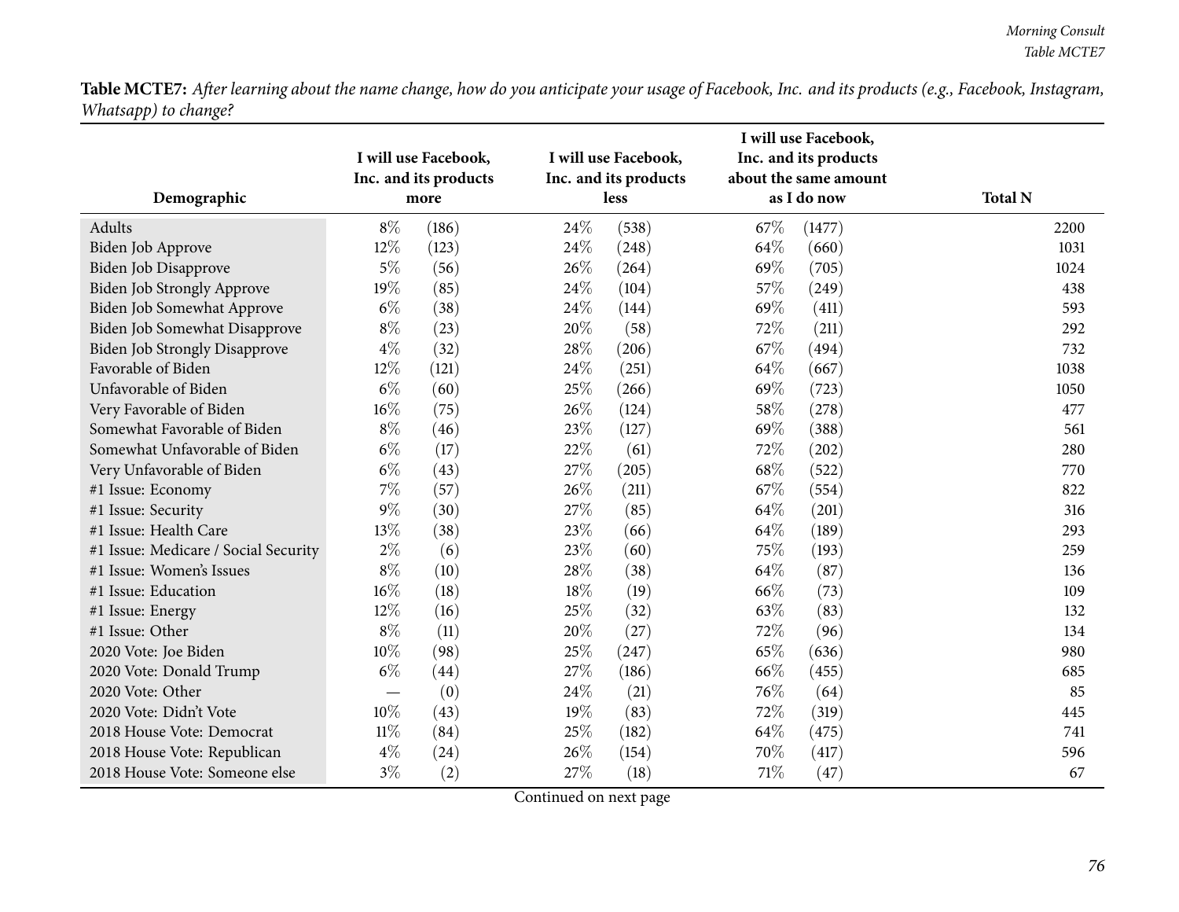**Table MCTE7:** *After learning about the name change, how do you anticipate your usage of Facebook, Inc. and its products (e.g., Facebook, Instagram, Whatsapp) to change?*

| Demographic | I will use Facebook, Inc. and its products more | | I will use Facebook, Inc. and its products less | | I will use Facebook, Inc. and its products about the same amount as I do now | | Total N |
|---|---|---|---|---|---|---|---|
| Adults | 8% | (186) | 24% | (538) | 67% | (1477) | 2200 |
| Biden Job Approve | 12% | (123) | 24% | (248) | 64% | (660) | 1031 |
| Biden Job Disapprove | 5% | (56) | 26% | (264) | 69% | (705) | 1024 |
| Biden Job Strongly Approve | 19% | (85) | 24% | (104) | 57% | (249) | 438 |
| Biden Job Somewhat Approve | 6% | (38) | 24% | (144) | 69% | (411) | 593 |
| Biden Job Somewhat Disapprove | 8% | (23) | 20% | (58) | 72% | (211) | 292 |
| Biden Job Strongly Disapprove | 4% | (32) | 28% | (206) | 67% | (494) | 732 |
| Favorable of Biden | 12% | (121) | 24% | (251) | 64% | (667) | 1038 |
| Unfavorable of Biden | 6% | (60) | 25% | (266) | 69% | (723) | 1050 |
| Very Favorable of Biden | 16% | (75) | 26% | (124) | 58% | (278) | 477 |
| Somewhat Favorable of Biden | 8% | (46) | 23% | (127) | 69% | (388) | 561 |
| Somewhat Unfavorable of Biden | 6% | (17) | 22% | (61) | 72% | (202) | 280 |
| Very Unfavorable of Biden | 6% | (43) | 27% | (205) | 68% | (522) | 770 |
| #1 Issue: Economy | 7% | (57) | 26% | (211) | 67% | (554) | 822 |
| #1 Issue: Security | 9% | (30) | 27% | (85) | 64% | (201) | 316 |
| #1 Issue: Health Care | 13% | (38) | 23% | (66) | 64% | (189) | 293 |
| #1 Issue: Medicare / Social Security | 2% | (6) | 23% | (60) | 75% | (193) | 259 |
| #1 Issue: Women's Issues | 8% | (10) | 28% | (38) | 64% | (87) | 136 |
| #1 Issue: Education | 16% | (18) | 18% | (19) | 66% | (73) | 109 |
| #1 Issue: Energy | 12% | (16) | 25% | (32) | 63% | (83) | 132 |
| #1 Issue: Other | 8% | (11) | 20% | (27) | 72% | (96) | 134 |
| 2020 Vote: Joe Biden | 10% | (98) | 25% | (247) | 65% | (636) | 980 |
| 2020 Vote: Donald Trump | 6% | (44) | 27% | (186) | 66% | (455) | 685 |
| 2020 Vote: Other | — | (0) | 24% | (21) | 76% | (64) | 85 |
| 2020 Vote: Didn't Vote | 10% | (43) | 19% | (83) | 72% | (319) | 445 |
| 2018 House Vote: Democrat | 11% | (84) | 25% | (182) | 64% | (475) | 741 |
| 2018 House Vote: Republican | 4% | (24) | 26% | (154) | 70% | (417) | 596 |
| 2018 House Vote: Someone else | 3% | (2) | 27% | (18) | 71% | (47) | 67 |

Continued on next page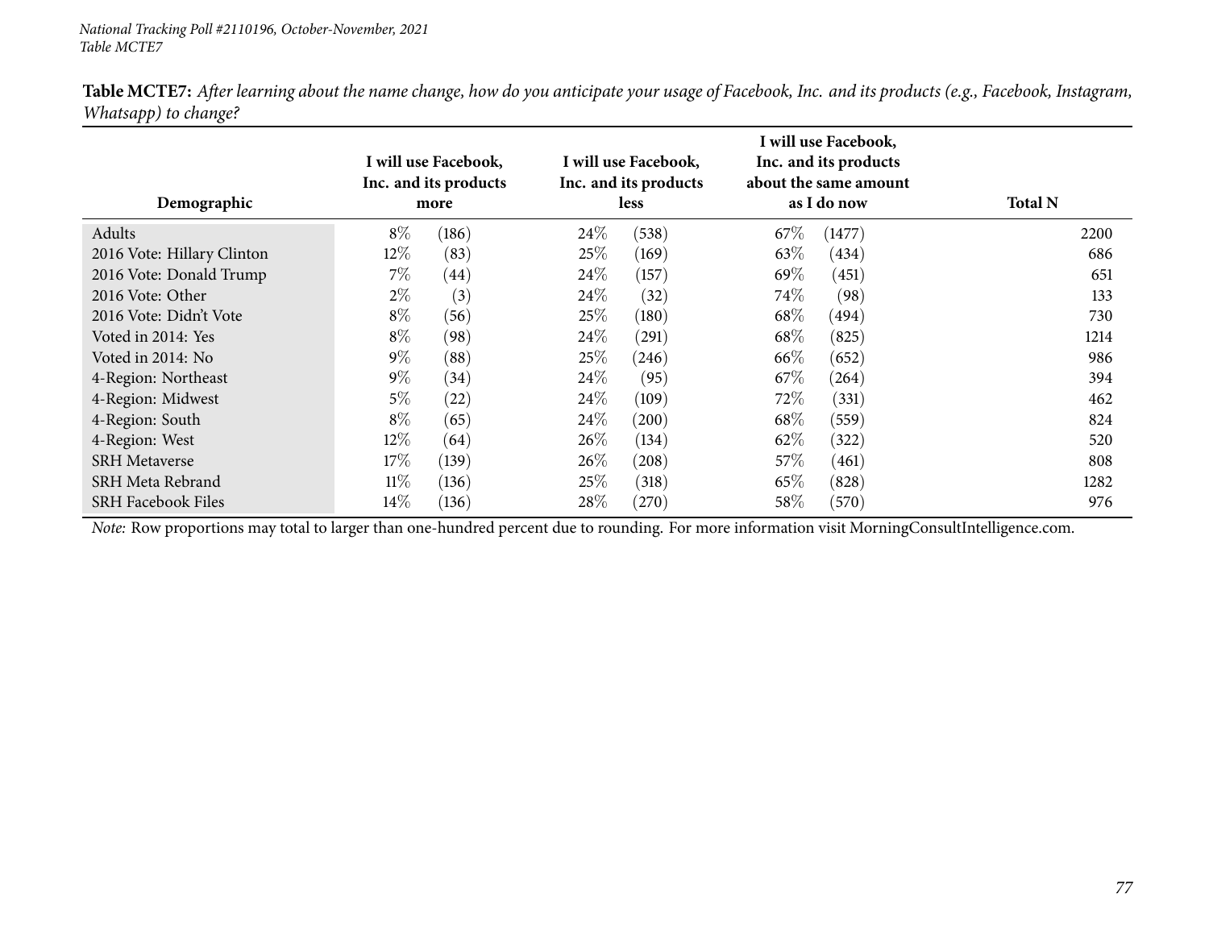**Table MCTE7:** *After learning about the name change, how do you anticipate your usage of Facebook, Inc. and its products (e.g., Facebook, Instagram, Whatsapp) to change?*

| Demographic | I will use Facebook, Inc. and its products more | | I will use Facebook, Inc. and its products less | | I will use Facebook, Inc. and its products about the same amount as I do now | | Total N |
|---|---|---|---|---|---|---|---|
| Adults | 8% | (186) | 24% | (538) | 67% | (1477) | 2200 |
| 2016 Vote: Hillary Clinton | 12% | (83) | 25% | (169) | 63% | (434) | 686 |
| 2016 Vote: Donald Trump | 7% | (44) | 24% | (157) | 69% | (451) | 651 |
| 2016 Vote: Other | 2% | (3) | 24% | (32) | 74% | (98) | 133 |
| 2016 Vote: Didn't Vote | 8% | (56) | 25% | (180) | 68% | (494) | 730 |
| Voted in 2014: Yes | 8% | (98) | 24% | (291) | 68% | (825) | 1214 |
| Voted in 2014: No | 9% | (88) | 25% | (246) | 66% | (652) | 986 |
| 4-Region: Northeast | 9% | (34) | 24% | (95) | 67% | (264) | 394 |
| 4-Region: Midwest | 5% | (22) | 24% | (109) | 72% | (331) | 462 |
| 4-Region: South | 8% | (65) | 24% | (200) | 68% | (559) | 824 |
| 4-Region: West | 12% | (64) | 26% | (134) | 62% | (322) | 520 |
| SRH Metaverse | 17% | (139) | 26% | (208) | 57% | (461) | 808 |
| SRH Meta Rebrand | 11% | (136) | 25% | (318) | 65% | (828) | 1282 |
| SRH Facebook Files | 14% | (136) | 28% | (270) | 58% | (570) | 976 |

*Note:* Row proportions may total to larger than one-hundred percent due to rounding. For more information visit MorningConsultIntelligence.com.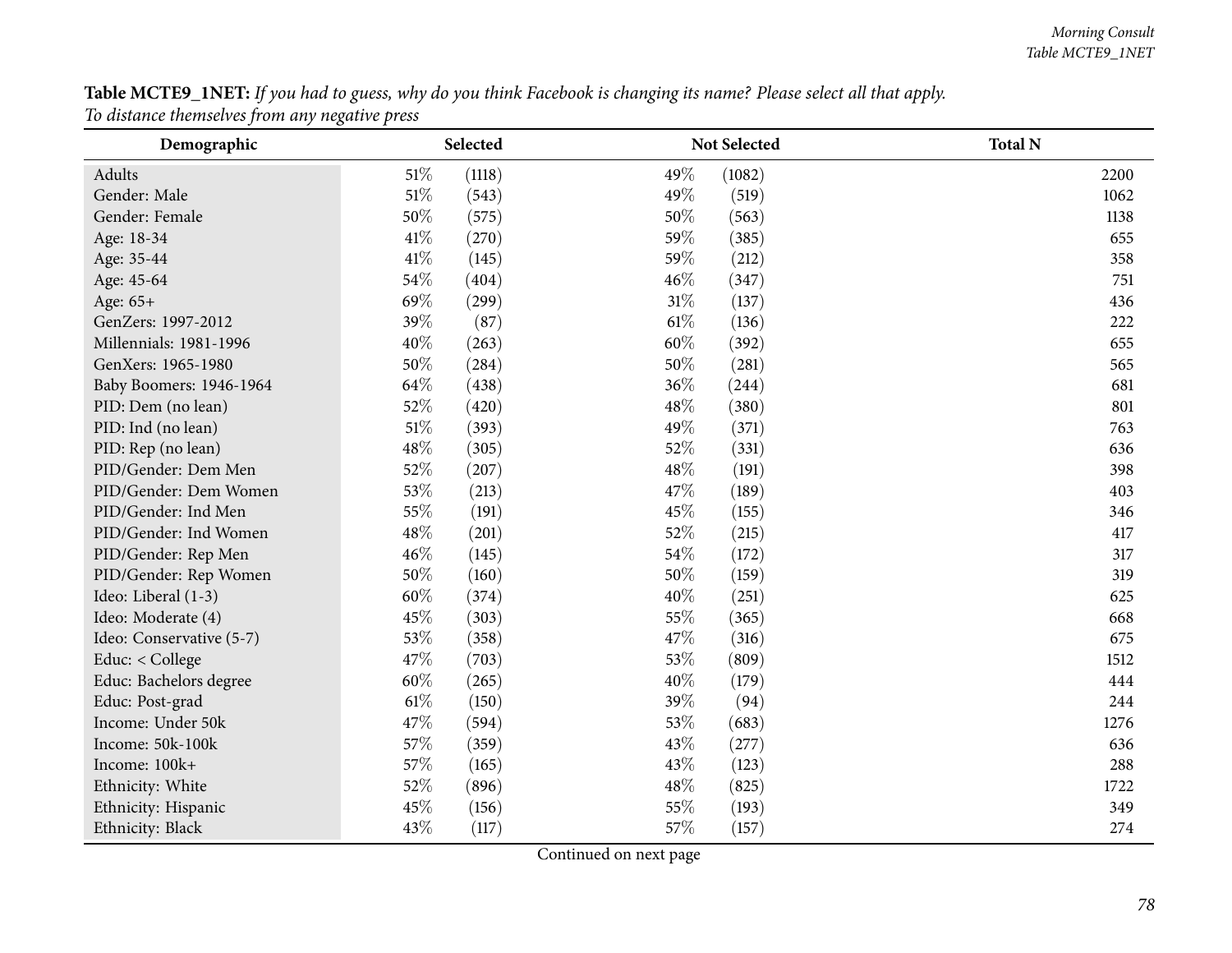**Table MCTE9_1NET:** *If you had to guess, why do you think Facebook is changing its name? Please select all that apply.*
*To distance themselves from any negative press*

| Demographic | Selected | | Not Selected | | Total N |
|---|---|---|---|---|---|
| Adults | 51% | (1118) | 49% | (1082) | 2200 |
| Gender: Male | 51% | (543) | 49% | (519) | 1062 |
| Gender: Female | 50% | (575) | 50% | (563) | 1138 |
| Age: 18-34 | 41% | (270) | 59% | (385) | 655 |
| Age: 35-44 | 41% | (145) | 59% | (212) | 358 |
| Age: 45-64 | 54% | (404) | 46% | (347) | 751 |
| Age: 65+ | 69% | (299) | 31% | (137) | 436 |
| GenZers: 1997-2012 | 39% | (87) | 61% | (136) | 222 |
| Millennials: 1981-1996 | 40% | (263) | 60% | (392) | 655 |
| GenXers: 1965-1980 | 50% | (284) | 50% | (281) | 565 |
| Baby Boomers: 1946-1964 | 64% | (438) | 36% | (244) | 681 |
| PID: Dem (no lean) | 52% | (420) | 48% | (380) | 801 |
| PID: Ind (no lean) | 51% | (393) | 49% | (371) | 763 |
| PID: Rep (no lean) | 48% | (305) | 52% | (331) | 636 |
| PID/Gender: Dem Men | 52% | (207) | 48% | (191) | 398 |
| PID/Gender: Dem Women | 53% | (213) | 47% | (189) | 403 |
| PID/Gender: Ind Men | 55% | (191) | 45% | (155) | 346 |
| PID/Gender: Ind Women | 48% | (201) | 52% | (215) | 417 |
| PID/Gender: Rep Men | 46% | (145) | 54% | (172) | 317 |
| PID/Gender: Rep Women | 50% | (160) | 50% | (159) | 319 |
| Ideo: Liberal (1-3) | 60% | (374) | 40% | (251) | 625 |
| Ideo: Moderate (4) | 45% | (303) | 55% | (365) | 668 |
| Ideo: Conservative (5-7) | 53% | (358) | 47% | (316) | 675 |
| Educ: < College | 47% | (703) | 53% | (809) | 1512 |
| Educ: Bachelors degree | 60% | (265) | 40% | (179) | 444 |
| Educ: Post-grad | 61% | (150) | 39% | (94) | 244 |
| Income: Under 50k | 47% | (594) | 53% | (683) | 1276 |
| Income: 50k-100k | 57% | (359) | 43% | (277) | 636 |
| Income: 100k+ | 57% | (165) | 43% | (123) | 288 |
| Ethnicity: White | 52% | (896) | 48% | (825) | 1722 |
| Ethnicity: Hispanic | 45% | (156) | 55% | (193) | 349 |
| Ethnicity: Black | 43% | (117) | 57% | (157) | 274 |

Continued on next page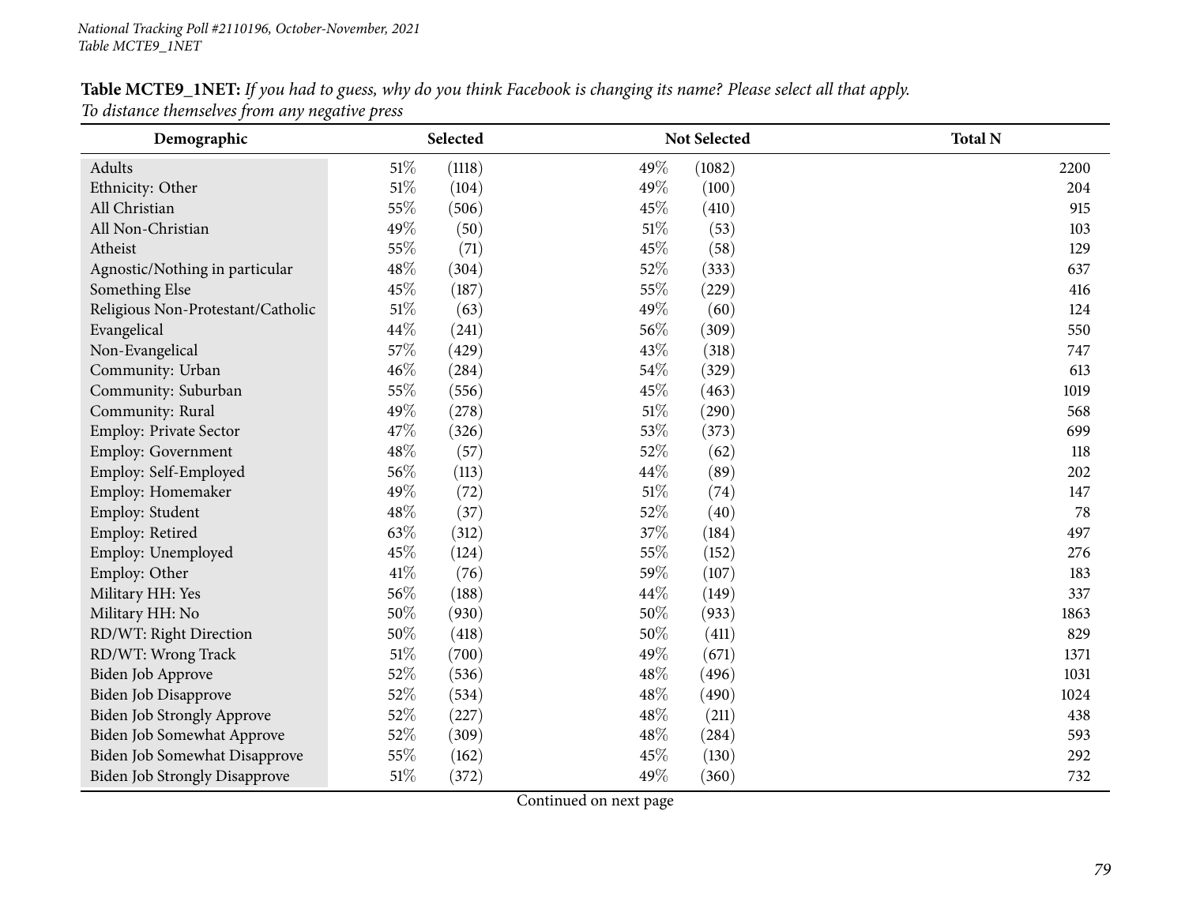**Table MCTE9_1NET:** *If you had to guess, why do you think Facebook is changing its name? Please select all that apply.*
*To distance themselves from any negative press*

| Demographic | Selected | | Not Selected | | Total N |
|---|---|---|---|---|---|
| Adults | 51% | (1118) | 49% | (1082) | 2200 |
| Ethnicity: Other | 51% | (104) | 49% | (100) | 204 |
| All Christian | 55% | (506) | 45% | (410) | 915 |
| All Non-Christian | 49% | (50) | 51% | (53) | 103 |
| Atheist | 55% | (71) | 45% | (58) | 129 |
| Agnostic/Nothing in particular | 48% | (304) | 52% | (333) | 637 |
| Something Else | 45% | (187) | 55% | (229) | 416 |
| Religious Non-Protestant/Catholic | 51% | (63) | 49% | (60) | 124 |
| Evangelical | 44% | (241) | 56% | (309) | 550 |
| Non-Evangelical | 57% | (429) | 43% | (318) | 747 |
| Community: Urban | 46% | (284) | 54% | (329) | 613 |
| Community: Suburban | 55% | (556) | 45% | (463) | 1019 |
| Community: Rural | 49% | (278) | 51% | (290) | 568 |
| Employ: Private Sector | 47% | (326) | 53% | (373) | 699 |
| Employ: Government | 48% | (57) | 52% | (62) | 118 |
| Employ: Self-Employed | 56% | (113) | 44% | (89) | 202 |
| Employ: Homemaker | 49% | (72) | 51% | (74) | 147 |
| Employ: Student | 48% | (37) | 52% | (40) | 78 |
| Employ: Retired | 63% | (312) | 37% | (184) | 497 |
| Employ: Unemployed | 45% | (124) | 55% | (152) | 276 |
| Employ: Other | 41% | (76) | 59% | (107) | 183 |
| Military HH: Yes | 56% | (188) | 44% | (149) | 337 |
| Military HH: No | 50% | (930) | 50% | (933) | 1863 |
| RD/WT: Right Direction | 50% | (418) | 50% | (411) | 829 |
| RD/WT: Wrong Track | 51% | (700) | 49% | (671) | 1371 |
| Biden Job Approve | 52% | (536) | 48% | (496) | 1031 |
| Biden Job Disapprove | 52% | (534) | 48% | (490) | 1024 |
| Biden Job Strongly Approve | 52% | (227) | 48% | (211) | 438 |
| Biden Job Somewhat Approve | 52% | (309) | 48% | (284) | 593 |
| Biden Job Somewhat Disapprove | 55% | (162) | 45% | (130) | 292 |
| Biden Job Strongly Disapprove | 51% | (372) | 49% | (360) | 732 |

Continued on next page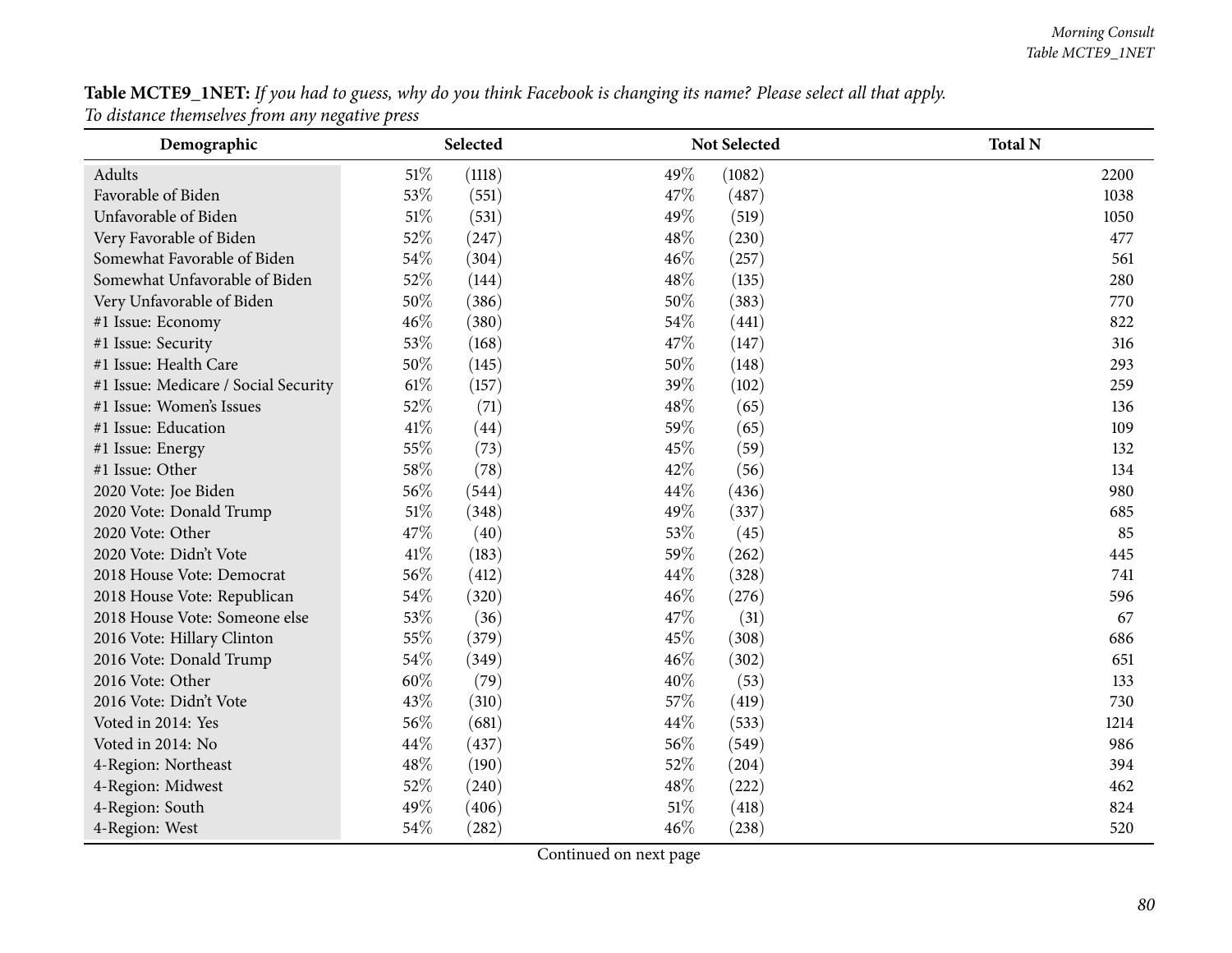**Table MCTE9_1NET:** *If you had to guess, why do you think Facebook is changing its name? Please select all that apply.*
*To distance themselves from any negative press*

| Demographic | Selected | | Not Selected | | Total N |
|---|---|---|---|---|---|
| Adults | 51% | (1118) | 49% | (1082) | 2200 |
| Favorable of Biden | 53% | (551) | 47% | (487) | 1038 |
| Unfavorable of Biden | 51% | (531) | 49% | (519) | 1050 |
| Very Favorable of Biden | 52% | (247) | 48% | (230) | 477 |
| Somewhat Favorable of Biden | 54% | (304) | 46% | (257) | 561 |
| Somewhat Unfavorable of Biden | 52% | (144) | 48% | (135) | 280 |
| Very Unfavorable of Biden | 50% | (386) | 50% | (383) | 770 |
| #1 Issue: Economy | 46% | (380) | 54% | (441) | 822 |
| #1 Issue: Security | 53% | (168) | 47% | (147) | 316 |
| #1 Issue: Health Care | 50% | (145) | 50% | (148) | 293 |
| #1 Issue: Medicare / Social Security | 61% | (157) | 39% | (102) | 259 |
| #1 Issue: Women's Issues | 52% | (71) | 48% | (65) | 136 |
| #1 Issue: Education | 41% | (44) | 59% | (65) | 109 |
| #1 Issue: Energy | 55% | (73) | 45% | (59) | 132 |
| #1 Issue: Other | 58% | (78) | 42% | (56) | 134 |
| 2020 Vote: Joe Biden | 56% | (544) | 44% | (436) | 980 |
| 2020 Vote: Donald Trump | 51% | (348) | 49% | (337) | 685 |
| 2020 Vote: Other | 47% | (40) | 53% | (45) | 85 |
| 2020 Vote: Didn't Vote | 41% | (183) | 59% | (262) | 445 |
| 2018 House Vote: Democrat | 56% | (412) | 44% | (328) | 741 |
| 2018 House Vote: Republican | 54% | (320) | 46% | (276) | 596 |
| 2018 House Vote: Someone else | 53% | (36) | 47% | (31) | 67 |
| 2016 Vote: Hillary Clinton | 55% | (379) | 45% | (308) | 686 |
| 2016 Vote: Donald Trump | 54% | (349) | 46% | (302) | 651 |
| 2016 Vote: Other | 60% | (79) | 40% | (53) | 133 |
| 2016 Vote: Didn't Vote | 43% | (310) | 57% | (419) | 730 |
| Voted in 2014: Yes | 56% | (681) | 44% | (533) | 1214 |
| Voted in 2014: No | 44% | (437) | 56% | (549) | 986 |
| 4-Region: Northeast | 48% | (190) | 52% | (204) | 394 |
| 4-Region: Midwest | 52% | (240) | 48% | (222) | 462 |
| 4-Region: South | 49% | (406) | 51% | (418) | 824 |
| 4-Region: West | 54% | (282) | 46% | (238) | 520 |

Continued on next page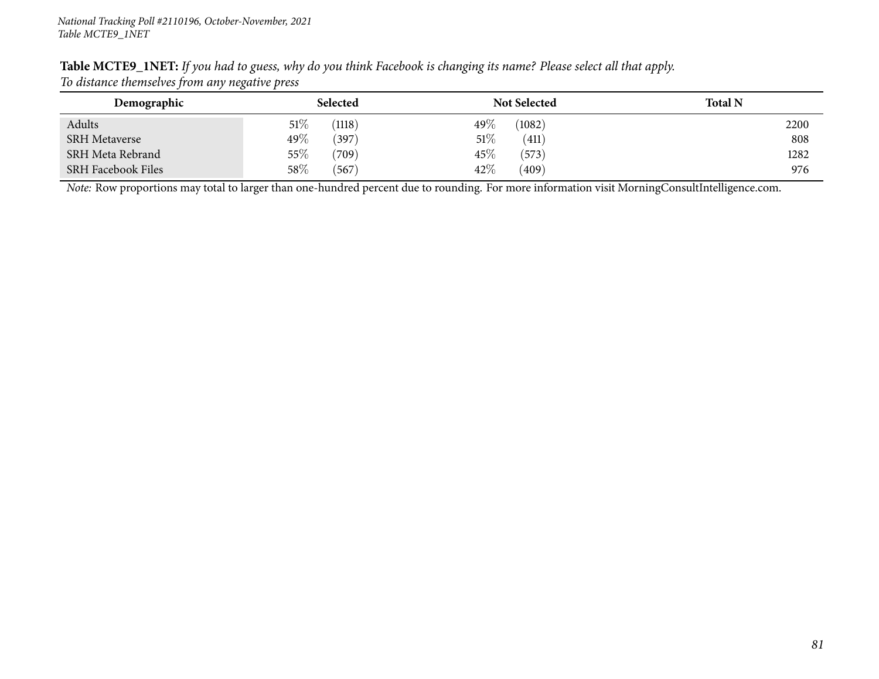**Table MCTE9_1NET:** *If you had to guess, why do you think Facebook is changing its name? Please select all that apply.*
*To distance themselves from any negative press*

| Demographic | Selected | | Not Selected | | Total N |
|---|---|---|---|---|---|
| Adults | 51% | (1118) | 49% | (1082) | 2200 |
| SRH Metaverse | 49% | (397) | 51% | (411) | 808 |
| SRH Meta Rebrand | 55% | (709) | 45% | (573) | 1282 |
| SRH Facebook Files | 58% | (567) | 42% | (409) | 976 |

*Note:* Row proportions may total to larger than one-hundred percent due to rounding. For more information visit MorningConsultIntelligence.com.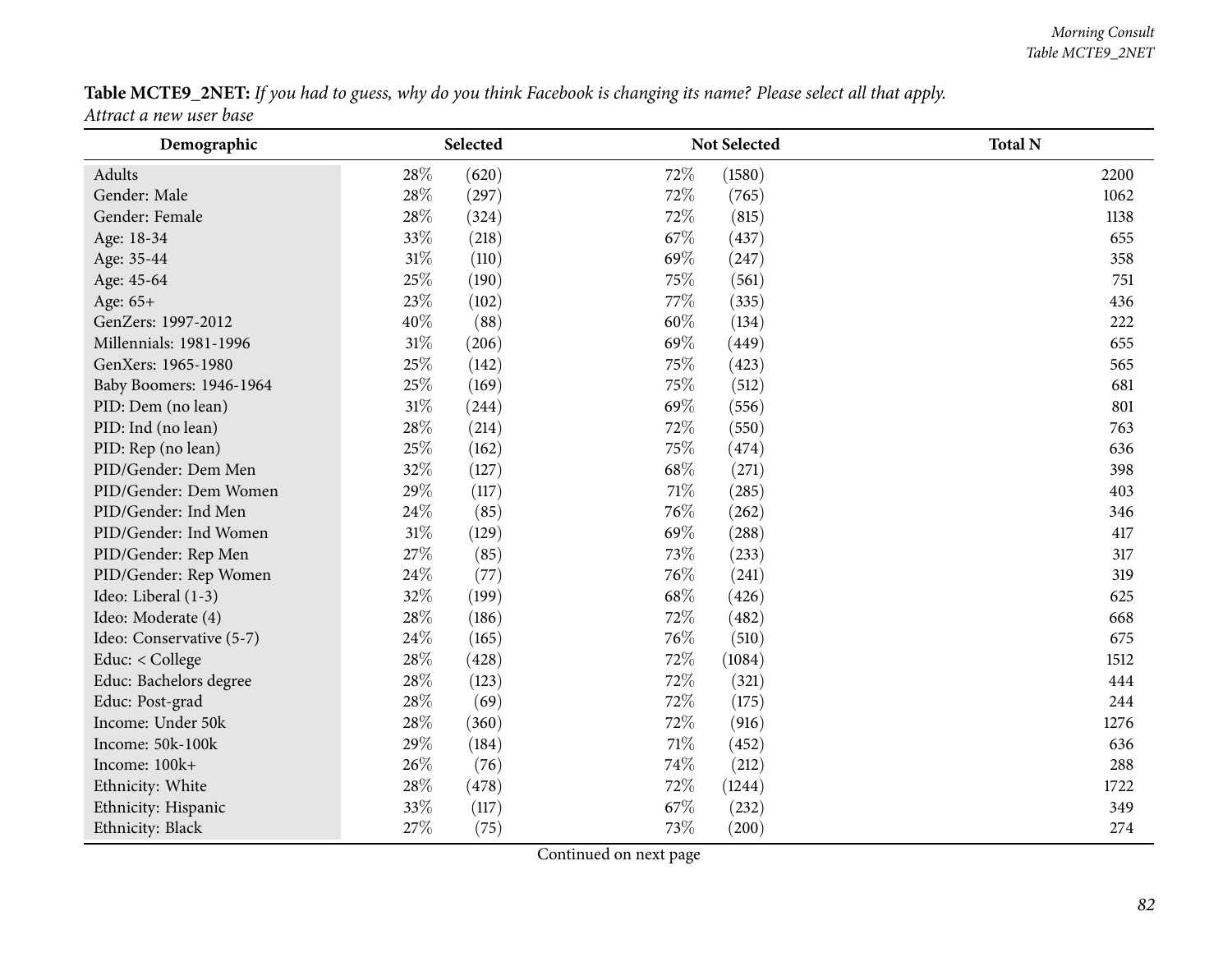**Table MCTE9_2NET:** *If you had to guess, why do you think Facebook is changing its name? Please select all that apply.*
*Attract a new user base*

| Demographic | Selected | | Not Selected | | Total N |
|---|---|---|---|---|---|
| Adults | 28% | (620) | 72% | (1580) | 2200 |
| Gender: Male | 28% | (297) | 72% | (765) | 1062 |
| Gender: Female | 28% | (324) | 72% | (815) | 1138 |
| Age: 18-34 | 33% | (218) | 67% | (437) | 655 |
| Age: 35-44 | 31% | (110) | 69% | (247) | 358 |
| Age: 45-64 | 25% | (190) | 75% | (561) | 751 |
| Age: 65+ | 23% | (102) | 77% | (335) | 436 |
| GenZers: 1997-2012 | 40% | (88) | 60% | (134) | 222 |
| Millennials: 1981-1996 | 31% | (206) | 69% | (449) | 655 |
| GenXers: 1965-1980 | 25% | (142) | 75% | (423) | 565 |
| Baby Boomers: 1946-1964 | 25% | (169) | 75% | (512) | 681 |
| PID: Dem (no lean) | 31% | (244) | 69% | (556) | 801 |
| PID: Ind (no lean) | 28% | (214) | 72% | (550) | 763 |
| PID: Rep (no lean) | 25% | (162) | 75% | (474) | 636 |
| PID/Gender: Dem Men | 32% | (127) | 68% | (271) | 398 |
| PID/Gender: Dem Women | 29% | (117) | 71% | (285) | 403 |
| PID/Gender: Ind Men | 24% | (85) | 76% | (262) | 346 |
| PID/Gender: Ind Women | 31% | (129) | 69% | (288) | 417 |
| PID/Gender: Rep Men | 27% | (85) | 73% | (233) | 317 |
| PID/Gender: Rep Women | 24% | (77) | 76% | (241) | 319 |
| Ideo: Liberal (1-3) | 32% | (199) | 68% | (426) | 625 |
| Ideo: Moderate (4) | 28% | (186) | 72% | (482) | 668 |
| Ideo: Conservative (5-7) | 24% | (165) | 76% | (510) | 675 |
| Educ: < College | 28% | (428) | 72% | (1084) | 1512 |
| Educ: Bachelors degree | 28% | (123) | 72% | (321) | 444 |
| Educ: Post-grad | 28% | (69) | 72% | (175) | 244 |
| Income: Under 50k | 28% | (360) | 72% | (916) | 1276 |
| Income: 50k-100k | 29% | (184) | 71% | (452) | 636 |
| Income: 100k+ | 26% | (76) | 74% | (212) | 288 |
| Ethnicity: White | 28% | (478) | 72% | (1244) | 1722 |
| Ethnicity: Hispanic | 33% | (117) | 67% | (232) | 349 |
| Ethnicity: Black | 27% | (75) | 73% | (200) | 274 |

Continued on next page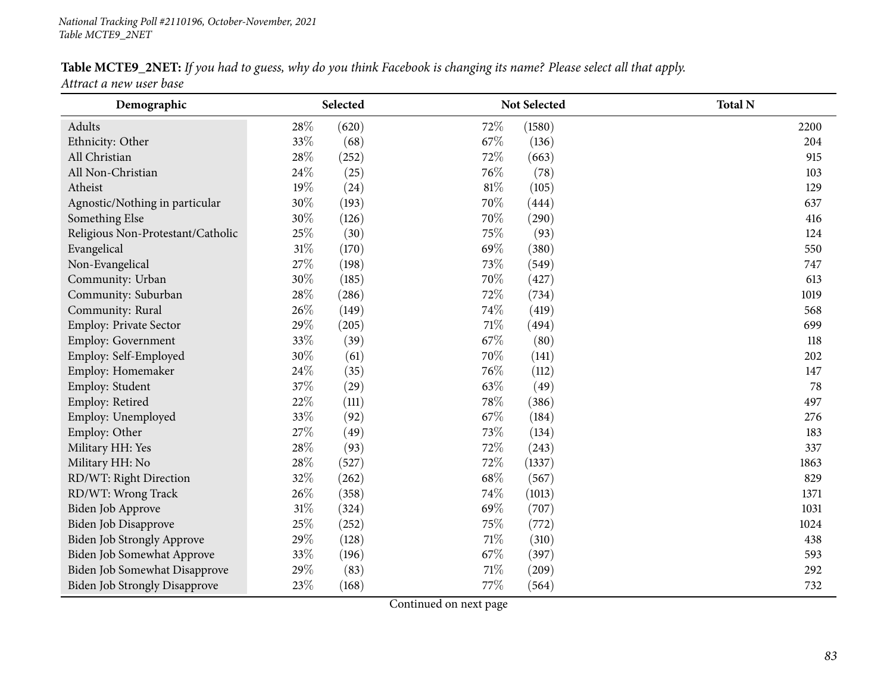**Table MCTE9_2NET:** *If you had to guess, why do you think Facebook is changing its name? Please select all that apply.*
*Attract a new user base*

| Demographic | Selected | | Not Selected | | Total N |
|---|---|---|---|---|---|
| Adults | 28% | (620) | 72% | (1580) | 2200 |
| Ethnicity: Other | 33% | (68) | 67% | (136) | 204 |
| All Christian | 28% | (252) | 72% | (663) | 915 |
| All Non-Christian | 24% | (25) | 76% | (78) | 103 |
| Atheist | 19% | (24) | 81% | (105) | 129 |
| Agnostic/Nothing in particular | 30% | (193) | 70% | (444) | 637 |
| Something Else | 30% | (126) | 70% | (290) | 416 |
| Religious Non-Protestant/Catholic | 25% | (30) | 75% | (93) | 124 |
| Evangelical | 31% | (170) | 69% | (380) | 550 |
| Non-Evangelical | 27% | (198) | 73% | (549) | 747 |
| Community: Urban | 30% | (185) | 70% | (427) | 613 |
| Community: Suburban | 28% | (286) | 72% | (734) | 1019 |
| Community: Rural | 26% | (149) | 74% | (419) | 568 |
| Employ: Private Sector | 29% | (205) | 71% | (494) | 699 |
| Employ: Government | 33% | (39) | 67% | (80) | 118 |
| Employ: Self-Employed | 30% | (61) | 70% | (141) | 202 |
| Employ: Homemaker | 24% | (35) | 76% | (112) | 147 |
| Employ: Student | 37% | (29) | 63% | (49) | 78 |
| Employ: Retired | 22% | (111) | 78% | (386) | 497 |
| Employ: Unemployed | 33% | (92) | 67% | (184) | 276 |
| Employ: Other | 27% | (49) | 73% | (134) | 183 |
| Military HH: Yes | 28% | (93) | 72% | (243) | 337 |
| Military HH: No | 28% | (527) | 72% | (1337) | 1863 |
| RD/WT: Right Direction | 32% | (262) | 68% | (567) | 829 |
| RD/WT: Wrong Track | 26% | (358) | 74% | (1013) | 1371 |
| Biden Job Approve | 31% | (324) | 69% | (707) | 1031 |
| Biden Job Disapprove | 25% | (252) | 75% | (772) | 1024 |
| Biden Job Strongly Approve | 29% | (128) | 71% | (310) | 438 |
| Biden Job Somewhat Approve | 33% | (196) | 67% | (397) | 593 |
| Biden Job Somewhat Disapprove | 29% | (83) | 71% | (209) | 292 |
| Biden Job Strongly Disapprove | 23% | (168) | 77% | (564) | 732 |

Continued on next page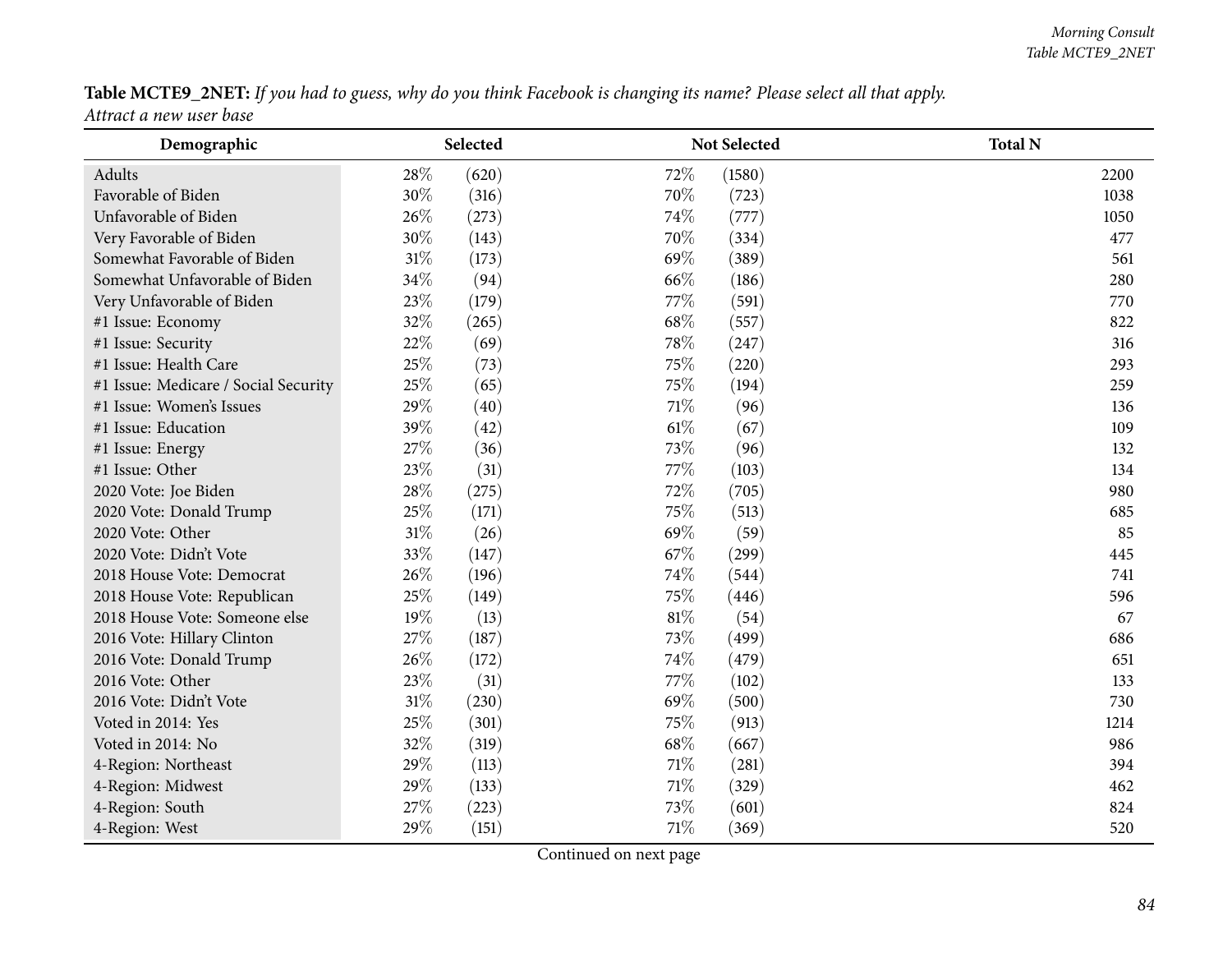**Table MCTE9_2NET:** *If you had to guess, why do you think Facebook is changing its name? Please select all that apply.*
*Attract a new user base*

| Demographic | Selected | | Not Selected | | Total N |
|---|---|---|---|---|---|
| Adults | 28% | (620) | 72% | (1580) | 2200 |
| Favorable of Biden | 30% | (316) | 70% | (723) | 1038 |
| Unfavorable of Biden | 26% | (273) | 74% | (777) | 1050 |
| Very Favorable of Biden | 30% | (143) | 70% | (334) | 477 |
| Somewhat Favorable of Biden | 31% | (173) | 69% | (389) | 561 |
| Somewhat Unfavorable of Biden | 34% | (94) | 66% | (186) | 280 |
| Very Unfavorable of Biden | 23% | (179) | 77% | (591) | 770 |
| #1 Issue: Economy | 32% | (265) | 68% | (557) | 822 |
| #1 Issue: Security | 22% | (69) | 78% | (247) | 316 |
| #1 Issue: Health Care | 25% | (73) | 75% | (220) | 293 |
| #1 Issue: Medicare / Social Security | 25% | (65) | 75% | (194) | 259 |
| #1 Issue: Women's Issues | 29% | (40) | 71% | (96) | 136 |
| #1 Issue: Education | 39% | (42) | 61% | (67) | 109 |
| #1 Issue: Energy | 27% | (36) | 73% | (96) | 132 |
| #1 Issue: Other | 23% | (31) | 77% | (103) | 134 |
| 2020 Vote: Joe Biden | 28% | (275) | 72% | (705) | 980 |
| 2020 Vote: Donald Trump | 25% | (171) | 75% | (513) | 685 |
| 2020 Vote: Other | 31% | (26) | 69% | (59) | 85 |
| 2020 Vote: Didn't Vote | 33% | (147) | 67% | (299) | 445 |
| 2018 House Vote: Democrat | 26% | (196) | 74% | (544) | 741 |
| 2018 House Vote: Republican | 25% | (149) | 75% | (446) | 596 |
| 2018 House Vote: Someone else | 19% | (13) | 81% | (54) | 67 |
| 2016 Vote: Hillary Clinton | 27% | (187) | 73% | (499) | 686 |
| 2016 Vote: Donald Trump | 26% | (172) | 74% | (479) | 651 |
| 2016 Vote: Other | 23% | (31) | 77% | (102) | 133 |
| 2016 Vote: Didn't Vote | 31% | (230) | 69% | (500) | 730 |
| Voted in 2014: Yes | 25% | (301) | 75% | (913) | 1214 |
| Voted in 2014: No | 32% | (319) | 68% | (667) | 986 |
| 4-Region: Northeast | 29% | (113) | 71% | (281) | 394 |
| 4-Region: Midwest | 29% | (133) | 71% | (329) | 462 |
| 4-Region: South | 27% | (223) | 73% | (601) | 824 |
| 4-Region: West | 29% | (151) | 71% | (369) | 520 |

Continued on next page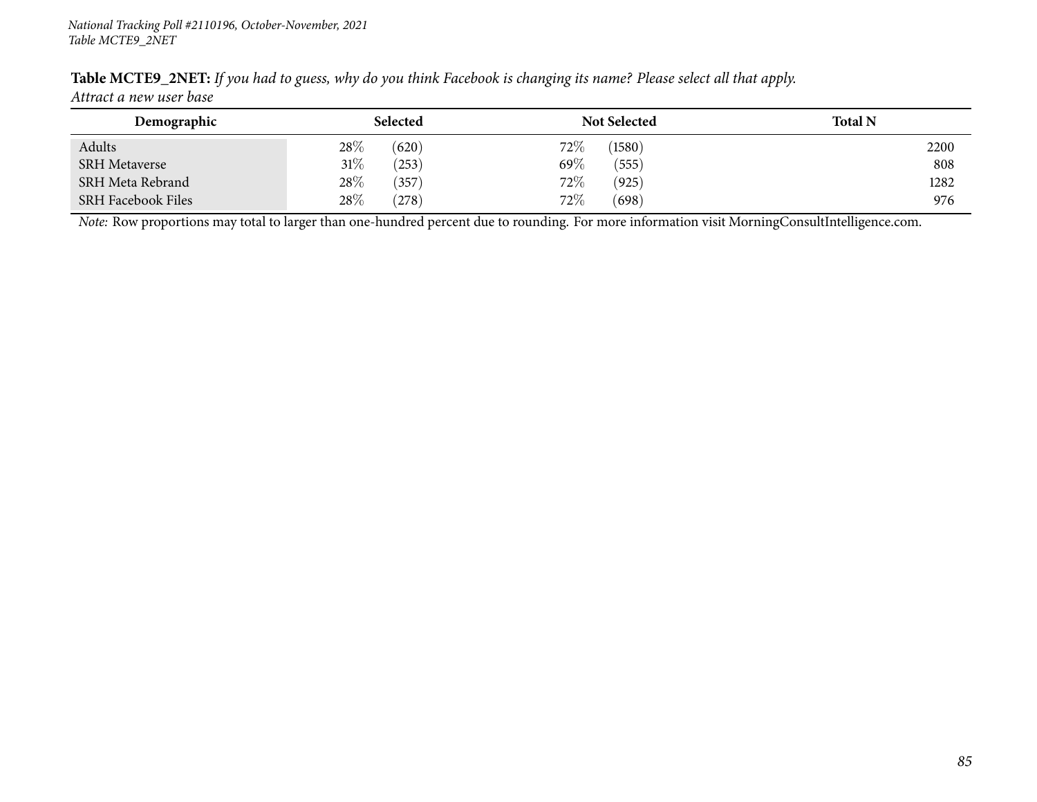**Table MCTE9_2NET:** *If you had to guess, why do you think Facebook is changing its name? Please select all that apply.*
*Attract a new user base*

| Demographic | Selected | | Not Selected | | Total N |
|---|---|---|---|---|---|
| Adults | 28% | (620) | 72% | (1580) | 2200 |
| SRH Metaverse | 31% | (253) | 69% | (555) | 808 |
| SRH Meta Rebrand | 28% | (357) | 72% | (925) | 1282 |
| SRH Facebook Files | 28% | (278) | 72% | (698) | 976 |

*Note:* Row proportions may total to larger than one-hundred percent due to rounding. For more information visit MorningConsultIntelligence.com.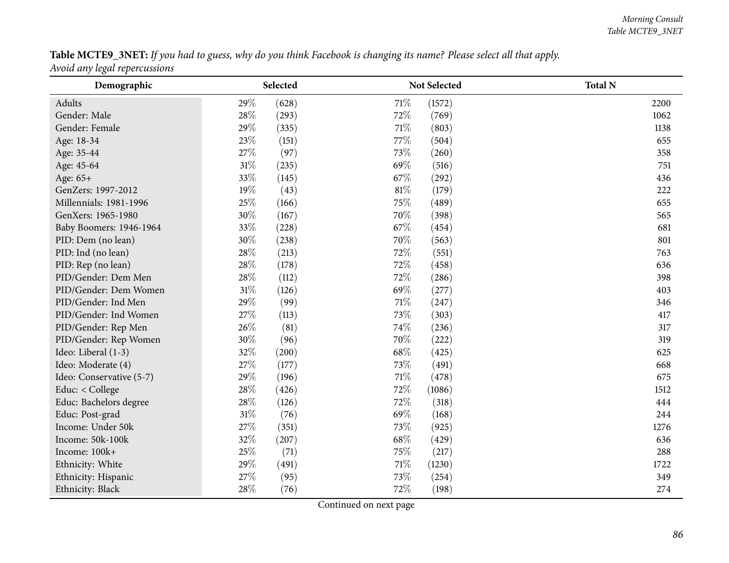**Table MCTE9_3NET:** *If you had to guess, why do you think Facebook is changing its name? Please select all that apply.*
*Avoid any legal repercussions*

| Demographic | Selected | | Not Selected | | Total N |
|---|---|---|---|---|---|
| Adults | 29% | (628) | 71% | (1572) | 2200 |
| Gender: Male | 28% | (293) | 72% | (769) | 1062 |
| Gender: Female | 29% | (335) | 71% | (803) | 1138 |
| Age: 18-34 | 23% | (151) | 77% | (504) | 655 |
| Age: 35-44 | 27% | (97) | 73% | (260) | 358 |
| Age: 45-64 | 31% | (235) | 69% | (516) | 751 |
| Age: 65+ | 33% | (145) | 67% | (292) | 436 |
| GenZers: 1997-2012 | 19% | (43) | 81% | (179) | 222 |
| Millennials: 1981-1996 | 25% | (166) | 75% | (489) | 655 |
| GenXers: 1965-1980 | 30% | (167) | 70% | (398) | 565 |
| Baby Boomers: 1946-1964 | 33% | (228) | 67% | (454) | 681 |
| PID: Dem (no lean) | 30% | (238) | 70% | (563) | 801 |
| PID: Ind (no lean) | 28% | (213) | 72% | (551) | 763 |
| PID: Rep (no lean) | 28% | (178) | 72% | (458) | 636 |
| PID/Gender: Dem Men | 28% | (112) | 72% | (286) | 398 |
| PID/Gender: Dem Women | 31% | (126) | 69% | (277) | 403 |
| PID/Gender: Ind Men | 29% | (99) | 71% | (247) | 346 |
| PID/Gender: Ind Women | 27% | (113) | 73% | (303) | 417 |
| PID/Gender: Rep Men | 26% | (81) | 74% | (236) | 317 |
| PID/Gender: Rep Women | 30% | (96) | 70% | (222) | 319 |
| Ideo: Liberal (1-3) | 32% | (200) | 68% | (425) | 625 |
| Ideo: Moderate (4) | 27% | (177) | 73% | (491) | 668 |
| Ideo: Conservative (5-7) | 29% | (196) | 71% | (478) | 675 |
| Educ: < College | 28% | (426) | 72% | (1086) | 1512 |
| Educ: Bachelors degree | 28% | (126) | 72% | (318) | 444 |
| Educ: Post-grad | 31% | (76) | 69% | (168) | 244 |
| Income: Under 50k | 27% | (351) | 73% | (925) | 1276 |
| Income: 50k-100k | 32% | (207) | 68% | (429) | 636 |
| Income: 100k+ | 25% | (71) | 75% | (217) | 288 |
| Ethnicity: White | 29% | (491) | 71% | (1230) | 1722 |
| Ethnicity: Hispanic | 27% | (95) | 73% | (254) | 349 |
| Ethnicity: Black | 28% | (76) | 72% | (198) | 274 |

Continued on next page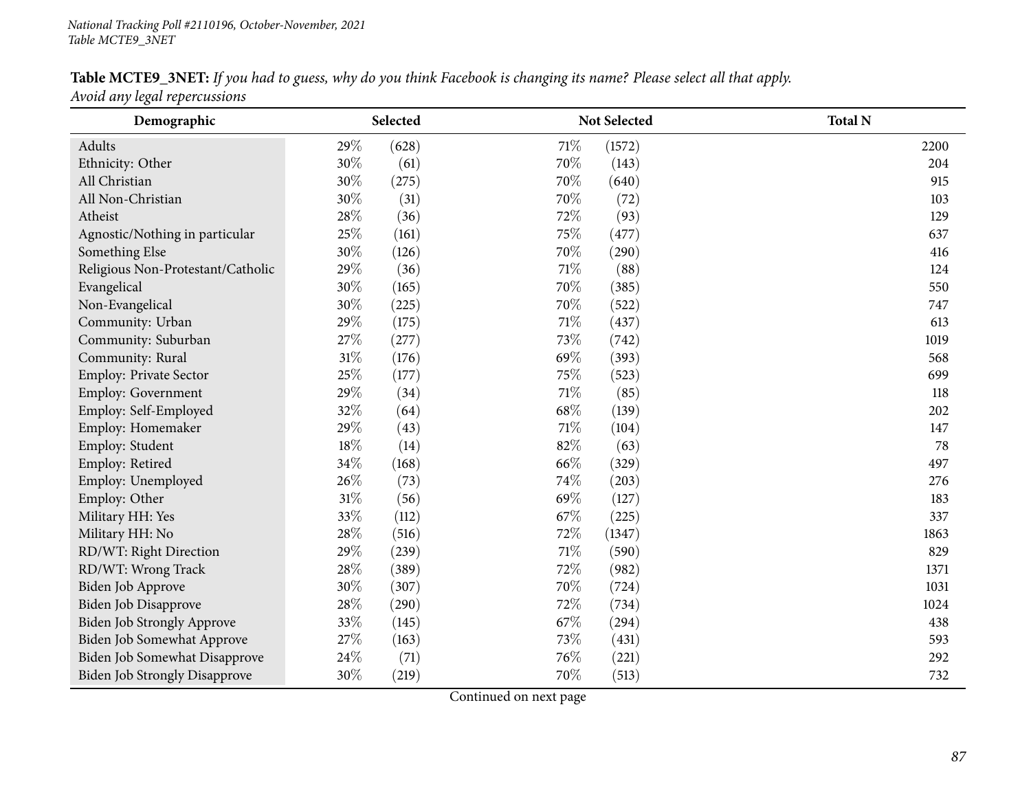**Table MCTE9_3NET:** *If you had to guess, why do you think Facebook is changing its name? Please select all that apply.*
*Avoid any legal repercussions*

| Demographic | Selected | | Not Selected | | Total N |
|---|---|---|---|---|---|
| Adults | 29% | (628) | 71% | (1572) | 2200 |
| Ethnicity: Other | 30% | (61) | 70% | (143) | 204 |
| All Christian | 30% | (275) | 70% | (640) | 915 |
| All Non-Christian | 30% | (31) | 70% | (72) | 103 |
| Atheist | 28% | (36) | 72% | (93) | 129 |
| Agnostic/Nothing in particular | 25% | (161) | 75% | (477) | 637 |
| Something Else | 30% | (126) | 70% | (290) | 416 |
| Religious Non-Protestant/Catholic | 29% | (36) | 71% | (88) | 124 |
| Evangelical | 30% | (165) | 70% | (385) | 550 |
| Non-Evangelical | 30% | (225) | 70% | (522) | 747 |
| Community: Urban | 29% | (175) | 71% | (437) | 613 |
| Community: Suburban | 27% | (277) | 73% | (742) | 1019 |
| Community: Rural | 31% | (176) | 69% | (393) | 568 |
| Employ: Private Sector | 25% | (177) | 75% | (523) | 699 |
| Employ: Government | 29% | (34) | 71% | (85) | 118 |
| Employ: Self-Employed | 32% | (64) | 68% | (139) | 202 |
| Employ: Homemaker | 29% | (43) | 71% | (104) | 147 |
| Employ: Student | 18% | (14) | 82% | (63) | 78 |
| Employ: Retired | 34% | (168) | 66% | (329) | 497 |
| Employ: Unemployed | 26% | (73) | 74% | (203) | 276 |
| Employ: Other | 31% | (56) | 69% | (127) | 183 |
| Military HH: Yes | 33% | (112) | 67% | (225) | 337 |
| Military HH: No | 28% | (516) | 72% | (1347) | 1863 |
| RD/WT: Right Direction | 29% | (239) | 71% | (590) | 829 |
| RD/WT: Wrong Track | 28% | (389) | 72% | (982) | 1371 |
| Biden Job Approve | 30% | (307) | 70% | (724) | 1031 |
| Biden Job Disapprove | 28% | (290) | 72% | (734) | 1024 |
| Biden Job Strongly Approve | 33% | (145) | 67% | (294) | 438 |
| Biden Job Somewhat Approve | 27% | (163) | 73% | (431) | 593 |
| Biden Job Somewhat Disapprove | 24% | (71) | 76% | (221) | 292 |
| Biden Job Strongly Disapprove | 30% | (219) | 70% | (513) | 732 |

Continued on next page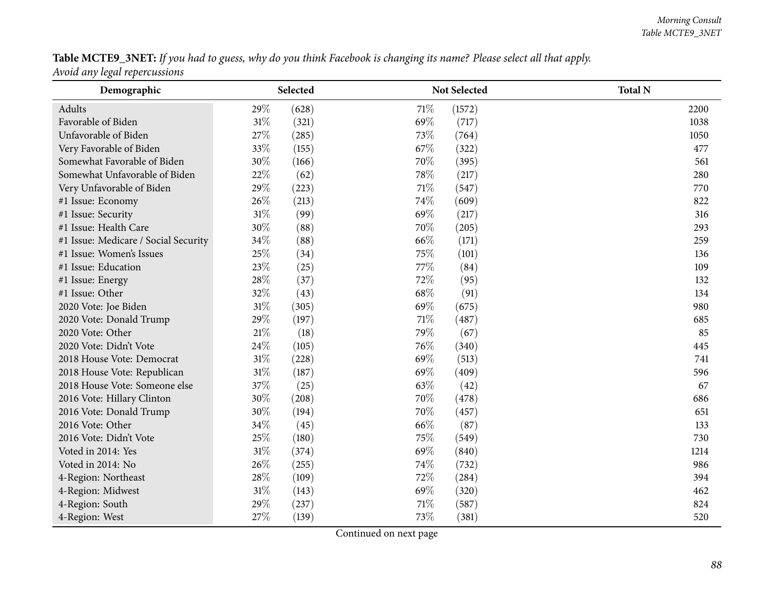**Table MCTE9_3NET:** *If you had to guess, why do you think Facebook is changing its name? Please select all that apply.*
*Avoid any legal repercussions*

| Demographic | Selected | | Not Selected | | Total N |
|---|---|---|---|---|---|
| Adults | 29% | (628) | 71% | (1572) | 2200 |
| Favorable of Biden | 31% | (321) | 69% | (717) | 1038 |
| Unfavorable of Biden | 27% | (285) | 73% | (764) | 1050 |
| Very Favorable of Biden | 33% | (155) | 67% | (322) | 477 |
| Somewhat Favorable of Biden | 30% | (166) | 70% | (395) | 561 |
| Somewhat Unfavorable of Biden | 22% | (62) | 78% | (217) | 280 |
| Very Unfavorable of Biden | 29% | (223) | 71% | (547) | 770 |
| #1 Issue: Economy | 26% | (213) | 74% | (609) | 822 |
| #1 Issue: Security | 31% | (99) | 69% | (217) | 316 |
| #1 Issue: Health Care | 30% | (88) | 70% | (205) | 293 |
| #1 Issue: Medicare / Social Security | 34% | (88) | 66% | (171) | 259 |
| #1 Issue: Women's Issues | 25% | (34) | 75% | (101) | 136 |
| #1 Issue: Education | 23% | (25) | 77% | (84) | 109 |
| #1 Issue: Energy | 28% | (37) | 72% | (95) | 132 |
| #1 Issue: Other | 32% | (43) | 68% | (91) | 134 |
| 2020 Vote: Joe Biden | 31% | (305) | 69% | (675) | 980 |
| 2020 Vote: Donald Trump | 29% | (197) | 71% | (487) | 685 |
| 2020 Vote: Other | 21% | (18) | 79% | (67) | 85 |
| 2020 Vote: Didn't Vote | 24% | (105) | 76% | (340) | 445 |
| 2018 House Vote: Democrat | 31% | (228) | 69% | (513) | 741 |
| 2018 House Vote: Republican | 31% | (187) | 69% | (409) | 596 |
| 2018 House Vote: Someone else | 37% | (25) | 63% | (42) | 67 |
| 2016 Vote: Hillary Clinton | 30% | (208) | 70% | (478) | 686 |
| 2016 Vote: Donald Trump | 30% | (194) | 70% | (457) | 651 |
| 2016 Vote: Other | 34% | (45) | 66% | (87) | 133 |
| 2016 Vote: Didn't Vote | 25% | (180) | 75% | (549) | 730 |
| Voted in 2014: Yes | 31% | (374) | 69% | (840) | 1214 |
| Voted in 2014: No | 26% | (255) | 74% | (732) | 986 |
| 4-Region: Northeast | 28% | (109) | 72% | (284) | 394 |
| 4-Region: Midwest | 31% | (143) | 69% | (320) | 462 |
| 4-Region: South | 29% | (237) | 71% | (587) | 824 |
| 4-Region: West | 27% | (139) | 73% | (381) | 520 |

Continued on next page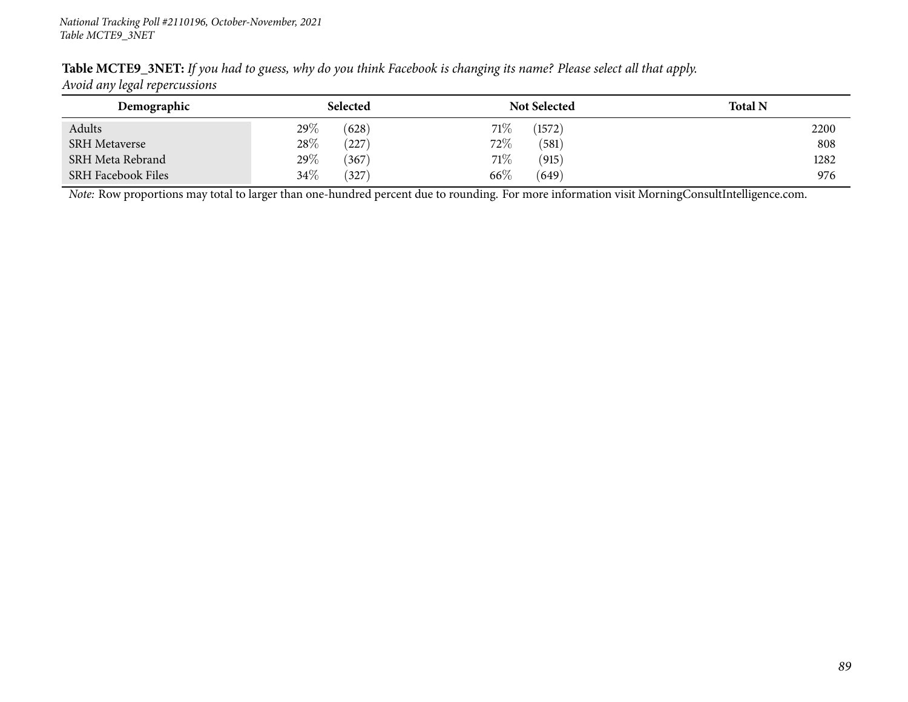**Table MCTE9_3NET:** *If you had to guess, why do you think Facebook is changing its name? Please select all that apply.*
*Avoid any legal repercussions*

| Demographic | Selected | | Not Selected | | Total N |
|---|---|---|---|---|---|
| Adults | 29% | (628) | 71% | (1572) | 2200 |
| SRH Metaverse | 28% | (227) | 72% | (581) | 808 |
| SRH Meta Rebrand | 29% | (367) | 71% | (915) | 1282 |
| SRH Facebook Files | 34% | (327) | 66% | (649) | 976 |

*Note:* Row proportions may total to larger than one-hundred percent due to rounding. For more information visit MorningConsultIntelligence.com.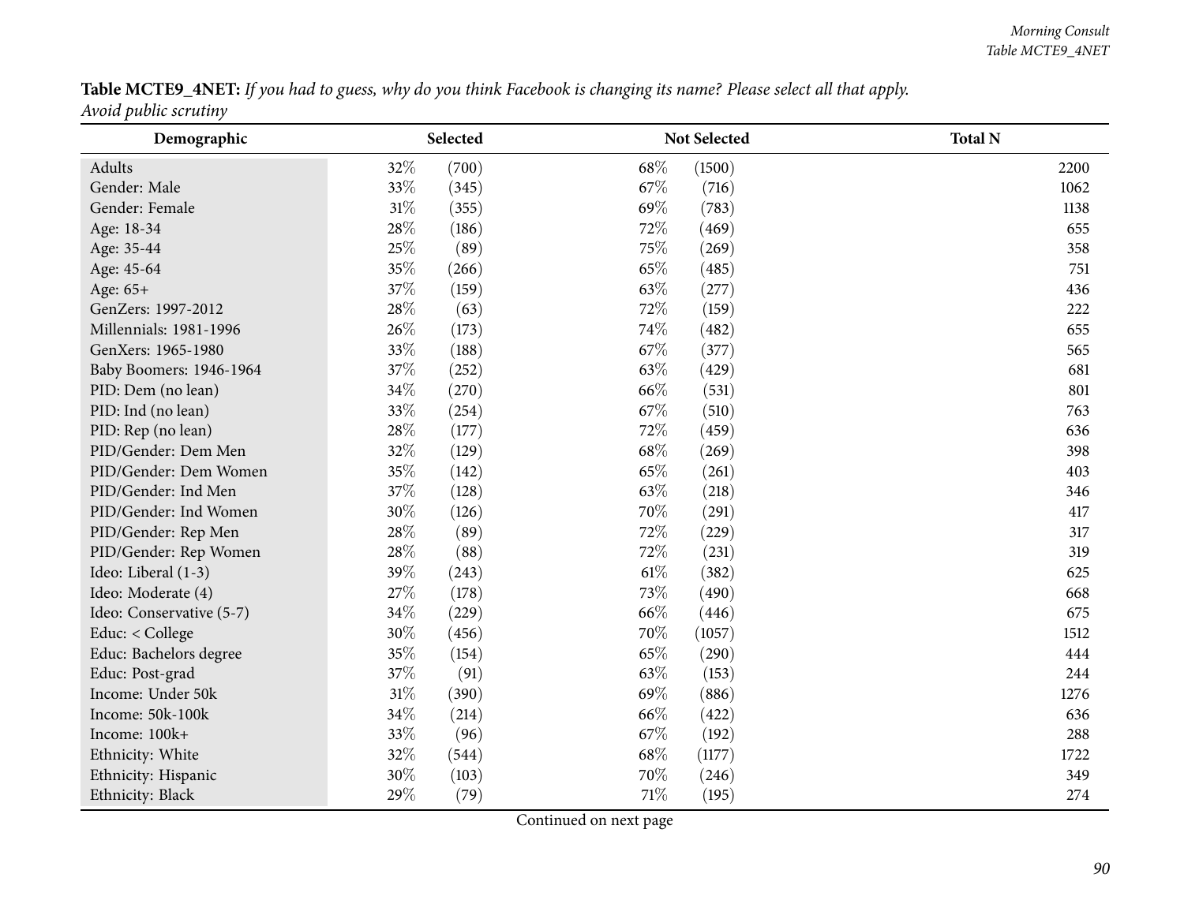**Table MCTE9_4NET:** *If you had to guess, why do you think Facebook is changing its name? Please select all that apply.*
*Avoid public scrutiny*

| Demographic | Selected | | Not Selected | | Total N |
|---|---|---|---|---|---|
| Adults | 32% | (700) | 68% | (1500) | 2200 |
| Gender: Male | 33% | (345) | 67% | (716) | 1062 |
| Gender: Female | 31% | (355) | 69% | (783) | 1138 |
| Age: 18-34 | 28% | (186) | 72% | (469) | 655 |
| Age: 35-44 | 25% | (89) | 75% | (269) | 358 |
| Age: 45-64 | 35% | (266) | 65% | (485) | 751 |
| Age: 65+ | 37% | (159) | 63% | (277) | 436 |
| GenZers: 1997-2012 | 28% | (63) | 72% | (159) | 222 |
| Millennials: 1981-1996 | 26% | (173) | 74% | (482) | 655 |
| GenXers: 1965-1980 | 33% | (188) | 67% | (377) | 565 |
| Baby Boomers: 1946-1964 | 37% | (252) | 63% | (429) | 681 |
| PID: Dem (no lean) | 34% | (270) | 66% | (531) | 801 |
| PID: Ind (no lean) | 33% | (254) | 67% | (510) | 763 |
| PID: Rep (no lean) | 28% | (177) | 72% | (459) | 636 |
| PID/Gender: Dem Men | 32% | (129) | 68% | (269) | 398 |
| PID/Gender: Dem Women | 35% | (142) | 65% | (261) | 403 |
| PID/Gender: Ind Men | 37% | (128) | 63% | (218) | 346 |
| PID/Gender: Ind Women | 30% | (126) | 70% | (291) | 417 |
| PID/Gender: Rep Men | 28% | (89) | 72% | (229) | 317 |
| PID/Gender: Rep Women | 28% | (88) | 72% | (231) | 319 |
| Ideo: Liberal (1-3) | 39% | (243) | 61% | (382) | 625 |
| Ideo: Moderate (4) | 27% | (178) | 73% | (490) | 668 |
| Ideo: Conservative (5-7) | 34% | (229) | 66% | (446) | 675 |
| Educ: < College | 30% | (456) | 70% | (1057) | 1512 |
| Educ: Bachelors degree | 35% | (154) | 65% | (290) | 444 |
| Educ: Post-grad | 37% | (91) | 63% | (153) | 244 |
| Income: Under 50k | 31% | (390) | 69% | (886) | 1276 |
| Income: 50k-100k | 34% | (214) | 66% | (422) | 636 |
| Income: 100k+ | 33% | (96) | 67% | (192) | 288 |
| Ethnicity: White | 32% | (544) | 68% | (1177) | 1722 |
| Ethnicity: Hispanic | 30% | (103) | 70% | (246) | 349 |
| Ethnicity: Black | 29% | (79) | 71% | (195) | 274 |

Continued on next page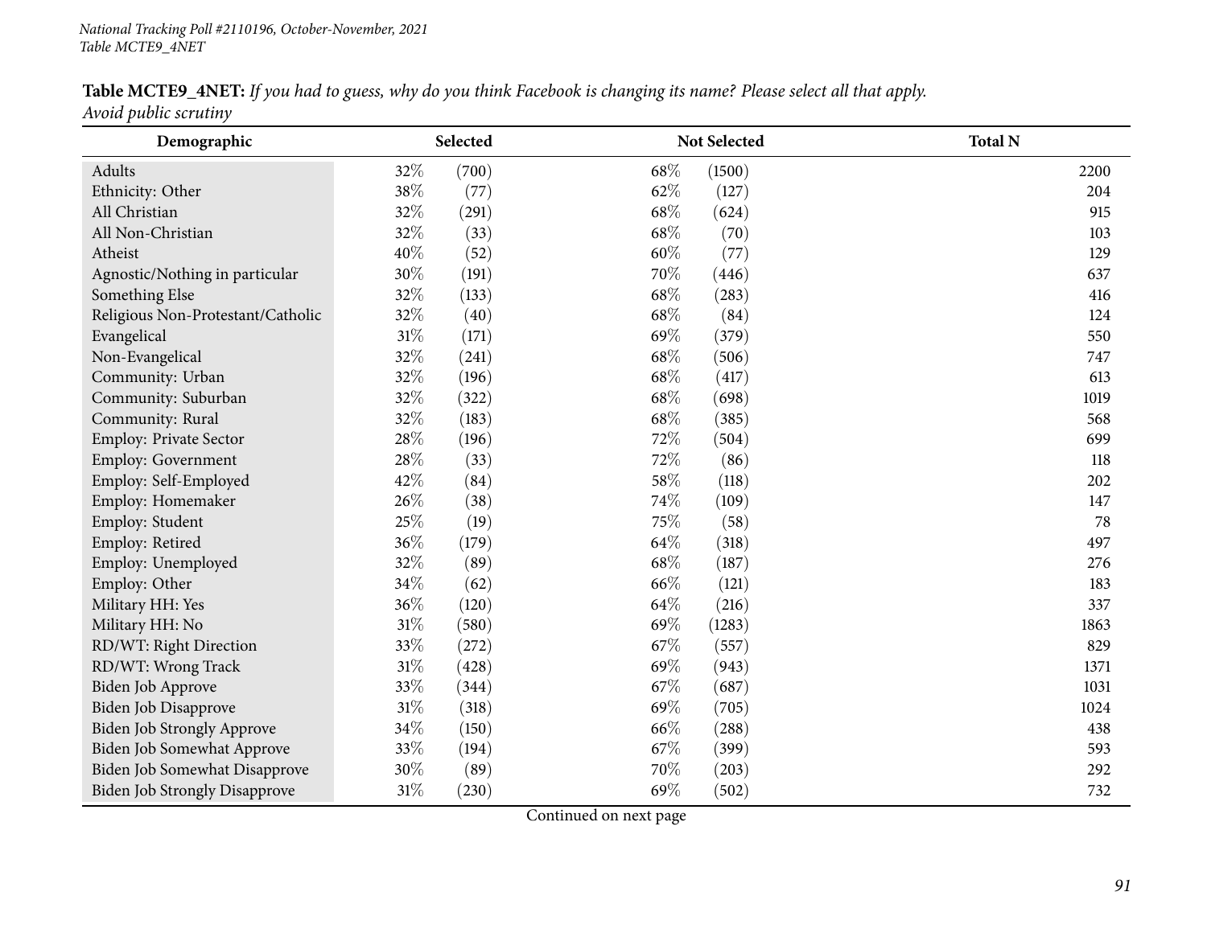**Table MCTE9_4NET:** *If you had to guess, why do you think Facebook is changing its name? Please select all that apply.*
*Avoid public scrutiny*

| Demographic | Selected | | Not Selected | | Total N |
|---|---|---|---|---|---|
| Adults | 32% | (700) | 68% | (1500) | 2200 |
| Ethnicity: Other | 38% | (77) | 62% | (127) | 204 |
| All Christian | 32% | (291) | 68% | (624) | 915 |
| All Non-Christian | 32% | (33) | 68% | (70) | 103 |
| Atheist | 40% | (52) | 60% | (77) | 129 |
| Agnostic/Nothing in particular | 30% | (191) | 70% | (446) | 637 |
| Something Else | 32% | (133) | 68% | (283) | 416 |
| Religious Non-Protestant/Catholic | 32% | (40) | 68% | (84) | 124 |
| Evangelical | 31% | (171) | 69% | (379) | 550 |
| Non-Evangelical | 32% | (241) | 68% | (506) | 747 |
| Community: Urban | 32% | (196) | 68% | (417) | 613 |
| Community: Suburban | 32% | (322) | 68% | (698) | 1019 |
| Community: Rural | 32% | (183) | 68% | (385) | 568 |
| Employ: Private Sector | 28% | (196) | 72% | (504) | 699 |
| Employ: Government | 28% | (33) | 72% | (86) | 118 |
| Employ: Self-Employed | 42% | (84) | 58% | (118) | 202 |
| Employ: Homemaker | 26% | (38) | 74% | (109) | 147 |
| Employ: Student | 25% | (19) | 75% | (58) | 78 |
| Employ: Retired | 36% | (179) | 64% | (318) | 497 |
| Employ: Unemployed | 32% | (89) | 68% | (187) | 276 |
| Employ: Other | 34% | (62) | 66% | (121) | 183 |
| Military HH: Yes | 36% | (120) | 64% | (216) | 337 |
| Military HH: No | 31% | (580) | 69% | (1283) | 1863 |
| RD/WT: Right Direction | 33% | (272) | 67% | (557) | 829 |
| RD/WT: Wrong Track | 31% | (428) | 69% | (943) | 1371 |
| Biden Job Approve | 33% | (344) | 67% | (687) | 1031 |
| Biden Job Disapprove | 31% | (318) | 69% | (705) | 1024 |
| Biden Job Strongly Approve | 34% | (150) | 66% | (288) | 438 |
| Biden Job Somewhat Approve | 33% | (194) | 67% | (399) | 593 |
| Biden Job Somewhat Disapprove | 30% | (89) | 70% | (203) | 292 |
| Biden Job Strongly Disapprove | 31% | (230) | 69% | (502) | 732 |

Continued on next page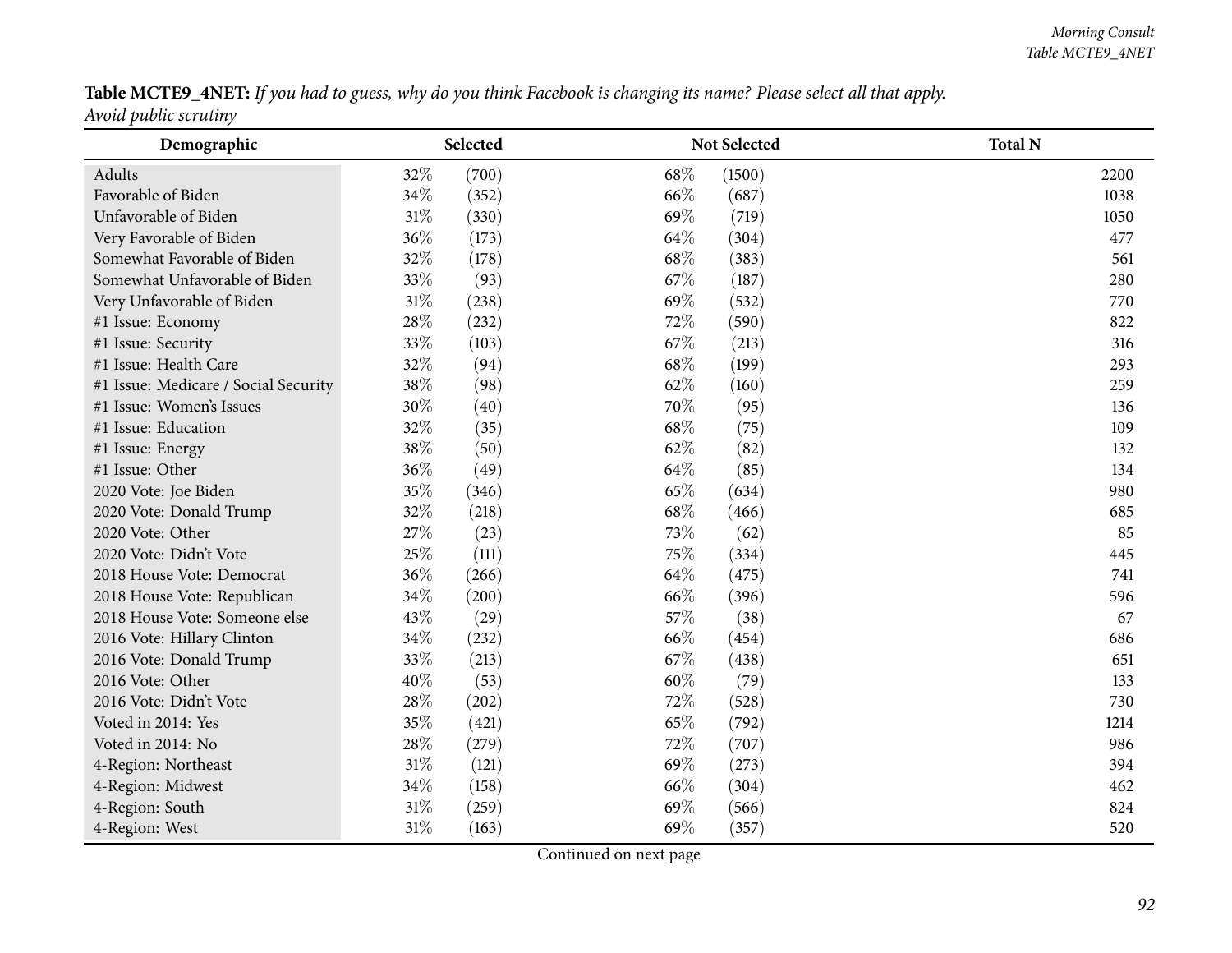**Table MCTE9_4NET:** *If you had to guess, why do you think Facebook is changing its name? Please select all that apply.*
*Avoid public scrutiny*

| Demographic | Selected | | Not Selected | | Total N |
|---|---|---|---|---|---|
| Adults | 32% | (700) | 68% | (1500) | 2200 |
| Favorable of Biden | 34% | (352) | 66% | (687) | 1038 |
| Unfavorable of Biden | 31% | (330) | 69% | (719) | 1050 |
| Very Favorable of Biden | 36% | (173) | 64% | (304) | 477 |
| Somewhat Favorable of Biden | 32% | (178) | 68% | (383) | 561 |
| Somewhat Unfavorable of Biden | 33% | (93) | 67% | (187) | 280 |
| Very Unfavorable of Biden | 31% | (238) | 69% | (532) | 770 |
| #1 Issue: Economy | 28% | (232) | 72% | (590) | 822 |
| #1 Issue: Security | 33% | (103) | 67% | (213) | 316 |
| #1 Issue: Health Care | 32% | (94) | 68% | (199) | 293 |
| #1 Issue: Medicare / Social Security | 38% | (98) | 62% | (160) | 259 |
| #1 Issue: Women's Issues | 30% | (40) | 70% | (95) | 136 |
| #1 Issue: Education | 32% | (35) | 68% | (75) | 109 |
| #1 Issue: Energy | 38% | (50) | 62% | (82) | 132 |
| #1 Issue: Other | 36% | (49) | 64% | (85) | 134 |
| 2020 Vote: Joe Biden | 35% | (346) | 65% | (634) | 980 |
| 2020 Vote: Donald Trump | 32% | (218) | 68% | (466) | 685 |
| 2020 Vote: Other | 27% | (23) | 73% | (62) | 85 |
| 2020 Vote: Didn't Vote | 25% | (111) | 75% | (334) | 445 |
| 2018 House Vote: Democrat | 36% | (266) | 64% | (475) | 741 |
| 2018 House Vote: Republican | 34% | (200) | 66% | (396) | 596 |
| 2018 House Vote: Someone else | 43% | (29) | 57% | (38) | 67 |
| 2016 Vote: Hillary Clinton | 34% | (232) | 66% | (454) | 686 |
| 2016 Vote: Donald Trump | 33% | (213) | 67% | (438) | 651 |
| 2016 Vote: Other | 40% | (53) | 60% | (79) | 133 |
| 2016 Vote: Didn't Vote | 28% | (202) | 72% | (528) | 730 |
| Voted in 2014: Yes | 35% | (421) | 65% | (792) | 1214 |
| Voted in 2014: No | 28% | (279) | 72% | (707) | 986 |
| 4-Region: Northeast | 31% | (121) | 69% | (273) | 394 |
| 4-Region: Midwest | 34% | (158) | 66% | (304) | 462 |
| 4-Region: South | 31% | (259) | 69% | (566) | 824 |
| 4-Region: West | 31% | (163) | 69% | (357) | 520 |

Continued on next page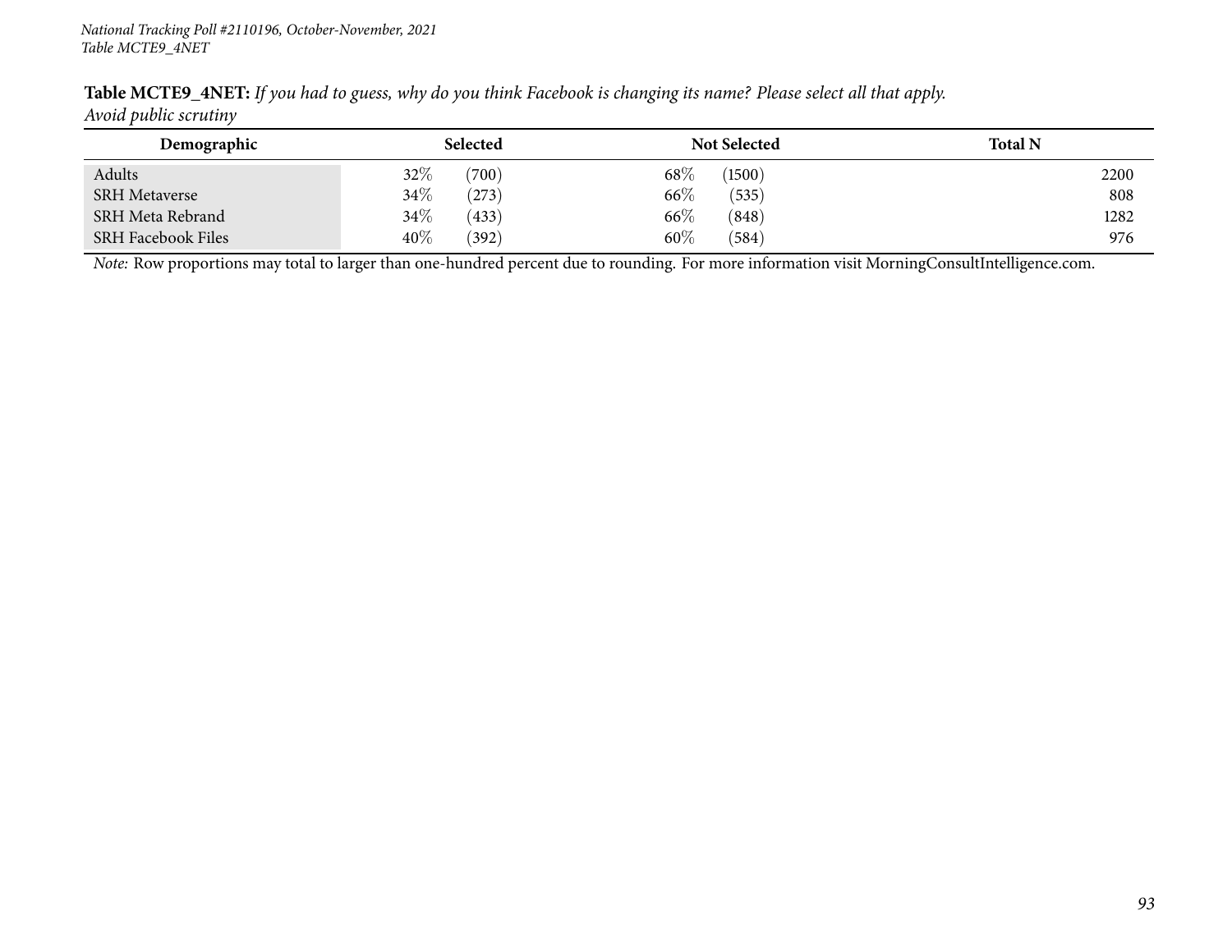**Table MCTE9_4NET:** *If you had to guess, why do you think Facebook is changing its name? Please select all that apply.*
*Avoid public scrutiny*

| Demographic | Selected | | Not Selected | | Total N |
|---|---|---|---|---|---|
| Adults | 32% | (700) | 68% | (1500) | 2200 |
| SRH Metaverse | 34% | (273) | 66% | (535) | 808 |
| SRH Meta Rebrand | 34% | (433) | 66% | (848) | 1282 |
| SRH Facebook Files | 40% | (392) | 60% | (584) | 976 |

*Note:* Row proportions may total to larger than one-hundred percent due to rounding. For more information visit MorningConsultIntelligence.com.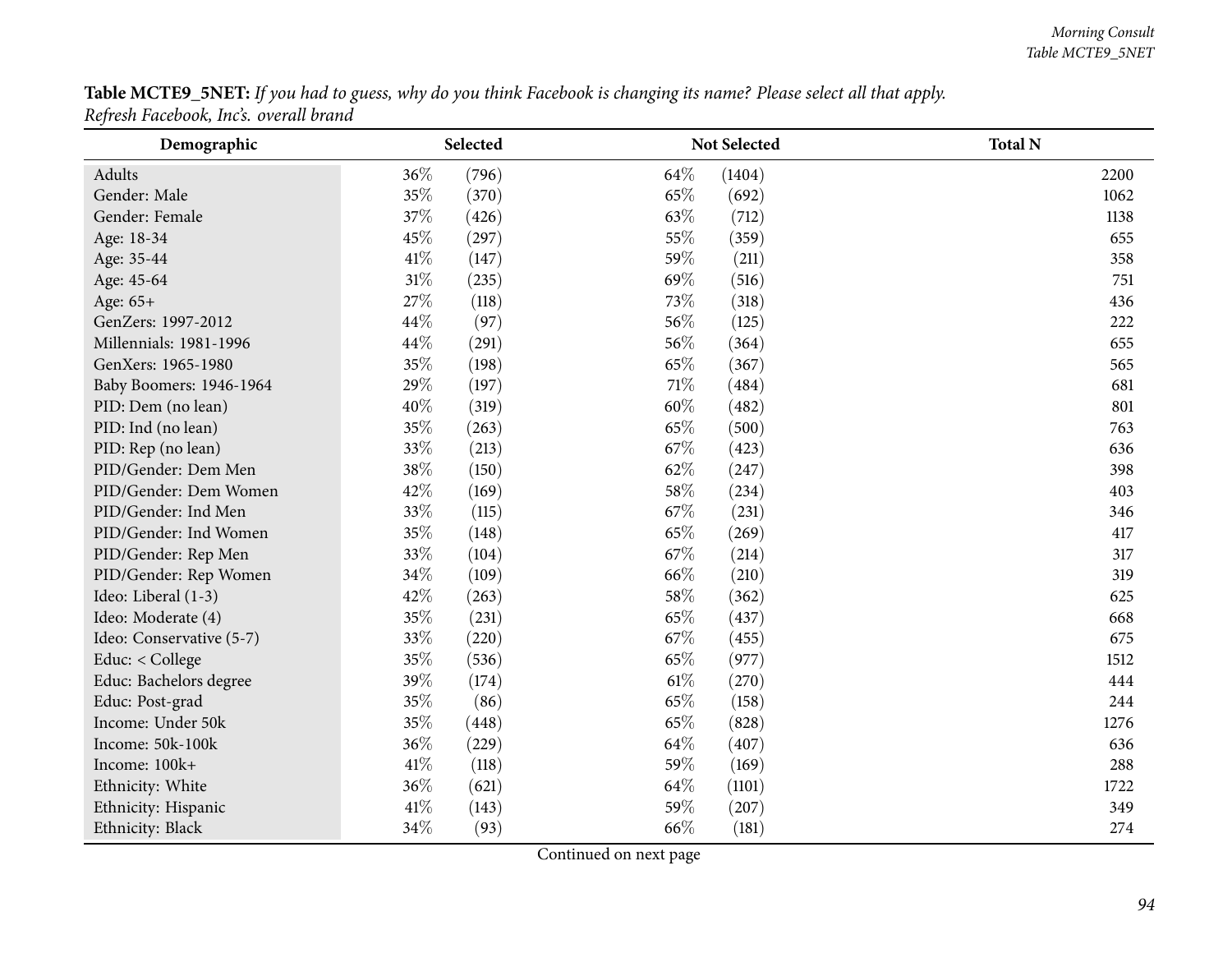**Table MCTE9_5NET:** *If you had to guess, why do you think Facebook is changing its name? Please select all that apply.*
*Refresh Facebook, Inc's. overall brand*

| Demographic | Selected | | Not Selected | | Total N |
|---|---|---|---|---|---|
| Adults | 36% | (796) | 64% | (1404) | 2200 |
| Gender: Male | 35% | (370) | 65% | (692) | 1062 |
| Gender: Female | 37% | (426) | 63% | (712) | 1138 |
| Age: 18-34 | 45% | (297) | 55% | (359) | 655 |
| Age: 35-44 | 41% | (147) | 59% | (211) | 358 |
| Age: 45-64 | 31% | (235) | 69% | (516) | 751 |
| Age: 65+ | 27% | (118) | 73% | (318) | 436 |
| GenZers: 1997-2012 | 44% | (97) | 56% | (125) | 222 |
| Millennials: 1981-1996 | 44% | (291) | 56% | (364) | 655 |
| GenXers: 1965-1980 | 35% | (198) | 65% | (367) | 565 |
| Baby Boomers: 1946-1964 | 29% | (197) | 71% | (484) | 681 |
| PID: Dem (no lean) | 40% | (319) | 60% | (482) | 801 |
| PID: Ind (no lean) | 35% | (263) | 65% | (500) | 763 |
| PID: Rep (no lean) | 33% | (213) | 67% | (423) | 636 |
| PID/Gender: Dem Men | 38% | (150) | 62% | (247) | 398 |
| PID/Gender: Dem Women | 42% | (169) | 58% | (234) | 403 |
| PID/Gender: Ind Men | 33% | (115) | 67% | (231) | 346 |
| PID/Gender: Ind Women | 35% | (148) | 65% | (269) | 417 |
| PID/Gender: Rep Men | 33% | (104) | 67% | (214) | 317 |
| PID/Gender: Rep Women | 34% | (109) | 66% | (210) | 319 |
| Ideo: Liberal (1-3) | 42% | (263) | 58% | (362) | 625 |
| Ideo: Moderate (4) | 35% | (231) | 65% | (437) | 668 |
| Ideo: Conservative (5-7) | 33% | (220) | 67% | (455) | 675 |
| Educ: < College | 35% | (536) | 65% | (977) | 1512 |
| Educ: Bachelors degree | 39% | (174) | 61% | (270) | 444 |
| Educ: Post-grad | 35% | (86) | 65% | (158) | 244 |
| Income: Under 50k | 35% | (448) | 65% | (828) | 1276 |
| Income: 50k-100k | 36% | (229) | 64% | (407) | 636 |
| Income: 100k+ | 41% | (118) | 59% | (169) | 288 |
| Ethnicity: White | 36% | (621) | 64% | (1101) | 1722 |
| Ethnicity: Hispanic | 41% | (143) | 59% | (207) | 349 |
| Ethnicity: Black | 34% | (93) | 66% | (181) | 274 |

Continued on next page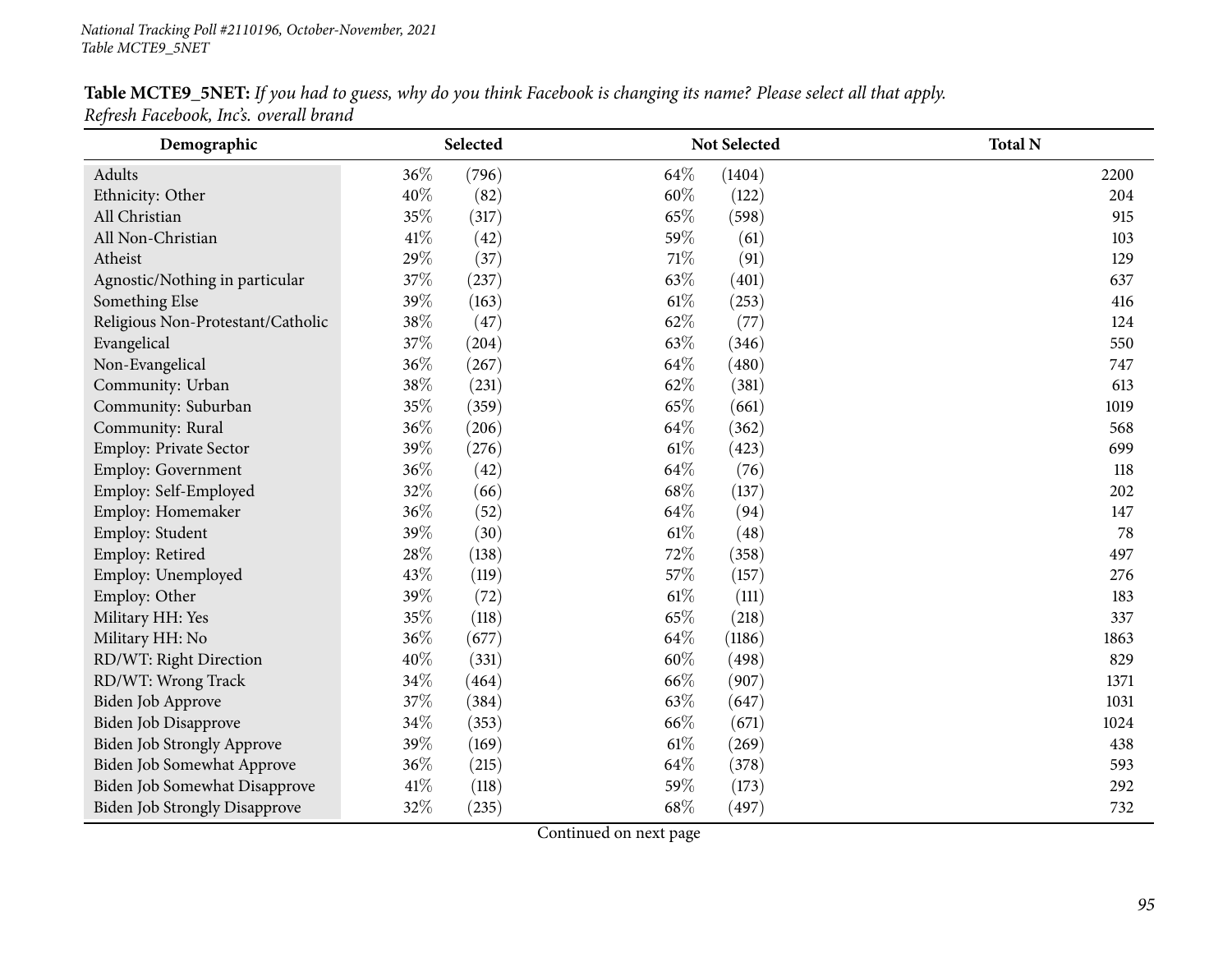National Tracking Poll #2110196, October-November, 2021
Table MCTE9_5NET

**Table MCTE9_5NET:** *If you had to guess, why do you think Facebook is changing its name? Please select all that apply.*
*Refresh Facebook, Inc's. overall brand*

| Demographic | Selected | | Not Selected | | Total N |
|---|---|---|---|---|---|
| Adults | 36% | (796) | 64% | (1404) | 2200 |
| Ethnicity: Other | 40% | (82) | 60% | (122) | 204 |
| All Christian | 35% | (317) | 65% | (598) | 915 |
| All Non-Christian | 41% | (42) | 59% | (61) | 103 |
| Atheist | 29% | (37) | 71% | (91) | 129 |
| Agnostic/Nothing in particular | 37% | (237) | 63% | (401) | 637 |
| Something Else | 39% | (163) | 61% | (253) | 416 |
| Religious Non-Protestant/Catholic | 38% | (47) | 62% | (77) | 124 |
| Evangelical | 37% | (204) | 63% | (346) | 550 |
| Non-Evangelical | 36% | (267) | 64% | (480) | 747 |
| Community: Urban | 38% | (231) | 62% | (381) | 613 |
| Community: Suburban | 35% | (359) | 65% | (661) | 1019 |
| Community: Rural | 36% | (206) | 64% | (362) | 568 |
| Employ: Private Sector | 39% | (276) | 61% | (423) | 699 |
| Employ: Government | 36% | (42) | 64% | (76) | 118 |
| Employ: Self-Employed | 32% | (66) | 68% | (137) | 202 |
| Employ: Homemaker | 36% | (52) | 64% | (94) | 147 |
| Employ: Student | 39% | (30) | 61% | (48) | 78 |
| Employ: Retired | 28% | (138) | 72% | (358) | 497 |
| Employ: Unemployed | 43% | (119) | 57% | (157) | 276 |
| Employ: Other | 39% | (72) | 61% | (111) | 183 |
| Military HH: Yes | 35% | (118) | 65% | (218) | 337 |
| Military HH: No | 36% | (677) | 64% | (1186) | 1863 |
| RD/WT: Right Direction | 40% | (331) | 60% | (498) | 829 |
| RD/WT: Wrong Track | 34% | (464) | 66% | (907) | 1371 |
| Biden Job Approve | 37% | (384) | 63% | (647) | 1031 |
| Biden Job Disapprove | 34% | (353) | 66% | (671) | 1024 |
| Biden Job Strongly Approve | 39% | (169) | 61% | (269) | 438 |
| Biden Job Somewhat Approve | 36% | (215) | 64% | (378) | 593 |
| Biden Job Somewhat Disapprove | 41% | (118) | 59% | (173) | 292 |
| Biden Job Strongly Disapprove | 32% | (235) | 68% | (497) | 732 |

Continued on next page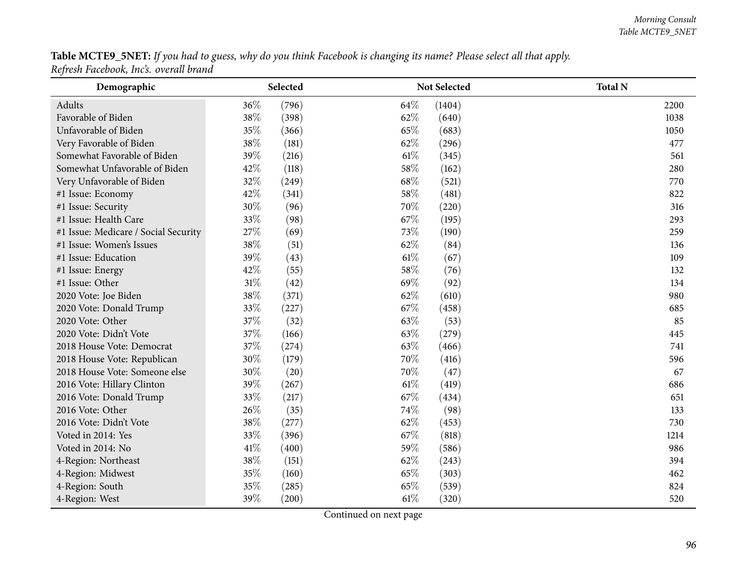**Table MCTE9_5NET:** *If you had to guess, why do you think Facebook is changing its name? Please select all that apply.*
*Refresh Facebook, Inc's. overall brand*

| Demographic | Selected | | Not Selected | | Total N |
|---|---|---|---|---|---|
| Adults | 36% | (796) | 64% | (1404) | 2200 |
| Favorable of Biden | 38% | (398) | 62% | (640) | 1038 |
| Unfavorable of Biden | 35% | (366) | 65% | (683) | 1050 |
| Very Favorable of Biden | 38% | (181) | 62% | (296) | 477 |
| Somewhat Favorable of Biden | 39% | (216) | 61% | (345) | 561 |
| Somewhat Unfavorable of Biden | 42% | (118) | 58% | (162) | 280 |
| Very Unfavorable of Biden | 32% | (249) | 68% | (521) | 770 |
| #1 Issue: Economy | 42% | (341) | 58% | (481) | 822 |
| #1 Issue: Security | 30% | (96) | 70% | (220) | 316 |
| #1 Issue: Health Care | 33% | (98) | 67% | (195) | 293 |
| #1 Issue: Medicare / Social Security | 27% | (69) | 73% | (190) | 259 |
| #1 Issue: Women's Issues | 38% | (51) | 62% | (84) | 136 |
| #1 Issue: Education | 39% | (43) | 61% | (67) | 109 |
| #1 Issue: Energy | 42% | (55) | 58% | (76) | 132 |
| #1 Issue: Other | 31% | (42) | 69% | (92) | 134 |
| 2020 Vote: Joe Biden | 38% | (371) | 62% | (610) | 980 |
| 2020 Vote: Donald Trump | 33% | (227) | 67% | (458) | 685 |
| 2020 Vote: Other | 37% | (32) | 63% | (53) | 85 |
| 2020 Vote: Didn't Vote | 37% | (166) | 63% | (279) | 445 |
| 2018 House Vote: Democrat | 37% | (274) | 63% | (466) | 741 |
| 2018 House Vote: Republican | 30% | (179) | 70% | (416) | 596 |
| 2018 House Vote: Someone else | 30% | (20) | 70% | (47) | 67 |
| 2016 Vote: Hillary Clinton | 39% | (267) | 61% | (419) | 686 |
| 2016 Vote: Donald Trump | 33% | (217) | 67% | (434) | 651 |
| 2016 Vote: Other | 26% | (35) | 74% | (98) | 133 |
| 2016 Vote: Didn't Vote | 38% | (277) | 62% | (453) | 730 |
| Voted in 2014: Yes | 33% | (396) | 67% | (818) | 1214 |
| Voted in 2014: No | 41% | (400) | 59% | (586) | 986 |
| 4-Region: Northeast | 38% | (151) | 62% | (243) | 394 |
| 4-Region: Midwest | 35% | (160) | 65% | (303) | 462 |
| 4-Region: South | 35% | (285) | 65% | (539) | 824 |
| 4-Region: West | 39% | (200) | 61% | (320) | 520 |

Continued on next page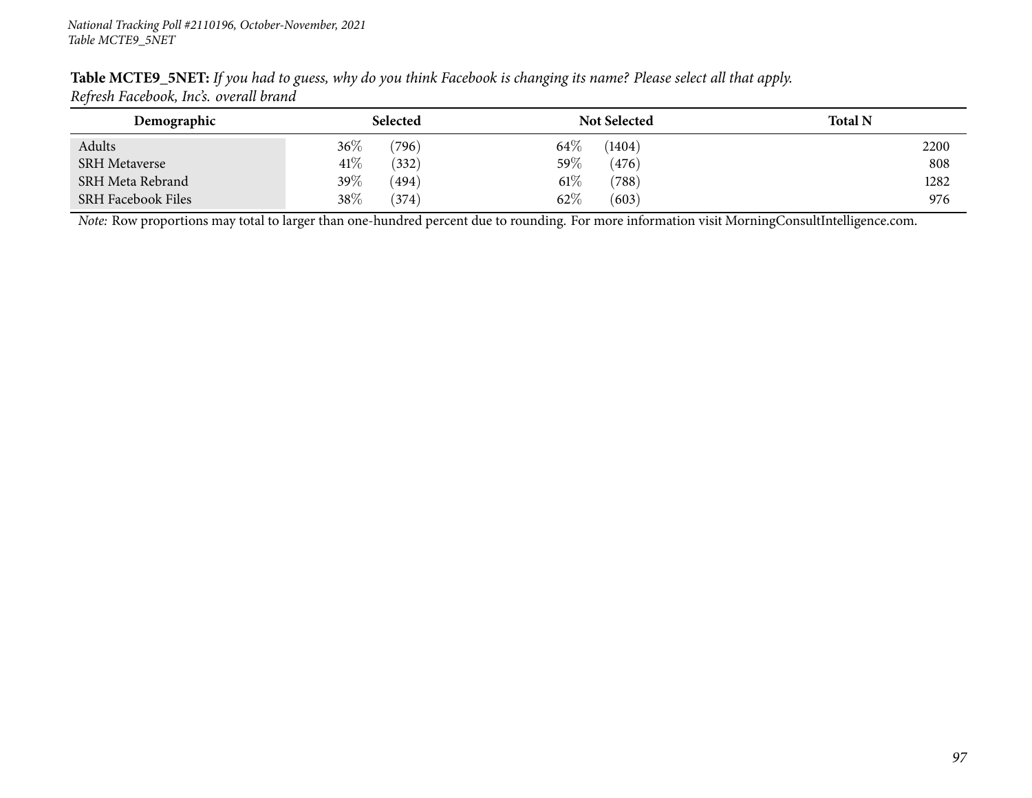**Table MCTE9_5NET:** *If you had to guess, why do you think Facebook is changing its name? Please select all that apply.*
*Refresh Facebook, Inc's. overall brand*

| Demographic | Selected | | Not Selected | | Total N |
|---|---|---|---|---|---|
| Adults | 36% | (796) | 64% | (1404) | 2200 |
| SRH Metaverse | 41% | (332) | 59% | (476) | 808 |
| SRH Meta Rebrand | 39% | (494) | 61% | (788) | 1282 |
| SRH Facebook Files | 38% | (374) | 62% | (603) | 976 |

*Note:* Row proportions may total to larger than one-hundred percent due to rounding. For more information visit MorningConsultIntelligence.com.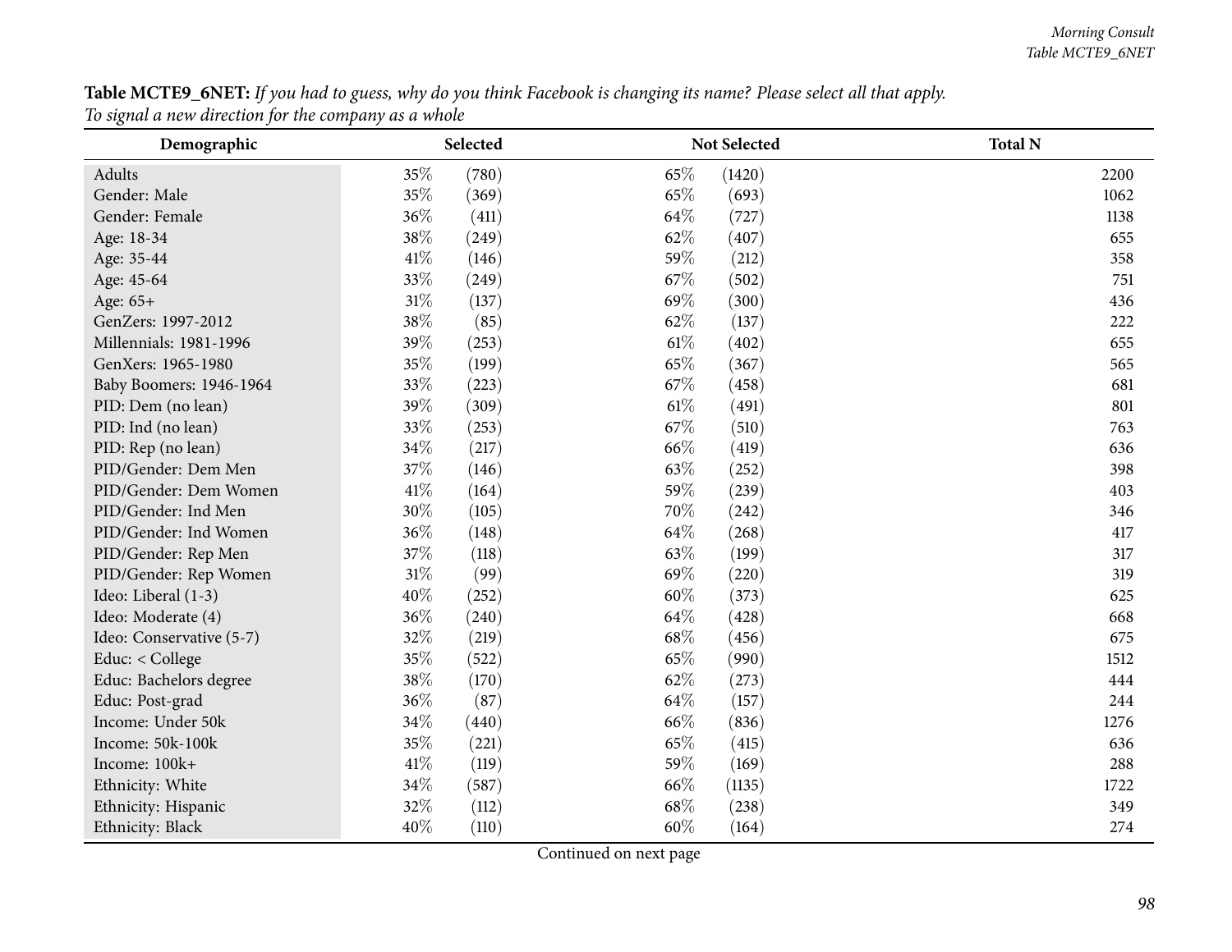**Table MCTE9_6NET:** *If you had to guess, why do you think Facebook is changing its name? Please select all that apply.*
*To signal a new direction for the company as a whole*

| Demographic | Selected | | Not Selected | | Total N |
|---|---|---|---|---|---|
| Adults | 35% | (780) | 65% | (1420) | 2200 |
| Gender: Male | 35% | (369) | 65% | (693) | 1062 |
| Gender: Female | 36% | (411) | 64% | (727) | 1138 |
| Age: 18-34 | 38% | (249) | 62% | (407) | 655 |
| Age: 35-44 | 41% | (146) | 59% | (212) | 358 |
| Age: 45-64 | 33% | (249) | 67% | (502) | 751 |
| Age: 65+ | 31% | (137) | 69% | (300) | 436 |
| GenZers: 1997-2012 | 38% | (85) | 62% | (137) | 222 |
| Millennials: 1981-1996 | 39% | (253) | 61% | (402) | 655 |
| GenXers: 1965-1980 | 35% | (199) | 65% | (367) | 565 |
| Baby Boomers: 1946-1964 | 33% | (223) | 67% | (458) | 681 |
| PID: Dem (no lean) | 39% | (309) | 61% | (491) | 801 |
| PID: Ind (no lean) | 33% | (253) | 67% | (510) | 763 |
| PID: Rep (no lean) | 34% | (217) | 66% | (419) | 636 |
| PID/Gender: Dem Men | 37% | (146) | 63% | (252) | 398 |
| PID/Gender: Dem Women | 41% | (164) | 59% | (239) | 403 |
| PID/Gender: Ind Men | 30% | (105) | 70% | (242) | 346 |
| PID/Gender: Ind Women | 36% | (148) | 64% | (268) | 417 |
| PID/Gender: Rep Men | 37% | (118) | 63% | (199) | 317 |
| PID/Gender: Rep Women | 31% | (99) | 69% | (220) | 319 |
| Ideo: Liberal (1-3) | 40% | (252) | 60% | (373) | 625 |
| Ideo: Moderate (4) | 36% | (240) | 64% | (428) | 668 |
| Ideo: Conservative (5-7) | 32% | (219) | 68% | (456) | 675 |
| Educ: < College | 35% | (522) | 65% | (990) | 1512 |
| Educ: Bachelors degree | 38% | (170) | 62% | (273) | 444 |
| Educ: Post-grad | 36% | (87) | 64% | (157) | 244 |
| Income: Under 50k | 34% | (440) | 66% | (836) | 1276 |
| Income: 50k-100k | 35% | (221) | 65% | (415) | 636 |
| Income: 100k+ | 41% | (119) | 59% | (169) | 288 |
| Ethnicity: White | 34% | (587) | 66% | (1135) | 1722 |
| Ethnicity: Hispanic | 32% | (112) | 68% | (238) | 349 |
| Ethnicity: Black | 40% | (110) | 60% | (164) | 274 |

Continued on next page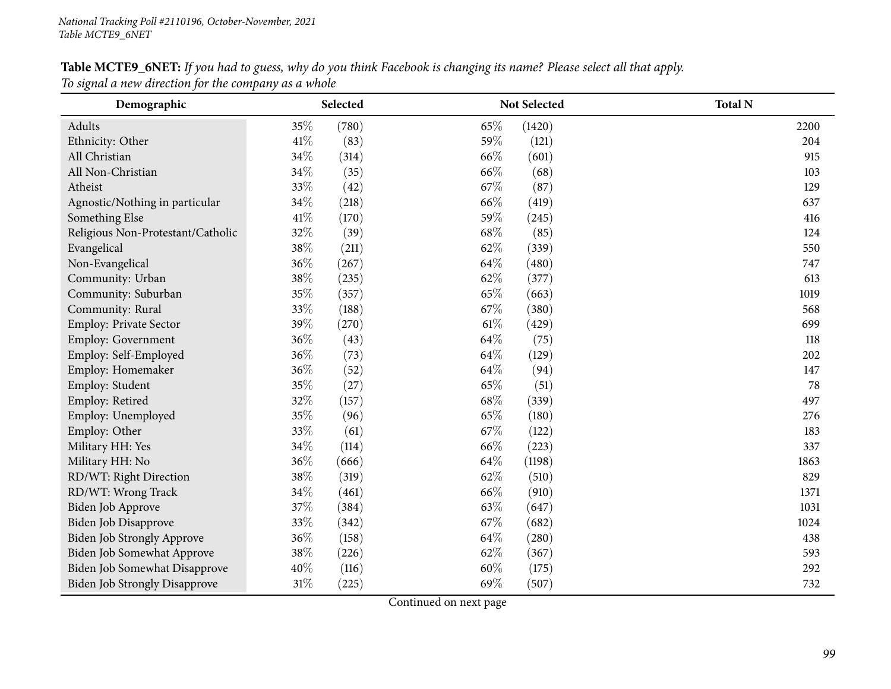**Table MCTE9_6NET:** *If you had to guess, why do you think Facebook is changing its name? Please select all that apply.*
*To signal a new direction for the company as a whole*

| Demographic | Selected | | Not Selected | | Total N |
|---|---|---|---|---|---|
| Adults | 35% | (780) | 65% | (1420) | 2200 |
| Ethnicity: Other | 41% | (83) | 59% | (121) | 204 |
| All Christian | 34% | (314) | 66% | (601) | 915 |
| All Non-Christian | 34% | (35) | 66% | (68) | 103 |
| Atheist | 33% | (42) | 67% | (87) | 129 |
| Agnostic/Nothing in particular | 34% | (218) | 66% | (419) | 637 |
| Something Else | 41% | (170) | 59% | (245) | 416 |
| Religious Non-Protestant/Catholic | 32% | (39) | 68% | (85) | 124 |
| Evangelical | 38% | (211) | 62% | (339) | 550 |
| Non-Evangelical | 36% | (267) | 64% | (480) | 747 |
| Community: Urban | 38% | (235) | 62% | (377) | 613 |
| Community: Suburban | 35% | (357) | 65% | (663) | 1019 |
| Community: Rural | 33% | (188) | 67% | (380) | 568 |
| Employ: Private Sector | 39% | (270) | 61% | (429) | 699 |
| Employ: Government | 36% | (43) | 64% | (75) | 118 |
| Employ: Self-Employed | 36% | (73) | 64% | (129) | 202 |
| Employ: Homemaker | 36% | (52) | 64% | (94) | 147 |
| Employ: Student | 35% | (27) | 65% | (51) | 78 |
| Employ: Retired | 32% | (157) | 68% | (339) | 497 |
| Employ: Unemployed | 35% | (96) | 65% | (180) | 276 |
| Employ: Other | 33% | (61) | 67% | (122) | 183 |
| Military HH: Yes | 34% | (114) | 66% | (223) | 337 |
| Military HH: No | 36% | (666) | 64% | (1198) | 1863 |
| RD/WT: Right Direction | 38% | (319) | 62% | (510) | 829 |
| RD/WT: Wrong Track | 34% | (461) | 66% | (910) | 1371 |
| Biden Job Approve | 37% | (384) | 63% | (647) | 1031 |
| Biden Job Disapprove | 33% | (342) | 67% | (682) | 1024 |
| Biden Job Strongly Approve | 36% | (158) | 64% | (280) | 438 |
| Biden Job Somewhat Approve | 38% | (226) | 62% | (367) | 593 |
| Biden Job Somewhat Disapprove | 40% | (116) | 60% | (175) | 292 |
| Biden Job Strongly Disapprove | 31% | (225) | 69% | (507) | 732 |

Continued on next page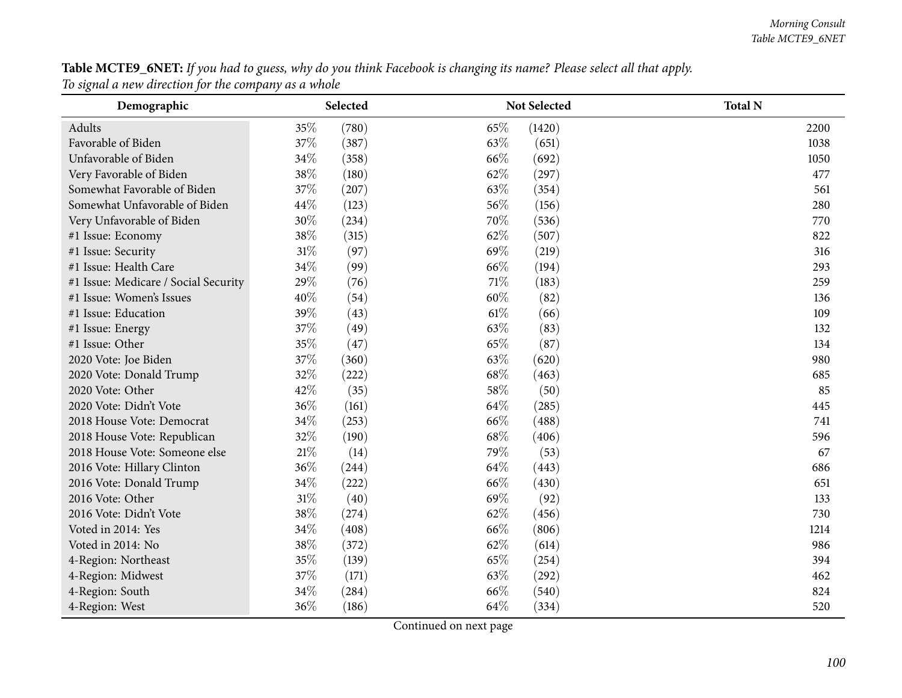**Table MCTE9_6NET:** *If you had to guess, why do you think Facebook is changing its name? Please select all that apply.*
*To signal a new direction for the company as a whole*

| Demographic | Selected | | Not Selected | | Total N |
|---|---|---|---|---|---|
| Adults | 35% | (780) | 65% | (1420) | 2200 |
| Favorable of Biden | 37% | (387) | 63% | (651) | 1038 |
| Unfavorable of Biden | 34% | (358) | 66% | (692) | 1050 |
| Very Favorable of Biden | 38% | (180) | 62% | (297) | 477 |
| Somewhat Favorable of Biden | 37% | (207) | 63% | (354) | 561 |
| Somewhat Unfavorable of Biden | 44% | (123) | 56% | (156) | 280 |
| Very Unfavorable of Biden | 30% | (234) | 70% | (536) | 770 |
| #1 Issue: Economy | 38% | (315) | 62% | (507) | 822 |
| #1 Issue: Security | 31% | (97) | 69% | (219) | 316 |
| #1 Issue: Health Care | 34% | (99) | 66% | (194) | 293 |
| #1 Issue: Medicare / Social Security | 29% | (76) | 71% | (183) | 259 |
| #1 Issue: Women's Issues | 40% | (54) | 60% | (82) | 136 |
| #1 Issue: Education | 39% | (43) | 61% | (66) | 109 |
| #1 Issue: Energy | 37% | (49) | 63% | (83) | 132 |
| #1 Issue: Other | 35% | (47) | 65% | (87) | 134 |
| 2020 Vote: Joe Biden | 37% | (360) | 63% | (620) | 980 |
| 2020 Vote: Donald Trump | 32% | (222) | 68% | (463) | 685 |
| 2020 Vote: Other | 42% | (35) | 58% | (50) | 85 |
| 2020 Vote: Didn't Vote | 36% | (161) | 64% | (285) | 445 |
| 2018 House Vote: Democrat | 34% | (253) | 66% | (488) | 741 |
| 2018 House Vote: Republican | 32% | (190) | 68% | (406) | 596 |
| 2018 House Vote: Someone else | 21% | (14) | 79% | (53) | 67 |
| 2016 Vote: Hillary Clinton | 36% | (244) | 64% | (443) | 686 |
| 2016 Vote: Donald Trump | 34% | (222) | 66% | (430) | 651 |
| 2016 Vote: Other | 31% | (40) | 69% | (92) | 133 |
| 2016 Vote: Didn't Vote | 38% | (274) | 62% | (456) | 730 |
| Voted in 2014: Yes | 34% | (408) | 66% | (806) | 1214 |
| Voted in 2014: No | 38% | (372) | 62% | (614) | 986 |
| 4-Region: Northeast | 35% | (139) | 65% | (254) | 394 |
| 4-Region: Midwest | 37% | (171) | 63% | (292) | 462 |
| 4-Region: South | 34% | (284) | 66% | (540) | 824 |
| 4-Region: West | 36% | (186) | 64% | (334) | 520 |

Continued on next page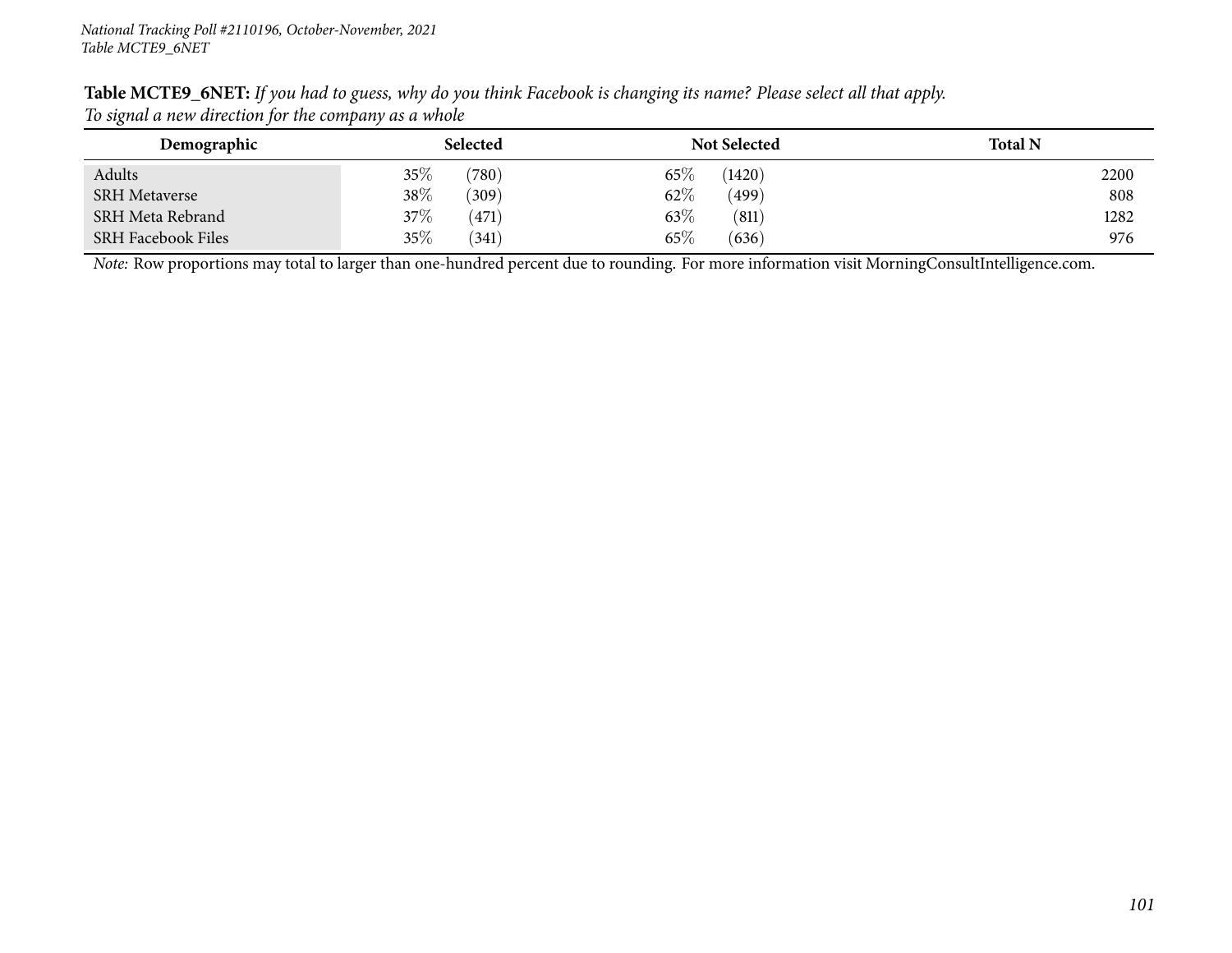**Table MCTE9_6NET:** *If you had to guess, why do you think Facebook is changing its name? Please select all that apply.*
*To signal a new direction for the company as a whole*

| Demographic | Selected | | Not Selected | | Total N |
|---|---|---|---|---|---|
| Adults | 35% | (780) | 65% | (1420) | 2200 |
| SRH Metaverse | 38% | (309) | 62% | (499) | 808 |
| SRH Meta Rebrand | 37% | (471) | 63% | (811) | 1282 |
| SRH Facebook Files | 35% | (341) | 65% | (636) | 976 |

*Note:* Row proportions may total to larger than one-hundred percent due to rounding. For more information visit MorningConsultIntelligence.com.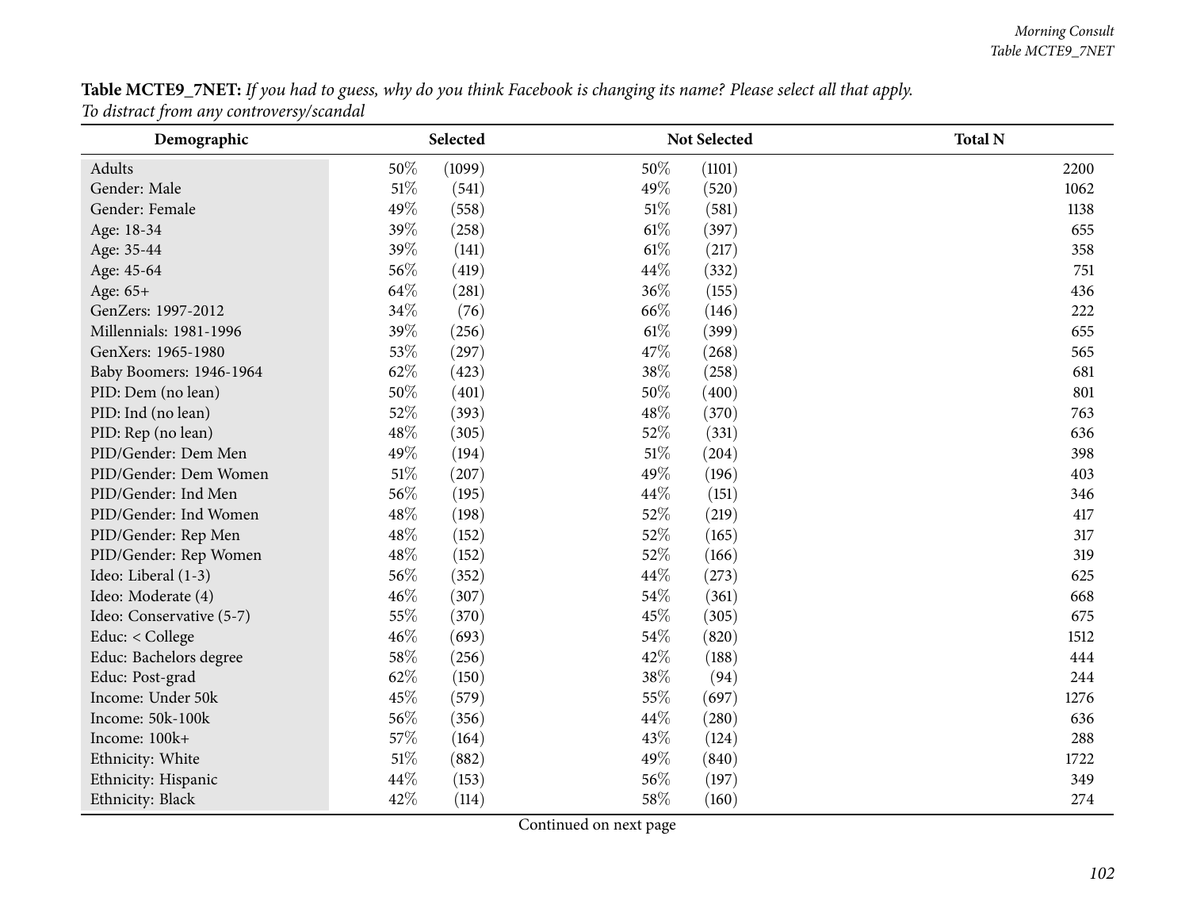**Table MCTE9_7NET:** *If you had to guess, why do you think Facebook is changing its name? Please select all that apply.*
*To distract from any controversy/scandal*

| Demographic | Selected | | Not Selected | | Total N |
|---|---|---|---|---|---|
| Adults | 50% | (1099) | 50% | (1101) | 2200 |
| Gender: Male | 51% | (541) | 49% | (520) | 1062 |
| Gender: Female | 49% | (558) | 51% | (581) | 1138 |
| Age: 18-34 | 39% | (258) | 61% | (397) | 655 |
| Age: 35-44 | 39% | (141) | 61% | (217) | 358 |
| Age: 45-64 | 56% | (419) | 44% | (332) | 751 |
| Age: 65+ | 64% | (281) | 36% | (155) | 436 |
| GenZers: 1997-2012 | 34% | (76) | 66% | (146) | 222 |
| Millennials: 1981-1996 | 39% | (256) | 61% | (399) | 655 |
| GenXers: 1965-1980 | 53% | (297) | 47% | (268) | 565 |
| Baby Boomers: 1946-1964 | 62% | (423) | 38% | (258) | 681 |
| PID: Dem (no lean) | 50% | (401) | 50% | (400) | 801 |
| PID: Ind (no lean) | 52% | (393) | 48% | (370) | 763 |
| PID: Rep (no lean) | 48% | (305) | 52% | (331) | 636 |
| PID/Gender: Dem Men | 49% | (194) | 51% | (204) | 398 |
| PID/Gender: Dem Women | 51% | (207) | 49% | (196) | 403 |
| PID/Gender: Ind Men | 56% | (195) | 44% | (151) | 346 |
| PID/Gender: Ind Women | 48% | (198) | 52% | (219) | 417 |
| PID/Gender: Rep Men | 48% | (152) | 52% | (165) | 317 |
| PID/Gender: Rep Women | 48% | (152) | 52% | (166) | 319 |
| Ideo: Liberal (1-3) | 56% | (352) | 44% | (273) | 625 |
| Ideo: Moderate (4) | 46% | (307) | 54% | (361) | 668 |
| Ideo: Conservative (5-7) | 55% | (370) | 45% | (305) | 675 |
| Educ: < College | 46% | (693) | 54% | (820) | 1512 |
| Educ: Bachelors degree | 58% | (256) | 42% | (188) | 444 |
| Educ: Post-grad | 62% | (150) | 38% | (94) | 244 |
| Income: Under 50k | 45% | (579) | 55% | (697) | 1276 |
| Income: 50k-100k | 56% | (356) | 44% | (280) | 636 |
| Income: 100k+ | 57% | (164) | 43% | (124) | 288 |
| Ethnicity: White | 51% | (882) | 49% | (840) | 1722 |
| Ethnicity: Hispanic | 44% | (153) | 56% | (197) | 349 |
| Ethnicity: Black | 42% | (114) | 58% | (160) | 274 |

Continued on next page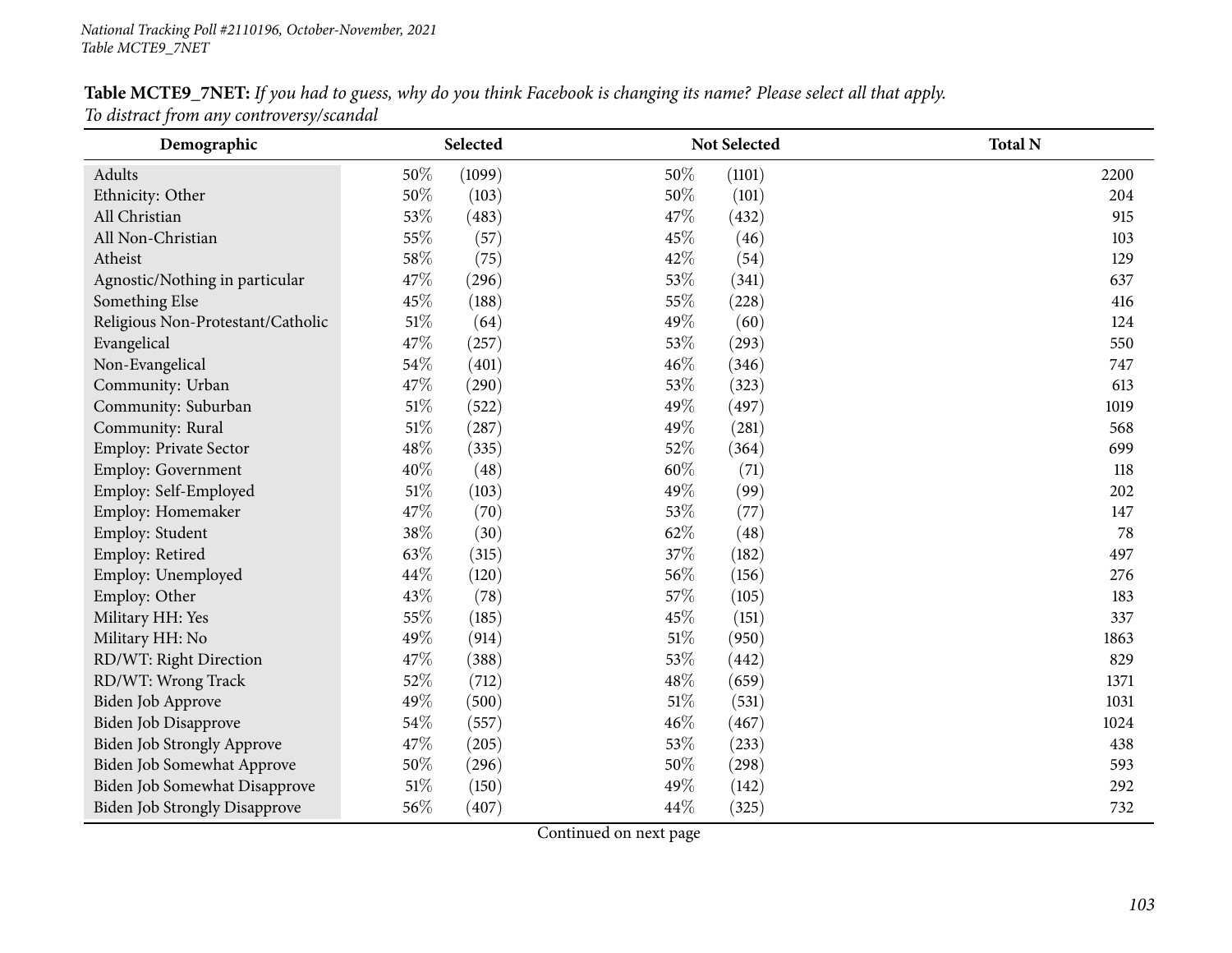**Table MCTE9_7NET:** *If you had to guess, why do you think Facebook is changing its name? Please select all that apply.*
*To distract from any controversy/scandal*

| Demographic | Selected | | Not Selected | | Total N |
|---|---|---|---|---|---|
| Adults | 50% | (1099) | 50% | (1101) | 2200 |
| Ethnicity: Other | 50% | (103) | 50% | (101) | 204 |
| All Christian | 53% | (483) | 47% | (432) | 915 |
| All Non-Christian | 55% | (57) | 45% | (46) | 103 |
| Atheist | 58% | (75) | 42% | (54) | 129 |
| Agnostic/Nothing in particular | 47% | (296) | 53% | (341) | 637 |
| Something Else | 45% | (188) | 55% | (228) | 416 |
| Religious Non-Protestant/Catholic | 51% | (64) | 49% | (60) | 124 |
| Evangelical | 47% | (257) | 53% | (293) | 550 |
| Non-Evangelical | 54% | (401) | 46% | (346) | 747 |
| Community: Urban | 47% | (290) | 53% | (323) | 613 |
| Community: Suburban | 51% | (522) | 49% | (497) | 1019 |
| Community: Rural | 51% | (287) | 49% | (281) | 568 |
| Employ: Private Sector | 48% | (335) | 52% | (364) | 699 |
| Employ: Government | 40% | (48) | 60% | (71) | 118 |
| Employ: Self-Employed | 51% | (103) | 49% | (99) | 202 |
| Employ: Homemaker | 47% | (70) | 53% | (77) | 147 |
| Employ: Student | 38% | (30) | 62% | (48) | 78 |
| Employ: Retired | 63% | (315) | 37% | (182) | 497 |
| Employ: Unemployed | 44% | (120) | 56% | (156) | 276 |
| Employ: Other | 43% | (78) | 57% | (105) | 183 |
| Military HH: Yes | 55% | (185) | 45% | (151) | 337 |
| Military HH: No | 49% | (914) | 51% | (950) | 1863 |
| RD/WT: Right Direction | 47% | (388) | 53% | (442) | 829 |
| RD/WT: Wrong Track | 52% | (712) | 48% | (659) | 1371 |
| Biden Job Approve | 49% | (500) | 51% | (531) | 1031 |
| Biden Job Disapprove | 54% | (557) | 46% | (467) | 1024 |
| Biden Job Strongly Approve | 47% | (205) | 53% | (233) | 438 |
| Biden Job Somewhat Approve | 50% | (296) | 50% | (298) | 593 |
| Biden Job Somewhat Disapprove | 51% | (150) | 49% | (142) | 292 |
| Biden Job Strongly Disapprove | 56% | (407) | 44% | (325) | 732 |

Continued on next page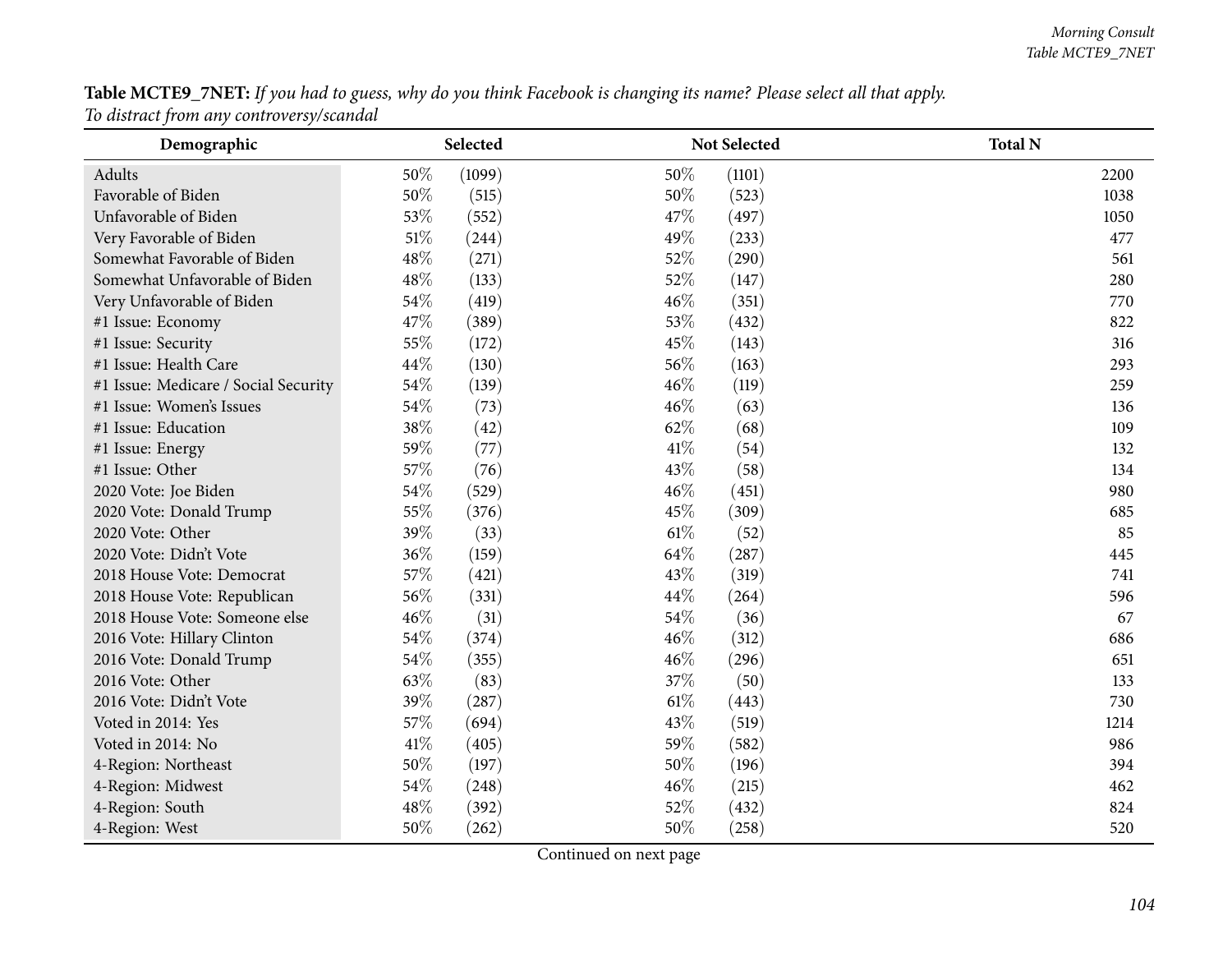**Table MCTE9_7NET:** *If you had to guess, why do you think Facebook is changing its name? Please select all that apply.*
*To distract from any controversy/scandal*

| Demographic | Selected | | Not Selected | | Total N |
|---|---|---|---|---|---|
| Adults | 50% | (1099) | 50% | (1101) | 2200 |
| Favorable of Biden | 50% | (515) | 50% | (523) | 1038 |
| Unfavorable of Biden | 53% | (552) | 47% | (497) | 1050 |
| Very Favorable of Biden | 51% | (244) | 49% | (233) | 477 |
| Somewhat Favorable of Biden | 48% | (271) | 52% | (290) | 561 |
| Somewhat Unfavorable of Biden | 48% | (133) | 52% | (147) | 280 |
| Very Unfavorable of Biden | 54% | (419) | 46% | (351) | 770 |
| #1 Issue: Economy | 47% | (389) | 53% | (432) | 822 |
| #1 Issue: Security | 55% | (172) | 45% | (143) | 316 |
| #1 Issue: Health Care | 44% | (130) | 56% | (163) | 293 |
| #1 Issue: Medicare / Social Security | 54% | (139) | 46% | (119) | 259 |
| #1 Issue: Women's Issues | 54% | (73) | 46% | (63) | 136 |
| #1 Issue: Education | 38% | (42) | 62% | (68) | 109 |
| #1 Issue: Energy | 59% | (77) | 41% | (54) | 132 |
| #1 Issue: Other | 57% | (76) | 43% | (58) | 134 |
| 2020 Vote: Joe Biden | 54% | (529) | 46% | (451) | 980 |
| 2020 Vote: Donald Trump | 55% | (376) | 45% | (309) | 685 |
| 2020 Vote: Other | 39% | (33) | 61% | (52) | 85 |
| 2020 Vote: Didn't Vote | 36% | (159) | 64% | (287) | 445 |
| 2018 House Vote: Democrat | 57% | (421) | 43% | (319) | 741 |
| 2018 House Vote: Republican | 56% | (331) | 44% | (264) | 596 |
| 2018 House Vote: Someone else | 46% | (31) | 54% | (36) | 67 |
| 2016 Vote: Hillary Clinton | 54% | (374) | 46% | (312) | 686 |
| 2016 Vote: Donald Trump | 54% | (355) | 46% | (296) | 651 |
| 2016 Vote: Other | 63% | (83) | 37% | (50) | 133 |
| 2016 Vote: Didn't Vote | 39% | (287) | 61% | (443) | 730 |
| Voted in 2014: Yes | 57% | (694) | 43% | (519) | 1214 |
| Voted in 2014: No | 41% | (405) | 59% | (582) | 986 |
| 4-Region: Northeast | 50% | (197) | 50% | (196) | 394 |
| 4-Region: Midwest | 54% | (248) | 46% | (215) | 462 |
| 4-Region: South | 48% | (392) | 52% | (432) | 824 |
| 4-Region: West | 50% | (262) | 50% | (258) | 520 |

Continued on next page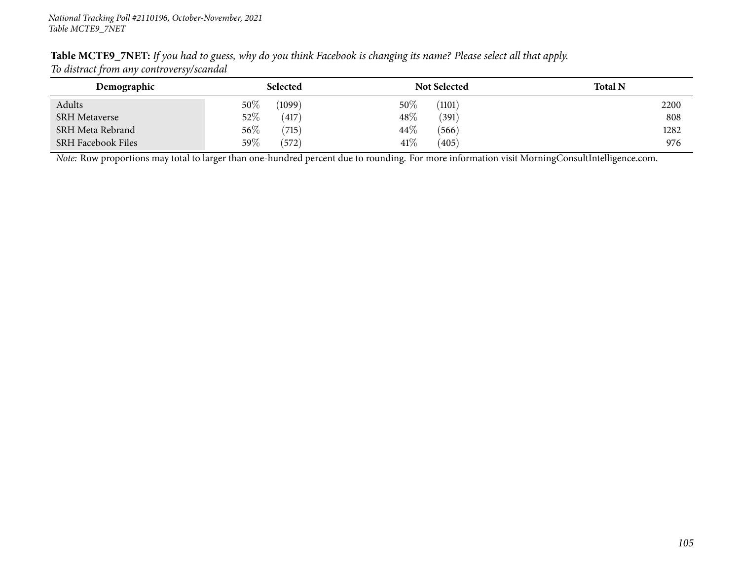**Table MCTE9_7NET:** *If you had to guess, why do you think Facebook is changing its name? Please select all that apply.*
*To distract from any controversy/scandal*

| Demographic | Selected | | Not Selected | | Total N |
|---|---|---|---|---|---|
| Adults | 50% | (1099) | 50% | (1101) | 2200 |
| SRH Metaverse | 52% | (417) | 48% | (391) | 808 |
| SRH Meta Rebrand | 56% | (715) | 44% | (566) | 1282 |
| SRH Facebook Files | 59% | (572) | 41% | (405) | 976 |

*Note:* Row proportions may total to larger than one-hundred percent due to rounding. For more information visit MorningConsultIntelligence.com.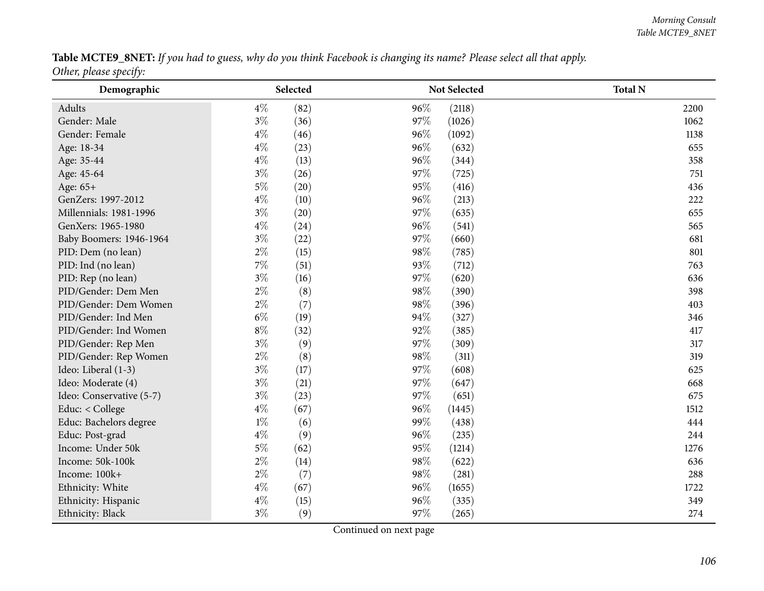**Table MCTE9_8NET:** *If you had to guess, why do you think Facebook is changing its name? Please select all that apply. Other, please specify:*

| Demographic | Selected | | Not Selected | | Total N |
|---|---|---|---|---|---|
| Adults | 4% | (82) | 96% | (2118) | 2200 |
| Gender: Male | 3% | (36) | 97% | (1026) | 1062 |
| Gender: Female | 4% | (46) | 96% | (1092) | 1138 |
| Age: 18-34 | 4% | (23) | 96% | (632) | 655 |
| Age: 35-44 | 4% | (13) | 96% | (344) | 358 |
| Age: 45-64 | 3% | (26) | 97% | (725) | 751 |
| Age: 65+ | 5% | (20) | 95% | (416) | 436 |
| GenZers: 1997-2012 | 4% | (10) | 96% | (213) | 222 |
| Millennials: 1981-1996 | 3% | (20) | 97% | (635) | 655 |
| GenXers: 1965-1980 | 4% | (24) | 96% | (541) | 565 |
| Baby Boomers: 1946-1964 | 3% | (22) | 97% | (660) | 681 |
| PID: Dem (no lean) | 2% | (15) | 98% | (785) | 801 |
| PID: Ind (no lean) | 7% | (51) | 93% | (712) | 763 |
| PID: Rep (no lean) | 3% | (16) | 97% | (620) | 636 |
| PID/Gender: Dem Men | 2% | (8) | 98% | (390) | 398 |
| PID/Gender: Dem Women | 2% | (7) | 98% | (396) | 403 |
| PID/Gender: Ind Men | 6% | (19) | 94% | (327) | 346 |
| PID/Gender: Ind Women | 8% | (32) | 92% | (385) | 417 |
| PID/Gender: Rep Men | 3% | (9) | 97% | (309) | 317 |
| PID/Gender: Rep Women | 2% | (8) | 98% | (311) | 319 |
| Ideo: Liberal (1-3) | 3% | (17) | 97% | (608) | 625 |
| Ideo: Moderate (4) | 3% | (21) | 97% | (647) | 668 |
| Ideo: Conservative (5-7) | 3% | (23) | 97% | (651) | 675 |
| Educ: < College | 4% | (67) | 96% | (1445) | 1512 |
| Educ: Bachelors degree | 1% | (6) | 99% | (438) | 444 |
| Educ: Post-grad | 4% | (9) | 96% | (235) | 244 |
| Income: Under 50k | 5% | (62) | 95% | (1214) | 1276 |
| Income: 50k-100k | 2% | (14) | 98% | (622) | 636 |
| Income: 100k+ | 2% | (7) | 98% | (281) | 288 |
| Ethnicity: White | 4% | (67) | 96% | (1655) | 1722 |
| Ethnicity: Hispanic | 4% | (15) | 96% | (335) | 349 |
| Ethnicity: Black | 3% | (9) | 97% | (265) | 274 |

Continued on next page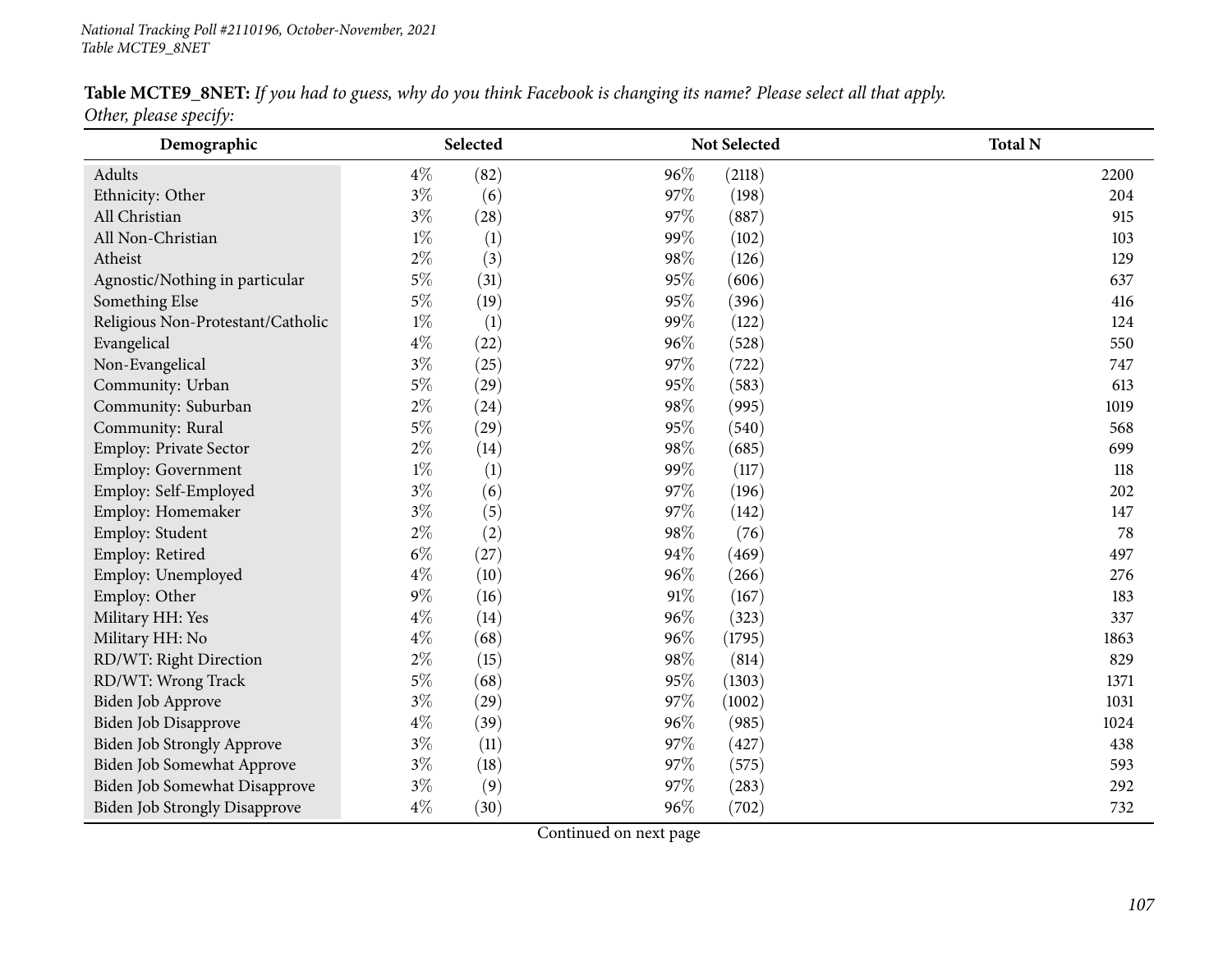National Tracking Poll #2110196, October-November, 2021
Table MCTE9_8NET

**Table MCTE9_8NET:** *If you had to guess, why do you think Facebook is changing its name? Please select all that apply. Other, please specify:*

| Demographic | Selected | | Not Selected | | Total N |
|---|---|---|---|---|---|
| Adults | 4% | (82) | 96% | (2118) | 2200 |
| Ethnicity: Other | 3% | (6) | 97% | (198) | 204 |
| All Christian | 3% | (28) | 97% | (887) | 915 |
| All Non-Christian | 1% | (1) | 99% | (102) | 103 |
| Atheist | 2% | (3) | 98% | (126) | 129 |
| Agnostic/Nothing in particular | 5% | (31) | 95% | (606) | 637 |
| Something Else | 5% | (19) | 95% | (396) | 416 |
| Religious Non-Protestant/Catholic | 1% | (1) | 99% | (122) | 124 |
| Evangelical | 4% | (22) | 96% | (528) | 550 |
| Non-Evangelical | 3% | (25) | 97% | (722) | 747 |
| Community: Urban | 5% | (29) | 95% | (583) | 613 |
| Community: Suburban | 2% | (24) | 98% | (995) | 1019 |
| Community: Rural | 5% | (29) | 95% | (540) | 568 |
| Employ: Private Sector | 2% | (14) | 98% | (685) | 699 |
| Employ: Government | 1% | (1) | 99% | (117) | 118 |
| Employ: Self-Employed | 3% | (6) | 97% | (196) | 202 |
| Employ: Homemaker | 3% | (5) | 97% | (142) | 147 |
| Employ: Student | 2% | (2) | 98% | (76) | 78 |
| Employ: Retired | 6% | (27) | 94% | (469) | 497 |
| Employ: Unemployed | 4% | (10) | 96% | (266) | 276 |
| Employ: Other | 9% | (16) | 91% | (167) | 183 |
| Military HH: Yes | 4% | (14) | 96% | (323) | 337 |
| Military HH: No | 4% | (68) | 96% | (1795) | 1863 |
| RD/WT: Right Direction | 2% | (15) | 98% | (814) | 829 |
| RD/WT: Wrong Track | 5% | (68) | 95% | (1303) | 1371 |
| Biden Job Approve | 3% | (29) | 97% | (1002) | 1031 |
| Biden Job Disapprove | 4% | (39) | 96% | (985) | 1024 |
| Biden Job Strongly Approve | 3% | (11) | 97% | (427) | 438 |
| Biden Job Somewhat Approve | 3% | (18) | 97% | (575) | 593 |
| Biden Job Somewhat Disapprove | 3% | (9) | 97% | (283) | 292 |
| Biden Job Strongly Disapprove | 4% | (30) | 96% | (702) | 732 |

Continued on next page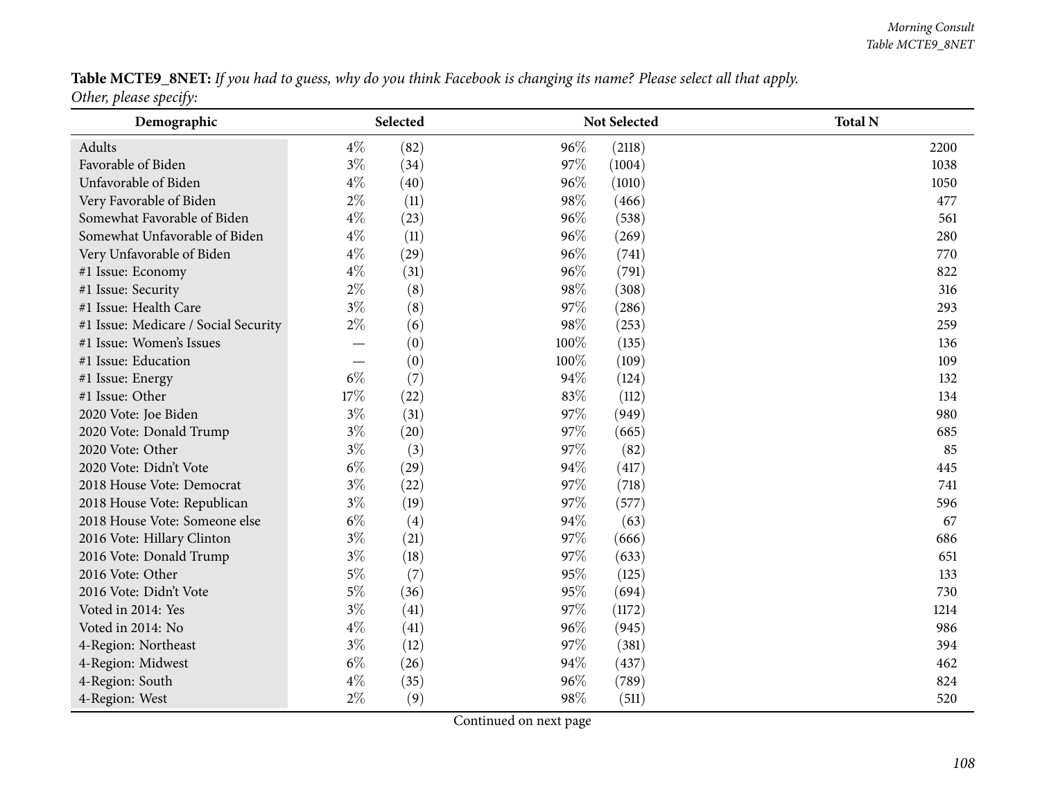**Table MCTE9_8NET:** *If you had to guess, why do you think Facebook is changing its name? Please select all that apply. Other, please specify:*

| Demographic | Selected | | Not Selected | | Total N |
|---|---|---|---|---|---|
| Adults | 4% | (82) | 96% | (2118) | 2200 |
| Favorable of Biden | 3% | (34) | 97% | (1004) | 1038 |
| Unfavorable of Biden | 4% | (40) | 96% | (1010) | 1050 |
| Very Favorable of Biden | 2% | (11) | 98% | (466) | 477 |
| Somewhat Favorable of Biden | 4% | (23) | 96% | (538) | 561 |
| Somewhat Unfavorable of Biden | 4% | (11) | 96% | (269) | 280 |
| Very Unfavorable of Biden | 4% | (29) | 96% | (741) | 770 |
| #1 Issue: Economy | 4% | (31) | 96% | (791) | 822 |
| #1 Issue: Security | 2% | (8) | 98% | (308) | 316 |
| #1 Issue: Health Care | 3% | (8) | 97% | (286) | 293 |
| #1 Issue: Medicare / Social Security | 2% | (6) | 98% | (253) | 259 |
| #1 Issue: Women's Issues | — | (0) | 100% | (135) | 136 |
| #1 Issue: Education | — | (0) | 100% | (109) | 109 |
| #1 Issue: Energy | 6% | (7) | 94% | (124) | 132 |
| #1 Issue: Other | 17% | (22) | 83% | (112) | 134 |
| 2020 Vote: Joe Biden | 3% | (31) | 97% | (949) | 980 |
| 2020 Vote: Donald Trump | 3% | (20) | 97% | (665) | 685 |
| 2020 Vote: Other | 3% | (3) | 97% | (82) | 85 |
| 2020 Vote: Didn't Vote | 6% | (29) | 94% | (417) | 445 |
| 2018 House Vote: Democrat | 3% | (22) | 97% | (718) | 741 |
| 2018 House Vote: Republican | 3% | (19) | 97% | (577) | 596 |
| 2018 House Vote: Someone else | 6% | (4) | 94% | (63) | 67 |
| 2016 Vote: Hillary Clinton | 3% | (21) | 97% | (666) | 686 |
| 2016 Vote: Donald Trump | 3% | (18) | 97% | (633) | 651 |
| 2016 Vote: Other | 5% | (7) | 95% | (125) | 133 |
| 2016 Vote: Didn't Vote | 5% | (36) | 95% | (694) | 730 |
| Voted in 2014: Yes | 3% | (41) | 97% | (1172) | 1214 |
| Voted in 2014: No | 4% | (41) | 96% | (945) | 986 |
| 4-Region: Northeast | 3% | (12) | 97% | (381) | 394 |
| 4-Region: Midwest | 6% | (26) | 94% | (437) | 462 |
| 4-Region: South | 4% | (35) | 96% | (789) | 824 |
| 4-Region: West | 2% | (9) | 98% | (511) | 520 |

Continued on next page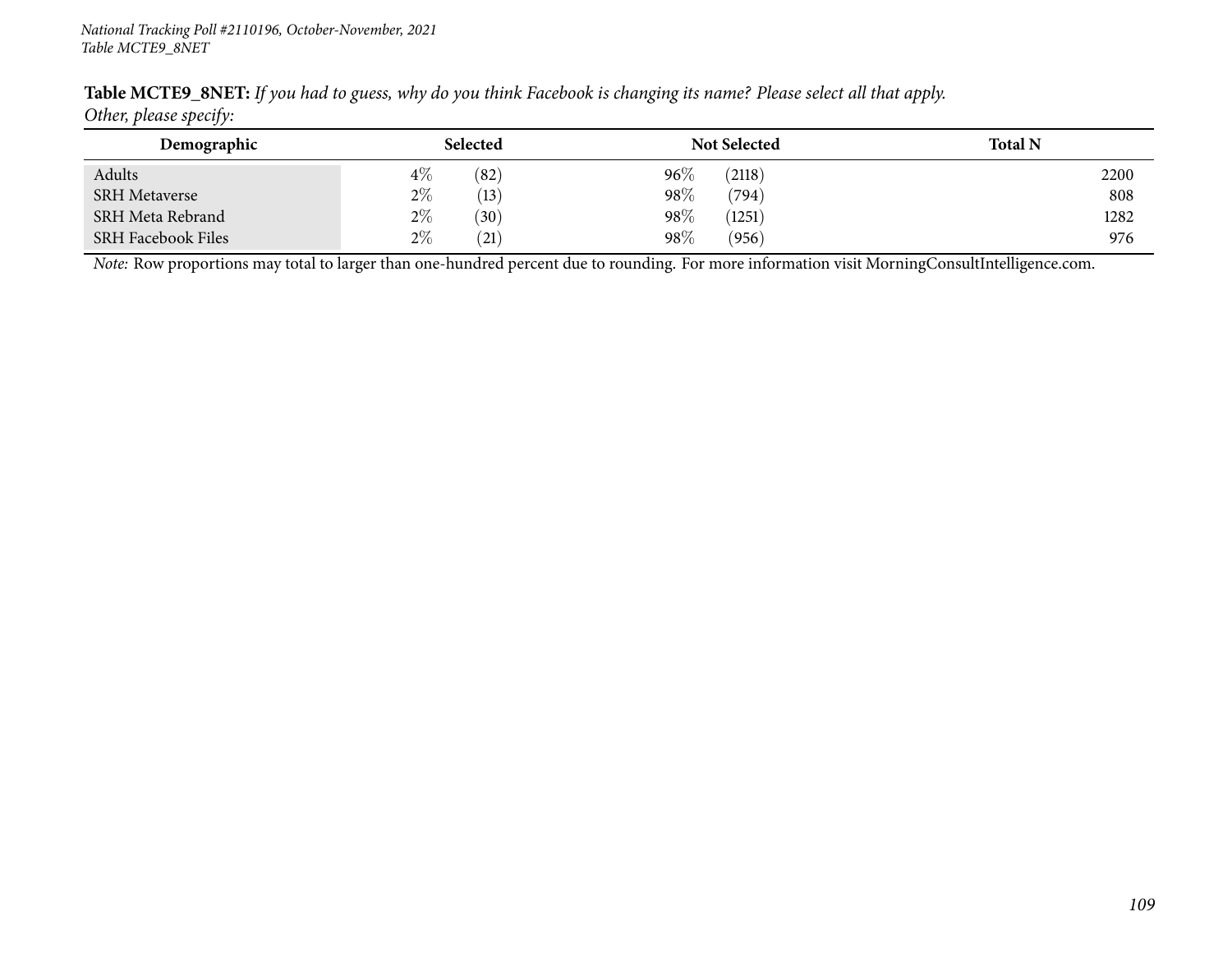**Table MCTE9_8NET:** *If you had to guess, why do you think Facebook is changing its name? Please select all that apply. Other, please specify:*

| Demographic | Selected | | Not Selected | | Total N |
|---|---|---|---|---|---|
| Adults | 4% | (82) | 96% | (2118) | 2200 |
| SRH Metaverse | 2% | (13) | 98% | (794) | 808 |
| SRH Meta Rebrand | 2% | (30) | 98% | (1251) | 1282 |
| SRH Facebook Files | 2% | (21) | 98% | (956) | 976 |

*Note:* Row proportions may total to larger than one-hundred percent due to rounding. For more information visit MorningConsultIntelligence.com.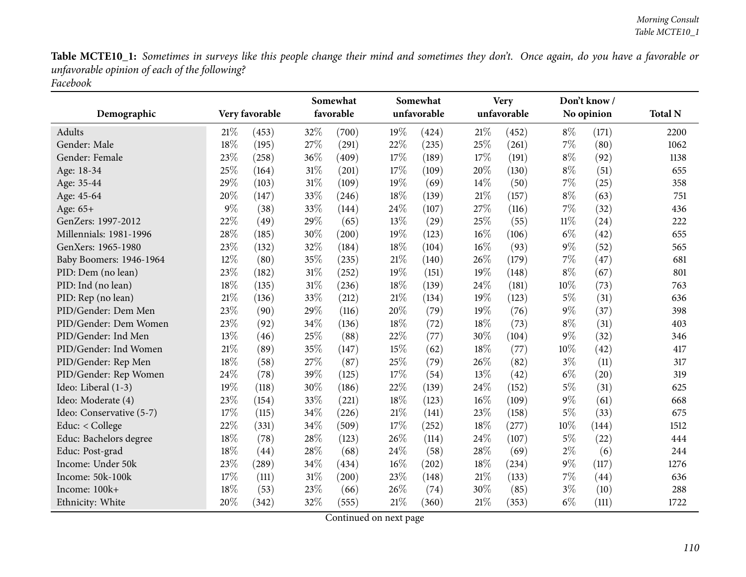**Table MCTE10_1:** *Sometimes in surveys like this people change their mind and sometimes they don't. Once again, do you have a favorable or unfavorable opinion of each of the following?*
*Facebook*

| Demographic | Very favorable | | Somewhat favorable | | Somewhat unfavorable | | Very unfavorable | | Don't know / No opinion | | Total N |
|---|---|---|---|---|---|---|---|---|---|---|---|
| Adults | 21% | (453) | 32% | (700) | 19% | (424) | 21% | (452) | 8% | (171) | 2200 |
| Gender: Male | 18% | (195) | 27% | (291) | 22% | (235) | 25% | (261) | 7% | (80) | 1062 |
| Gender: Female | 23% | (258) | 36% | (409) | 17% | (189) | 17% | (191) | 8% | (92) | 1138 |
| Age: 18-34 | 25% | (164) | 31% | (201) | 17% | (109) | 20% | (130) | 8% | (51) | 655 |
| Age: 35-44 | 29% | (103) | 31% | (109) | 19% | (69) | 14% | (50) | 7% | (25) | 358 |
| Age: 45-64 | 20% | (147) | 33% | (246) | 18% | (139) | 21% | (157) | 8% | (63) | 751 |
| Age: 65+ | 9% | (38) | 33% | (144) | 24% | (107) | 27% | (116) | 7% | (32) | 436 |
| GenZers: 1997-2012 | 22% | (49) | 29% | (65) | 13% | (29) | 25% | (55) | 11% | (24) | 222 |
| Millennials: 1981-1996 | 28% | (185) | 30% | (200) | 19% | (123) | 16% | (106) | 6% | (42) | 655 |
| GenXers: 1965-1980 | 23% | (132) | 32% | (184) | 18% | (104) | 16% | (93) | 9% | (52) | 565 |
| Baby Boomers: 1946-1964 | 12% | (80) | 35% | (235) | 21% | (140) | 26% | (179) | 7% | (47) | 681 |
| PID: Dem (no lean) | 23% | (182) | 31% | (252) | 19% | (151) | 19% | (148) | 8% | (67) | 801 |
| PID: Ind (no lean) | 18% | (135) | 31% | (236) | 18% | (139) | 24% | (181) | 10% | (73) | 763 |
| PID: Rep (no lean) | 21% | (136) | 33% | (212) | 21% | (134) | 19% | (123) | 5% | (31) | 636 |
| PID/Gender: Dem Men | 23% | (90) | 29% | (116) | 20% | (79) | 19% | (76) | 9% | (37) | 398 |
| PID/Gender: Dem Women | 23% | (92) | 34% | (136) | 18% | (72) | 18% | (73) | 8% | (31) | 403 |
| PID/Gender: Ind Men | 13% | (46) | 25% | (88) | 22% | (77) | 30% | (104) | 9% | (32) | 346 |
| PID/Gender: Ind Women | 21% | (89) | 35% | (147) | 15% | (62) | 18% | (77) | 10% | (42) | 417 |
| PID/Gender: Rep Men | 18% | (58) | 27% | (87) | 25% | (79) | 26% | (82) | 3% | (11) | 317 |
| PID/Gender: Rep Women | 24% | (78) | 39% | (125) | 17% | (54) | 13% | (42) | 6% | (20) | 319 |
| Ideo: Liberal (1-3) | 19% | (118) | 30% | (186) | 22% | (139) | 24% | (152) | 5% | (31) | 625 |
| Ideo: Moderate (4) | 23% | (154) | 33% | (221) | 18% | (123) | 16% | (109) | 9% | (61) | 668 |
| Ideo: Conservative (5-7) | 17% | (115) | 34% | (226) | 21% | (141) | 23% | (158) | 5% | (33) | 675 |
| Educ: < College | 22% | (331) | 34% | (509) | 17% | (252) | 18% | (277) | 10% | (144) | 1512 |
| Educ: Bachelors degree | 18% | (78) | 28% | (123) | 26% | (114) | 24% | (107) | 5% | (22) | 444 |
| Educ: Post-grad | 18% | (44) | 28% | (68) | 24% | (58) | 28% | (69) | 2% | (6) | 244 |
| Income: Under 50k | 23% | (289) | 34% | (434) | 16% | (202) | 18% | (234) | 9% | (117) | 1276 |
| Income: 50k-100k | 17% | (111) | 31% | (200) | 23% | (148) | 21% | (133) | 7% | (44) | 636 |
| Income: 100k+ | 18% | (53) | 23% | (66) | 26% | (74) | 30% | (85) | 3% | (10) | 288 |
| Ethnicity: White | 20% | (342) | 32% | (555) | 21% | (360) | 21% | (353) | 6% | (111) | 1722 |

Continued on next page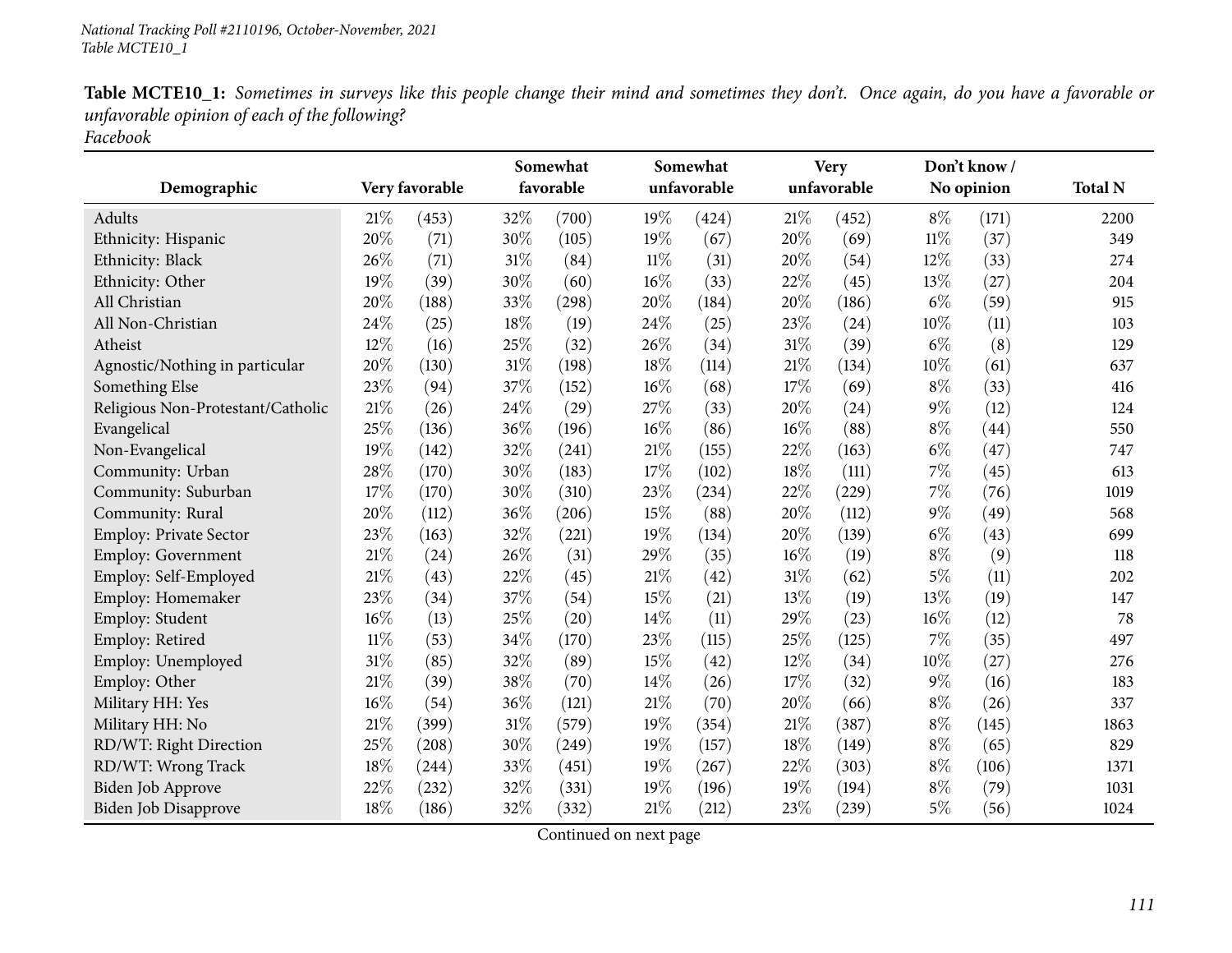**Table MCTE10_1:** *Sometimes in surveys like this people change their mind and sometimes they don't. Once again, do you have a favorable or unfavorable opinion of each of the following?*
*Facebook*

| Demographic | Very favorable | | Somewhat favorable | | Somewhat unfavorable | | Very unfavorable | | Don't know / No opinion | | Total N |
|---|---|---|---|---|---|---|---|---|---|---|---|
| Adults | 21% | (453) | 32% | (700) | 19% | (424) | 21% | (452) | 8% | (171) | 2200 |
| Ethnicity: Hispanic | 20% | (71) | 30% | (105) | 19% | (67) | 20% | (69) | 11% | (37) | 349 |
| Ethnicity: Black | 26% | (71) | 31% | (84) | 11% | (31) | 20% | (54) | 12% | (33) | 274 |
| Ethnicity: Other | 19% | (39) | 30% | (60) | 16% | (33) | 22% | (45) | 13% | (27) | 204 |
| All Christian | 20% | (188) | 33% | (298) | 20% | (184) | 20% | (186) | 6% | (59) | 915 |
| All Non-Christian | 24% | (25) | 18% | (19) | 24% | (25) | 23% | (24) | 10% | (11) | 103 |
| Atheist | 12% | (16) | 25% | (32) | 26% | (34) | 31% | (39) | 6% | (8) | 129 |
| Agnostic/Nothing in particular | 20% | (130) | 31% | (198) | 18% | (114) | 21% | (134) | 10% | (61) | 637 |
| Something Else | 23% | (94) | 37% | (152) | 16% | (68) | 17% | (69) | 8% | (33) | 416 |
| Religious Non-Protestant/Catholic | 21% | (26) | 24% | (29) | 27% | (33) | 20% | (24) | 9% | (12) | 124 |
| Evangelical | 25% | (136) | 36% | (196) | 16% | (86) | 16% | (88) | 8% | (44) | 550 |
| Non-Evangelical | 19% | (142) | 32% | (241) | 21% | (155) | 22% | (163) | 6% | (47) | 747 |
| Community: Urban | 28% | (170) | 30% | (183) | 17% | (102) | 18% | (111) | 7% | (45) | 613 |
| Community: Suburban | 17% | (170) | 30% | (310) | 23% | (234) | 22% | (229) | 7% | (76) | 1019 |
| Community: Rural | 20% | (112) | 36% | (206) | 15% | (88) | 20% | (112) | 9% | (49) | 568 |
| Employ: Private Sector | 23% | (163) | 32% | (221) | 19% | (134) | 20% | (139) | 6% | (43) | 699 |
| Employ: Government | 21% | (24) | 26% | (31) | 29% | (35) | 16% | (19) | 8% | (9) | 118 |
| Employ: Self-Employed | 21% | (43) | 22% | (45) | 21% | (42) | 31% | (62) | 5% | (11) | 202 |
| Employ: Homemaker | 23% | (34) | 37% | (54) | 15% | (21) | 13% | (19) | 13% | (19) | 147 |
| Employ: Student | 16% | (13) | 25% | (20) | 14% | (11) | 29% | (23) | 16% | (12) | 78 |
| Employ: Retired | 11% | (53) | 34% | (170) | 23% | (115) | 25% | (125) | 7% | (35) | 497 |
| Employ: Unemployed | 31% | (85) | 32% | (89) | 15% | (42) | 12% | (34) | 10% | (27) | 276 |
| Employ: Other | 21% | (39) | 38% | (70) | 14% | (26) | 17% | (32) | 9% | (16) | 183 |
| Military HH: Yes | 16% | (54) | 36% | (121) | 21% | (70) | 20% | (66) | 8% | (26) | 337 |
| Military HH: No | 21% | (399) | 31% | (579) | 19% | (354) | 21% | (387) | 8% | (145) | 1863 |
| RD/WT: Right Direction | 25% | (208) | 30% | (249) | 19% | (157) | 18% | (149) | 8% | (65) | 829 |
| RD/WT: Wrong Track | 18% | (244) | 33% | (451) | 19% | (267) | 22% | (303) | 8% | (106) | 1371 |
| Biden Job Approve | 22% | (232) | 32% | (331) | 19% | (196) | 19% | (194) | 8% | (79) | 1031 |
| Biden Job Disapprove | 18% | (186) | 32% | (332) | 21% | (212) | 23% | (239) | 5% | (56) | 1024 |

Continued on next page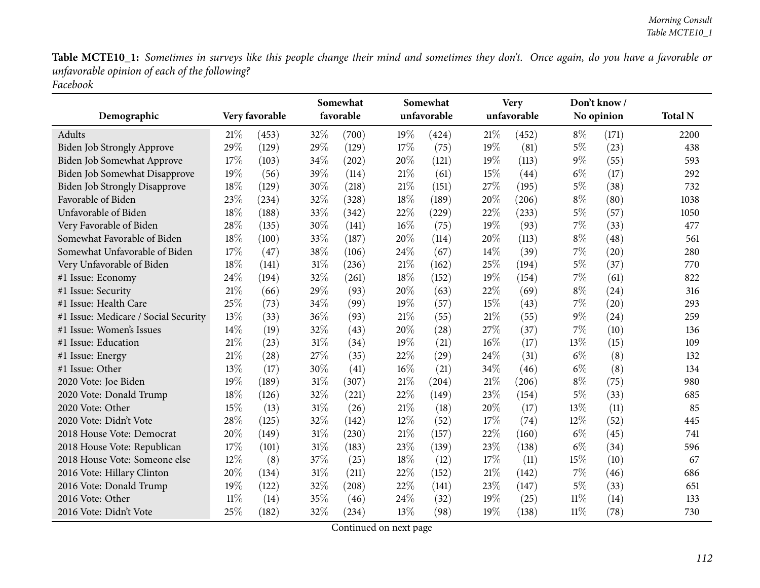**Table MCTE10_1:** *Sometimes in surveys like this people change their mind and sometimes they don't. Once again, do you have a favorable or unfavorable opinion of each of the following?*
*Facebook*

| Demographic | Very favorable | | Somewhat favorable | | Somewhat unfavorable | | Very unfavorable | | Don't know / No opinion | | Total N |
|---|---|---|---|---|---|---|---|---|---|---|---|
| Adults | 21% | (453) | 32% | (700) | 19% | (424) | 21% | (452) | 8% | (171) | 2200 |
| Biden Job Strongly Approve | 29% | (129) | 29% | (129) | 17% | (75) | 19% | (81) | 5% | (23) | 438 |
| Biden Job Somewhat Approve | 17% | (103) | 34% | (202) | 20% | (121) | 19% | (113) | 9% | (55) | 593 |
| Biden Job Somewhat Disapprove | 19% | (56) | 39% | (114) | 21% | (61) | 15% | (44) | 6% | (17) | 292 |
| Biden Job Strongly Disapprove | 18% | (129) | 30% | (218) | 21% | (151) | 27% | (195) | 5% | (38) | 732 |
| Favorable of Biden | 23% | (234) | 32% | (328) | 18% | (189) | 20% | (206) | 8% | (80) | 1038 |
| Unfavorable of Biden | 18% | (188) | 33% | (342) | 22% | (229) | 22% | (233) | 5% | (57) | 1050 |
| Very Favorable of Biden | 28% | (135) | 30% | (141) | 16% | (75) | 19% | (93) | 7% | (33) | 477 |
| Somewhat Favorable of Biden | 18% | (100) | 33% | (187) | 20% | (114) | 20% | (113) | 8% | (48) | 561 |
| Somewhat Unfavorable of Biden | 17% | (47) | 38% | (106) | 24% | (67) | 14% | (39) | 7% | (20) | 280 |
| Very Unfavorable of Biden | 18% | (141) | 31% | (236) | 21% | (162) | 25% | (194) | 5% | (37) | 770 |
| #1 Issue: Economy | 24% | (194) | 32% | (261) | 18% | (152) | 19% | (154) | 7% | (61) | 822 |
| #1 Issue: Security | 21% | (66) | 29% | (93) | 20% | (63) | 22% | (69) | 8% | (24) | 316 |
| #1 Issue: Health Care | 25% | (73) | 34% | (99) | 19% | (57) | 15% | (43) | 7% | (20) | 293 |
| #1 Issue: Medicare / Social Security | 13% | (33) | 36% | (93) | 21% | (55) | 21% | (55) | 9% | (24) | 259 |
| #1 Issue: Women's Issues | 14% | (19) | 32% | (43) | 20% | (28) | 27% | (37) | 7% | (10) | 136 |
| #1 Issue: Education | 21% | (23) | 31% | (34) | 19% | (21) | 16% | (17) | 13% | (15) | 109 |
| #1 Issue: Energy | 21% | (28) | 27% | (35) | 22% | (29) | 24% | (31) | 6% | (8) | 132 |
| #1 Issue: Other | 13% | (17) | 30% | (41) | 16% | (21) | 34% | (46) | 6% | (8) | 134 |
| 2020 Vote: Joe Biden | 19% | (189) | 31% | (307) | 21% | (204) | 21% | (206) | 8% | (75) | 980 |
| 2020 Vote: Donald Trump | 18% | (126) | 32% | (221) | 22% | (149) | 23% | (154) | 5% | (33) | 685 |
| 2020 Vote: Other | 15% | (13) | 31% | (26) | 21% | (18) | 20% | (17) | 13% | (11) | 85 |
| 2020 Vote: Didn't Vote | 28% | (125) | 32% | (142) | 12% | (52) | 17% | (74) | 12% | (52) | 445 |
| 2018 House Vote: Democrat | 20% | (149) | 31% | (230) | 21% | (157) | 22% | (160) | 6% | (45) | 741 |
| 2018 House Vote: Republican | 17% | (101) | 31% | (183) | 23% | (139) | 23% | (138) | 6% | (34) | 596 |
| 2018 House Vote: Someone else | 12% | (8) | 37% | (25) | 18% | (12) | 17% | (11) | 15% | (10) | 67 |
| 2016 Vote: Hillary Clinton | 20% | (134) | 31% | (211) | 22% | (152) | 21% | (142) | 7% | (46) | 686 |
| 2016 Vote: Donald Trump | 19% | (122) | 32% | (208) | 22% | (141) | 23% | (147) | 5% | (33) | 651 |
| 2016 Vote: Other | 11% | (14) | 35% | (46) | 24% | (32) | 19% | (25) | 11% | (14) | 133 |
| 2016 Vote: Didn't Vote | 25% | (182) | 32% | (234) | 13% | (98) | 19% | (138) | 11% | (78) | 730 |

Continued on next page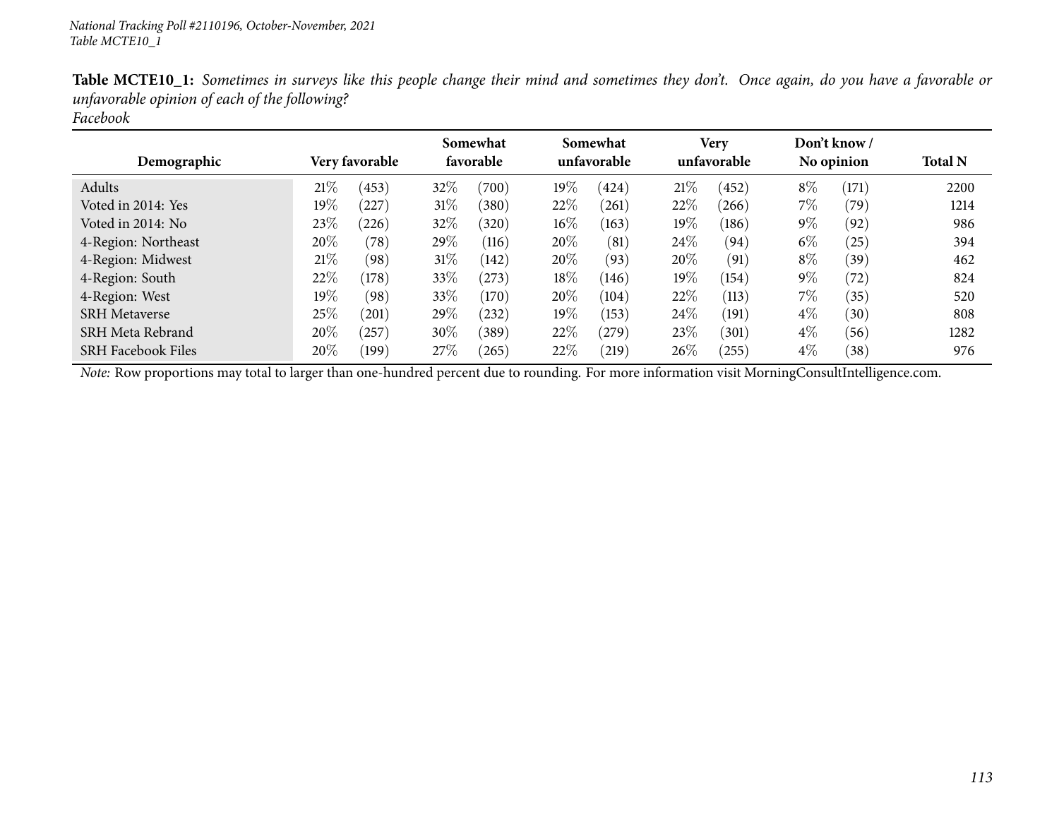**Table MCTE10_1:** *Sometimes in surveys like this people change their mind and sometimes they don't. Once again, do you have a favorable or unfavorable opinion of each of the following?*
*Facebook*

| Demographic | Very favorable | | Somewhat favorable | | Somewhat unfavorable | | Very unfavorable | | Don't know / No opinion | | Total N |
|---|---|---|---|---|---|---|---|---|---|---|---|
| Adults | 21% | (453) | 32% | (700) | 19% | (424) | 21% | (452) | 8% | (171) | 2200 |
| Voted in 2014: Yes | 19% | (227) | 31% | (380) | 22% | (261) | 22% | (266) | 7% | (79) | 1214 |
| Voted in 2014: No | 23% | (226) | 32% | (320) | 16% | (163) | 19% | (186) | 9% | (92) | 986 |
| 4-Region: Northeast | 20% | (78) | 29% | (116) | 20% | (81) | 24% | (94) | 6% | (25) | 394 |
| 4-Region: Midwest | 21% | (98) | 31% | (142) | 20% | (93) | 20% | (91) | 8% | (39) | 462 |
| 4-Region: South | 22% | (178) | 33% | (273) | 18% | (146) | 19% | (154) | 9% | (72) | 824 |
| 4-Region: West | 19% | (98) | 33% | (170) | 20% | (104) | 22% | (113) | 7% | (35) | 520 |
| SRH Metaverse | 25% | (201) | 29% | (232) | 19% | (153) | 24% | (191) | 4% | (30) | 808 |
| SRH Meta Rebrand | 20% | (257) | 30% | (389) | 22% | (279) | 23% | (301) | 4% | (56) | 1282 |
| SRH Facebook Files | 20% | (199) | 27% | (265) | 22% | (219) | 26% | (255) | 4% | (38) | 976 |

*Note:* Row proportions may total to larger than one-hundred percent due to rounding. For more information visit MorningConsultIntelligence.com.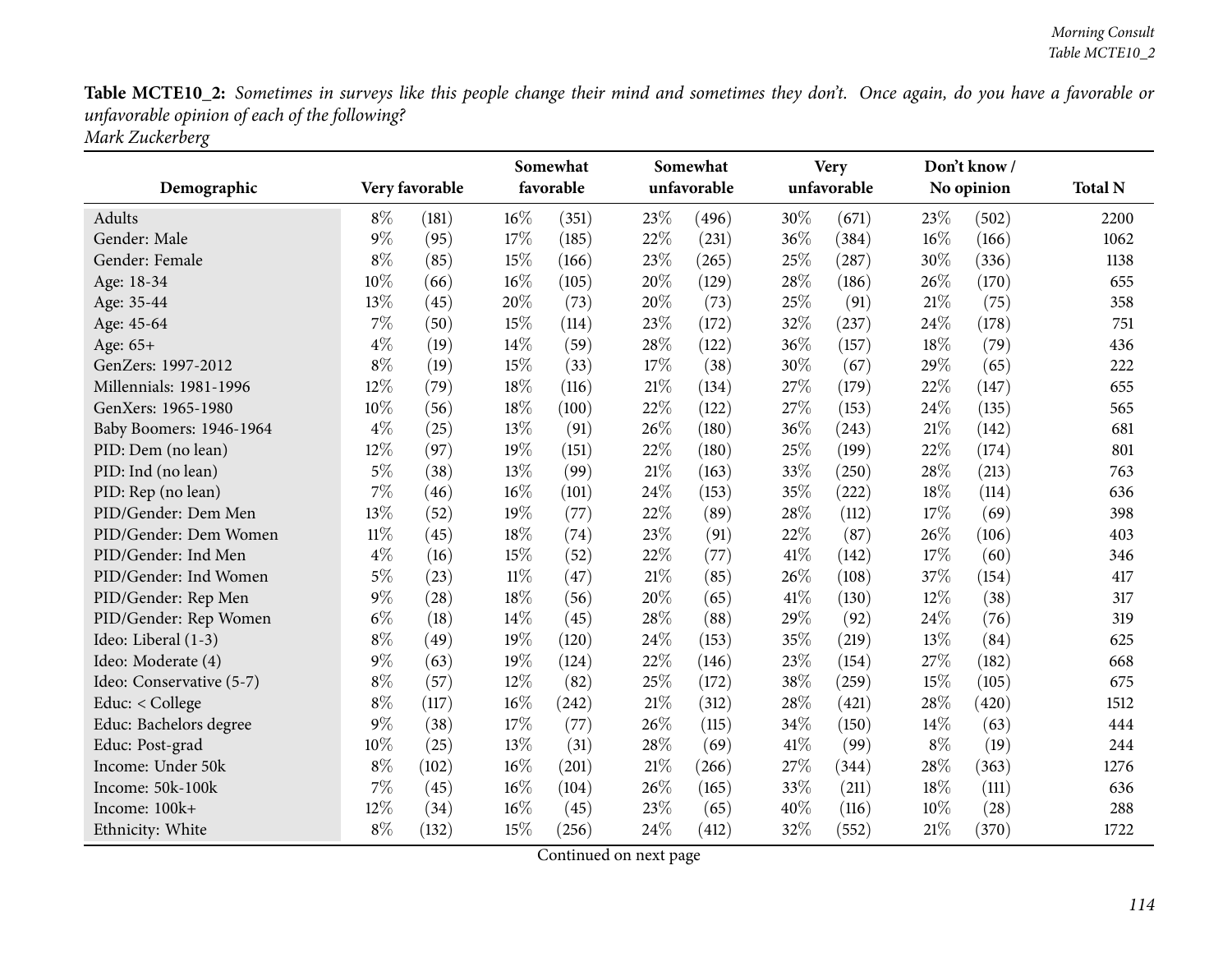**Table MCTE10_2:** *Sometimes in surveys like this people change their mind and sometimes they don't. Once again, do you have a favorable or unfavorable opinion of each of the following?*
*Mark Zuckerberg*

| Demographic | Very favorable | | Somewhat favorable | | Somewhat unfavorable | | Very unfavorable | | Don't know / No opinion | | Total N |
|---|---|---|---|---|---|---|---|---|---|---|---|
| Adults | 8% | (181) | 16% | (351) | 23% | (496) | 30% | (671) | 23% | (502) | 2200 |
| Gender: Male | 9% | (95) | 17% | (185) | 22% | (231) | 36% | (384) | 16% | (166) | 1062 |
| Gender: Female | 8% | (85) | 15% | (166) | 23% | (265) | 25% | (287) | 30% | (336) | 1138 |
| Age: 18-34 | 10% | (66) | 16% | (105) | 20% | (129) | 28% | (186) | 26% | (170) | 655 |
| Age: 35-44 | 13% | (45) | 20% | (73) | 20% | (73) | 25% | (91) | 21% | (75) | 358 |
| Age: 45-64 | 7% | (50) | 15% | (114) | 23% | (172) | 32% | (237) | 24% | (178) | 751 |
| Age: 65+ | 4% | (19) | 14% | (59) | 28% | (122) | 36% | (157) | 18% | (79) | 436 |
| GenZers: 1997-2012 | 8% | (19) | 15% | (33) | 17% | (38) | 30% | (67) | 29% | (65) | 222 |
| Millennials: 1981-1996 | 12% | (79) | 18% | (116) | 21% | (134) | 27% | (179) | 22% | (147) | 655 |
| GenXers: 1965-1980 | 10% | (56) | 18% | (100) | 22% | (122) | 27% | (153) | 24% | (135) | 565 |
| Baby Boomers: 1946-1964 | 4% | (25) | 13% | (91) | 26% | (180) | 36% | (243) | 21% | (142) | 681 |
| PID: Dem (no lean) | 12% | (97) | 19% | (151) | 22% | (180) | 25% | (199) | 22% | (174) | 801 |
| PID: Ind (no lean) | 5% | (38) | 13% | (99) | 21% | (163) | 33% | (250) | 28% | (213) | 763 |
| PID: Rep (no lean) | 7% | (46) | 16% | (101) | 24% | (153) | 35% | (222) | 18% | (114) | 636 |
| PID/Gender: Dem Men | 13% | (52) | 19% | (77) | 22% | (89) | 28% | (112) | 17% | (69) | 398 |
| PID/Gender: Dem Women | 11% | (45) | 18% | (74) | 23% | (91) | 22% | (87) | 26% | (106) | 403 |
| PID/Gender: Ind Men | 4% | (16) | 15% | (52) | 22% | (77) | 41% | (142) | 17% | (60) | 346 |
| PID/Gender: Ind Women | 5% | (23) | 11% | (47) | 21% | (85) | 26% | (108) | 37% | (154) | 417 |
| PID/Gender: Rep Men | 9% | (28) | 18% | (56) | 20% | (65) | 41% | (130) | 12% | (38) | 317 |
| PID/Gender: Rep Women | 6% | (18) | 14% | (45) | 28% | (88) | 29% | (92) | 24% | (76) | 319 |
| Ideo: Liberal (1-3) | 8% | (49) | 19% | (120) | 24% | (153) | 35% | (219) | 13% | (84) | 625 |
| Ideo: Moderate (4) | 9% | (63) | 19% | (124) | 22% | (146) | 23% | (154) | 27% | (182) | 668 |
| Ideo: Conservative (5-7) | 8% | (57) | 12% | (82) | 25% | (172) | 38% | (259) | 15% | (105) | 675 |
| Educ: < College | 8% | (117) | 16% | (242) | 21% | (312) | 28% | (421) | 28% | (420) | 1512 |
| Educ: Bachelors degree | 9% | (38) | 17% | (77) | 26% | (115) | 34% | (150) | 14% | (63) | 444 |
| Educ: Post-grad | 10% | (25) | 13% | (31) | 28% | (69) | 41% | (99) | 8% | (19) | 244 |
| Income: Under 50k | 8% | (102) | 16% | (201) | 21% | (266) | 27% | (344) | 28% | (363) | 1276 |
| Income: 50k-100k | 7% | (45) | 16% | (104) | 26% | (165) | 33% | (211) | 18% | (111) | 636 |
| Income: 100k+ | 12% | (34) | 16% | (45) | 23% | (65) | 40% | (116) | 10% | (28) | 288 |
| Ethnicity: White | 8% | (132) | 15% | (256) | 24% | (412) | 32% | (552) | 21% | (370) | 1722 |

Continued on next page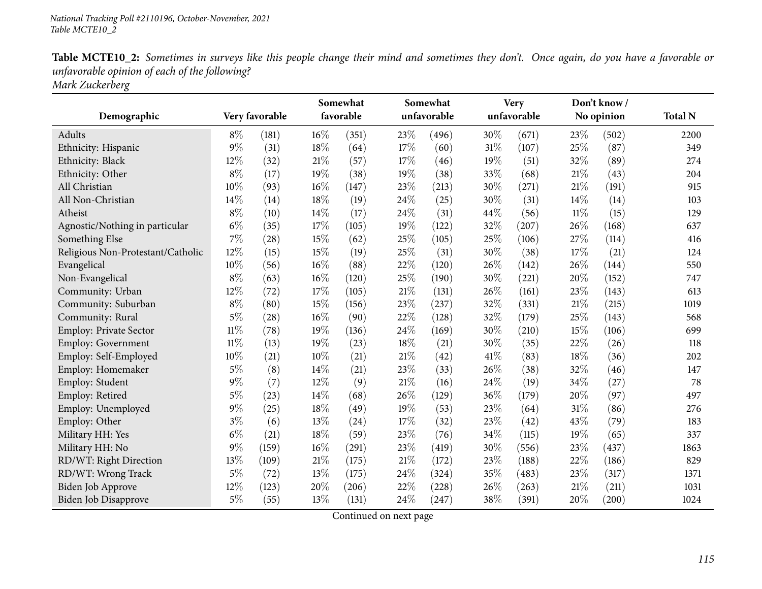**Table MCTE10_2:** *Sometimes in surveys like this people change their mind and sometimes they don't. Once again, do you have a favorable or unfavorable opinion of each of the following?*
*Mark Zuckerberg*

| Demographic | Very favorable | | Somewhat favorable | | Somewhat unfavorable | | Very unfavorable | | Don't know / No opinion | | Total N |
|---|---|---|---|---|---|---|---|---|---|---|---|
| Adults | 8% | (181) | 16% | (351) | 23% | (496) | 30% | (671) | 23% | (502) | 2200 |
| Ethnicity: Hispanic | 9% | (31) | 18% | (64) | 17% | (60) | 31% | (107) | 25% | (87) | 349 |
| Ethnicity: Black | 12% | (32) | 21% | (57) | 17% | (46) | 19% | (51) | 32% | (89) | 274 |
| Ethnicity: Other | 8% | (17) | 19% | (38) | 19% | (38) | 33% | (68) | 21% | (43) | 204 |
| All Christian | 10% | (93) | 16% | (147) | 23% | (213) | 30% | (271) | 21% | (191) | 915 |
| All Non-Christian | 14% | (14) | 18% | (19) | 24% | (25) | 30% | (31) | 14% | (14) | 103 |
| Atheist | 8% | (10) | 14% | (17) | 24% | (31) | 44% | (56) | 11% | (15) | 129 |
| Agnostic/Nothing in particular | 6% | (35) | 17% | (105) | 19% | (122) | 32% | (207) | 26% | (168) | 637 |
| Something Else | 7% | (28) | 15% | (62) | 25% | (105) | 25% | (106) | 27% | (114) | 416 |
| Religious Non-Protestant/Catholic | 12% | (15) | 15% | (19) | 25% | (31) | 30% | (38) | 17% | (21) | 124 |
| Evangelical | 10% | (56) | 16% | (88) | 22% | (120) | 26% | (142) | 26% | (144) | 550 |
| Non-Evangelical | 8% | (63) | 16% | (120) | 25% | (190) | 30% | (221) | 20% | (152) | 747 |
| Community: Urban | 12% | (72) | 17% | (105) | 21% | (131) | 26% | (161) | 23% | (143) | 613 |
| Community: Suburban | 8% | (80) | 15% | (156) | 23% | (237) | 32% | (331) | 21% | (215) | 1019 |
| Community: Rural | 5% | (28) | 16% | (90) | 22% | (128) | 32% | (179) | 25% | (143) | 568 |
| Employ: Private Sector | 11% | (78) | 19% | (136) | 24% | (169) | 30% | (210) | 15% | (106) | 699 |
| Employ: Government | 11% | (13) | 19% | (23) | 18% | (21) | 30% | (35) | 22% | (26) | 118 |
| Employ: Self-Employed | 10% | (21) | 10% | (21) | 21% | (42) | 41% | (83) | 18% | (36) | 202 |
| Employ: Homemaker | 5% | (8) | 14% | (21) | 23% | (33) | 26% | (38) | 32% | (46) | 147 |
| Employ: Student | 9% | (7) | 12% | (9) | 21% | (16) | 24% | (19) | 34% | (27) | 78 |
| Employ: Retired | 5% | (23) | 14% | (68) | 26% | (129) | 36% | (179) | 20% | (97) | 497 |
| Employ: Unemployed | 9% | (25) | 18% | (49) | 19% | (53) | 23% | (64) | 31% | (86) | 276 |
| Employ: Other | 3% | (6) | 13% | (24) | 17% | (32) | 23% | (42) | 43% | (79) | 183 |
| Military HH: Yes | 6% | (21) | 18% | (59) | 23% | (76) | 34% | (115) | 19% | (65) | 337 |
| Military HH: No | 9% | (159) | 16% | (291) | 23% | (419) | 30% | (556) | 23% | (437) | 1863 |
| RD/WT: Right Direction | 13% | (109) | 21% | (175) | 21% | (172) | 23% | (188) | 22% | (186) | 829 |
| RD/WT: Wrong Track | 5% | (72) | 13% | (175) | 24% | (324) | 35% | (483) | 23% | (317) | 1371 |
| Biden Job Approve | 12% | (123) | 20% | (206) | 22% | (228) | 26% | (263) | 21% | (211) | 1031 |
| Biden Job Disapprove | 5% | (55) | 13% | (131) | 24% | (247) | 38% | (391) | 20% | (200) | 1024 |

Continued on next page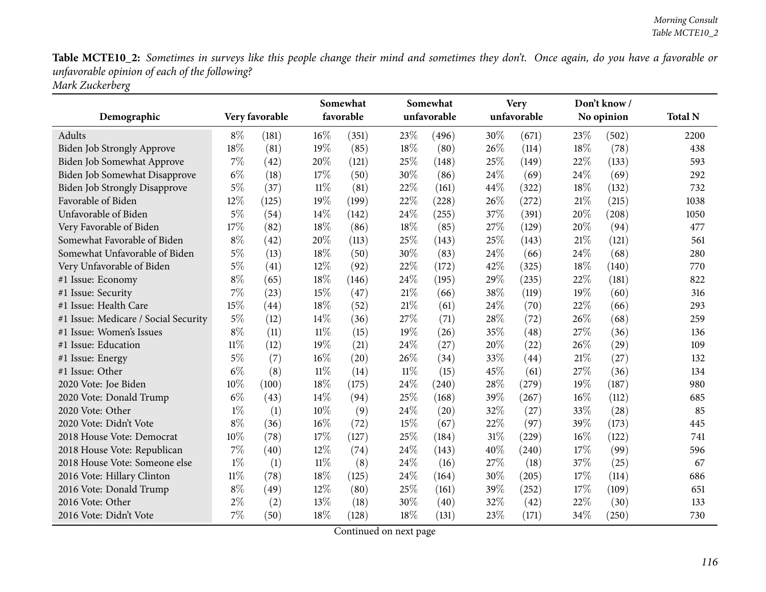**Table MCTE10_2:** *Sometimes in surveys like this people change their mind and sometimes they don't. Once again, do you have a favorable or unfavorable opinion of each of the following?*
*Mark Zuckerberg*

| Demographic | Very favorable | | Somewhat favorable | | Somewhat unfavorable | | Very unfavorable | | Don't know / No opinion | | Total N |
|---|---|---|---|---|---|---|---|---|---|---|---|
| Adults | 8% | (181) | 16% | (351) | 23% | (496) | 30% | (671) | 23% | (502) | 2200 |
| Biden Job Strongly Approve | 18% | (81) | 19% | (85) | 18% | (80) | 26% | (114) | 18% | (78) | 438 |
| Biden Job Somewhat Approve | 7% | (42) | 20% | (121) | 25% | (148) | 25% | (149) | 22% | (133) | 593 |
| Biden Job Somewhat Disapprove | 6% | (18) | 17% | (50) | 30% | (86) | 24% | (69) | 24% | (69) | 292 |
| Biden Job Strongly Disapprove | 5% | (37) | 11% | (81) | 22% | (161) | 44% | (322) | 18% | (132) | 732 |
| Favorable of Biden | 12% | (125) | 19% | (199) | 22% | (228) | 26% | (272) | 21% | (215) | 1038 |
| Unfavorable of Biden | 5% | (54) | 14% | (142) | 24% | (255) | 37% | (391) | 20% | (208) | 1050 |
| Very Favorable of Biden | 17% | (82) | 18% | (86) | 18% | (85) | 27% | (129) | 20% | (94) | 477 |
| Somewhat Favorable of Biden | 8% | (42) | 20% | (113) | 25% | (143) | 25% | (143) | 21% | (121) | 561 |
| Somewhat Unfavorable of Biden | 5% | (13) | 18% | (50) | 30% | (83) | 24% | (66) | 24% | (68) | 280 |
| Very Unfavorable of Biden | 5% | (41) | 12% | (92) | 22% | (172) | 42% | (325) | 18% | (140) | 770 |
| #1 Issue: Economy | 8% | (65) | 18% | (146) | 24% | (195) | 29% | (235) | 22% | (181) | 822 |
| #1 Issue: Security | 7% | (23) | 15% | (47) | 21% | (66) | 38% | (119) | 19% | (60) | 316 |
| #1 Issue: Health Care | 15% | (44) | 18% | (52) | 21% | (61) | 24% | (70) | 22% | (66) | 293 |
| #1 Issue: Medicare / Social Security | 5% | (12) | 14% | (36) | 27% | (71) | 28% | (72) | 26% | (68) | 259 |
| #1 Issue: Women's Issues | 8% | (11) | 11% | (15) | 19% | (26) | 35% | (48) | 27% | (36) | 136 |
| #1 Issue: Education | 11% | (12) | 19% | (21) | 24% | (27) | 20% | (22) | 26% | (29) | 109 |
| #1 Issue: Energy | 5% | (7) | 16% | (20) | 26% | (34) | 33% | (44) | 21% | (27) | 132 |
| #1 Issue: Other | 6% | (8) | 11% | (14) | 11% | (15) | 45% | (61) | 27% | (36) | 134 |
| 2020 Vote: Joe Biden | 10% | (100) | 18% | (175) | 24% | (240) | 28% | (279) | 19% | (187) | 980 |
| 2020 Vote: Donald Trump | 6% | (43) | 14% | (94) | 25% | (168) | 39% | (267) | 16% | (112) | 685 |
| 2020 Vote: Other | 1% | (1) | 10% | (9) | 24% | (20) | 32% | (27) | 33% | (28) | 85 |
| 2020 Vote: Didn't Vote | 8% | (36) | 16% | (72) | 15% | (67) | 22% | (97) | 39% | (173) | 445 |
| 2018 House Vote: Democrat | 10% | (78) | 17% | (127) | 25% | (184) | 31% | (229) | 16% | (122) | 741 |
| 2018 House Vote: Republican | 7% | (40) | 12% | (74) | 24% | (143) | 40% | (240) | 17% | (99) | 596 |
| 2018 House Vote: Someone else | 1% | (1) | 11% | (8) | 24% | (16) | 27% | (18) | 37% | (25) | 67 |
| 2016 Vote: Hillary Clinton | 11% | (78) | 18% | (125) | 24% | (164) | 30% | (205) | 17% | (114) | 686 |
| 2016 Vote: Donald Trump | 8% | (49) | 12% | (80) | 25% | (161) | 39% | (252) | 17% | (109) | 651 |
| 2016 Vote: Other | 2% | (2) | 13% | (18) | 30% | (40) | 32% | (42) | 22% | (30) | 133 |
| 2016 Vote: Didn't Vote | 7% | (50) | 18% | (128) | 18% | (131) | 23% | (171) | 34% | (250) | 730 |

Continued on next page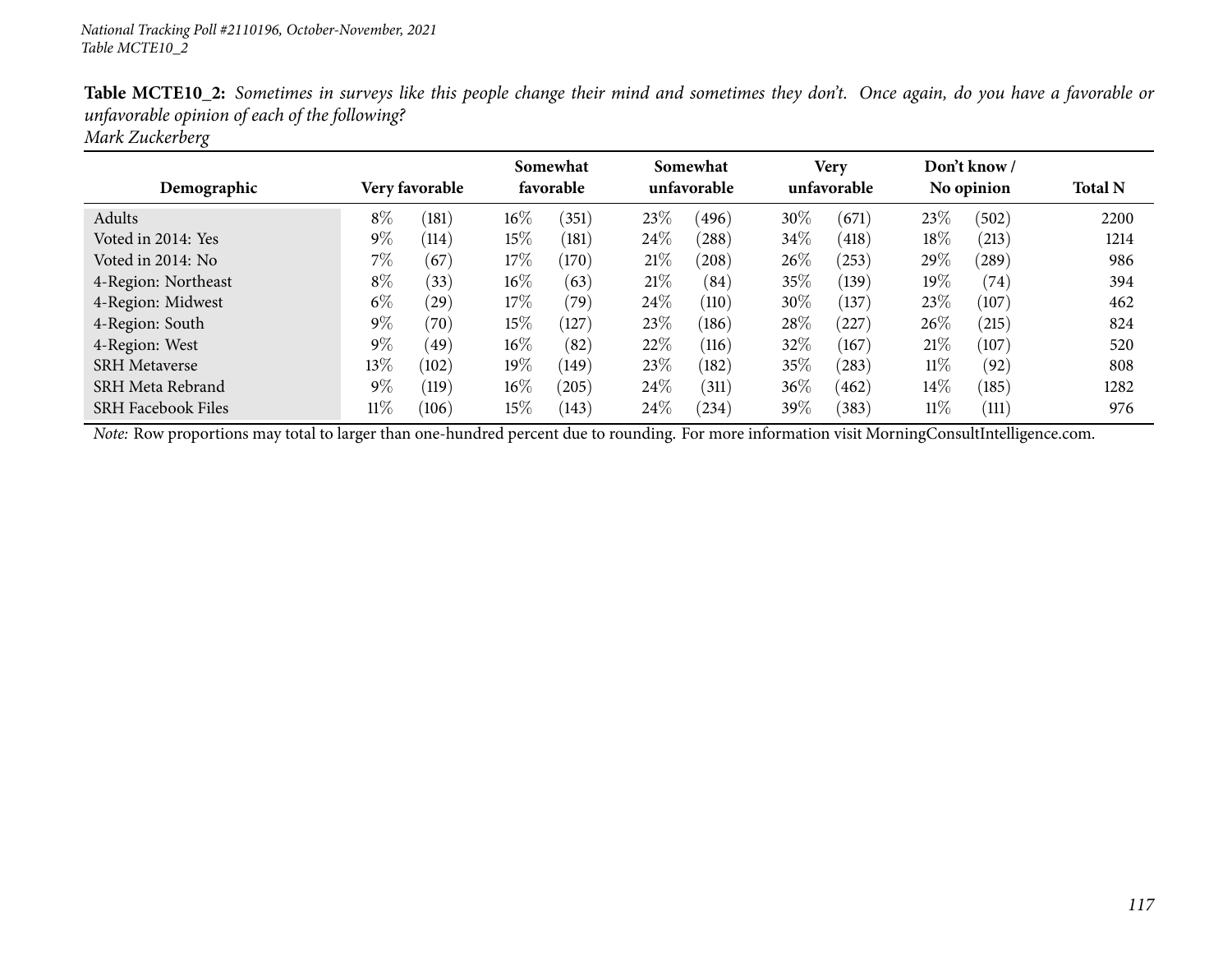National Tracking Poll #2110196, October-November, 2021
Table MCTE10_2

**Table MCTE10_2:** *Sometimes in surveys like this people change their mind and sometimes they don't. Once again, do you have a favorable or unfavorable opinion of each of the following?*
*Mark Zuckerberg*

| Demographic | Very favorable | | Somewhat favorable | | Somewhat unfavorable | | Very unfavorable | | Don't know / No opinion | | Total N |
|---|---|---|---|---|---|---|---|---|---|---|---|
| Adults | 8% | (181) | 16% | (351) | 23% | (496) | 30% | (671) | 23% | (502) | 2200 |
| Voted in 2014: Yes | 9% | (114) | 15% | (181) | 24% | (288) | 34% | (418) | 18% | (213) | 1214 |
| Voted in 2014: No | 7% | (67) | 17% | (170) | 21% | (208) | 26% | (253) | 29% | (289) | 986 |
| 4-Region: Northeast | 8% | (33) | 16% | (63) | 21% | (84) | 35% | (139) | 19% | (74) | 394 |
| 4-Region: Midwest | 6% | (29) | 17% | (79) | 24% | (110) | 30% | (137) | 23% | (107) | 462 |
| 4-Region: South | 9% | (70) | 15% | (127) | 23% | (186) | 28% | (227) | 26% | (215) | 824 |
| 4-Region: West | 9% | (49) | 16% | (82) | 22% | (116) | 32% | (167) | 21% | (107) | 520 |
| SRH Metaverse | 13% | (102) | 19% | (149) | 23% | (182) | 35% | (283) | 11% | (92) | 808 |
| SRH Meta Rebrand | 9% | (119) | 16% | (205) | 24% | (311) | 36% | (462) | 14% | (185) | 1282 |
| SRH Facebook Files | 11% | (106) | 15% | (143) | 24% | (234) | 39% | (383) | 11% | (111) | 976 |

*Note:* Row proportions may total to larger than one-hundred percent due to rounding. For more information visit MorningConsultIntelligence.com.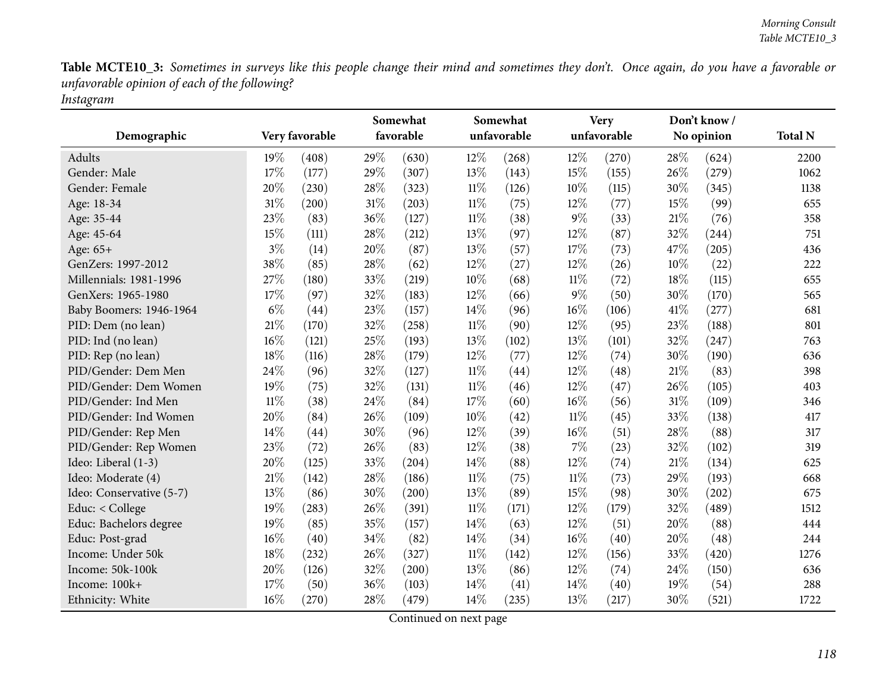**Table MCTE10_3:** *Sometimes in surveys like this people change their mind and sometimes they don't. Once again, do you have a favorable or unfavorable opinion of each of the following?*
*Instagram*

| Demographic | Very favorable | | Somewhat favorable | | Somewhat unfavorable | | Very unfavorable | | Don't know / No opinion | | Total N |
|---|---|---|---|---|---|---|---|---|---|---|---|
| Adults | 19% | (408) | 29% | (630) | 12% | (268) | 12% | (270) | 28% | (624) | 2200 |
| Gender: Male | 17% | (177) | 29% | (307) | 13% | (143) | 15% | (155) | 26% | (279) | 1062 |
| Gender: Female | 20% | (230) | 28% | (323) | 11% | (126) | 10% | (115) | 30% | (345) | 1138 |
| Age: 18-34 | 31% | (200) | 31% | (203) | 11% | (75) | 12% | (77) | 15% | (99) | 655 |
| Age: 35-44 | 23% | (83) | 36% | (127) | 11% | (38) | 9% | (33) | 21% | (76) | 358 |
| Age: 45-64 | 15% | (111) | 28% | (212) | 13% | (97) | 12% | (87) | 32% | (244) | 751 |
| Age: 65+ | 3% | (14) | 20% | (87) | 13% | (57) | 17% | (73) | 47% | (205) | 436 |
| GenZers: 1997-2012 | 38% | (85) | 28% | (62) | 12% | (27) | 12% | (26) | 10% | (22) | 222 |
| Millennials: 1981-1996 | 27% | (180) | 33% | (219) | 10% | (68) | 11% | (72) | 18% | (115) | 655 |
| GenXers: 1965-1980 | 17% | (97) | 32% | (183) | 12% | (66) | 9% | (50) | 30% | (170) | 565 |
| Baby Boomers: 1946-1964 | 6% | (44) | 23% | (157) | 14% | (96) | 16% | (106) | 41% | (277) | 681 |
| PID: Dem (no lean) | 21% | (170) | 32% | (258) | 11% | (90) | 12% | (95) | 23% | (188) | 801 |
| PID: Ind (no lean) | 16% | (121) | 25% | (193) | 13% | (102) | 13% | (101) | 32% | (247) | 763 |
| PID: Rep (no lean) | 18% | (116) | 28% | (179) | 12% | (77) | 12% | (74) | 30% | (190) | 636 |
| PID/Gender: Dem Men | 24% | (96) | 32% | (127) | 11% | (44) | 12% | (48) | 21% | (83) | 398 |
| PID/Gender: Dem Women | 19% | (75) | 32% | (131) | 11% | (46) | 12% | (47) | 26% | (105) | 403 |
| PID/Gender: Ind Men | 11% | (38) | 24% | (84) | 17% | (60) | 16% | (56) | 31% | (109) | 346 |
| PID/Gender: Ind Women | 20% | (84) | 26% | (109) | 10% | (42) | 11% | (45) | 33% | (138) | 417 |
| PID/Gender: Rep Men | 14% | (44) | 30% | (96) | 12% | (39) | 16% | (51) | 28% | (88) | 317 |
| PID/Gender: Rep Women | 23% | (72) | 26% | (83) | 12% | (38) | 7% | (23) | 32% | (102) | 319 |
| Ideo: Liberal (1-3) | 20% | (125) | 33% | (204) | 14% | (88) | 12% | (74) | 21% | (134) | 625 |
| Ideo: Moderate (4) | 21% | (142) | 28% | (186) | 11% | (75) | 11% | (73) | 29% | (193) | 668 |
| Ideo: Conservative (5-7) | 13% | (86) | 30% | (200) | 13% | (89) | 15% | (98) | 30% | (202) | 675 |
| Educ: < College | 19% | (283) | 26% | (391) | 11% | (171) | 12% | (179) | 32% | (489) | 1512 |
| Educ: Bachelors degree | 19% | (85) | 35% | (157) | 14% | (63) | 12% | (51) | 20% | (88) | 444 |
| Educ: Post-grad | 16% | (40) | 34% | (82) | 14% | (34) | 16% | (40) | 20% | (48) | 244 |
| Income: Under 50k | 18% | (232) | 26% | (327) | 11% | (142) | 12% | (156) | 33% | (420) | 1276 |
| Income: 50k-100k | 20% | (126) | 32% | (200) | 13% | (86) | 12% | (74) | 24% | (150) | 636 |
| Income: 100k+ | 17% | (50) | 36% | (103) | 14% | (41) | 14% | (40) | 19% | (54) | 288 |
| Ethnicity: White | 16% | (270) | 28% | (479) | 14% | (235) | 13% | (217) | 30% | (521) | 1722 |

Continued on next page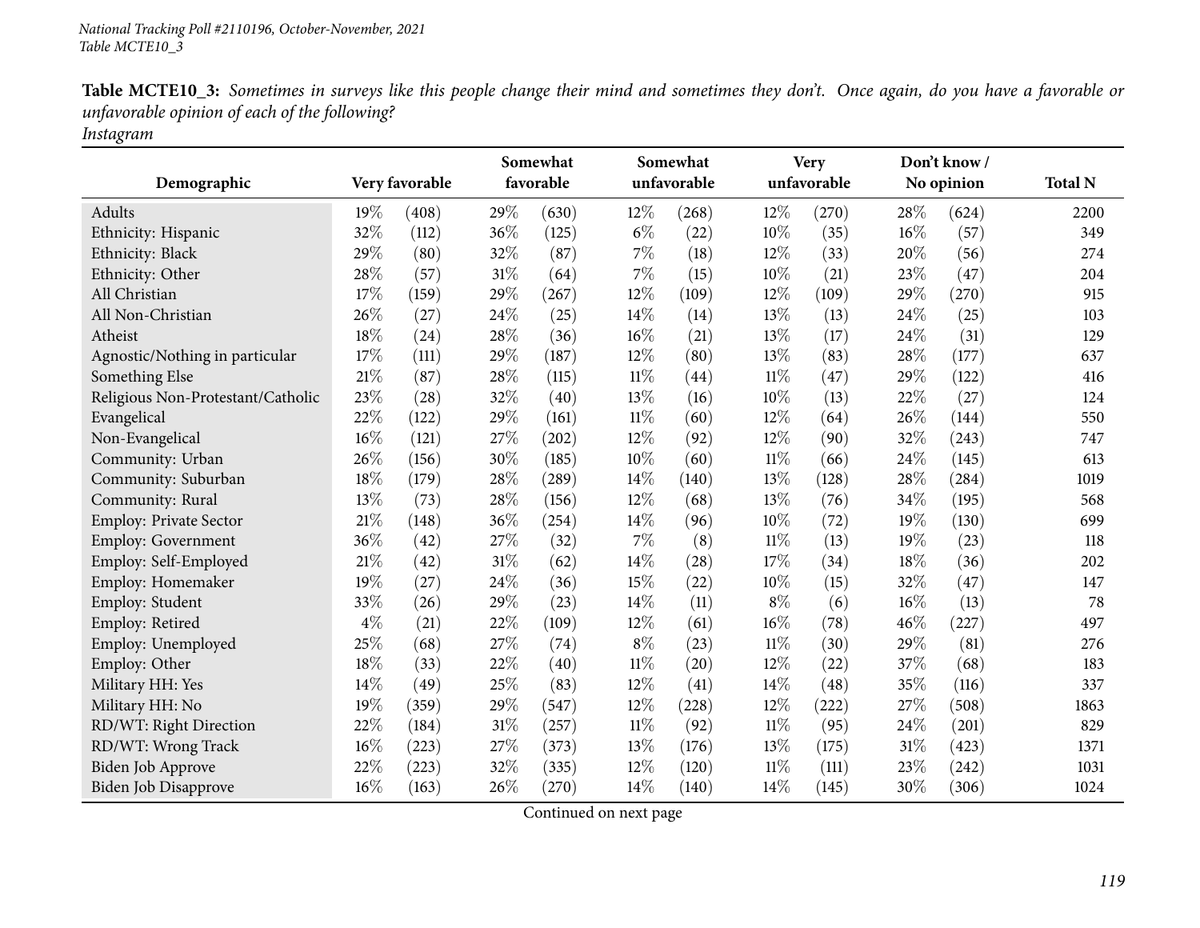**Table MCTE10_3:** *Sometimes in surveys like this people change their mind and sometimes they don't. Once again, do you have a favorable or unfavorable opinion of each of the following?*
*Instagram*

| Demographic | Very favorable | | Somewhat favorable | | Somewhat unfavorable | | Very unfavorable | | Don't know / No opinion | | Total N |
|---|---|---|---|---|---|---|---|---|---|---|---|
| Adults | 19% | (408) | 29% | (630) | 12% | (268) | 12% | (270) | 28% | (624) | 2200 |
| Ethnicity: Hispanic | 32% | (112) | 36% | (125) | 6% | (22) | 10% | (35) | 16% | (57) | 349 |
| Ethnicity: Black | 29% | (80) | 32% | (87) | 7% | (18) | 12% | (33) | 20% | (56) | 274 |
| Ethnicity: Other | 28% | (57) | 31% | (64) | 7% | (15) | 10% | (21) | 23% | (47) | 204 |
| All Christian | 17% | (159) | 29% | (267) | 12% | (109) | 12% | (109) | 29% | (270) | 915 |
| All Non-Christian | 26% | (27) | 24% | (25) | 14% | (14) | 13% | (13) | 24% | (25) | 103 |
| Atheist | 18% | (24) | 28% | (36) | 16% | (21) | 13% | (17) | 24% | (31) | 129 |
| Agnostic/Nothing in particular | 17% | (111) | 29% | (187) | 12% | (80) | 13% | (83) | 28% | (177) | 637 |
| Something Else | 21% | (87) | 28% | (115) | 11% | (44) | 11% | (47) | 29% | (122) | 416 |
| Religious Non-Protestant/Catholic | 23% | (28) | 32% | (40) | 13% | (16) | 10% | (13) | 22% | (27) | 124 |
| Evangelical | 22% | (122) | 29% | (161) | 11% | (60) | 12% | (64) | 26% | (144) | 550 |
| Non-Evangelical | 16% | (121) | 27% | (202) | 12% | (92) | 12% | (90) | 32% | (243) | 747 |
| Community: Urban | 26% | (156) | 30% | (185) | 10% | (60) | 11% | (66) | 24% | (145) | 613 |
| Community: Suburban | 18% | (179) | 28% | (289) | 14% | (140) | 13% | (128) | 28% | (284) | 1019 |
| Community: Rural | 13% | (73) | 28% | (156) | 12% | (68) | 13% | (76) | 34% | (195) | 568 |
| Employ: Private Sector | 21% | (148) | 36% | (254) | 14% | (96) | 10% | (72) | 19% | (130) | 699 |
| Employ: Government | 36% | (42) | 27% | (32) | 7% | (8) | 11% | (13) | 19% | (23) | 118 |
| Employ: Self-Employed | 21% | (42) | 31% | (62) | 14% | (28) | 17% | (34) | 18% | (36) | 202 |
| Employ: Homemaker | 19% | (27) | 24% | (36) | 15% | (22) | 10% | (15) | 32% | (47) | 147 |
| Employ: Student | 33% | (26) | 29% | (23) | 14% | (11) | 8% | (6) | 16% | (13) | 78 |
| Employ: Retired | 4% | (21) | 22% | (109) | 12% | (61) | 16% | (78) | 46% | (227) | 497 |
| Employ: Unemployed | 25% | (68) | 27% | (74) | 8% | (23) | 11% | (30) | 29% | (81) | 276 |
| Employ: Other | 18% | (33) | 22% | (40) | 11% | (20) | 12% | (22) | 37% | (68) | 183 |
| Military HH: Yes | 14% | (49) | 25% | (83) | 12% | (41) | 14% | (48) | 35% | (116) | 337 |
| Military HH: No | 19% | (359) | 29% | (547) | 12% | (228) | 12% | (222) | 27% | (508) | 1863 |
| RD/WT: Right Direction | 22% | (184) | 31% | (257) | 11% | (92) | 11% | (95) | 24% | (201) | 829 |
| RD/WT: Wrong Track | 16% | (223) | 27% | (373) | 13% | (176) | 13% | (175) | 31% | (423) | 1371 |
| Biden Job Approve | 22% | (223) | 32% | (335) | 12% | (120) | 11% | (111) | 23% | (242) | 1031 |
| Biden Job Disapprove | 16% | (163) | 26% | (270) | 14% | (140) | 14% | (145) | 30% | (306) | 1024 |

Continued on next page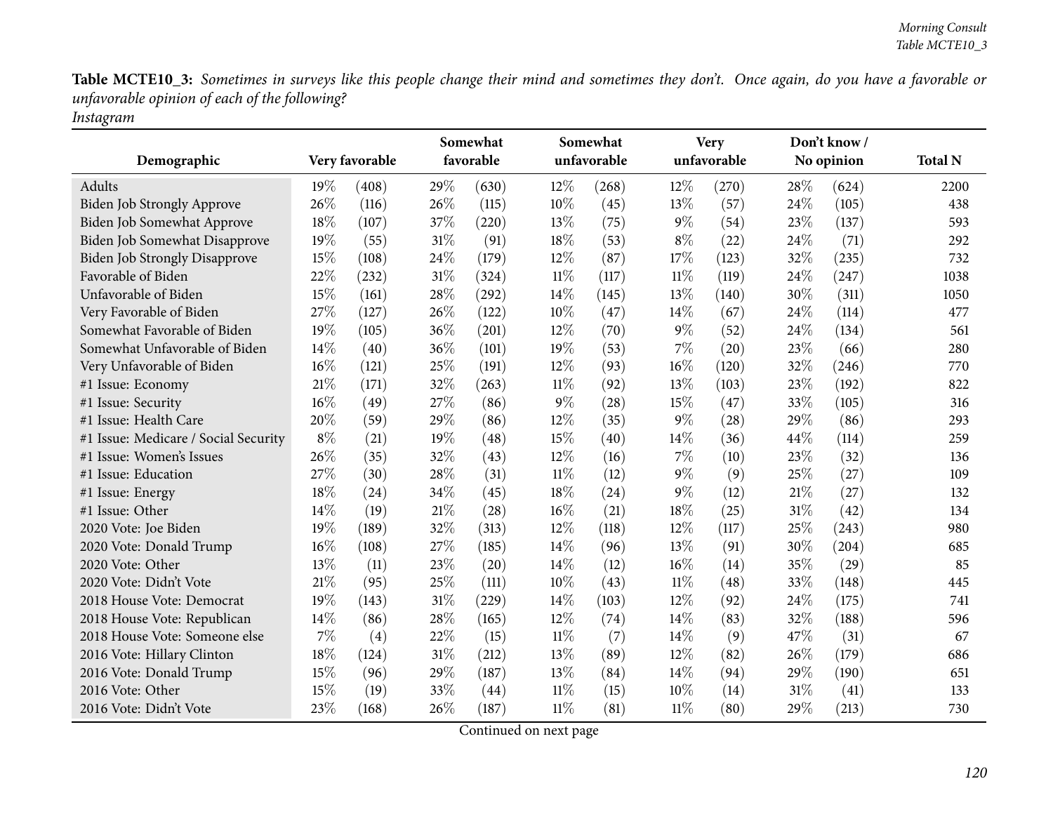**Table MCTE10_3:** *Sometimes in surveys like this people change their mind and sometimes they don't. Once again, do you have a favorable or unfavorable opinion of each of the following?*
*Instagram*

| Demographic | Very favorable | | Somewhat favorable | | Somewhat unfavorable | | Very unfavorable | | Don't know / No opinion | | Total N |
|---|---|---|---|---|---|---|---|---|---|---|---|
| Adults | 19% | (408) | 29% | (630) | 12% | (268) | 12% | (270) | 28% | (624) | 2200 |
| Biden Job Strongly Approve | 26% | (116) | 26% | (115) | 10% | (45) | 13% | (57) | 24% | (105) | 438 |
| Biden Job Somewhat Approve | 18% | (107) | 37% | (220) | 13% | (75) | 9% | (54) | 23% | (137) | 593 |
| Biden Job Somewhat Disapprove | 19% | (55) | 31% | (91) | 18% | (53) | 8% | (22) | 24% | (71) | 292 |
| Biden Job Strongly Disapprove | 15% | (108) | 24% | (179) | 12% | (87) | 17% | (123) | 32% | (235) | 732 |
| Favorable of Biden | 22% | (232) | 31% | (324) | 11% | (117) | 11% | (119) | 24% | (247) | 1038 |
| Unfavorable of Biden | 15% | (161) | 28% | (292) | 14% | (145) | 13% | (140) | 30% | (311) | 1050 |
| Very Favorable of Biden | 27% | (127) | 26% | (122) | 10% | (47) | 14% | (67) | 24% | (114) | 477 |
| Somewhat Favorable of Biden | 19% | (105) | 36% | (201) | 12% | (70) | 9% | (52) | 24% | (134) | 561 |
| Somewhat Unfavorable of Biden | 14% | (40) | 36% | (101) | 19% | (53) | 7% | (20) | 23% | (66) | 280 |
| Very Unfavorable of Biden | 16% | (121) | 25% | (191) | 12% | (93) | 16% | (120) | 32% | (246) | 770 |
| #1 Issue: Economy | 21% | (171) | 32% | (263) | 11% | (92) | 13% | (103) | 23% | (192) | 822 |
| #1 Issue: Security | 16% | (49) | 27% | (86) | 9% | (28) | 15% | (47) | 33% | (105) | 316 |
| #1 Issue: Health Care | 20% | (59) | 29% | (86) | 12% | (35) | 9% | (28) | 29% | (86) | 293 |
| #1 Issue: Medicare / Social Security | 8% | (21) | 19% | (48) | 15% | (40) | 14% | (36) | 44% | (114) | 259 |
| #1 Issue: Women's Issues | 26% | (35) | 32% | (43) | 12% | (16) | 7% | (10) | 23% | (32) | 136 |
| #1 Issue: Education | 27% | (30) | 28% | (31) | 11% | (12) | 9% | (9) | 25% | (27) | 109 |
| #1 Issue: Energy | 18% | (24) | 34% | (45) | 18% | (24) | 9% | (12) | 21% | (27) | 132 |
| #1 Issue: Other | 14% | (19) | 21% | (28) | 16% | (21) | 18% | (25) | 31% | (42) | 134 |
| 2020 Vote: Joe Biden | 19% | (189) | 32% | (313) | 12% | (118) | 12% | (117) | 25% | (243) | 980 |
| 2020 Vote: Donald Trump | 16% | (108) | 27% | (185) | 14% | (96) | 13% | (91) | 30% | (204) | 685 |
| 2020 Vote: Other | 13% | (11) | 23% | (20) | 14% | (12) | 16% | (14) | 35% | (29) | 85 |
| 2020 Vote: Didn't Vote | 21% | (95) | 25% | (111) | 10% | (43) | 11% | (48) | 33% | (148) | 445 |
| 2018 House Vote: Democrat | 19% | (143) | 31% | (229) | 14% | (103) | 12% | (92) | 24% | (175) | 741 |
| 2018 House Vote: Republican | 14% | (86) | 28% | (165) | 12% | (74) | 14% | (83) | 32% | (188) | 596 |
| 2018 House Vote: Someone else | 7% | (4) | 22% | (15) | 11% | (7) | 14% | (9) | 47% | (31) | 67 |
| 2016 Vote: Hillary Clinton | 18% | (124) | 31% | (212) | 13% | (89) | 12% | (82) | 26% | (179) | 686 |
| 2016 Vote: Donald Trump | 15% | (96) | 29% | (187) | 13% | (84) | 14% | (94) | 29% | (190) | 651 |
| 2016 Vote: Other | 15% | (19) | 33% | (44) | 11% | (15) | 10% | (14) | 31% | (41) | 133 |
| 2016 Vote: Didn't Vote | 23% | (168) | 26% | (187) | 11% | (81) | 11% | (80) | 29% | (213) | 730 |

Continued on next page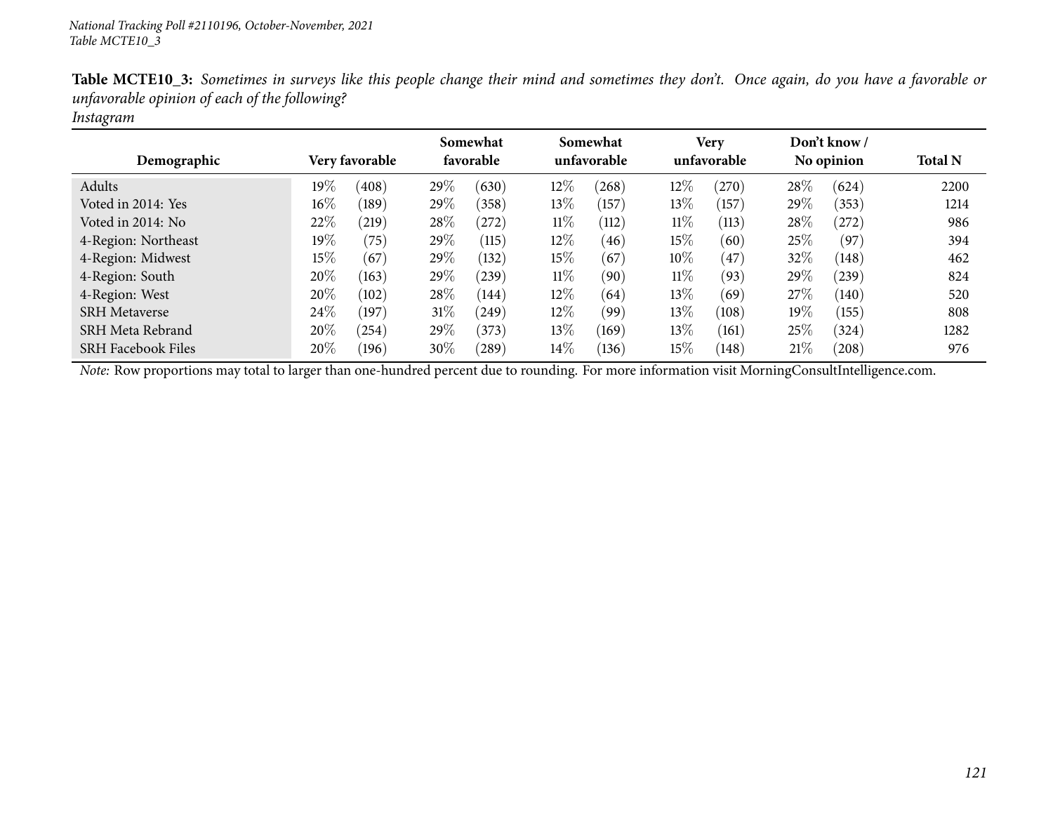**Table MCTE10_3:** *Sometimes in surveys like this people change their mind and sometimes they don't. Once again, do you have a favorable or unfavorable opinion of each of the following?*
*Instagram*

| Demographic | Very favorable | | Somewhat favorable | | Somewhat unfavorable | | Very unfavorable | | Don't know / No opinion | | Total N |
|---|---|---|---|---|---|---|---|---|---|---|---|
| Adults | 19% | (408) | 29% | (630) | 12% | (268) | 12% | (270) | 28% | (624) | 2200 |
| Voted in 2014: Yes | 16% | (189) | 29% | (358) | 13% | (157) | 13% | (157) | 29% | (353) | 1214 |
| Voted in 2014: No | 22% | (219) | 28% | (272) | 11% | (112) | 11% | (113) | 28% | (272) | 986 |
| 4-Region: Northeast | 19% | (75) | 29% | (115) | 12% | (46) | 15% | (60) | 25% | (97) | 394 |
| 4-Region: Midwest | 15% | (67) | 29% | (132) | 15% | (67) | 10% | (47) | 32% | (148) | 462 |
| 4-Region: South | 20% | (163) | 29% | (239) | 11% | (90) | 11% | (93) | 29% | (239) | 824 |
| 4-Region: West | 20% | (102) | 28% | (144) | 12% | (64) | 13% | (69) | 27% | (140) | 520 |
| SRH Metaverse | 24% | (197) | 31% | (249) | 12% | (99) | 13% | (108) | 19% | (155) | 808 |
| SRH Meta Rebrand | 20% | (254) | 29% | (373) | 13% | (169) | 13% | (161) | 25% | (324) | 1282 |
| SRH Facebook Files | 20% | (196) | 30% | (289) | 14% | (136) | 15% | (148) | 21% | (208) | 976 |

*Note:* Row proportions may total to larger than one-hundred percent due to rounding. For more information visit MorningConsultIntelligence.com.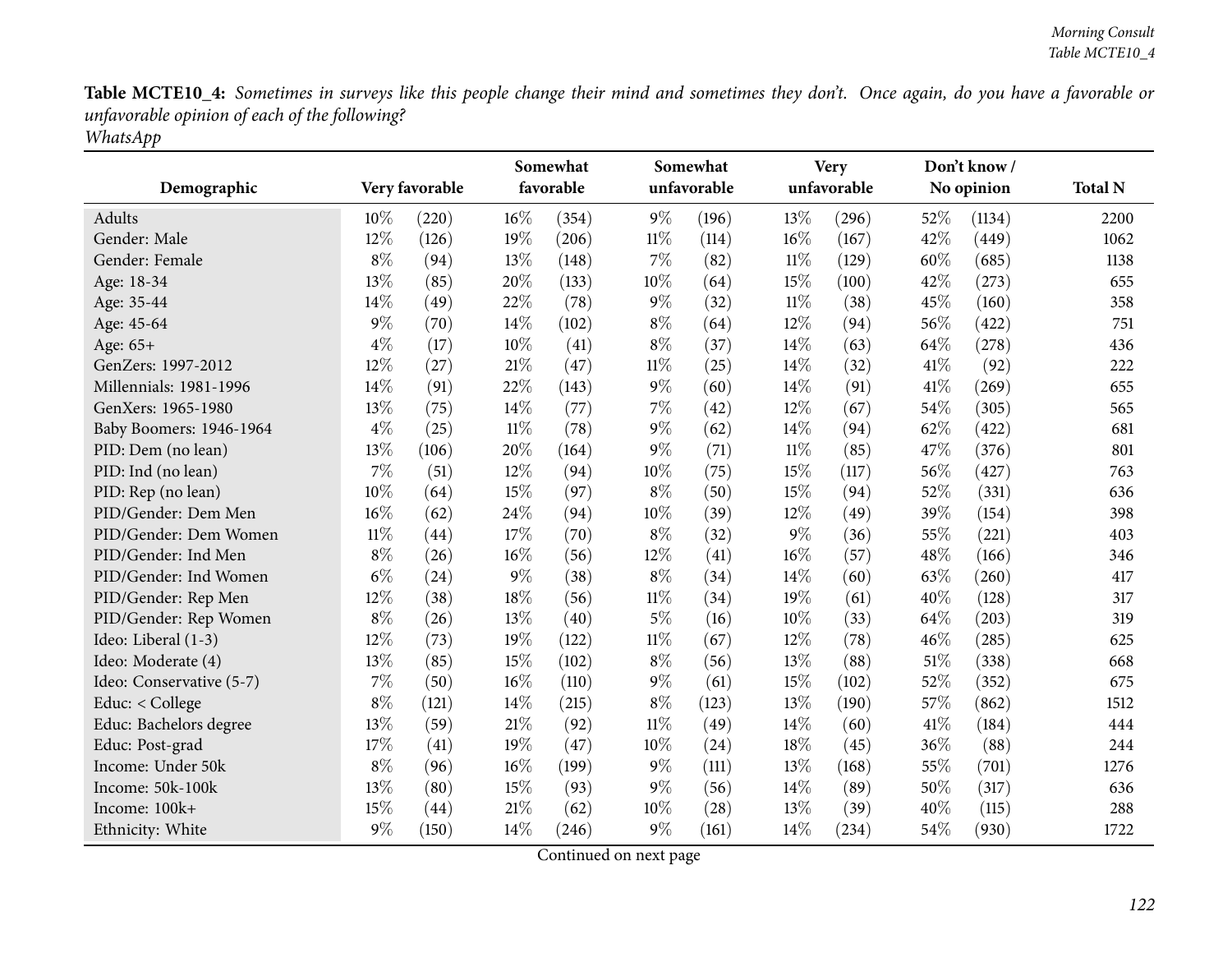**Table MCTE10_4:** *Sometimes in surveys like this people change their mind and sometimes they don't. Once again, do you have a favorable or unfavorable opinion of each of the following?*
*WhatsApp*

| Demographic | Very favorable | | Somewhat favorable | | Somewhat unfavorable | | Very unfavorable | | Don't know / No opinion | | Total N |
|---|---|---|---|---|---|---|---|---|---|---|---|
| Adults | 10% | (220) | 16% | (354) | 9% | (196) | 13% | (296) | 52% | (1134) | 2200 |
| Gender: Male | 12% | (126) | 19% | (206) | 11% | (114) | 16% | (167) | 42% | (449) | 1062 |
| Gender: Female | 8% | (94) | 13% | (148) | 7% | (82) | 11% | (129) | 60% | (685) | 1138 |
| Age: 18-34 | 13% | (85) | 20% | (133) | 10% | (64) | 15% | (100) | 42% | (273) | 655 |
| Age: 35-44 | 14% | (49) | 22% | (78) | 9% | (32) | 11% | (38) | 45% | (160) | 358 |
| Age: 45-64 | 9% | (70) | 14% | (102) | 8% | (64) | 12% | (94) | 56% | (422) | 751 |
| Age: 65+ | 4% | (17) | 10% | (41) | 8% | (37) | 14% | (63) | 64% | (278) | 436 |
| GenZers: 1997-2012 | 12% | (27) | 21% | (47) | 11% | (25) | 14% | (32) | 41% | (92) | 222 |
| Millennials: 1981-1996 | 14% | (91) | 22% | (143) | 9% | (60) | 14% | (91) | 41% | (269) | 655 |
| GenXers: 1965-1980 | 13% | (75) | 14% | (77) | 7% | (42) | 12% | (67) | 54% | (305) | 565 |
| Baby Boomers: 1946-1964 | 4% | (25) | 11% | (78) | 9% | (62) | 14% | (94) | 62% | (422) | 681 |
| PID: Dem (no lean) | 13% | (106) | 20% | (164) | 9% | (71) | 11% | (85) | 47% | (376) | 801 |
| PID: Ind (no lean) | 7% | (51) | 12% | (94) | 10% | (75) | 15% | (117) | 56% | (427) | 763 |
| PID: Rep (no lean) | 10% | (64) | 15% | (97) | 8% | (50) | 15% | (94) | 52% | (331) | 636 |
| PID/Gender: Dem Men | 16% | (62) | 24% | (94) | 10% | (39) | 12% | (49) | 39% | (154) | 398 |
| PID/Gender: Dem Women | 11% | (44) | 17% | (70) | 8% | (32) | 9% | (36) | 55% | (221) | 403 |
| PID/Gender: Ind Men | 8% | (26) | 16% | (56) | 12% | (41) | 16% | (57) | 48% | (166) | 346 |
| PID/Gender: Ind Women | 6% | (24) | 9% | (38) | 8% | (34) | 14% | (60) | 63% | (260) | 417 |
| PID/Gender: Rep Men | 12% | (38) | 18% | (56) | 11% | (34) | 19% | (61) | 40% | (128) | 317 |
| PID/Gender: Rep Women | 8% | (26) | 13% | (40) | 5% | (16) | 10% | (33) | 64% | (203) | 319 |
| Ideo: Liberal (1-3) | 12% | (73) | 19% | (122) | 11% | (67) | 12% | (78) | 46% | (285) | 625 |
| Ideo: Moderate (4) | 13% | (85) | 15% | (102) | 8% | (56) | 13% | (88) | 51% | (338) | 668 |
| Ideo: Conservative (5-7) | 7% | (50) | 16% | (110) | 9% | (61) | 15% | (102) | 52% | (352) | 675 |
| Educ: < College | 8% | (121) | 14% | (215) | 8% | (123) | 13% | (190) | 57% | (862) | 1512 |
| Educ: Bachelors degree | 13% | (59) | 21% | (92) | 11% | (49) | 14% | (60) | 41% | (184) | 444 |
| Educ: Post-grad | 17% | (41) | 19% | (47) | 10% | (24) | 18% | (45) | 36% | (88) | 244 |
| Income: Under 50k | 8% | (96) | 16% | (199) | 9% | (111) | 13% | (168) | 55% | (701) | 1276 |
| Income: 50k-100k | 13% | (80) | 15% | (93) | 9% | (56) | 14% | (89) | 50% | (317) | 636 |
| Income: 100k+ | 15% | (44) | 21% | (62) | 10% | (28) | 13% | (39) | 40% | (115) | 288 |
| Ethnicity: White | 9% | (150) | 14% | (246) | 9% | (161) | 14% | (234) | 54% | (930) | 1722 |

Continued on next page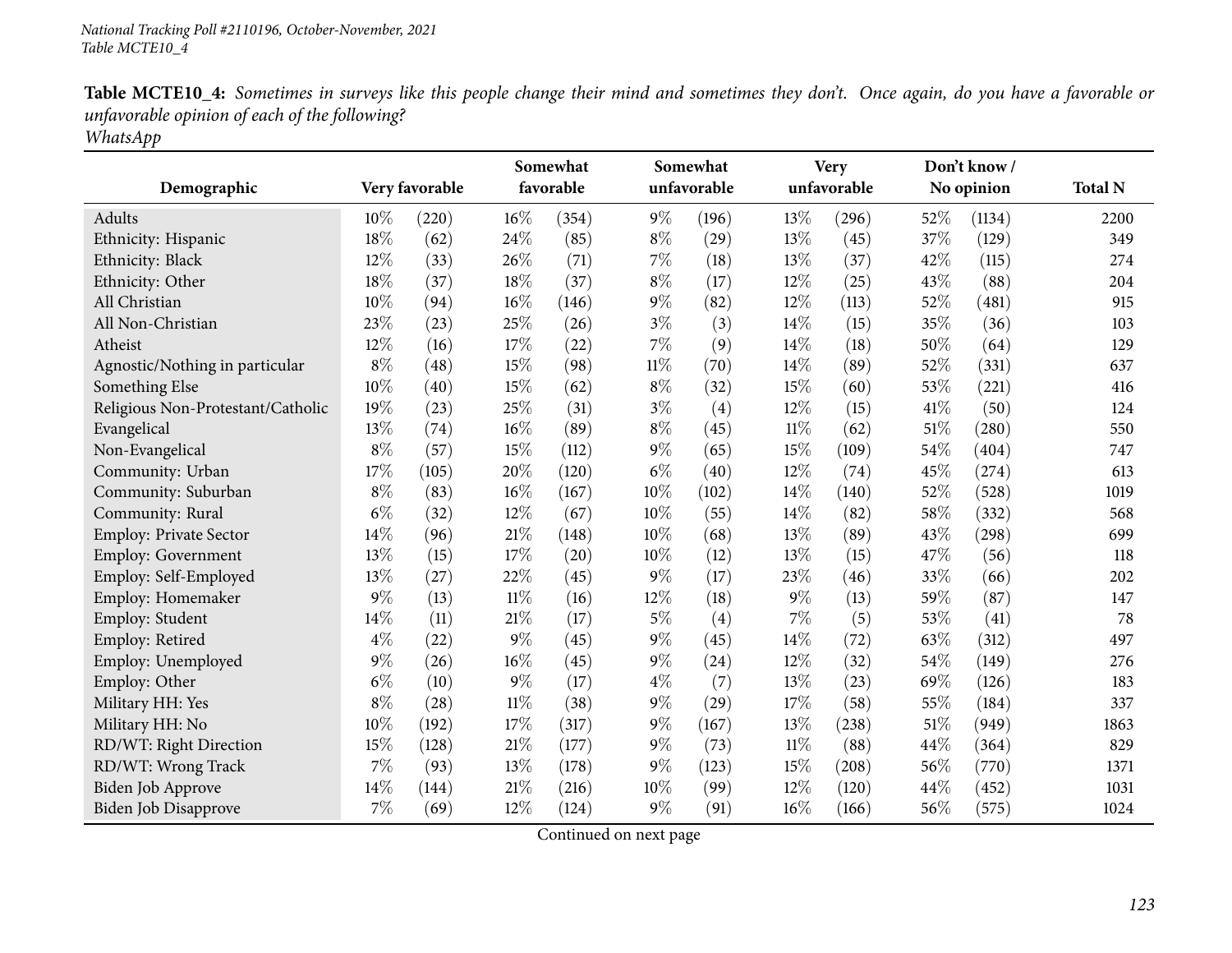**Table MCTE10_4:** *Sometimes in surveys like this people change their mind and sometimes they don't. Once again, do you have a favorable or unfavorable opinion of each of the following?*
*WhatsApp*

| Demographic | Very favorable | | Somewhat favorable | | Somewhat unfavorable | | Very unfavorable | | Don't know / No opinion | | Total N |
|---|---|---|---|---|---|---|---|---|---|---|---|
| Adults | 10% | (220) | 16% | (354) | 9% | (196) | 13% | (296) | 52% | (1134) | 2200 |
| Ethnicity: Hispanic | 18% | (62) | 24% | (85) | 8% | (29) | 13% | (45) | 37% | (129) | 349 |
| Ethnicity: Black | 12% | (33) | 26% | (71) | 7% | (18) | 13% | (37) | 42% | (115) | 274 |
| Ethnicity: Other | 18% | (37) | 18% | (37) | 8% | (17) | 12% | (25) | 43% | (88) | 204 |
| All Christian | 10% | (94) | 16% | (146) | 9% | (82) | 12% | (113) | 52% | (481) | 915 |
| All Non-Christian | 23% | (23) | 25% | (26) | 3% | (3) | 14% | (15) | 35% | (36) | 103 |
| Atheist | 12% | (16) | 17% | (22) | 7% | (9) | 14% | (18) | 50% | (64) | 129 |
| Agnostic/Nothing in particular | 8% | (48) | 15% | (98) | 11% | (70) | 14% | (89) | 52% | (331) | 637 |
| Something Else | 10% | (40) | 15% | (62) | 8% | (32) | 15% | (60) | 53% | (221) | 416 |
| Religious Non-Protestant/Catholic | 19% | (23) | 25% | (31) | 3% | (4) | 12% | (15) | 41% | (50) | 124 |
| Evangelical | 13% | (74) | 16% | (89) | 8% | (45) | 11% | (62) | 51% | (280) | 550 |
| Non-Evangelical | 8% | (57) | 15% | (112) | 9% | (65) | 15% | (109) | 54% | (404) | 747 |
| Community: Urban | 17% | (105) | 20% | (120) | 6% | (40) | 12% | (74) | 45% | (274) | 613 |
| Community: Suburban | 8% | (83) | 16% | (167) | 10% | (102) | 14% | (140) | 52% | (528) | 1019 |
| Community: Rural | 6% | (32) | 12% | (67) | 10% | (55) | 14% | (82) | 58% | (332) | 568 |
| Employ: Private Sector | 14% | (96) | 21% | (148) | 10% | (68) | 13% | (89) | 43% | (298) | 699 |
| Employ: Government | 13% | (15) | 17% | (20) | 10% | (12) | 13% | (15) | 47% | (56) | 118 |
| Employ: Self-Employed | 13% | (27) | 22% | (45) | 9% | (17) | 23% | (46) | 33% | (66) | 202 |
| Employ: Homemaker | 9% | (13) | 11% | (16) | 12% | (18) | 9% | (13) | 59% | (87) | 147 |
| Employ: Student | 14% | (11) | 21% | (17) | 5% | (4) | 7% | (5) | 53% | (41) | 78 |
| Employ: Retired | 4% | (22) | 9% | (45) | 9% | (45) | 14% | (72) | 63% | (312) | 497 |
| Employ: Unemployed | 9% | (26) | 16% | (45) | 9% | (24) | 12% | (32) | 54% | (149) | 276 |
| Employ: Other | 6% | (10) | 9% | (17) | 4% | (7) | 13% | (23) | 69% | (126) | 183 |
| Military HH: Yes | 8% | (28) | 11% | (38) | 9% | (29) | 17% | (58) | 55% | (184) | 337 |
| Military HH: No | 10% | (192) | 17% | (317) | 9% | (167) | 13% | (238) | 51% | (949) | 1863 |
| RD/WT: Right Direction | 15% | (128) | 21% | (177) | 9% | (73) | 11% | (88) | 44% | (364) | 829 |
| RD/WT: Wrong Track | 7% | (93) | 13% | (178) | 9% | (123) | 15% | (208) | 56% | (770) | 1371 |
| Biden Job Approve | 14% | (144) | 21% | (216) | 10% | (99) | 12% | (120) | 44% | (452) | 1031 |
| Biden Job Disapprove | 7% | (69) | 12% | (124) | 9% | (91) | 16% | (166) | 56% | (575) | 1024 |

Continued on next page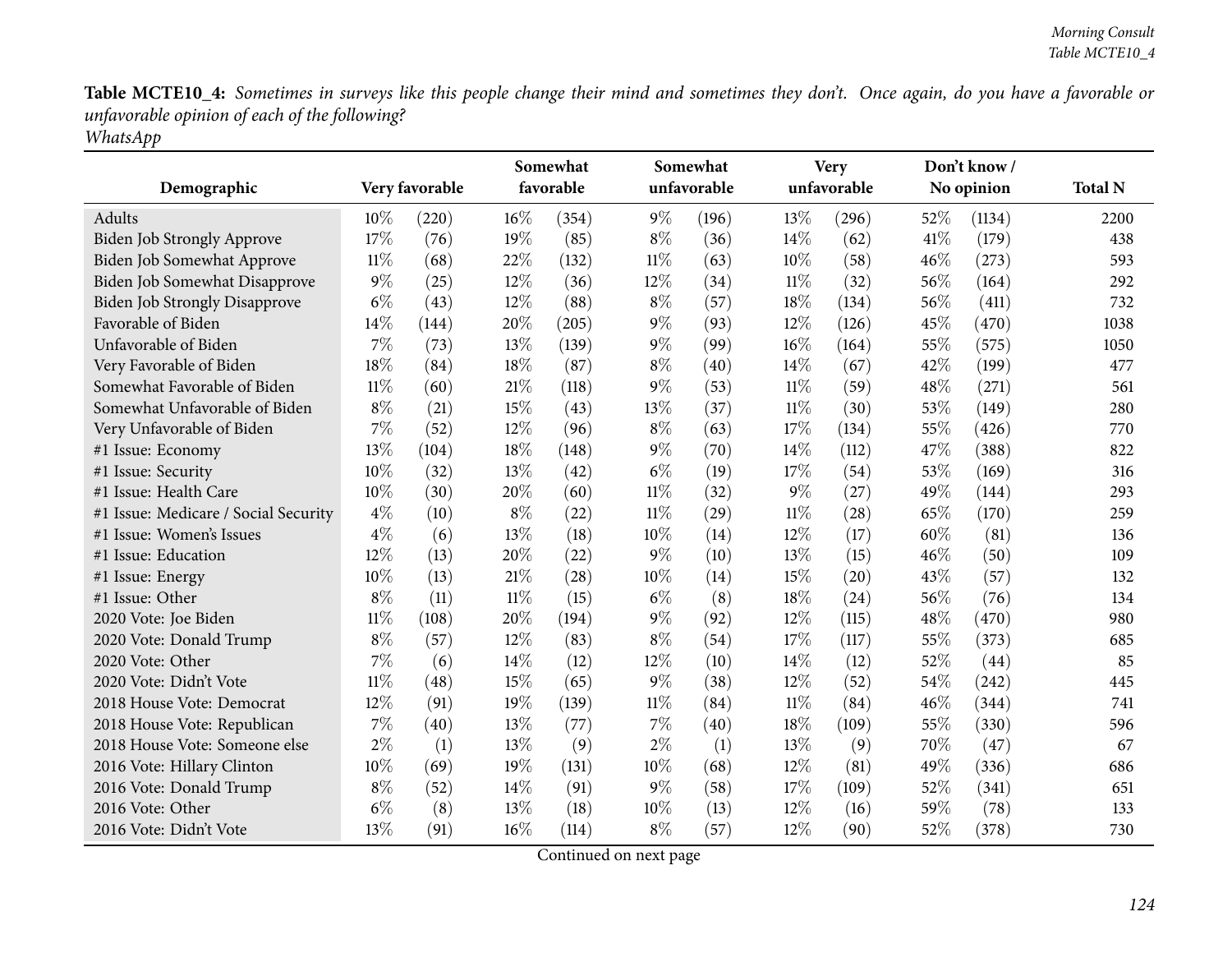**Table MCTE10_4:** *Sometimes in surveys like this people change their mind and sometimes they don't. Once again, do you have a favorable or unfavorable opinion of each of the following?*
*WhatsApp*

| Demographic | Very favorable | | Somewhat favorable | | Somewhat unfavorable | | Very unfavorable | | Don't know / No opinion | | Total N |
|---|---|---|---|---|---|---|---|---|---|---|---|
| Adults | 10% | (220) | 16% | (354) | 9% | (196) | 13% | (296) | 52% | (1134) | 2200 |
| Biden Job Strongly Approve | 17% | (76) | 19% | (85) | 8% | (36) | 14% | (62) | 41% | (179) | 438 |
| Biden Job Somewhat Approve | 11% | (68) | 22% | (132) | 11% | (63) | 10% | (58) | 46% | (273) | 593 |
| Biden Job Somewhat Disapprove | 9% | (25) | 12% | (36) | 12% | (34) | 11% | (32) | 56% | (164) | 292 |
| Biden Job Strongly Disapprove | 6% | (43) | 12% | (88) | 8% | (57) | 18% | (134) | 56% | (411) | 732 |
| Favorable of Biden | 14% | (144) | 20% | (205) | 9% | (93) | 12% | (126) | 45% | (470) | 1038 |
| Unfavorable of Biden | 7% | (73) | 13% | (139) | 9% | (99) | 16% | (164) | 55% | (575) | 1050 |
| Very Favorable of Biden | 18% | (84) | 18% | (87) | 8% | (40) | 14% | (67) | 42% | (199) | 477 |
| Somewhat Favorable of Biden | 11% | (60) | 21% | (118) | 9% | (53) | 11% | (59) | 48% | (271) | 561 |
| Somewhat Unfavorable of Biden | 8% | (21) | 15% | (43) | 13% | (37) | 11% | (30) | 53% | (149) | 280 |
| Very Unfavorable of Biden | 7% | (52) | 12% | (96) | 8% | (63) | 17% | (134) | 55% | (426) | 770 |
| #1 Issue: Economy | 13% | (104) | 18% | (148) | 9% | (70) | 14% | (112) | 47% | (388) | 822 |
| #1 Issue: Security | 10% | (32) | 13% | (42) | 6% | (19) | 17% | (54) | 53% | (169) | 316 |
| #1 Issue: Health Care | 10% | (30) | 20% | (60) | 11% | (32) | 9% | (27) | 49% | (144) | 293 |
| #1 Issue: Medicare / Social Security | 4% | (10) | 8% | (22) | 11% | (29) | 11% | (28) | 65% | (170) | 259 |
| #1 Issue: Women's Issues | 4% | (6) | 13% | (18) | 10% | (14) | 12% | (17) | 60% | (81) | 136 |
| #1 Issue: Education | 12% | (13) | 20% | (22) | 9% | (10) | 13% | (15) | 46% | (50) | 109 |
| #1 Issue: Energy | 10% | (13) | 21% | (28) | 10% | (14) | 15% | (20) | 43% | (57) | 132 |
| #1 Issue: Other | 8% | (11) | 11% | (15) | 6% | (8) | 18% | (24) | 56% | (76) | 134 |
| 2020 Vote: Joe Biden | 11% | (108) | 20% | (194) | 9% | (92) | 12% | (115) | 48% | (470) | 980 |
| 2020 Vote: Donald Trump | 8% | (57) | 12% | (83) | 8% | (54) | 17% | (117) | 55% | (373) | 685 |
| 2020 Vote: Other | 7% | (6) | 14% | (12) | 12% | (10) | 14% | (12) | 52% | (44) | 85 |
| 2020 Vote: Didn't Vote | 11% | (48) | 15% | (65) | 9% | (38) | 12% | (52) | 54% | (242) | 445 |
| 2018 House Vote: Democrat | 12% | (91) | 19% | (139) | 11% | (84) | 11% | (84) | 46% | (344) | 741 |
| 2018 House Vote: Republican | 7% | (40) | 13% | (77) | 7% | (40) | 18% | (109) | 55% | (330) | 596 |
| 2018 House Vote: Someone else | 2% | (1) | 13% | (9) | 2% | (1) | 13% | (9) | 70% | (47) | 67 |
| 2016 Vote: Hillary Clinton | 10% | (69) | 19% | (131) | 10% | (68) | 12% | (81) | 49% | (336) | 686 |
| 2016 Vote: Donald Trump | 8% | (52) | 14% | (91) | 9% | (58) | 17% | (109) | 52% | (341) | 651 |
| 2016 Vote: Other | 6% | (8) | 13% | (18) | 10% | (13) | 12% | (16) | 59% | (78) | 133 |
| 2016 Vote: Didn't Vote | 13% | (91) | 16% | (114) | 8% | (57) | 12% | (90) | 52% | (378) | 730 |

Continued on next page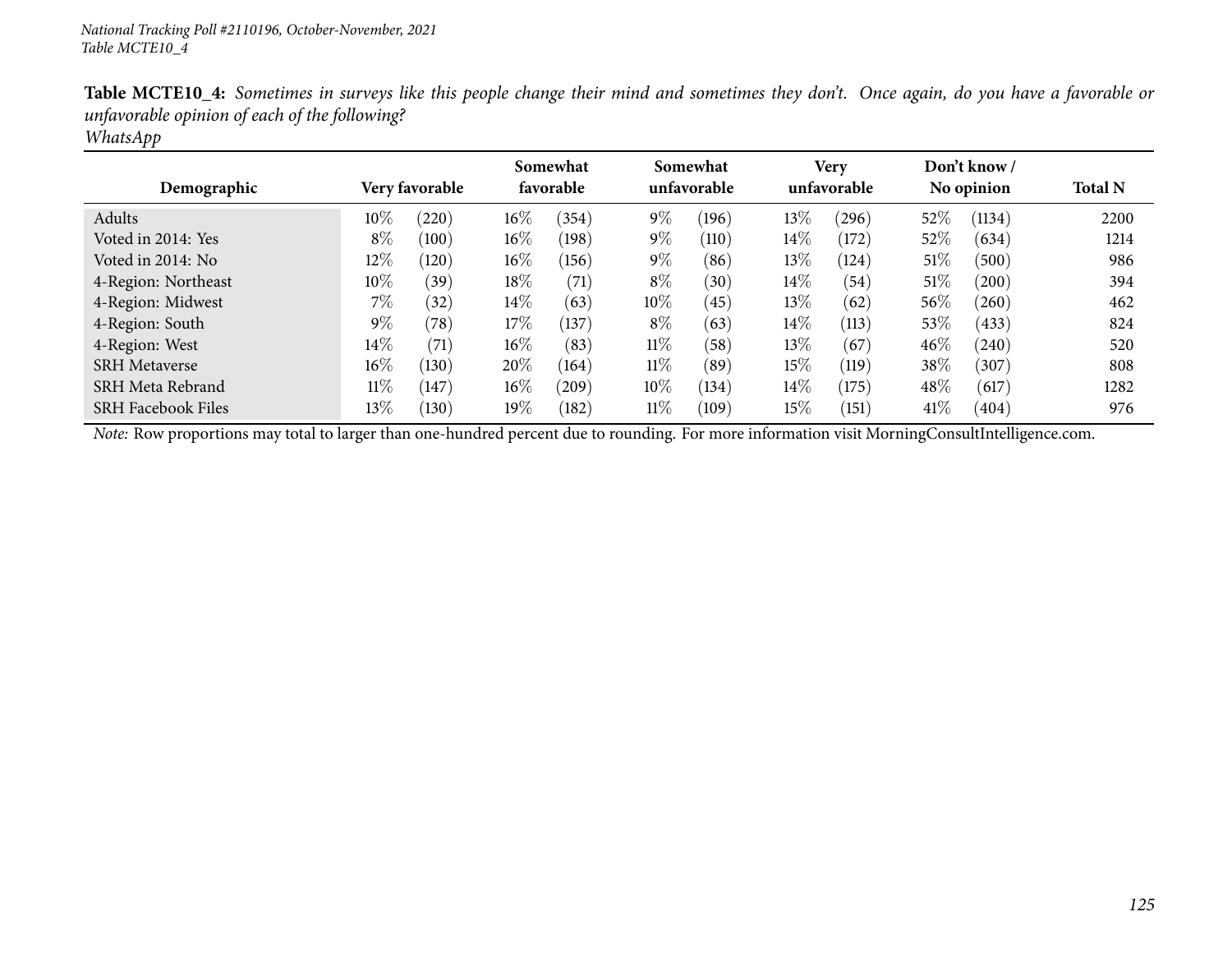*National Tracking Poll #2110196, October-November, 2021*
*Table MCTE10_4*

**Table MCTE10_4:** *Sometimes in surveys like this people change their mind and sometimes they don't. Once again, do you have a favorable or unfavorable opinion of each of the following?*
*WhatsApp*

| Demographic | Very favorable | | Somewhat favorable | | Somewhat unfavorable | | Very unfavorable | | Don't know / No opinion | | Total N |
|---|---|---|---|---|---|---|---|---|---|---|---|
| Adults | 10% | (220) | 16% | (354) | 9% | (196) | 13% | (296) | 52% | (1134) | 2200 |
| Voted in 2014: Yes | 8% | (100) | 16% | (198) | 9% | (110) | 14% | (172) | 52% | (634) | 1214 |
| Voted in 2014: No | 12% | (120) | 16% | (156) | 9% | (86) | 13% | (124) | 51% | (500) | 986 |
| 4-Region: Northeast | 10% | (39) | 18% | (71) | 8% | (30) | 14% | (54) | 51% | (200) | 394 |
| 4-Region: Midwest | 7% | (32) | 14% | (63) | 10% | (45) | 13% | (62) | 56% | (260) | 462 |
| 4-Region: South | 9% | (78) | 17% | (137) | 8% | (63) | 14% | (113) | 53% | (433) | 824 |
| 4-Region: West | 14% | (71) | 16% | (83) | 11% | (58) | 13% | (67) | 46% | (240) | 520 |
| SRH Metaverse | 16% | (130) | 20% | (164) | 11% | (89) | 15% | (119) | 38% | (307) | 808 |
| SRH Meta Rebrand | 11% | (147) | 16% | (209) | 10% | (134) | 14% | (175) | 48% | (617) | 1282 |
| SRH Facebook Files | 13% | (130) | 19% | (182) | 11% | (109) | 15% | (151) | 41% | (404) | 976 |

*Note:* Row proportions may total to larger than one-hundred percent due to rounding. For more information visit MorningConsultIntelligence.com.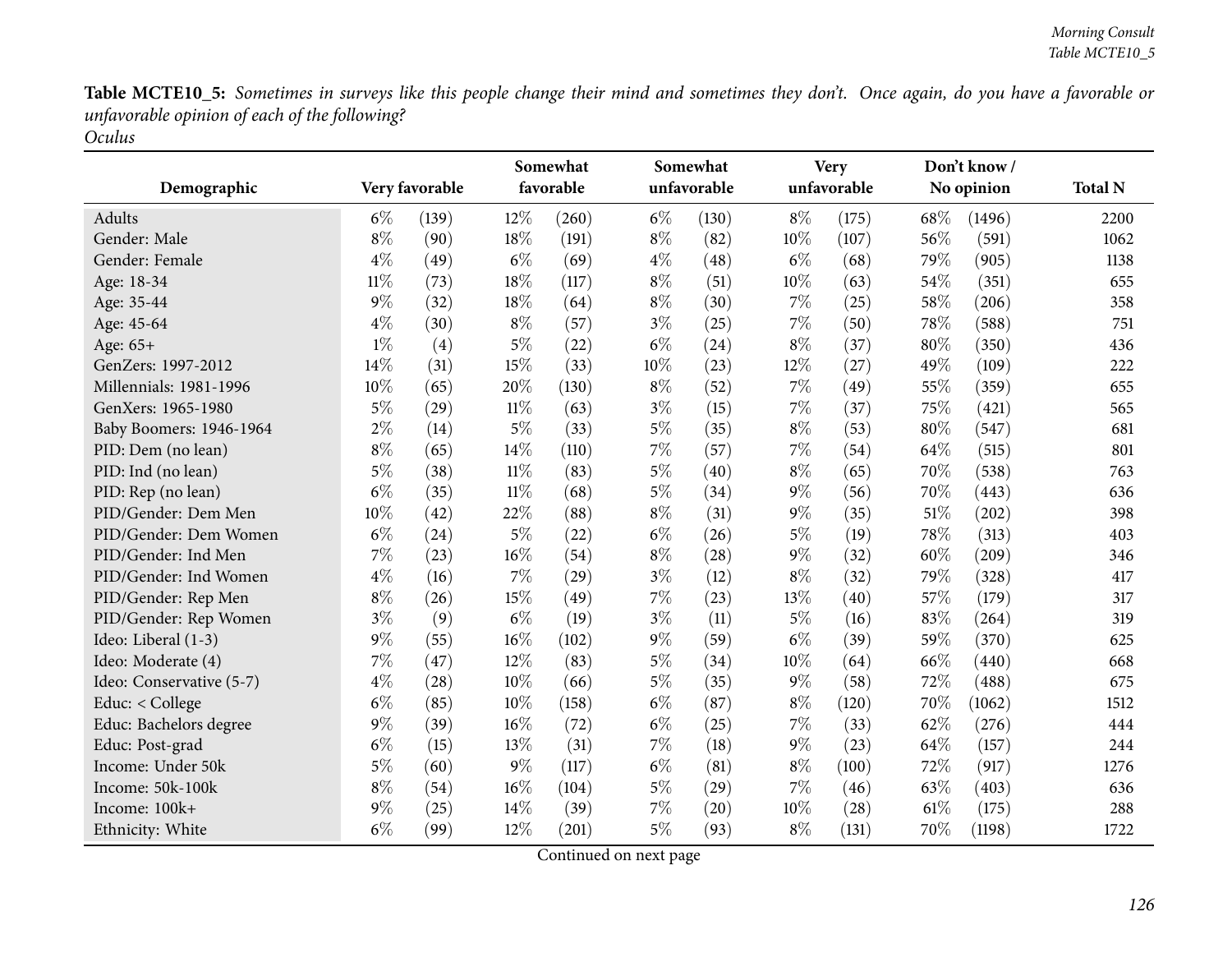**Table MCTE10_5:** *Sometimes in surveys like this people change their mind and sometimes they don't. Once again, do you have a favorable or unfavorable opinion of each of the following?*
*Oculus*

| Demographic | Very favorable | | Somewhat favorable | | Somewhat unfavorable | | Very unfavorable | | Don't know / No opinion | | Total N |
|---|---|---|---|---|---|---|---|---|---|---|---|
| Adults | 6% | (139) | 12% | (260) | 6% | (130) | 8% | (175) | 68% | (1496) | 2200 |
| Gender: Male | 8% | (90) | 18% | (191) | 8% | (82) | 10% | (107) | 56% | (591) | 1062 |
| Gender: Female | 4% | (49) | 6% | (69) | 4% | (48) | 6% | (68) | 79% | (905) | 1138 |
| Age: 18-34 | 11% | (73) | 18% | (117) | 8% | (51) | 10% | (63) | 54% | (351) | 655 |
| Age: 35-44 | 9% | (32) | 18% | (64) | 8% | (30) | 7% | (25) | 58% | (206) | 358 |
| Age: 45-64 | 4% | (30) | 8% | (57) | 3% | (25) | 7% | (50) | 78% | (588) | 751 |
| Age: 65+ | 1% | (4) | 5% | (22) | 6% | (24) | 8% | (37) | 80% | (350) | 436 |
| GenZers: 1997-2012 | 14% | (31) | 15% | (33) | 10% | (23) | 12% | (27) | 49% | (109) | 222 |
| Millennials: 1981-1996 | 10% | (65) | 20% | (130) | 8% | (52) | 7% | (49) | 55% | (359) | 655 |
| GenXers: 1965-1980 | 5% | (29) | 11% | (63) | 3% | (15) | 7% | (37) | 75% | (421) | 565 |
| Baby Boomers: 1946-1964 | 2% | (14) | 5% | (33) | 5% | (35) | 8% | (53) | 80% | (547) | 681 |
| PID: Dem (no lean) | 8% | (65) | 14% | (110) | 7% | (57) | 7% | (54) | 64% | (515) | 801 |
| PID: Ind (no lean) | 5% | (38) | 11% | (83) | 5% | (40) | 8% | (65) | 70% | (538) | 763 |
| PID: Rep (no lean) | 6% | (35) | 11% | (68) | 5% | (34) | 9% | (56) | 70% | (443) | 636 |
| PID/Gender: Dem Men | 10% | (42) | 22% | (88) | 8% | (31) | 9% | (35) | 51% | (202) | 398 |
| PID/Gender: Dem Women | 6% | (24) | 5% | (22) | 6% | (26) | 5% | (19) | 78% | (313) | 403 |
| PID/Gender: Ind Men | 7% | (23) | 16% | (54) | 8% | (28) | 9% | (32) | 60% | (209) | 346 |
| PID/Gender: Ind Women | 4% | (16) | 7% | (29) | 3% | (12) | 8% | (32) | 79% | (328) | 417 |
| PID/Gender: Rep Men | 8% | (26) | 15% | (49) | 7% | (23) | 13% | (40) | 57% | (179) | 317 |
| PID/Gender: Rep Women | 3% | (9) | 6% | (19) | 3% | (11) | 5% | (16) | 83% | (264) | 319 |
| Ideo: Liberal (1-3) | 9% | (55) | 16% | (102) | 9% | (59) | 6% | (39) | 59% | (370) | 625 |
| Ideo: Moderate (4) | 7% | (47) | 12% | (83) | 5% | (34) | 10% | (64) | 66% | (440) | 668 |
| Ideo: Conservative (5-7) | 4% | (28) | 10% | (66) | 5% | (35) | 9% | (58) | 72% | (488) | 675 |
| Educ: < College | 6% | (85) | 10% | (158) | 6% | (87) | 8% | (120) | 70% | (1062) | 1512 |
| Educ: Bachelors degree | 9% | (39) | 16% | (72) | 6% | (25) | 7% | (33) | 62% | (276) | 444 |
| Educ: Post-grad | 6% | (15) | 13% | (31) | 7% | (18) | 9% | (23) | 64% | (157) | 244 |
| Income: Under 50k | 5% | (60) | 9% | (117) | 6% | (81) | 8% | (100) | 72% | (917) | 1276 |
| Income: 50k-100k | 8% | (54) | 16% | (104) | 5% | (29) | 7% | (46) | 63% | (403) | 636 |
| Income: 100k+ | 9% | (25) | 14% | (39) | 7% | (20) | 10% | (28) | 61% | (175) | 288 |
| Ethnicity: White | 6% | (99) | 12% | (201) | 5% | (93) | 8% | (131) | 70% | (1198) | 1722 |

Continued on next page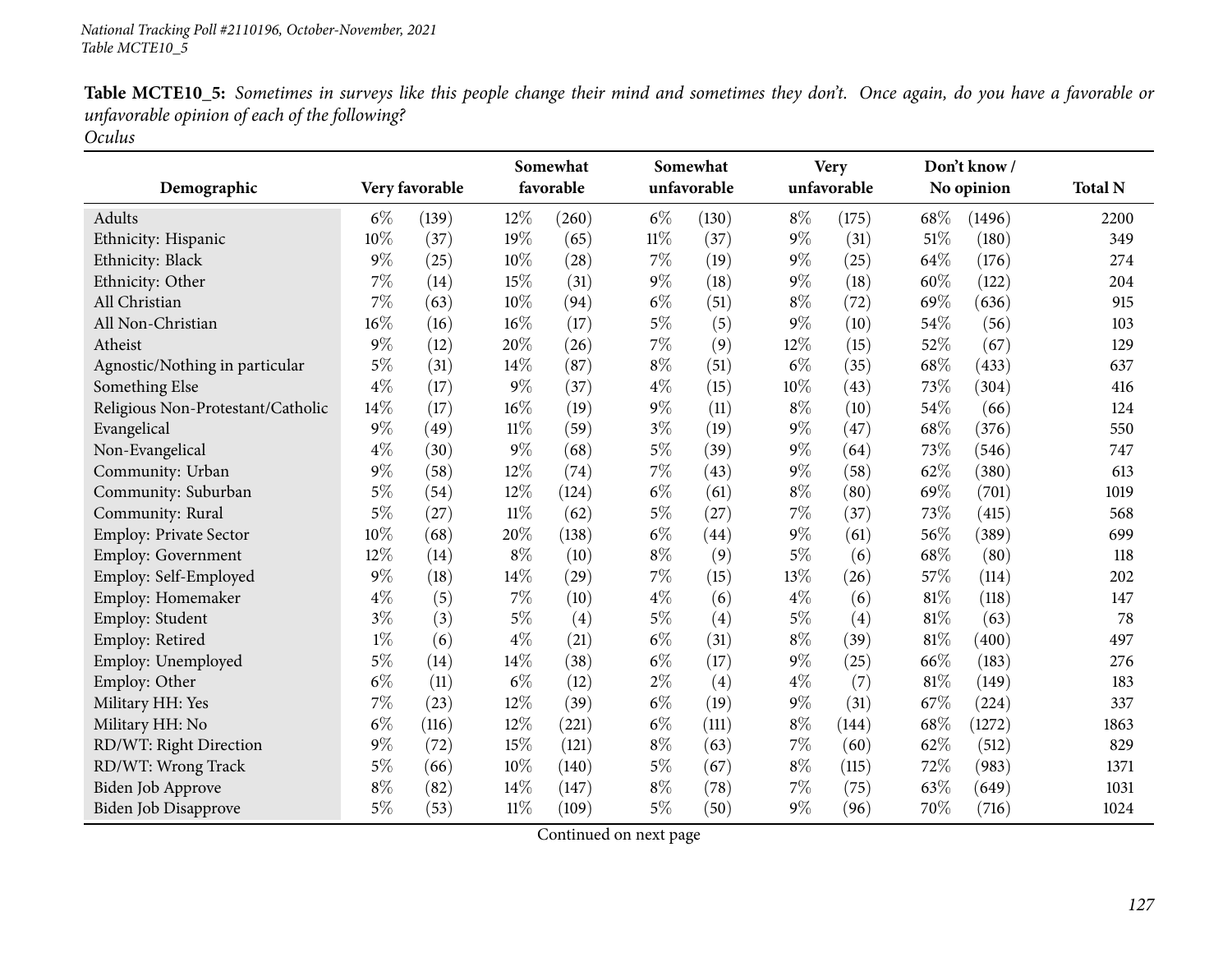**Table MCTE10_5:** *Sometimes in surveys like this people change their mind and sometimes they don't. Once again, do you have a favorable or unfavorable opinion of each of the following?*
*Oculus*

| Demographic | Very favorable | | Somewhat favorable | | Somewhat unfavorable | | Very unfavorable | | Don't know / No opinion | | Total N |
|---|---|---|---|---|---|---|---|---|---|---|---|
| Adults | 6% | (139) | 12% | (260) | 6% | (130) | 8% | (175) | 68% | (1496) | 2200 |
| Ethnicity: Hispanic | 10% | (37) | 19% | (65) | 11% | (37) | 9% | (31) | 51% | (180) | 349 |
| Ethnicity: Black | 9% | (25) | 10% | (28) | 7% | (19) | 9% | (25) | 64% | (176) | 274 |
| Ethnicity: Other | 7% | (14) | 15% | (31) | 9% | (18) | 9% | (18) | 60% | (122) | 204 |
| All Christian | 7% | (63) | 10% | (94) | 6% | (51) | 8% | (72) | 69% | (636) | 915 |
| All Non-Christian | 16% | (16) | 16% | (17) | 5% | (5) | 9% | (10) | 54% | (56) | 103 |
| Atheist | 9% | (12) | 20% | (26) | 7% | (9) | 12% | (15) | 52% | (67) | 129 |
| Agnostic/Nothing in particular | 5% | (31) | 14% | (87) | 8% | (51) | 6% | (35) | 68% | (433) | 637 |
| Something Else | 4% | (17) | 9% | (37) | 4% | (15) | 10% | (43) | 73% | (304) | 416 |
| Religious Non-Protestant/Catholic | 14% | (17) | 16% | (19) | 9% | (11) | 8% | (10) | 54% | (66) | 124 |
| Evangelical | 9% | (49) | 11% | (59) | 3% | (19) | 9% | (47) | 68% | (376) | 550 |
| Non-Evangelical | 4% | (30) | 9% | (68) | 5% | (39) | 9% | (64) | 73% | (546) | 747 |
| Community: Urban | 9% | (58) | 12% | (74) | 7% | (43) | 9% | (58) | 62% | (380) | 613 |
| Community: Suburban | 5% | (54) | 12% | (124) | 6% | (61) | 8% | (80) | 69% | (701) | 1019 |
| Community: Rural | 5% | (27) | 11% | (62) | 5% | (27) | 7% | (37) | 73% | (415) | 568 |
| Employ: Private Sector | 10% | (68) | 20% | (138) | 6% | (44) | 9% | (61) | 56% | (389) | 699 |
| Employ: Government | 12% | (14) | 8% | (10) | 8% | (9) | 5% | (6) | 68% | (80) | 118 |
| Employ: Self-Employed | 9% | (18) | 14% | (29) | 7% | (15) | 13% | (26) | 57% | (114) | 202 |
| Employ: Homemaker | 4% | (5) | 7% | (10) | 4% | (6) | 4% | (6) | 81% | (118) | 147 |
| Employ: Student | 3% | (3) | 5% | (4) | 5% | (4) | 5% | (4) | 81% | (63) | 78 |
| Employ: Retired | 1% | (6) | 4% | (21) | 6% | (31) | 8% | (39) | 81% | (400) | 497 |
| Employ: Unemployed | 5% | (14) | 14% | (38) | 6% | (17) | 9% | (25) | 66% | (183) | 276 |
| Employ: Other | 6% | (11) | 6% | (12) | 2% | (4) | 4% | (7) | 81% | (149) | 183 |
| Military HH: Yes | 7% | (23) | 12% | (39) | 6% | (19) | 9% | (31) | 67% | (224) | 337 |
| Military HH: No | 6% | (116) | 12% | (221) | 6% | (111) | 8% | (144) | 68% | (1272) | 1863 |
| RD/WT: Right Direction | 9% | (72) | 15% | (121) | 8% | (63) | 7% | (60) | 62% | (512) | 829 |
| RD/WT: Wrong Track | 5% | (66) | 10% | (140) | 5% | (67) | 8% | (115) | 72% | (983) | 1371 |
| Biden Job Approve | 8% | (82) | 14% | (147) | 8% | (78) | 7% | (75) | 63% | (649) | 1031 |
| Biden Job Disapprove | 5% | (53) | 11% | (109) | 5% | (50) | 9% | (96) | 70% | (716) | 1024 |

Continued on next page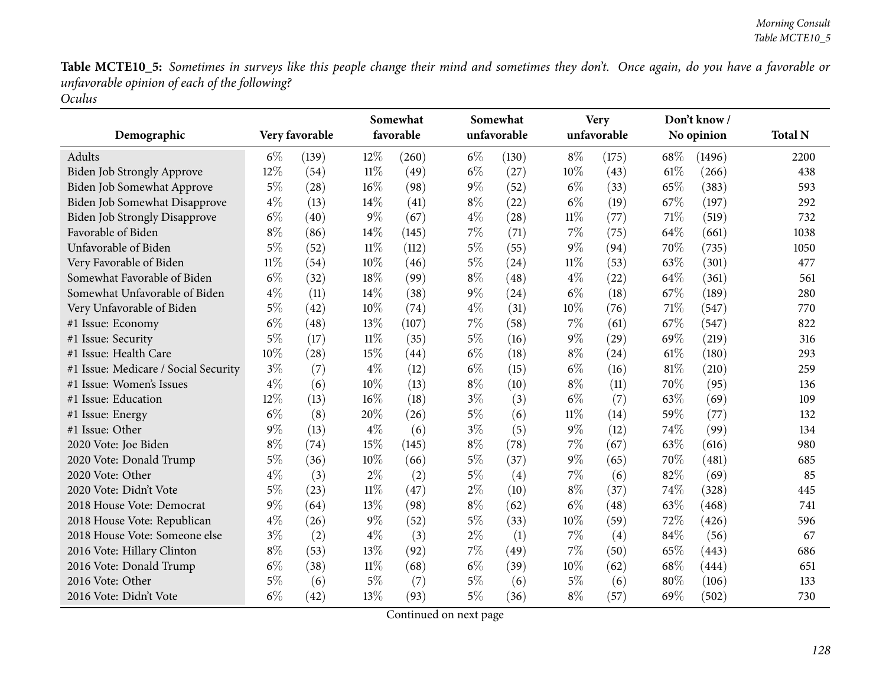**Table MCTE10_5:** *Sometimes in surveys like this people change their mind and sometimes they don't. Once again, do you have a favorable or unfavorable opinion of each of the following?*
*Oculus*

| Demographic | Very favorable | | Somewhat favorable | | Somewhat unfavorable | | Very unfavorable | | Don't know / No opinion | | Total N |
|---|---|---|---|---|---|---|---|---|---|---|---|
| Adults | 6% | (139) | 12% | (260) | 6% | (130) | 8% | (175) | 68% | (1496) | 2200 |
| Biden Job Strongly Approve | 12% | (54) | 11% | (49) | 6% | (27) | 10% | (43) | 61% | (266) | 438 |
| Biden Job Somewhat Approve | 5% | (28) | 16% | (98) | 9% | (52) | 6% | (33) | 65% | (383) | 593 |
| Biden Job Somewhat Disapprove | 4% | (13) | 14% | (41) | 8% | (22) | 6% | (19) | 67% | (197) | 292 |
| Biden Job Strongly Disapprove | 6% | (40) | 9% | (67) | 4% | (28) | 11% | (77) | 71% | (519) | 732 |
| Favorable of Biden | 8% | (86) | 14% | (145) | 7% | (71) | 7% | (75) | 64% | (661) | 1038 |
| Unfavorable of Biden | 5% | (52) | 11% | (112) | 5% | (55) | 9% | (94) | 70% | (735) | 1050 |
| Very Favorable of Biden | 11% | (54) | 10% | (46) | 5% | (24) | 11% | (53) | 63% | (301) | 477 |
| Somewhat Favorable of Biden | 6% | (32) | 18% | (99) | 8% | (48) | 4% | (22) | 64% | (361) | 561 |
| Somewhat Unfavorable of Biden | 4% | (11) | 14% | (38) | 9% | (24) | 6% | (18) | 67% | (189) | 280 |
| Very Unfavorable of Biden | 5% | (42) | 10% | (74) | 4% | (31) | 10% | (76) | 71% | (547) | 770 |
| #1 Issue: Economy | 6% | (48) | 13% | (107) | 7% | (58) | 7% | (61) | 67% | (547) | 822 |
| #1 Issue: Security | 5% | (17) | 11% | (35) | 5% | (16) | 9% | (29) | 69% | (219) | 316 |
| #1 Issue: Health Care | 10% | (28) | 15% | (44) | 6% | (18) | 8% | (24) | 61% | (180) | 293 |
| #1 Issue: Medicare / Social Security | 3% | (7) | 4% | (12) | 6% | (15) | 6% | (16) | 81% | (210) | 259 |
| #1 Issue: Women's Issues | 4% | (6) | 10% | (13) | 8% | (10) | 8% | (11) | 70% | (95) | 136 |
| #1 Issue: Education | 12% | (13) | 16% | (18) | 3% | (3) | 6% | (7) | 63% | (69) | 109 |
| #1 Issue: Energy | 6% | (8) | 20% | (26) | 5% | (6) | 11% | (14) | 59% | (77) | 132 |
| #1 Issue: Other | 9% | (13) | 4% | (6) | 3% | (5) | 9% | (12) | 74% | (99) | 134 |
| 2020 Vote: Joe Biden | 8% | (74) | 15% | (145) | 8% | (78) | 7% | (67) | 63% | (616) | 980 |
| 2020 Vote: Donald Trump | 5% | (36) | 10% | (66) | 5% | (37) | 9% | (65) | 70% | (481) | 685 |
| 2020 Vote: Other | 4% | (3) | 2% | (2) | 5% | (4) | 7% | (6) | 82% | (69) | 85 |
| 2020 Vote: Didn't Vote | 5% | (23) | 11% | (47) | 2% | (10) | 8% | (37) | 74% | (328) | 445 |
| 2018 House Vote: Democrat | 9% | (64) | 13% | (98) | 8% | (62) | 6% | (48) | 63% | (468) | 741 |
| 2018 House Vote: Republican | 4% | (26) | 9% | (52) | 5% | (33) | 10% | (59) | 72% | (426) | 596 |
| 2018 House Vote: Someone else | 3% | (2) | 4% | (3) | 2% | (1) | 7% | (4) | 84% | (56) | 67 |
| 2016 Vote: Hillary Clinton | 8% | (53) | 13% | (92) | 7% | (49) | 7% | (50) | 65% | (443) | 686 |
| 2016 Vote: Donald Trump | 6% | (38) | 11% | (68) | 6% | (39) | 10% | (62) | 68% | (444) | 651 |
| 2016 Vote: Other | 5% | (6) | 5% | (7) | 5% | (6) | 5% | (6) | 80% | (106) | 133 |
| 2016 Vote: Didn't Vote | 6% | (42) | 13% | (93) | 5% | (36) | 8% | (57) | 69% | (502) | 730 |

Continued on next page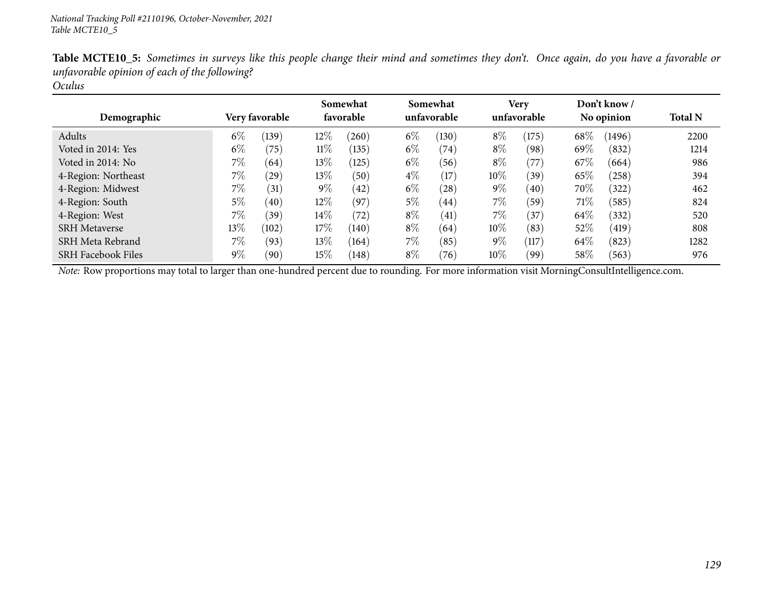*National Tracking Poll #2110196, October-November, 2021*
*Table MCTE10_5*

**Table MCTE10_5:** *Sometimes in surveys like this people change their mind and sometimes they don't. Once again, do you have a favorable or unfavorable opinion of each of the following?*
*Oculus*

| Demographic | Very favorable | | Somewhat favorable | | Somewhat unfavorable | | Very unfavorable | | Don't know / No opinion | | Total N |
|---|---|---|---|---|---|---|---|---|---|---|---|
| Adults | 6% | (139) | 12% | (260) | 6% | (130) | 8% | (175) | 68% | (1496) | 2200 |
| Voted in 2014: Yes | 6% | (75) | 11% | (135) | 6% | (74) | 8% | (98) | 69% | (832) | 1214 |
| Voted in 2014: No | 7% | (64) | 13% | (125) | 6% | (56) | 8% | (77) | 67% | (664) | 986 |
| 4-Region: Northeast | 7% | (29) | 13% | (50) | 4% | (17) | 10% | (39) | 65% | (258) | 394 |
| 4-Region: Midwest | 7% | (31) | 9% | (42) | 6% | (28) | 9% | (40) | 70% | (322) | 462 |
| 4-Region: South | 5% | (40) | 12% | (97) | 5% | (44) | 7% | (59) | 71% | (585) | 824 |
| 4-Region: West | 7% | (39) | 14% | (72) | 8% | (41) | 7% | (37) | 64% | (332) | 520 |
| SRH Metaverse | 13% | (102) | 17% | (140) | 8% | (64) | 10% | (83) | 52% | (419) | 808 |
| SRH Meta Rebrand | 7% | (93) | 13% | (164) | 7% | (85) | 9% | (117) | 64% | (823) | 1282 |
| SRH Facebook Files | 9% | (90) | 15% | (148) | 8% | (76) | 10% | (99) | 58% | (563) | 976 |

*Note:* Row proportions may total to larger than one-hundred percent due to rounding. For more information visit MorningConsultIntelligence.com.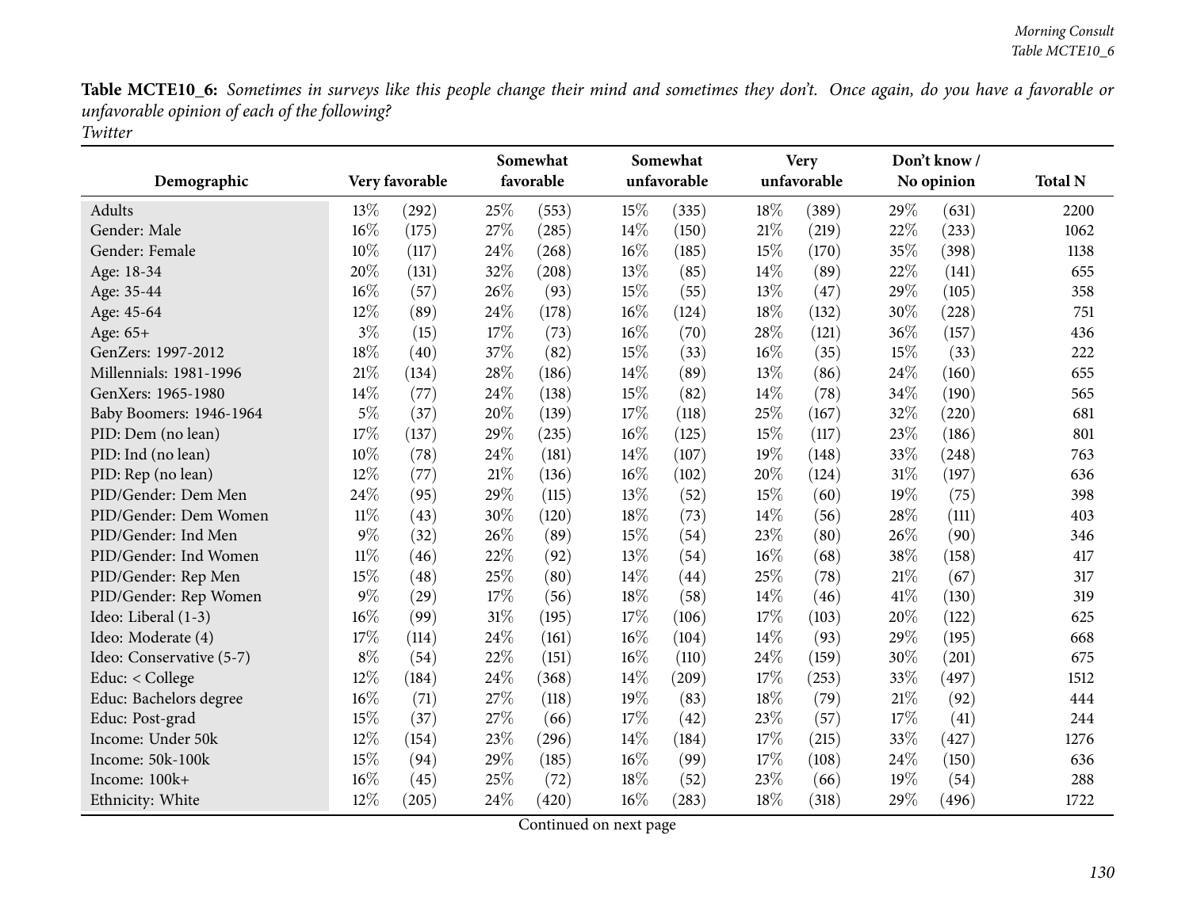**Table MCTE10_6:** *Sometimes in surveys like this people change their mind and sometimes they don't. Once again, do you have a favorable or unfavorable opinion of each of the following?*
*Twitter*

| Demographic | Very favorable | | Somewhat favorable | | Somewhat unfavorable | | Very unfavorable | | Don't know / No opinion | | Total N |
|---|---|---|---|---|---|---|---|---|---|---|---|
| Adults | 13% | (292) | 25% | (553) | 15% | (335) | 18% | (389) | 29% | (631) | 2200 |
| Gender: Male | 16% | (175) | 27% | (285) | 14% | (150) | 21% | (219) | 22% | (233) | 1062 |
| Gender: Female | 10% | (117) | 24% | (268) | 16% | (185) | 15% | (170) | 35% | (398) | 1138 |
| Age: 18-34 | 20% | (131) | 32% | (208) | 13% | (85) | 14% | (89) | 22% | (141) | 655 |
| Age: 35-44 | 16% | (57) | 26% | (93) | 15% | (55) | 13% | (47) | 29% | (105) | 358 |
| Age: 45-64 | 12% | (89) | 24% | (178) | 16% | (124) | 18% | (132) | 30% | (228) | 751 |
| Age: 65+ | 3% | (15) | 17% | (73) | 16% | (70) | 28% | (121) | 36% | (157) | 436 |
| GenZers: 1997-2012 | 18% | (40) | 37% | (82) | 15% | (33) | 16% | (35) | 15% | (33) | 222 |
| Millennials: 1981-1996 | 21% | (134) | 28% | (186) | 14% | (89) | 13% | (86) | 24% | (160) | 655 |
| GenXers: 1965-1980 | 14% | (77) | 24% | (138) | 15% | (82) | 14% | (78) | 34% | (190) | 565 |
| Baby Boomers: 1946-1964 | 5% | (37) | 20% | (139) | 17% | (118) | 25% | (167) | 32% | (220) | 681 |
| PID: Dem (no lean) | 17% | (137) | 29% | (235) | 16% | (125) | 15% | (117) | 23% | (186) | 801 |
| PID: Ind (no lean) | 10% | (78) | 24% | (181) | 14% | (107) | 19% | (148) | 33% | (248) | 763 |
| PID: Rep (no lean) | 12% | (77) | 21% | (136) | 16% | (102) | 20% | (124) | 31% | (197) | 636 |
| PID/Gender: Dem Men | 24% | (95) | 29% | (115) | 13% | (52) | 15% | (60) | 19% | (75) | 398 |
| PID/Gender: Dem Women | 11% | (43) | 30% | (120) | 18% | (73) | 14% | (56) | 28% | (111) | 403 |
| PID/Gender: Ind Men | 9% | (32) | 26% | (89) | 15% | (54) | 23% | (80) | 26% | (90) | 346 |
| PID/Gender: Ind Women | 11% | (46) | 22% | (92) | 13% | (54) | 16% | (68) | 38% | (158) | 417 |
| PID/Gender: Rep Men | 15% | (48) | 25% | (80) | 14% | (44) | 25% | (78) | 21% | (67) | 317 |
| PID/Gender: Rep Women | 9% | (29) | 17% | (56) | 18% | (58) | 14% | (46) | 41% | (130) | 319 |
| Ideo: Liberal (1-3) | 16% | (99) | 31% | (195) | 17% | (106) | 17% | (103) | 20% | (122) | 625 |
| Ideo: Moderate (4) | 17% | (114) | 24% | (161) | 16% | (104) | 14% | (93) | 29% | (195) | 668 |
| Ideo: Conservative (5-7) | 8% | (54) | 22% | (151) | 16% | (110) | 24% | (159) | 30% | (201) | 675 |
| Educ: < College | 12% | (184) | 24% | (368) | 14% | (209) | 17% | (253) | 33% | (497) | 1512 |
| Educ: Bachelors degree | 16% | (71) | 27% | (118) | 19% | (83) | 18% | (79) | 21% | (92) | 444 |
| Educ: Post-grad | 15% | (37) | 27% | (66) | 17% | (42) | 23% | (57) | 17% | (41) | 244 |
| Income: Under 50k | 12% | (154) | 23% | (296) | 14% | (184) | 17% | (215) | 33% | (427) | 1276 |
| Income: 50k-100k | 15% | (94) | 29% | (185) | 16% | (99) | 17% | (108) | 24% | (150) | 636 |
| Income: 100k+ | 16% | (45) | 25% | (72) | 18% | (52) | 23% | (66) | 19% | (54) | 288 |
| Ethnicity: White | 12% | (205) | 24% | (420) | 16% | (283) | 18% | (318) | 29% | (496) | 1722 |

Continued on next page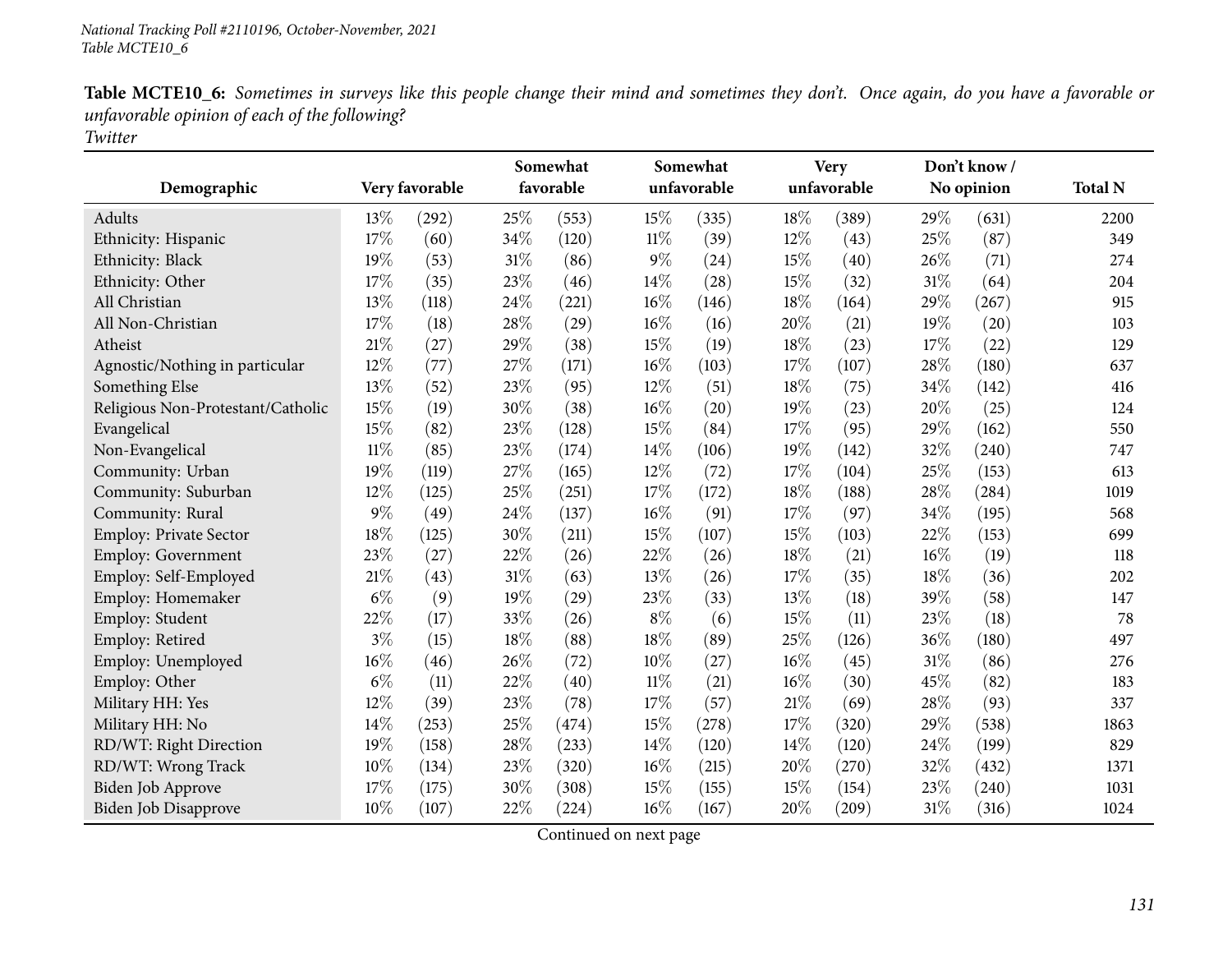**Table MCTE10_6:** *Sometimes in surveys like this people change their mind and sometimes they don't. Once again, do you have a favorable or unfavorable opinion of each of the following?*
*Twitter*

| Demographic | Very favorable | | Somewhat favorable | | Somewhat unfavorable | | Very unfavorable | | Don't know / No opinion | | Total N |
|---|---|---|---|---|---|---|---|---|---|---|---|
| Adults | 13% | (292) | 25% | (553) | 15% | (335) | 18% | (389) | 29% | (631) | 2200 |
| Ethnicity: Hispanic | 17% | (60) | 34% | (120) | 11% | (39) | 12% | (43) | 25% | (87) | 349 |
| Ethnicity: Black | 19% | (53) | 31% | (86) | 9% | (24) | 15% | (40) | 26% | (71) | 274 |
| Ethnicity: Other | 17% | (35) | 23% | (46) | 14% | (28) | 15% | (32) | 31% | (64) | 204 |
| All Christian | 13% | (118) | 24% | (221) | 16% | (146) | 18% | (164) | 29% | (267) | 915 |
| All Non-Christian | 17% | (18) | 28% | (29) | 16% | (16) | 20% | (21) | 19% | (20) | 103 |
| Atheist | 21% | (27) | 29% | (38) | 15% | (19) | 18% | (23) | 17% | (22) | 129 |
| Agnostic/Nothing in particular | 12% | (77) | 27% | (171) | 16% | (103) | 17% | (107) | 28% | (180) | 637 |
| Something Else | 13% | (52) | 23% | (95) | 12% | (51) | 18% | (75) | 34% | (142) | 416 |
| Religious Non-Protestant/Catholic | 15% | (19) | 30% | (38) | 16% | (20) | 19% | (23) | 20% | (25) | 124 |
| Evangelical | 15% | (82) | 23% | (128) | 15% | (84) | 17% | (95) | 29% | (162) | 550 |
| Non-Evangelical | 11% | (85) | 23% | (174) | 14% | (106) | 19% | (142) | 32% | (240) | 747 |
| Community: Urban | 19% | (119) | 27% | (165) | 12% | (72) | 17% | (104) | 25% | (153) | 613 |
| Community: Suburban | 12% | (125) | 25% | (251) | 17% | (172) | 18% | (188) | 28% | (284) | 1019 |
| Community: Rural | 9% | (49) | 24% | (137) | 16% | (91) | 17% | (97) | 34% | (195) | 568 |
| Employ: Private Sector | 18% | (125) | 30% | (211) | 15% | (107) | 15% | (103) | 22% | (153) | 699 |
| Employ: Government | 23% | (27) | 22% | (26) | 22% | (26) | 18% | (21) | 16% | (19) | 118 |
| Employ: Self-Employed | 21% | (43) | 31% | (63) | 13% | (26) | 17% | (35) | 18% | (36) | 202 |
| Employ: Homemaker | 6% | (9) | 19% | (29) | 23% | (33) | 13% | (18) | 39% | (58) | 147 |
| Employ: Student | 22% | (17) | 33% | (26) | 8% | (6) | 15% | (11) | 23% | (18) | 78 |
| Employ: Retired | 3% | (15) | 18% | (88) | 18% | (89) | 25% | (126) | 36% | (180) | 497 |
| Employ: Unemployed | 16% | (46) | 26% | (72) | 10% | (27) | 16% | (45) | 31% | (86) | 276 |
| Employ: Other | 6% | (11) | 22% | (40) | 11% | (21) | 16% | (30) | 45% | (82) | 183 |
| Military HH: Yes | 12% | (39) | 23% | (78) | 17% | (57) | 21% | (69) | 28% | (93) | 337 |
| Military HH: No | 14% | (253) | 25% | (474) | 15% | (278) | 17% | (320) | 29% | (538) | 1863 |
| RD/WT: Right Direction | 19% | (158) | 28% | (233) | 14% | (120) | 14% | (120) | 24% | (199) | 829 |
| RD/WT: Wrong Track | 10% | (134) | 23% | (320) | 16% | (215) | 20% | (270) | 32% | (432) | 1371 |
| Biden Job Approve | 17% | (175) | 30% | (308) | 15% | (155) | 15% | (154) | 23% | (240) | 1031 |
| Biden Job Disapprove | 10% | (107) | 22% | (224) | 16% | (167) | 20% | (209) | 31% | (316) | 1024 |

Continued on next page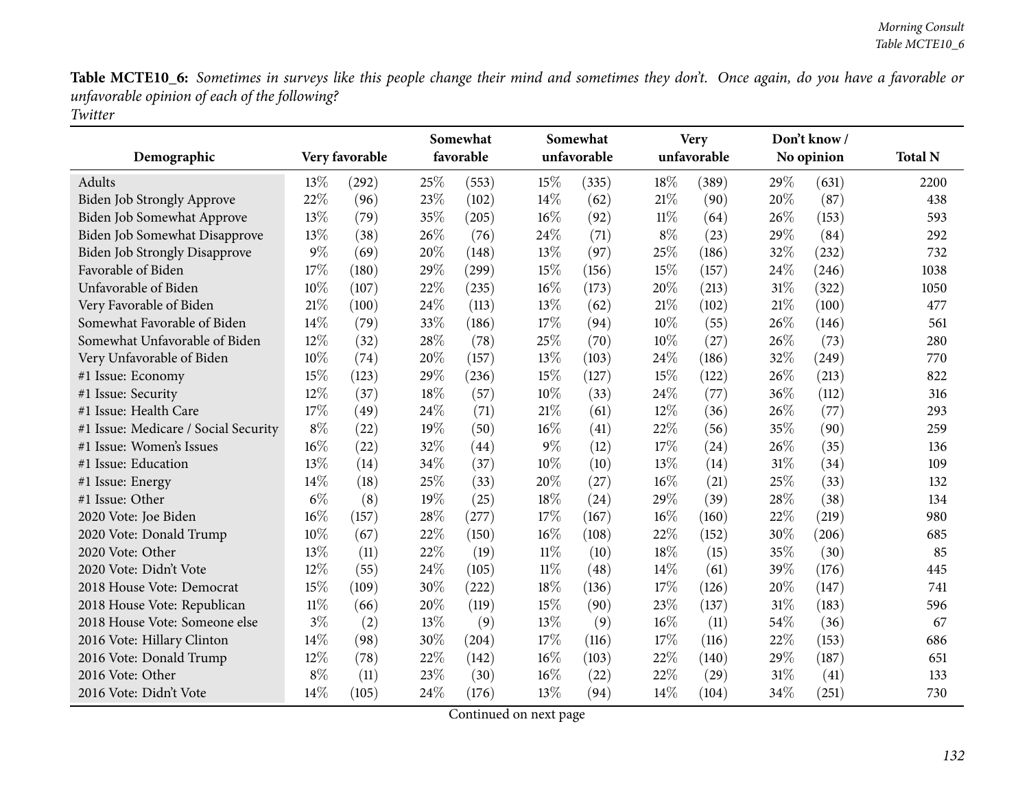**Table MCTE10_6:** *Sometimes in surveys like this people change their mind and sometimes they don't. Once again, do you have a favorable or unfavorable opinion of each of the following?*
*Twitter*

| Demographic | Very favorable | | Somewhat favorable | | Somewhat unfavorable | | Very unfavorable | | Don't know / No opinion | | Total N |
|---|---|---|---|---|---|---|---|---|---|---|---|
| Adults | 13% | (292) | 25% | (553) | 15% | (335) | 18% | (389) | 29% | (631) | 2200 |
| Biden Job Strongly Approve | 22% | (96) | 23% | (102) | 14% | (62) | 21% | (90) | 20% | (87) | 438 |
| Biden Job Somewhat Approve | 13% | (79) | 35% | (205) | 16% | (92) | 11% | (64) | 26% | (153) | 593 |
| Biden Job Somewhat Disapprove | 13% | (38) | 26% | (76) | 24% | (71) | 8% | (23) | 29% | (84) | 292 |
| Biden Job Strongly Disapprove | 9% | (69) | 20% | (148) | 13% | (97) | 25% | (186) | 32% | (232) | 732 |
| Favorable of Biden | 17% | (180) | 29% | (299) | 15% | (156) | 15% | (157) | 24% | (246) | 1038 |
| Unfavorable of Biden | 10% | (107) | 22% | (235) | 16% | (173) | 20% | (213) | 31% | (322) | 1050 |
| Very Favorable of Biden | 21% | (100) | 24% | (113) | 13% | (62) | 21% | (102) | 21% | (100) | 477 |
| Somewhat Favorable of Biden | 14% | (79) | 33% | (186) | 17% | (94) | 10% | (55) | 26% | (146) | 561 |
| Somewhat Unfavorable of Biden | 12% | (32) | 28% | (78) | 25% | (70) | 10% | (27) | 26% | (73) | 280 |
| Very Unfavorable of Biden | 10% | (74) | 20% | (157) | 13% | (103) | 24% | (186) | 32% | (249) | 770 |
| #1 Issue: Economy | 15% | (123) | 29% | (236) | 15% | (127) | 15% | (122) | 26% | (213) | 822 |
| #1 Issue: Security | 12% | (37) | 18% | (57) | 10% | (33) | 24% | (77) | 36% | (112) | 316 |
| #1 Issue: Health Care | 17% | (49) | 24% | (71) | 21% | (61) | 12% | (36) | 26% | (77) | 293 |
| #1 Issue: Medicare / Social Security | 8% | (22) | 19% | (50) | 16% | (41) | 22% | (56) | 35% | (90) | 259 |
| #1 Issue: Women's Issues | 16% | (22) | 32% | (44) | 9% | (12) | 17% | (24) | 26% | (35) | 136 |
| #1 Issue: Education | 13% | (14) | 34% | (37) | 10% | (10) | 13% | (14) | 31% | (34) | 109 |
| #1 Issue: Energy | 14% | (18) | 25% | (33) | 20% | (27) | 16% | (21) | 25% | (33) | 132 |
| #1 Issue: Other | 6% | (8) | 19% | (25) | 18% | (24) | 29% | (39) | 28% | (38) | 134 |
| 2020 Vote: Joe Biden | 16% | (157) | 28% | (277) | 17% | (167) | 16% | (160) | 22% | (219) | 980 |
| 2020 Vote: Donald Trump | 10% | (67) | 22% | (150) | 16% | (108) | 22% | (152) | 30% | (206) | 685 |
| 2020 Vote: Other | 13% | (11) | 22% | (19) | 11% | (10) | 18% | (15) | 35% | (30) | 85 |
| 2020 Vote: Didn't Vote | 12% | (55) | 24% | (105) | 11% | (48) | 14% | (61) | 39% | (176) | 445 |
| 2018 House Vote: Democrat | 15% | (109) | 30% | (222) | 18% | (136) | 17% | (126) | 20% | (147) | 741 |
| 2018 House Vote: Republican | 11% | (66) | 20% | (119) | 15% | (90) | 23% | (137) | 31% | (183) | 596 |
| 2018 House Vote: Someone else | 3% | (2) | 13% | (9) | 13% | (9) | 16% | (11) | 54% | (36) | 67 |
| 2016 Vote: Hillary Clinton | 14% | (98) | 30% | (204) | 17% | (116) | 17% | (116) | 22% | (153) | 686 |
| 2016 Vote: Donald Trump | 12% | (78) | 22% | (142) | 16% | (103) | 22% | (140) | 29% | (187) | 651 |
| 2016 Vote: Other | 8% | (11) | 23% | (30) | 16% | (22) | 22% | (29) | 31% | (41) | 133 |
| 2016 Vote: Didn't Vote | 14% | (105) | 24% | (176) | 13% | (94) | 14% | (104) | 34% | (251) | 730 |

Continued on next page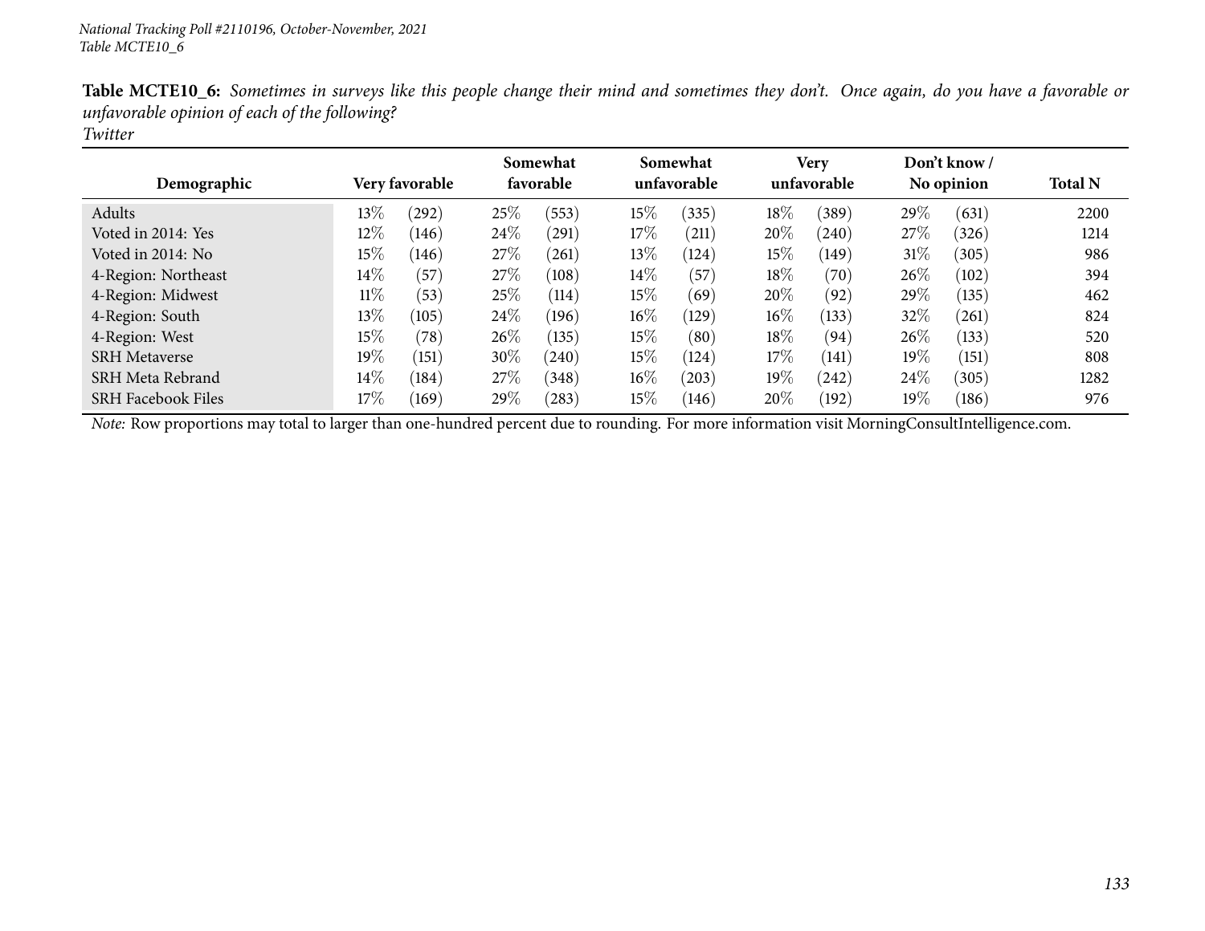**Table MCTE10_6:** *Sometimes in surveys like this people change their mind and sometimes they don't. Once again, do you have a favorable or unfavorable opinion of each of the following?*
*Twitter*

| Demographic | Very favorable | | Somewhat favorable | | Somewhat unfavorable | | Very unfavorable | | Don't know / No opinion | | Total N |
|---|---|---|---|---|---|---|---|---|---|---|---|
| Adults | 13% | (292) | 25% | (553) | 15% | (335) | 18% | (389) | 29% | (631) | 2200 |
| Voted in 2014: Yes | 12% | (146) | 24% | (291) | 17% | (211) | 20% | (240) | 27% | (326) | 1214 |
| Voted in 2014: No | 15% | (146) | 27% | (261) | 13% | (124) | 15% | (149) | 31% | (305) | 986 |
| 4-Region: Northeast | 14% | (57) | 27% | (108) | 14% | (57) | 18% | (70) | 26% | (102) | 394 |
| 4-Region: Midwest | 11% | (53) | 25% | (114) | 15% | (69) | 20% | (92) | 29% | (135) | 462 |
| 4-Region: South | 13% | (105) | 24% | (196) | 16% | (129) | 16% | (133) | 32% | (261) | 824 |
| 4-Region: West | 15% | (78) | 26% | (135) | 15% | (80) | 18% | (94) | 26% | (133) | 520 |
| SRH Metaverse | 19% | (151) | 30% | (240) | 15% | (124) | 17% | (141) | 19% | (151) | 808 |
| SRH Meta Rebrand | 14% | (184) | 27% | (348) | 16% | (203) | 19% | (242) | 24% | (305) | 1282 |
| SRH Facebook Files | 17% | (169) | 29% | (283) | 15% | (146) | 20% | (192) | 19% | (186) | 976 |

*Note:* Row proportions may total to larger than one-hundred percent due to rounding. For more information visit MorningConsultIntelligence.com.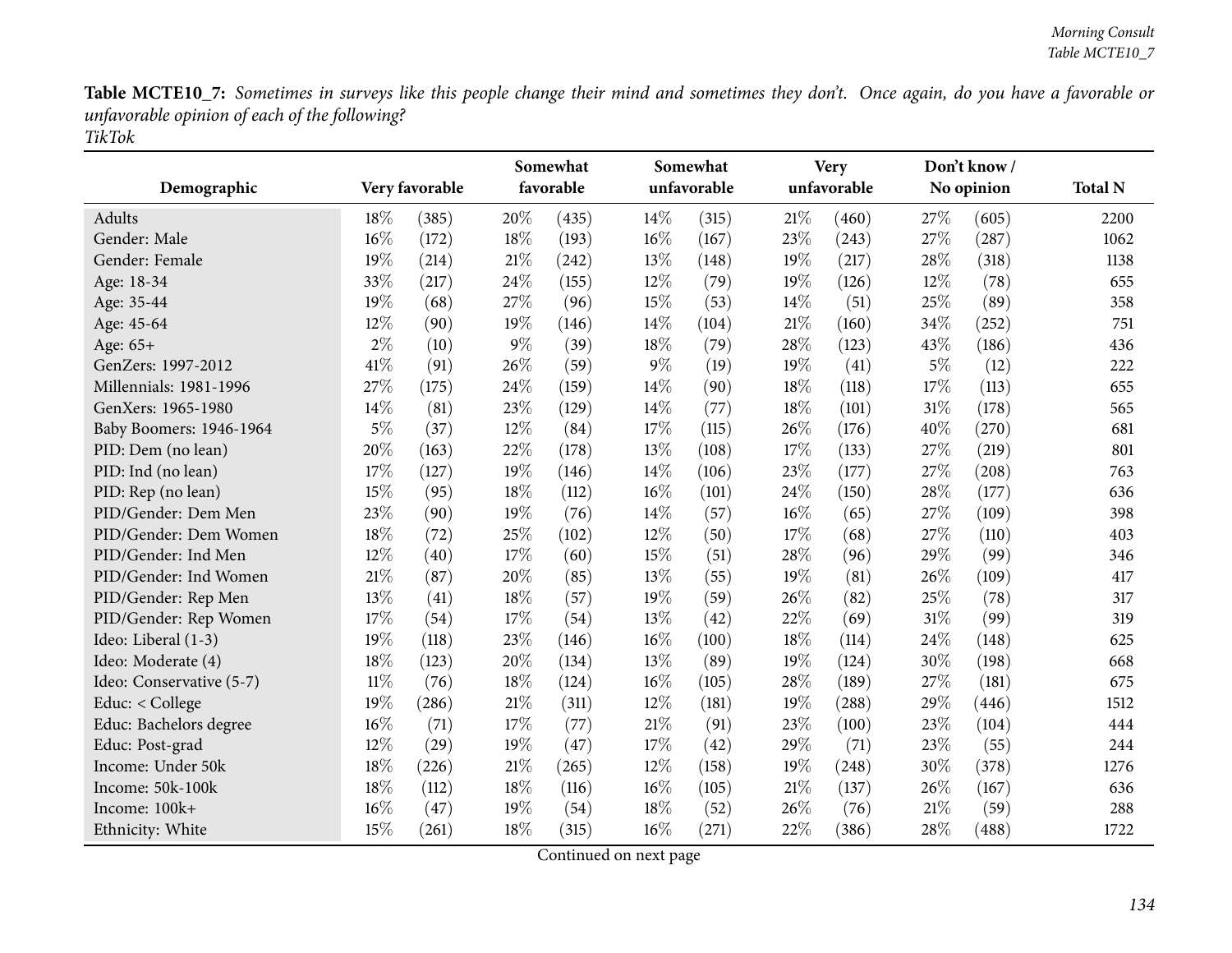**Table MCTE10_7:** *Sometimes in surveys like this people change their mind and sometimes they don't. Once again, do you have a favorable or unfavorable opinion of each of the following?*
*TikTok*

| Demographic | Very favorable | | Somewhat favorable | | Somewhat unfavorable | | Very unfavorable | | Don't know / No opinion | | Total N |
|---|---|---|---|---|---|---|---|---|---|---|---|
| Adults | 18% | (385) | 20% | (435) | 14% | (315) | 21% | (460) | 27% | (605) | 2200 |
| Gender: Male | 16% | (172) | 18% | (193) | 16% | (167) | 23% | (243) | 27% | (287) | 1062 |
| Gender: Female | 19% | (214) | 21% | (242) | 13% | (148) | 19% | (217) | 28% | (318) | 1138 |
| Age: 18-34 | 33% | (217) | 24% | (155) | 12% | (79) | 19% | (126) | 12% | (78) | 655 |
| Age: 35-44 | 19% | (68) | 27% | (96) | 15% | (53) | 14% | (51) | 25% | (89) | 358 |
| Age: 45-64 | 12% | (90) | 19% | (146) | 14% | (104) | 21% | (160) | 34% | (252) | 751 |
| Age: 65+ | 2% | (10) | 9% | (39) | 18% | (79) | 28% | (123) | 43% | (186) | 436 |
| GenZers: 1997-2012 | 41% | (91) | 26% | (59) | 9% | (19) | 19% | (41) | 5% | (12) | 222 |
| Millennials: 1981-1996 | 27% | (175) | 24% | (159) | 14% | (90) | 18% | (118) | 17% | (113) | 655 |
| GenXers: 1965-1980 | 14% | (81) | 23% | (129) | 14% | (77) | 18% | (101) | 31% | (178) | 565 |
| Baby Boomers: 1946-1964 | 5% | (37) | 12% | (84) | 17% | (115) | 26% | (176) | 40% | (270) | 681 |
| PID: Dem (no lean) | 20% | (163) | 22% | (178) | 13% | (108) | 17% | (133) | 27% | (219) | 801 |
| PID: Ind (no lean) | 17% | (127) | 19% | (146) | 14% | (106) | 23% | (177) | 27% | (208) | 763 |
| PID: Rep (no lean) | 15% | (95) | 18% | (112) | 16% | (101) | 24% | (150) | 28% | (177) | 636 |
| PID/Gender: Dem Men | 23% | (90) | 19% | (76) | 14% | (57) | 16% | (65) | 27% | (109) | 398 |
| PID/Gender: Dem Women | 18% | (72) | 25% | (102) | 12% | (50) | 17% | (68) | 27% | (110) | 403 |
| PID/Gender: Ind Men | 12% | (40) | 17% | (60) | 15% | (51) | 28% | (96) | 29% | (99) | 346 |
| PID/Gender: Ind Women | 21% | (87) | 20% | (85) | 13% | (55) | 19% | (81) | 26% | (109) | 417 |
| PID/Gender: Rep Men | 13% | (41) | 18% | (57) | 19% | (59) | 26% | (82) | 25% | (78) | 317 |
| PID/Gender: Rep Women | 17% | (54) | 17% | (54) | 13% | (42) | 22% | (69) | 31% | (99) | 319 |
| Ideo: Liberal (1-3) | 19% | (118) | 23% | (146) | 16% | (100) | 18% | (114) | 24% | (148) | 625 |
| Ideo: Moderate (4) | 18% | (123) | 20% | (134) | 13% | (89) | 19% | (124) | 30% | (198) | 668 |
| Ideo: Conservative (5-7) | 11% | (76) | 18% | (124) | 16% | (105) | 28% | (189) | 27% | (181) | 675 |
| Educ: < College | 19% | (286) | 21% | (311) | 12% | (181) | 19% | (288) | 29% | (446) | 1512 |
| Educ: Bachelors degree | 16% | (71) | 17% | (77) | 21% | (91) | 23% | (100) | 23% | (104) | 444 |
| Educ: Post-grad | 12% | (29) | 19% | (47) | 17% | (42) | 29% | (71) | 23% | (55) | 244 |
| Income: Under 50k | 18% | (226) | 21% | (265) | 12% | (158) | 19% | (248) | 30% | (378) | 1276 |
| Income: 50k-100k | 18% | (112) | 18% | (116) | 16% | (105) | 21% | (137) | 26% | (167) | 636 |
| Income: 100k+ | 16% | (47) | 19% | (54) | 18% | (52) | 26% | (76) | 21% | (59) | 288 |
| Ethnicity: White | 15% | (261) | 18% | (315) | 16% | (271) | 22% | (386) | 28% | (488) | 1722 |

Continued on next page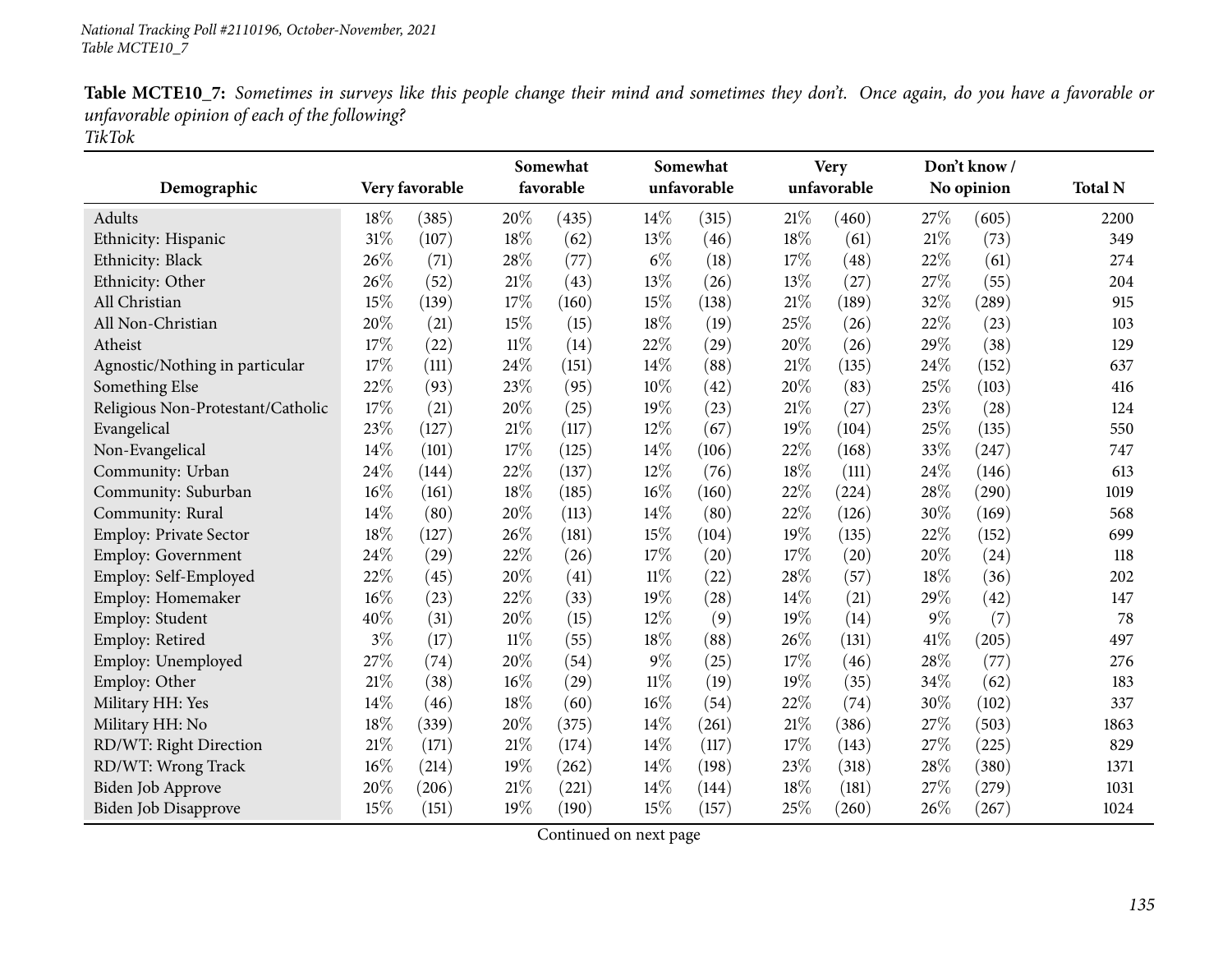National Tracking Poll #2110196, October-November, 2021
Table MCTE10_7

**Table MCTE10_7:** *Sometimes in surveys like this people change their mind and sometimes they don't. Once again, do you have a favorable or unfavorable opinion of each of the following?*
*TikTok*

| Demographic | Very favorable | | Somewhat favorable | | Somewhat unfavorable | | Very unfavorable | | Don't know / No opinion | | Total N |
|---|---|---|---|---|---|---|---|---|---|---|---|
| Adults | 18% | (385) | 20% | (435) | 14% | (315) | 21% | (460) | 27% | (605) | 2200 |
| Ethnicity: Hispanic | 31% | (107) | 18% | (62) | 13% | (46) | 18% | (61) | 21% | (73) | 349 |
| Ethnicity: Black | 26% | (71) | 28% | (77) | 6% | (18) | 17% | (48) | 22% | (61) | 274 |
| Ethnicity: Other | 26% | (52) | 21% | (43) | 13% | (26) | 13% | (27) | 27% | (55) | 204 |
| All Christian | 15% | (139) | 17% | (160) | 15% | (138) | 21% | (189) | 32% | (289) | 915 |
| All Non-Christian | 20% | (21) | 15% | (15) | 18% | (19) | 25% | (26) | 22% | (23) | 103 |
| Atheist | 17% | (22) | 11% | (14) | 22% | (29) | 20% | (26) | 29% | (38) | 129 |
| Agnostic/Nothing in particular | 17% | (111) | 24% | (151) | 14% | (88) | 21% | (135) | 24% | (152) | 637 |
| Something Else | 22% | (93) | 23% | (95) | 10% | (42) | 20% | (83) | 25% | (103) | 416 |
| Religious Non-Protestant/Catholic | 17% | (21) | 20% | (25) | 19% | (23) | 21% | (27) | 23% | (28) | 124 |
| Evangelical | 23% | (127) | 21% | (117) | 12% | (67) | 19% | (104) | 25% | (135) | 550 |
| Non-Evangelical | 14% | (101) | 17% | (125) | 14% | (106) | 22% | (168) | 33% | (247) | 747 |
| Community: Urban | 24% | (144) | 22% | (137) | 12% | (76) | 18% | (111) | 24% | (146) | 613 |
| Community: Suburban | 16% | (161) | 18% | (185) | 16% | (160) | 22% | (224) | 28% | (290) | 1019 |
| Community: Rural | 14% | (80) | 20% | (113) | 14% | (80) | 22% | (126) | 30% | (169) | 568 |
| Employ: Private Sector | 18% | (127) | 26% | (181) | 15% | (104) | 19% | (135) | 22% | (152) | 699 |
| Employ: Government | 24% | (29) | 22% | (26) | 17% | (20) | 17% | (20) | 20% | (24) | 118 |
| Employ: Self-Employed | 22% | (45) | 20% | (41) | 11% | (22) | 28% | (57) | 18% | (36) | 202 |
| Employ: Homemaker | 16% | (23) | 22% | (33) | 19% | (28) | 14% | (21) | 29% | (42) | 147 |
| Employ: Student | 40% | (31) | 20% | (15) | 12% | (9) | 19% | (14) | 9% | (7) | 78 |
| Employ: Retired | 3% | (17) | 11% | (55) | 18% | (88) | 26% | (131) | 41% | (205) | 497 |
| Employ: Unemployed | 27% | (74) | 20% | (54) | 9% | (25) | 17% | (46) | 28% | (77) | 276 |
| Employ: Other | 21% | (38) | 16% | (29) | 11% | (19) | 19% | (35) | 34% | (62) | 183 |
| Military HH: Yes | 14% | (46) | 18% | (60) | 16% | (54) | 22% | (74) | 30% | (102) | 337 |
| Military HH: No | 18% | (339) | 20% | (375) | 14% | (261) | 21% | (386) | 27% | (503) | 1863 |
| RD/WT: Right Direction | 21% | (171) | 21% | (174) | 14% | (117) | 17% | (143) | 27% | (225) | 829 |
| RD/WT: Wrong Track | 16% | (214) | 19% | (262) | 14% | (198) | 23% | (318) | 28% | (380) | 1371 |
| Biden Job Approve | 20% | (206) | 21% | (221) | 14% | (144) | 18% | (181) | 27% | (279) | 1031 |
| Biden Job Disapprove | 15% | (151) | 19% | (190) | 15% | (157) | 25% | (260) | 26% | (267) | 1024 |

Continued on next page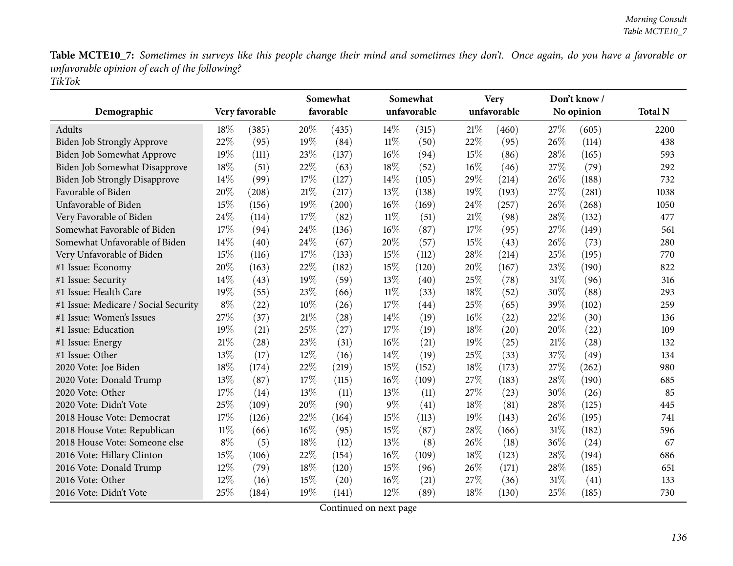**Table MCTE10_7:** *Sometimes in surveys like this people change their mind and sometimes they don't. Once again, do you have a favorable or unfavorable opinion of each of the following?*
*TikTok*

| Demographic | Very favorable | | Somewhat favorable | | Somewhat unfavorable | | Very unfavorable | | Don't know / No opinion | | Total N |
|---|---|---|---|---|---|---|---|---|---|---|---|
| Adults | 18% | (385) | 20% | (435) | 14% | (315) | 21% | (460) | 27% | (605) | 2200 |
| Biden Job Strongly Approve | 22% | (95) | 19% | (84) | 11% | (50) | 22% | (95) | 26% | (114) | 438 |
| Biden Job Somewhat Approve | 19% | (111) | 23% | (137) | 16% | (94) | 15% | (86) | 28% | (165) | 593 |
| Biden Job Somewhat Disapprove | 18% | (51) | 22% | (63) | 18% | (52) | 16% | (46) | 27% | (79) | 292 |
| Biden Job Strongly Disapprove | 14% | (99) | 17% | (127) | 14% | (105) | 29% | (214) | 26% | (188) | 732 |
| Favorable of Biden | 20% | (208) | 21% | (217) | 13% | (138) | 19% | (193) | 27% | (281) | 1038 |
| Unfavorable of Biden | 15% | (156) | 19% | (200) | 16% | (169) | 24% | (257) | 26% | (268) | 1050 |
| Very Favorable of Biden | 24% | (114) | 17% | (82) | 11% | (51) | 21% | (98) | 28% | (132) | 477 |
| Somewhat Favorable of Biden | 17% | (94) | 24% | (136) | 16% | (87) | 17% | (95) | 27% | (149) | 561 |
| Somewhat Unfavorable of Biden | 14% | (40) | 24% | (67) | 20% | (57) | 15% | (43) | 26% | (73) | 280 |
| Very Unfavorable of Biden | 15% | (116) | 17% | (133) | 15% | (112) | 28% | (214) | 25% | (195) | 770 |
| #1 Issue: Economy | 20% | (163) | 22% | (182) | 15% | (120) | 20% | (167) | 23% | (190) | 822 |
| #1 Issue: Security | 14% | (43) | 19% | (59) | 13% | (40) | 25% | (78) | 31% | (96) | 316 |
| #1 Issue: Health Care | 19% | (55) | 23% | (66) | 11% | (33) | 18% | (52) | 30% | (88) | 293 |
| #1 Issue: Medicare / Social Security | 8% | (22) | 10% | (26) | 17% | (44) | 25% | (65) | 39% | (102) | 259 |
| #1 Issue: Women's Issues | 27% | (37) | 21% | (28) | 14% | (19) | 16% | (22) | 22% | (30) | 136 |
| #1 Issue: Education | 19% | (21) | 25% | (27) | 17% | (19) | 18% | (20) | 20% | (22) | 109 |
| #1 Issue: Energy | 21% | (28) | 23% | (31) | 16% | (21) | 19% | (25) | 21% | (28) | 132 |
| #1 Issue: Other | 13% | (17) | 12% | (16) | 14% | (19) | 25% | (33) | 37% | (49) | 134 |
| 2020 Vote: Joe Biden | 18% | (174) | 22% | (219) | 15% | (152) | 18% | (173) | 27% | (262) | 980 |
| 2020 Vote: Donald Trump | 13% | (87) | 17% | (115) | 16% | (109) | 27% | (183) | 28% | (190) | 685 |
| 2020 Vote: Other | 17% | (14) | 13% | (11) | 13% | (11) | 27% | (23) | 30% | (26) | 85 |
| 2020 Vote: Didn't Vote | 25% | (109) | 20% | (90) | 9% | (41) | 18% | (81) | 28% | (125) | 445 |
| 2018 House Vote: Democrat | 17% | (126) | 22% | (164) | 15% | (113) | 19% | (143) | 26% | (195) | 741 |
| 2018 House Vote: Republican | 11% | (66) | 16% | (95) | 15% | (87) | 28% | (166) | 31% | (182) | 596 |
| 2018 House Vote: Someone else | 8% | (5) | 18% | (12) | 13% | (8) | 26% | (18) | 36% | (24) | 67 |
| 2016 Vote: Hillary Clinton | 15% | (106) | 22% | (154) | 16% | (109) | 18% | (123) | 28% | (194) | 686 |
| 2016 Vote: Donald Trump | 12% | (79) | 18% | (120) | 15% | (96) | 26% | (171) | 28% | (185) | 651 |
| 2016 Vote: Other | 12% | (16) | 15% | (20) | 16% | (21) | 27% | (36) | 31% | (41) | 133 |
| 2016 Vote: Didn't Vote | 25% | (184) | 19% | (141) | 12% | (89) | 18% | (130) | 25% | (185) | 730 |

Continued on next page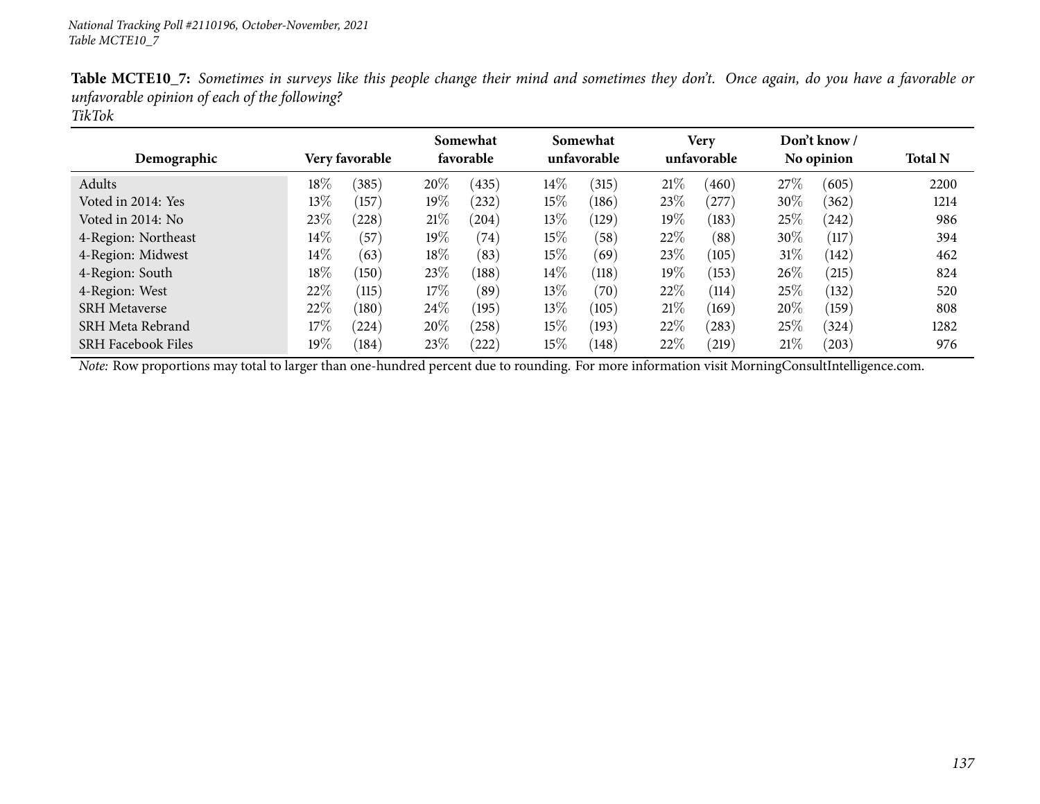National Tracking Poll #2110196, October-November, 2021
Table MCTE10_7

**Table MCTE10_7:** *Sometimes in surveys like this people change their mind and sometimes they don't. Once again, do you have a favorable or unfavorable opinion of each of the following?*
*TikTok*

| Demographic | Very favorable | Somewhat favorable | Somewhat unfavorable | Very unfavorable | Don't know / No opinion | Total N |
|---|---|---|---|---|---|---|
| Adults | 18% (385) | 20% (435) | 14% (315) | 21% (460) | 27% (605) | 2200 |
| Voted in 2014: Yes | 13% (157) | 19% (232) | 15% (186) | 23% (277) | 30% (362) | 1214 |
| Voted in 2014: No | 23% (228) | 21% (204) | 13% (129) | 19% (183) | 25% (242) | 986 |
| 4-Region: Northeast | 14% (57) | 19% (74) | 15% (58) | 22% (88) | 30% (117) | 394 |
| 4-Region: Midwest | 14% (63) | 18% (83) | 15% (69) | 23% (105) | 31% (142) | 462 |
| 4-Region: South | 18% (150) | 23% (188) | 14% (118) | 19% (153) | 26% (215) | 824 |
| 4-Region: West | 22% (115) | 17% (89) | 13% (70) | 22% (114) | 25% (132) | 520 |
| SRH Metaverse | 22% (180) | 24% (195) | 13% (105) | 21% (169) | 20% (159) | 808 |
| SRH Meta Rebrand | 17% (224) | 20% (258) | 15% (193) | 22% (283) | 25% (324) | 1282 |
| SRH Facebook Files | 19% (184) | 23% (222) | 15% (148) | 22% (219) | 21% (203) | 976 |

*Note:* Row proportions may total to larger than one-hundred percent due to rounding. For more information visit MorningConsultIntelligence.com.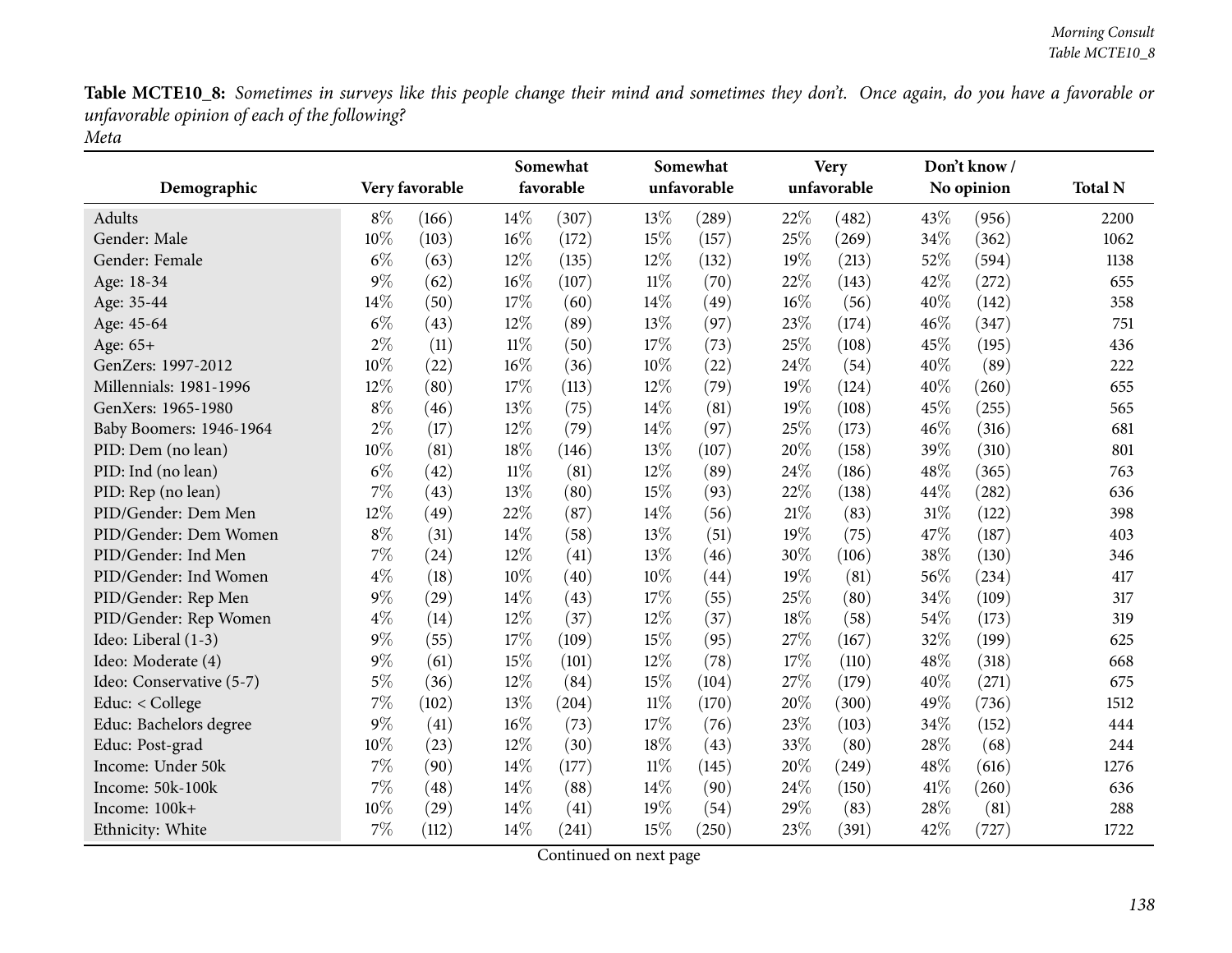**Table MCTE10_8:** *Sometimes in surveys like this people change their mind and sometimes they don't. Once again, do you have a favorable or unfavorable opinion of each of the following?*
*Meta*

| Demographic | Very favorable | | Somewhat favorable | | Somewhat unfavorable | | Very unfavorable | | Don't know / No opinion | | Total N |
|---|---|---|---|---|---|---|---|---|---|---|---|
| Adults | 8% | (166) | 14% | (307) | 13% | (289) | 22% | (482) | 43% | (956) | 2200 |
| Gender: Male | 10% | (103) | 16% | (172) | 15% | (157) | 25% | (269) | 34% | (362) | 1062 |
| Gender: Female | 6% | (63) | 12% | (135) | 12% | (132) | 19% | (213) | 52% | (594) | 1138 |
| Age: 18-34 | 9% | (62) | 16% | (107) | 11% | (70) | 22% | (143) | 42% | (272) | 655 |
| Age: 35-44 | 14% | (50) | 17% | (60) | 14% | (49) | 16% | (56) | 40% | (142) | 358 |
| Age: 45-64 | 6% | (43) | 12% | (89) | 13% | (97) | 23% | (174) | 46% | (347) | 751 |
| Age: 65+ | 2% | (11) | 11% | (50) | 17% | (73) | 25% | (108) | 45% | (195) | 436 |
| GenZers: 1997-2012 | 10% | (22) | 16% | (36) | 10% | (22) | 24% | (54) | 40% | (89) | 222 |
| Millennials: 1981-1996 | 12% | (80) | 17% | (113) | 12% | (79) | 19% | (124) | 40% | (260) | 655 |
| GenXers: 1965-1980 | 8% | (46) | 13% | (75) | 14% | (81) | 19% | (108) | 45% | (255) | 565 |
| Baby Boomers: 1946-1964 | 2% | (17) | 12% | (79) | 14% | (97) | 25% | (173) | 46% | (316) | 681 |
| PID: Dem (no lean) | 10% | (81) | 18% | (146) | 13% | (107) | 20% | (158) | 39% | (310) | 801 |
| PID: Ind (no lean) | 6% | (42) | 11% | (81) | 12% | (89) | 24% | (186) | 48% | (365) | 763 |
| PID: Rep (no lean) | 7% | (43) | 13% | (80) | 15% | (93) | 22% | (138) | 44% | (282) | 636 |
| PID/Gender: Dem Men | 12% | (49) | 22% | (87) | 14% | (56) | 21% | (83) | 31% | (122) | 398 |
| PID/Gender: Dem Women | 8% | (31) | 14% | (58) | 13% | (51) | 19% | (75) | 47% | (187) | 403 |
| PID/Gender: Ind Men | 7% | (24) | 12% | (41) | 13% | (46) | 30% | (106) | 38% | (130) | 346 |
| PID/Gender: Ind Women | 4% | (18) | 10% | (40) | 10% | (44) | 19% | (81) | 56% | (234) | 417 |
| PID/Gender: Rep Men | 9% | (29) | 14% | (43) | 17% | (55) | 25% | (80) | 34% | (109) | 317 |
| PID/Gender: Rep Women | 4% | (14) | 12% | (37) | 12% | (37) | 18% | (58) | 54% | (173) | 319 |
| Ideo: Liberal (1-3) | 9% | (55) | 17% | (109) | 15% | (95) | 27% | (167) | 32% | (199) | 625 |
| Ideo: Moderate (4) | 9% | (61) | 15% | (101) | 12% | (78) | 17% | (110) | 48% | (318) | 668 |
| Ideo: Conservative (5-7) | 5% | (36) | 12% | (84) | 15% | (104) | 27% | (179) | 40% | (271) | 675 |
| Educ: < College | 7% | (102) | 13% | (204) | 11% | (170) | 20% | (300) | 49% | (736) | 1512 |
| Educ: Bachelors degree | 9% | (41) | 16% | (73) | 17% | (76) | 23% | (103) | 34% | (152) | 444 |
| Educ: Post-grad | 10% | (23) | 12% | (30) | 18% | (43) | 33% | (80) | 28% | (68) | 244 |
| Income: Under 50k | 7% | (90) | 14% | (177) | 11% | (145) | 20% | (249) | 48% | (616) | 1276 |
| Income: 50k-100k | 7% | (48) | 14% | (88) | 14% | (90) | 24% | (150) | 41% | (260) | 636 |
| Income: 100k+ | 10% | (29) | 14% | (41) | 19% | (54) | 29% | (83) | 28% | (81) | 288 |
| Ethnicity: White | 7% | (112) | 14% | (241) | 15% | (250) | 23% | (391) | 42% | (727) | 1722 |

Continued on next page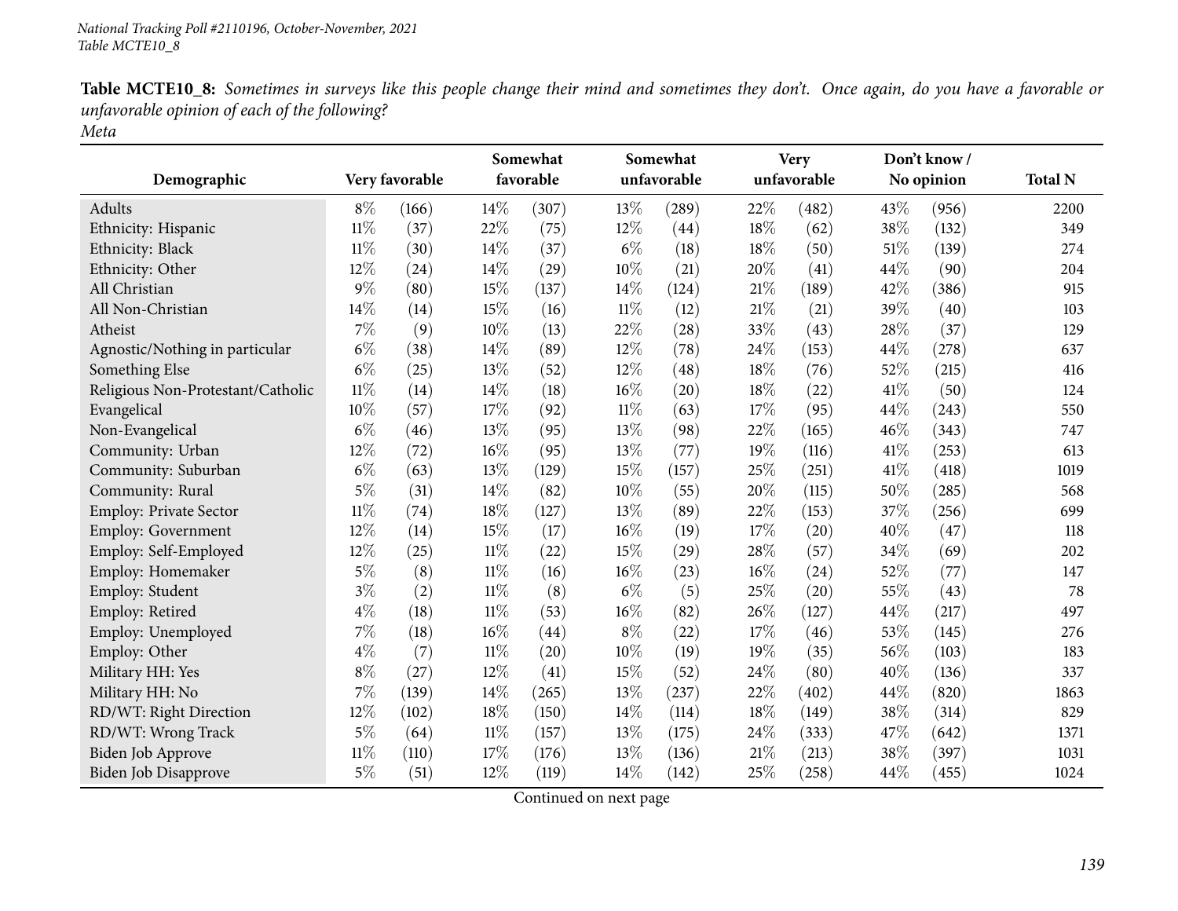**Table MCTE10_8:** *Sometimes in surveys like this people change their mind and sometimes they don't. Once again, do you have a favorable or unfavorable opinion of each of the following?*
*Meta*

| Demographic | Very favorable | | Somewhat favorable | | Somewhat unfavorable | | Very unfavorable | | Don't know / No opinion | | Total N |
|---|---|---|---|---|---|---|---|---|---|---|---|
| Adults | 8% | (166) | 14% | (307) | 13% | (289) | 22% | (482) | 43% | (956) | 2200 |
| Ethnicity: Hispanic | 11% | (37) | 22% | (75) | 12% | (44) | 18% | (62) | 38% | (132) | 349 |
| Ethnicity: Black | 11% | (30) | 14% | (37) | 6% | (18) | 18% | (50) | 51% | (139) | 274 |
| Ethnicity: Other | 12% | (24) | 14% | (29) | 10% | (21) | 20% | (41) | 44% | (90) | 204 |
| All Christian | 9% | (80) | 15% | (137) | 14% | (124) | 21% | (189) | 42% | (386) | 915 |
| All Non-Christian | 14% | (14) | 15% | (16) | 11% | (12) | 21% | (21) | 39% | (40) | 103 |
| Atheist | 7% | (9) | 10% | (13) | 22% | (28) | 33% | (43) | 28% | (37) | 129 |
| Agnostic/Nothing in particular | 6% | (38) | 14% | (89) | 12% | (78) | 24% | (153) | 44% | (278) | 637 |
| Something Else | 6% | (25) | 13% | (52) | 12% | (48) | 18% | (76) | 52% | (215) | 416 |
| Religious Non-Protestant/Catholic | 11% | (14) | 14% | (18) | 16% | (20) | 18% | (22) | 41% | (50) | 124 |
| Evangelical | 10% | (57) | 17% | (92) | 11% | (63) | 17% | (95) | 44% | (243) | 550 |
| Non-Evangelical | 6% | (46) | 13% | (95) | 13% | (98) | 22% | (165) | 46% | (343) | 747 |
| Community: Urban | 12% | (72) | 16% | (95) | 13% | (77) | 19% | (116) | 41% | (253) | 613 |
| Community: Suburban | 6% | (63) | 13% | (129) | 15% | (157) | 25% | (251) | 41% | (418) | 1019 |
| Community: Rural | 5% | (31) | 14% | (82) | 10% | (55) | 20% | (115) | 50% | (285) | 568 |
| Employ: Private Sector | 11% | (74) | 18% | (127) | 13% | (89) | 22% | (153) | 37% | (256) | 699 |
| Employ: Government | 12% | (14) | 15% | (17) | 16% | (19) | 17% | (20) | 40% | (47) | 118 |
| Employ: Self-Employed | 12% | (25) | 11% | (22) | 15% | (29) | 28% | (57) | 34% | (69) | 202 |
| Employ: Homemaker | 5% | (8) | 11% | (16) | 16% | (23) | 16% | (24) | 52% | (77) | 147 |
| Employ: Student | 3% | (2) | 11% | (8) | 6% | (5) | 25% | (20) | 55% | (43) | 78 |
| Employ: Retired | 4% | (18) | 11% | (53) | 16% | (82) | 26% | (127) | 44% | (217) | 497 |
| Employ: Unemployed | 7% | (18) | 16% | (44) | 8% | (22) | 17% | (46) | 53% | (145) | 276 |
| Employ: Other | 4% | (7) | 11% | (20) | 10% | (19) | 19% | (35) | 56% | (103) | 183 |
| Military HH: Yes | 8% | (27) | 12% | (41) | 15% | (52) | 24% | (80) | 40% | (136) | 337 |
| Military HH: No | 7% | (139) | 14% | (265) | 13% | (237) | 22% | (402) | 44% | (820) | 1863 |
| RD/WT: Right Direction | 12% | (102) | 18% | (150) | 14% | (114) | 18% | (149) | 38% | (314) | 829 |
| RD/WT: Wrong Track | 5% | (64) | 11% | (157) | 13% | (175) | 24% | (333) | 47% | (642) | 1371 |
| Biden Job Approve | 11% | (110) | 17% | (176) | 13% | (136) | 21% | (213) | 38% | (397) | 1031 |
| Biden Job Disapprove | 5% | (51) | 12% | (119) | 14% | (142) | 25% | (258) | 44% | (455) | 1024 |

Continued on next page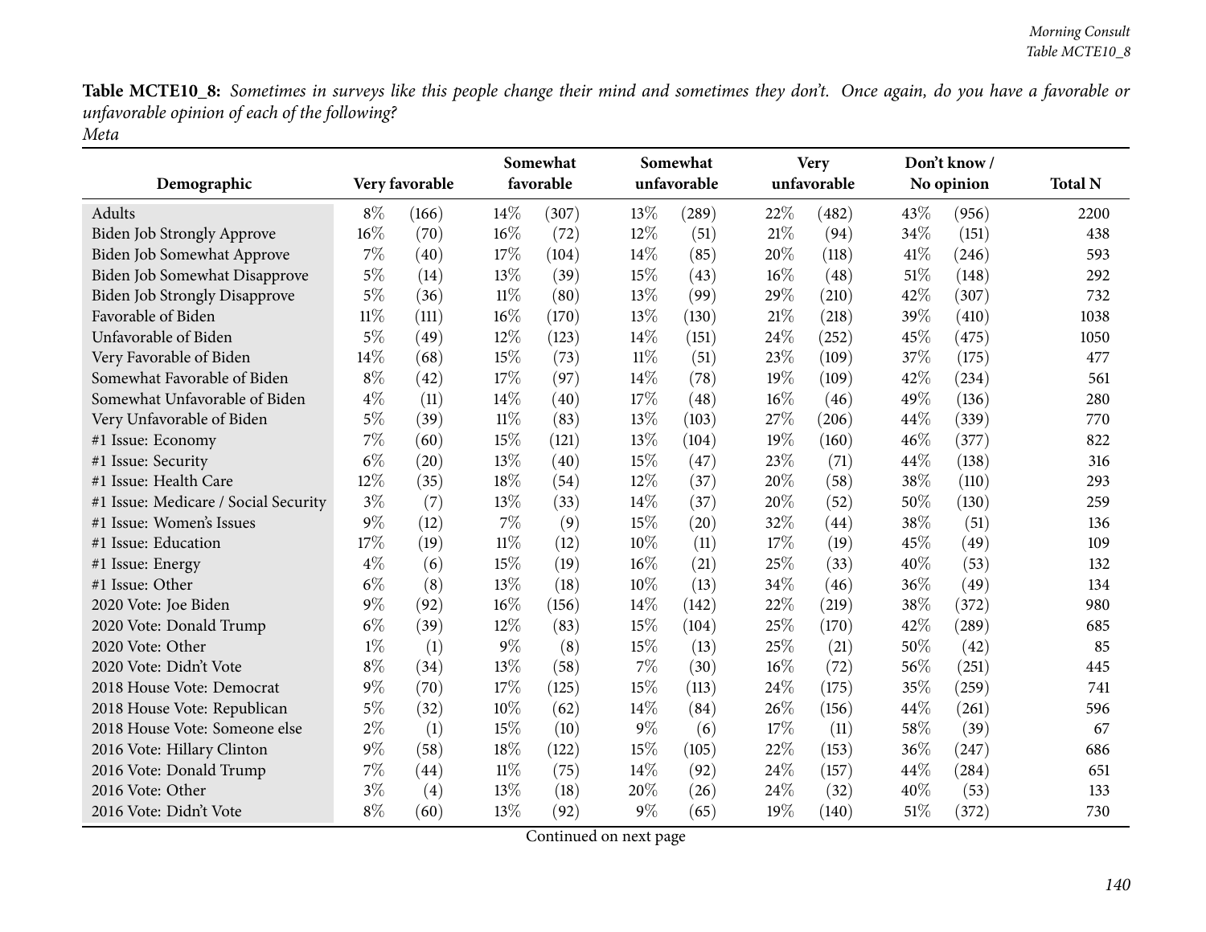**Table MCTE10_8:** *Sometimes in surveys like this people change their mind and sometimes they don't. Once again, do you have a favorable or unfavorable opinion of each of the following?*
*Meta*

| Demographic | Very favorable | | Somewhat favorable | | Somewhat unfavorable | | Very unfavorable | | Don't know / No opinion | | Total N |
|---|---|---|---|---|---|---|---|---|---|---|---|
| Adults | 8% | (166) | 14% | (307) | 13% | (289) | 22% | (482) | 43% | (956) | 2200 |
| Biden Job Strongly Approve | 16% | (70) | 16% | (72) | 12% | (51) | 21% | (94) | 34% | (151) | 438 |
| Biden Job Somewhat Approve | 7% | (40) | 17% | (104) | 14% | (85) | 20% | (118) | 41% | (246) | 593 |
| Biden Job Somewhat Disapprove | 5% | (14) | 13% | (39) | 15% | (43) | 16% | (48) | 51% | (148) | 292 |
| Biden Job Strongly Disapprove | 5% | (36) | 11% | (80) | 13% | (99) | 29% | (210) | 42% | (307) | 732 |
| Favorable of Biden | 11% | (111) | 16% | (170) | 13% | (130) | 21% | (218) | 39% | (410) | 1038 |
| Unfavorable of Biden | 5% | (49) | 12% | (123) | 14% | (151) | 24% | (252) | 45% | (475) | 1050 |
| Very Favorable of Biden | 14% | (68) | 15% | (73) | 11% | (51) | 23% | (109) | 37% | (175) | 477 |
| Somewhat Favorable of Biden | 8% | (42) | 17% | (97) | 14% | (78) | 19% | (109) | 42% | (234) | 561 |
| Somewhat Unfavorable of Biden | 4% | (11) | 14% | (40) | 17% | (48) | 16% | (46) | 49% | (136) | 280 |
| Very Unfavorable of Biden | 5% | (39) | 11% | (83) | 13% | (103) | 27% | (206) | 44% | (339) | 770 |
| #1 Issue: Economy | 7% | (60) | 15% | (121) | 13% | (104) | 19% | (160) | 46% | (377) | 822 |
| #1 Issue: Security | 6% | (20) | 13% | (40) | 15% | (47) | 23% | (71) | 44% | (138) | 316 |
| #1 Issue: Health Care | 12% | (35) | 18% | (54) | 12% | (37) | 20% | (58) | 38% | (110) | 293 |
| #1 Issue: Medicare / Social Security | 3% | (7) | 13% | (33) | 14% | (37) | 20% | (52) | 50% | (130) | 259 |
| #1 Issue: Women's Issues | 9% | (12) | 7% | (9) | 15% | (20) | 32% | (44) | 38% | (51) | 136 |
| #1 Issue: Education | 17% | (19) | 11% | (12) | 10% | (11) | 17% | (19) | 45% | (49) | 109 |
| #1 Issue: Energy | 4% | (6) | 15% | (19) | 16% | (21) | 25% | (33) | 40% | (53) | 132 |
| #1 Issue: Other | 6% | (8) | 13% | (18) | 10% | (13) | 34% | (46) | 36% | (49) | 134 |
| 2020 Vote: Joe Biden | 9% | (92) | 16% | (156) | 14% | (142) | 22% | (219) | 38% | (372) | 980 |
| 2020 Vote: Donald Trump | 6% | (39) | 12% | (83) | 15% | (104) | 25% | (170) | 42% | (289) | 685 |
| 2020 Vote: Other | 1% | (1) | 9% | (8) | 15% | (13) | 25% | (21) | 50% | (42) | 85 |
| 2020 Vote: Didn't Vote | 8% | (34) | 13% | (58) | 7% | (30) | 16% | (72) | 56% | (251) | 445 |
| 2018 House Vote: Democrat | 9% | (70) | 17% | (125) | 15% | (113) | 24% | (175) | 35% | (259) | 741 |
| 2018 House Vote: Republican | 5% | (32) | 10% | (62) | 14% | (84) | 26% | (156) | 44% | (261) | 596 |
| 2018 House Vote: Someone else | 2% | (1) | 15% | (10) | 9% | (6) | 17% | (11) | 58% | (39) | 67 |
| 2016 Vote: Hillary Clinton | 9% | (58) | 18% | (122) | 15% | (105) | 22% | (153) | 36% | (247) | 686 |
| 2016 Vote: Donald Trump | 7% | (44) | 11% | (75) | 14% | (92) | 24% | (157) | 44% | (284) | 651 |
| 2016 Vote: Other | 3% | (4) | 13% | (18) | 20% | (26) | 24% | (32) | 40% | (53) | 133 |
| 2016 Vote: Didn't Vote | 8% | (60) | 13% | (92) | 9% | (65) | 19% | (140) | 51% | (372) | 730 |

Continued on next page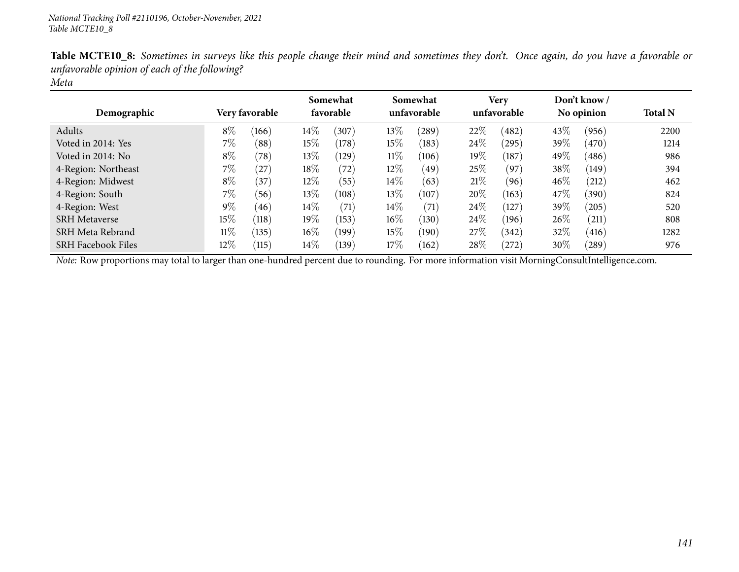*National Tracking Poll #2110196, October-November, 2021*
*Table MCTE10_8*

**Table MCTE10_8:** *Sometimes in surveys like this people change their mind and sometimes they don't. Once again, do you have a favorable or unfavorable opinion of each of the following?*
*Meta*

| Demographic | Very favorable | | Somewhat favorable | | Somewhat unfavorable | | Very unfavorable | | Don't know / No opinion | | Total N |
|---|---|---|---|---|---|---|---|---|---|---|---|
| Adults | 8% | (166) | 14% | (307) | 13% | (289) | 22% | (482) | 43% | (956) | 2200 |
| Voted in 2014: Yes | 7% | (88) | 15% | (178) | 15% | (183) | 24% | (295) | 39% | (470) | 1214 |
| Voted in 2014: No | 8% | (78) | 13% | (129) | 11% | (106) | 19% | (187) | 49% | (486) | 986 |
| 4-Region: Northeast | 7% | (27) | 18% | (72) | 12% | (49) | 25% | (97) | 38% | (149) | 394 |
| 4-Region: Midwest | 8% | (37) | 12% | (55) | 14% | (63) | 21% | (96) | 46% | (212) | 462 |
| 4-Region: South | 7% | (56) | 13% | (108) | 13% | (107) | 20% | (163) | 47% | (390) | 824 |
| 4-Region: West | 9% | (46) | 14% | (71) | 14% | (71) | 24% | (127) | 39% | (205) | 520 |
| SRH Metaverse | 15% | (118) | 19% | (153) | 16% | (130) | 24% | (196) | 26% | (211) | 808 |
| SRH Meta Rebrand | 11% | (135) | 16% | (199) | 15% | (190) | 27% | (342) | 32% | (416) | 1282 |
| SRH Facebook Files | 12% | (115) | 14% | (139) | 17% | (162) | 28% | (272) | 30% | (289) | 976 |

*Note:* Row proportions may total to larger than one-hundred percent due to rounding. For more information visit MorningConsultIntelligence.com.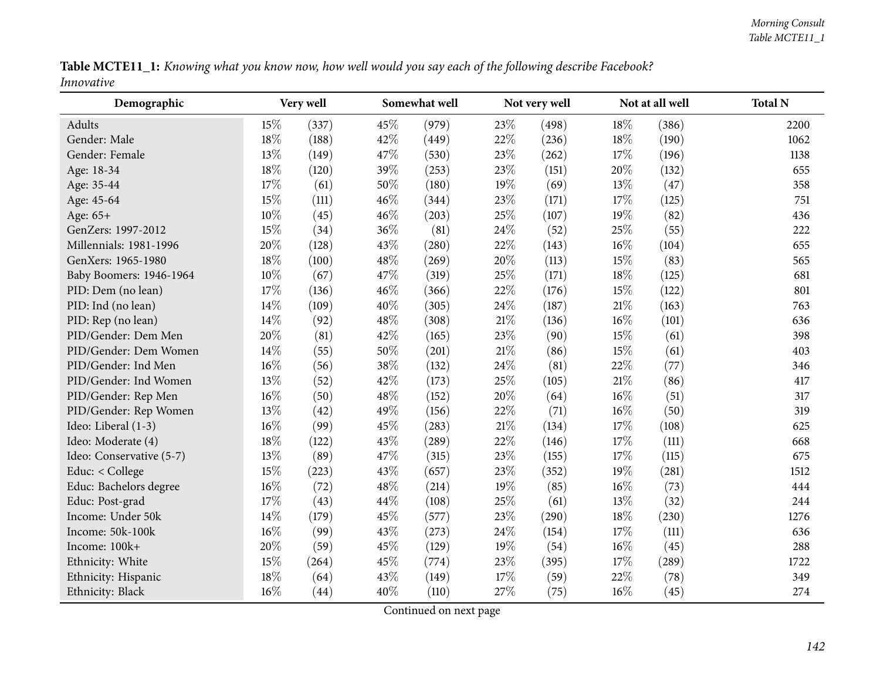**Table MCTE11_1:** *Knowing what you know now, how well would you say each of the following describe Facebook?*
*Innovative*

| Demographic | Very well | | Somewhat well | | Not very well | | Not at all well | | Total N |
|---|---|---|---|---|---|---|---|---|---|
| Adults | 15% | (337) | 45% | (979) | 23% | (498) | 18% | (386) | 2200 |
| Gender: Male | 18% | (188) | 42% | (449) | 22% | (236) | 18% | (190) | 1062 |
| Gender: Female | 13% | (149) | 47% | (530) | 23% | (262) | 17% | (196) | 1138 |
| Age: 18-34 | 18% | (120) | 39% | (253) | 23% | (151) | 20% | (132) | 655 |
| Age: 35-44 | 17% | (61) | 50% | (180) | 19% | (69) | 13% | (47) | 358 |
| Age: 45-64 | 15% | (111) | 46% | (344) | 23% | (171) | 17% | (125) | 751 |
| Age: 65+ | 10% | (45) | 46% | (203) | 25% | (107) | 19% | (82) | 436 |
| GenZers: 1997-2012 | 15% | (34) | 36% | (81) | 24% | (52) | 25% | (55) | 222 |
| Millennials: 1981-1996 | 20% | (128) | 43% | (280) | 22% | (143) | 16% | (104) | 655 |
| GenXers: 1965-1980 | 18% | (100) | 48% | (269) | 20% | (113) | 15% | (83) | 565 |
| Baby Boomers: 1946-1964 | 10% | (67) | 47% | (319) | 25% | (171) | 18% | (125) | 681 |
| PID: Dem (no lean) | 17% | (136) | 46% | (366) | 22% | (176) | 15% | (122) | 801 |
| PID: Ind (no lean) | 14% | (109) | 40% | (305) | 24% | (187) | 21% | (163) | 763 |
| PID: Rep (no lean) | 14% | (92) | 48% | (308) | 21% | (136) | 16% | (101) | 636 |
| PID/Gender: Dem Men | 20% | (81) | 42% | (165) | 23% | (90) | 15% | (61) | 398 |
| PID/Gender: Dem Women | 14% | (55) | 50% | (201) | 21% | (86) | 15% | (61) | 403 |
| PID/Gender: Ind Men | 16% | (56) | 38% | (132) | 24% | (81) | 22% | (77) | 346 |
| PID/Gender: Ind Women | 13% | (52) | 42% | (173) | 25% | (105) | 21% | (86) | 417 |
| PID/Gender: Rep Men | 16% | (50) | 48% | (152) | 20% | (64) | 16% | (51) | 317 |
| PID/Gender: Rep Women | 13% | (42) | 49% | (156) | 22% | (71) | 16% | (50) | 319 |
| Ideo: Liberal (1-3) | 16% | (99) | 45% | (283) | 21% | (134) | 17% | (108) | 625 |
| Ideo: Moderate (4) | 18% | (122) | 43% | (289) | 22% | (146) | 17% | (111) | 668 |
| Ideo: Conservative (5-7) | 13% | (89) | 47% | (315) | 23% | (155) | 17% | (115) | 675 |
| Educ: < College | 15% | (223) | 43% | (657) | 23% | (352) | 19% | (281) | 1512 |
| Educ: Bachelors degree | 16% | (72) | 48% | (214) | 19% | (85) | 16% | (73) | 444 |
| Educ: Post-grad | 17% | (43) | 44% | (108) | 25% | (61) | 13% | (32) | 244 |
| Income: Under 50k | 14% | (179) | 45% | (577) | 23% | (290) | 18% | (230) | 1276 |
| Income: 50k-100k | 16% | (99) | 43% | (273) | 24% | (154) | 17% | (111) | 636 |
| Income: 100k+ | 20% | (59) | 45% | (129) | 19% | (54) | 16% | (45) | 288 |
| Ethnicity: White | 15% | (264) | 45% | (774) | 23% | (395) | 17% | (289) | 1722 |
| Ethnicity: Hispanic | 18% | (64) | 43% | (149) | 17% | (59) | 22% | (78) | 349 |
| Ethnicity: Black | 16% | (44) | 40% | (110) | 27% | (75) | 16% | (45) | 274 |

Continued on next page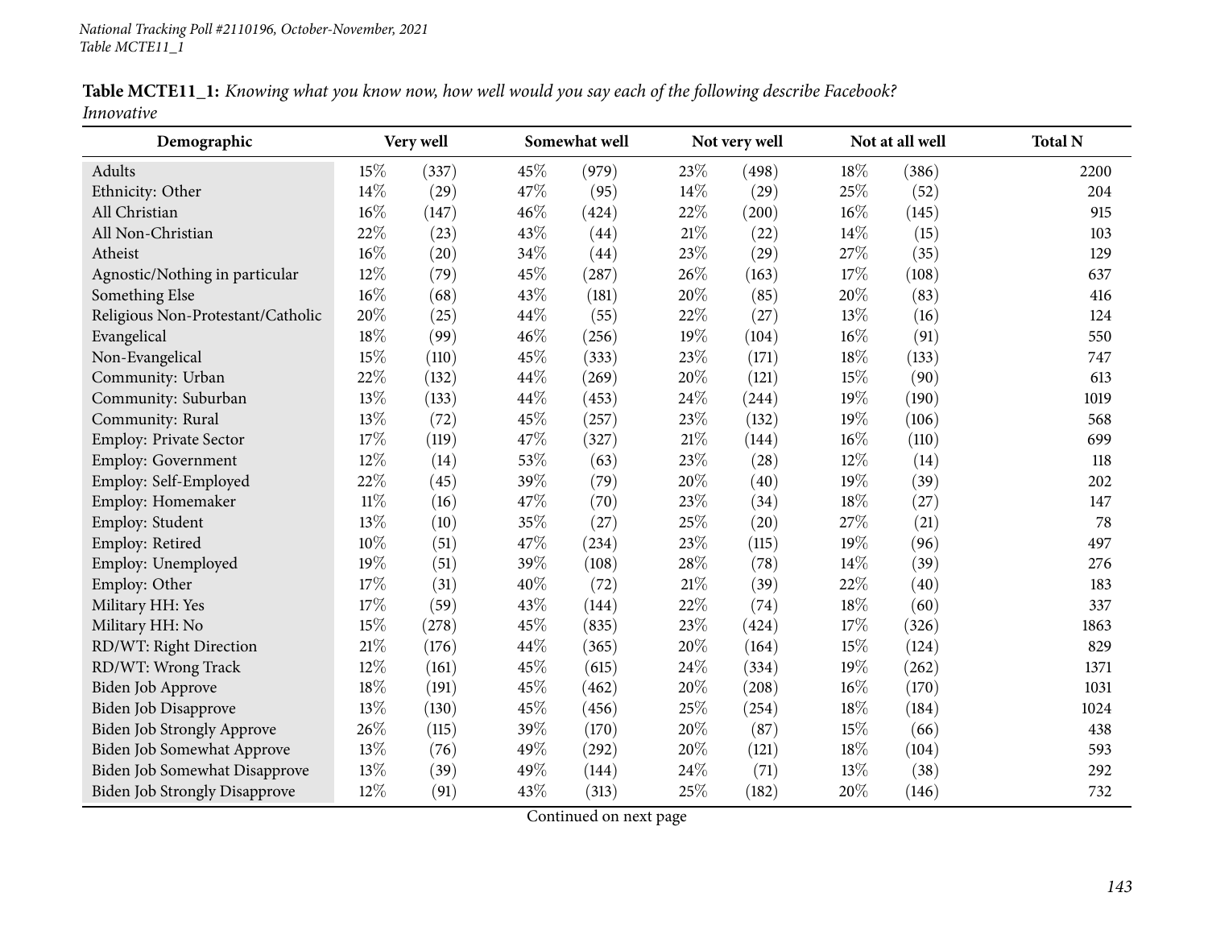**Table MCTE11_1:** *Knowing what you know now, how well would you say each of the following describe Facebook? Innovative*

| Demographic | Very well | | Somewhat well | | Not very well | | Not at all well | | Total N |
|---|---|---|---|---|---|---|---|---|---|
| Adults | 15% | (337) | 45% | (979) | 23% | (498) | 18% | (386) | 2200 |
| Ethnicity: Other | 14% | (29) | 47% | (95) | 14% | (29) | 25% | (52) | 204 |
| All Christian | 16% | (147) | 46% | (424) | 22% | (200) | 16% | (145) | 915 |
| All Non-Christian | 22% | (23) | 43% | (44) | 21% | (22) | 14% | (15) | 103 |
| Atheist | 16% | (20) | 34% | (44) | 23% | (29) | 27% | (35) | 129 |
| Agnostic/Nothing in particular | 12% | (79) | 45% | (287) | 26% | (163) | 17% | (108) | 637 |
| Something Else | 16% | (68) | 43% | (181) | 20% | (85) | 20% | (83) | 416 |
| Religious Non-Protestant/Catholic | 20% | (25) | 44% | (55) | 22% | (27) | 13% | (16) | 124 |
| Evangelical | 18% | (99) | 46% | (256) | 19% | (104) | 16% | (91) | 550 |
| Non-Evangelical | 15% | (110) | 45% | (333) | 23% | (171) | 18% | (133) | 747 |
| Community: Urban | 22% | (132) | 44% | (269) | 20% | (121) | 15% | (90) | 613 |
| Community: Suburban | 13% | (133) | 44% | (453) | 24% | (244) | 19% | (190) | 1019 |
| Community: Rural | 13% | (72) | 45% | (257) | 23% | (132) | 19% | (106) | 568 |
| Employ: Private Sector | 17% | (119) | 47% | (327) | 21% | (144) | 16% | (110) | 699 |
| Employ: Government | 12% | (14) | 53% | (63) | 23% | (28) | 12% | (14) | 118 |
| Employ: Self-Employed | 22% | (45) | 39% | (79) | 20% | (40) | 19% | (39) | 202 |
| Employ: Homemaker | 11% | (16) | 47% | (70) | 23% | (34) | 18% | (27) | 147 |
| Employ: Student | 13% | (10) | 35% | (27) | 25% | (20) | 27% | (21) | 78 |
| Employ: Retired | 10% | (51) | 47% | (234) | 23% | (115) | 19% | (96) | 497 |
| Employ: Unemployed | 19% | (51) | 39% | (108) | 28% | (78) | 14% | (39) | 276 |
| Employ: Other | 17% | (31) | 40% | (72) | 21% | (39) | 22% | (40) | 183 |
| Military HH: Yes | 17% | (59) | 43% | (144) | 22% | (74) | 18% | (60) | 337 |
| Military HH: No | 15% | (278) | 45% | (835) | 23% | (424) | 17% | (326) | 1863 |
| RD/WT: Right Direction | 21% | (176) | 44% | (365) | 20% | (164) | 15% | (124) | 829 |
| RD/WT: Wrong Track | 12% | (161) | 45% | (615) | 24% | (334) | 19% | (262) | 1371 |
| Biden Job Approve | 18% | (191) | 45% | (462) | 20% | (208) | 16% | (170) | 1031 |
| Biden Job Disapprove | 13% | (130) | 45% | (456) | 25% | (254) | 18% | (184) | 1024 |
| Biden Job Strongly Approve | 26% | (115) | 39% | (170) | 20% | (87) | 15% | (66) | 438 |
| Biden Job Somewhat Approve | 13% | (76) | 49% | (292) | 20% | (121) | 18% | (104) | 593 |
| Biden Job Somewhat Disapprove | 13% | (39) | 49% | (144) | 24% | (71) | 13% | (38) | 292 |
| Biden Job Strongly Disapprove | 12% | (91) | 43% | (313) | 25% | (182) | 20% | (146) | 732 |

Continued on next page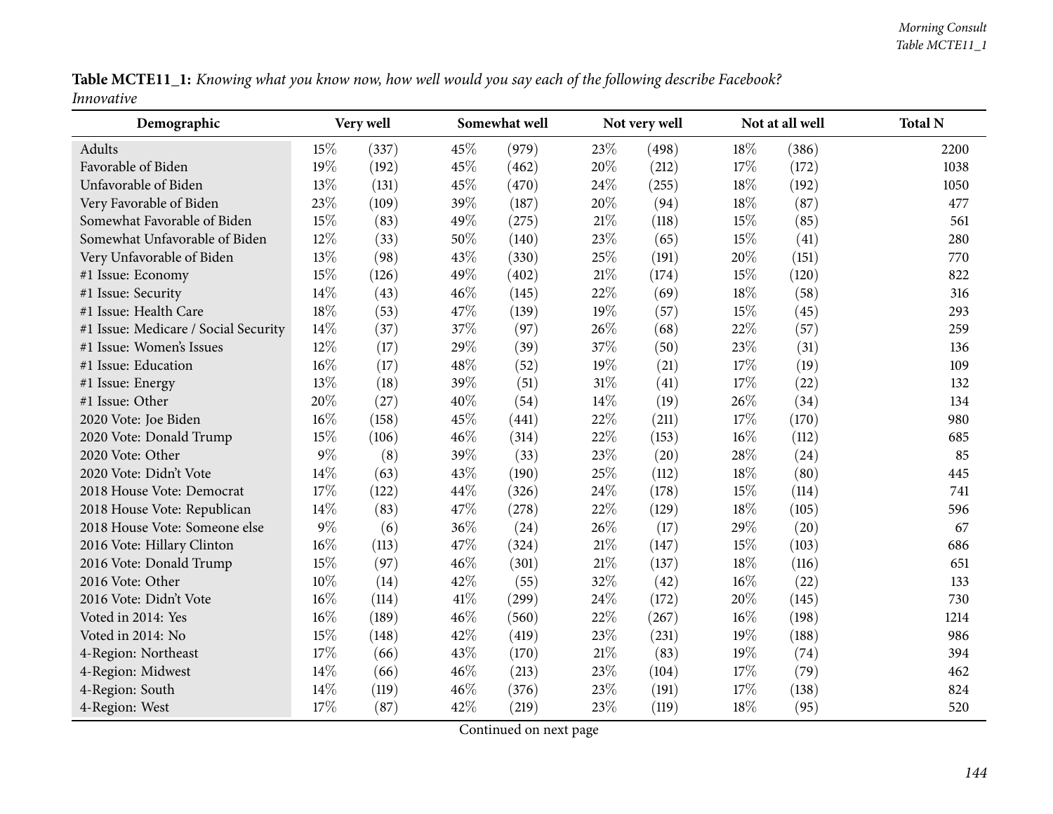**Table MCTE11_1:** *Knowing what you know now, how well would you say each of the following describe Facebook? Innovative*

| Demographic | Very well | | Somewhat well | | Not very well | | Not at all well | | Total N |
|---|---|---|---|---|---|---|---|---|---|
| Adults | 15% | (337) | 45% | (979) | 23% | (498) | 18% | (386) | 2200 |
| Favorable of Biden | 19% | (192) | 45% | (462) | 20% | (212) | 17% | (172) | 1038 |
| Unfavorable of Biden | 13% | (131) | 45% | (470) | 24% | (255) | 18% | (192) | 1050 |
| Very Favorable of Biden | 23% | (109) | 39% | (187) | 20% | (94) | 18% | (87) | 477 |
| Somewhat Favorable of Biden | 15% | (83) | 49% | (275) | 21% | (118) | 15% | (85) | 561 |
| Somewhat Unfavorable of Biden | 12% | (33) | 50% | (140) | 23% | (65) | 15% | (41) | 280 |
| Very Unfavorable of Biden | 13% | (98) | 43% | (330) | 25% | (191) | 20% | (151) | 770 |
| #1 Issue: Economy | 15% | (126) | 49% | (402) | 21% | (174) | 15% | (120) | 822 |
| #1 Issue: Security | 14% | (43) | 46% | (145) | 22% | (69) | 18% | (58) | 316 |
| #1 Issue: Health Care | 18% | (53) | 47% | (139) | 19% | (57) | 15% | (45) | 293 |
| #1 Issue: Medicare / Social Security | 14% | (37) | 37% | (97) | 26% | (68) | 22% | (57) | 259 |
| #1 Issue: Women's Issues | 12% | (17) | 29% | (39) | 37% | (50) | 23% | (31) | 136 |
| #1 Issue: Education | 16% | (17) | 48% | (52) | 19% | (21) | 17% | (19) | 109 |
| #1 Issue: Energy | 13% | (18) | 39% | (51) | 31% | (41) | 17% | (22) | 132 |
| #1 Issue: Other | 20% | (27) | 40% | (54) | 14% | (19) | 26% | (34) | 134 |
| 2020 Vote: Joe Biden | 16% | (158) | 45% | (441) | 22% | (211) | 17% | (170) | 980 |
| 2020 Vote: Donald Trump | 15% | (106) | 46% | (314) | 22% | (153) | 16% | (112) | 685 |
| 2020 Vote: Other | 9% | (8) | 39% | (33) | 23% | (20) | 28% | (24) | 85 |
| 2020 Vote: Didn't Vote | 14% | (63) | 43% | (190) | 25% | (112) | 18% | (80) | 445 |
| 2018 House Vote: Democrat | 17% | (122) | 44% | (326) | 24% | (178) | 15% | (114) | 741 |
| 2018 House Vote: Republican | 14% | (83) | 47% | (278) | 22% | (129) | 18% | (105) | 596 |
| 2018 House Vote: Someone else | 9% | (6) | 36% | (24) | 26% | (17) | 29% | (20) | 67 |
| 2016 Vote: Hillary Clinton | 16% | (113) | 47% | (324) | 21% | (147) | 15% | (103) | 686 |
| 2016 Vote: Donald Trump | 15% | (97) | 46% | (301) | 21% | (137) | 18% | (116) | 651 |
| 2016 Vote: Other | 10% | (14) | 42% | (55) | 32% | (42) | 16% | (22) | 133 |
| 2016 Vote: Didn't Vote | 16% | (114) | 41% | (299) | 24% | (172) | 20% | (145) | 730 |
| Voted in 2014: Yes | 16% | (189) | 46% | (560) | 22% | (267) | 16% | (198) | 1214 |
| Voted in 2014: No | 15% | (148) | 42% | (419) | 23% | (231) | 19% | (188) | 986 |
| 4-Region: Northeast | 17% | (66) | 43% | (170) | 21% | (83) | 19% | (74) | 394 |
| 4-Region: Midwest | 14% | (66) | 46% | (213) | 23% | (104) | 17% | (79) | 462 |
| 4-Region: South | 14% | (119) | 46% | (376) | 23% | (191) | 17% | (138) | 824 |
| 4-Region: West | 17% | (87) | 42% | (219) | 23% | (119) | 18% | (95) | 520 |

Continued on next page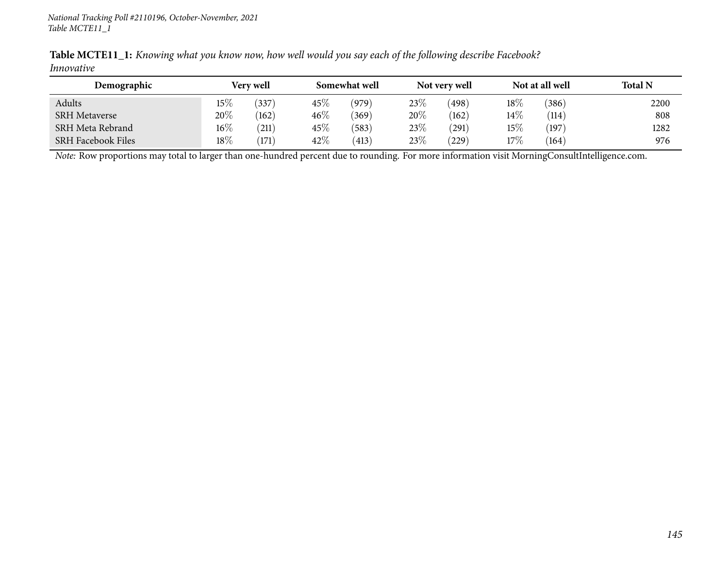**Table MCTE11_1:** *Knowing what you know now, how well would you say each of the following describe Facebook? Innovative*

| Demographic | Very well | | Somewhat well | | Not very well | | Not at all well | | Total N |
|---|---|---|---|---|---|---|---|---|---|
| Adults | 15% | (337) | 45% | (979) | 23% | (498) | 18% | (386) | 2200 |
| SRH Metaverse | 20% | (162) | 46% | (369) | 20% | (162) | 14% | (114) | 808 |
| SRH Meta Rebrand | 16% | (211) | 45% | (583) | 23% | (291) | 15% | (197) | 1282 |
| SRH Facebook Files | 18% | (171) | 42% | (413) | 23% | (229) | 17% | (164) | 976 |

*Note:* Row proportions may total to larger than one-hundred percent due to rounding. For more information visit MorningConsultIntelligence.com.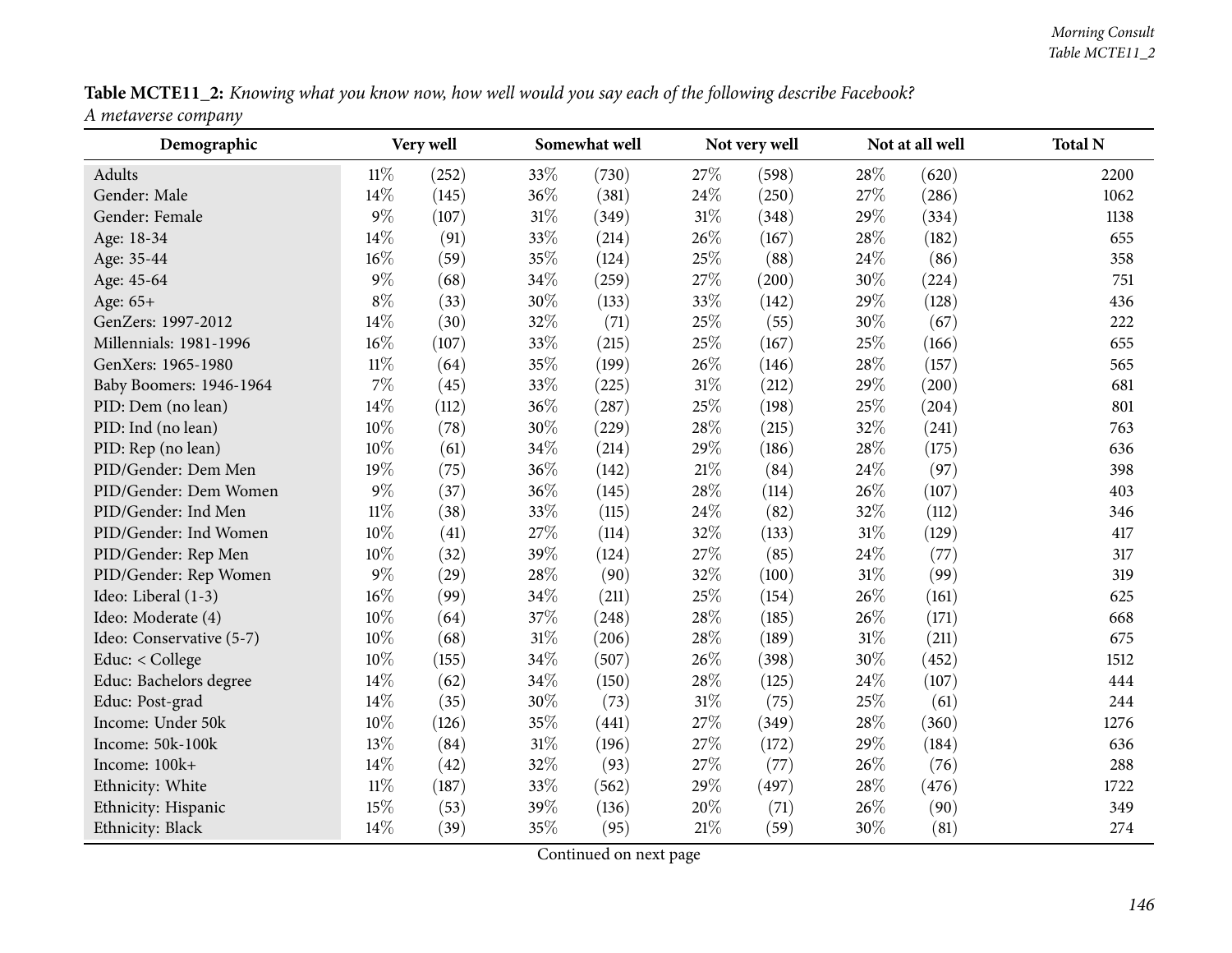**Table MCTE11_2:** *Knowing what you know now, how well would you say each of the following describe Facebook?*
*A metaverse company*

| Demographic | Very well | | Somewhat well | | Not very well | | Not at all well | | Total N |
|---|---|---|---|---|---|---|---|---|---|
| Adults | 11% | (252) | 33% | (730) | 27% | (598) | 28% | (620) | 2200 |
| Gender: Male | 14% | (145) | 36% | (381) | 24% | (250) | 27% | (286) | 1062 |
| Gender: Female | 9% | (107) | 31% | (349) | 31% | (348) | 29% | (334) | 1138 |
| Age: 18-34 | 14% | (91) | 33% | (214) | 26% | (167) | 28% | (182) | 655 |
| Age: 35-44 | 16% | (59) | 35% | (124) | 25% | (88) | 24% | (86) | 358 |
| Age: 45-64 | 9% | (68) | 34% | (259) | 27% | (200) | 30% | (224) | 751 |
| Age: 65+ | 8% | (33) | 30% | (133) | 33% | (142) | 29% | (128) | 436 |
| GenZers: 1997-2012 | 14% | (30) | 32% | (71) | 25% | (55) | 30% | (67) | 222 |
| Millennials: 1981-1996 | 16% | (107) | 33% | (215) | 25% | (167) | 25% | (166) | 655 |
| GenXers: 1965-1980 | 11% | (64) | 35% | (199) | 26% | (146) | 28% | (157) | 565 |
| Baby Boomers: 1946-1964 | 7% | (45) | 33% | (225) | 31% | (212) | 29% | (200) | 681 |
| PID: Dem (no lean) | 14% | (112) | 36% | (287) | 25% | (198) | 25% | (204) | 801 |
| PID: Ind (no lean) | 10% | (78) | 30% | (229) | 28% | (215) | 32% | (241) | 763 |
| PID: Rep (no lean) | 10% | (61) | 34% | (214) | 29% | (186) | 28% | (175) | 636 |
| PID/Gender: Dem Men | 19% | (75) | 36% | (142) | 21% | (84) | 24% | (97) | 398 |
| PID/Gender: Dem Women | 9% | (37) | 36% | (145) | 28% | (114) | 26% | (107) | 403 |
| PID/Gender: Ind Men | 11% | (38) | 33% | (115) | 24% | (82) | 32% | (112) | 346 |
| PID/Gender: Ind Women | 10% | (41) | 27% | (114) | 32% | (133) | 31% | (129) | 417 |
| PID/Gender: Rep Men | 10% | (32) | 39% | (124) | 27% | (85) | 24% | (77) | 317 |
| PID/Gender: Rep Women | 9% | (29) | 28% | (90) | 32% | (100) | 31% | (99) | 319 |
| Ideo: Liberal (1-3) | 16% | (99) | 34% | (211) | 25% | (154) | 26% | (161) | 625 |
| Ideo: Moderate (4) | 10% | (64) | 37% | (248) | 28% | (185) | 26% | (171) | 668 |
| Ideo: Conservative (5-7) | 10% | (68) | 31% | (206) | 28% | (189) | 31% | (211) | 675 |
| Educ: < College | 10% | (155) | 34% | (507) | 26% | (398) | 30% | (452) | 1512 |
| Educ: Bachelors degree | 14% | (62) | 34% | (150) | 28% | (125) | 24% | (107) | 444 |
| Educ: Post-grad | 14% | (35) | 30% | (73) | 31% | (75) | 25% | (61) | 244 |
| Income: Under 50k | 10% | (126) | 35% | (441) | 27% | (349) | 28% | (360) | 1276 |
| Income: 50k-100k | 13% | (84) | 31% | (196) | 27% | (172) | 29% | (184) | 636 |
| Income: 100k+ | 14% | (42) | 32% | (93) | 27% | (77) | 26% | (76) | 288 |
| Ethnicity: White | 11% | (187) | 33% | (562) | 29% | (497) | 28% | (476) | 1722 |
| Ethnicity: Hispanic | 15% | (53) | 39% | (136) | 20% | (71) | 26% | (90) | 349 |
| Ethnicity: Black | 14% | (39) | 35% | (95) | 21% | (59) | 30% | (81) | 274 |

Continued on next page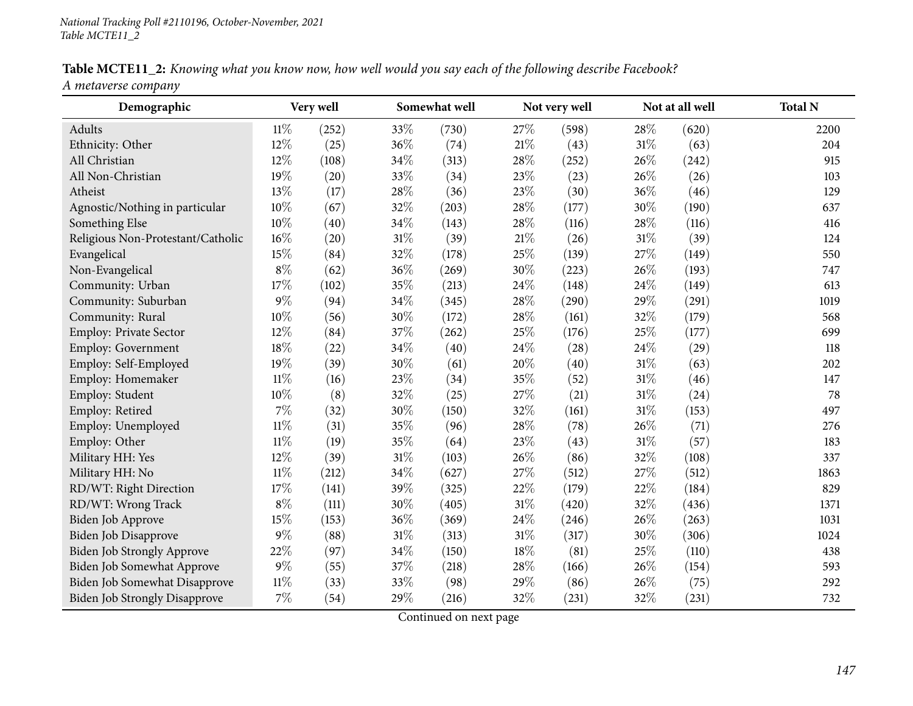**Table MCTE11_2:** *Knowing what you know now, how well would you say each of the following describe Facebook? A metaverse company*

| Demographic | Very well | | Somewhat well | | Not very well | | Not at all well | | Total N |
|---|---|---|---|---|---|---|---|---|---|
| Adults | 11% | (252) | 33% | (730) | 27% | (598) | 28% | (620) | 2200 |
| Ethnicity: Other | 12% | (25) | 36% | (74) | 21% | (43) | 31% | (63) | 204 |
| All Christian | 12% | (108) | 34% | (313) | 28% | (252) | 26% | (242) | 915 |
| All Non-Christian | 19% | (20) | 33% | (34) | 23% | (23) | 26% | (26) | 103 |
| Atheist | 13% | (17) | 28% | (36) | 23% | (30) | 36% | (46) | 129 |
| Agnostic/Nothing in particular | 10% | (67) | 32% | (203) | 28% | (177) | 30% | (190) | 637 |
| Something Else | 10% | (40) | 34% | (143) | 28% | (116) | 28% | (116) | 416 |
| Religious Non-Protestant/Catholic | 16% | (20) | 31% | (39) | 21% | (26) | 31% | (39) | 124 |
| Evangelical | 15% | (84) | 32% | (178) | 25% | (139) | 27% | (149) | 550 |
| Non-Evangelical | 8% | (62) | 36% | (269) | 30% | (223) | 26% | (193) | 747 |
| Community: Urban | 17% | (102) | 35% | (213) | 24% | (148) | 24% | (149) | 613 |
| Community: Suburban | 9% | (94) | 34% | (345) | 28% | (290) | 29% | (291) | 1019 |
| Community: Rural | 10% | (56) | 30% | (172) | 28% | (161) | 32% | (179) | 568 |
| Employ: Private Sector | 12% | (84) | 37% | (262) | 25% | (176) | 25% | (177) | 699 |
| Employ: Government | 18% | (22) | 34% | (40) | 24% | (28) | 24% | (29) | 118 |
| Employ: Self-Employed | 19% | (39) | 30% | (61) | 20% | (40) | 31% | (63) | 202 |
| Employ: Homemaker | 11% | (16) | 23% | (34) | 35% | (52) | 31% | (46) | 147 |
| Employ: Student | 10% | (8) | 32% | (25) | 27% | (21) | 31% | (24) | 78 |
| Employ: Retired | 7% | (32) | 30% | (150) | 32% | (161) | 31% | (153) | 497 |
| Employ: Unemployed | 11% | (31) | 35% | (96) | 28% | (78) | 26% | (71) | 276 |
| Employ: Other | 11% | (19) | 35% | (64) | 23% | (43) | 31% | (57) | 183 |
| Military HH: Yes | 12% | (39) | 31% | (103) | 26% | (86) | 32% | (108) | 337 |
| Military HH: No | 11% | (212) | 34% | (627) | 27% | (512) | 27% | (512) | 1863 |
| RD/WT: Right Direction | 17% | (141) | 39% | (325) | 22% | (179) | 22% | (184) | 829 |
| RD/WT: Wrong Track | 8% | (111) | 30% | (405) | 31% | (420) | 32% | (436) | 1371 |
| Biden Job Approve | 15% | (153) | 36% | (369) | 24% | (246) | 26% | (263) | 1031 |
| Biden Job Disapprove | 9% | (88) | 31% | (313) | 31% | (317) | 30% | (306) | 1024 |
| Biden Job Strongly Approve | 22% | (97) | 34% | (150) | 18% | (81) | 25% | (110) | 438 |
| Biden Job Somewhat Approve | 9% | (55) | 37% | (218) | 28% | (166) | 26% | (154) | 593 |
| Biden Job Somewhat Disapprove | 11% | (33) | 33% | (98) | 29% | (86) | 26% | (75) | 292 |
| Biden Job Strongly Disapprove | 7% | (54) | 29% | (216) | 32% | (231) | 32% | (231) | 732 |

Continued on next page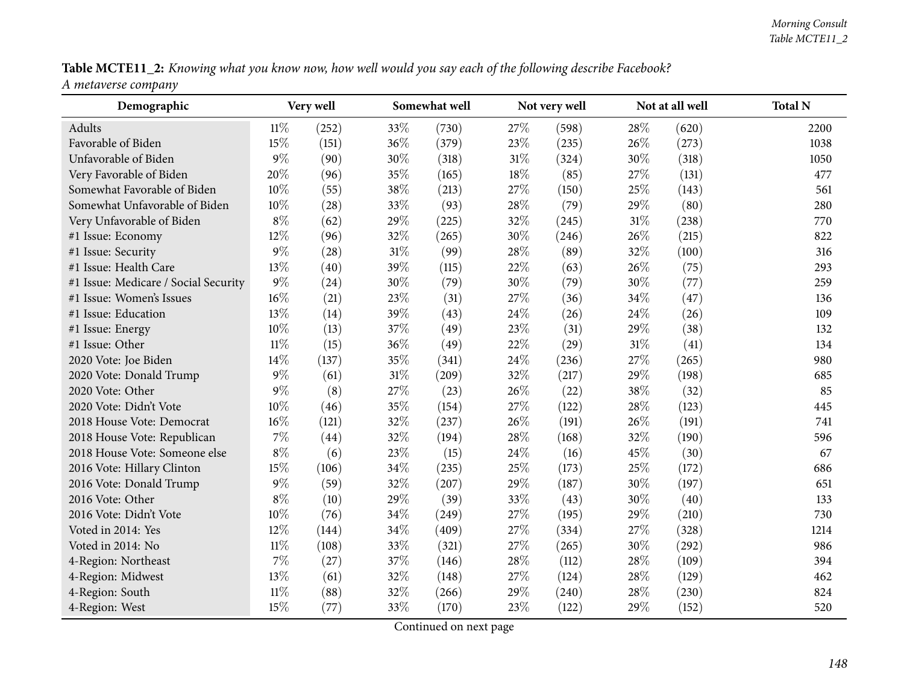**Table MCTE11_2:** *Knowing what you know now, how well would you say each of the following describe Facebook?*
*A metaverse company*

| Demographic | Very well | | Somewhat well | | Not very well | | Not at all well | | Total N |
|---|---|---|---|---|---|---|---|---|---|
| Adults | 11% | (252) | 33% | (730) | 27% | (598) | 28% | (620) | 2200 |
| Favorable of Biden | 15% | (151) | 36% | (379) | 23% | (235) | 26% | (273) | 1038 |
| Unfavorable of Biden | 9% | (90) | 30% | (318) | 31% | (324) | 30% | (318) | 1050 |
| Very Favorable of Biden | 20% | (96) | 35% | (165) | 18% | (85) | 27% | (131) | 477 |
| Somewhat Favorable of Biden | 10% | (55) | 38% | (213) | 27% | (150) | 25% | (143) | 561 |
| Somewhat Unfavorable of Biden | 10% | (28) | 33% | (93) | 28% | (79) | 29% | (80) | 280 |
| Very Unfavorable of Biden | 8% | (62) | 29% | (225) | 32% | (245) | 31% | (238) | 770 |
| #1 Issue: Economy | 12% | (96) | 32% | (265) | 30% | (246) | 26% | (215) | 822 |
| #1 Issue: Security | 9% | (28) | 31% | (99) | 28% | (89) | 32% | (100) | 316 |
| #1 Issue: Health Care | 13% | (40) | 39% | (115) | 22% | (63) | 26% | (75) | 293 |
| #1 Issue: Medicare / Social Security | 9% | (24) | 30% | (79) | 30% | (79) | 30% | (77) | 259 |
| #1 Issue: Women's Issues | 16% | (21) | 23% | (31) | 27% | (36) | 34% | (47) | 136 |
| #1 Issue: Education | 13% | (14) | 39% | (43) | 24% | (26) | 24% | (26) | 109 |
| #1 Issue: Energy | 10% | (13) | 37% | (49) | 23% | (31) | 29% | (38) | 132 |
| #1 Issue: Other | 11% | (15) | 36% | (49) | 22% | (29) | 31% | (41) | 134 |
| 2020 Vote: Joe Biden | 14% | (137) | 35% | (341) | 24% | (236) | 27% | (265) | 980 |
| 2020 Vote: Donald Trump | 9% | (61) | 31% | (209) | 32% | (217) | 29% | (198) | 685 |
| 2020 Vote: Other | 9% | (8) | 27% | (23) | 26% | (22) | 38% | (32) | 85 |
| 2020 Vote: Didn't Vote | 10% | (46) | 35% | (154) | 27% | (122) | 28% | (123) | 445 |
| 2018 House Vote: Democrat | 16% | (121) | 32% | (237) | 26% | (191) | 26% | (191) | 741 |
| 2018 House Vote: Republican | 7% | (44) | 32% | (194) | 28% | (168) | 32% | (190) | 596 |
| 2018 House Vote: Someone else | 8% | (6) | 23% | (15) | 24% | (16) | 45% | (30) | 67 |
| 2016 Vote: Hillary Clinton | 15% | (106) | 34% | (235) | 25% | (173) | 25% | (172) | 686 |
| 2016 Vote: Donald Trump | 9% | (59) | 32% | (207) | 29% | (187) | 30% | (197) | 651 |
| 2016 Vote: Other | 8% | (10) | 29% | (39) | 33% | (43) | 30% | (40) | 133 |
| 2016 Vote: Didn't Vote | 10% | (76) | 34% | (249) | 27% | (195) | 29% | (210) | 730 |
| Voted in 2014: Yes | 12% | (144) | 34% | (409) | 27% | (334) | 27% | (328) | 1214 |
| Voted in 2014: No | 11% | (108) | 33% | (321) | 27% | (265) | 30% | (292) | 986 |
| 4-Region: Northeast | 7% | (27) | 37% | (146) | 28% | (112) | 28% | (109) | 394 |
| 4-Region: Midwest | 13% | (61) | 32% | (148) | 27% | (124) | 28% | (129) | 462 |
| 4-Region: South | 11% | (88) | 32% | (266) | 29% | (240) | 28% | (230) | 824 |
| 4-Region: West | 15% | (77) | 33% | (170) | 23% | (122) | 29% | (152) | 520 |

Continued on next page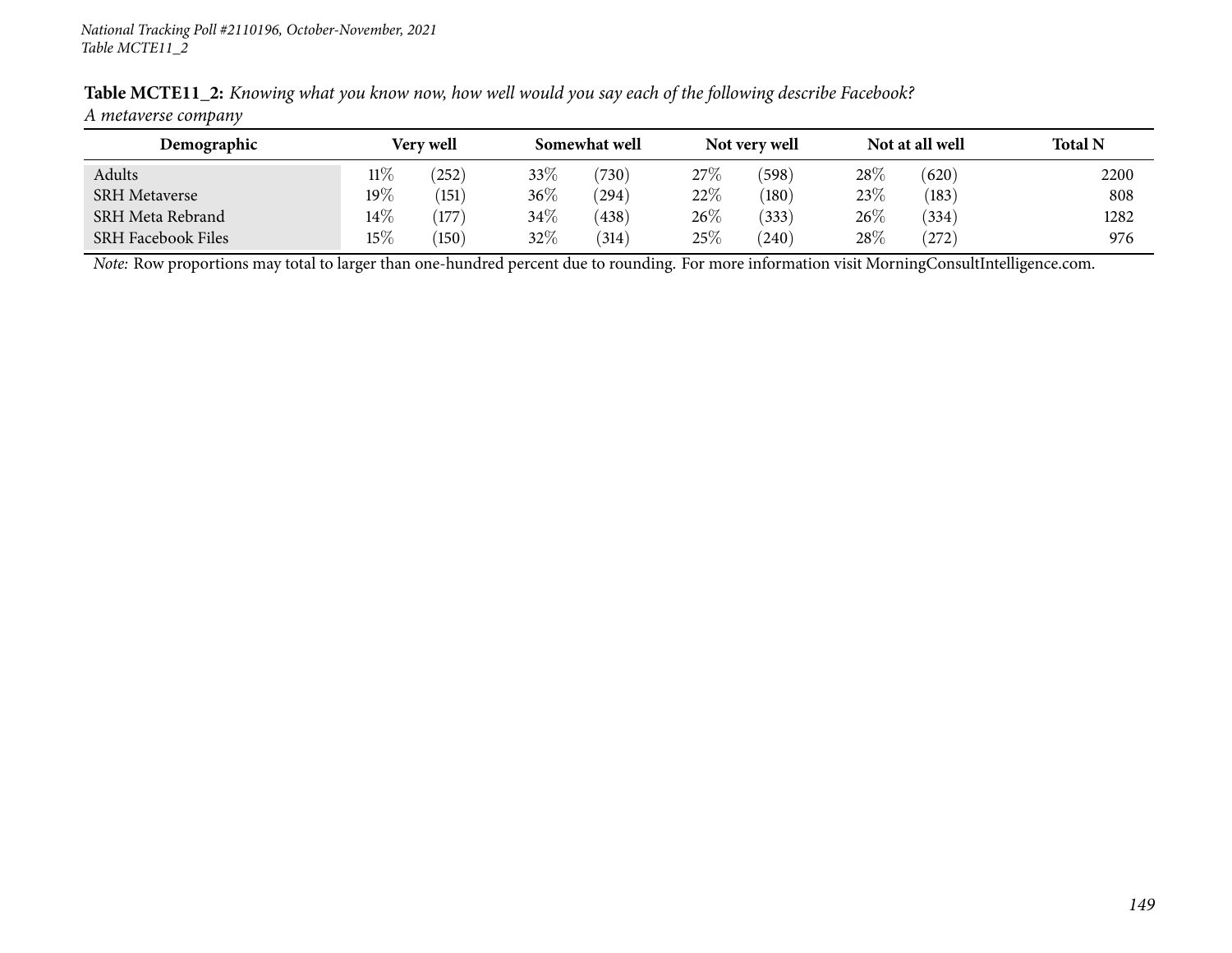**Table MCTE11_2:** *Knowing what you know now, how well would you say each of the following describe Facebook? A metaverse company*

| Demographic | Very well | | Somewhat well | | Not very well | | Not at all well | | Total N |
|---|---|---|---|---|---|---|---|---|---|
| Adults | 11% | (252) | 33% | (730) | 27% | (598) | 28% | (620) | 2200 |
| SRH Metaverse | 19% | (151) | 36% | (294) | 22% | (180) | 23% | (183) | 808 |
| SRH Meta Rebrand | 14% | (177) | 34% | (438) | 26% | (333) | 26% | (334) | 1282 |
| SRH Facebook Files | 15% | (150) | 32% | (314) | 25% | (240) | 28% | (272) | 976 |

*Note:* Row proportions may total to larger than one-hundred percent due to rounding. For more information visit MorningConsultIntelligence.com.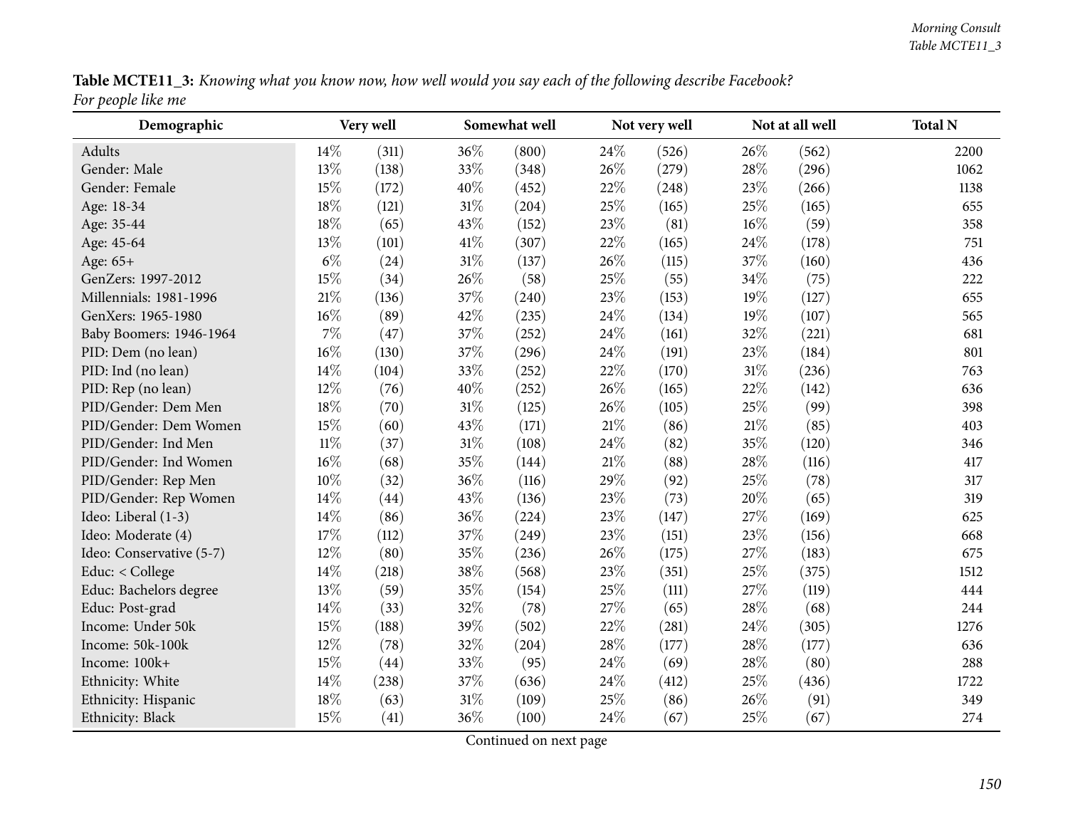**Table MCTE11_3:** *Knowing what you know now, how well would you say each of the following describe Facebook? For people like me*

| Demographic | Very well | | Somewhat well | | Not very well | | Not at all well | | Total N |
|---|---|---|---|---|---|---|---|---|---|
| Adults | 14% | (311) | 36% | (800) | 24% | (526) | 26% | (562) | 2200 |
| Gender: Male | 13% | (138) | 33% | (348) | 26% | (279) | 28% | (296) | 1062 |
| Gender: Female | 15% | (172) | 40% | (452) | 22% | (248) | 23% | (266) | 1138 |
| Age: 18-34 | 18% | (121) | 31% | (204) | 25% | (165) | 25% | (165) | 655 |
| Age: 35-44 | 18% | (65) | 43% | (152) | 23% | (81) | 16% | (59) | 358 |
| Age: 45-64 | 13% | (101) | 41% | (307) | 22% | (165) | 24% | (178) | 751 |
| Age: 65+ | 6% | (24) | 31% | (137) | 26% | (115) | 37% | (160) | 436 |
| GenZers: 1997-2012 | 15% | (34) | 26% | (58) | 25% | (55) | 34% | (75) | 222 |
| Millennials: 1981-1996 | 21% | (136) | 37% | (240) | 23% | (153) | 19% | (127) | 655 |
| GenXers: 1965-1980 | 16% | (89) | 42% | (235) | 24% | (134) | 19% | (107) | 565 |
| Baby Boomers: 1946-1964 | 7% | (47) | 37% | (252) | 24% | (161) | 32% | (221) | 681 |
| PID: Dem (no lean) | 16% | (130) | 37% | (296) | 24% | (191) | 23% | (184) | 801 |
| PID: Ind (no lean) | 14% | (104) | 33% | (252) | 22% | (170) | 31% | (236) | 763 |
| PID: Rep (no lean) | 12% | (76) | 40% | (252) | 26% | (165) | 22% | (142) | 636 |
| PID/Gender: Dem Men | 18% | (70) | 31% | (125) | 26% | (105) | 25% | (99) | 398 |
| PID/Gender: Dem Women | 15% | (60) | 43% | (171) | 21% | (86) | 21% | (85) | 403 |
| PID/Gender: Ind Men | 11% | (37) | 31% | (108) | 24% | (82) | 35% | (120) | 346 |
| PID/Gender: Ind Women | 16% | (68) | 35% | (144) | 21% | (88) | 28% | (116) | 417 |
| PID/Gender: Rep Men | 10% | (32) | 36% | (116) | 29% | (92) | 25% | (78) | 317 |
| PID/Gender: Rep Women | 14% | (44) | 43% | (136) | 23% | (73) | 20% | (65) | 319 |
| Ideo: Liberal (1-3) | 14% | (86) | 36% | (224) | 23% | (147) | 27% | (169) | 625 |
| Ideo: Moderate (4) | 17% | (112) | 37% | (249) | 23% | (151) | 23% | (156) | 668 |
| Ideo: Conservative (5-7) | 12% | (80) | 35% | (236) | 26% | (175) | 27% | (183) | 675 |
| Educ: < College | 14% | (218) | 38% | (568) | 23% | (351) | 25% | (375) | 1512 |
| Educ: Bachelors degree | 13% | (59) | 35% | (154) | 25% | (111) | 27% | (119) | 444 |
| Educ: Post-grad | 14% | (33) | 32% | (78) | 27% | (65) | 28% | (68) | 244 |
| Income: Under 50k | 15% | (188) | 39% | (502) | 22% | (281) | 24% | (305) | 1276 |
| Income: 50k-100k | 12% | (78) | 32% | (204) | 28% | (177) | 28% | (177) | 636 |
| Income: 100k+ | 15% | (44) | 33% | (95) | 24% | (69) | 28% | (80) | 288 |
| Ethnicity: White | 14% | (238) | 37% | (636) | 24% | (412) | 25% | (436) | 1722 |
| Ethnicity: Hispanic | 18% | (63) | 31% | (109) | 25% | (86) | 26% | (91) | 349 |
| Ethnicity: Black | 15% | (41) | 36% | (100) | 24% | (67) | 25% | (67) | 274 |

Continued on next page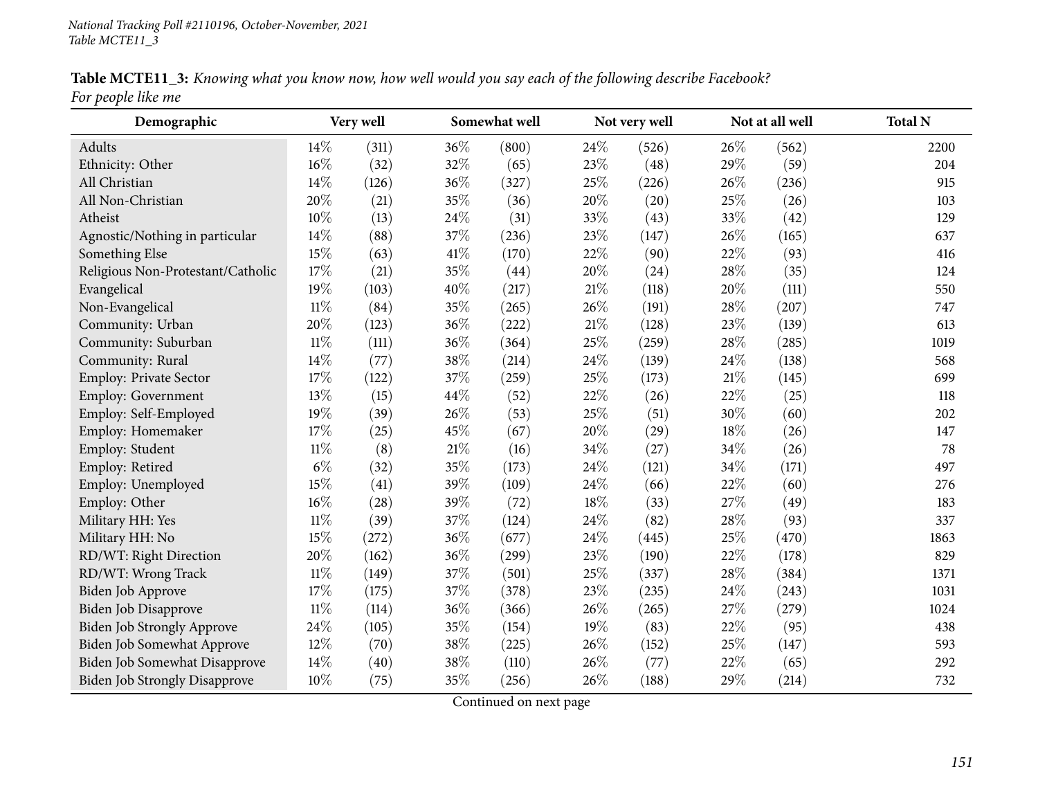*National Tracking Poll #2110196, October-November, 2021*
*Table MCTE11_3*

**Table MCTE11_3:** *Knowing what you know now, how well would you say each of the following describe Facebook? For people like me*

| Demographic | Very well | | Somewhat well | | Not very well | | Not at all well | | Total N |
|---|---|---|---|---|---|---|---|---|---|
| Adults | 14% | (311) | 36% | (800) | 24% | (526) | 26% | (562) | 2200 |
| Ethnicity: Other | 16% | (32) | 32% | (65) | 23% | (48) | 29% | (59) | 204 |
| All Christian | 14% | (126) | 36% | (327) | 25% | (226) | 26% | (236) | 915 |
| All Non-Christian | 20% | (21) | 35% | (36) | 20% | (20) | 25% | (26) | 103 |
| Atheist | 10% | (13) | 24% | (31) | 33% | (43) | 33% | (42) | 129 |
| Agnostic/Nothing in particular | 14% | (88) | 37% | (236) | 23% | (147) | 26% | (165) | 637 |
| Something Else | 15% | (63) | 41% | (170) | 22% | (90) | 22% | (93) | 416 |
| Religious Non-Protestant/Catholic | 17% | (21) | 35% | (44) | 20% | (24) | 28% | (35) | 124 |
| Evangelical | 19% | (103) | 40% | (217) | 21% | (118) | 20% | (111) | 550 |
| Non-Evangelical | 11% | (84) | 35% | (265) | 26% | (191) | 28% | (207) | 747 |
| Community: Urban | 20% | (123) | 36% | (222) | 21% | (128) | 23% | (139) | 613 |
| Community: Suburban | 11% | (111) | 36% | (364) | 25% | (259) | 28% | (285) | 1019 |
| Community: Rural | 14% | (77) | 38% | (214) | 24% | (139) | 24% | (138) | 568 |
| Employ: Private Sector | 17% | (122) | 37% | (259) | 25% | (173) | 21% | (145) | 699 |
| Employ: Government | 13% | (15) | 44% | (52) | 22% | (26) | 22% | (25) | 118 |
| Employ: Self-Employed | 19% | (39) | 26% | (53) | 25% | (51) | 30% | (60) | 202 |
| Employ: Homemaker | 17% | (25) | 45% | (67) | 20% | (29) | 18% | (26) | 147 |
| Employ: Student | 11% | (8) | 21% | (16) | 34% | (27) | 34% | (26) | 78 |
| Employ: Retired | 6% | (32) | 35% | (173) | 24% | (121) | 34% | (171) | 497 |
| Employ: Unemployed | 15% | (41) | 39% | (109) | 24% | (66) | 22% | (60) | 276 |
| Employ: Other | 16% | (28) | 39% | (72) | 18% | (33) | 27% | (49) | 183 |
| Military HH: Yes | 11% | (39) | 37% | (124) | 24% | (82) | 28% | (93) | 337 |
| Military HH: No | 15% | (272) | 36% | (677) | 24% | (445) | 25% | (470) | 1863 |
| RD/WT: Right Direction | 20% | (162) | 36% | (299) | 23% | (190) | 22% | (178) | 829 |
| RD/WT: Wrong Track | 11% | (149) | 37% | (501) | 25% | (337) | 28% | (384) | 1371 |
| Biden Job Approve | 17% | (175) | 37% | (378) | 23% | (235) | 24% | (243) | 1031 |
| Biden Job Disapprove | 11% | (114) | 36% | (366) | 26% | (265) | 27% | (279) | 1024 |
| Biden Job Strongly Approve | 24% | (105) | 35% | (154) | 19% | (83) | 22% | (95) | 438 |
| Biden Job Somewhat Approve | 12% | (70) | 38% | (225) | 26% | (152) | 25% | (147) | 593 |
| Biden Job Somewhat Disapprove | 14% | (40) | 38% | (110) | 26% | (77) | 22% | (65) | 292 |
| Biden Job Strongly Disapprove | 10% | (75) | 35% | (256) | 26% | (188) | 29% | (214) | 732 |

Continued on next page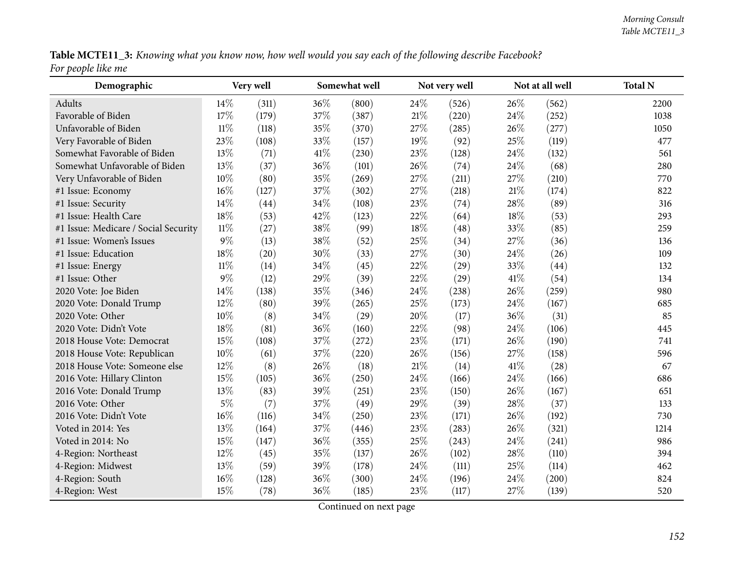**Table MCTE11_3:** *Knowing what you know now, how well would you say each of the following describe Facebook? For people like me*

| Demographic | Very well | | Somewhat well | | Not very well | | Not at all well | | Total N |
|---|---|---|---|---|---|---|---|---|---|
| Adults | 14% | (311) | 36% | (800) | 24% | (526) | 26% | (562) | 2200 |
| Favorable of Biden | 17% | (179) | 37% | (387) | 21% | (220) | 24% | (252) | 1038 |
| Unfavorable of Biden | 11% | (118) | 35% | (370) | 27% | (285) | 26% | (277) | 1050 |
| Very Favorable of Biden | 23% | (108) | 33% | (157) | 19% | (92) | 25% | (119) | 477 |
| Somewhat Favorable of Biden | 13% | (71) | 41% | (230) | 23% | (128) | 24% | (132) | 561 |
| Somewhat Unfavorable of Biden | 13% | (37) | 36% | (101) | 26% | (74) | 24% | (68) | 280 |
| Very Unfavorable of Biden | 10% | (80) | 35% | (269) | 27% | (211) | 27% | (210) | 770 |
| #1 Issue: Economy | 16% | (127) | 37% | (302) | 27% | (218) | 21% | (174) | 822 |
| #1 Issue: Security | 14% | (44) | 34% | (108) | 23% | (74) | 28% | (89) | 316 |
| #1 Issue: Health Care | 18% | (53) | 42% | (123) | 22% | (64) | 18% | (53) | 293 |
| #1 Issue: Medicare / Social Security | 11% | (27) | 38% | (99) | 18% | (48) | 33% | (85) | 259 |
| #1 Issue: Women's Issues | 9% | (13) | 38% | (52) | 25% | (34) | 27% | (36) | 136 |
| #1 Issue: Education | 18% | (20) | 30% | (33) | 27% | (30) | 24% | (26) | 109 |
| #1 Issue: Energy | 11% | (14) | 34% | (45) | 22% | (29) | 33% | (44) | 132 |
| #1 Issue: Other | 9% | (12) | 29% | (39) | 22% | (29) | 41% | (54) | 134 |
| 2020 Vote: Joe Biden | 14% | (138) | 35% | (346) | 24% | (238) | 26% | (259) | 980 |
| 2020 Vote: Donald Trump | 12% | (80) | 39% | (265) | 25% | (173) | 24% | (167) | 685 |
| 2020 Vote: Other | 10% | (8) | 34% | (29) | 20% | (17) | 36% | (31) | 85 |
| 2020 Vote: Didn't Vote | 18% | (81) | 36% | (160) | 22% | (98) | 24% | (106) | 445 |
| 2018 House Vote: Democrat | 15% | (108) | 37% | (272) | 23% | (171) | 26% | (190) | 741 |
| 2018 House Vote: Republican | 10% | (61) | 37% | (220) | 26% | (156) | 27% | (158) | 596 |
| 2018 House Vote: Someone else | 12% | (8) | 26% | (18) | 21% | (14) | 41% | (28) | 67 |
| 2016 Vote: Hillary Clinton | 15% | (105) | 36% | (250) | 24% | (166) | 24% | (166) | 686 |
| 2016 Vote: Donald Trump | 13% | (83) | 39% | (251) | 23% | (150) | 26% | (167) | 651 |
| 2016 Vote: Other | 5% | (7) | 37% | (49) | 29% | (39) | 28% | (37) | 133 |
| 2016 Vote: Didn't Vote | 16% | (116) | 34% | (250) | 23% | (171) | 26% | (192) | 730 |
| Voted in 2014: Yes | 13% | (164) | 37% | (446) | 23% | (283) | 26% | (321) | 1214 |
| Voted in 2014: No | 15% | (147) | 36% | (355) | 25% | (243) | 24% | (241) | 986 |
| 4-Region: Northeast | 12% | (45) | 35% | (137) | 26% | (102) | 28% | (110) | 394 |
| 4-Region: Midwest | 13% | (59) | 39% | (178) | 24% | (111) | 25% | (114) | 462 |
| 4-Region: South | 16% | (128) | 36% | (300) | 24% | (196) | 24% | (200) | 824 |
| 4-Region: West | 15% | (78) | 36% | (185) | 23% | (117) | 27% | (139) | 520 |

Continued on next page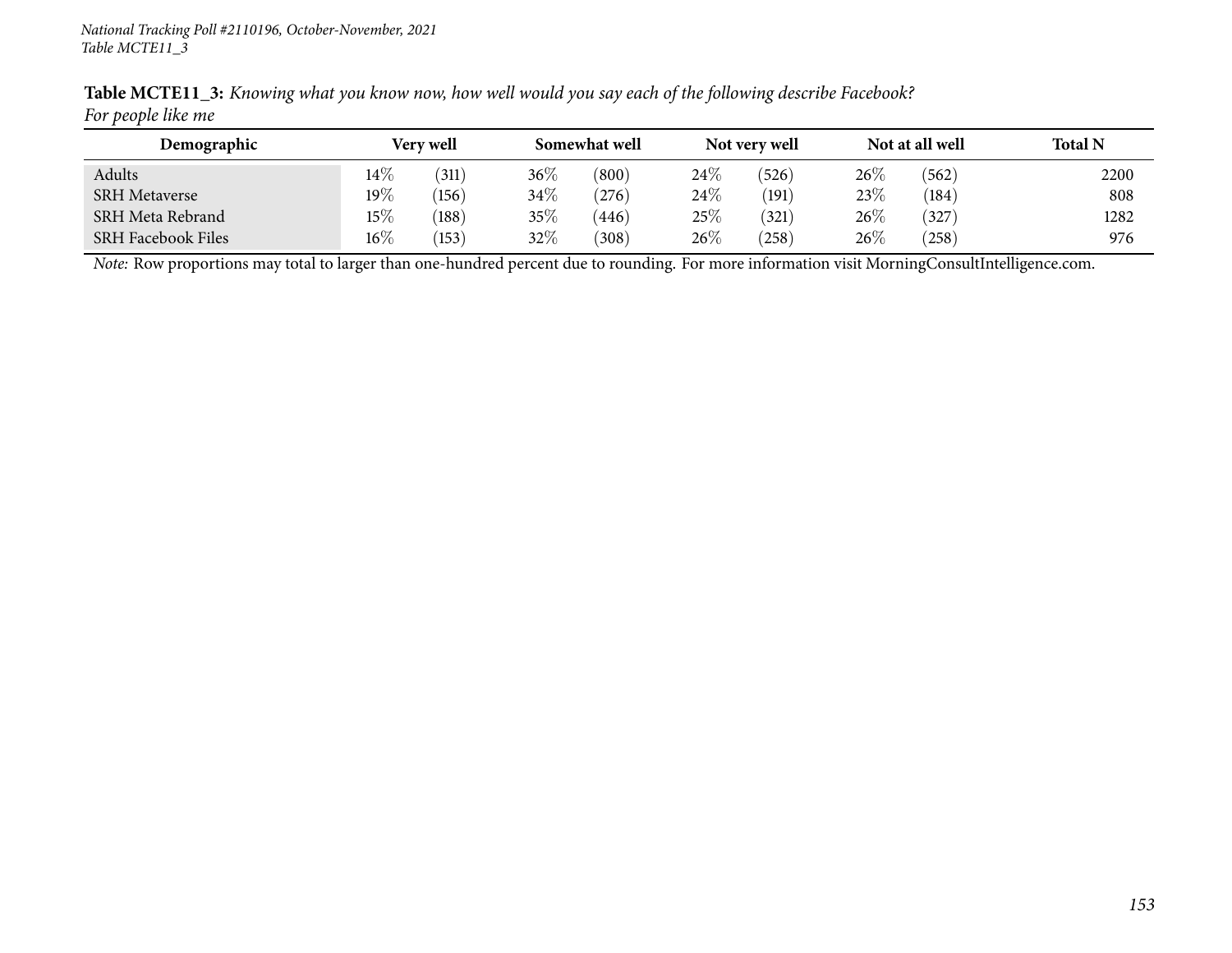**Table MCTE11_3:** *Knowing what you know now, how well would you say each of the following describe Facebook? For people like me*

| Demographic | Very well | | Somewhat well | | Not very well | | Not at all well | | Total N |
|---|---|---|---|---|---|---|---|---|---|
| Adults | 14% | (311) | 36% | (800) | 24% | (526) | 26% | (562) | 2200 |
| SRH Metaverse | 19% | (156) | 34% | (276) | 24% | (191) | 23% | (184) | 808 |
| SRH Meta Rebrand | 15% | (188) | 35% | (446) | 25% | (321) | 26% | (327) | 1282 |
| SRH Facebook Files | 16% | (153) | 32% | (308) | 26% | (258) | 26% | (258) | 976 |

*Note:* Row proportions may total to larger than one-hundred percent due to rounding. For more information visit MorningConsultIntelligence.com.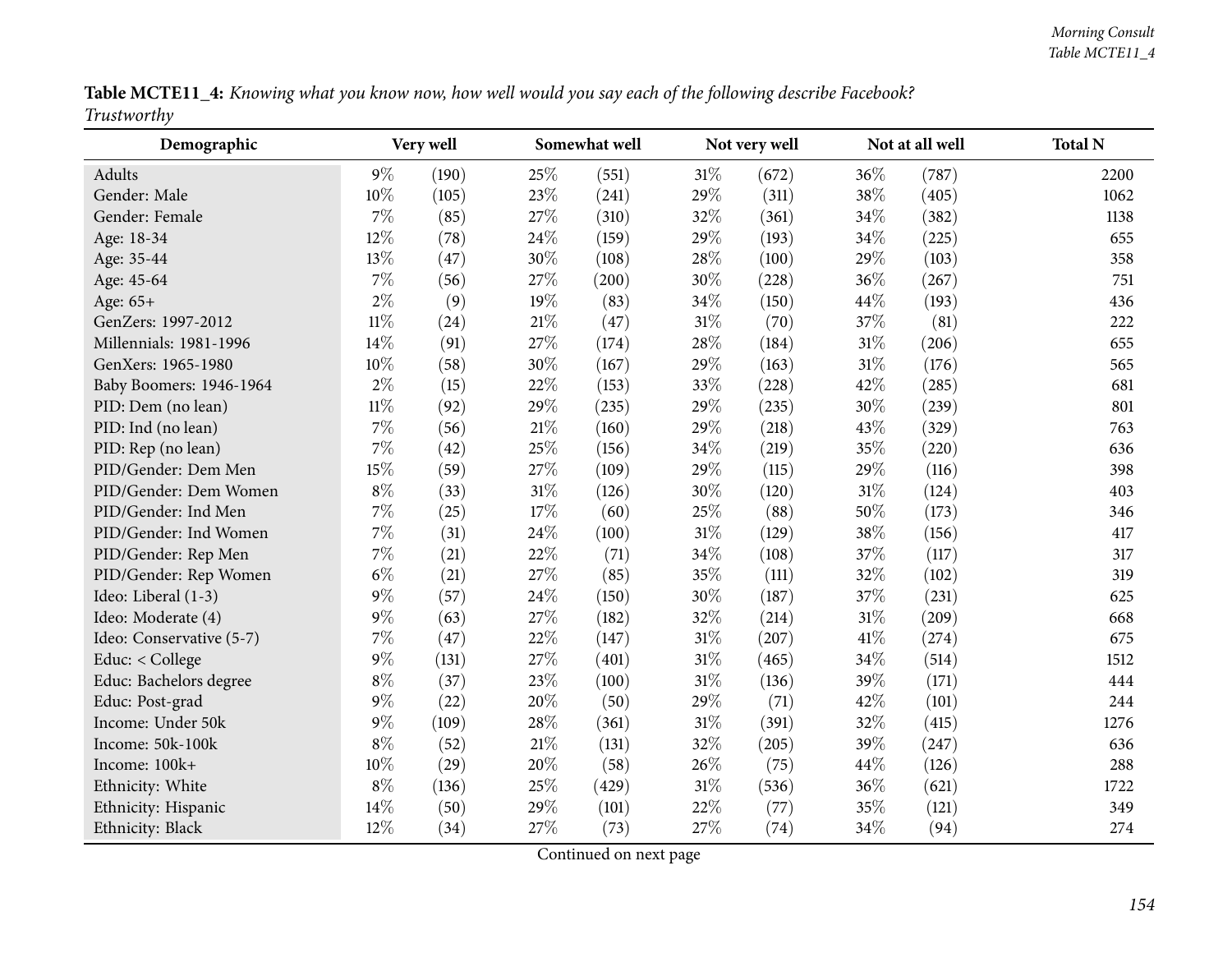**Table MCTE11_4:** *Knowing what you know now, how well would you say each of the following describe Facebook? Trustworthy*

| Demographic | Very well | | Somewhat well | | Not very well | | Not at all well | | Total N |
|---|---|---|---|---|---|---|---|---|---|
| Adults | 9% | (190) | 25% | (551) | 31% | (672) | 36% | (787) | 2200 |
| Gender: Male | 10% | (105) | 23% | (241) | 29% | (311) | 38% | (405) | 1062 |
| Gender: Female | 7% | (85) | 27% | (310) | 32% | (361) | 34% | (382) | 1138 |
| Age: 18-34 | 12% | (78) | 24% | (159) | 29% | (193) | 34% | (225) | 655 |
| Age: 35-44 | 13% | (47) | 30% | (108) | 28% | (100) | 29% | (103) | 358 |
| Age: 45-64 | 7% | (56) | 27% | (200) | 30% | (228) | 36% | (267) | 751 |
| Age: 65+ | 2% | (9) | 19% | (83) | 34% | (150) | 44% | (193) | 436 |
| GenZers: 1997-2012 | 11% | (24) | 21% | (47) | 31% | (70) | 37% | (81) | 222 |
| Millennials: 1981-1996 | 14% | (91) | 27% | (174) | 28% | (184) | 31% | (206) | 655 |
| GenXers: 1965-1980 | 10% | (58) | 30% | (167) | 29% | (163) | 31% | (176) | 565 |
| Baby Boomers: 1946-1964 | 2% | (15) | 22% | (153) | 33% | (228) | 42% | (285) | 681 |
| PID: Dem (no lean) | 11% | (92) | 29% | (235) | 29% | (235) | 30% | (239) | 801 |
| PID: Ind (no lean) | 7% | (56) | 21% | (160) | 29% | (218) | 43% | (329) | 763 |
| PID: Rep (no lean) | 7% | (42) | 25% | (156) | 34% | (219) | 35% | (220) | 636 |
| PID/Gender: Dem Men | 15% | (59) | 27% | (109) | 29% | (115) | 29% | (116) | 398 |
| PID/Gender: Dem Women | 8% | (33) | 31% | (126) | 30% | (120) | 31% | (124) | 403 |
| PID/Gender: Ind Men | 7% | (25) | 17% | (60) | 25% | (88) | 50% | (173) | 346 |
| PID/Gender: Ind Women | 7% | (31) | 24% | (100) | 31% | (129) | 38% | (156) | 417 |
| PID/Gender: Rep Men | 7% | (21) | 22% | (71) | 34% | (108) | 37% | (117) | 317 |
| PID/Gender: Rep Women | 6% | (21) | 27% | (85) | 35% | (111) | 32% | (102) | 319 |
| Ideo: Liberal (1-3) | 9% | (57) | 24% | (150) | 30% | (187) | 37% | (231) | 625 |
| Ideo: Moderate (4) | 9% | (63) | 27% | (182) | 32% | (214) | 31% | (209) | 668 |
| Ideo: Conservative (5-7) | 7% | (47) | 22% | (147) | 31% | (207) | 41% | (274) | 675 |
| Educ: < College | 9% | (131) | 27% | (401) | 31% | (465) | 34% | (514) | 1512 |
| Educ: Bachelors degree | 8% | (37) | 23% | (100) | 31% | (136) | 39% | (171) | 444 |
| Educ: Post-grad | 9% | (22) | 20% | (50) | 29% | (71) | 42% | (101) | 244 |
| Income: Under 50k | 9% | (109) | 28% | (361) | 31% | (391) | 32% | (415) | 1276 |
| Income: 50k-100k | 8% | (52) | 21% | (131) | 32% | (205) | 39% | (247) | 636 |
| Income: 100k+ | 10% | (29) | 20% | (58) | 26% | (75) | 44% | (126) | 288 |
| Ethnicity: White | 8% | (136) | 25% | (429) | 31% | (536) | 36% | (621) | 1722 |
| Ethnicity: Hispanic | 14% | (50) | 29% | (101) | 22% | (77) | 35% | (121) | 349 |
| Ethnicity: Black | 12% | (34) | 27% | (73) | 27% | (74) | 34% | (94) | 274 |

Continued on next page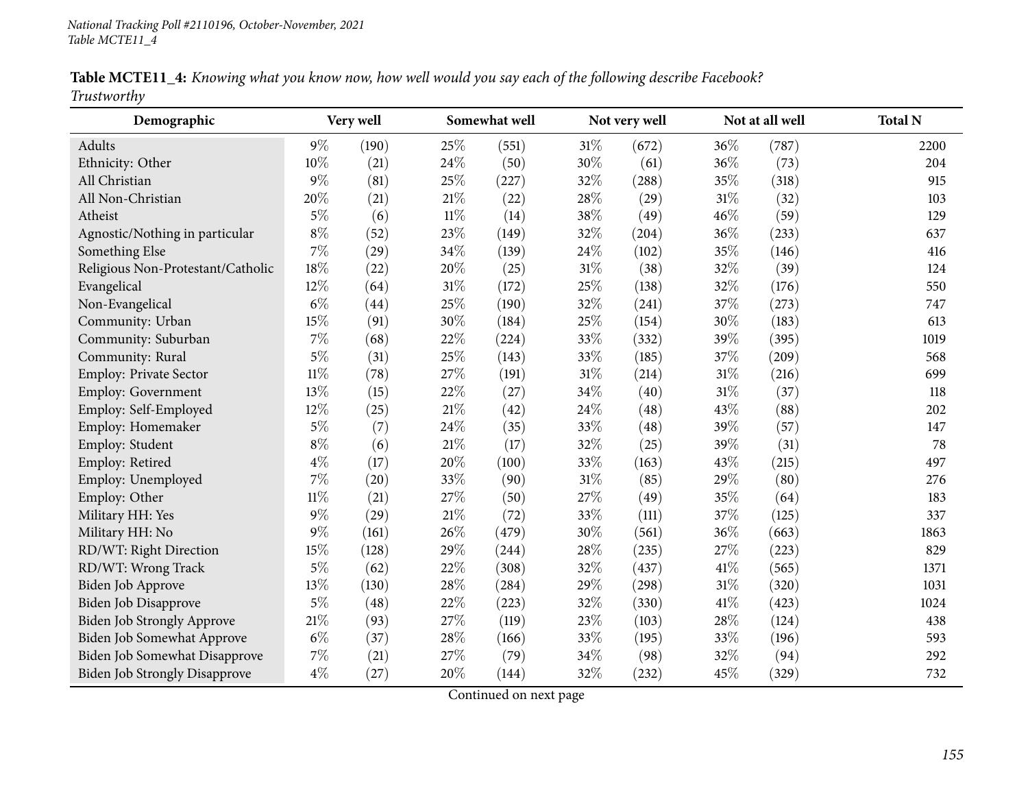**Table MCTE11_4:** *Knowing what you know now, how well would you say each of the following describe Facebook? Trustworthy*

| Demographic | Very well | | Somewhat well | | Not very well | | Not at all well | | Total N |
|---|---|---|---|---|---|---|---|---|---|
| Adults | 9% | (190) | 25% | (551) | 31% | (672) | 36% | (787) | 2200 |
| Ethnicity: Other | 10% | (21) | 24% | (50) | 30% | (61) | 36% | (73) | 204 |
| All Christian | 9% | (81) | 25% | (227) | 32% | (288) | 35% | (318) | 915 |
| All Non-Christian | 20% | (21) | 21% | (22) | 28% | (29) | 31% | (32) | 103 |
| Atheist | 5% | (6) | 11% | (14) | 38% | (49) | 46% | (59) | 129 |
| Agnostic/Nothing in particular | 8% | (52) | 23% | (149) | 32% | (204) | 36% | (233) | 637 |
| Something Else | 7% | (29) | 34% | (139) | 24% | (102) | 35% | (146) | 416 |
| Religious Non-Protestant/Catholic | 18% | (22) | 20% | (25) | 31% | (38) | 32% | (39) | 124 |
| Evangelical | 12% | (64) | 31% | (172) | 25% | (138) | 32% | (176) | 550 |
| Non-Evangelical | 6% | (44) | 25% | (190) | 32% | (241) | 37% | (273) | 747 |
| Community: Urban | 15% | (91) | 30% | (184) | 25% | (154) | 30% | (183) | 613 |
| Community: Suburban | 7% | (68) | 22% | (224) | 33% | (332) | 39% | (395) | 1019 |
| Community: Rural | 5% | (31) | 25% | (143) | 33% | (185) | 37% | (209) | 568 |
| Employ: Private Sector | 11% | (78) | 27% | (191) | 31% | (214) | 31% | (216) | 699 |
| Employ: Government | 13% | (15) | 22% | (27) | 34% | (40) | 31% | (37) | 118 |
| Employ: Self-Employed | 12% | (25) | 21% | (42) | 24% | (48) | 43% | (88) | 202 |
| Employ: Homemaker | 5% | (7) | 24% | (35) | 33% | (48) | 39% | (57) | 147 |
| Employ: Student | 8% | (6) | 21% | (17) | 32% | (25) | 39% | (31) | 78 |
| Employ: Retired | 4% | (17) | 20% | (100) | 33% | (163) | 43% | (215) | 497 |
| Employ: Unemployed | 7% | (20) | 33% | (90) | 31% | (85) | 29% | (80) | 276 |
| Employ: Other | 11% | (21) | 27% | (50) | 27% | (49) | 35% | (64) | 183 |
| Military HH: Yes | 9% | (29) | 21% | (72) | 33% | (111) | 37% | (125) | 337 |
| Military HH: No | 9% | (161) | 26% | (479) | 30% | (561) | 36% | (663) | 1863 |
| RD/WT: Right Direction | 15% | (128) | 29% | (244) | 28% | (235) | 27% | (223) | 829 |
| RD/WT: Wrong Track | 5% | (62) | 22% | (308) | 32% | (437) | 41% | (565) | 1371 |
| Biden Job Approve | 13% | (130) | 28% | (284) | 29% | (298) | 31% | (320) | 1031 |
| Biden Job Disapprove | 5% | (48) | 22% | (223) | 32% | (330) | 41% | (423) | 1024 |
| Biden Job Strongly Approve | 21% | (93) | 27% | (119) | 23% | (103) | 28% | (124) | 438 |
| Biden Job Somewhat Approve | 6% | (37) | 28% | (166) | 33% | (195) | 33% | (196) | 593 |
| Biden Job Somewhat Disapprove | 7% | (21) | 27% | (79) | 34% | (98) | 32% | (94) | 292 |
| Biden Job Strongly Disapprove | 4% | (27) | 20% | (144) | 32% | (232) | 45% | (329) | 732 |

Continued on next page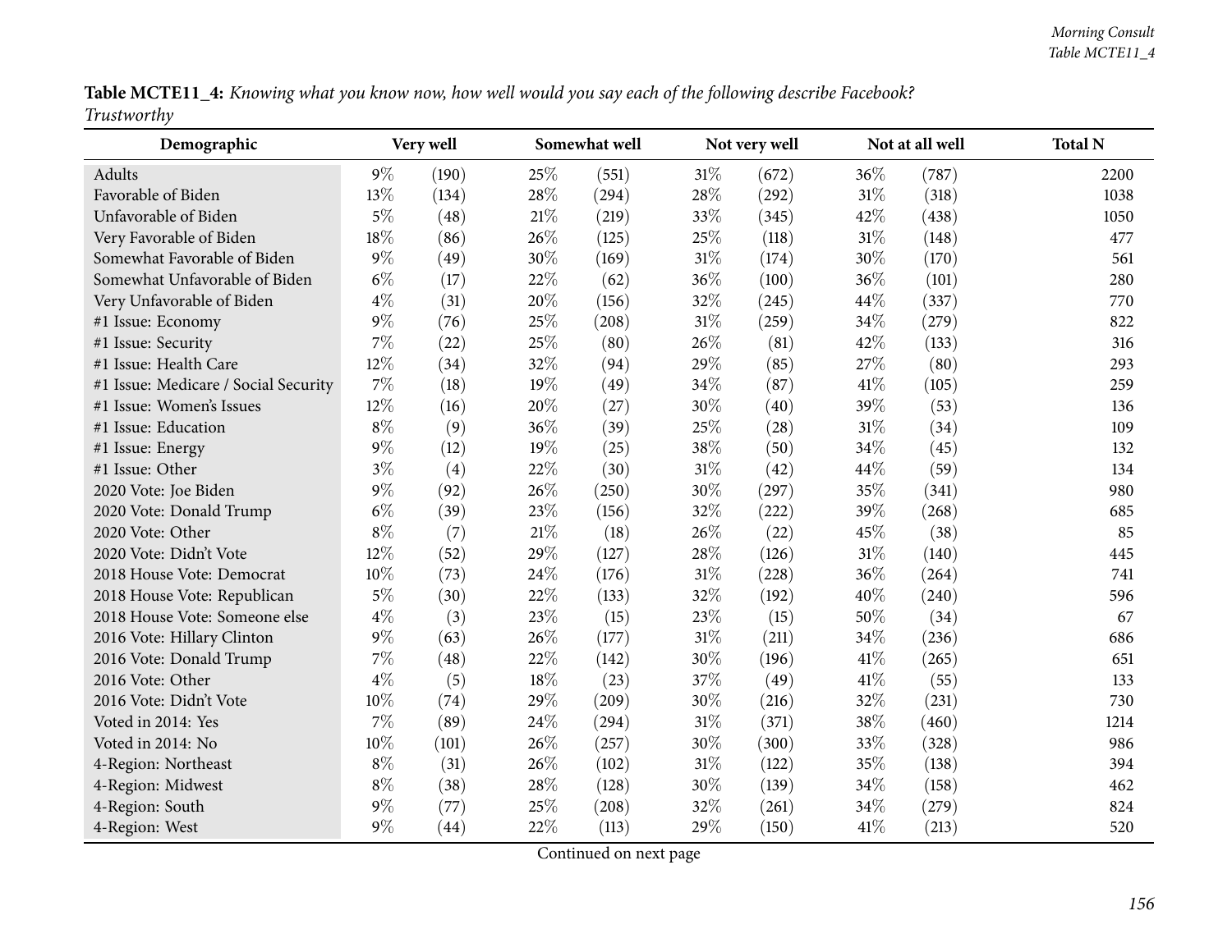**Table MCTE11_4:** *Knowing what you know now, how well would you say each of the following describe Facebook? Trustworthy*

| Demographic | Very well | | Somewhat well | | Not very well | | Not at all well | | Total N |
|---|---|---|---|---|---|---|---|---|---|
| Adults | 9% | (190) | 25% | (551) | 31% | (672) | 36% | (787) | 2200 |
| Favorable of Biden | 13% | (134) | 28% | (294) | 28% | (292) | 31% | (318) | 1038 |
| Unfavorable of Biden | 5% | (48) | 21% | (219) | 33% | (345) | 42% | (438) | 1050 |
| Very Favorable of Biden | 18% | (86) | 26% | (125) | 25% | (118) | 31% | (148) | 477 |
| Somewhat Favorable of Biden | 9% | (49) | 30% | (169) | 31% | (174) | 30% | (170) | 561 |
| Somewhat Unfavorable of Biden | 6% | (17) | 22% | (62) | 36% | (100) | 36% | (101) | 280 |
| Very Unfavorable of Biden | 4% | (31) | 20% | (156) | 32% | (245) | 44% | (337) | 770 |
| #1 Issue: Economy | 9% | (76) | 25% | (208) | 31% | (259) | 34% | (279) | 822 |
| #1 Issue: Security | 7% | (22) | 25% | (80) | 26% | (81) | 42% | (133) | 316 |
| #1 Issue: Health Care | 12% | (34) | 32% | (94) | 29% | (85) | 27% | (80) | 293 |
| #1 Issue: Medicare / Social Security | 7% | (18) | 19% | (49) | 34% | (87) | 41% | (105) | 259 |
| #1 Issue: Women's Issues | 12% | (16) | 20% | (27) | 30% | (40) | 39% | (53) | 136 |
| #1 Issue: Education | 8% | (9) | 36% | (39) | 25% | (28) | 31% | (34) | 109 |
| #1 Issue: Energy | 9% | (12) | 19% | (25) | 38% | (50) | 34% | (45) | 132 |
| #1 Issue: Other | 3% | (4) | 22% | (30) | 31% | (42) | 44% | (59) | 134 |
| 2020 Vote: Joe Biden | 9% | (92) | 26% | (250) | 30% | (297) | 35% | (341) | 980 |
| 2020 Vote: Donald Trump | 6% | (39) | 23% | (156) | 32% | (222) | 39% | (268) | 685 |
| 2020 Vote: Other | 8% | (7) | 21% | (18) | 26% | (22) | 45% | (38) | 85 |
| 2020 Vote: Didn't Vote | 12% | (52) | 29% | (127) | 28% | (126) | 31% | (140) | 445 |
| 2018 House Vote: Democrat | 10% | (73) | 24% | (176) | 31% | (228) | 36% | (264) | 741 |
| 2018 House Vote: Republican | 5% | (30) | 22% | (133) | 32% | (192) | 40% | (240) | 596 |
| 2018 House Vote: Someone else | 4% | (3) | 23% | (15) | 23% | (15) | 50% | (34) | 67 |
| 2016 Vote: Hillary Clinton | 9% | (63) | 26% | (177) | 31% | (211) | 34% | (236) | 686 |
| 2016 Vote: Donald Trump | 7% | (48) | 22% | (142) | 30% | (196) | 41% | (265) | 651 |
| 2016 Vote: Other | 4% | (5) | 18% | (23) | 37% | (49) | 41% | (55) | 133 |
| 2016 Vote: Didn't Vote | 10% | (74) | 29% | (209) | 30% | (216) | 32% | (231) | 730 |
| Voted in 2014: Yes | 7% | (89) | 24% | (294) | 31% | (371) | 38% | (460) | 1214 |
| Voted in 2014: No | 10% | (101) | 26% | (257) | 30% | (300) | 33% | (328) | 986 |
| 4-Region: Northeast | 8% | (31) | 26% | (102) | 31% | (122) | 35% | (138) | 394 |
| 4-Region: Midwest | 8% | (38) | 28% | (128) | 30% | (139) | 34% | (158) | 462 |
| 4-Region: South | 9% | (77) | 25% | (208) | 32% | (261) | 34% | (279) | 824 |
| 4-Region: West | 9% | (44) | 22% | (113) | 29% | (150) | 41% | (213) | 520 |

Continued on next page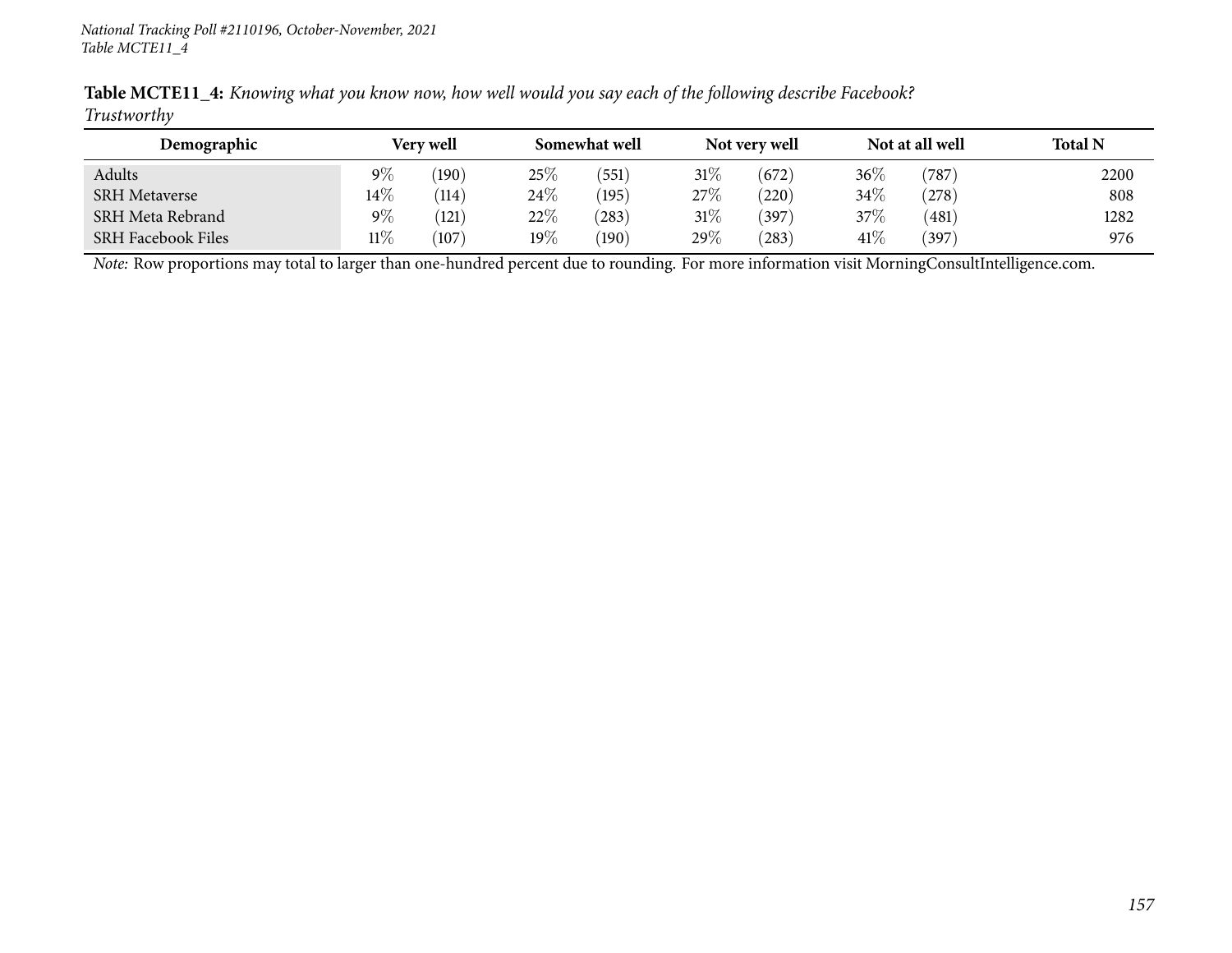**Table MCTE11_4:** *Knowing what you know now, how well would you say each of the following describe Facebook?*
*Trustworthy*

| Demographic | Very well | | Somewhat well | | Not very well | | Not at all well | | Total N |
|---|---|---|---|---|---|---|---|---|---|
| Adults | 9% | (190) | 25% | (551) | 31% | (672) | 36% | (787) | 2200 |
| SRH Metaverse | 14% | (114) | 24% | (195) | 27% | (220) | 34% | (278) | 808 |
| SRH Meta Rebrand | 9% | (121) | 22% | (283) | 31% | (397) | 37% | (481) | 1282 |
| SRH Facebook Files | 11% | (107) | 19% | (190) | 29% | (283) | 41% | (397) | 976 |

*Note:* Row proportions may total to larger than one-hundred percent due to rounding. For more information visit MorningConsultIntelligence.com.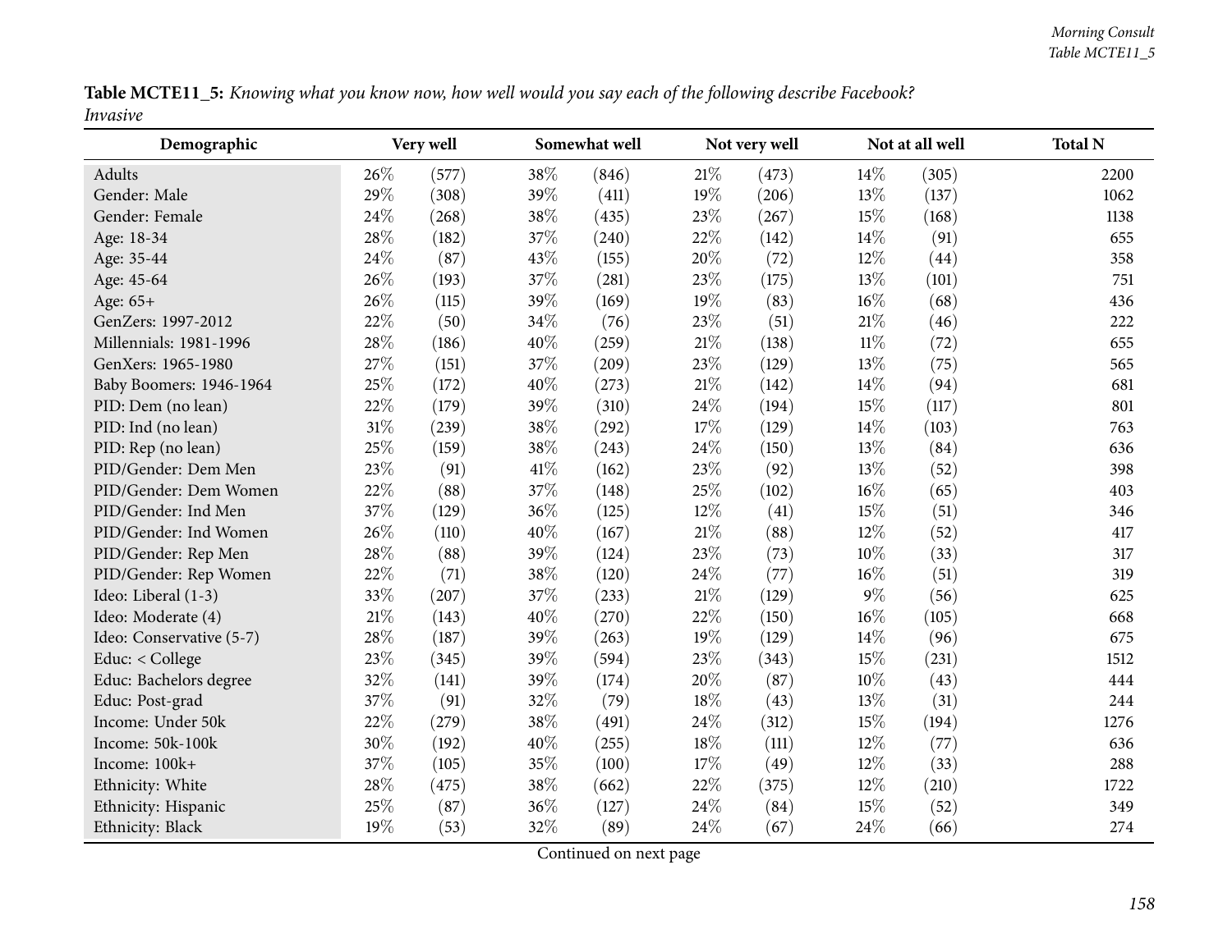**Table MCTE11_5:** *Knowing what you know now, how well would you say each of the following describe Facebook? Invasive*

| Demographic | Very well | | Somewhat well | | Not very well | | Not at all well | | Total N |
|---|---|---|---|---|---|---|---|---|---|
| Adults | 26% | (577) | 38% | (846) | 21% | (473) | 14% | (305) | 2200 |
| Gender: Male | 29% | (308) | 39% | (411) | 19% | (206) | 13% | (137) | 1062 |
| Gender: Female | 24% | (268) | 38% | (435) | 23% | (267) | 15% | (168) | 1138 |
| Age: 18-34 | 28% | (182) | 37% | (240) | 22% | (142) | 14% | (91) | 655 |
| Age: 35-44 | 24% | (87) | 43% | (155) | 20% | (72) | 12% | (44) | 358 |
| Age: 45-64 | 26% | (193) | 37% | (281) | 23% | (175) | 13% | (101) | 751 |
| Age: 65+ | 26% | (115) | 39% | (169) | 19% | (83) | 16% | (68) | 436 |
| GenZers: 1997-2012 | 22% | (50) | 34% | (76) | 23% | (51) | 21% | (46) | 222 |
| Millennials: 1981-1996 | 28% | (186) | 40% | (259) | 21% | (138) | 11% | (72) | 655 |
| GenXers: 1965-1980 | 27% | (151) | 37% | (209) | 23% | (129) | 13% | (75) | 565 |
| Baby Boomers: 1946-1964 | 25% | (172) | 40% | (273) | 21% | (142) | 14% | (94) | 681 |
| PID: Dem (no lean) | 22% | (179) | 39% | (310) | 24% | (194) | 15% | (117) | 801 |
| PID: Ind (no lean) | 31% | (239) | 38% | (292) | 17% | (129) | 14% | (103) | 763 |
| PID: Rep (no lean) | 25% | (159) | 38% | (243) | 24% | (150) | 13% | (84) | 636 |
| PID/Gender: Dem Men | 23% | (91) | 41% | (162) | 23% | (92) | 13% | (52) | 398 |
| PID/Gender: Dem Women | 22% | (88) | 37% | (148) | 25% | (102) | 16% | (65) | 403 |
| PID/Gender: Ind Men | 37% | (129) | 36% | (125) | 12% | (41) | 15% | (51) | 346 |
| PID/Gender: Ind Women | 26% | (110) | 40% | (167) | 21% | (88) | 12% | (52) | 417 |
| PID/Gender: Rep Men | 28% | (88) | 39% | (124) | 23% | (73) | 10% | (33) | 317 |
| PID/Gender: Rep Women | 22% | (71) | 38% | (120) | 24% | (77) | 16% | (51) | 319 |
| Ideo: Liberal (1-3) | 33% | (207) | 37% | (233) | 21% | (129) | 9% | (56) | 625 |
| Ideo: Moderate (4) | 21% | (143) | 40% | (270) | 22% | (150) | 16% | (105) | 668 |
| Ideo: Conservative (5-7) | 28% | (187) | 39% | (263) | 19% | (129) | 14% | (96) | 675 |
| Educ: < College | 23% | (345) | 39% | (594) | 23% | (343) | 15% | (231) | 1512 |
| Educ: Bachelors degree | 32% | (141) | 39% | (174) | 20% | (87) | 10% | (43) | 444 |
| Educ: Post-grad | 37% | (91) | 32% | (79) | 18% | (43) | 13% | (31) | 244 |
| Income: Under 50k | 22% | (279) | 38% | (491) | 24% | (312) | 15% | (194) | 1276 |
| Income: 50k-100k | 30% | (192) | 40% | (255) | 18% | (111) | 12% | (77) | 636 |
| Income: 100k+ | 37% | (105) | 35% | (100) | 17% | (49) | 12% | (33) | 288 |
| Ethnicity: White | 28% | (475) | 38% | (662) | 22% | (375) | 12% | (210) | 1722 |
| Ethnicity: Hispanic | 25% | (87) | 36% | (127) | 24% | (84) | 15% | (52) | 349 |
| Ethnicity: Black | 19% | (53) | 32% | (89) | 24% | (67) | 24% | (66) | 274 |

Continued on next page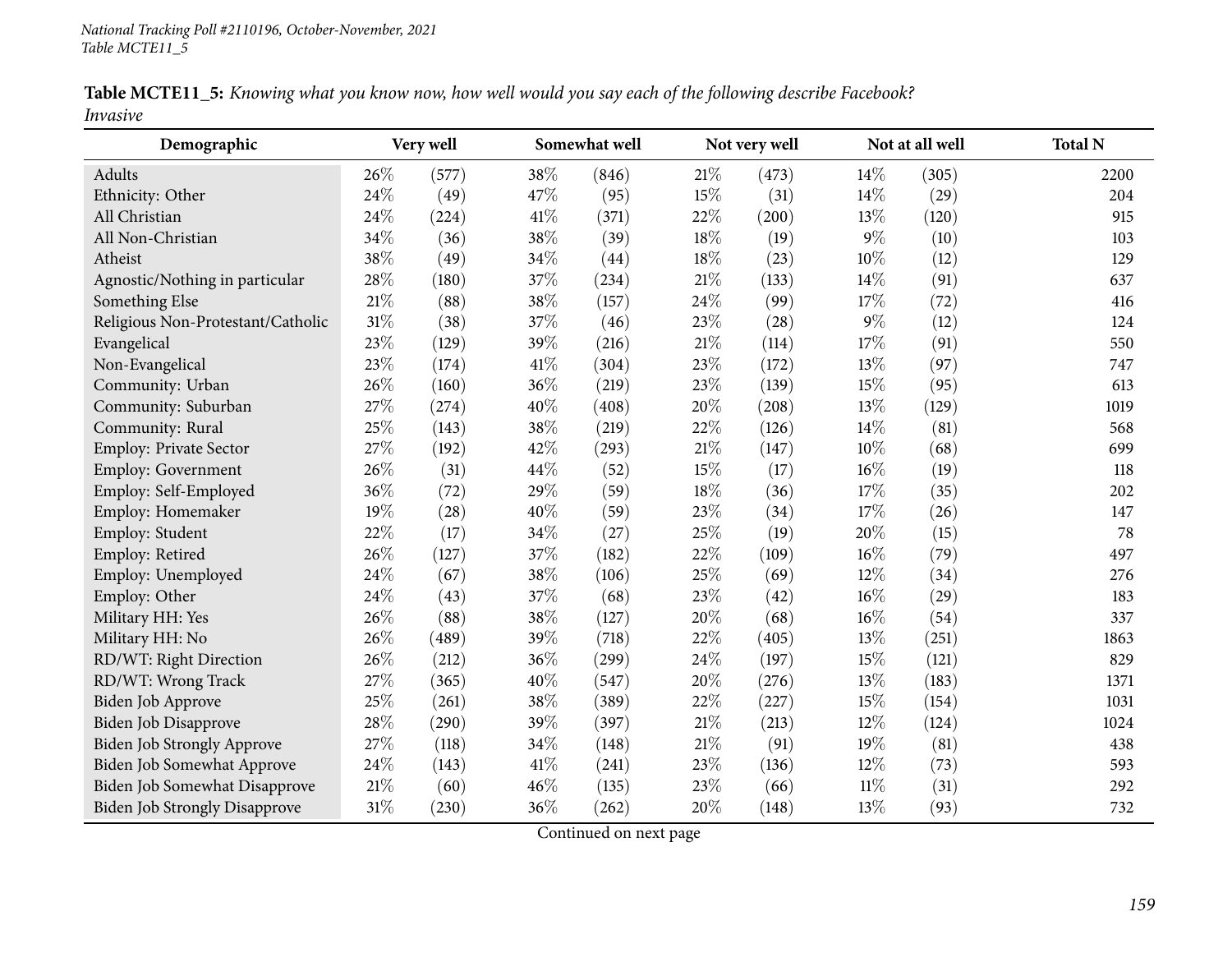National Tracking Poll #2110196, October-November, 2021
Table MCTE11_5

**Table MCTE11_5:** *Knowing what you know now, how well would you say each of the following describe Facebook? Invasive*

| Demographic | Very well | | Somewhat well | | Not very well | | Not at all well | | Total N |
|---|---|---|---|---|---|---|---|---|---|
| Adults | 26% | (577) | 38% | (846) | 21% | (473) | 14% | (305) | 2200 |
| Ethnicity: Other | 24% | (49) | 47% | (95) | 15% | (31) | 14% | (29) | 204 |
| All Christian | 24% | (224) | 41% | (371) | 22% | (200) | 13% | (120) | 915 |
| All Non-Christian | 34% | (36) | 38% | (39) | 18% | (19) | 9% | (10) | 103 |
| Atheist | 38% | (49) | 34% | (44) | 18% | (23) | 10% | (12) | 129 |
| Agnostic/Nothing in particular | 28% | (180) | 37% | (234) | 21% | (133) | 14% | (91) | 637 |
| Something Else | 21% | (88) | 38% | (157) | 24% | (99) | 17% | (72) | 416 |
| Religious Non-Protestant/Catholic | 31% | (38) | 37% | (46) | 23% | (28) | 9% | (12) | 124 |
| Evangelical | 23% | (129) | 39% | (216) | 21% | (114) | 17% | (91) | 550 |
| Non-Evangelical | 23% | (174) | 41% | (304) | 23% | (172) | 13% | (97) | 747 |
| Community: Urban | 26% | (160) | 36% | (219) | 23% | (139) | 15% | (95) | 613 |
| Community: Suburban | 27% | (274) | 40% | (408) | 20% | (208) | 13% | (129) | 1019 |
| Community: Rural | 25% | (143) | 38% | (219) | 22% | (126) | 14% | (81) | 568 |
| Employ: Private Sector | 27% | (192) | 42% | (293) | 21% | (147) | 10% | (68) | 699 |
| Employ: Government | 26% | (31) | 44% | (52) | 15% | (17) | 16% | (19) | 118 |
| Employ: Self-Employed | 36% | (72) | 29% | (59) | 18% | (36) | 17% | (35) | 202 |
| Employ: Homemaker | 19% | (28) | 40% | (59) | 23% | (34) | 17% | (26) | 147 |
| Employ: Student | 22% | (17) | 34% | (27) | 25% | (19) | 20% | (15) | 78 |
| Employ: Retired | 26% | (127) | 37% | (182) | 22% | (109) | 16% | (79) | 497 |
| Employ: Unemployed | 24% | (67) | 38% | (106) | 25% | (69) | 12% | (34) | 276 |
| Employ: Other | 24% | (43) | 37% | (68) | 23% | (42) | 16% | (29) | 183 |
| Military HH: Yes | 26% | (88) | 38% | (127) | 20% | (68) | 16% | (54) | 337 |
| Military HH: No | 26% | (489) | 39% | (718) | 22% | (405) | 13% | (251) | 1863 |
| RD/WT: Right Direction | 26% | (212) | 36% | (299) | 24% | (197) | 15% | (121) | 829 |
| RD/WT: Wrong Track | 27% | (365) | 40% | (547) | 20% | (276) | 13% | (183) | 1371 |
| Biden Job Approve | 25% | (261) | 38% | (389) | 22% | (227) | 15% | (154) | 1031 |
| Biden Job Disapprove | 28% | (290) | 39% | (397) | 21% | (213) | 12% | (124) | 1024 |
| Biden Job Strongly Approve | 27% | (118) | 34% | (148) | 21% | (91) | 19% | (81) | 438 |
| Biden Job Somewhat Approve | 24% | (143) | 41% | (241) | 23% | (136) | 12% | (73) | 593 |
| Biden Job Somewhat Disapprove | 21% | (60) | 46% | (135) | 23% | (66) | 11% | (31) | 292 |
| Biden Job Strongly Disapprove | 31% | (230) | 36% | (262) | 20% | (148) | 13% | (93) | 732 |

Continued on next page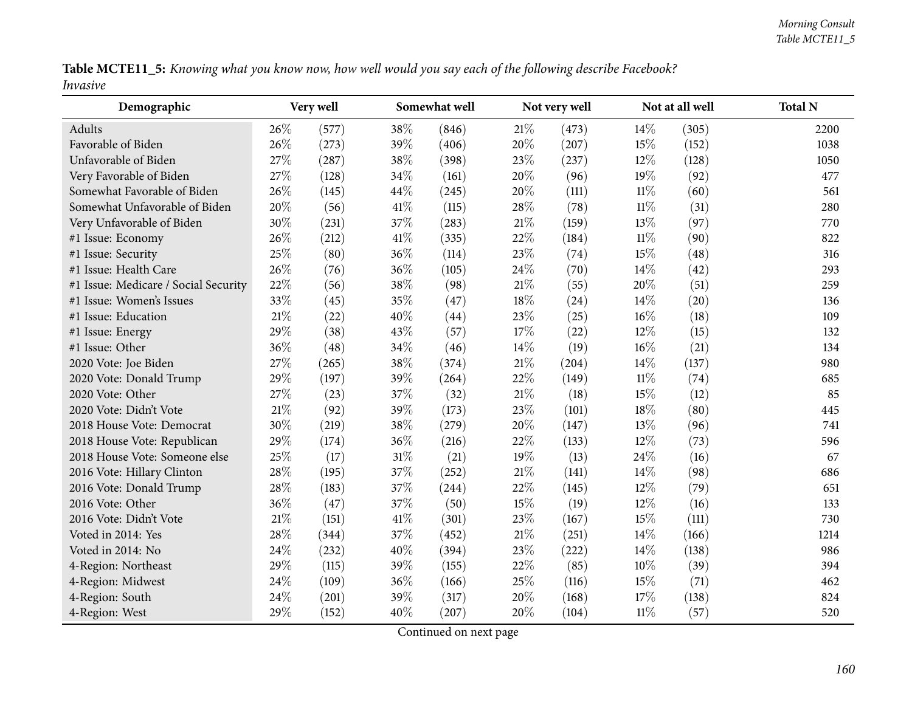**Table MCTE11_5:** *Knowing what you know now, how well would you say each of the following describe Facebook? Invasive*

| Demographic | Very well | | Somewhat well | | Not very well | | Not at all well | | Total N |
|---|---|---|---|---|---|---|---|---|---|
| Adults | 26% | (577) | 38% | (846) | 21% | (473) | 14% | (305) | 2200 |
| Favorable of Biden | 26% | (273) | 39% | (406) | 20% | (207) | 15% | (152) | 1038 |
| Unfavorable of Biden | 27% | (287) | 38% | (398) | 23% | (237) | 12% | (128) | 1050 |
| Very Favorable of Biden | 27% | (128) | 34% | (161) | 20% | (96) | 19% | (92) | 477 |
| Somewhat Favorable of Biden | 26% | (145) | 44% | (245) | 20% | (111) | 11% | (60) | 561 |
| Somewhat Unfavorable of Biden | 20% | (56) | 41% | (115) | 28% | (78) | 11% | (31) | 280 |
| Very Unfavorable of Biden | 30% | (231) | 37% | (283) | 21% | (159) | 13% | (97) | 770 |
| #1 Issue: Economy | 26% | (212) | 41% | (335) | 22% | (184) | 11% | (90) | 822 |
| #1 Issue: Security | 25% | (80) | 36% | (114) | 23% | (74) | 15% | (48) | 316 |
| #1 Issue: Health Care | 26% | (76) | 36% | (105) | 24% | (70) | 14% | (42) | 293 |
| #1 Issue: Medicare / Social Security | 22% | (56) | 38% | (98) | 21% | (55) | 20% | (51) | 259 |
| #1 Issue: Women's Issues | 33% | (45) | 35% | (47) | 18% | (24) | 14% | (20) | 136 |
| #1 Issue: Education | 21% | (22) | 40% | (44) | 23% | (25) | 16% | (18) | 109 |
| #1 Issue: Energy | 29% | (38) | 43% | (57) | 17% | (22) | 12% | (15) | 132 |
| #1 Issue: Other | 36% | (48) | 34% | (46) | 14% | (19) | 16% | (21) | 134 |
| 2020 Vote: Joe Biden | 27% | (265) | 38% | (374) | 21% | (204) | 14% | (137) | 980 |
| 2020 Vote: Donald Trump | 29% | (197) | 39% | (264) | 22% | (149) | 11% | (74) | 685 |
| 2020 Vote: Other | 27% | (23) | 37% | (32) | 21% | (18) | 15% | (12) | 85 |
| 2020 Vote: Didn't Vote | 21% | (92) | 39% | (173) | 23% | (101) | 18% | (80) | 445 |
| 2018 House Vote: Democrat | 30% | (219) | 38% | (279) | 20% | (147) | 13% | (96) | 741 |
| 2018 House Vote: Republican | 29% | (174) | 36% | (216) | 22% | (133) | 12% | (73) | 596 |
| 2018 House Vote: Someone else | 25% | (17) | 31% | (21) | 19% | (13) | 24% | (16) | 67 |
| 2016 Vote: Hillary Clinton | 28% | (195) | 37% | (252) | 21% | (141) | 14% | (98) | 686 |
| 2016 Vote: Donald Trump | 28% | (183) | 37% | (244) | 22% | (145) | 12% | (79) | 651 |
| 2016 Vote: Other | 36% | (47) | 37% | (50) | 15% | (19) | 12% | (16) | 133 |
| 2016 Vote: Didn't Vote | 21% | (151) | 41% | (301) | 23% | (167) | 15% | (111) | 730 |
| Voted in 2014: Yes | 28% | (344) | 37% | (452) | 21% | (251) | 14% | (166) | 1214 |
| Voted in 2014: No | 24% | (232) | 40% | (394) | 23% | (222) | 14% | (138) | 986 |
| 4-Region: Northeast | 29% | (115) | 39% | (155) | 22% | (85) | 10% | (39) | 394 |
| 4-Region: Midwest | 24% | (109) | 36% | (166) | 25% | (116) | 15% | (71) | 462 |
| 4-Region: South | 24% | (201) | 39% | (317) | 20% | (168) | 17% | (138) | 824 |
| 4-Region: West | 29% | (152) | 40% | (207) | 20% | (104) | 11% | (57) | 520 |

Continued on next page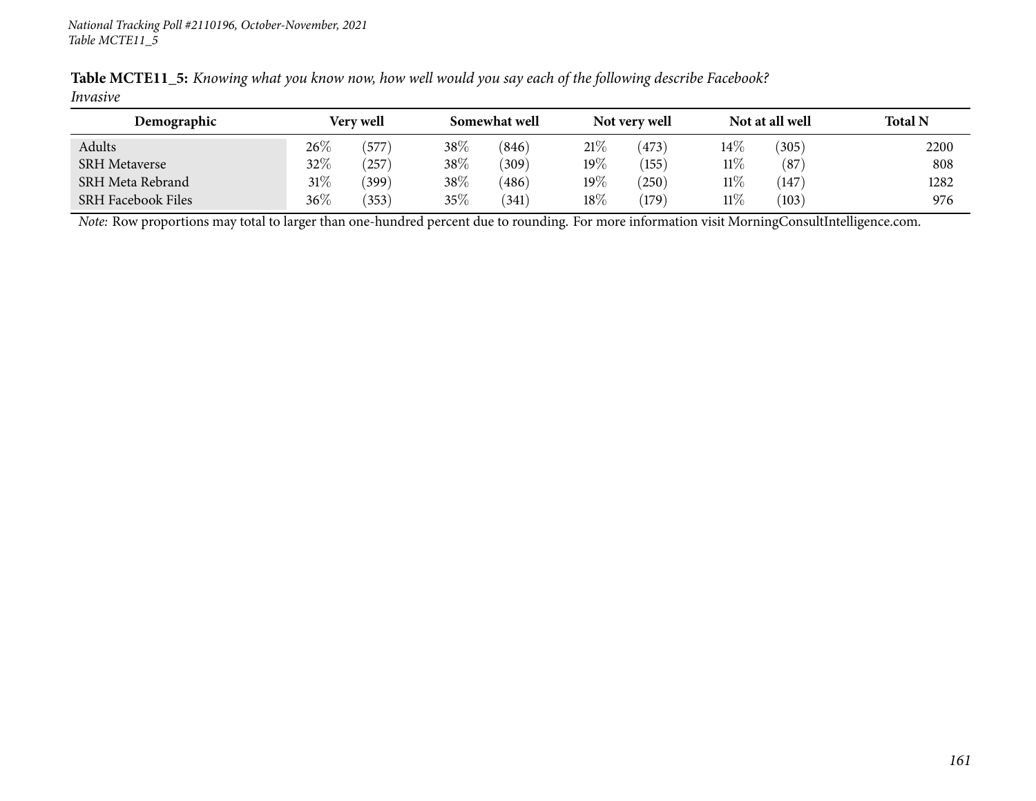**Table MCTE11_5:** *Knowing what you know now, how well would you say each of the following describe Facebook?*
*Invasive*

| Demographic | Very well | | Somewhat well | | Not very well | | Not at all well | | Total N |
|---|---|---|---|---|---|---|---|---|---|
| Adults | 26% | (577) | 38% | (846) | 21% | (473) | 14% | (305) | 2200 |
| SRH Metaverse | 32% | (257) | 38% | (309) | 19% | (155) | 11% | (87) | 808 |
| SRH Meta Rebrand | 31% | (399) | 38% | (486) | 19% | (250) | 11% | (147) | 1282 |
| SRH Facebook Files | 36% | (353) | 35% | (341) | 18% | (179) | 11% | (103) | 976 |

*Note:* Row proportions may total to larger than one-hundred percent due to rounding. For more information visit MorningConsultIntelligence.com.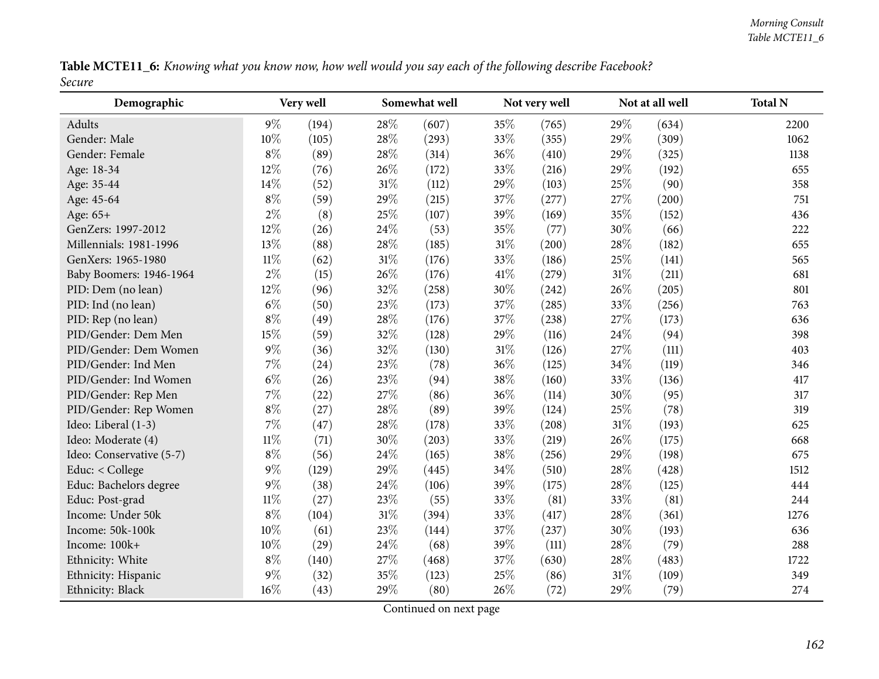**Table MCTE11_6:** *Knowing what you know now, how well would you say each of the following describe Facebook?*
*Secure*

| Demographic | Very well | | Somewhat well | | Not very well | | Not at all well | | Total N |
|---|---|---|---|---|---|---|---|---|---|
| Adults | 9% | (194) | 28% | (607) | 35% | (765) | 29% | (634) | 2200 |
| Gender: Male | 10% | (105) | 28% | (293) | 33% | (355) | 29% | (309) | 1062 |
| Gender: Female | 8% | (89) | 28% | (314) | 36% | (410) | 29% | (325) | 1138 |
| Age: 18-34 | 12% | (76) | 26% | (172) | 33% | (216) | 29% | (192) | 655 |
| Age: 35-44 | 14% | (52) | 31% | (112) | 29% | (103) | 25% | (90) | 358 |
| Age: 45-64 | 8% | (59) | 29% | (215) | 37% | (277) | 27% | (200) | 751 |
| Age: 65+ | 2% | (8) | 25% | (107) | 39% | (169) | 35% | (152) | 436 |
| GenZers: 1997-2012 | 12% | (26) | 24% | (53) | 35% | (77) | 30% | (66) | 222 |
| Millennials: 1981-1996 | 13% | (88) | 28% | (185) | 31% | (200) | 28% | (182) | 655 |
| GenXers: 1965-1980 | 11% | (62) | 31% | (176) | 33% | (186) | 25% | (141) | 565 |
| Baby Boomers: 1946-1964 | 2% | (15) | 26% | (176) | 41% | (279) | 31% | (211) | 681 |
| PID: Dem (no lean) | 12% | (96) | 32% | (258) | 30% | (242) | 26% | (205) | 801 |
| PID: Ind (no lean) | 6% | (50) | 23% | (173) | 37% | (285) | 33% | (256) | 763 |
| PID: Rep (no lean) | 8% | (49) | 28% | (176) | 37% | (238) | 27% | (173) | 636 |
| PID/Gender: Dem Men | 15% | (59) | 32% | (128) | 29% | (116) | 24% | (94) | 398 |
| PID/Gender: Dem Women | 9% | (36) | 32% | (130) | 31% | (126) | 27% | (111) | 403 |
| PID/Gender: Ind Men | 7% | (24) | 23% | (78) | 36% | (125) | 34% | (119) | 346 |
| PID/Gender: Ind Women | 6% | (26) | 23% | (94) | 38% | (160) | 33% | (136) | 417 |
| PID/Gender: Rep Men | 7% | (22) | 27% | (86) | 36% | (114) | 30% | (95) | 317 |
| PID/Gender: Rep Women | 8% | (27) | 28% | (89) | 39% | (124) | 25% | (78) | 319 |
| Ideo: Liberal (1-3) | 7% | (47) | 28% | (178) | 33% | (208) | 31% | (193) | 625 |
| Ideo: Moderate (4) | 11% | (71) | 30% | (203) | 33% | (219) | 26% | (175) | 668 |
| Ideo: Conservative (5-7) | 8% | (56) | 24% | (165) | 38% | (256) | 29% | (198) | 675 |
| Educ: < College | 9% | (129) | 29% | (445) | 34% | (510) | 28% | (428) | 1512 |
| Educ: Bachelors degree | 9% | (38) | 24% | (106) | 39% | (175) | 28% | (125) | 444 |
| Educ: Post-grad | 11% | (27) | 23% | (55) | 33% | (81) | 33% | (81) | 244 |
| Income: Under 50k | 8% | (104) | 31% | (394) | 33% | (417) | 28% | (361) | 1276 |
| Income: 50k-100k | 10% | (61) | 23% | (144) | 37% | (237) | 30% | (193) | 636 |
| Income: 100k+ | 10% | (29) | 24% | (68) | 39% | (111) | 28% | (79) | 288 |
| Ethnicity: White | 8% | (140) | 27% | (468) | 37% | (630) | 28% | (483) | 1722 |
| Ethnicity: Hispanic | 9% | (32) | 35% | (123) | 25% | (86) | 31% | (109) | 349 |
| Ethnicity: Black | 16% | (43) | 29% | (80) | 26% | (72) | 29% | (79) | 274 |

Continued on next page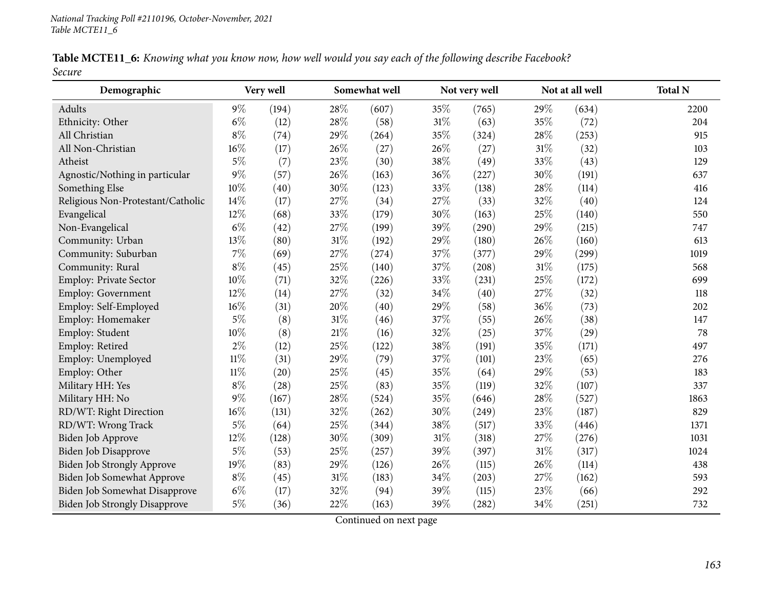**Table MCTE11_6:** *Knowing what you know now, how well would you say each of the following describe Facebook?*
*Secure*

| Demographic | Very well | | Somewhat well | | Not very well | | Not at all well | | Total N |
|---|---|---|---|---|---|---|---|---|---|
| Adults | 9% | (194) | 28% | (607) | 35% | (765) | 29% | (634) | 2200 |
| Ethnicity: Other | 6% | (12) | 28% | (58) | 31% | (63) | 35% | (72) | 204 |
| All Christian | 8% | (74) | 29% | (264) | 35% | (324) | 28% | (253) | 915 |
| All Non-Christian | 16% | (17) | 26% | (27) | 26% | (27) | 31% | (32) | 103 |
| Atheist | 5% | (7) | 23% | (30) | 38% | (49) | 33% | (43) | 129 |
| Agnostic/Nothing in particular | 9% | (57) | 26% | (163) | 36% | (227) | 30% | (191) | 637 |
| Something Else | 10% | (40) | 30% | (123) | 33% | (138) | 28% | (114) | 416 |
| Religious Non-Protestant/Catholic | 14% | (17) | 27% | (34) | 27% | (33) | 32% | (40) | 124 |
| Evangelical | 12% | (68) | 33% | (179) | 30% | (163) | 25% | (140) | 550 |
| Non-Evangelical | 6% | (42) | 27% | (199) | 39% | (290) | 29% | (215) | 747 |
| Community: Urban | 13% | (80) | 31% | (192) | 29% | (180) | 26% | (160) | 613 |
| Community: Suburban | 7% | (69) | 27% | (274) | 37% | (377) | 29% | (299) | 1019 |
| Community: Rural | 8% | (45) | 25% | (140) | 37% | (208) | 31% | (175) | 568 |
| Employ: Private Sector | 10% | (71) | 32% | (226) | 33% | (231) | 25% | (172) | 699 |
| Employ: Government | 12% | (14) | 27% | (32) | 34% | (40) | 27% | (32) | 118 |
| Employ: Self-Employed | 16% | (31) | 20% | (40) | 29% | (58) | 36% | (73) | 202 |
| Employ: Homemaker | 5% | (8) | 31% | (46) | 37% | (55) | 26% | (38) | 147 |
| Employ: Student | 10% | (8) | 21% | (16) | 32% | (25) | 37% | (29) | 78 |
| Employ: Retired | 2% | (12) | 25% | (122) | 38% | (191) | 35% | (171) | 497 |
| Employ: Unemployed | 11% | (31) | 29% | (79) | 37% | (101) | 23% | (65) | 276 |
| Employ: Other | 11% | (20) | 25% | (45) | 35% | (64) | 29% | (53) | 183 |
| Military HH: Yes | 8% | (28) | 25% | (83) | 35% | (119) | 32% | (107) | 337 |
| Military HH: No | 9% | (167) | 28% | (524) | 35% | (646) | 28% | (527) | 1863 |
| RD/WT: Right Direction | 16% | (131) | 32% | (262) | 30% | (249) | 23% | (187) | 829 |
| RD/WT: Wrong Track | 5% | (64) | 25% | (344) | 38% | (517) | 33% | (446) | 1371 |
| Biden Job Approve | 12% | (128) | 30% | (309) | 31% | (318) | 27% | (276) | 1031 |
| Biden Job Disapprove | 5% | (53) | 25% | (257) | 39% | (397) | 31% | (317) | 1024 |
| Biden Job Strongly Approve | 19% | (83) | 29% | (126) | 26% | (115) | 26% | (114) | 438 |
| Biden Job Somewhat Approve | 8% | (45) | 31% | (183) | 34% | (203) | 27% | (162) | 593 |
| Biden Job Somewhat Disapprove | 6% | (17) | 32% | (94) | 39% | (115) | 23% | (66) | 292 |
| Biden Job Strongly Disapprove | 5% | (36) | 22% | (163) | 39% | (282) | 34% | (251) | 732 |

Continued on next page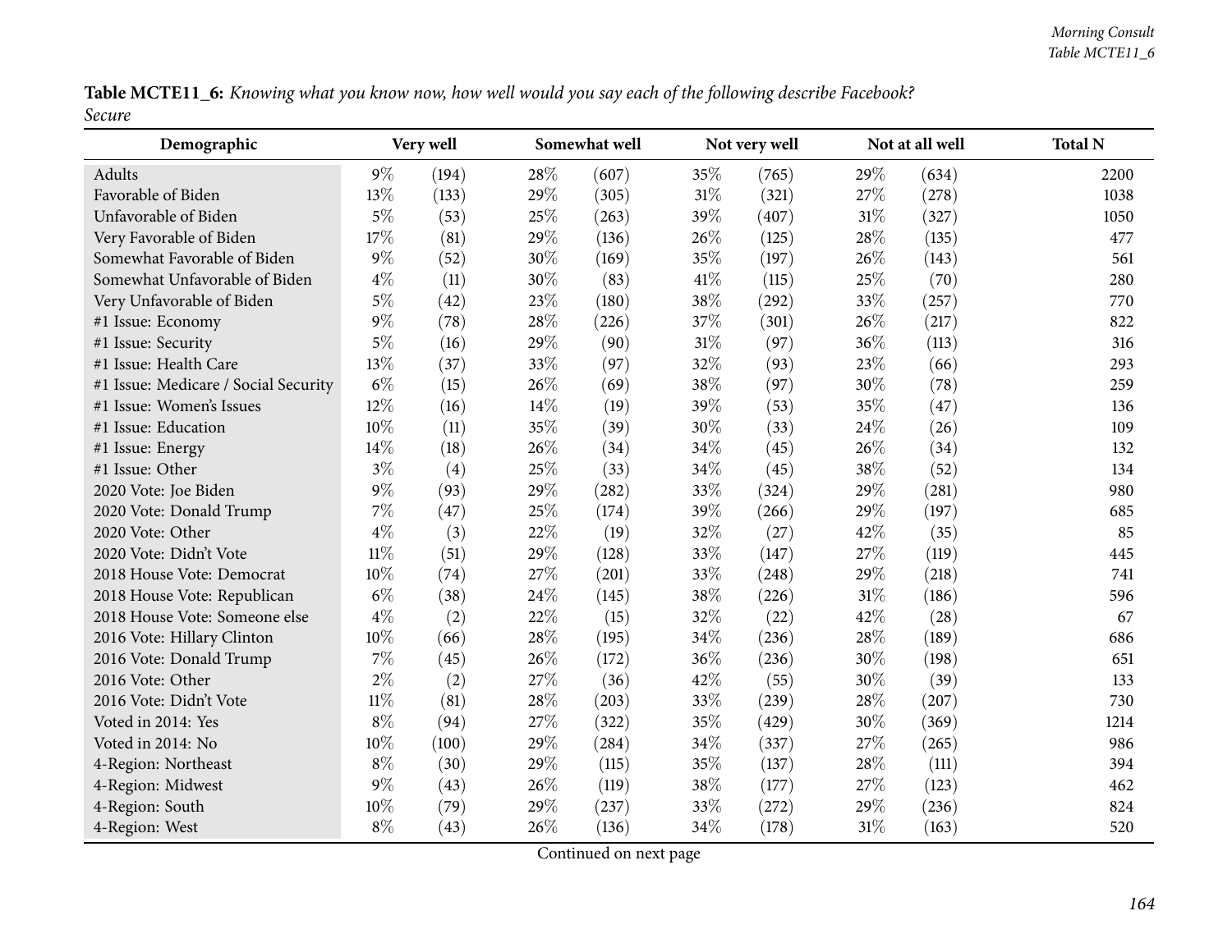**Table MCTE11_6:** *Knowing what you know now, how well would you say each of the following describe Facebook?*
*Secure*

| Demographic | Very well | | Somewhat well | | Not very well | | Not at all well | | Total N |
|---|---|---|---|---|---|---|---|---|---|
| Adults | 9% | (194) | 28% | (607) | 35% | (765) | 29% | (634) | 2200 |
| Favorable of Biden | 13% | (133) | 29% | (305) | 31% | (321) | 27% | (278) | 1038 |
| Unfavorable of Biden | 5% | (53) | 25% | (263) | 39% | (407) | 31% | (327) | 1050 |
| Very Favorable of Biden | 17% | (81) | 29% | (136) | 26% | (125) | 28% | (135) | 477 |
| Somewhat Favorable of Biden | 9% | (52) | 30% | (169) | 35% | (197) | 26% | (143) | 561 |
| Somewhat Unfavorable of Biden | 4% | (11) | 30% | (83) | 41% | (115) | 25% | (70) | 280 |
| Very Unfavorable of Biden | 5% | (42) | 23% | (180) | 38% | (292) | 33% | (257) | 770 |
| #1 Issue: Economy | 9% | (78) | 28% | (226) | 37% | (301) | 26% | (217) | 822 |
| #1 Issue: Security | 5% | (16) | 29% | (90) | 31% | (97) | 36% | (113) | 316 |
| #1 Issue: Health Care | 13% | (37) | 33% | (97) | 32% | (93) | 23% | (66) | 293 |
| #1 Issue: Medicare / Social Security | 6% | (15) | 26% | (69) | 38% | (97) | 30% | (78) | 259 |
| #1 Issue: Women's Issues | 12% | (16) | 14% | (19) | 39% | (53) | 35% | (47) | 136 |
| #1 Issue: Education | 10% | (11) | 35% | (39) | 30% | (33) | 24% | (26) | 109 |
| #1 Issue: Energy | 14% | (18) | 26% | (34) | 34% | (45) | 26% | (34) | 132 |
| #1 Issue: Other | 3% | (4) | 25% | (33) | 34% | (45) | 38% | (52) | 134 |
| 2020 Vote: Joe Biden | 9% | (93) | 29% | (282) | 33% | (324) | 29% | (281) | 980 |
| 2020 Vote: Donald Trump | 7% | (47) | 25% | (174) | 39% | (266) | 29% | (197) | 685 |
| 2020 Vote: Other | 4% | (3) | 22% | (19) | 32% | (27) | 42% | (35) | 85 |
| 2020 Vote: Didn't Vote | 11% | (51) | 29% | (128) | 33% | (147) | 27% | (119) | 445 |
| 2018 House Vote: Democrat | 10% | (74) | 27% | (201) | 33% | (248) | 29% | (218) | 741 |
| 2018 House Vote: Republican | 6% | (38) | 24% | (145) | 38% | (226) | 31% | (186) | 596 |
| 2018 House Vote: Someone else | 4% | (2) | 22% | (15) | 32% | (22) | 42% | (28) | 67 |
| 2016 Vote: Hillary Clinton | 10% | (66) | 28% | (195) | 34% | (236) | 28% | (189) | 686 |
| 2016 Vote: Donald Trump | 7% | (45) | 26% | (172) | 36% | (236) | 30% | (198) | 651 |
| 2016 Vote: Other | 2% | (2) | 27% | (36) | 42% | (55) | 30% | (39) | 133 |
| 2016 Vote: Didn't Vote | 11% | (81) | 28% | (203) | 33% | (239) | 28% | (207) | 730 |
| Voted in 2014: Yes | 8% | (94) | 27% | (322) | 35% | (429) | 30% | (369) | 1214 |
| Voted in 2014: No | 10% | (100) | 29% | (284) | 34% | (337) | 27% | (265) | 986 |
| 4-Region: Northeast | 8% | (30) | 29% | (115) | 35% | (137) | 28% | (111) | 394 |
| 4-Region: Midwest | 9% | (43) | 26% | (119) | 38% | (177) | 27% | (123) | 462 |
| 4-Region: South | 10% | (79) | 29% | (237) | 33% | (272) | 29% | (236) | 824 |
| 4-Region: West | 8% | (43) | 26% | (136) | 34% | (178) | 31% | (163) | 520 |

Continued on next page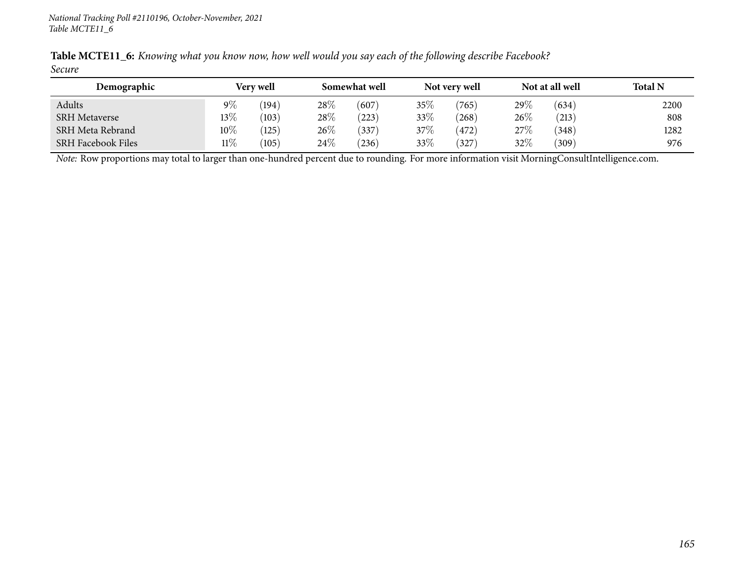**Table MCTE11_6:** *Knowing what you know now, how well would you say each of the following describe Facebook?*
*Secure*

| Demographic | Very well | | Somewhat well | | Not very well | | Not at all well | | Total N |
|---|---|---|---|---|---|---|---|---|---|
| Adults | 9% | (194) | 28% | (607) | 35% | (765) | 29% | (634) | 2200 |
| SRH Metaverse | 13% | (103) | 28% | (223) | 33% | (268) | 26% | (213) | 808 |
| SRH Meta Rebrand | 10% | (125) | 26% | (337) | 37% | (472) | 27% | (348) | 1282 |
| SRH Facebook Files | 11% | (105) | 24% | (236) | 33% | (327) | 32% | (309) | 976 |

*Note:* Row proportions may total to larger than one-hundred percent due to rounding. For more information visit MorningConsultIntelligence.com.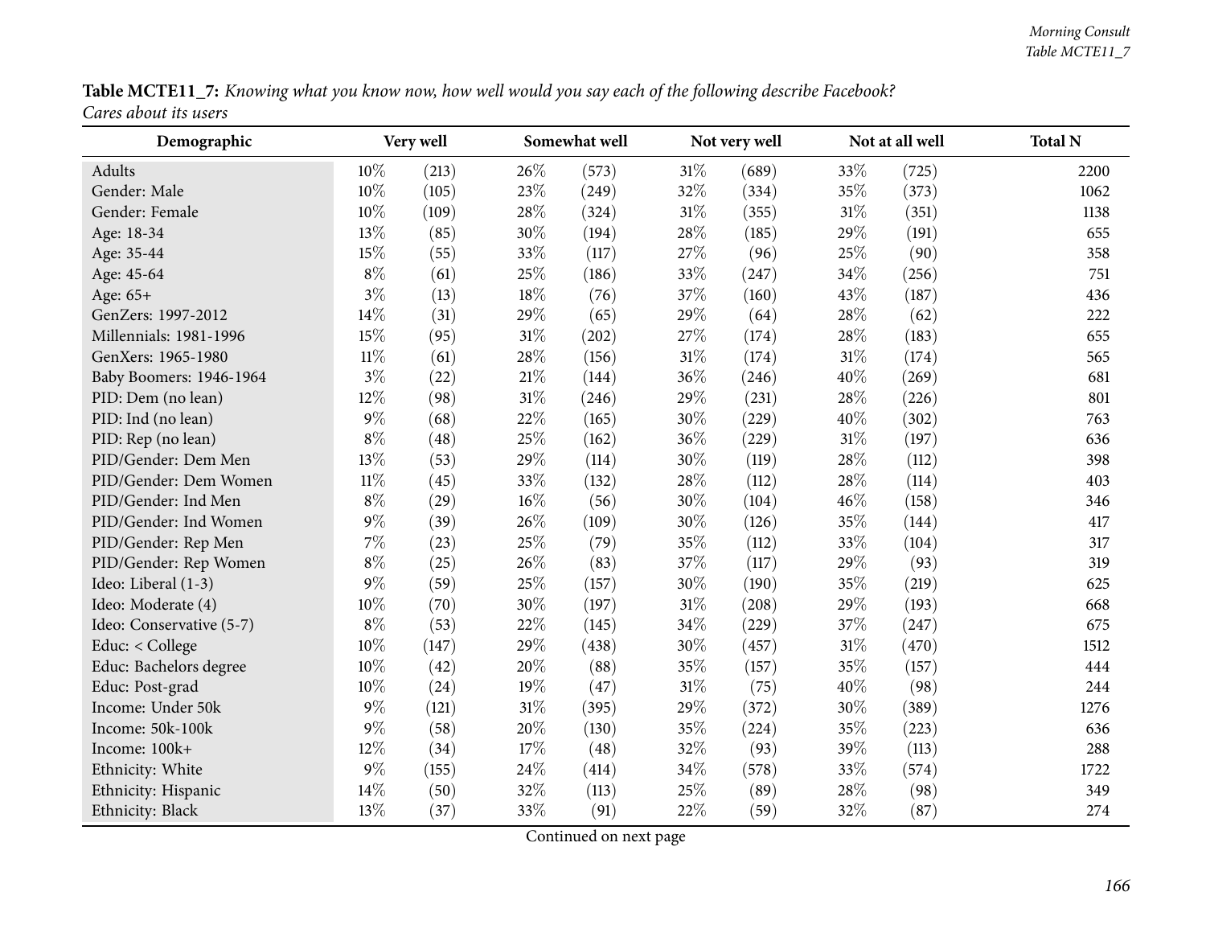**Table MCTE11_7:** *Knowing what you know now, how well would you say each of the following describe Facebook? Cares about its users*

| Demographic | Very well | | Somewhat well | | Not very well | | Not at all well | | Total N |
|---|---|---|---|---|---|---|---|---|---|
| Adults | 10% | (213) | 26% | (573) | 31% | (689) | 33% | (725) | 2200 |
| Gender: Male | 10% | (105) | 23% | (249) | 32% | (334) | 35% | (373) | 1062 |
| Gender: Female | 10% | (109) | 28% | (324) | 31% | (355) | 31% | (351) | 1138 |
| Age: 18-34 | 13% | (85) | 30% | (194) | 28% | (185) | 29% | (191) | 655 |
| Age: 35-44 | 15% | (55) | 33% | (117) | 27% | (96) | 25% | (90) | 358 |
| Age: 45-64 | 8% | (61) | 25% | (186) | 33% | (247) | 34% | (256) | 751 |
| Age: 65+ | 3% | (13) | 18% | (76) | 37% | (160) | 43% | (187) | 436 |
| GenZers: 1997-2012 | 14% | (31) | 29% | (65) | 29% | (64) | 28% | (62) | 222 |
| Millennials: 1981-1996 | 15% | (95) | 31% | (202) | 27% | (174) | 28% | (183) | 655 |
| GenXers: 1965-1980 | 11% | (61) | 28% | (156) | 31% | (174) | 31% | (174) | 565 |
| Baby Boomers: 1946-1964 | 3% | (22) | 21% | (144) | 36% | (246) | 40% | (269) | 681 |
| PID: Dem (no lean) | 12% | (98) | 31% | (246) | 29% | (231) | 28% | (226) | 801 |
| PID: Ind (no lean) | 9% | (68) | 22% | (165) | 30% | (229) | 40% | (302) | 763 |
| PID: Rep (no lean) | 8% | (48) | 25% | (162) | 36% | (229) | 31% | (197) | 636 |
| PID/Gender: Dem Men | 13% | (53) | 29% | (114) | 30% | (119) | 28% | (112) | 398 |
| PID/Gender: Dem Women | 11% | (45) | 33% | (132) | 28% | (112) | 28% | (114) | 403 |
| PID/Gender: Ind Men | 8% | (29) | 16% | (56) | 30% | (104) | 46% | (158) | 346 |
| PID/Gender: Ind Women | 9% | (39) | 26% | (109) | 30% | (126) | 35% | (144) | 417 |
| PID/Gender: Rep Men | 7% | (23) | 25% | (79) | 35% | (112) | 33% | (104) | 317 |
| PID/Gender: Rep Women | 8% | (25) | 26% | (83) | 37% | (117) | 29% | (93) | 319 |
| Ideo: Liberal (1-3) | 9% | (59) | 25% | (157) | 30% | (190) | 35% | (219) | 625 |
| Ideo: Moderate (4) | 10% | (70) | 30% | (197) | 31% | (208) | 29% | (193) | 668 |
| Ideo: Conservative (5-7) | 8% | (53) | 22% | (145) | 34% | (229) | 37% | (247) | 675 |
| Educ: < College | 10% | (147) | 29% | (438) | 30% | (457) | 31% | (470) | 1512 |
| Educ: Bachelors degree | 10% | (42) | 20% | (88) | 35% | (157) | 35% | (157) | 444 |
| Educ: Post-grad | 10% | (24) | 19% | (47) | 31% | (75) | 40% | (98) | 244 |
| Income: Under 50k | 9% | (121) | 31% | (395) | 29% | (372) | 30% | (389) | 1276 |
| Income: 50k-100k | 9% | (58) | 20% | (130) | 35% | (224) | 35% | (223) | 636 |
| Income: 100k+ | 12% | (34) | 17% | (48) | 32% | (93) | 39% | (113) | 288 |
| Ethnicity: White | 9% | (155) | 24% | (414) | 34% | (578) | 33% | (574) | 1722 |
| Ethnicity: Hispanic | 14% | (50) | 32% | (113) | 25% | (89) | 28% | (98) | 349 |
| Ethnicity: Black | 13% | (37) | 33% | (91) | 22% | (59) | 32% | (87) | 274 |

Continued on next page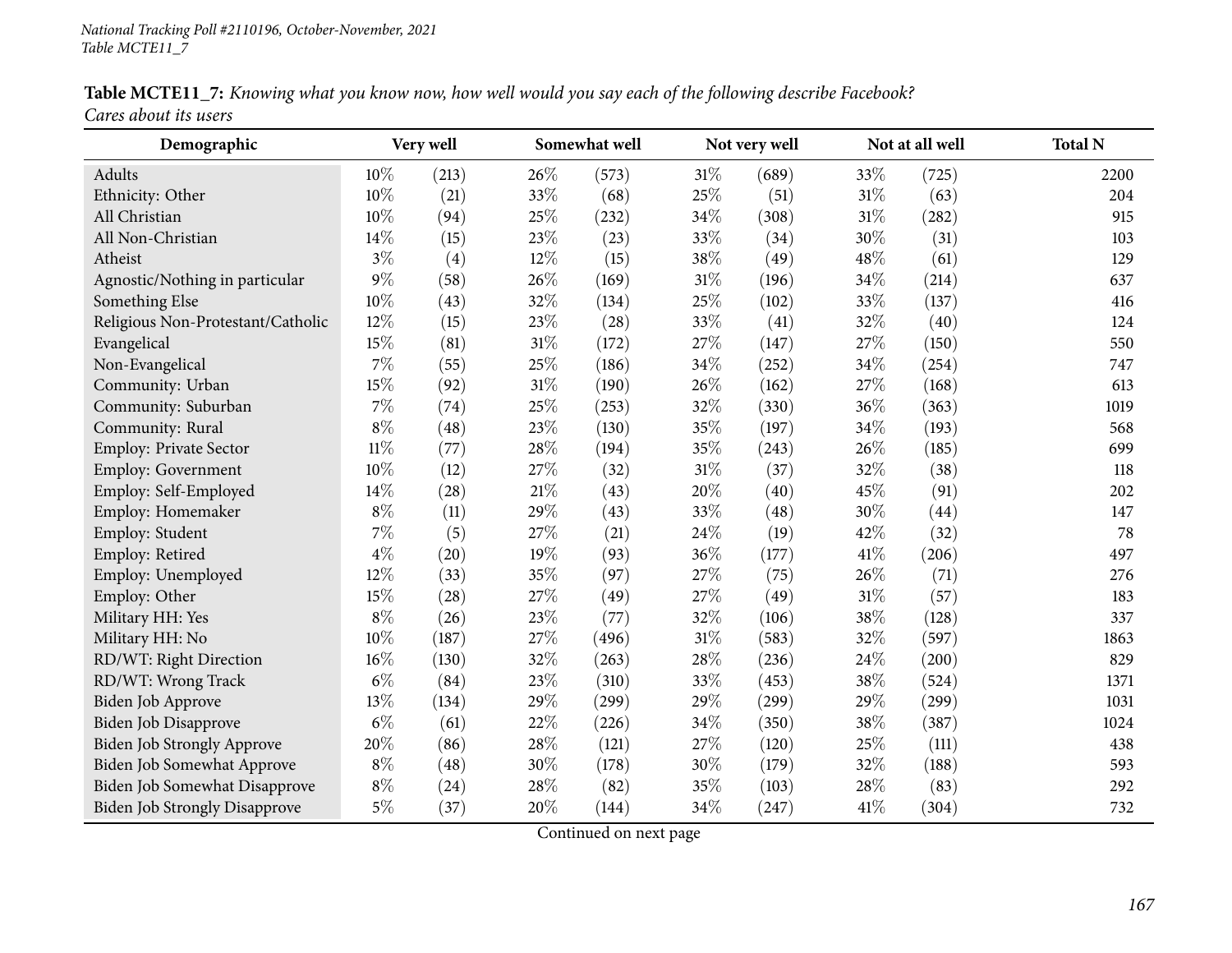**Table MCTE11_7:** *Knowing what you know now, how well would you say each of the following describe Facebook? Cares about its users*

| Demographic | Very well | | Somewhat well | | Not very well | | Not at all well | | Total N |
|---|---|---|---|---|---|---|---|---|---|
| Adults | 10% | (213) | 26% | (573) | 31% | (689) | 33% | (725) | 2200 |
| Ethnicity: Other | 10% | (21) | 33% | (68) | 25% | (51) | 31% | (63) | 204 |
| All Christian | 10% | (94) | 25% | (232) | 34% | (308) | 31% | (282) | 915 |
| All Non-Christian | 14% | (15) | 23% | (23) | 33% | (34) | 30% | (31) | 103 |
| Atheist | 3% | (4) | 12% | (15) | 38% | (49) | 48% | (61) | 129 |
| Agnostic/Nothing in particular | 9% | (58) | 26% | (169) | 31% | (196) | 34% | (214) | 637 |
| Something Else | 10% | (43) | 32% | (134) | 25% | (102) | 33% | (137) | 416 |
| Religious Non-Protestant/Catholic | 12% | (15) | 23% | (28) | 33% | (41) | 32% | (40) | 124 |
| Evangelical | 15% | (81) | 31% | (172) | 27% | (147) | 27% | (150) | 550 |
| Non-Evangelical | 7% | (55) | 25% | (186) | 34% | (252) | 34% | (254) | 747 |
| Community: Urban | 15% | (92) | 31% | (190) | 26% | (162) | 27% | (168) | 613 |
| Community: Suburban | 7% | (74) | 25% | (253) | 32% | (330) | 36% | (363) | 1019 |
| Community: Rural | 8% | (48) | 23% | (130) | 35% | (197) | 34% | (193) | 568 |
| Employ: Private Sector | 11% | (77) | 28% | (194) | 35% | (243) | 26% | (185) | 699 |
| Employ: Government | 10% | (12) | 27% | (32) | 31% | (37) | 32% | (38) | 118 |
| Employ: Self-Employed | 14% | (28) | 21% | (43) | 20% | (40) | 45% | (91) | 202 |
| Employ: Homemaker | 8% | (11) | 29% | (43) | 33% | (48) | 30% | (44) | 147 |
| Employ: Student | 7% | (5) | 27% | (21) | 24% | (19) | 42% | (32) | 78 |
| Employ: Retired | 4% | (20) | 19% | (93) | 36% | (177) | 41% | (206) | 497 |
| Employ: Unemployed | 12% | (33) | 35% | (97) | 27% | (75) | 26% | (71) | 276 |
| Employ: Other | 15% | (28) | 27% | (49) | 27% | (49) | 31% | (57) | 183 |
| Military HH: Yes | 8% | (26) | 23% | (77) | 32% | (106) | 38% | (128) | 337 |
| Military HH: No | 10% | (187) | 27% | (496) | 31% | (583) | 32% | (597) | 1863 |
| RD/WT: Right Direction | 16% | (130) | 32% | (263) | 28% | (236) | 24% | (200) | 829 |
| RD/WT: Wrong Track | 6% | (84) | 23% | (310) | 33% | (453) | 38% | (524) | 1371 |
| Biden Job Approve | 13% | (134) | 29% | (299) | 29% | (299) | 29% | (299) | 1031 |
| Biden Job Disapprove | 6% | (61) | 22% | (226) | 34% | (350) | 38% | (387) | 1024 |
| Biden Job Strongly Approve | 20% | (86) | 28% | (121) | 27% | (120) | 25% | (111) | 438 |
| Biden Job Somewhat Approve | 8% | (48) | 30% | (178) | 30% | (179) | 32% | (188) | 593 |
| Biden Job Somewhat Disapprove | 8% | (24) | 28% | (82) | 35% | (103) | 28% | (83) | 292 |
| Biden Job Strongly Disapprove | 5% | (37) | 20% | (144) | 34% | (247) | 41% | (304) | 732 |

Continued on next page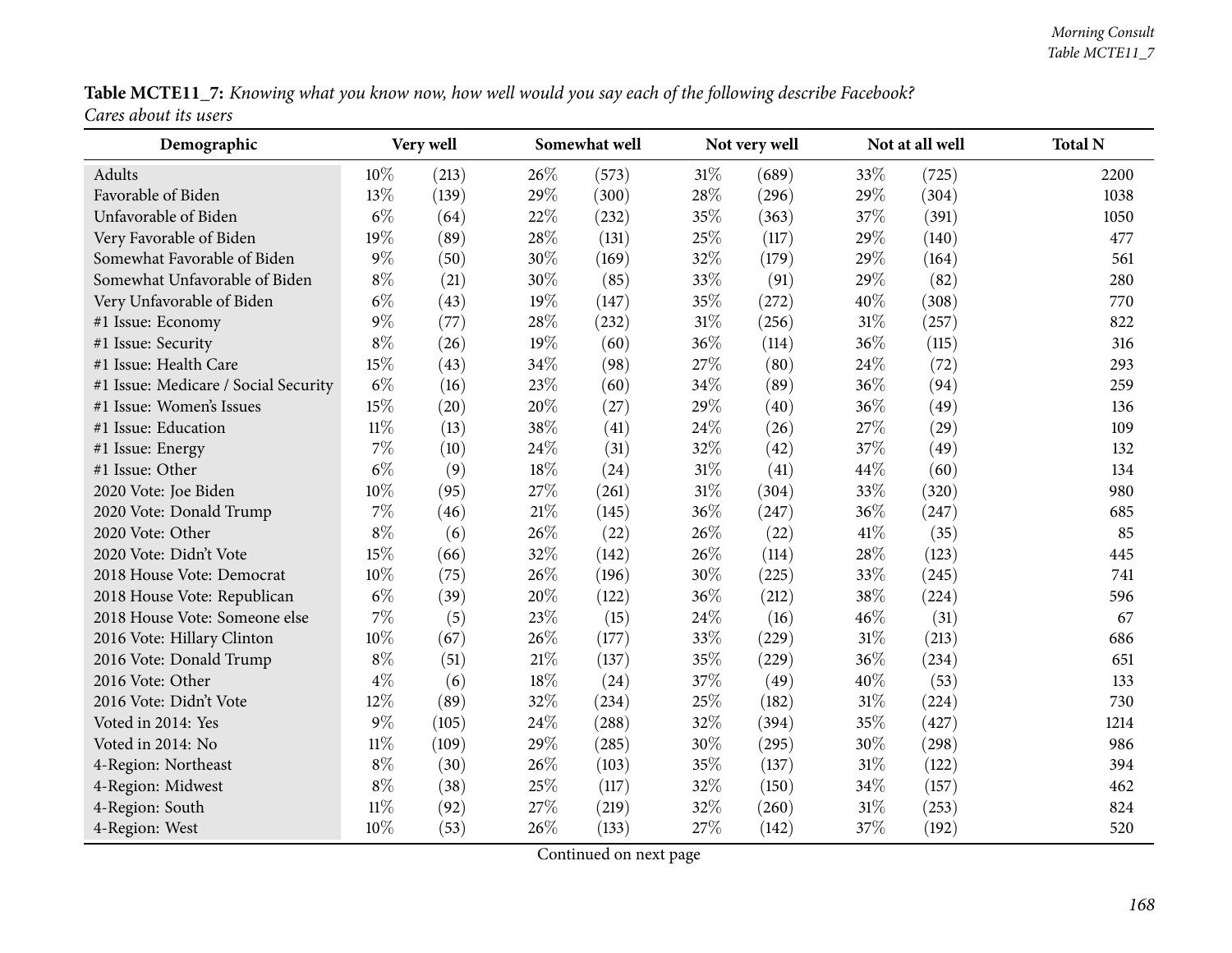**Table MCTE11_7:** *Knowing what you know now, how well would you say each of the following describe Facebook?*
*Cares about its users*

| Demographic | Very well | | Somewhat well | | Not very well | | Not at all well | | Total N |
|---|---|---|---|---|---|---|---|---|---|
| Adults | 10% | (213) | 26% | (573) | 31% | (689) | 33% | (725) | 2200 |
| Favorable of Biden | 13% | (139) | 29% | (300) | 28% | (296) | 29% | (304) | 1038 |
| Unfavorable of Biden | 6% | (64) | 22% | (232) | 35% | (363) | 37% | (391) | 1050 |
| Very Favorable of Biden | 19% | (89) | 28% | (131) | 25% | (117) | 29% | (140) | 477 |
| Somewhat Favorable of Biden | 9% | (50) | 30% | (169) | 32% | (179) | 29% | (164) | 561 |
| Somewhat Unfavorable of Biden | 8% | (21) | 30% | (85) | 33% | (91) | 29% | (82) | 280 |
| Very Unfavorable of Biden | 6% | (43) | 19% | (147) | 35% | (272) | 40% | (308) | 770 |
| #1 Issue: Economy | 9% | (77) | 28% | (232) | 31% | (256) | 31% | (257) | 822 |
| #1 Issue: Security | 8% | (26) | 19% | (60) | 36% | (114) | 36% | (115) | 316 |
| #1 Issue: Health Care | 15% | (43) | 34% | (98) | 27% | (80) | 24% | (72) | 293 |
| #1 Issue: Medicare / Social Security | 6% | (16) | 23% | (60) | 34% | (89) | 36% | (94) | 259 |
| #1 Issue: Women's Issues | 15% | (20) | 20% | (27) | 29% | (40) | 36% | (49) | 136 |
| #1 Issue: Education | 11% | (13) | 38% | (41) | 24% | (26) | 27% | (29) | 109 |
| #1 Issue: Energy | 7% | (10) | 24% | (31) | 32% | (42) | 37% | (49) | 132 |
| #1 Issue: Other | 6% | (9) | 18% | (24) | 31% | (41) | 44% | (60) | 134 |
| 2020 Vote: Joe Biden | 10% | (95) | 27% | (261) | 31% | (304) | 33% | (320) | 980 |
| 2020 Vote: Donald Trump | 7% | (46) | 21% | (145) | 36% | (247) | 36% | (247) | 685 |
| 2020 Vote: Other | 8% | (6) | 26% | (22) | 26% | (22) | 41% | (35) | 85 |
| 2020 Vote: Didn't Vote | 15% | (66) | 32% | (142) | 26% | (114) | 28% | (123) | 445 |
| 2018 House Vote: Democrat | 10% | (75) | 26% | (196) | 30% | (225) | 33% | (245) | 741 |
| 2018 House Vote: Republican | 6% | (39) | 20% | (122) | 36% | (212) | 38% | (224) | 596 |
| 2018 House Vote: Someone else | 7% | (5) | 23% | (15) | 24% | (16) | 46% | (31) | 67 |
| 2016 Vote: Hillary Clinton | 10% | (67) | 26% | (177) | 33% | (229) | 31% | (213) | 686 |
| 2016 Vote: Donald Trump | 8% | (51) | 21% | (137) | 35% | (229) | 36% | (234) | 651 |
| 2016 Vote: Other | 4% | (6) | 18% | (24) | 37% | (49) | 40% | (53) | 133 |
| 2016 Vote: Didn't Vote | 12% | (89) | 32% | (234) | 25% | (182) | 31% | (224) | 730 |
| Voted in 2014: Yes | 9% | (105) | 24% | (288) | 32% | (394) | 35% | (427) | 1214 |
| Voted in 2014: No | 11% | (109) | 29% | (285) | 30% | (295) | 30% | (298) | 986 |
| 4-Region: Northeast | 8% | (30) | 26% | (103) | 35% | (137) | 31% | (122) | 394 |
| 4-Region: Midwest | 8% | (38) | 25% | (117) | 32% | (150) | 34% | (157) | 462 |
| 4-Region: South | 11% | (92) | 27% | (219) | 32% | (260) | 31% | (253) | 824 |
| 4-Region: West | 10% | (53) | 26% | (133) | 27% | (142) | 37% | (192) | 520 |

Continued on next page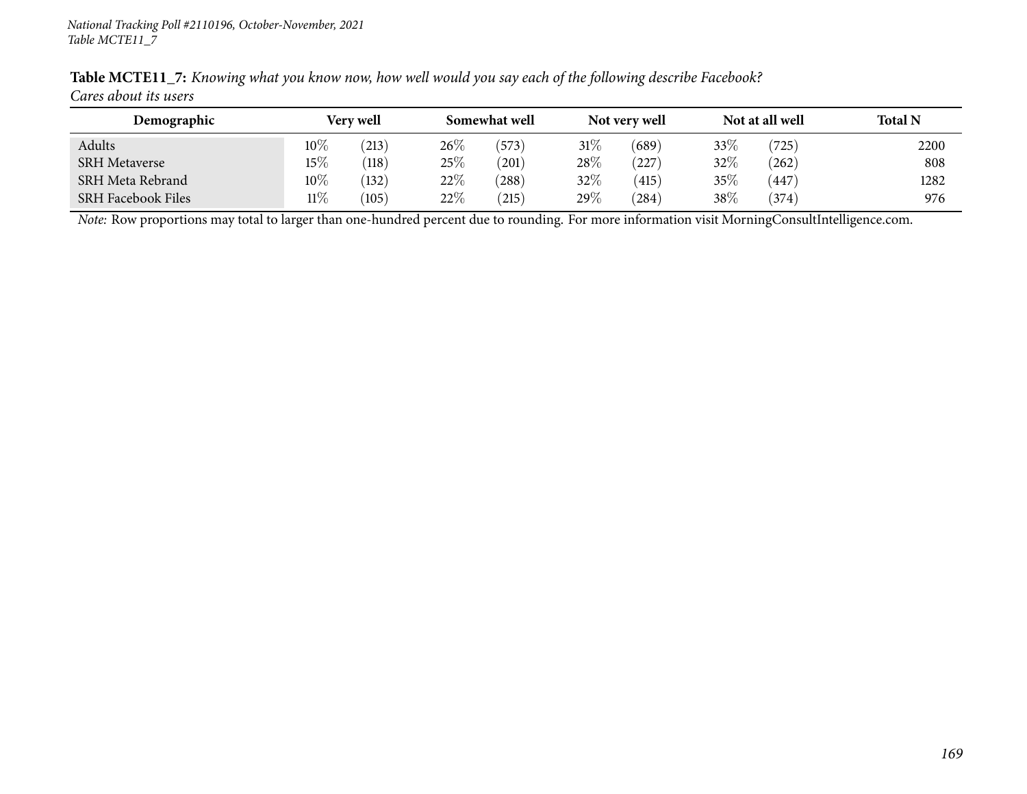**Table MCTE11_7:** *Knowing what you know now, how well would you say each of the following describe Facebook?*
*Cares about its users*

| Demographic | Very well | | Somewhat well | | Not very well | | Not at all well | | Total N |
|---|---|---|---|---|---|---|---|---|---|
| Adults | 10% | (213) | 26% | (573) | 31% | (689) | 33% | (725) | 2200 |
| SRH Metaverse | 15% | (118) | 25% | (201) | 28% | (227) | 32% | (262) | 808 |
| SRH Meta Rebrand | 10% | (132) | 22% | (288) | 32% | (415) | 35% | (447) | 1282 |
| SRH Facebook Files | 11% | (105) | 22% | (215) | 29% | (284) | 38% | (374) | 976 |

*Note:* Row proportions may total to larger than one-hundred percent due to rounding. For more information visit MorningConsultIntelligence.com.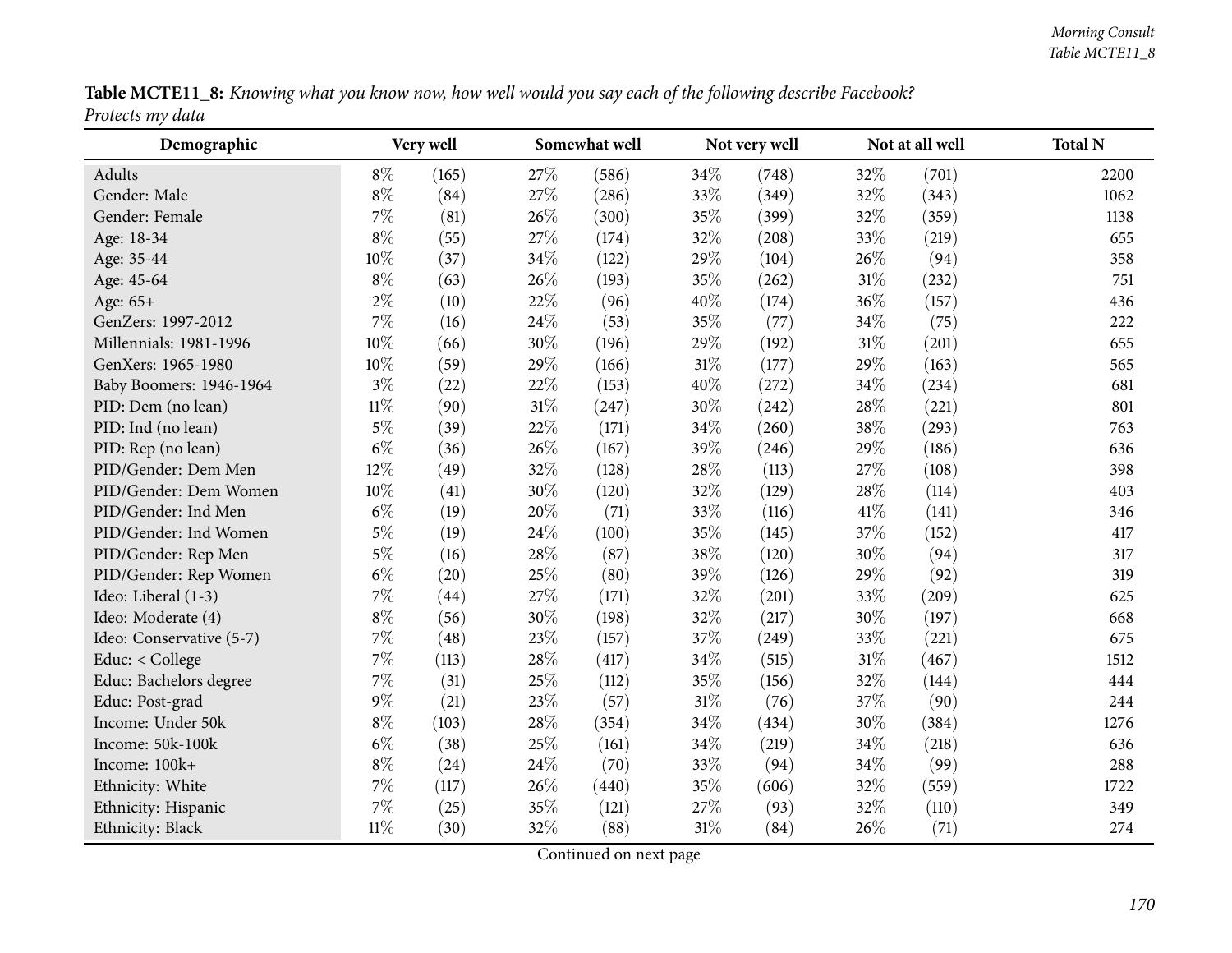**Table MCTE11_8:** *Knowing what you know now, how well would you say each of the following describe Facebook? Protects my data*

| Demographic | Very well | | Somewhat well | | Not very well | | Not at all well | | Total N |
|---|---|---|---|---|---|---|---|---|---|
| Adults | 8% | (165) | 27% | (586) | 34% | (748) | 32% | (701) | 2200 |
| Gender: Male | 8% | (84) | 27% | (286) | 33% | (349) | 32% | (343) | 1062 |
| Gender: Female | 7% | (81) | 26% | (300) | 35% | (399) | 32% | (359) | 1138 |
| Age: 18-34 | 8% | (55) | 27% | (174) | 32% | (208) | 33% | (219) | 655 |
| Age: 35-44 | 10% | (37) | 34% | (122) | 29% | (104) | 26% | (94) | 358 |
| Age: 45-64 | 8% | (63) | 26% | (193) | 35% | (262) | 31% | (232) | 751 |
| Age: 65+ | 2% | (10) | 22% | (96) | 40% | (174) | 36% | (157) | 436 |
| GenZers: 1997-2012 | 7% | (16) | 24% | (53) | 35% | (77) | 34% | (75) | 222 |
| Millennials: 1981-1996 | 10% | (66) | 30% | (196) | 29% | (192) | 31% | (201) | 655 |
| GenXers: 1965-1980 | 10% | (59) | 29% | (166) | 31% | (177) | 29% | (163) | 565 |
| Baby Boomers: 1946-1964 | 3% | (22) | 22% | (153) | 40% | (272) | 34% | (234) | 681 |
| PID: Dem (no lean) | 11% | (90) | 31% | (247) | 30% | (242) | 28% | (221) | 801 |
| PID: Ind (no lean) | 5% | (39) | 22% | (171) | 34% | (260) | 38% | (293) | 763 |
| PID: Rep (no lean) | 6% | (36) | 26% | (167) | 39% | (246) | 29% | (186) | 636 |
| PID/Gender: Dem Men | 12% | (49) | 32% | (128) | 28% | (113) | 27% | (108) | 398 |
| PID/Gender: Dem Women | 10% | (41) | 30% | (120) | 32% | (129) | 28% | (114) | 403 |
| PID/Gender: Ind Men | 6% | (19) | 20% | (71) | 33% | (116) | 41% | (141) | 346 |
| PID/Gender: Ind Women | 5% | (19) | 24% | (100) | 35% | (145) | 37% | (152) | 417 |
| PID/Gender: Rep Men | 5% | (16) | 28% | (87) | 38% | (120) | 30% | (94) | 317 |
| PID/Gender: Rep Women | 6% | (20) | 25% | (80) | 39% | (126) | 29% | (92) | 319 |
| Ideo: Liberal (1-3) | 7% | (44) | 27% | (171) | 32% | (201) | 33% | (209) | 625 |
| Ideo: Moderate (4) | 8% | (56) | 30% | (198) | 32% | (217) | 30% | (197) | 668 |
| Ideo: Conservative (5-7) | 7% | (48) | 23% | (157) | 37% | (249) | 33% | (221) | 675 |
| Educ: < College | 7% | (113) | 28% | (417) | 34% | (515) | 31% | (467) | 1512 |
| Educ: Bachelors degree | 7% | (31) | 25% | (112) | 35% | (156) | 32% | (144) | 444 |
| Educ: Post-grad | 9% | (21) | 23% | (57) | 31% | (76) | 37% | (90) | 244 |
| Income: Under 50k | 8% | (103) | 28% | (354) | 34% | (434) | 30% | (384) | 1276 |
| Income: 50k-100k | 6% | (38) | 25% | (161) | 34% | (219) | 34% | (218) | 636 |
| Income: 100k+ | 8% | (24) | 24% | (70) | 33% | (94) | 34% | (99) | 288 |
| Ethnicity: White | 7% | (117) | 26% | (440) | 35% | (606) | 32% | (559) | 1722 |
| Ethnicity: Hispanic | 7% | (25) | 35% | (121) | 27% | (93) | 32% | (110) | 349 |
| Ethnicity: Black | 11% | (30) | 32% | (88) | 31% | (84) | 26% | (71) | 274 |

Continued on next page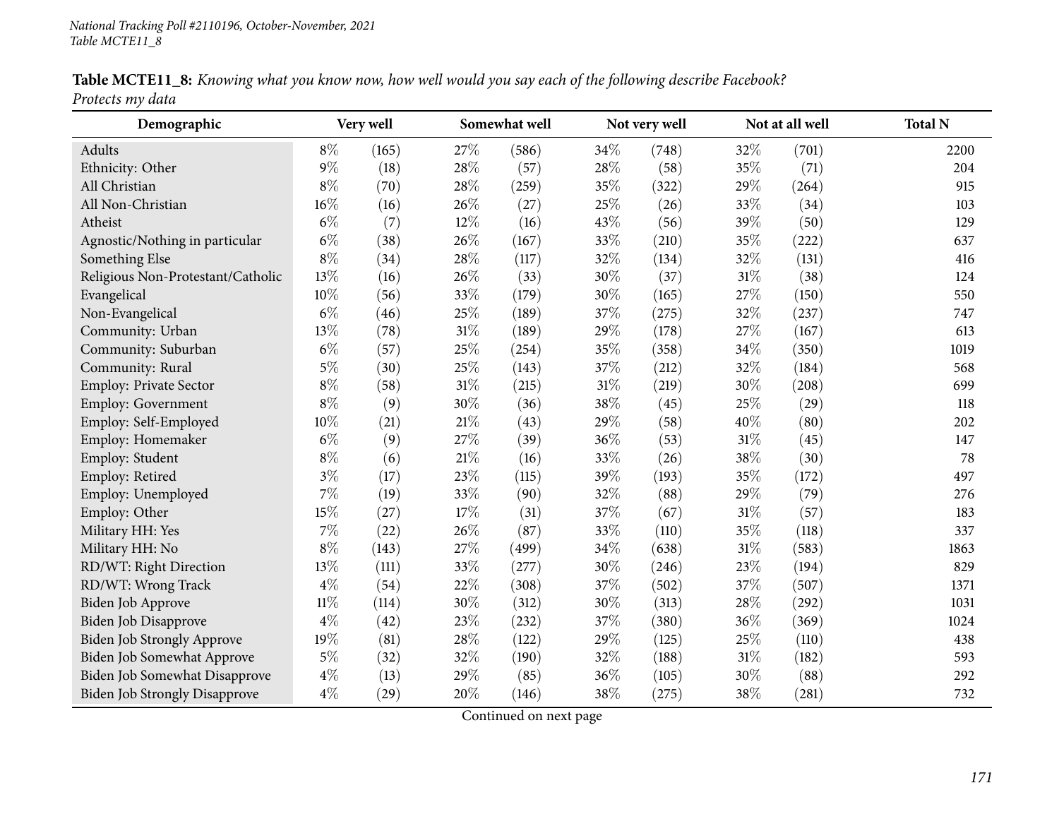**Table MCTE11_8:** *Knowing what you know now, how well would you say each of the following describe Facebook? Protects my data*

| Demographic | Very well | | Somewhat well | | Not very well | | Not at all well | | Total N |
|---|---|---|---|---|---|---|---|---|---|
| Adults | 8% | (165) | 27% | (586) | 34% | (748) | 32% | (701) | 2200 |
| Ethnicity: Other | 9% | (18) | 28% | (57) | 28% | (58) | 35% | (71) | 204 |
| All Christian | 8% | (70) | 28% | (259) | 35% | (322) | 29% | (264) | 915 |
| All Non-Christian | 16% | (16) | 26% | (27) | 25% | (26) | 33% | (34) | 103 |
| Atheist | 6% | (7) | 12% | (16) | 43% | (56) | 39% | (50) | 129 |
| Agnostic/Nothing in particular | 6% | (38) | 26% | (167) | 33% | (210) | 35% | (222) | 637 |
| Something Else | 8% | (34) | 28% | (117) | 32% | (134) | 32% | (131) | 416 |
| Religious Non-Protestant/Catholic | 13% | (16) | 26% | (33) | 30% | (37) | 31% | (38) | 124 |
| Evangelical | 10% | (56) | 33% | (179) | 30% | (165) | 27% | (150) | 550 |
| Non-Evangelical | 6% | (46) | 25% | (189) | 37% | (275) | 32% | (237) | 747 |
| Community: Urban | 13% | (78) | 31% | (189) | 29% | (178) | 27% | (167) | 613 |
| Community: Suburban | 6% | (57) | 25% | (254) | 35% | (358) | 34% | (350) | 1019 |
| Community: Rural | 5% | (30) | 25% | (143) | 37% | (212) | 32% | (184) | 568 |
| Employ: Private Sector | 8% | (58) | 31% | (215) | 31% | (219) | 30% | (208) | 699 |
| Employ: Government | 8% | (9) | 30% | (36) | 38% | (45) | 25% | (29) | 118 |
| Employ: Self-Employed | 10% | (21) | 21% | (43) | 29% | (58) | 40% | (80) | 202 |
| Employ: Homemaker | 6% | (9) | 27% | (39) | 36% | (53) | 31% | (45) | 147 |
| Employ: Student | 8% | (6) | 21% | (16) | 33% | (26) | 38% | (30) | 78 |
| Employ: Retired | 3% | (17) | 23% | (115) | 39% | (193) | 35% | (172) | 497 |
| Employ: Unemployed | 7% | (19) | 33% | (90) | 32% | (88) | 29% | (79) | 276 |
| Employ: Other | 15% | (27) | 17% | (31) | 37% | (67) | 31% | (57) | 183 |
| Military HH: Yes | 7% | (22) | 26% | (87) | 33% | (110) | 35% | (118) | 337 |
| Military HH: No | 8% | (143) | 27% | (499) | 34% | (638) | 31% | (583) | 1863 |
| RD/WT: Right Direction | 13% | (111) | 33% | (277) | 30% | (246) | 23% | (194) | 829 |
| RD/WT: Wrong Track | 4% | (54) | 22% | (308) | 37% | (502) | 37% | (507) | 1371 |
| Biden Job Approve | 11% | (114) | 30% | (312) | 30% | (313) | 28% | (292) | 1031 |
| Biden Job Disapprove | 4% | (42) | 23% | (232) | 37% | (380) | 36% | (369) | 1024 |
| Biden Job Strongly Approve | 19% | (81) | 28% | (122) | 29% | (125) | 25% | (110) | 438 |
| Biden Job Somewhat Approve | 5% | (32) | 32% | (190) | 32% | (188) | 31% | (182) | 593 |
| Biden Job Somewhat Disapprove | 4% | (13) | 29% | (85) | 36% | (105) | 30% | (88) | 292 |
| Biden Job Strongly Disapprove | 4% | (29) | 20% | (146) | 38% | (275) | 38% | (281) | 732 |

Continued on next page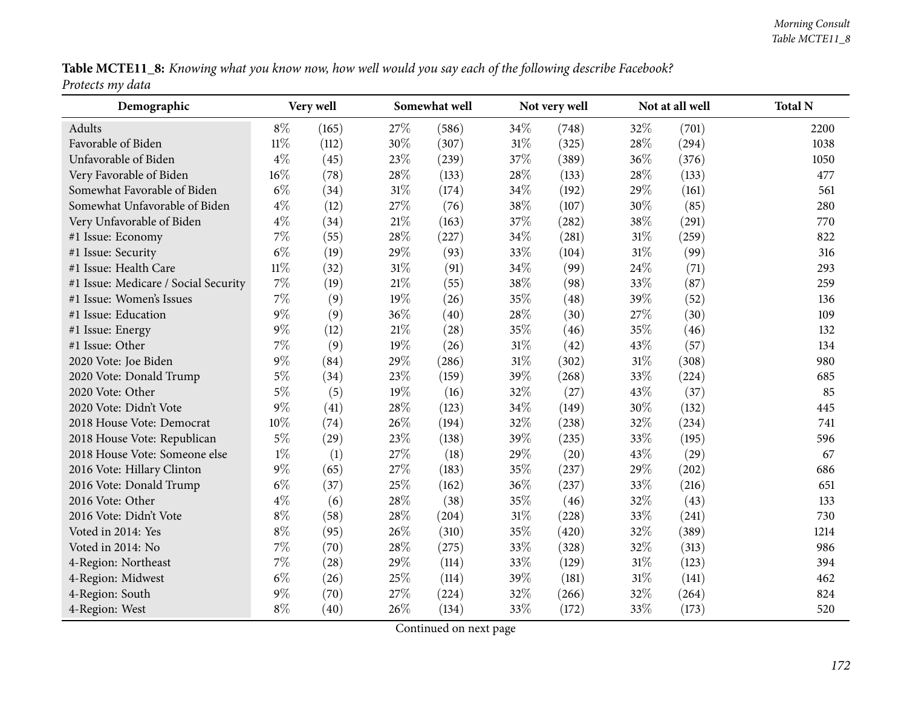**Table MCTE11_8:** *Knowing what you know now, how well would you say each of the following describe Facebook? Protects my data*

| Demographic | Very well | | Somewhat well | | Not very well | | Not at all well | | Total N |
|---|---|---|---|---|---|---|---|---|---|
| Adults | 8% | (165) | 27% | (586) | 34% | (748) | 32% | (701) | 2200 |
| Favorable of Biden | 11% | (112) | 30% | (307) | 31% | (325) | 28% | (294) | 1038 |
| Unfavorable of Biden | 4% | (45) | 23% | (239) | 37% | (389) | 36% | (376) | 1050 |
| Very Favorable of Biden | 16% | (78) | 28% | (133) | 28% | (133) | 28% | (133) | 477 |
| Somewhat Favorable of Biden | 6% | (34) | 31% | (174) | 34% | (192) | 29% | (161) | 561 |
| Somewhat Unfavorable of Biden | 4% | (12) | 27% | (76) | 38% | (107) | 30% | (85) | 280 |
| Very Unfavorable of Biden | 4% | (34) | 21% | (163) | 37% | (282) | 38% | (291) | 770 |
| #1 Issue: Economy | 7% | (55) | 28% | (227) | 34% | (281) | 31% | (259) | 822 |
| #1 Issue: Security | 6% | (19) | 29% | (93) | 33% | (104) | 31% | (99) | 316 |
| #1 Issue: Health Care | 11% | (32) | 31% | (91) | 34% | (99) | 24% | (71) | 293 |
| #1 Issue: Medicare / Social Security | 7% | (19) | 21% | (55) | 38% | (98) | 33% | (87) | 259 |
| #1 Issue: Women's Issues | 7% | (9) | 19% | (26) | 35% | (48) | 39% | (52) | 136 |
| #1 Issue: Education | 9% | (9) | 36% | (40) | 28% | (30) | 27% | (30) | 109 |
| #1 Issue: Energy | 9% | (12) | 21% | (28) | 35% | (46) | 35% | (46) | 132 |
| #1 Issue: Other | 7% | (9) | 19% | (26) | 31% | (42) | 43% | (57) | 134 |
| 2020 Vote: Joe Biden | 9% | (84) | 29% | (286) | 31% | (302) | 31% | (308) | 980 |
| 2020 Vote: Donald Trump | 5% | (34) | 23% | (159) | 39% | (268) | 33% | (224) | 685 |
| 2020 Vote: Other | 5% | (5) | 19% | (16) | 32% | (27) | 43% | (37) | 85 |
| 2020 Vote: Didn't Vote | 9% | (41) | 28% | (123) | 34% | (149) | 30% | (132) | 445 |
| 2018 House Vote: Democrat | 10% | (74) | 26% | (194) | 32% | (238) | 32% | (234) | 741 |
| 2018 House Vote: Republican | 5% | (29) | 23% | (138) | 39% | (235) | 33% | (195) | 596 |
| 2018 House Vote: Someone else | 1% | (1) | 27% | (18) | 29% | (20) | 43% | (29) | 67 |
| 2016 Vote: Hillary Clinton | 9% | (65) | 27% | (183) | 35% | (237) | 29% | (202) | 686 |
| 2016 Vote: Donald Trump | 6% | (37) | 25% | (162) | 36% | (237) | 33% | (216) | 651 |
| 2016 Vote: Other | 4% | (6) | 28% | (38) | 35% | (46) | 32% | (43) | 133 |
| 2016 Vote: Didn't Vote | 8% | (58) | 28% | (204) | 31% | (228) | 33% | (241) | 730 |
| Voted in 2014: Yes | 8% | (95) | 26% | (310) | 35% | (420) | 32% | (389) | 1214 |
| Voted in 2014: No | 7% | (70) | 28% | (275) | 33% | (328) | 32% | (313) | 986 |
| 4-Region: Northeast | 7% | (28) | 29% | (114) | 33% | (129) | 31% | (123) | 394 |
| 4-Region: Midwest | 6% | (26) | 25% | (114) | 39% | (181) | 31% | (141) | 462 |
| 4-Region: South | 9% | (70) | 27% | (224) | 32% | (266) | 32% | (264) | 824 |
| 4-Region: West | 8% | (40) | 26% | (134) | 33% | (172) | 33% | (173) | 520 |

Continued on next page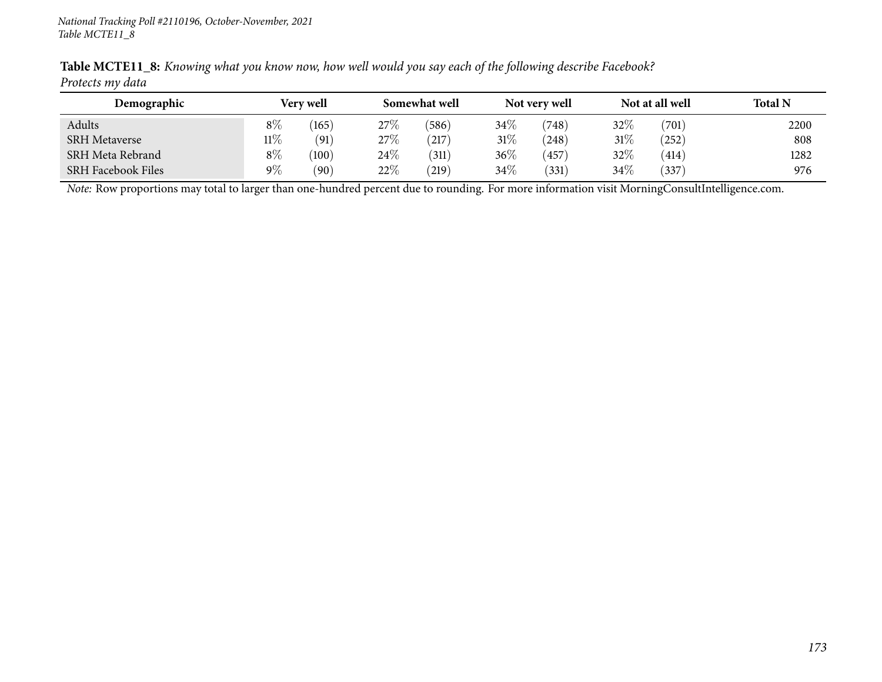**Table MCTE11_8:** *Knowing what you know now, how well would you say each of the following describe Facebook?*
*Protects my data*

| Demographic | Very well | | Somewhat well | | Not very well | | Not at all well | | Total N |
|---|---|---|---|---|---|---|---|---|---|
| Adults | 8% | (165) | 27% | (586) | 34% | (748) | 32% | (701) | 2200 |
| SRH Metaverse | 11% | (91) | 27% | (217) | 31% | (248) | 31% | (252) | 808 |
| SRH Meta Rebrand | 8% | (100) | 24% | (311) | 36% | (457) | 32% | (414) | 1282 |
| SRH Facebook Files | 9% | (90) | 22% | (219) | 34% | (331) | 34% | (337) | 976 |

*Note:* Row proportions may total to larger than one-hundred percent due to rounding. For more information visit MorningConsultIntelligence.com.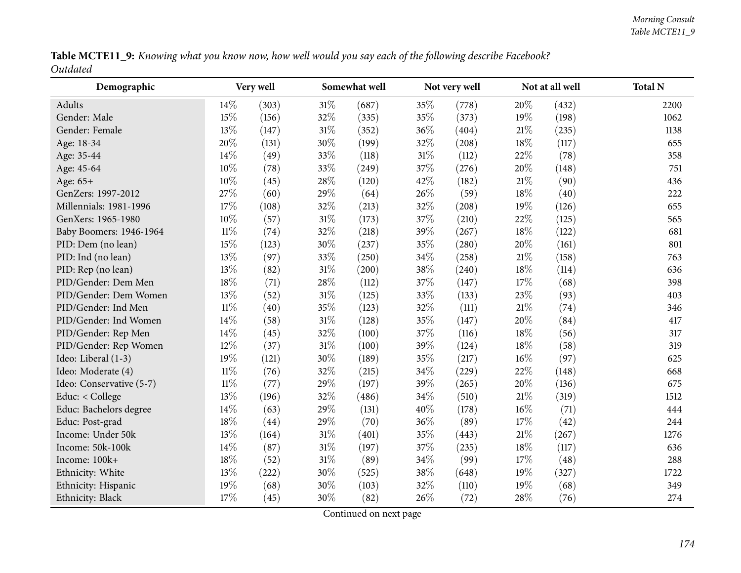**Table MCTE11_9:** *Knowing what you know now, how well would you say each of the following describe Facebook? Outdated*

| Demographic | Very well | | Somewhat well | | Not very well | | Not at all well | | Total N |
|---|---|---|---|---|---|---|---|---|---|
| Adults | 14% | (303) | 31% | (687) | 35% | (778) | 20% | (432) | 2200 |
| Gender: Male | 15% | (156) | 32% | (335) | 35% | (373) | 19% | (198) | 1062 |
| Gender: Female | 13% | (147) | 31% | (352) | 36% | (404) | 21% | (235) | 1138 |
| Age: 18-34 | 20% | (131) | 30% | (199) | 32% | (208) | 18% | (117) | 655 |
| Age: 35-44 | 14% | (49) | 33% | (118) | 31% | (112) | 22% | (78) | 358 |
| Age: 45-64 | 10% | (78) | 33% | (249) | 37% | (276) | 20% | (148) | 751 |
| Age: 65+ | 10% | (45) | 28% | (120) | 42% | (182) | 21% | (90) | 436 |
| GenZers: 1997-2012 | 27% | (60) | 29% | (64) | 26% | (59) | 18% | (40) | 222 |
| Millennials: 1981-1996 | 17% | (108) | 32% | (213) | 32% | (208) | 19% | (126) | 655 |
| GenXers: 1965-1980 | 10% | (57) | 31% | (173) | 37% | (210) | 22% | (125) | 565 |
| Baby Boomers: 1946-1964 | 11% | (74) | 32% | (218) | 39% | (267) | 18% | (122) | 681 |
| PID: Dem (no lean) | 15% | (123) | 30% | (237) | 35% | (280) | 20% | (161) | 801 |
| PID: Ind (no lean) | 13% | (97) | 33% | (250) | 34% | (258) | 21% | (158) | 763 |
| PID: Rep (no lean) | 13% | (82) | 31% | (200) | 38% | (240) | 18% | (114) | 636 |
| PID/Gender: Dem Men | 18% | (71) | 28% | (112) | 37% | (147) | 17% | (68) | 398 |
| PID/Gender: Dem Women | 13% | (52) | 31% | (125) | 33% | (133) | 23% | (93) | 403 |
| PID/Gender: Ind Men | 11% | (40) | 35% | (123) | 32% | (111) | 21% | (74) | 346 |
| PID/Gender: Ind Women | 14% | (58) | 31% | (128) | 35% | (147) | 20% | (84) | 417 |
| PID/Gender: Rep Men | 14% | (45) | 32% | (100) | 37% | (116) | 18% | (56) | 317 |
| PID/Gender: Rep Women | 12% | (37) | 31% | (100) | 39% | (124) | 18% | (58) | 319 |
| Ideo: Liberal (1-3) | 19% | (121) | 30% | (189) | 35% | (217) | 16% | (97) | 625 |
| Ideo: Moderate (4) | 11% | (76) | 32% | (215) | 34% | (229) | 22% | (148) | 668 |
| Ideo: Conservative (5-7) | 11% | (77) | 29% | (197) | 39% | (265) | 20% | (136) | 675 |
| Educ: < College | 13% | (196) | 32% | (486) | 34% | (510) | 21% | (319) | 1512 |
| Educ: Bachelors degree | 14% | (63) | 29% | (131) | 40% | (178) | 16% | (71) | 444 |
| Educ: Post-grad | 18% | (44) | 29% | (70) | 36% | (89) | 17% | (42) | 244 |
| Income: Under 50k | 13% | (164) | 31% | (401) | 35% | (443) | 21% | (267) | 1276 |
| Income: 50k-100k | 14% | (87) | 31% | (197) | 37% | (235) | 18% | (117) | 636 |
| Income: 100k+ | 18% | (52) | 31% | (89) | 34% | (99) | 17% | (48) | 288 |
| Ethnicity: White | 13% | (222) | 30% | (525) | 38% | (648) | 19% | (327) | 1722 |
| Ethnicity: Hispanic | 19% | (68) | 30% | (103) | 32% | (110) | 19% | (68) | 349 |
| Ethnicity: Black | 17% | (45) | 30% | (82) | 26% | (72) | 28% | (76) | 274 |

Continued on next page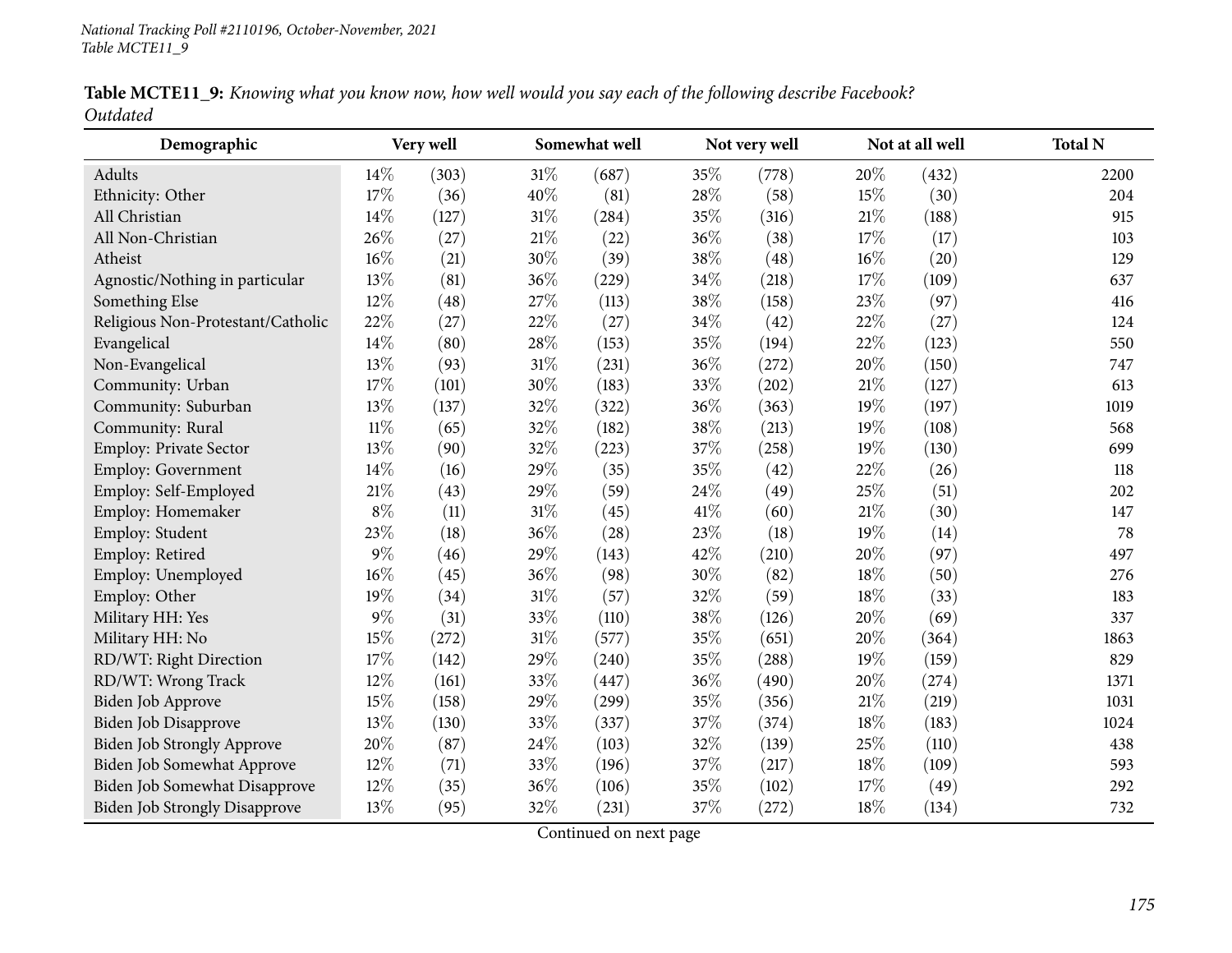**Table MCTE11_9:** *Knowing what you know now, how well would you say each of the following describe Facebook? Outdated*

| Demographic | Very well | | Somewhat well | | Not very well | | Not at all well | | Total N |
|---|---|---|---|---|---|---|---|---|---|
| Adults | 14% | (303) | 31% | (687) | 35% | (778) | 20% | (432) | 2200 |
| Ethnicity: Other | 17% | (36) | 40% | (81) | 28% | (58) | 15% | (30) | 204 |
| All Christian | 14% | (127) | 31% | (284) | 35% | (316) | 21% | (188) | 915 |
| All Non-Christian | 26% | (27) | 21% | (22) | 36% | (38) | 17% | (17) | 103 |
| Atheist | 16% | (21) | 30% | (39) | 38% | (48) | 16% | (20) | 129 |
| Agnostic/Nothing in particular | 13% | (81) | 36% | (229) | 34% | (218) | 17% | (109) | 637 |
| Something Else | 12% | (48) | 27% | (113) | 38% | (158) | 23% | (97) | 416 |
| Religious Non-Protestant/Catholic | 22% | (27) | 22% | (27) | 34% | (42) | 22% | (27) | 124 |
| Evangelical | 14% | (80) | 28% | (153) | 35% | (194) | 22% | (123) | 550 |
| Non-Evangelical | 13% | (93) | 31% | (231) | 36% | (272) | 20% | (150) | 747 |
| Community: Urban | 17% | (101) | 30% | (183) | 33% | (202) | 21% | (127) | 613 |
| Community: Suburban | 13% | (137) | 32% | (322) | 36% | (363) | 19% | (197) | 1019 |
| Community: Rural | 11% | (65) | 32% | (182) | 38% | (213) | 19% | (108) | 568 |
| Employ: Private Sector | 13% | (90) | 32% | (223) | 37% | (258) | 19% | (130) | 699 |
| Employ: Government | 14% | (16) | 29% | (35) | 35% | (42) | 22% | (26) | 118 |
| Employ: Self-Employed | 21% | (43) | 29% | (59) | 24% | (49) | 25% | (51) | 202 |
| Employ: Homemaker | 8% | (11) | 31% | (45) | 41% | (60) | 21% | (30) | 147 |
| Employ: Student | 23% | (18) | 36% | (28) | 23% | (18) | 19% | (14) | 78 |
| Employ: Retired | 9% | (46) | 29% | (143) | 42% | (210) | 20% | (97) | 497 |
| Employ: Unemployed | 16% | (45) | 36% | (98) | 30% | (82) | 18% | (50) | 276 |
| Employ: Other | 19% | (34) | 31% | (57) | 32% | (59) | 18% | (33) | 183 |
| Military HH: Yes | 9% | (31) | 33% | (110) | 38% | (126) | 20% | (69) | 337 |
| Military HH: No | 15% | (272) | 31% | (577) | 35% | (651) | 20% | (364) | 1863 |
| RD/WT: Right Direction | 17% | (142) | 29% | (240) | 35% | (288) | 19% | (159) | 829 |
| RD/WT: Wrong Track | 12% | (161) | 33% | (447) | 36% | (490) | 20% | (274) | 1371 |
| Biden Job Approve | 15% | (158) | 29% | (299) | 35% | (356) | 21% | (219) | 1031 |
| Biden Job Disapprove | 13% | (130) | 33% | (337) | 37% | (374) | 18% | (183) | 1024 |
| Biden Job Strongly Approve | 20% | (87) | 24% | (103) | 32% | (139) | 25% | (110) | 438 |
| Biden Job Somewhat Approve | 12% | (71) | 33% | (196) | 37% | (217) | 18% | (109) | 593 |
| Biden Job Somewhat Disapprove | 12% | (35) | 36% | (106) | 35% | (102) | 17% | (49) | 292 |
| Biden Job Strongly Disapprove | 13% | (95) | 32% | (231) | 37% | (272) | 18% | (134) | 732 |

Continued on next page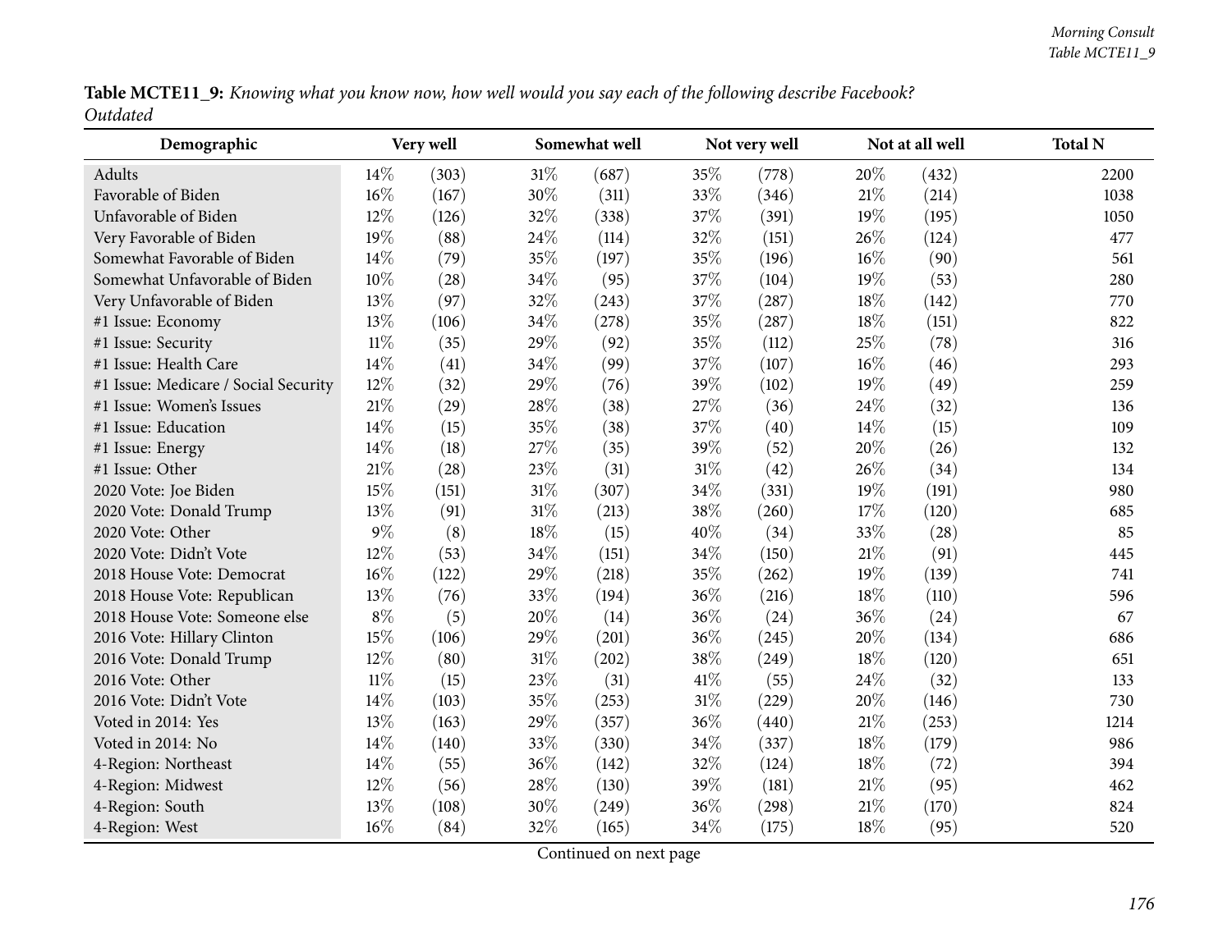**Table MCTE11_9:** *Knowing what you know now, how well would you say each of the following describe Facebook? Outdated*

| Demographic | Very well | | Somewhat well | | Not very well | | Not at all well | | Total N |
|---|---|---|---|---|---|---|---|---|---|
| Adults | 14% | (303) | 31% | (687) | 35% | (778) | 20% | (432) | 2200 |
| Favorable of Biden | 16% | (167) | 30% | (311) | 33% | (346) | 21% | (214) | 1038 |
| Unfavorable of Biden | 12% | (126) | 32% | (338) | 37% | (391) | 19% | (195) | 1050 |
| Very Favorable of Biden | 19% | (88) | 24% | (114) | 32% | (151) | 26% | (124) | 477 |
| Somewhat Favorable of Biden | 14% | (79) | 35% | (197) | 35% | (196) | 16% | (90) | 561 |
| Somewhat Unfavorable of Biden | 10% | (28) | 34% | (95) | 37% | (104) | 19% | (53) | 280 |
| Very Unfavorable of Biden | 13% | (97) | 32% | (243) | 37% | (287) | 18% | (142) | 770 |
| #1 Issue: Economy | 13% | (106) | 34% | (278) | 35% | (287) | 18% | (151) | 822 |
| #1 Issue: Security | 11% | (35) | 29% | (92) | 35% | (112) | 25% | (78) | 316 |
| #1 Issue: Health Care | 14% | (41) | 34% | (99) | 37% | (107) | 16% | (46) | 293 |
| #1 Issue: Medicare / Social Security | 12% | (32) | 29% | (76) | 39% | (102) | 19% | (49) | 259 |
| #1 Issue: Women's Issues | 21% | (29) | 28% | (38) | 27% | (36) | 24% | (32) | 136 |
| #1 Issue: Education | 14% | (15) | 35% | (38) | 37% | (40) | 14% | (15) | 109 |
| #1 Issue: Energy | 14% | (18) | 27% | (35) | 39% | (52) | 20% | (26) | 132 |
| #1 Issue: Other | 21% | (28) | 23% | (31) | 31% | (42) | 26% | (34) | 134 |
| 2020 Vote: Joe Biden | 15% | (151) | 31% | (307) | 34% | (331) | 19% | (191) | 980 |
| 2020 Vote: Donald Trump | 13% | (91) | 31% | (213) | 38% | (260) | 17% | (120) | 685 |
| 2020 Vote: Other | 9% | (8) | 18% | (15) | 40% | (34) | 33% | (28) | 85 |
| 2020 Vote: Didn't Vote | 12% | (53) | 34% | (151) | 34% | (150) | 21% | (91) | 445 |
| 2018 House Vote: Democrat | 16% | (122) | 29% | (218) | 35% | (262) | 19% | (139) | 741 |
| 2018 House Vote: Republican | 13% | (76) | 33% | (194) | 36% | (216) | 18% | (110) | 596 |
| 2018 House Vote: Someone else | 8% | (5) | 20% | (14) | 36% | (24) | 36% | (24) | 67 |
| 2016 Vote: Hillary Clinton | 15% | (106) | 29% | (201) | 36% | (245) | 20% | (134) | 686 |
| 2016 Vote: Donald Trump | 12% | (80) | 31% | (202) | 38% | (249) | 18% | (120) | 651 |
| 2016 Vote: Other | 11% | (15) | 23% | (31) | 41% | (55) | 24% | (32) | 133 |
| 2016 Vote: Didn't Vote | 14% | (103) | 35% | (253) | 31% | (229) | 20% | (146) | 730 |
| Voted in 2014: Yes | 13% | (163) | 29% | (357) | 36% | (440) | 21% | (253) | 1214 |
| Voted in 2014: No | 14% | (140) | 33% | (330) | 34% | (337) | 18% | (179) | 986 |
| 4-Region: Northeast | 14% | (55) | 36% | (142) | 32% | (124) | 18% | (72) | 394 |
| 4-Region: Midwest | 12% | (56) | 28% | (130) | 39% | (181) | 21% | (95) | 462 |
| 4-Region: South | 13% | (108) | 30% | (249) | 36% | (298) | 21% | (170) | 824 |
| 4-Region: West | 16% | (84) | 32% | (165) | 34% | (175) | 18% | (95) | 520 |

Continued on next page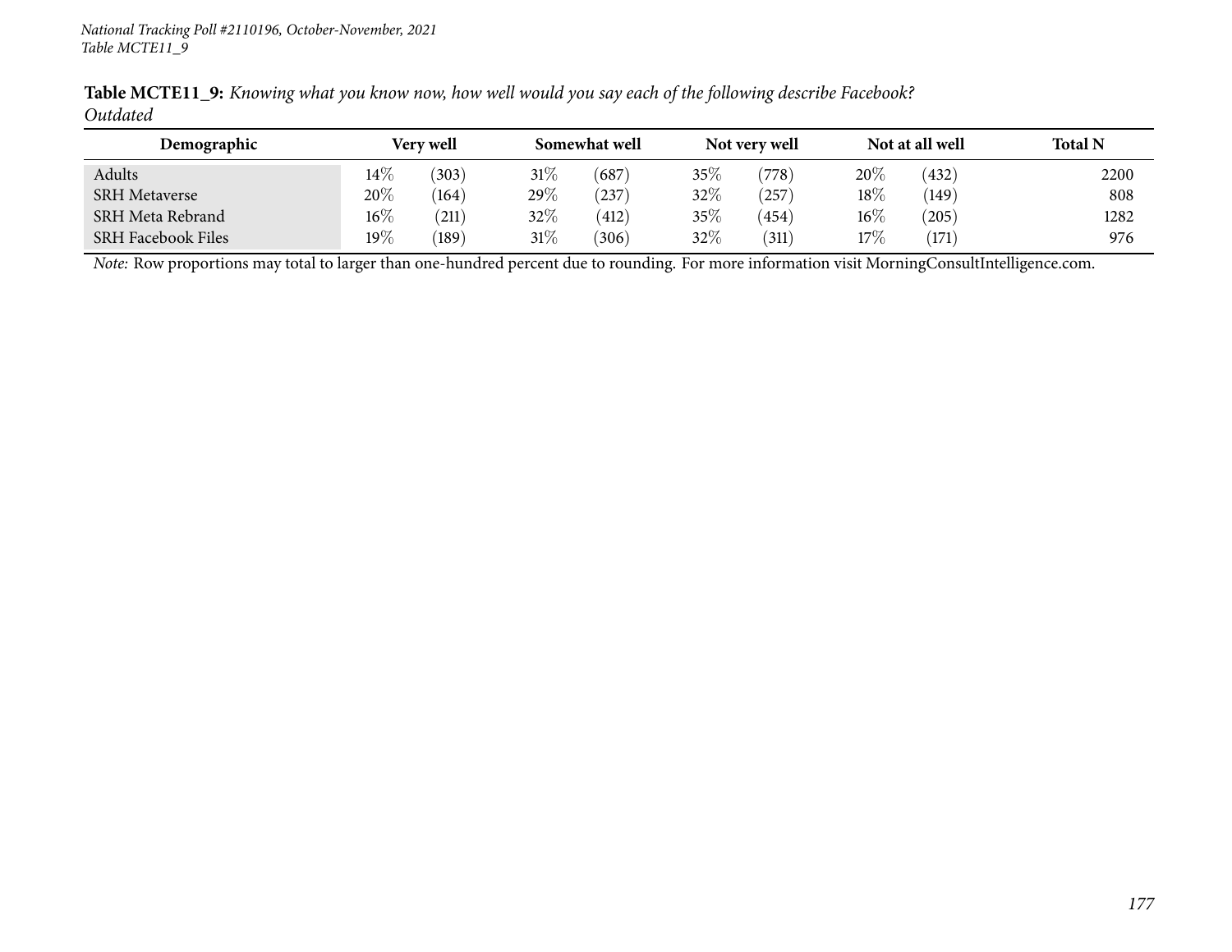**Table MCTE11_9:** *Knowing what you know now, how well would you say each of the following describe Facebook? Outdated*

| Demographic | Very well | | Somewhat well | | Not very well | | Not at all well | | Total N |
|---|---|---|---|---|---|---|---|---|---|
| Adults | 14% | (303) | 31% | (687) | 35% | (778) | 20% | (432) | 2200 |
| SRH Metaverse | 20% | (164) | 29% | (237) | 32% | (257) | 18% | (149) | 808 |
| SRH Meta Rebrand | 16% | (211) | 32% | (412) | 35% | (454) | 16% | (205) | 1282 |
| SRH Facebook Files | 19% | (189) | 31% | (306) | 32% | (311) | 17% | (171) | 976 |

*Note:* Row proportions may total to larger than one-hundred percent due to rounding. For more information visit MorningConsultIntelligence.com.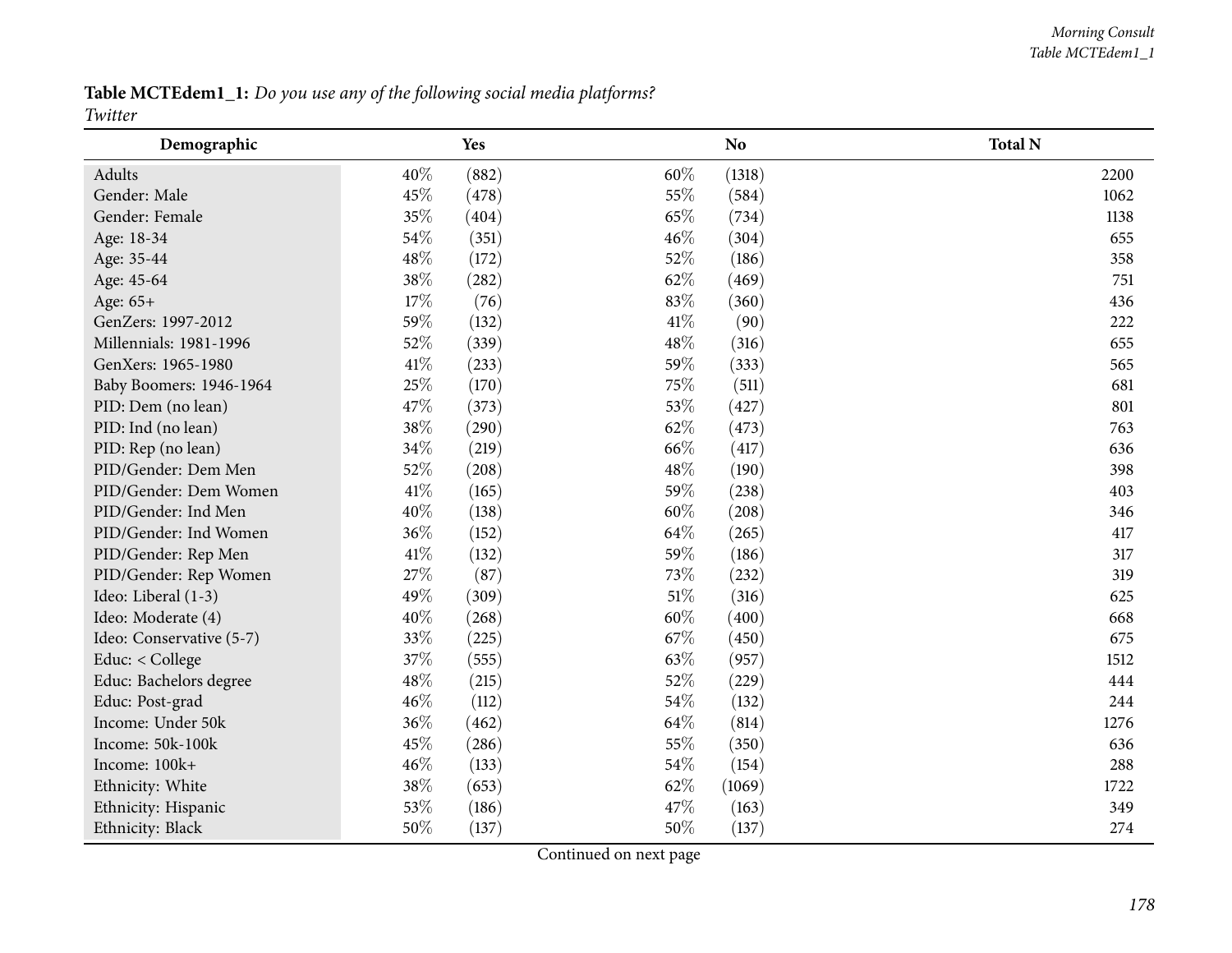**Table MCTEdem1_1:** *Do you use any of the following social media platforms?*
*Twitter*

| Demographic | Yes | | No | | Total N |
|---|---|---|---|---|---|
| Adults | 40% | (882) | 60% | (1318) | 2200 |
| Gender: Male | 45% | (478) | 55% | (584) | 1062 |
| Gender: Female | 35% | (404) | 65% | (734) | 1138 |
| Age: 18-34 | 54% | (351) | 46% | (304) | 655 |
| Age: 35-44 | 48% | (172) | 52% | (186) | 358 |
| Age: 45-64 | 38% | (282) | 62% | (469) | 751 |
| Age: 65+ | 17% | (76) | 83% | (360) | 436 |
| GenZers: 1997-2012 | 59% | (132) | 41% | (90) | 222 |
| Millennials: 1981-1996 | 52% | (339) | 48% | (316) | 655 |
| GenXers: 1965-1980 | 41% | (233) | 59% | (333) | 565 |
| Baby Boomers: 1946-1964 | 25% | (170) | 75% | (511) | 681 |
| PID: Dem (no lean) | 47% | (373) | 53% | (427) | 801 |
| PID: Ind (no lean) | 38% | (290) | 62% | (473) | 763 |
| PID: Rep (no lean) | 34% | (219) | 66% | (417) | 636 |
| PID/Gender: Dem Men | 52% | (208) | 48% | (190) | 398 |
| PID/Gender: Dem Women | 41% | (165) | 59% | (238) | 403 |
| PID/Gender: Ind Men | 40% | (138) | 60% | (208) | 346 |
| PID/Gender: Ind Women | 36% | (152) | 64% | (265) | 417 |
| PID/Gender: Rep Men | 41% | (132) | 59% | (186) | 317 |
| PID/Gender: Rep Women | 27% | (87) | 73% | (232) | 319 |
| Ideo: Liberal (1-3) | 49% | (309) | 51% | (316) | 625 |
| Ideo: Moderate (4) | 40% | (268) | 60% | (400) | 668 |
| Ideo: Conservative (5-7) | 33% | (225) | 67% | (450) | 675 |
| Educ: < College | 37% | (555) | 63% | (957) | 1512 |
| Educ: Bachelors degree | 48% | (215) | 52% | (229) | 444 |
| Educ: Post-grad | 46% | (112) | 54% | (132) | 244 |
| Income: Under 50k | 36% | (462) | 64% | (814) | 1276 |
| Income: 50k-100k | 45% | (286) | 55% | (350) | 636 |
| Income: 100k+ | 46% | (133) | 54% | (154) | 288 |
| Ethnicity: White | 38% | (653) | 62% | (1069) | 1722 |
| Ethnicity: Hispanic | 53% | (186) | 47% | (163) | 349 |
| Ethnicity: Black | 50% | (137) | 50% | (137) | 274 |

Continued on next page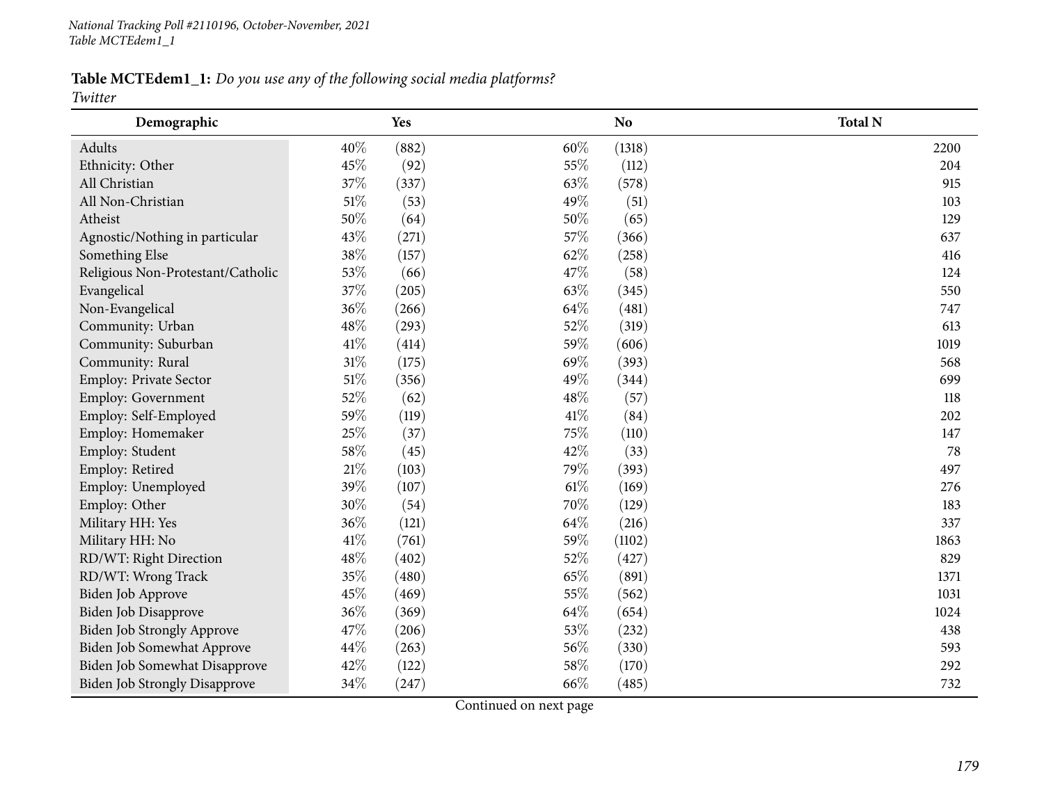**Table MCTEdem1_1:** *Do you use any of the following social media platforms?*
*Twitter*

| Demographic | Yes | | No | | Total N |
|---|---|---|---|---|---|
| Adults | 40% | (882) | 60% | (1318) | 2200 |
| Ethnicity: Other | 45% | (92) | 55% | (112) | 204 |
| All Christian | 37% | (337) | 63% | (578) | 915 |
| All Non-Christian | 51% | (53) | 49% | (51) | 103 |
| Atheist | 50% | (64) | 50% | (65) | 129 |
| Agnostic/Nothing in particular | 43% | (271) | 57% | (366) | 637 |
| Something Else | 38% | (157) | 62% | (258) | 416 |
| Religious Non-Protestant/Catholic | 53% | (66) | 47% | (58) | 124 |
| Evangelical | 37% | (205) | 63% | (345) | 550 |
| Non-Evangelical | 36% | (266) | 64% | (481) | 747 |
| Community: Urban | 48% | (293) | 52% | (319) | 613 |
| Community: Suburban | 41% | (414) | 59% | (606) | 1019 |
| Community: Rural | 31% | (175) | 69% | (393) | 568 |
| Employ: Private Sector | 51% | (356) | 49% | (344) | 699 |
| Employ: Government | 52% | (62) | 48% | (57) | 118 |
| Employ: Self-Employed | 59% | (119) | 41% | (84) | 202 |
| Employ: Homemaker | 25% | (37) | 75% | (110) | 147 |
| Employ: Student | 58% | (45) | 42% | (33) | 78 |
| Employ: Retired | 21% | (103) | 79% | (393) | 497 |
| Employ: Unemployed | 39% | (107) | 61% | (169) | 276 |
| Employ: Other | 30% | (54) | 70% | (129) | 183 |
| Military HH: Yes | 36% | (121) | 64% | (216) | 337 |
| Military HH: No | 41% | (761) | 59% | (1102) | 1863 |
| RD/WT: Right Direction | 48% | (402) | 52% | (427) | 829 |
| RD/WT: Wrong Track | 35% | (480) | 65% | (891) | 1371 |
| Biden Job Approve | 45% | (469) | 55% | (562) | 1031 |
| Biden Job Disapprove | 36% | (369) | 64% | (654) | 1024 |
| Biden Job Strongly Approve | 47% | (206) | 53% | (232) | 438 |
| Biden Job Somewhat Approve | 44% | (263) | 56% | (330) | 593 |
| Biden Job Somewhat Disapprove | 42% | (122) | 58% | (170) | 292 |
| Biden Job Strongly Disapprove | 34% | (247) | 66% | (485) | 732 |

Continued on next page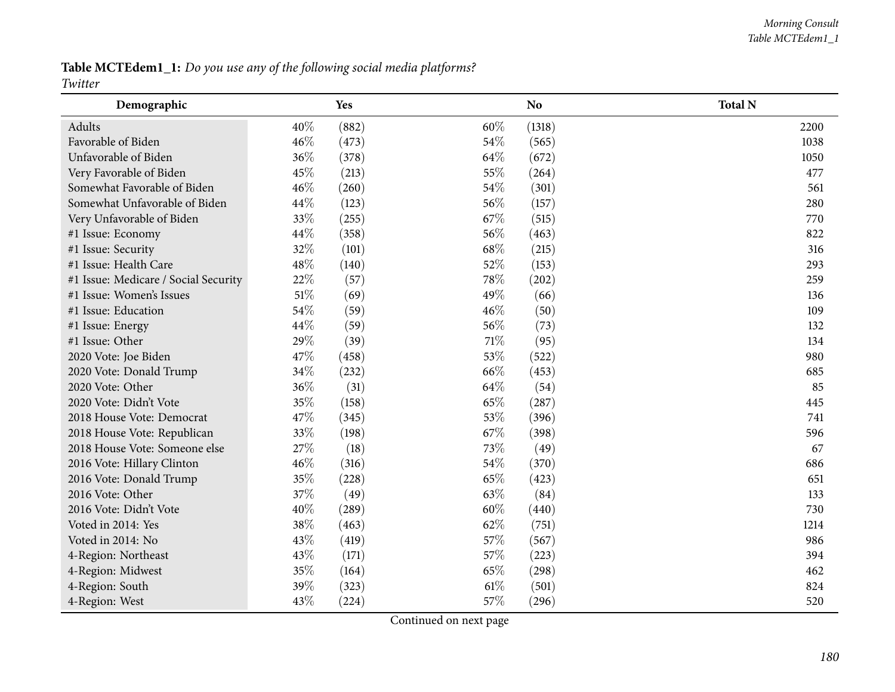**Table MCTEdem1_1:** *Do you use any of the following social media platforms?*
*Twitter*

| Demographic | Yes | | No | | Total N |
|---|---|---|---|---|---|
| Adults | 40% | (882) | 60% | (1318) | 2200 |
| Favorable of Biden | 46% | (473) | 54% | (565) | 1038 |
| Unfavorable of Biden | 36% | (378) | 64% | (672) | 1050 |
| Very Favorable of Biden | 45% | (213) | 55% | (264) | 477 |
| Somewhat Favorable of Biden | 46% | (260) | 54% | (301) | 561 |
| Somewhat Unfavorable of Biden | 44% | (123) | 56% | (157) | 280 |
| Very Unfavorable of Biden | 33% | (255) | 67% | (515) | 770 |
| #1 Issue: Economy | 44% | (358) | 56% | (463) | 822 |
| #1 Issue: Security | 32% | (101) | 68% | (215) | 316 |
| #1 Issue: Health Care | 48% | (140) | 52% | (153) | 293 |
| #1 Issue: Medicare / Social Security | 22% | (57) | 78% | (202) | 259 |
| #1 Issue: Women's Issues | 51% | (69) | 49% | (66) | 136 |
| #1 Issue: Education | 54% | (59) | 46% | (50) | 109 |
| #1 Issue: Energy | 44% | (59) | 56% | (73) | 132 |
| #1 Issue: Other | 29% | (39) | 71% | (95) | 134 |
| 2020 Vote: Joe Biden | 47% | (458) | 53% | (522) | 980 |
| 2020 Vote: Donald Trump | 34% | (232) | 66% | (453) | 685 |
| 2020 Vote: Other | 36% | (31) | 64% | (54) | 85 |
| 2020 Vote: Didn't Vote | 35% | (158) | 65% | (287) | 445 |
| 2018 House Vote: Democrat | 47% | (345) | 53% | (396) | 741 |
| 2018 House Vote: Republican | 33% | (198) | 67% | (398) | 596 |
| 2018 House Vote: Someone else | 27% | (18) | 73% | (49) | 67 |
| 2016 Vote: Hillary Clinton | 46% | (316) | 54% | (370) | 686 |
| 2016 Vote: Donald Trump | 35% | (228) | 65% | (423) | 651 |
| 2016 Vote: Other | 37% | (49) | 63% | (84) | 133 |
| 2016 Vote: Didn't Vote | 40% | (289) | 60% | (440) | 730 |
| Voted in 2014: Yes | 38% | (463) | 62% | (751) | 1214 |
| Voted in 2014: No | 43% | (419) | 57% | (567) | 986 |
| 4-Region: Northeast | 43% | (171) | 57% | (223) | 394 |
| 4-Region: Midwest | 35% | (164) | 65% | (298) | 462 |
| 4-Region: South | 39% | (323) | 61% | (501) | 824 |
| 4-Region: West | 43% | (224) | 57% | (296) | 520 |

Continued on next page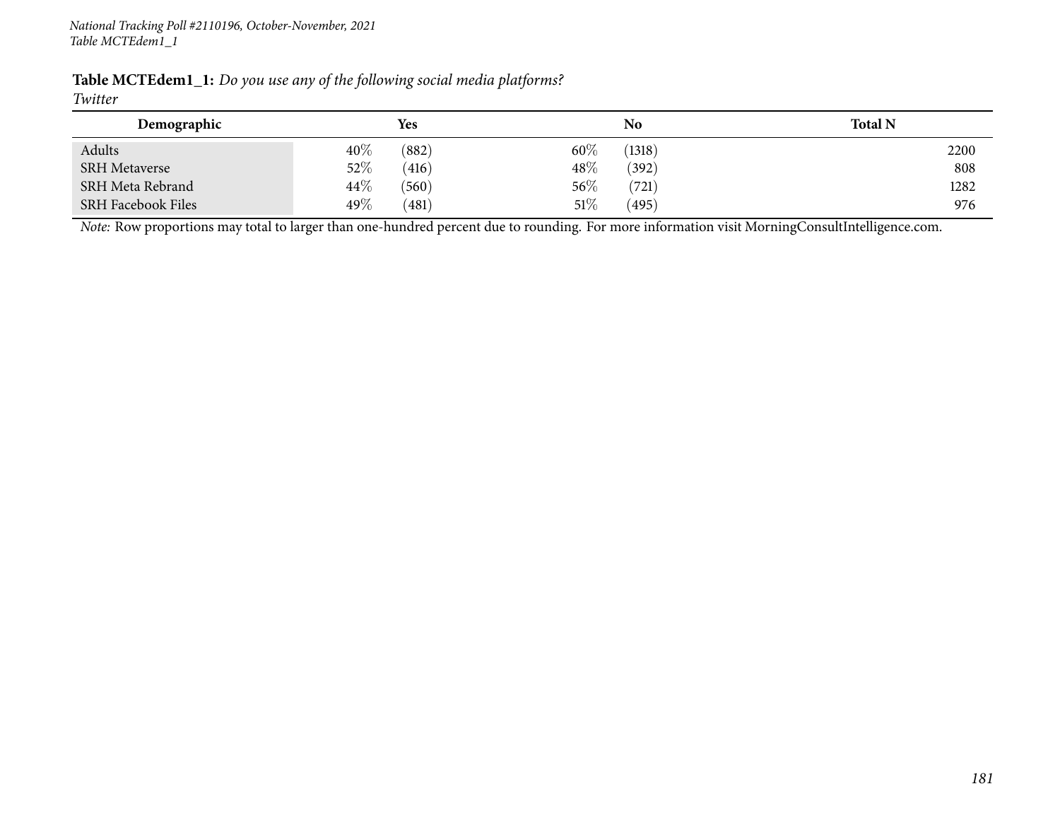**Table MCTEdem1_1:** *Do you use any of the following social media platforms?*
*Twitter*

| Demographic | Yes | | No | | Total N |
|---|---|---|---|---|---|
| Adults | 40% | (882) | 60% | (1318) | 2200 |
| SRH Metaverse | 52% | (416) | 48% | (392) | 808 |
| SRH Meta Rebrand | 44% | (560) | 56% | (721) | 1282 |
| SRH Facebook Files | 49% | (481) | 51% | (495) | 976 |

*Note:* Row proportions may total to larger than one-hundred percent due to rounding. For more information visit MorningConsultIntelligence.com.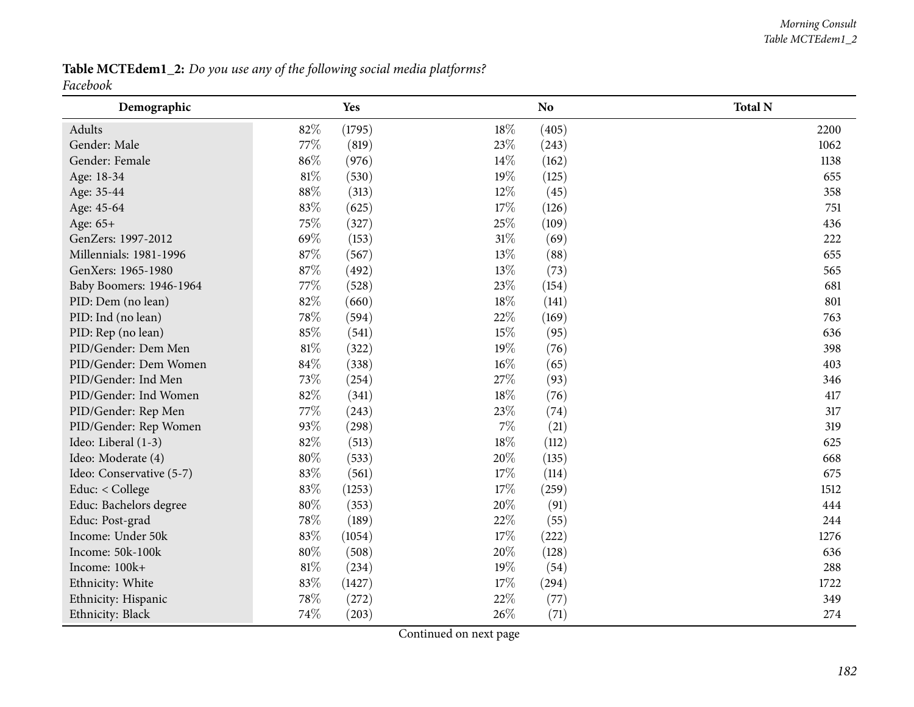**Table MCTEdem1_2:** *Do you use any of the following social media platforms?*
*Facebook*

| Demographic | Yes | | No | | Total N |
|---|---|---|---|---|---|
| Adults | 82% | (1795) | 18% | (405) | 2200 |
| Gender: Male | 77% | (819) | 23% | (243) | 1062 |
| Gender: Female | 86% | (976) | 14% | (162) | 1138 |
| Age: 18-34 | 81% | (530) | 19% | (125) | 655 |
| Age: 35-44 | 88% | (313) | 12% | (45) | 358 |
| Age: 45-64 | 83% | (625) | 17% | (126) | 751 |
| Age: 65+ | 75% | (327) | 25% | (109) | 436 |
| GenZers: 1997-2012 | 69% | (153) | 31% | (69) | 222 |
| Millennials: 1981-1996 | 87% | (567) | 13% | (88) | 655 |
| GenXers: 1965-1980 | 87% | (492) | 13% | (73) | 565 |
| Baby Boomers: 1946-1964 | 77% | (528) | 23% | (154) | 681 |
| PID: Dem (no lean) | 82% | (660) | 18% | (141) | 801 |
| PID: Ind (no lean) | 78% | (594) | 22% | (169) | 763 |
| PID: Rep (no lean) | 85% | (541) | 15% | (95) | 636 |
| PID/Gender: Dem Men | 81% | (322) | 19% | (76) | 398 |
| PID/Gender: Dem Women | 84% | (338) | 16% | (65) | 403 |
| PID/Gender: Ind Men | 73% | (254) | 27% | (93) | 346 |
| PID/Gender: Ind Women | 82% | (341) | 18% | (76) | 417 |
| PID/Gender: Rep Men | 77% | (243) | 23% | (74) | 317 |
| PID/Gender: Rep Women | 93% | (298) | 7% | (21) | 319 |
| Ideo: Liberal (1-3) | 82% | (513) | 18% | (112) | 625 |
| Ideo: Moderate (4) | 80% | (533) | 20% | (135) | 668 |
| Ideo: Conservative (5-7) | 83% | (561) | 17% | (114) | 675 |
| Educ: < College | 83% | (1253) | 17% | (259) | 1512 |
| Educ: Bachelors degree | 80% | (353) | 20% | (91) | 444 |
| Educ: Post-grad | 78% | (189) | 22% | (55) | 244 |
| Income: Under 50k | 83% | (1054) | 17% | (222) | 1276 |
| Income: 50k-100k | 80% | (508) | 20% | (128) | 636 |
| Income: 100k+ | 81% | (234) | 19% | (54) | 288 |
| Ethnicity: White | 83% | (1427) | 17% | (294) | 1722 |
| Ethnicity: Hispanic | 78% | (272) | 22% | (77) | 349 |
| Ethnicity: Black | 74% | (203) | 26% | (71) | 274 |

Continued on next page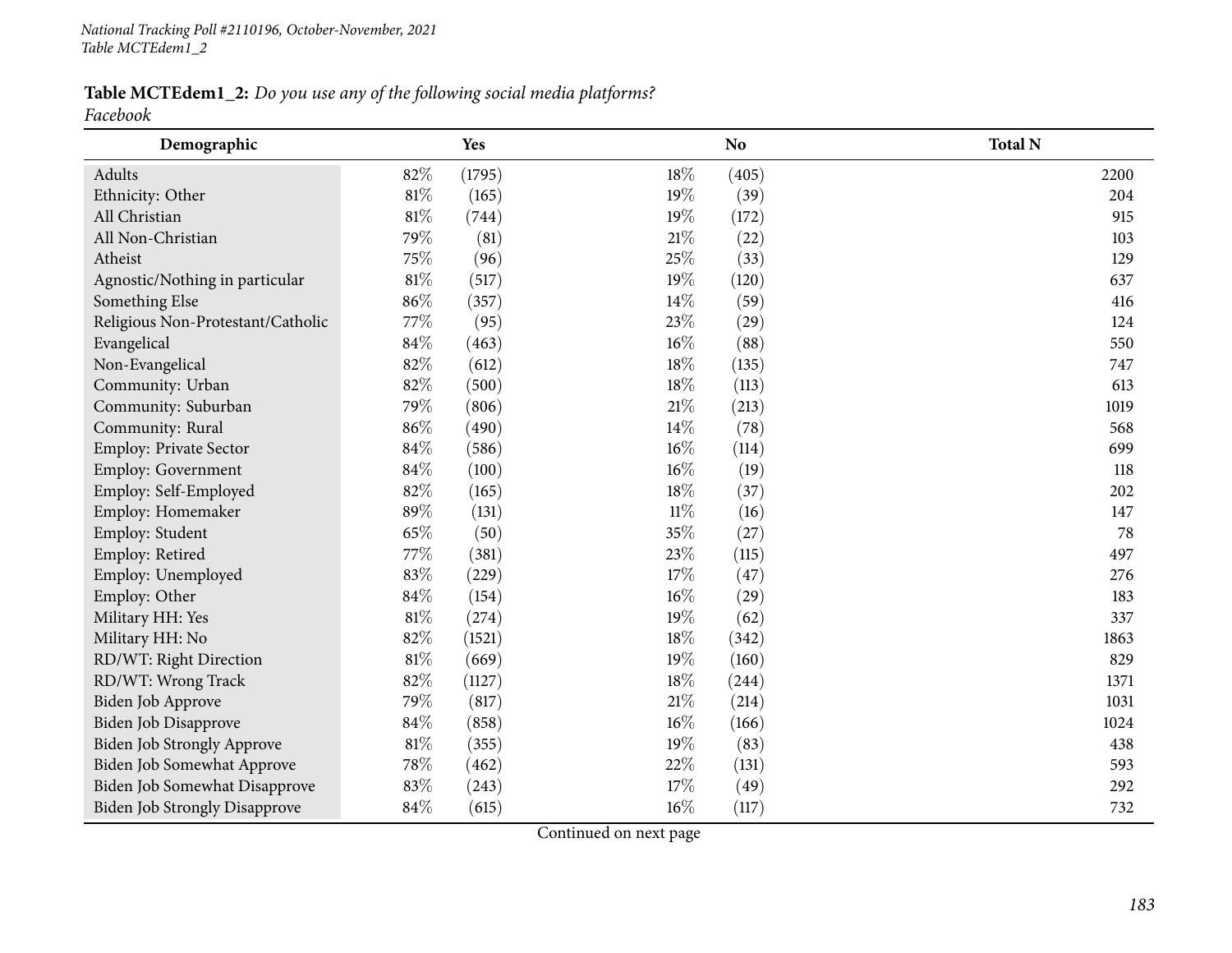**Table MCTEdem1_2:** *Do you use any of the following social media platforms?*
*Facebook*

| Demographic | Yes | | No | | Total N |
|---|---|---|---|---|---|
| Adults | 82% | (1795) | 18% | (405) | 2200 |
| Ethnicity: Other | 81% | (165) | 19% | (39) | 204 |
| All Christian | 81% | (744) | 19% | (172) | 915 |
| All Non-Christian | 79% | (81) | 21% | (22) | 103 |
| Atheist | 75% | (96) | 25% | (33) | 129 |
| Agnostic/Nothing in particular | 81% | (517) | 19% | (120) | 637 |
| Something Else | 86% | (357) | 14% | (59) | 416 |
| Religious Non-Protestant/Catholic | 77% | (95) | 23% | (29) | 124 |
| Evangelical | 84% | (463) | 16% | (88) | 550 |
| Non-Evangelical | 82% | (612) | 18% | (135) | 747 |
| Community: Urban | 82% | (500) | 18% | (113) | 613 |
| Community: Suburban | 79% | (806) | 21% | (213) | 1019 |
| Community: Rural | 86% | (490) | 14% | (78) | 568 |
| Employ: Private Sector | 84% | (586) | 16% | (114) | 699 |
| Employ: Government | 84% | (100) | 16% | (19) | 118 |
| Employ: Self-Employed | 82% | (165) | 18% | (37) | 202 |
| Employ: Homemaker | 89% | (131) | 11% | (16) | 147 |
| Employ: Student | 65% | (50) | 35% | (27) | 78 |
| Employ: Retired | 77% | (381) | 23% | (115) | 497 |
| Employ: Unemployed | 83% | (229) | 17% | (47) | 276 |
| Employ: Other | 84% | (154) | 16% | (29) | 183 |
| Military HH: Yes | 81% | (274) | 19% | (62) | 337 |
| Military HH: No | 82% | (1521) | 18% | (342) | 1863 |
| RD/WT: Right Direction | 81% | (669) | 19% | (160) | 829 |
| RD/WT: Wrong Track | 82% | (1127) | 18% | (244) | 1371 |
| Biden Job Approve | 79% | (817) | 21% | (214) | 1031 |
| Biden Job Disapprove | 84% | (858) | 16% | (166) | 1024 |
| Biden Job Strongly Approve | 81% | (355) | 19% | (83) | 438 |
| Biden Job Somewhat Approve | 78% | (462) | 22% | (131) | 593 |
| Biden Job Somewhat Disapprove | 83% | (243) | 17% | (49) | 292 |
| Biden Job Strongly Disapprove | 84% | (615) | 16% | (117) | 732 |

Continued on next page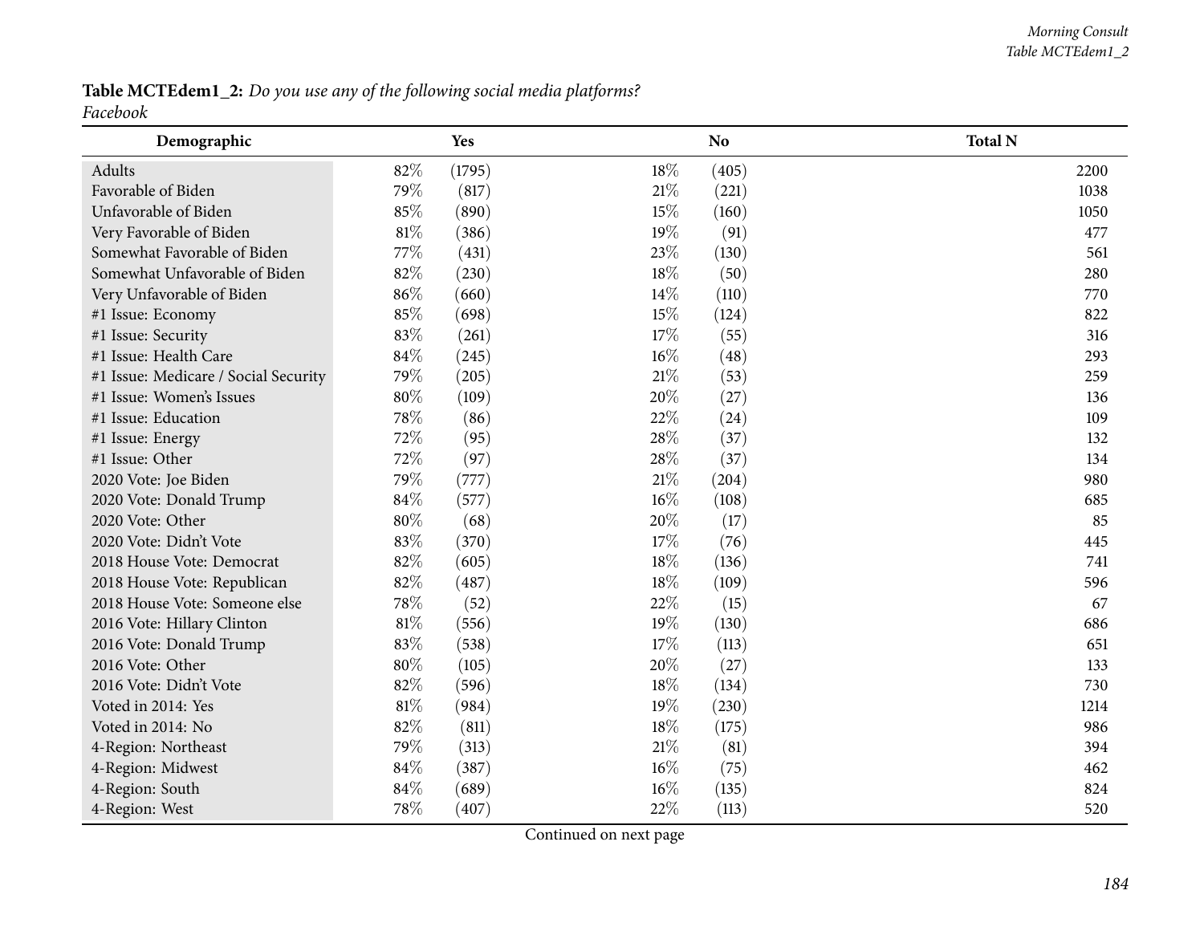**Table MCTEdem1_2:** *Do you use any of the following social media platforms?*
*Facebook*

| Demographic | Yes | | No | | Total N |
|---|---|---|---|---|---|
| Adults | 82% | (1795) | 18% | (405) | 2200 |
| Favorable of Biden | 79% | (817) | 21% | (221) | 1038 |
| Unfavorable of Biden | 85% | (890) | 15% | (160) | 1050 |
| Very Favorable of Biden | 81% | (386) | 19% | (91) | 477 |
| Somewhat Favorable of Biden | 77% | (431) | 23% | (130) | 561 |
| Somewhat Unfavorable of Biden | 82% | (230) | 18% | (50) | 280 |
| Very Unfavorable of Biden | 86% | (660) | 14% | (110) | 770 |
| #1 Issue: Economy | 85% | (698) | 15% | (124) | 822 |
| #1 Issue: Security | 83% | (261) | 17% | (55) | 316 |
| #1 Issue: Health Care | 84% | (245) | 16% | (48) | 293 |
| #1 Issue: Medicare / Social Security | 79% | (205) | 21% | (53) | 259 |
| #1 Issue: Women's Issues | 80% | (109) | 20% | (27) | 136 |
| #1 Issue: Education | 78% | (86) | 22% | (24) | 109 |
| #1 Issue: Energy | 72% | (95) | 28% | (37) | 132 |
| #1 Issue: Other | 72% | (97) | 28% | (37) | 134 |
| 2020 Vote: Joe Biden | 79% | (777) | 21% | (204) | 980 |
| 2020 Vote: Donald Trump | 84% | (577) | 16% | (108) | 685 |
| 2020 Vote: Other | 80% | (68) | 20% | (17) | 85 |
| 2020 Vote: Didn't Vote | 83% | (370) | 17% | (76) | 445 |
| 2018 House Vote: Democrat | 82% | (605) | 18% | (136) | 741 |
| 2018 House Vote: Republican | 82% | (487) | 18% | (109) | 596 |
| 2018 House Vote: Someone else | 78% | (52) | 22% | (15) | 67 |
| 2016 Vote: Hillary Clinton | 81% | (556) | 19% | (130) | 686 |
| 2016 Vote: Donald Trump | 83% | (538) | 17% | (113) | 651 |
| 2016 Vote: Other | 80% | (105) | 20% | (27) | 133 |
| 2016 Vote: Didn't Vote | 82% | (596) | 18% | (134) | 730 |
| Voted in 2014: Yes | 81% | (984) | 19% | (230) | 1214 |
| Voted in 2014: No | 82% | (811) | 18% | (175) | 986 |
| 4-Region: Northeast | 79% | (313) | 21% | (81) | 394 |
| 4-Region: Midwest | 84% | (387) | 16% | (75) | 462 |
| 4-Region: South | 84% | (689) | 16% | (135) | 824 |
| 4-Region: West | 78% | (407) | 22% | (113) | 520 |

Continued on next page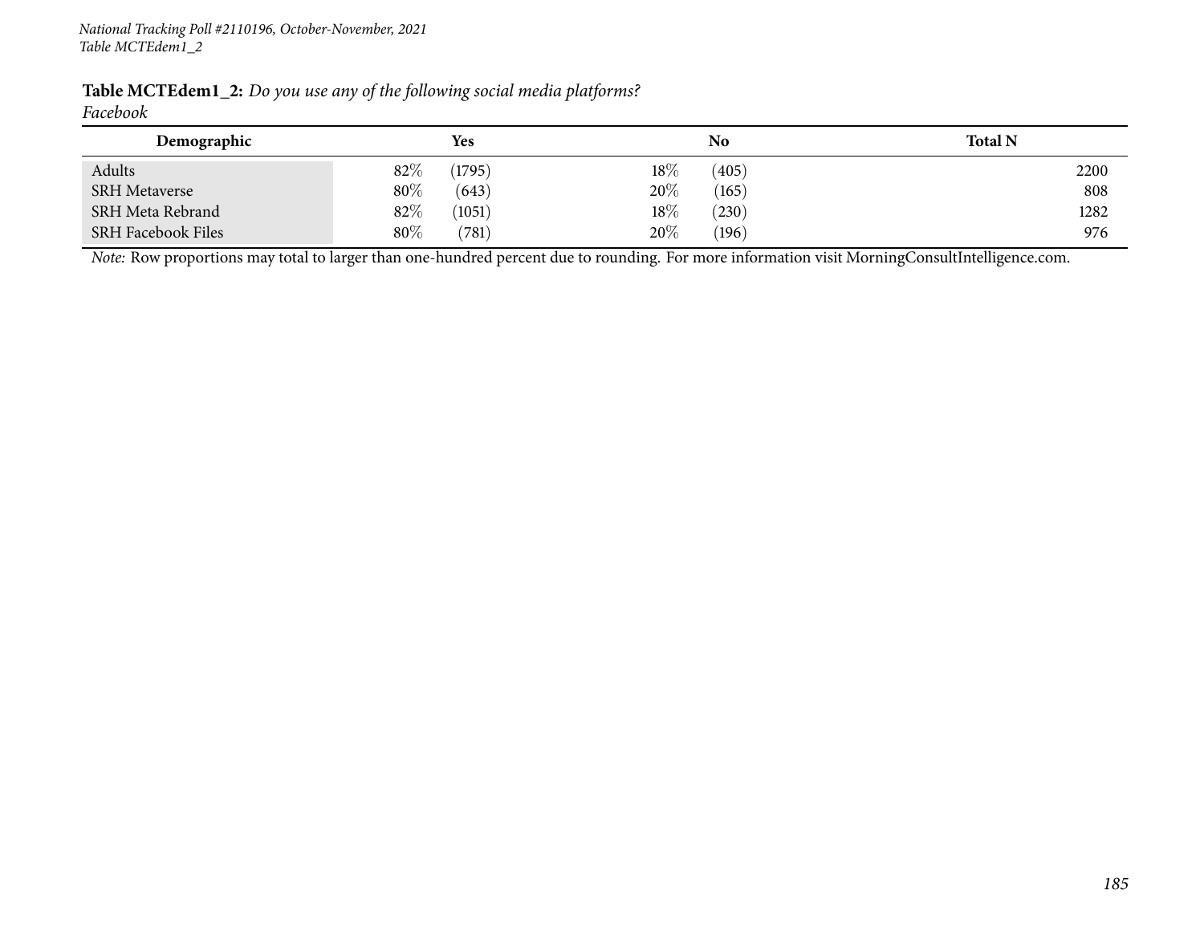**Table MCTEdem1_2:** *Do you use any of the following social media platforms?*
*Facebook*

| Demographic | Yes | | No | | Total N |
|---|---|---|---|---|---|
| Adults | 82% | (1795) | 18% | (405) | 2200 |
| SRH Metaverse | 80% | (643) | 20% | (165) | 808 |
| SRH Meta Rebrand | 82% | (1051) | 18% | (230) | 1282 |
| SRH Facebook Files | 80% | (781) | 20% | (196) | 976 |

*Note:* Row proportions may total to larger than one-hundred percent due to rounding. For more information visit MorningConsultIntelligence.com.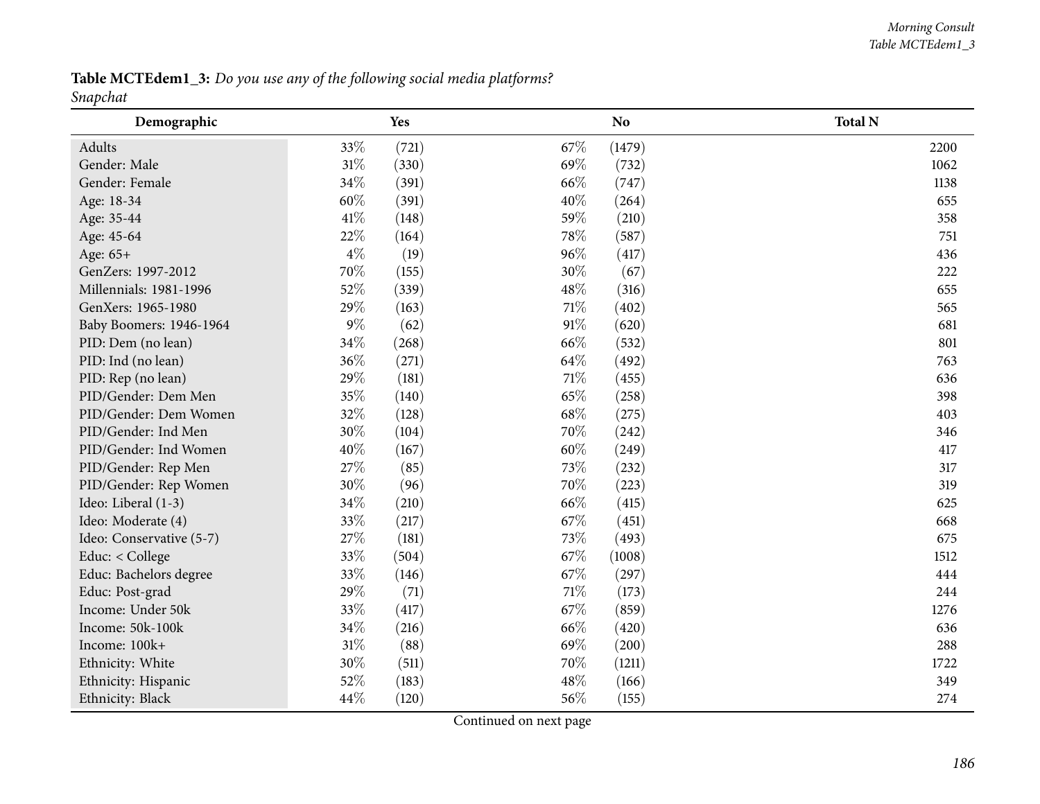**Table MCTEdem1_3:** *Do you use any of the following social media platforms?*
*Snapchat*

| Demographic | Yes | | No | | Total N |
|---|---|---|---|---|---|
| Adults | 33% | (721) | 67% | (1479) | 2200 |
| Gender: Male | 31% | (330) | 69% | (732) | 1062 |
| Gender: Female | 34% | (391) | 66% | (747) | 1138 |
| Age: 18-34 | 60% | (391) | 40% | (264) | 655 |
| Age: 35-44 | 41% | (148) | 59% | (210) | 358 |
| Age: 45-64 | 22% | (164) | 78% | (587) | 751 |
| Age: 65+ | 4% | (19) | 96% | (417) | 436 |
| GenZers: 1997-2012 | 70% | (155) | 30% | (67) | 222 |
| Millennials: 1981-1996 | 52% | (339) | 48% | (316) | 655 |
| GenXers: 1965-1980 | 29% | (163) | 71% | (402) | 565 |
| Baby Boomers: 1946-1964 | 9% | (62) | 91% | (620) | 681 |
| PID: Dem (no lean) | 34% | (268) | 66% | (532) | 801 |
| PID: Ind (no lean) | 36% | (271) | 64% | (492) | 763 |
| PID: Rep (no lean) | 29% | (181) | 71% | (455) | 636 |
| PID/Gender: Dem Men | 35% | (140) | 65% | (258) | 398 |
| PID/Gender: Dem Women | 32% | (128) | 68% | (275) | 403 |
| PID/Gender: Ind Men | 30% | (104) | 70% | (242) | 346 |
| PID/Gender: Ind Women | 40% | (167) | 60% | (249) | 417 |
| PID/Gender: Rep Men | 27% | (85) | 73% | (232) | 317 |
| PID/Gender: Rep Women | 30% | (96) | 70% | (223) | 319 |
| Ideo: Liberal (1-3) | 34% | (210) | 66% | (415) | 625 |
| Ideo: Moderate (4) | 33% | (217) | 67% | (451) | 668 |
| Ideo: Conservative (5-7) | 27% | (181) | 73% | (493) | 675 |
| Educ: < College | 33% | (504) | 67% | (1008) | 1512 |
| Educ: Bachelors degree | 33% | (146) | 67% | (297) | 444 |
| Educ: Post-grad | 29% | (71) | 71% | (173) | 244 |
| Income: Under 50k | 33% | (417) | 67% | (859) | 1276 |
| Income: 50k-100k | 34% | (216) | 66% | (420) | 636 |
| Income: 100k+ | 31% | (88) | 69% | (200) | 288 |
| Ethnicity: White | 30% | (511) | 70% | (1211) | 1722 |
| Ethnicity: Hispanic | 52% | (183) | 48% | (166) | 349 |
| Ethnicity: Black | 44% | (120) | 56% | (155) | 274 |

Continued on next page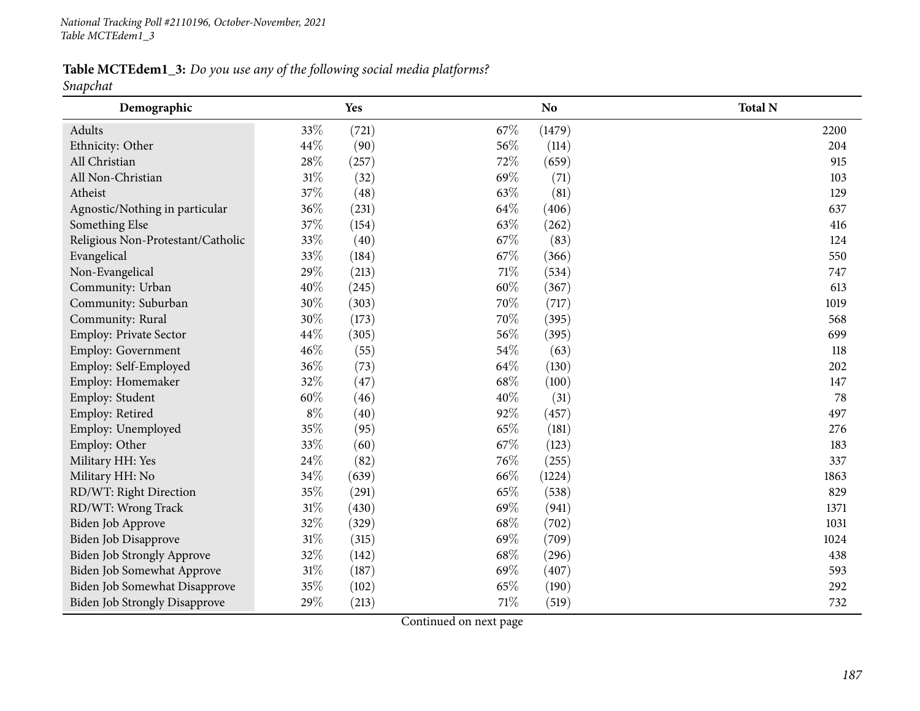*National Tracking Poll #2110196, October-November, 2021*
*Table MCTEdem1_3*

**Table MCTEdem1_3:** *Do you use any of the following social media platforms?*
*Snapchat*

| Demographic | Yes | | No | | Total N |
|---|---|---|---|---|---|
| Adults | 33% | (721) | 67% | (1479) | 2200 |
| Ethnicity: Other | 44% | (90) | 56% | (114) | 204 |
| All Christian | 28% | (257) | 72% | (659) | 915 |
| All Non-Christian | 31% | (32) | 69% | (71) | 103 |
| Atheist | 37% | (48) | 63% | (81) | 129 |
| Agnostic/Nothing in particular | 36% | (231) | 64% | (406) | 637 |
| Something Else | 37% | (154) | 63% | (262) | 416 |
| Religious Non-Protestant/Catholic | 33% | (40) | 67% | (83) | 124 |
| Evangelical | 33% | (184) | 67% | (366) | 550 |
| Non-Evangelical | 29% | (213) | 71% | (534) | 747 |
| Community: Urban | 40% | (245) | 60% | (367) | 613 |
| Community: Suburban | 30% | (303) | 70% | (717) | 1019 |
| Community: Rural | 30% | (173) | 70% | (395) | 568 |
| Employ: Private Sector | 44% | (305) | 56% | (395) | 699 |
| Employ: Government | 46% | (55) | 54% | (63) | 118 |
| Employ: Self-Employed | 36% | (73) | 64% | (130) | 202 |
| Employ: Homemaker | 32% | (47) | 68% | (100) | 147 |
| Employ: Student | 60% | (46) | 40% | (31) | 78 |
| Employ: Retired | 8% | (40) | 92% | (457) | 497 |
| Employ: Unemployed | 35% | (95) | 65% | (181) | 276 |
| Employ: Other | 33% | (60) | 67% | (123) | 183 |
| Military HH: Yes | 24% | (82) | 76% | (255) | 337 |
| Military HH: No | 34% | (639) | 66% | (1224) | 1863 |
| RD/WT: Right Direction | 35% | (291) | 65% | (538) | 829 |
| RD/WT: Wrong Track | 31% | (430) | 69% | (941) | 1371 |
| Biden Job Approve | 32% | (329) | 68% | (702) | 1031 |
| Biden Job Disapprove | 31% | (315) | 69% | (709) | 1024 |
| Biden Job Strongly Approve | 32% | (142) | 68% | (296) | 438 |
| Biden Job Somewhat Approve | 31% | (187) | 69% | (407) | 593 |
| Biden Job Somewhat Disapprove | 35% | (102) | 65% | (190) | 292 |
| Biden Job Strongly Disapprove | 29% | (213) | 71% | (519) | 732 |

Continued on next page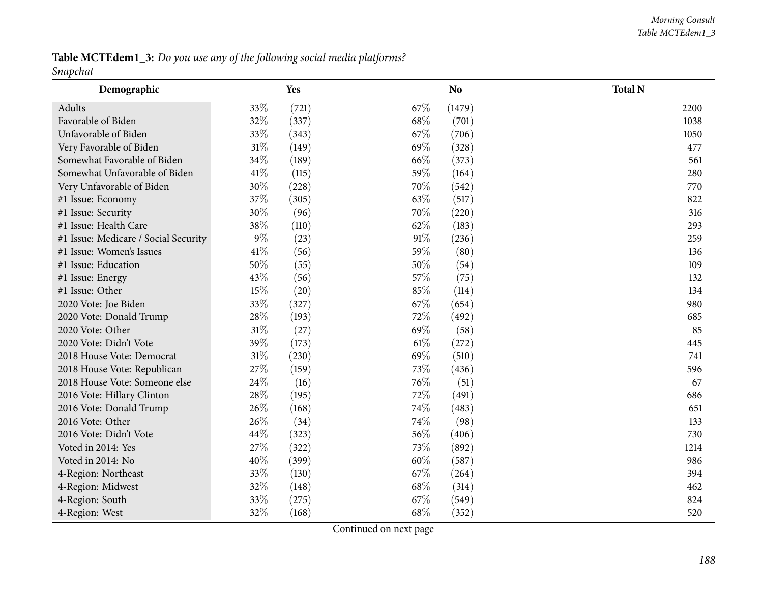**Table MCTEdem1_3:** *Do you use any of the following social media platforms?*
*Snapchat*

| Demographic | Yes | | No | | Total N |
|---|---|---|---|---|---|
| Adults | 33% | (721) | 67% | (1479) | 2200 |
| Favorable of Biden | 32% | (337) | 68% | (701) | 1038 |
| Unfavorable of Biden | 33% | (343) | 67% | (706) | 1050 |
| Very Favorable of Biden | 31% | (149) | 69% | (328) | 477 |
| Somewhat Favorable of Biden | 34% | (189) | 66% | (373) | 561 |
| Somewhat Unfavorable of Biden | 41% | (115) | 59% | (164) | 280 |
| Very Unfavorable of Biden | 30% | (228) | 70% | (542) | 770 |
| #1 Issue: Economy | 37% | (305) | 63% | (517) | 822 |
| #1 Issue: Security | 30% | (96) | 70% | (220) | 316 |
| #1 Issue: Health Care | 38% | (110) | 62% | (183) | 293 |
| #1 Issue: Medicare / Social Security | 9% | (23) | 91% | (236) | 259 |
| #1 Issue: Women's Issues | 41% | (56) | 59% | (80) | 136 |
| #1 Issue: Education | 50% | (55) | 50% | (54) | 109 |
| #1 Issue: Energy | 43% | (56) | 57% | (75) | 132 |
| #1 Issue: Other | 15% | (20) | 85% | (114) | 134 |
| 2020 Vote: Joe Biden | 33% | (327) | 67% | (654) | 980 |
| 2020 Vote: Donald Trump | 28% | (193) | 72% | (492) | 685 |
| 2020 Vote: Other | 31% | (27) | 69% | (58) | 85 |
| 2020 Vote: Didn't Vote | 39% | (173) | 61% | (272) | 445 |
| 2018 House Vote: Democrat | 31% | (230) | 69% | (510) | 741 |
| 2018 House Vote: Republican | 27% | (159) | 73% | (436) | 596 |
| 2018 House Vote: Someone else | 24% | (16) | 76% | (51) | 67 |
| 2016 Vote: Hillary Clinton | 28% | (195) | 72% | (491) | 686 |
| 2016 Vote: Donald Trump | 26% | (168) | 74% | (483) | 651 |
| 2016 Vote: Other | 26% | (34) | 74% | (98) | 133 |
| 2016 Vote: Didn't Vote | 44% | (323) | 56% | (406) | 730 |
| Voted in 2014: Yes | 27% | (322) | 73% | (892) | 1214 |
| Voted in 2014: No | 40% | (399) | 60% | (587) | 986 |
| 4-Region: Northeast | 33% | (130) | 67% | (264) | 394 |
| 4-Region: Midwest | 32% | (148) | 68% | (314) | 462 |
| 4-Region: South | 33% | (275) | 67% | (549) | 824 |
| 4-Region: West | 32% | (168) | 68% | (352) | 520 |

Continued on next page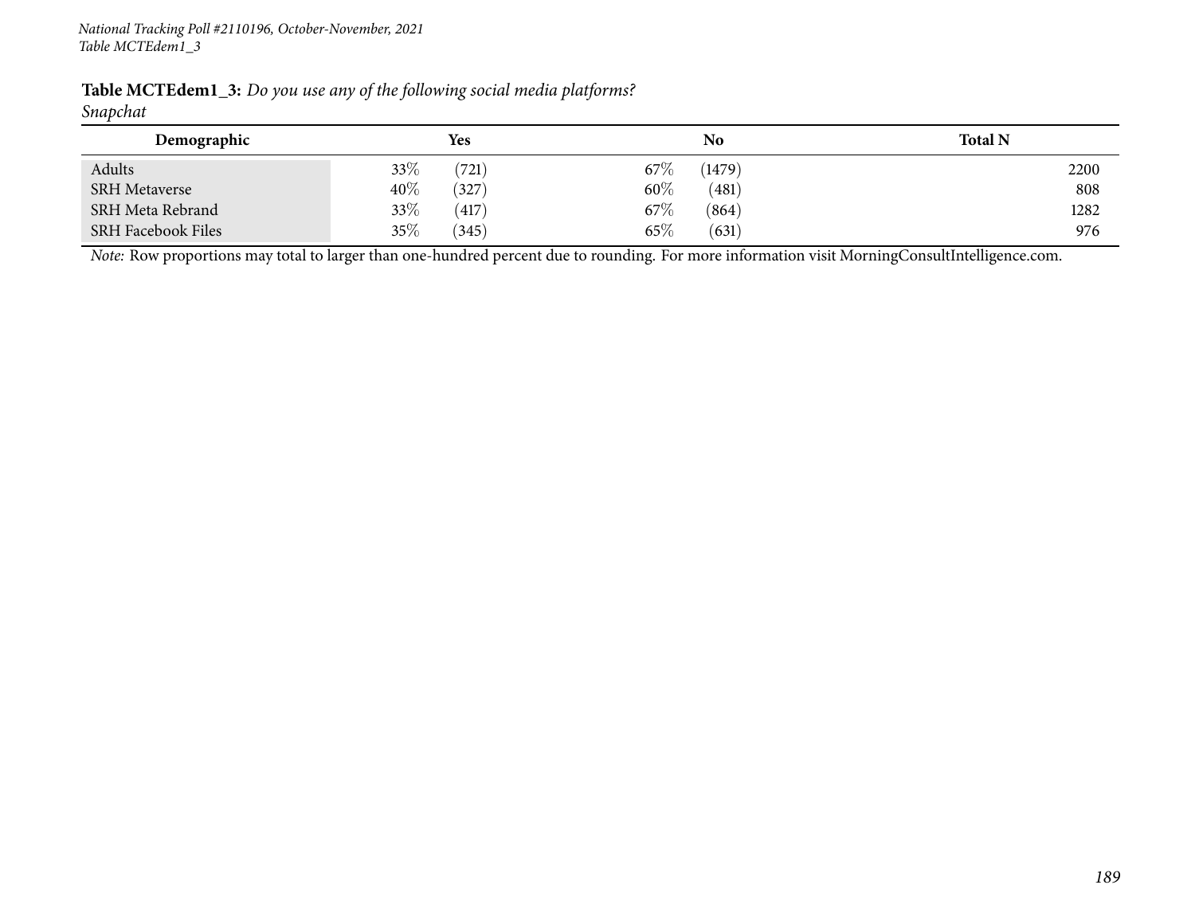**Table MCTEdem1_3:** *Do you use any of the following social media platforms?*
*Snapchat*

| Demographic | Yes | | No | | Total N |
|---|---|---|---|---|---|
| Adults | 33% | (721) | 67% | (1479) | 2200 |
| SRH Metaverse | 40% | (327) | 60% | (481) | 808 |
| SRH Meta Rebrand | 33% | (417) | 67% | (864) | 1282 |
| SRH Facebook Files | 35% | (345) | 65% | (631) | 976 |

*Note:* Row proportions may total to larger than one-hundred percent due to rounding. For more information visit MorningConsultIntelligence.com.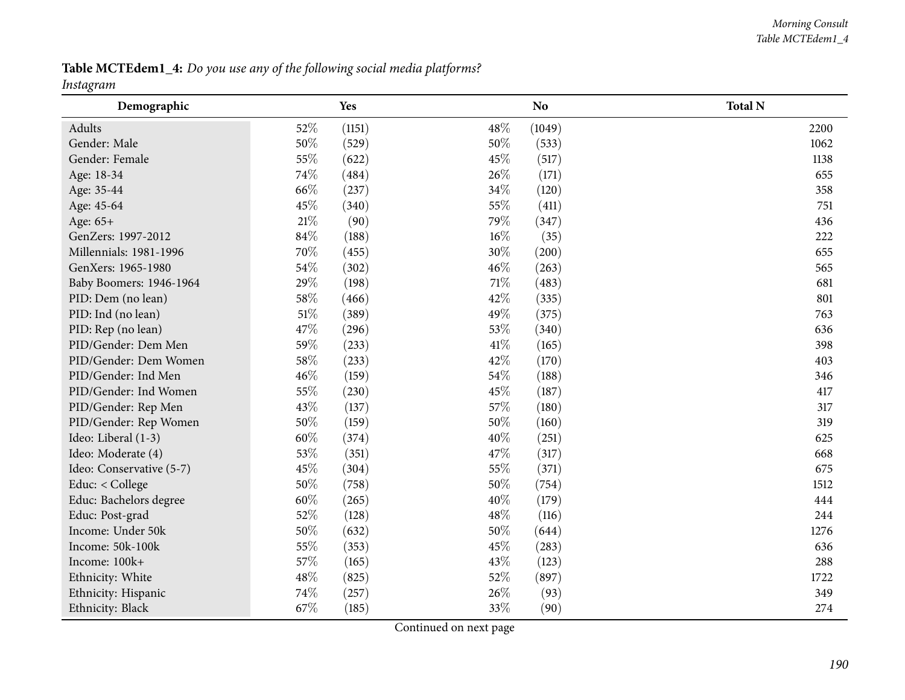**Table MCTEdem1_4:** *Do you use any of the following social media platforms?*
*Instagram*

| Demographic | Yes | | No | | Total N |
|---|---|---|---|---|---|
| Adults | 52% | (1151) | 48% | (1049) | 2200 |
| Gender: Male | 50% | (529) | 50% | (533) | 1062 |
| Gender: Female | 55% | (622) | 45% | (517) | 1138 |
| Age: 18-34 | 74% | (484) | 26% | (171) | 655 |
| Age: 35-44 | 66% | (237) | 34% | (120) | 358 |
| Age: 45-64 | 45% | (340) | 55% | (411) | 751 |
| Age: 65+ | 21% | (90) | 79% | (347) | 436 |
| GenZers: 1997-2012 | 84% | (188) | 16% | (35) | 222 |
| Millennials: 1981-1996 | 70% | (455) | 30% | (200) | 655 |
| GenXers: 1965-1980 | 54% | (302) | 46% | (263) | 565 |
| Baby Boomers: 1946-1964 | 29% | (198) | 71% | (483) | 681 |
| PID: Dem (no lean) | 58% | (466) | 42% | (335) | 801 |
| PID: Ind (no lean) | 51% | (389) | 49% | (375) | 763 |
| PID: Rep (no lean) | 47% | (296) | 53% | (340) | 636 |
| PID/Gender: Dem Men | 59% | (233) | 41% | (165) | 398 |
| PID/Gender: Dem Women | 58% | (233) | 42% | (170) | 403 |
| PID/Gender: Ind Men | 46% | (159) | 54% | (188) | 346 |
| PID/Gender: Ind Women | 55% | (230) | 45% | (187) | 417 |
| PID/Gender: Rep Men | 43% | (137) | 57% | (180) | 317 |
| PID/Gender: Rep Women | 50% | (159) | 50% | (160) | 319 |
| Ideo: Liberal (1-3) | 60% | (374) | 40% | (251) | 625 |
| Ideo: Moderate (4) | 53% | (351) | 47% | (317) | 668 |
| Ideo: Conservative (5-7) | 45% | (304) | 55% | (371) | 675 |
| Educ: < College | 50% | (758) | 50% | (754) | 1512 |
| Educ: Bachelors degree | 60% | (265) | 40% | (179) | 444 |
| Educ: Post-grad | 52% | (128) | 48% | (116) | 244 |
| Income: Under 50k | 50% | (632) | 50% | (644) | 1276 |
| Income: 50k-100k | 55% | (353) | 45% | (283) | 636 |
| Income: 100k+ | 57% | (165) | 43% | (123) | 288 |
| Ethnicity: White | 48% | (825) | 52% | (897) | 1722 |
| Ethnicity: Hispanic | 74% | (257) | 26% | (93) | 349 |
| Ethnicity: Black | 67% | (185) | 33% | (90) | 274 |

Continued on next page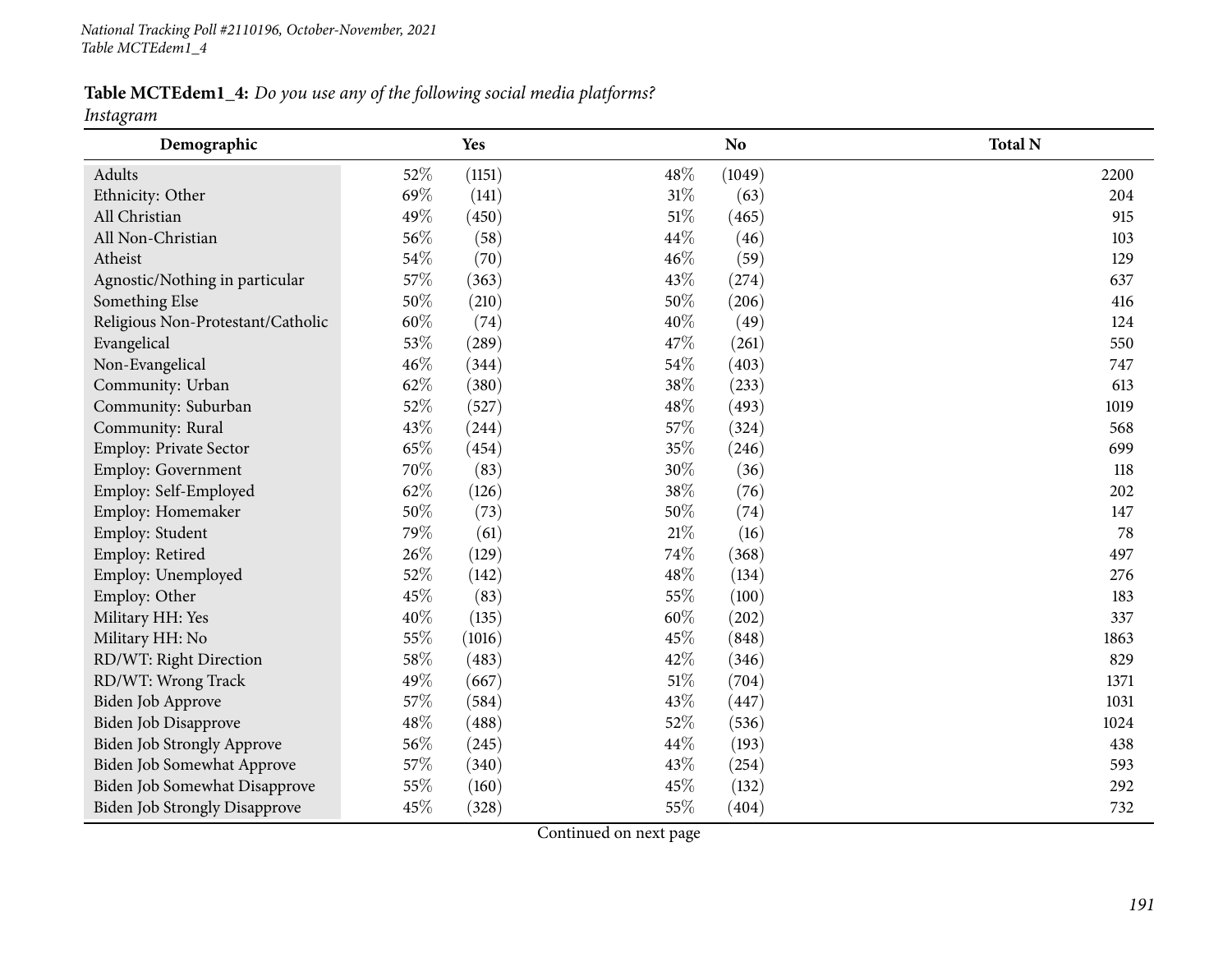**Table MCTEdem1_4:** *Do you use any of the following social media platforms?*
*Instagram*

| Demographic | Yes | | No | | Total N |
|---|---|---|---|---|---|
| Adults | 52% | (1151) | 48% | (1049) | 2200 |
| Ethnicity: Other | 69% | (141) | 31% | (63) | 204 |
| All Christian | 49% | (450) | 51% | (465) | 915 |
| All Non-Christian | 56% | (58) | 44% | (46) | 103 |
| Atheist | 54% | (70) | 46% | (59) | 129 |
| Agnostic/Nothing in particular | 57% | (363) | 43% | (274) | 637 |
| Something Else | 50% | (210) | 50% | (206) | 416 |
| Religious Non-Protestant/Catholic | 60% | (74) | 40% | (49) | 124 |
| Evangelical | 53% | (289) | 47% | (261) | 550 |
| Non-Evangelical | 46% | (344) | 54% | (403) | 747 |
| Community: Urban | 62% | (380) | 38% | (233) | 613 |
| Community: Suburban | 52% | (527) | 48% | (493) | 1019 |
| Community: Rural | 43% | (244) | 57% | (324) | 568 |
| Employ: Private Sector | 65% | (454) | 35% | (246) | 699 |
| Employ: Government | 70% | (83) | 30% | (36) | 118 |
| Employ: Self-Employed | 62% | (126) | 38% | (76) | 202 |
| Employ: Homemaker | 50% | (73) | 50% | (74) | 147 |
| Employ: Student | 79% | (61) | 21% | (16) | 78 |
| Employ: Retired | 26% | (129) | 74% | (368) | 497 |
| Employ: Unemployed | 52% | (142) | 48% | (134) | 276 |
| Employ: Other | 45% | (83) | 55% | (100) | 183 |
| Military HH: Yes | 40% | (135) | 60% | (202) | 337 |
| Military HH: No | 55% | (1016) | 45% | (848) | 1863 |
| RD/WT: Right Direction | 58% | (483) | 42% | (346) | 829 |
| RD/WT: Wrong Track | 49% | (667) | 51% | (704) | 1371 |
| Biden Job Approve | 57% | (584) | 43% | (447) | 1031 |
| Biden Job Disapprove | 48% | (488) | 52% | (536) | 1024 |
| Biden Job Strongly Approve | 56% | (245) | 44% | (193) | 438 |
| Biden Job Somewhat Approve | 57% | (340) | 43% | (254) | 593 |
| Biden Job Somewhat Disapprove | 55% | (160) | 45% | (132) | 292 |
| Biden Job Strongly Disapprove | 45% | (328) | 55% | (404) | 732 |

Continued on next page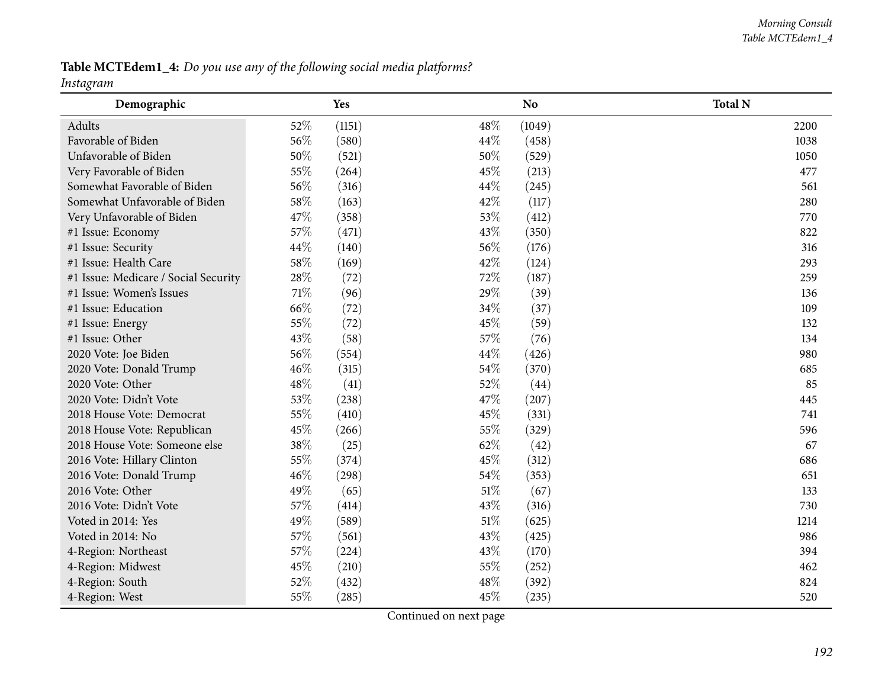**Table MCTEdem1_4:** *Do you use any of the following social media platforms?*
*Instagram*

| Demographic | Yes | | No | | Total N |
|---|---|---|---|---|---|
| Adults | 52% | (1151) | 48% | (1049) | 2200 |
| Favorable of Biden | 56% | (580) | 44% | (458) | 1038 |
| Unfavorable of Biden | 50% | (521) | 50% | (529) | 1050 |
| Very Favorable of Biden | 55% | (264) | 45% | (213) | 477 |
| Somewhat Favorable of Biden | 56% | (316) | 44% | (245) | 561 |
| Somewhat Unfavorable of Biden | 58% | (163) | 42% | (117) | 280 |
| Very Unfavorable of Biden | 47% | (358) | 53% | (412) | 770 |
| #1 Issue: Economy | 57% | (471) | 43% | (350) | 822 |
| #1 Issue: Security | 44% | (140) | 56% | (176) | 316 |
| #1 Issue: Health Care | 58% | (169) | 42% | (124) | 293 |
| #1 Issue: Medicare / Social Security | 28% | (72) | 72% | (187) | 259 |
| #1 Issue: Women's Issues | 71% | (96) | 29% | (39) | 136 |
| #1 Issue: Education | 66% | (72) | 34% | (37) | 109 |
| #1 Issue: Energy | 55% | (72) | 45% | (59) | 132 |
| #1 Issue: Other | 43% | (58) | 57% | (76) | 134 |
| 2020 Vote: Joe Biden | 56% | (554) | 44% | (426) | 980 |
| 2020 Vote: Donald Trump | 46% | (315) | 54% | (370) | 685 |
| 2020 Vote: Other | 48% | (41) | 52% | (44) | 85 |
| 2020 Vote: Didn't Vote | 53% | (238) | 47% | (207) | 445 |
| 2018 House Vote: Democrat | 55% | (410) | 45% | (331) | 741 |
| 2018 House Vote: Republican | 45% | (266) | 55% | (329) | 596 |
| 2018 House Vote: Someone else | 38% | (25) | 62% | (42) | 67 |
| 2016 Vote: Hillary Clinton | 55% | (374) | 45% | (312) | 686 |
| 2016 Vote: Donald Trump | 46% | (298) | 54% | (353) | 651 |
| 2016 Vote: Other | 49% | (65) | 51% | (67) | 133 |
| 2016 Vote: Didn't Vote | 57% | (414) | 43% | (316) | 730 |
| Voted in 2014: Yes | 49% | (589) | 51% | (625) | 1214 |
| Voted in 2014: No | 57% | (561) | 43% | (425) | 986 |
| 4-Region: Northeast | 57% | (224) | 43% | (170) | 394 |
| 4-Region: Midwest | 45% | (210) | 55% | (252) | 462 |
| 4-Region: South | 52% | (432) | 48% | (392) | 824 |
| 4-Region: West | 55% | (285) | 45% | (235) | 520 |

Continued on next page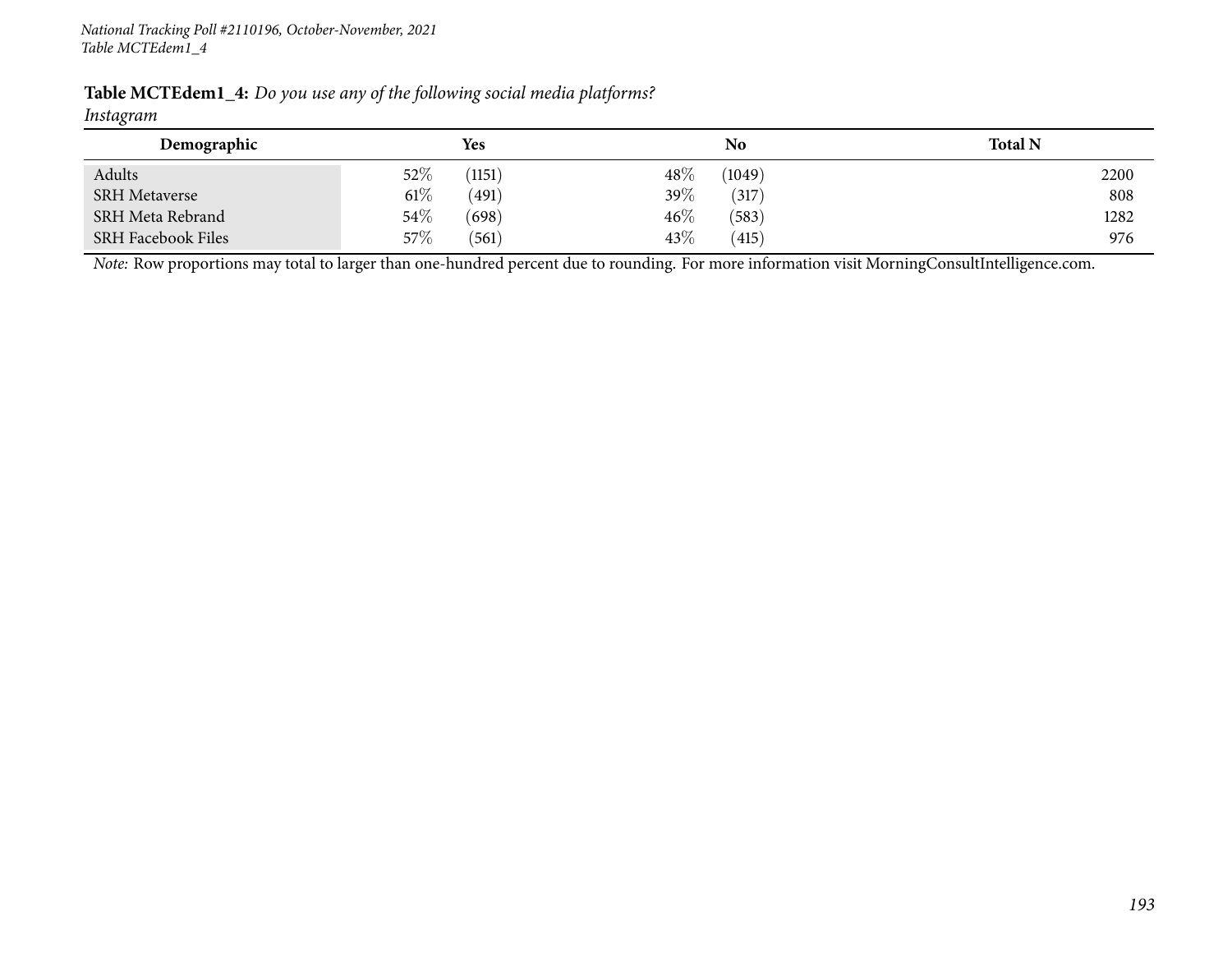**Table MCTEdem1_4:** *Do you use any of the following social media platforms?*
*Instagram*

| Demographic | Yes | | No | | Total N |
|---|---|---|---|---|---|
| Adults | 52% | (1151) | 48% | (1049) | 2200 |
| SRH Metaverse | 61% | (491) | 39% | (317) | 808 |
| SRH Meta Rebrand | 54% | (698) | 46% | (583) | 1282 |
| SRH Facebook Files | 57% | (561) | 43% | (415) | 976 |

*Note:* Row proportions may total to larger than one-hundred percent due to rounding. For more information visit MorningConsultIntelligence.com.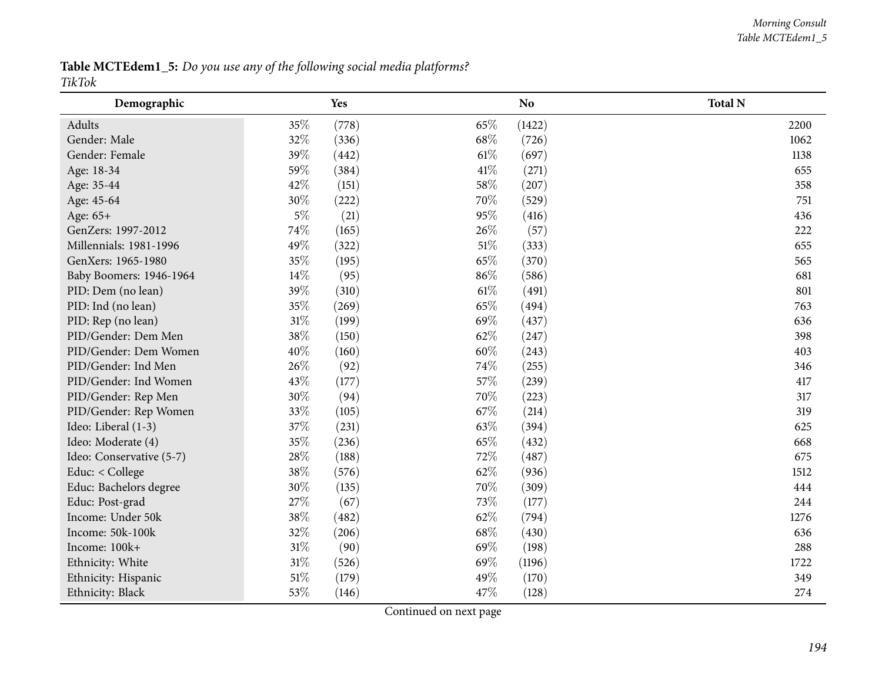**Table MCTEdem1_5:** *Do you use any of the following social media platforms?*
*TikTok*

| Demographic | Yes | | No | | Total N |
|---|---|---|---|---|---|
| Adults | 35% | (778) | 65% | (1422) | 2200 |
| Gender: Male | 32% | (336) | 68% | (726) | 1062 |
| Gender: Female | 39% | (442) | 61% | (697) | 1138 |
| Age: 18-34 | 59% | (384) | 41% | (271) | 655 |
| Age: 35-44 | 42% | (151) | 58% | (207) | 358 |
| Age: 45-64 | 30% | (222) | 70% | (529) | 751 |
| Age: 65+ | 5% | (21) | 95% | (416) | 436 |
| GenZers: 1997-2012 | 74% | (165) | 26% | (57) | 222 |
| Millennials: 1981-1996 | 49% | (322) | 51% | (333) | 655 |
| GenXers: 1965-1980 | 35% | (195) | 65% | (370) | 565 |
| Baby Boomers: 1946-1964 | 14% | (95) | 86% | (586) | 681 |
| PID: Dem (no lean) | 39% | (310) | 61% | (491) | 801 |
| PID: Ind (no lean) | 35% | (269) | 65% | (494) | 763 |
| PID: Rep (no lean) | 31% | (199) | 69% | (437) | 636 |
| PID/Gender: Dem Men | 38% | (150) | 62% | (247) | 398 |
| PID/Gender: Dem Women | 40% | (160) | 60% | (243) | 403 |
| PID/Gender: Ind Men | 26% | (92) | 74% | (255) | 346 |
| PID/Gender: Ind Women | 43% | (177) | 57% | (239) | 417 |
| PID/Gender: Rep Men | 30% | (94) | 70% | (223) | 317 |
| PID/Gender: Rep Women | 33% | (105) | 67% | (214) | 319 |
| Ideo: Liberal (1-3) | 37% | (231) | 63% | (394) | 625 |
| Ideo: Moderate (4) | 35% | (236) | 65% | (432) | 668 |
| Ideo: Conservative (5-7) | 28% | (188) | 72% | (487) | 675 |
| Educ: < College | 38% | (576) | 62% | (936) | 1512 |
| Educ: Bachelors degree | 30% | (135) | 70% | (309) | 444 |
| Educ: Post-grad | 27% | (67) | 73% | (177) | 244 |
| Income: Under 50k | 38% | (482) | 62% | (794) | 1276 |
| Income: 50k-100k | 32% | (206) | 68% | (430) | 636 |
| Income: 100k+ | 31% | (90) | 69% | (198) | 288 |
| Ethnicity: White | 31% | (526) | 69% | (1196) | 1722 |
| Ethnicity: Hispanic | 51% | (179) | 49% | (170) | 349 |
| Ethnicity: Black | 53% | (146) | 47% | (128) | 274 |

Continued on next page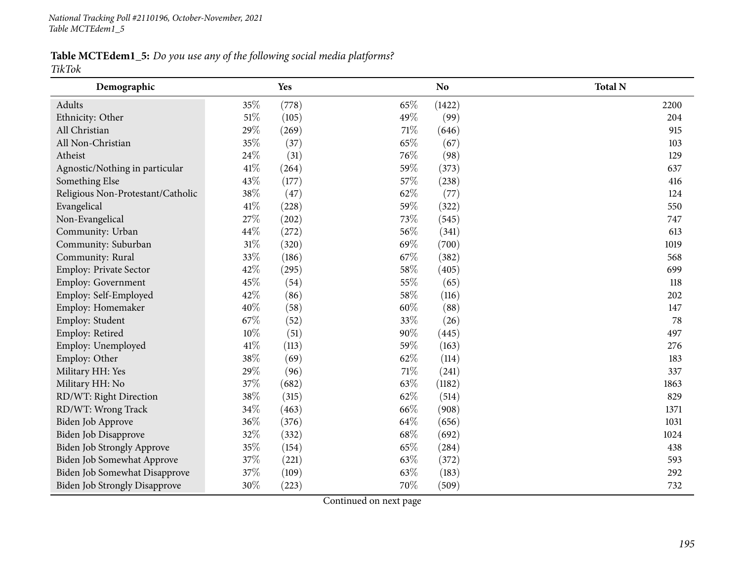**Table MCTEdem1_5:** *Do you use any of the following social media platforms?*
*TikTok*

| Demographic | Yes | | No | | Total N |
|---|---|---|---|---|---|
| Adults | 35% | (778) | 65% | (1422) | 2200 |
| Ethnicity: Other | 51% | (105) | 49% | (99) | 204 |
| All Christian | 29% | (269) | 71% | (646) | 915 |
| All Non-Christian | 35% | (37) | 65% | (67) | 103 |
| Atheist | 24% | (31) | 76% | (98) | 129 |
| Agnostic/Nothing in particular | 41% | (264) | 59% | (373) | 637 |
| Something Else | 43% | (177) | 57% | (238) | 416 |
| Religious Non-Protestant/Catholic | 38% | (47) | 62% | (77) | 124 |
| Evangelical | 41% | (228) | 59% | (322) | 550 |
| Non-Evangelical | 27% | (202) | 73% | (545) | 747 |
| Community: Urban | 44% | (272) | 56% | (341) | 613 |
| Community: Suburban | 31% | (320) | 69% | (700) | 1019 |
| Community: Rural | 33% | (186) | 67% | (382) | 568 |
| Employ: Private Sector | 42% | (295) | 58% | (405) | 699 |
| Employ: Government | 45% | (54) | 55% | (65) | 118 |
| Employ: Self-Employed | 42% | (86) | 58% | (116) | 202 |
| Employ: Homemaker | 40% | (58) | 60% | (88) | 147 |
| Employ: Student | 67% | (52) | 33% | (26) | 78 |
| Employ: Retired | 10% | (51) | 90% | (445) | 497 |
| Employ: Unemployed | 41% | (113) | 59% | (163) | 276 |
| Employ: Other | 38% | (69) | 62% | (114) | 183 |
| Military HH: Yes | 29% | (96) | 71% | (241) | 337 |
| Military HH: No | 37% | (682) | 63% | (1182) | 1863 |
| RD/WT: Right Direction | 38% | (315) | 62% | (514) | 829 |
| RD/WT: Wrong Track | 34% | (463) | 66% | (908) | 1371 |
| Biden Job Approve | 36% | (376) | 64% | (656) | 1031 |
| Biden Job Disapprove | 32% | (332) | 68% | (692) | 1024 |
| Biden Job Strongly Approve | 35% | (154) | 65% | (284) | 438 |
| Biden Job Somewhat Approve | 37% | (221) | 63% | (372) | 593 |
| Biden Job Somewhat Disapprove | 37% | (109) | 63% | (183) | 292 |
| Biden Job Strongly Disapprove | 30% | (223) | 70% | (509) | 732 |

Continued on next page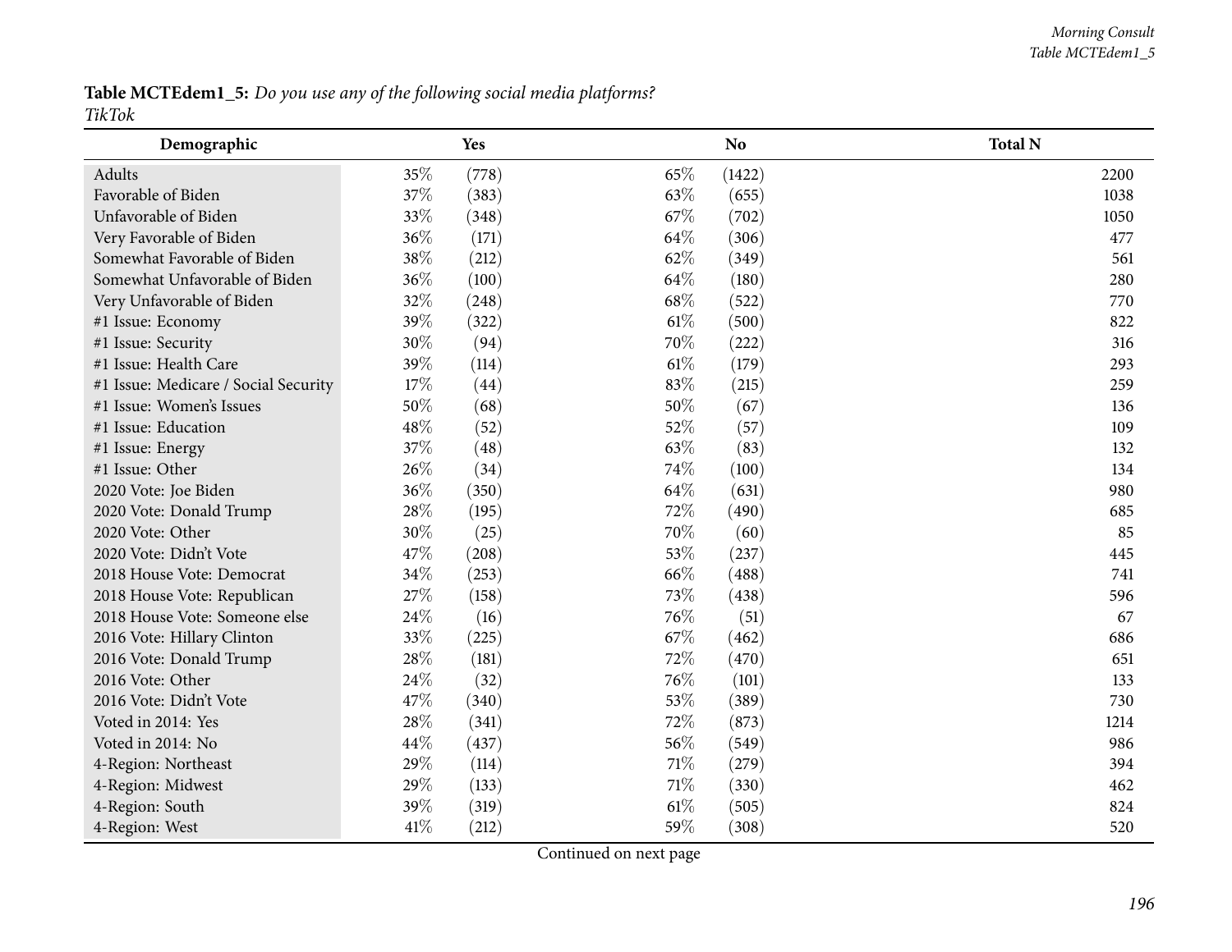**Table MCTEdem1_5:** *Do you use any of the following social media platforms?*
*TikTok*

| Demographic | Yes | | No | | Total N |
|---|---|---|---|---|---|
| Adults | 35% | (778) | 65% | (1422) | 2200 |
| Favorable of Biden | 37% | (383) | 63% | (655) | 1038 |
| Unfavorable of Biden | 33% | (348) | 67% | (702) | 1050 |
| Very Favorable of Biden | 36% | (171) | 64% | (306) | 477 |
| Somewhat Favorable of Biden | 38% | (212) | 62% | (349) | 561 |
| Somewhat Unfavorable of Biden | 36% | (100) | 64% | (180) | 280 |
| Very Unfavorable of Biden | 32% | (248) | 68% | (522) | 770 |
| #1 Issue: Economy | 39% | (322) | 61% | (500) | 822 |
| #1 Issue: Security | 30% | (94) | 70% | (222) | 316 |
| #1 Issue: Health Care | 39% | (114) | 61% | (179) | 293 |
| #1 Issue: Medicare / Social Security | 17% | (44) | 83% | (215) | 259 |
| #1 Issue: Women's Issues | 50% | (68) | 50% | (67) | 136 |
| #1 Issue: Education | 48% | (52) | 52% | (57) | 109 |
| #1 Issue: Energy | 37% | (48) | 63% | (83) | 132 |
| #1 Issue: Other | 26% | (34) | 74% | (100) | 134 |
| 2020 Vote: Joe Biden | 36% | (350) | 64% | (631) | 980 |
| 2020 Vote: Donald Trump | 28% | (195) | 72% | (490) | 685 |
| 2020 Vote: Other | 30% | (25) | 70% | (60) | 85 |
| 2020 Vote: Didn't Vote | 47% | (208) | 53% | (237) | 445 |
| 2018 House Vote: Democrat | 34% | (253) | 66% | (488) | 741 |
| 2018 House Vote: Republican | 27% | (158) | 73% | (438) | 596 |
| 2018 House Vote: Someone else | 24% | (16) | 76% | (51) | 67 |
| 2016 Vote: Hillary Clinton | 33% | (225) | 67% | (462) | 686 |
| 2016 Vote: Donald Trump | 28% | (181) | 72% | (470) | 651 |
| 2016 Vote: Other | 24% | (32) | 76% | (101) | 133 |
| 2016 Vote: Didn't Vote | 47% | (340) | 53% | (389) | 730 |
| Voted in 2014: Yes | 28% | (341) | 72% | (873) | 1214 |
| Voted in 2014: No | 44% | (437) | 56% | (549) | 986 |
| 4-Region: Northeast | 29% | (114) | 71% | (279) | 394 |
| 4-Region: Midwest | 29% | (133) | 71% | (330) | 462 |
| 4-Region: South | 39% | (319) | 61% | (505) | 824 |
| 4-Region: West | 41% | (212) | 59% | (308) | 520 |

Continued on next page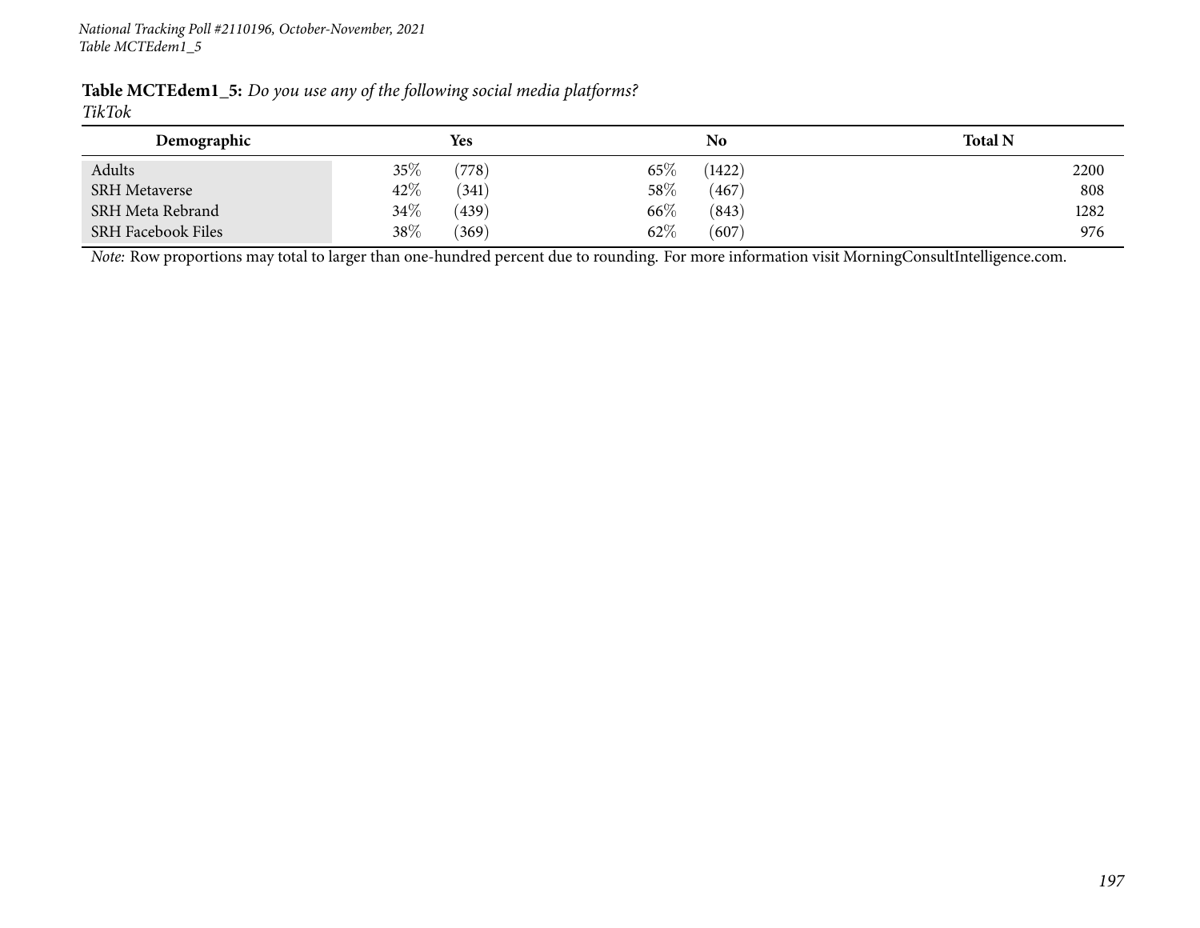**Table MCTEdem1_5:** *Do you use any of the following social media platforms?*
*TikTok*

| Demographic | Yes | | No | | Total N |
|---|---|---|---|---|---|
| Adults | 35% | (778) | 65% | (1422) | 2200 |
| SRH Metaverse | 42% | (341) | 58% | (467) | 808 |
| SRH Meta Rebrand | 34% | (439) | 66% | (843) | 1282 |
| SRH Facebook Files | 38% | (369) | 62% | (607) | 976 |

*Note:* Row proportions may total to larger than one-hundred percent due to rounding. For more information visit MorningConsultIntelligence.com.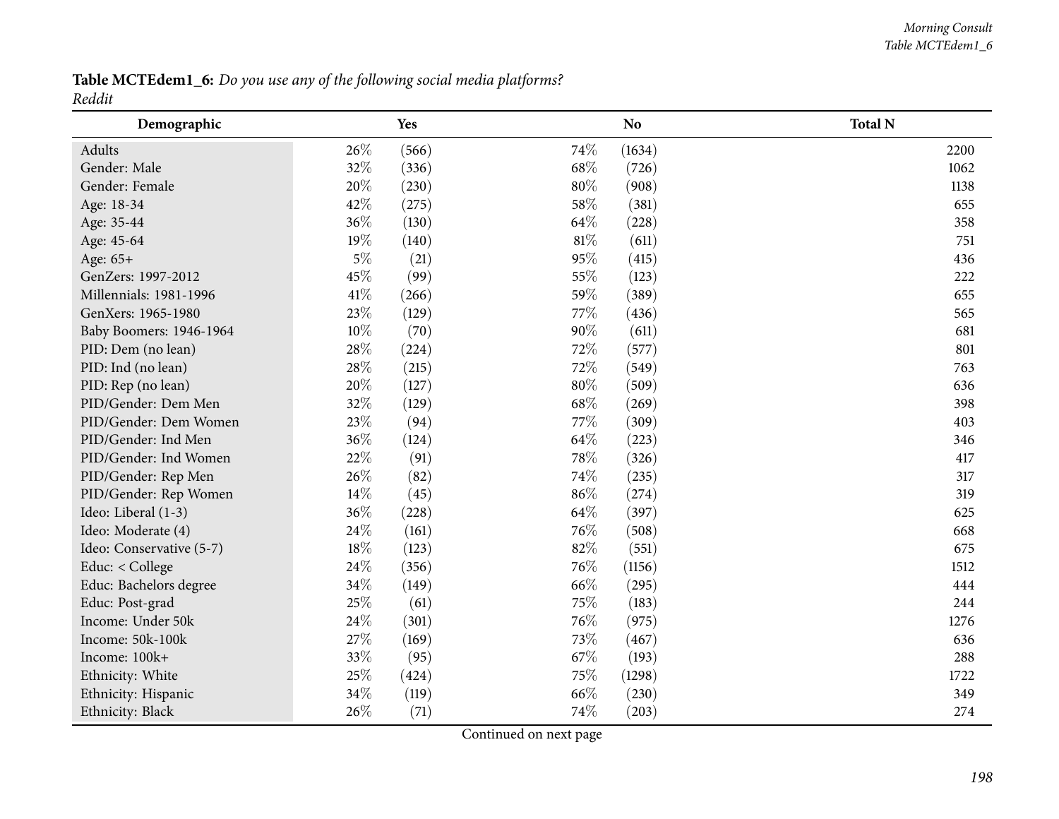**Table MCTEdem1_6:** *Do you use any of the following social media platforms?*
*Reddit*

| Demographic | Yes | | No | | Total N |
|---|---|---|---|---|---|
| Adults | 26% | (566) | 74% | (1634) | 2200 |
| Gender: Male | 32% | (336) | 68% | (726) | 1062 |
| Gender: Female | 20% | (230) | 80% | (908) | 1138 |
| Age: 18-34 | 42% | (275) | 58% | (381) | 655 |
| Age: 35-44 | 36% | (130) | 64% | (228) | 358 |
| Age: 45-64 | 19% | (140) | 81% | (611) | 751 |
| Age: 65+ | 5% | (21) | 95% | (415) | 436 |
| GenZers: 1997-2012 | 45% | (99) | 55% | (123) | 222 |
| Millennials: 1981-1996 | 41% | (266) | 59% | (389) | 655 |
| GenXers: 1965-1980 | 23% | (129) | 77% | (436) | 565 |
| Baby Boomers: 1946-1964 | 10% | (70) | 90% | (611) | 681 |
| PID: Dem (no lean) | 28% | (224) | 72% | (577) | 801 |
| PID: Ind (no lean) | 28% | (215) | 72% | (549) | 763 |
| PID: Rep (no lean) | 20% | (127) | 80% | (509) | 636 |
| PID/Gender: Dem Men | 32% | (129) | 68% | (269) | 398 |
| PID/Gender: Dem Women | 23% | (94) | 77% | (309) | 403 |
| PID/Gender: Ind Men | 36% | (124) | 64% | (223) | 346 |
| PID/Gender: Ind Women | 22% | (91) | 78% | (326) | 417 |
| PID/Gender: Rep Men | 26% | (82) | 74% | (235) | 317 |
| PID/Gender: Rep Women | 14% | (45) | 86% | (274) | 319 |
| Ideo: Liberal (1-3) | 36% | (228) | 64% | (397) | 625 |
| Ideo: Moderate (4) | 24% | (161) | 76% | (508) | 668 |
| Ideo: Conservative (5-7) | 18% | (123) | 82% | (551) | 675 |
| Educ: < College | 24% | (356) | 76% | (1156) | 1512 |
| Educ: Bachelors degree | 34% | (149) | 66% | (295) | 444 |
| Educ: Post-grad | 25% | (61) | 75% | (183) | 244 |
| Income: Under 50k | 24% | (301) | 76% | (975) | 1276 |
| Income: 50k-100k | 27% | (169) | 73% | (467) | 636 |
| Income: 100k+ | 33% | (95) | 67% | (193) | 288 |
| Ethnicity: White | 25% | (424) | 75% | (1298) | 1722 |
| Ethnicity: Hispanic | 34% | (119) | 66% | (230) | 349 |
| Ethnicity: Black | 26% | (71) | 74% | (203) | 274 |

Continued on next page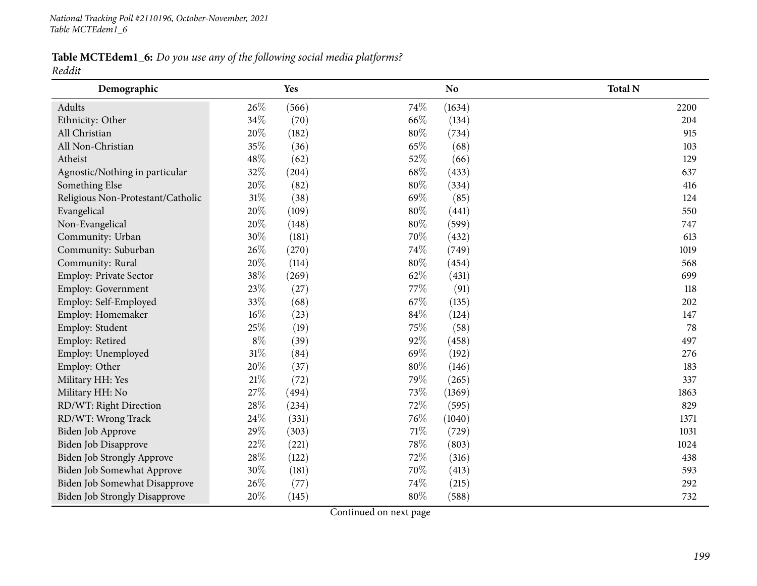**Table MCTEdem1_6:** *Do you use any of the following social media platforms?*
*Reddit*

| Demographic | Yes | | No | | Total N |
|---|---|---|---|---|---|
| Adults | 26% | (566) | 74% | (1634) | 2200 |
| Ethnicity: Other | 34% | (70) | 66% | (134) | 204 |
| All Christian | 20% | (182) | 80% | (734) | 915 |
| All Non-Christian | 35% | (36) | 65% | (68) | 103 |
| Atheist | 48% | (62) | 52% | (66) | 129 |
| Agnostic/Nothing in particular | 32% | (204) | 68% | (433) | 637 |
| Something Else | 20% | (82) | 80% | (334) | 416 |
| Religious Non-Protestant/Catholic | 31% | (38) | 69% | (85) | 124 |
| Evangelical | 20% | (109) | 80% | (441) | 550 |
| Non-Evangelical | 20% | (148) | 80% | (599) | 747 |
| Community: Urban | 30% | (181) | 70% | (432) | 613 |
| Community: Suburban | 26% | (270) | 74% | (749) | 1019 |
| Community: Rural | 20% | (114) | 80% | (454) | 568 |
| Employ: Private Sector | 38% | (269) | 62% | (431) | 699 |
| Employ: Government | 23% | (27) | 77% | (91) | 118 |
| Employ: Self-Employed | 33% | (68) | 67% | (135) | 202 |
| Employ: Homemaker | 16% | (23) | 84% | (124) | 147 |
| Employ: Student | 25% | (19) | 75% | (58) | 78 |
| Employ: Retired | 8% | (39) | 92% | (458) | 497 |
| Employ: Unemployed | 31% | (84) | 69% | (192) | 276 |
| Employ: Other | 20% | (37) | 80% | (146) | 183 |
| Military HH: Yes | 21% | (72) | 79% | (265) | 337 |
| Military HH: No | 27% | (494) | 73% | (1369) | 1863 |
| RD/WT: Right Direction | 28% | (234) | 72% | (595) | 829 |
| RD/WT: Wrong Track | 24% | (331) | 76% | (1040) | 1371 |
| Biden Job Approve | 29% | (303) | 71% | (729) | 1031 |
| Biden Job Disapprove | 22% | (221) | 78% | (803) | 1024 |
| Biden Job Strongly Approve | 28% | (122) | 72% | (316) | 438 |
| Biden Job Somewhat Approve | 30% | (181) | 70% | (413) | 593 |
| Biden Job Somewhat Disapprove | 26% | (77) | 74% | (215) | 292 |
| Biden Job Strongly Disapprove | 20% | (145) | 80% | (588) | 732 |

Continued on next page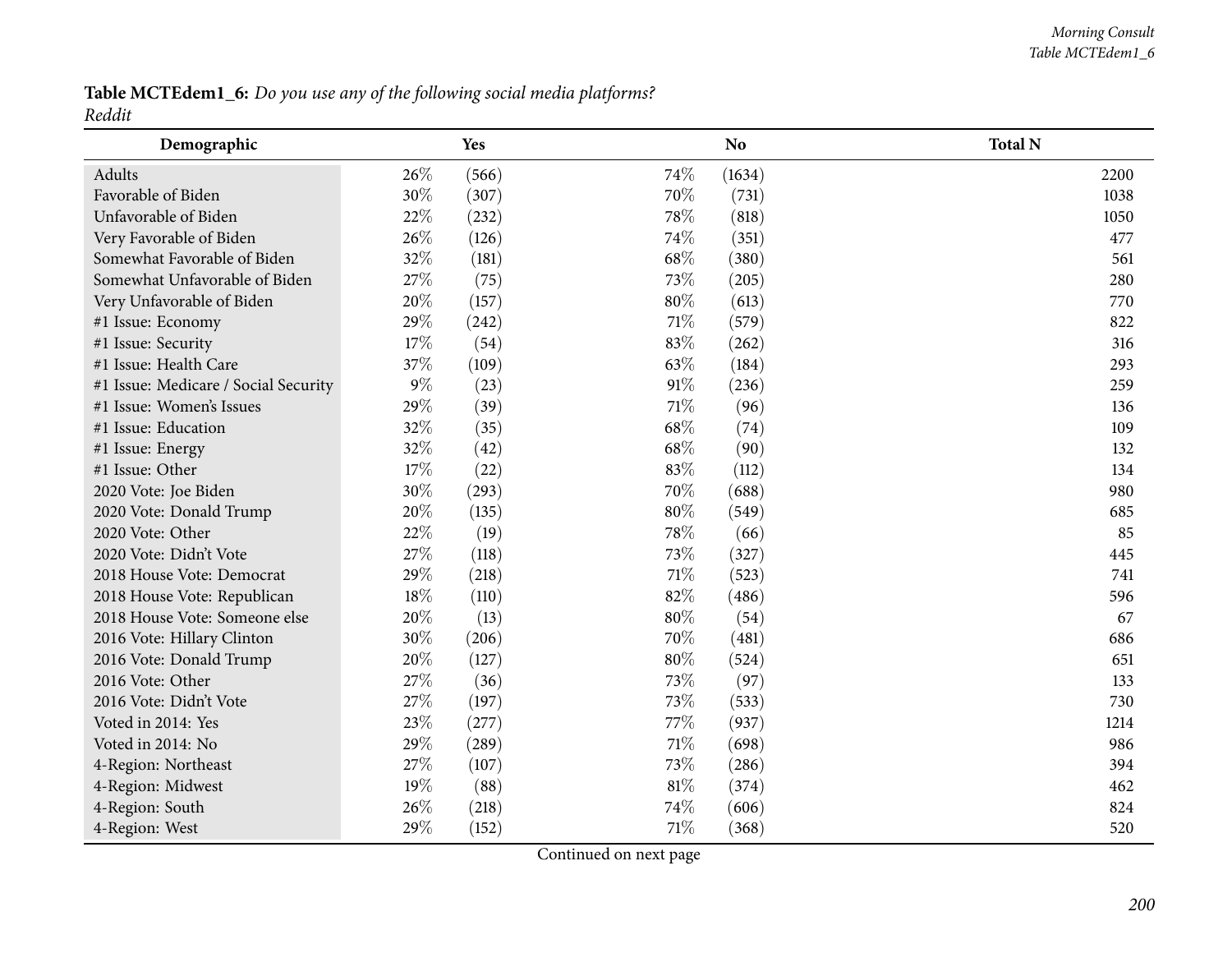**Table MCTEdem1_6:** *Do you use any of the following social media platforms?*
*Reddit*

| Demographic | Yes | | No | | Total N |
|---|---|---|---|---|---|
| Adults | 26% | (566) | 74% | (1634) | 2200 |
| Favorable of Biden | 30% | (307) | 70% | (731) | 1038 |
| Unfavorable of Biden | 22% | (232) | 78% | (818) | 1050 |
| Very Favorable of Biden | 26% | (126) | 74% | (351) | 477 |
| Somewhat Favorable of Biden | 32% | (181) | 68% | (380) | 561 |
| Somewhat Unfavorable of Biden | 27% | (75) | 73% | (205) | 280 |
| Very Unfavorable of Biden | 20% | (157) | 80% | (613) | 770 |
| #1 Issue: Economy | 29% | (242) | 71% | (579) | 822 |
| #1 Issue: Security | 17% | (54) | 83% | (262) | 316 |
| #1 Issue: Health Care | 37% | (109) | 63% | (184) | 293 |
| #1 Issue: Medicare / Social Security | 9% | (23) | 91% | (236) | 259 |
| #1 Issue: Women's Issues | 29% | (39) | 71% | (96) | 136 |
| #1 Issue: Education | 32% | (35) | 68% | (74) | 109 |
| #1 Issue: Energy | 32% | (42) | 68% | (90) | 132 |
| #1 Issue: Other | 17% | (22) | 83% | (112) | 134 |
| 2020 Vote: Joe Biden | 30% | (293) | 70% | (688) | 980 |
| 2020 Vote: Donald Trump | 20% | (135) | 80% | (549) | 685 |
| 2020 Vote: Other | 22% | (19) | 78% | (66) | 85 |
| 2020 Vote: Didn't Vote | 27% | (118) | 73% | (327) | 445 |
| 2018 House Vote: Democrat | 29% | (218) | 71% | (523) | 741 |
| 2018 House Vote: Republican | 18% | (110) | 82% | (486) | 596 |
| 2018 House Vote: Someone else | 20% | (13) | 80% | (54) | 67 |
| 2016 Vote: Hillary Clinton | 30% | (206) | 70% | (481) | 686 |
| 2016 Vote: Donald Trump | 20% | (127) | 80% | (524) | 651 |
| 2016 Vote: Other | 27% | (36) | 73% | (97) | 133 |
| 2016 Vote: Didn't Vote | 27% | (197) | 73% | (533) | 730 |
| Voted in 2014: Yes | 23% | (277) | 77% | (937) | 1214 |
| Voted in 2014: No | 29% | (289) | 71% | (698) | 986 |
| 4-Region: Northeast | 27% | (107) | 73% | (286) | 394 |
| 4-Region: Midwest | 19% | (88) | 81% | (374) | 462 |
| 4-Region: South | 26% | (218) | 74% | (606) | 824 |
| 4-Region: West | 29% | (152) | 71% | (368) | 520 |

Continued on next page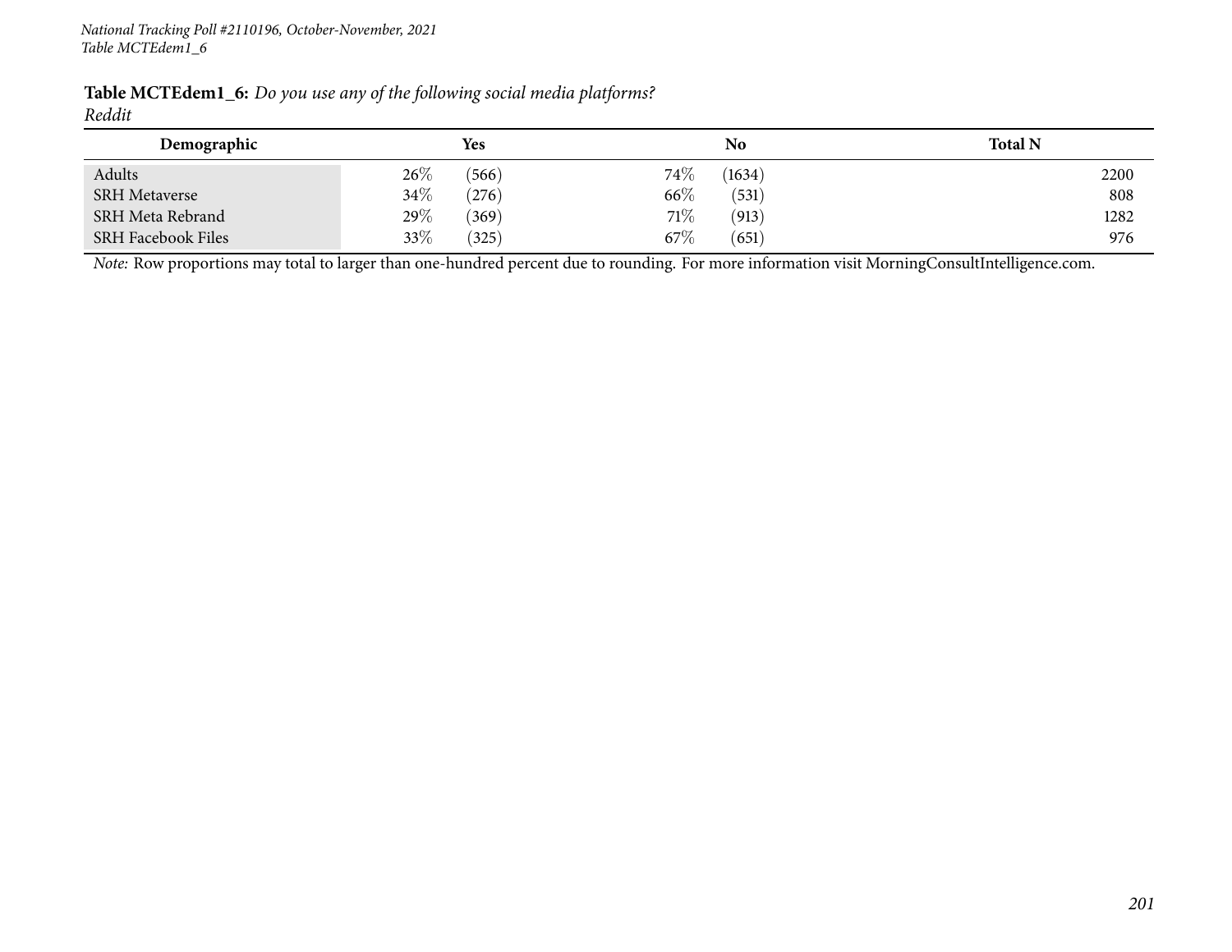**Table MCTEdem1_6:** *Do you use any of the following social media platforms?*
*Reddit*

| Demographic | Yes | | No | | Total N |
|---|---|---|---|---|---|
| Adults | 26% | (566) | 74% | (1634) | 2200 |
| SRH Metaverse | 34% | (276) | 66% | (531) | 808 |
| SRH Meta Rebrand | 29% | (369) | 71% | (913) | 1282 |
| SRH Facebook Files | 33% | (325) | 67% | (651) | 976 |

*Note:* Row proportions may total to larger than one-hundred percent due to rounding. For more information visit MorningConsultIntelligence.com.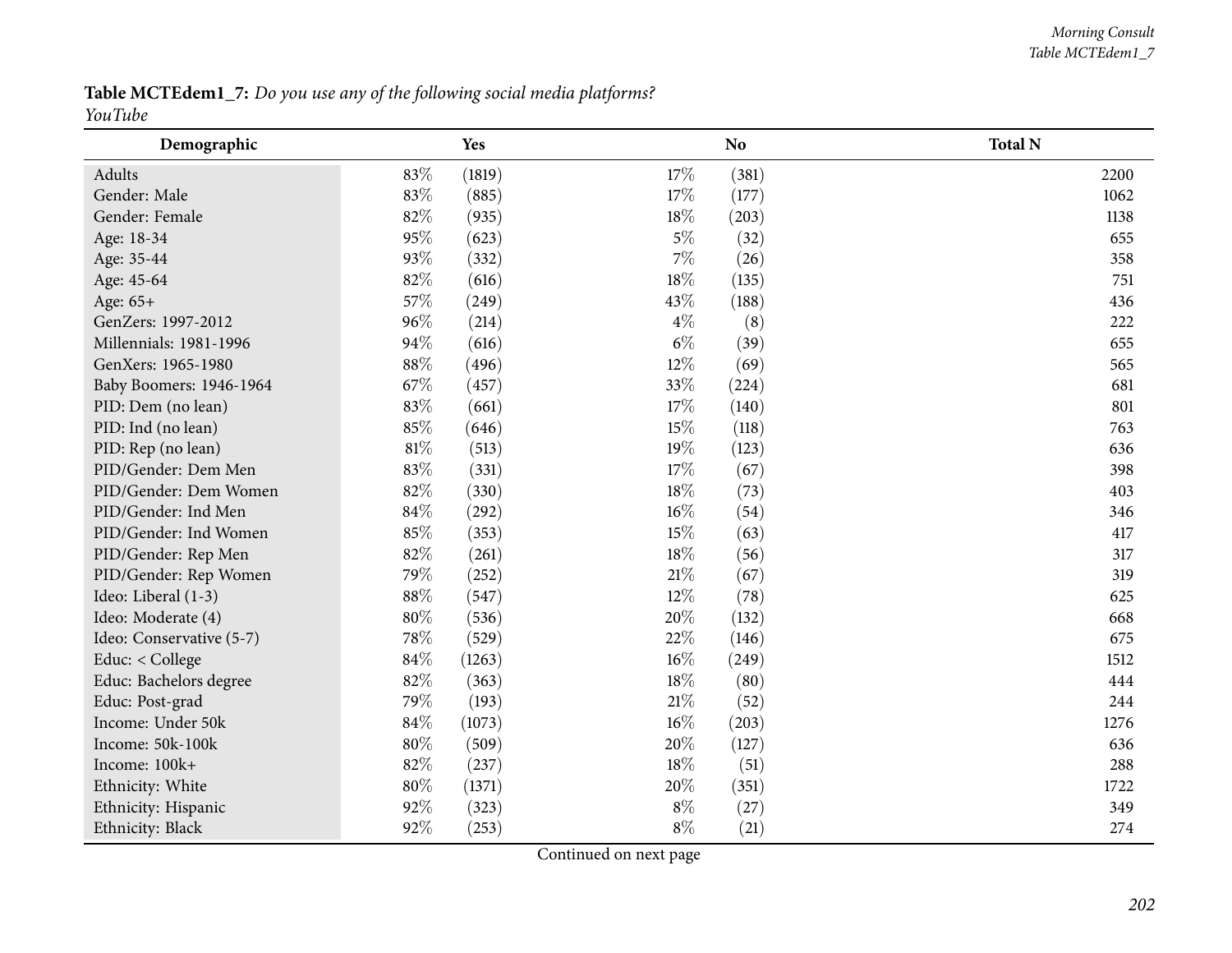**Table MCTEdem1_7:** *Do you use any of the following social media platforms?*
*YouTube*

| Demographic | Yes | | No | | Total N |
|---|---|---|---|---|---|
| Adults | 83% | (1819) | 17% | (381) | 2200 |
| Gender: Male | 83% | (885) | 17% | (177) | 1062 |
| Gender: Female | 82% | (935) | 18% | (203) | 1138 |
| Age: 18-34 | 95% | (623) | 5% | (32) | 655 |
| Age: 35-44 | 93% | (332) | 7% | (26) | 358 |
| Age: 45-64 | 82% | (616) | 18% | (135) | 751 |
| Age: 65+ | 57% | (249) | 43% | (188) | 436 |
| GenZers: 1997-2012 | 96% | (214) | 4% | (8) | 222 |
| Millennials: 1981-1996 | 94% | (616) | 6% | (39) | 655 |
| GenXers: 1965-1980 | 88% | (496) | 12% | (69) | 565 |
| Baby Boomers: 1946-1964 | 67% | (457) | 33% | (224) | 681 |
| PID: Dem (no lean) | 83% | (661) | 17% | (140) | 801 |
| PID: Ind (no lean) | 85% | (646) | 15% | (118) | 763 |
| PID: Rep (no lean) | 81% | (513) | 19% | (123) | 636 |
| PID/Gender: Dem Men | 83% | (331) | 17% | (67) | 398 |
| PID/Gender: Dem Women | 82% | (330) | 18% | (73) | 403 |
| PID/Gender: Ind Men | 84% | (292) | 16% | (54) | 346 |
| PID/Gender: Ind Women | 85% | (353) | 15% | (63) | 417 |
| PID/Gender: Rep Men | 82% | (261) | 18% | (56) | 317 |
| PID/Gender: Rep Women | 79% | (252) | 21% | (67) | 319 |
| Ideo: Liberal (1-3) | 88% | (547) | 12% | (78) | 625 |
| Ideo: Moderate (4) | 80% | (536) | 20% | (132) | 668 |
| Ideo: Conservative (5-7) | 78% | (529) | 22% | (146) | 675 |
| Educ: < College | 84% | (1263) | 16% | (249) | 1512 |
| Educ: Bachelors degree | 82% | (363) | 18% | (80) | 444 |
| Educ: Post-grad | 79% | (193) | 21% | (52) | 244 |
| Income: Under 50k | 84% | (1073) | 16% | (203) | 1276 |
| Income: 50k-100k | 80% | (509) | 20% | (127) | 636 |
| Income: 100k+ | 82% | (237) | 18% | (51) | 288 |
| Ethnicity: White | 80% | (1371) | 20% | (351) | 1722 |
| Ethnicity: Hispanic | 92% | (323) | 8% | (27) | 349 |
| Ethnicity: Black | 92% | (253) | 8% | (21) | 274 |

Continued on next page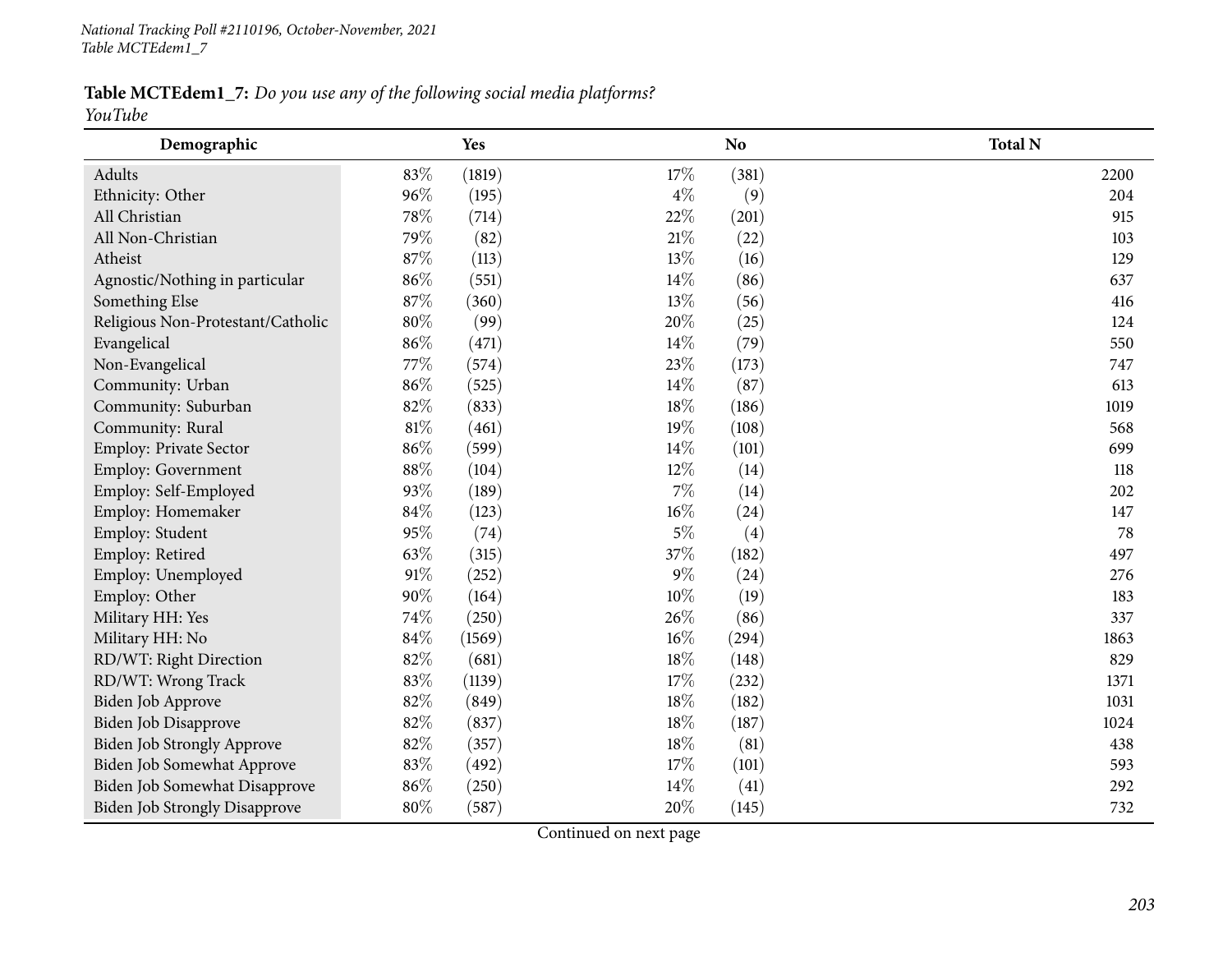**Table MCTEdem1_7:** *Do you use any of the following social media platforms?*
*YouTube*

| Demographic | Yes | | No | | Total N |
|---|---|---|---|---|---|
| Adults | 83% | (1819) | 17% | (381) | 2200 |
| Ethnicity: Other | 96% | (195) | 4% | (9) | 204 |
| All Christian | 78% | (714) | 22% | (201) | 915 |
| All Non-Christian | 79% | (82) | 21% | (22) | 103 |
| Atheist | 87% | (113) | 13% | (16) | 129 |
| Agnostic/Nothing in particular | 86% | (551) | 14% | (86) | 637 |
| Something Else | 87% | (360) | 13% | (56) | 416 |
| Religious Non-Protestant/Catholic | 80% | (99) | 20% | (25) | 124 |
| Evangelical | 86% | (471) | 14% | (79) | 550 |
| Non-Evangelical | 77% | (574) | 23% | (173) | 747 |
| Community: Urban | 86% | (525) | 14% | (87) | 613 |
| Community: Suburban | 82% | (833) | 18% | (186) | 1019 |
| Community: Rural | 81% | (461) | 19% | (108) | 568 |
| Employ: Private Sector | 86% | (599) | 14% | (101) | 699 |
| Employ: Government | 88% | (104) | 12% | (14) | 118 |
| Employ: Self-Employed | 93% | (189) | 7% | (14) | 202 |
| Employ: Homemaker | 84% | (123) | 16% | (24) | 147 |
| Employ: Student | 95% | (74) | 5% | (4) | 78 |
| Employ: Retired | 63% | (315) | 37% | (182) | 497 |
| Employ: Unemployed | 91% | (252) | 9% | (24) | 276 |
| Employ: Other | 90% | (164) | 10% | (19) | 183 |
| Military HH: Yes | 74% | (250) | 26% | (86) | 337 |
| Military HH: No | 84% | (1569) | 16% | (294) | 1863 |
| RD/WT: Right Direction | 82% | (681) | 18% | (148) | 829 |
| RD/WT: Wrong Track | 83% | (1139) | 17% | (232) | 1371 |
| Biden Job Approve | 82% | (849) | 18% | (182) | 1031 |
| Biden Job Disapprove | 82% | (837) | 18% | (187) | 1024 |
| Biden Job Strongly Approve | 82% | (357) | 18% | (81) | 438 |
| Biden Job Somewhat Approve | 83% | (492) | 17% | (101) | 593 |
| Biden Job Somewhat Disapprove | 86% | (250) | 14% | (41) | 292 |
| Biden Job Strongly Disapprove | 80% | (587) | 20% | (145) | 732 |

Continued on next page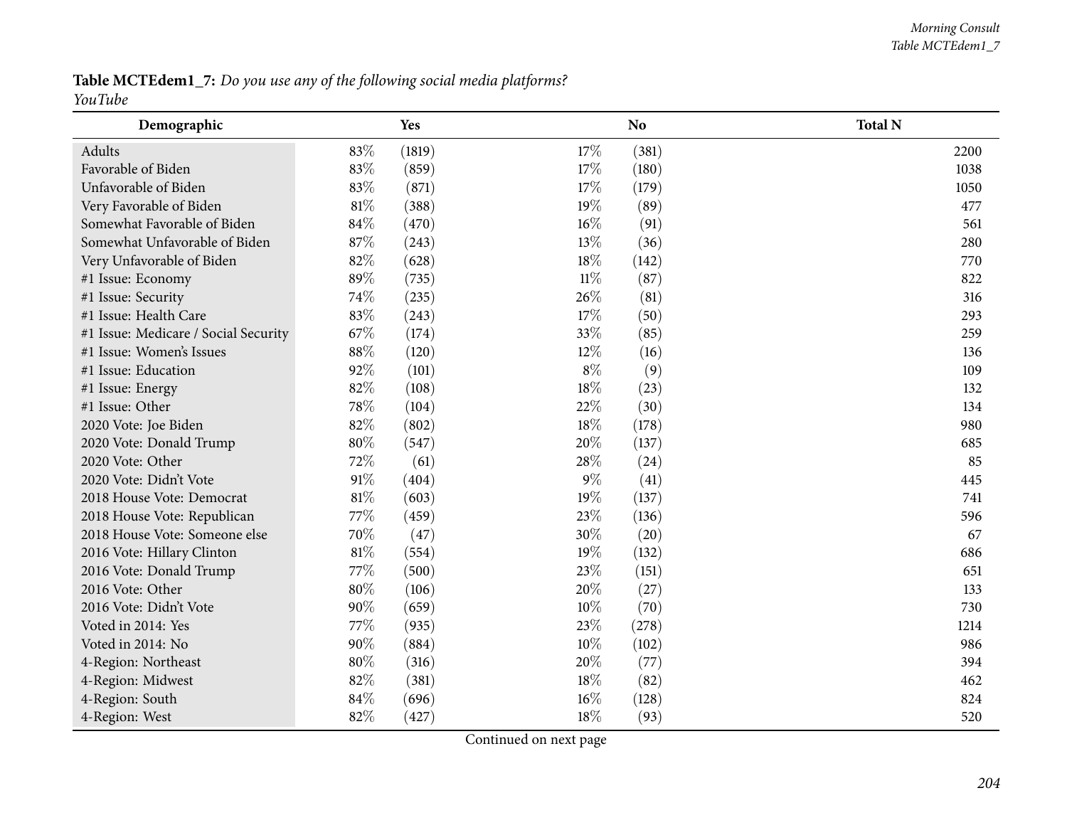**Table MCTEdem1_7:** *Do you use any of the following social media platforms?*
*YouTube*

| Demographic | Yes | | No | | Total N |
|---|---|---|---|---|---|
| Adults | 83% | (1819) | 17% | (381) | 2200 |
| Favorable of Biden | 83% | (859) | 17% | (180) | 1038 |
| Unfavorable of Biden | 83% | (871) | 17% | (179) | 1050 |
| Very Favorable of Biden | 81% | (388) | 19% | (89) | 477 |
| Somewhat Favorable of Biden | 84% | (470) | 16% | (91) | 561 |
| Somewhat Unfavorable of Biden | 87% | (243) | 13% | (36) | 280 |
| Very Unfavorable of Biden | 82% | (628) | 18% | (142) | 770 |
| #1 Issue: Economy | 89% | (735) | 11% | (87) | 822 |
| #1 Issue: Security | 74% | (235) | 26% | (81) | 316 |
| #1 Issue: Health Care | 83% | (243) | 17% | (50) | 293 |
| #1 Issue: Medicare / Social Security | 67% | (174) | 33% | (85) | 259 |
| #1 Issue: Women's Issues | 88% | (120) | 12% | (16) | 136 |
| #1 Issue: Education | 92% | (101) | 8% | (9) | 109 |
| #1 Issue: Energy | 82% | (108) | 18% | (23) | 132 |
| #1 Issue: Other | 78% | (104) | 22% | (30) | 134 |
| 2020 Vote: Joe Biden | 82% | (802) | 18% | (178) | 980 |
| 2020 Vote: Donald Trump | 80% | (547) | 20% | (137) | 685 |
| 2020 Vote: Other | 72% | (61) | 28% | (24) | 85 |
| 2020 Vote: Didn't Vote | 91% | (404) | 9% | (41) | 445 |
| 2018 House Vote: Democrat | 81% | (603) | 19% | (137) | 741 |
| 2018 House Vote: Republican | 77% | (459) | 23% | (136) | 596 |
| 2018 House Vote: Someone else | 70% | (47) | 30% | (20) | 67 |
| 2016 Vote: Hillary Clinton | 81% | (554) | 19% | (132) | 686 |
| 2016 Vote: Donald Trump | 77% | (500) | 23% | (151) | 651 |
| 2016 Vote: Other | 80% | (106) | 20% | (27) | 133 |
| 2016 Vote: Didn't Vote | 90% | (659) | 10% | (70) | 730 |
| Voted in 2014: Yes | 77% | (935) | 23% | (278) | 1214 |
| Voted in 2014: No | 90% | (884) | 10% | (102) | 986 |
| 4-Region: Northeast | 80% | (316) | 20% | (77) | 394 |
| 4-Region: Midwest | 82% | (381) | 18% | (82) | 462 |
| 4-Region: South | 84% | (696) | 16% | (128) | 824 |
| 4-Region: West | 82% | (427) | 18% | (93) | 520 |

Continued on next page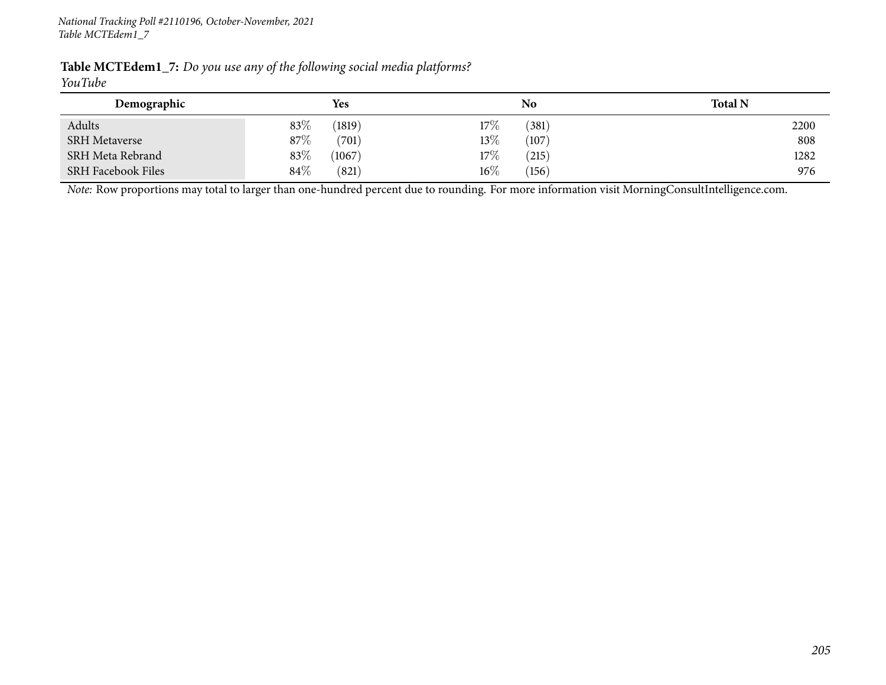**Table MCTEdem1_7:** *Do you use any of the following social media platforms?*
*YouTube*

| Demographic | Yes | | No | | Total N |
|---|---|---|---|---|---|
| Adults | 83% | (1819) | 17% | (381) | 2200 |
| SRH Metaverse | 87% | (701) | 13% | (107) | 808 |
| SRH Meta Rebrand | 83% | (1067) | 17% | (215) | 1282 |
| SRH Facebook Files | 84% | (821) | 16% | (156) | 976 |

*Note:* Row proportions may total to larger than one-hundred percent due to rounding. For more information visit MorningConsultIntelligence.com.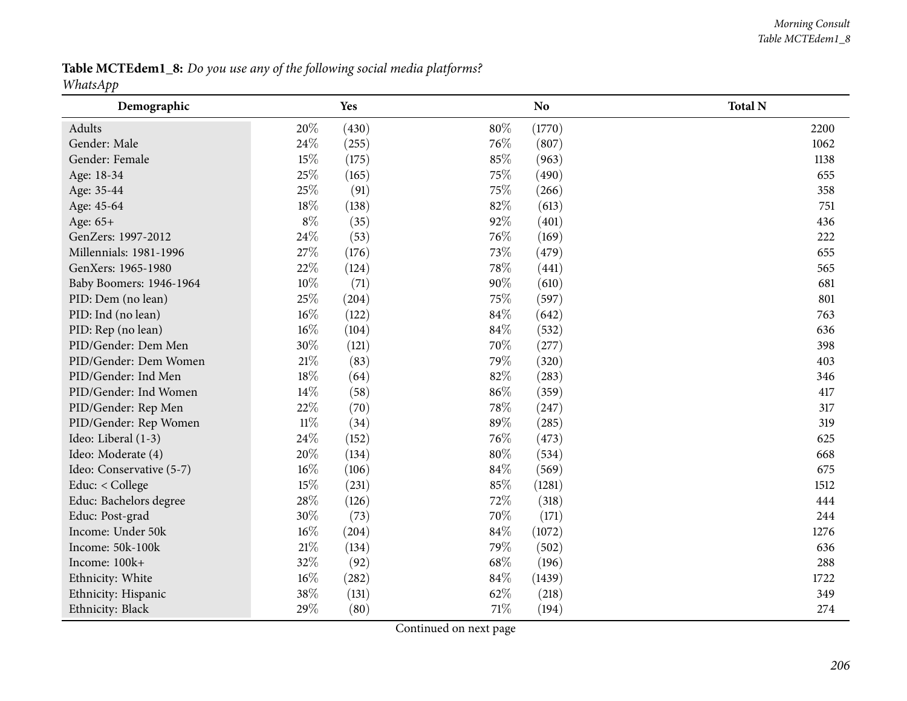**Table MCTEdem1_8:** *Do you use any of the following social media platforms?*
*WhatsApp*

| Demographic | Yes | | No | | Total N |
|---|---|---|---|---|---|
| Adults | 20% | (430) | 80% | (1770) | 2200 |
| Gender: Male | 24% | (255) | 76% | (807) | 1062 |
| Gender: Female | 15% | (175) | 85% | (963) | 1138 |
| Age: 18-34 | 25% | (165) | 75% | (490) | 655 |
| Age: 35-44 | 25% | (91) | 75% | (266) | 358 |
| Age: 45-64 | 18% | (138) | 82% | (613) | 751 |
| Age: 65+ | 8% | (35) | 92% | (401) | 436 |
| GenZers: 1997-2012 | 24% | (53) | 76% | (169) | 222 |
| Millennials: 1981-1996 | 27% | (176) | 73% | (479) | 655 |
| GenXers: 1965-1980 | 22% | (124) | 78% | (441) | 565 |
| Baby Boomers: 1946-1964 | 10% | (71) | 90% | (610) | 681 |
| PID: Dem (no lean) | 25% | (204) | 75% | (597) | 801 |
| PID: Ind (no lean) | 16% | (122) | 84% | (642) | 763 |
| PID: Rep (no lean) | 16% | (104) | 84% | (532) | 636 |
| PID/Gender: Dem Men | 30% | (121) | 70% | (277) | 398 |
| PID/Gender: Dem Women | 21% | (83) | 79% | (320) | 403 |
| PID/Gender: Ind Men | 18% | (64) | 82% | (283) | 346 |
| PID/Gender: Ind Women | 14% | (58) | 86% | (359) | 417 |
| PID/Gender: Rep Men | 22% | (70) | 78% | (247) | 317 |
| PID/Gender: Rep Women | 11% | (34) | 89% | (285) | 319 |
| Ideo: Liberal (1-3) | 24% | (152) | 76% | (473) | 625 |
| Ideo: Moderate (4) | 20% | (134) | 80% | (534) | 668 |
| Ideo: Conservative (5-7) | 16% | (106) | 84% | (569) | 675 |
| Educ: < College | 15% | (231) | 85% | (1281) | 1512 |
| Educ: Bachelors degree | 28% | (126) | 72% | (318) | 444 |
| Educ: Post-grad | 30% | (73) | 70% | (171) | 244 |
| Income: Under 50k | 16% | (204) | 84% | (1072) | 1276 |
| Income: 50k-100k | 21% | (134) | 79% | (502) | 636 |
| Income: 100k+ | 32% | (92) | 68% | (196) | 288 |
| Ethnicity: White | 16% | (282) | 84% | (1439) | 1722 |
| Ethnicity: Hispanic | 38% | (131) | 62% | (218) | 349 |
| Ethnicity: Black | 29% | (80) | 71% | (194) | 274 |

Continued on next page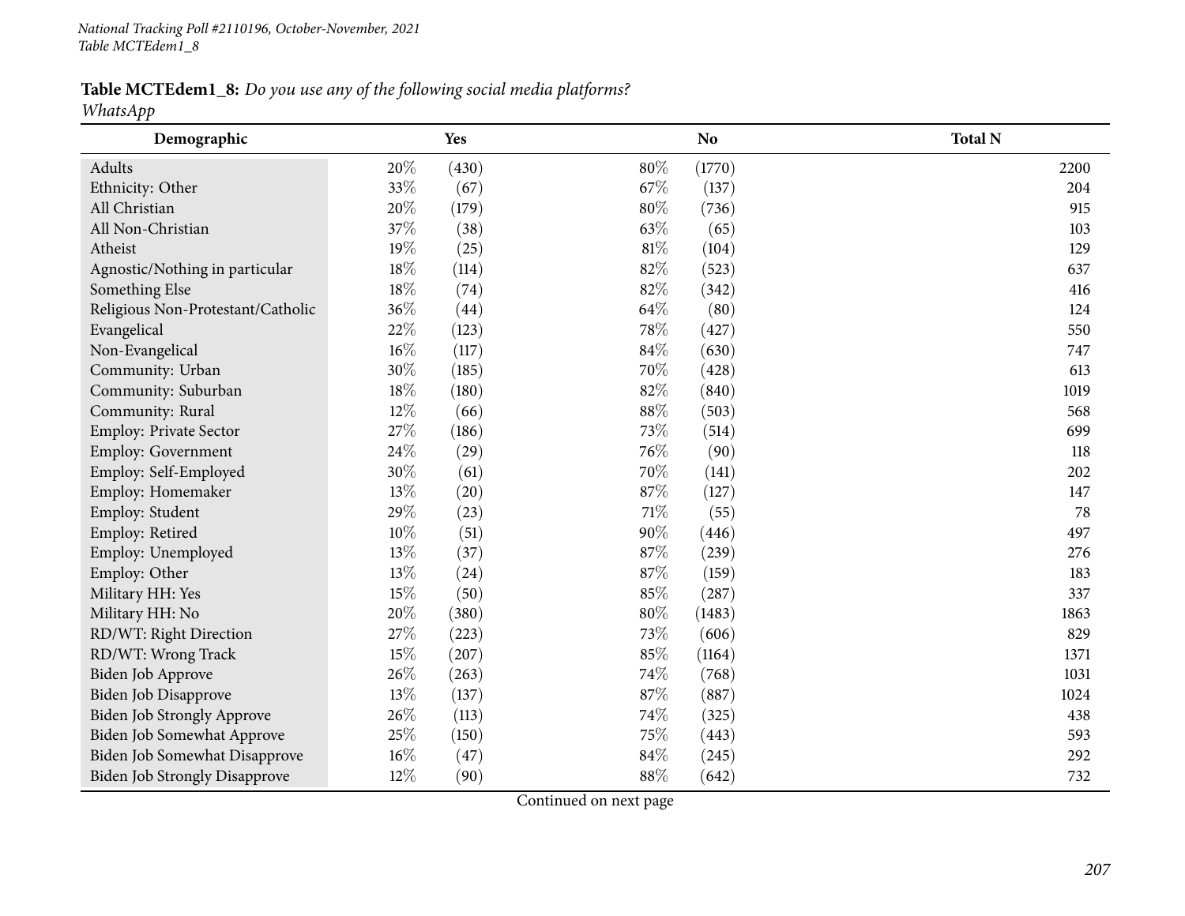**Table MCTEdem1_8:** *Do you use any of the following social media platforms?*
*WhatsApp*

| Demographic | Yes | | No | | Total N |
|---|---|---|---|---|---|
| Adults | 20% | (430) | 80% | (1770) | 2200 |
| Ethnicity: Other | 33% | (67) | 67% | (137) | 204 |
| All Christian | 20% | (179) | 80% | (736) | 915 |
| All Non-Christian | 37% | (38) | 63% | (65) | 103 |
| Atheist | 19% | (25) | 81% | (104) | 129 |
| Agnostic/Nothing in particular | 18% | (114) | 82% | (523) | 637 |
| Something Else | 18% | (74) | 82% | (342) | 416 |
| Religious Non-Protestant/Catholic | 36% | (44) | 64% | (80) | 124 |
| Evangelical | 22% | (123) | 78% | (427) | 550 |
| Non-Evangelical | 16% | (117) | 84% | (630) | 747 |
| Community: Urban | 30% | (185) | 70% | (428) | 613 |
| Community: Suburban | 18% | (180) | 82% | (840) | 1019 |
| Community: Rural | 12% | (66) | 88% | (503) | 568 |
| Employ: Private Sector | 27% | (186) | 73% | (514) | 699 |
| Employ: Government | 24% | (29) | 76% | (90) | 118 |
| Employ: Self-Employed | 30% | (61) | 70% | (141) | 202 |
| Employ: Homemaker | 13% | (20) | 87% | (127) | 147 |
| Employ: Student | 29% | (23) | 71% | (55) | 78 |
| Employ: Retired | 10% | (51) | 90% | (446) | 497 |
| Employ: Unemployed | 13% | (37) | 87% | (239) | 276 |
| Employ: Other | 13% | (24) | 87% | (159) | 183 |
| Military HH: Yes | 15% | (50) | 85% | (287) | 337 |
| Military HH: No | 20% | (380) | 80% | (1483) | 1863 |
| RD/WT: Right Direction | 27% | (223) | 73% | (606) | 829 |
| RD/WT: Wrong Track | 15% | (207) | 85% | (1164) | 1371 |
| Biden Job Approve | 26% | (263) | 74% | (768) | 1031 |
| Biden Job Disapprove | 13% | (137) | 87% | (887) | 1024 |
| Biden Job Strongly Approve | 26% | (113) | 74% | (325) | 438 |
| Biden Job Somewhat Approve | 25% | (150) | 75% | (443) | 593 |
| Biden Job Somewhat Disapprove | 16% | (47) | 84% | (245) | 292 |
| Biden Job Strongly Disapprove | 12% | (90) | 88% | (642) | 732 |

Continued on next page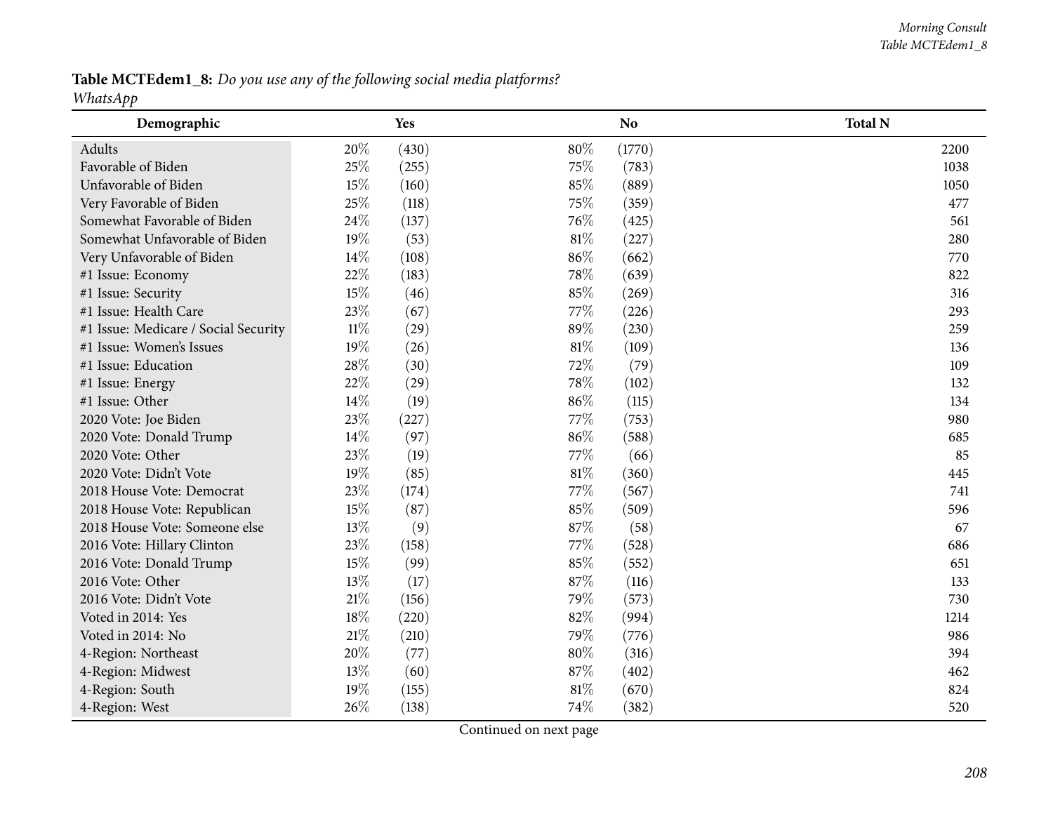**Table MCTEdem1_8:** *Do you use any of the following social media platforms?*
*WhatsApp*

| Demographic | Yes | | No | | Total N |
|---|---|---|---|---|---|
| Adults | 20% | (430) | 80% | (1770) | 2200 |
| Favorable of Biden | 25% | (255) | 75% | (783) | 1038 |
| Unfavorable of Biden | 15% | (160) | 85% | (889) | 1050 |
| Very Favorable of Biden | 25% | (118) | 75% | (359) | 477 |
| Somewhat Favorable of Biden | 24% | (137) | 76% | (425) | 561 |
| Somewhat Unfavorable of Biden | 19% | (53) | 81% | (227) | 280 |
| Very Unfavorable of Biden | 14% | (108) | 86% | (662) | 770 |
| #1 Issue: Economy | 22% | (183) | 78% | (639) | 822 |
| #1 Issue: Security | 15% | (46) | 85% | (269) | 316 |
| #1 Issue: Health Care | 23% | (67) | 77% | (226) | 293 |
| #1 Issue: Medicare / Social Security | 11% | (29) | 89% | (230) | 259 |
| #1 Issue: Women's Issues | 19% | (26) | 81% | (109) | 136 |
| #1 Issue: Education | 28% | (30) | 72% | (79) | 109 |
| #1 Issue: Energy | 22% | (29) | 78% | (102) | 132 |
| #1 Issue: Other | 14% | (19) | 86% | (115) | 134 |
| 2020 Vote: Joe Biden | 23% | (227) | 77% | (753) | 980 |
| 2020 Vote: Donald Trump | 14% | (97) | 86% | (588) | 685 |
| 2020 Vote: Other | 23% | (19) | 77% | (66) | 85 |
| 2020 Vote: Didn't Vote | 19% | (85) | 81% | (360) | 445 |
| 2018 House Vote: Democrat | 23% | (174) | 77% | (567) | 741 |
| 2018 House Vote: Republican | 15% | (87) | 85% | (509) | 596 |
| 2018 House Vote: Someone else | 13% | (9) | 87% | (58) | 67 |
| 2016 Vote: Hillary Clinton | 23% | (158) | 77% | (528) | 686 |
| 2016 Vote: Donald Trump | 15% | (99) | 85% | (552) | 651 |
| 2016 Vote: Other | 13% | (17) | 87% | (116) | 133 |
| 2016 Vote: Didn't Vote | 21% | (156) | 79% | (573) | 730 |
| Voted in 2014: Yes | 18% | (220) | 82% | (994) | 1214 |
| Voted in 2014: No | 21% | (210) | 79% | (776) | 986 |
| 4-Region: Northeast | 20% | (77) | 80% | (316) | 394 |
| 4-Region: Midwest | 13% | (60) | 87% | (402) | 462 |
| 4-Region: South | 19% | (155) | 81% | (670) | 824 |
| 4-Region: West | 26% | (138) | 74% | (382) | 520 |

Continued on next page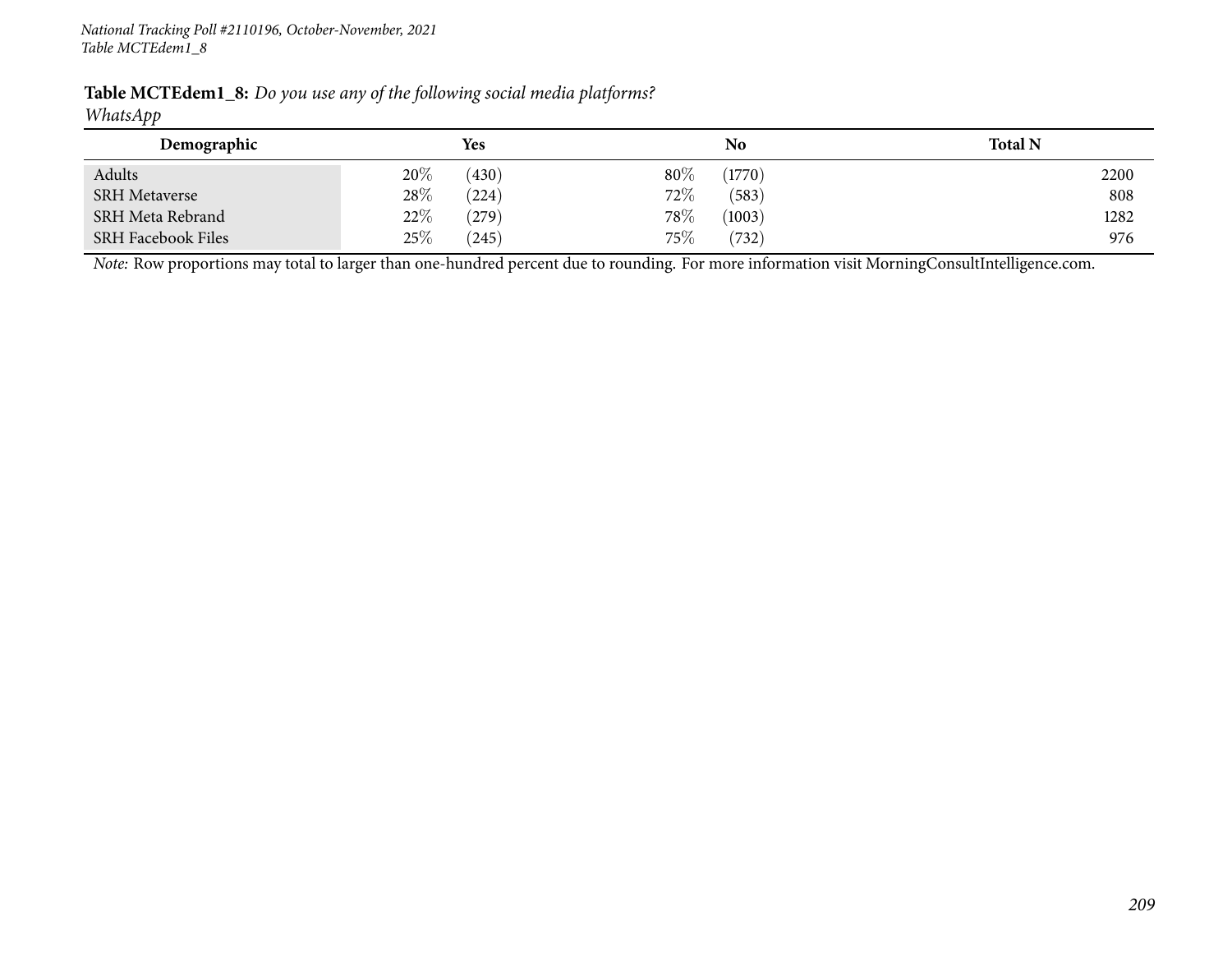**Table MCTEdem1_8:** *Do you use any of the following social media platforms?*
*WhatsApp*

| Demographic | Yes | | No | | Total N |
|---|---|---|---|---|---|
| Adults | 20% | (430) | 80% | (1770) | 2200 |
| SRH Metaverse | 28% | (224) | 72% | (583) | 808 |
| SRH Meta Rebrand | 22% | (279) | 78% | (1003) | 1282 |
| SRH Facebook Files | 25% | (245) | 75% | (732) | 976 |

*Note:* Row proportions may total to larger than one-hundred percent due to rounding. For more information visit MorningConsultIntelligence.com.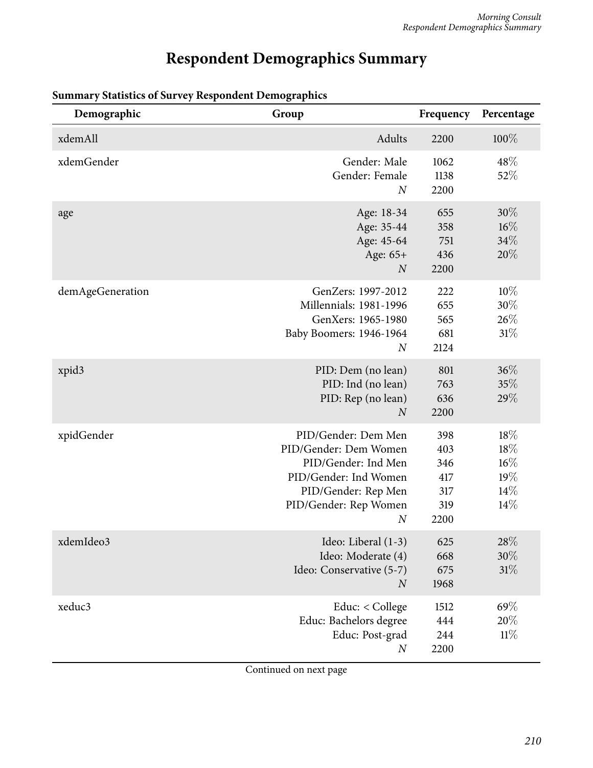# Respondent Demographics Summary

**Summary Statistics of Survey Respondent Demographics**

| Demographic | Group | Frequency | Percentage |
|---|---|---|---|
| xdemAll | Adults | 2200 | 100% |
| xdemGender | Gender: Male | 1062 | 48% |
| | Gender: Female | 1138 | 52% |
| | *N* | 2200 | |
| age | Age: 18-34 | 655 | 30% |
| | Age: 35-44 | 358 | 16% |
| | Age: 45-64 | 751 | 34% |
| | Age: 65+ | 436 | 20% |
| | *N* | 2200 | |
| demAgeGeneration | GenZers: 1997-2012 | 222 | 10% |
| | Millennials: 1981-1996 | 655 | 30% |
| | GenXers: 1965-1980 | 565 | 26% |
| | Baby Boomers: 1946-1964 | 681 | 31% |
| | *N* | 2124 | |
| xpid3 | PID: Dem (no lean) | 801 | 36% |
| | PID: Ind (no lean) | 763 | 35% |
| | PID: Rep (no lean) | 636 | 29% |
| | *N* | 2200 | |
| xpidGender | PID/Gender: Dem Men | 398 | 18% |
| | PID/Gender: Dem Women | 403 | 18% |
| | PID/Gender: Ind Men | 346 | 16% |
| | PID/Gender: Ind Women | 417 | 19% |
| | PID/Gender: Rep Men | 317 | 14% |
| | PID/Gender: Rep Women | 319 | 14% |
| | *N* | 2200 | |
| xdemIdeo3 | Ideo: Liberal (1-3) | 625 | 28% |
| | Ideo: Moderate (4) | 668 | 30% |
| | Ideo: Conservative (5-7) | 675 | 31% |
| | *N* | 1968 | |
| xeduc3 | Educ: < College | 1512 | 69% |
| | Educ: Bachelors degree | 444 | 20% |
| | Educ: Post-grad | 244 | 11% |
| | *N* | 2200 | |

Continued on next page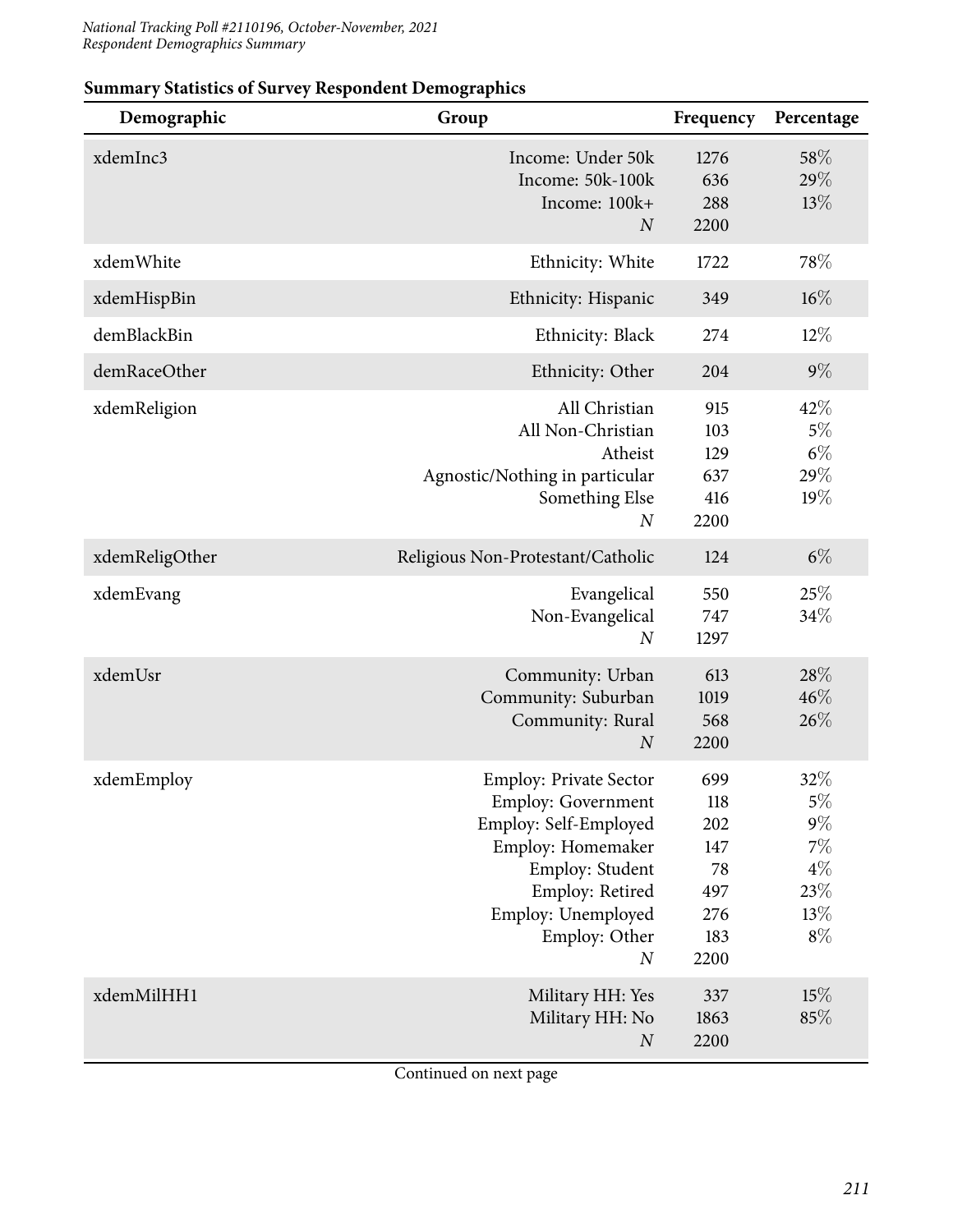## Summary Statistics of Survey Respondent Demographics

| Demographic | Group | Frequency | Percentage |
|---|---|---|---|
| xdemInc3 | Income: Under 50k | 1276 | 58% |
| | Income: 50k-100k | 636 | 29% |
| | Income: 100k+ | 288 | 13% |
| | *N* | 2200 | |
| xdemWhite | Ethnicity: White | 1722 | 78% |
| xdemHispBin | Ethnicity: Hispanic | 349 | 16% |
| demBlackBin | Ethnicity: Black | 274 | 12% |
| demRaceOther | Ethnicity: Other | 204 | 9% |
| xdemReligion | All Christian | 915 | 42% |
| | All Non-Christian | 103 | 5% |
| | Atheist | 129 | 6% |
| | Agnostic/Nothing in particular | 637 | 29% |
| | Something Else | 416 | 19% |
| | *N* | 2200 | |
| xdemReligOther | Religious Non-Protestant/Catholic | 124 | 6% |
| xdemEvang | Evangelical | 550 | 25% |
| | Non-Evangelical | 747 | 34% |
| | *N* | 1297 | |
| xdemUsr | Community: Urban | 613 | 28% |
| | Community: Suburban | 1019 | 46% |
| | Community: Rural | 568 | 26% |
| | *N* | 2200 | |
| xdemEmploy | Employ: Private Sector | 699 | 32% |
| | Employ: Government | 118 | 5% |
| | Employ: Self-Employed | 202 | 9% |
| | Employ: Homemaker | 147 | 7% |
| | Employ: Student | 78 | 4% |
| | Employ: Retired | 497 | 23% |
| | Employ: Unemployed | 276 | 13% |
| | Employ: Other | 183 | 8% |
| | *N* | 2200 | |
| xdemMilHH1 | Military HH: Yes | 337 | 15% |
| | Military HH: No | 1863 | 85% |
| | *N* | 2200 | |

Continued on next page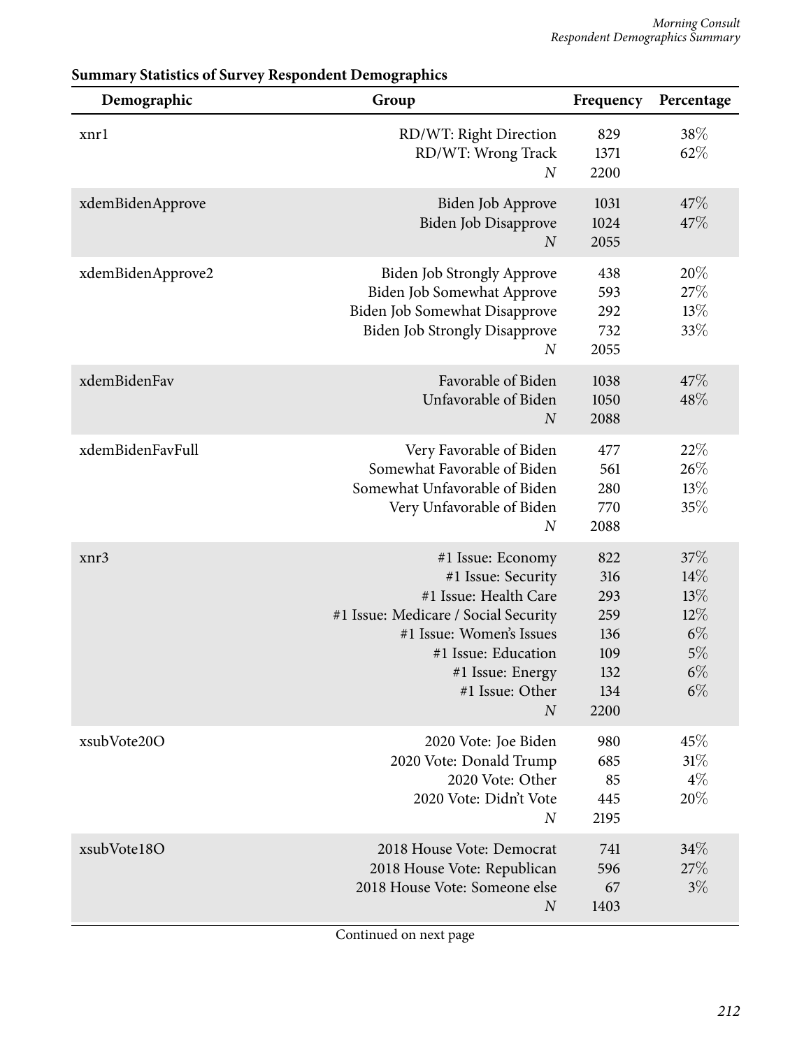**Summary Statistics of Survey Respondent Demographics**

| Demographic | Group | Frequency | Percentage |
|---|---|---|---|
| xnr1 | RD/WT: Right Direction | 829 | 38% |
| | RD/WT: Wrong Track | 1371 | 62% |
| | *N* | 2200 | |
| xdemBidenApprove | Biden Job Approve | 1031 | 47% |
| | Biden Job Disapprove | 1024 | 47% |
| | *N* | 2055 | |
| xdemBidenApprove2 | Biden Job Strongly Approve | 438 | 20% |
| | Biden Job Somewhat Approve | 593 | 27% |
| | Biden Job Somewhat Disapprove | 292 | 13% |
| | Biden Job Strongly Disapprove | 732 | 33% |
| | *N* | 2055 | |
| xdemBidenFav | Favorable of Biden | 1038 | 47% |
| | Unfavorable of Biden | 1050 | 48% |
| | *N* | 2088 | |
| xdemBidenFavFull | Very Favorable of Biden | 477 | 22% |
| | Somewhat Favorable of Biden | 561 | 26% |
| | Somewhat Unfavorable of Biden | 280 | 13% |
| | Very Unfavorable of Biden | 770 | 35% |
| | *N* | 2088 | |
| xnr3 | #1 Issue: Economy | 822 | 37% |
| | #1 Issue: Security | 316 | 14% |
| | #1 Issue: Health Care | 293 | 13% |
| | #1 Issue: Medicare / Social Security | 259 | 12% |
| | #1 Issue: Women's Issues | 136 | 6% |
| | #1 Issue: Education | 109 | 5% |
| | #1 Issue: Energy | 132 | 6% |
| | #1 Issue: Other | 134 | 6% |
| | *N* | 2200 | |
| xsubVote20O | 2020 Vote: Joe Biden | 980 | 45% |
| | 2020 Vote: Donald Trump | 685 | 31% |
| | 2020 Vote: Other | 85 | 4% |
| | 2020 Vote: Didn't Vote | 445 | 20% |
| | *N* | 2195 | |
| xsubVote18O | 2018 House Vote: Democrat | 741 | 34% |
| | 2018 House Vote: Republican | 596 | 27% |
| | 2018 House Vote: Someone else | 67 | 3% |
| | *N* | 1403 | |

Continued on next page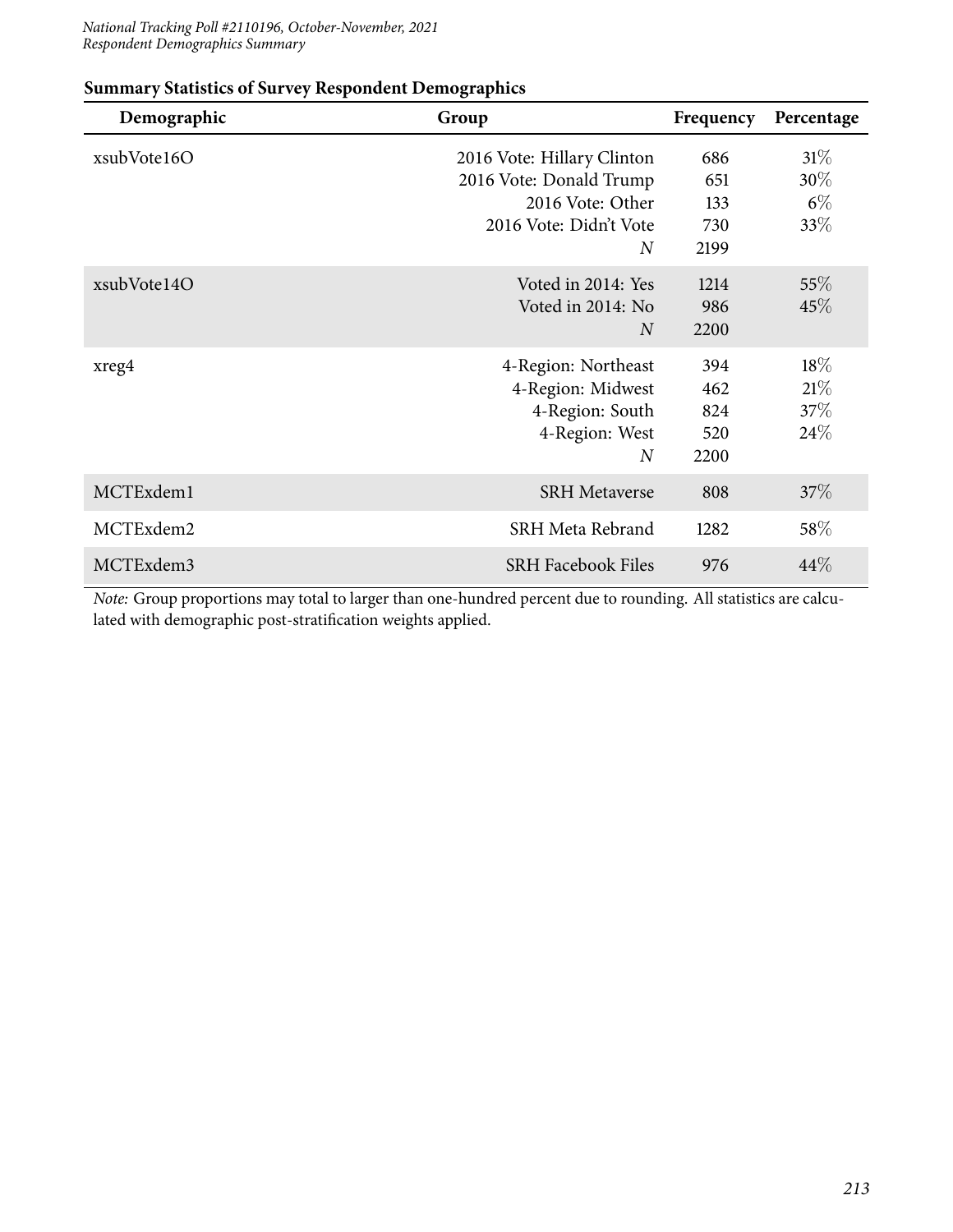**Summary Statistics of Survey Respondent Demographics**

| Demographic | Group | Frequency | Percentage |
|---|---|---|---|
| xsubVote16O | 2016 Vote: Hillary Clinton | 686 | 31% |
| | 2016 Vote: Donald Trump | 651 | 30% |
| | 2016 Vote: Other | 133 | 6% |
| | 2016 Vote: Didn't Vote | 730 | 33% |
| | *N* | 2199 | |
| xsubVote14O | Voted in 2014: Yes | 1214 | 55% |
| | Voted in 2014: No | 986 | 45% |
| | *N* | 2200 | |
| xreg4 | 4-Region: Northeast | 394 | 18% |
| | 4-Region: Midwest | 462 | 21% |
| | 4-Region: South | 824 | 37% |
| | 4-Region: West | 520 | 24% |
| | *N* | 2200 | |
| MCTExdem1 | SRH Metaverse | 808 | 37% |
| MCTExdem2 | SRH Meta Rebrand | 1282 | 58% |
| MCTExdem3 | SRH Facebook Files | 976 | 44% |

*Note:* Group proportions may total to larger than one-hundred percent due to rounding. All statistics are calculated with demographic post-stratification weights applied.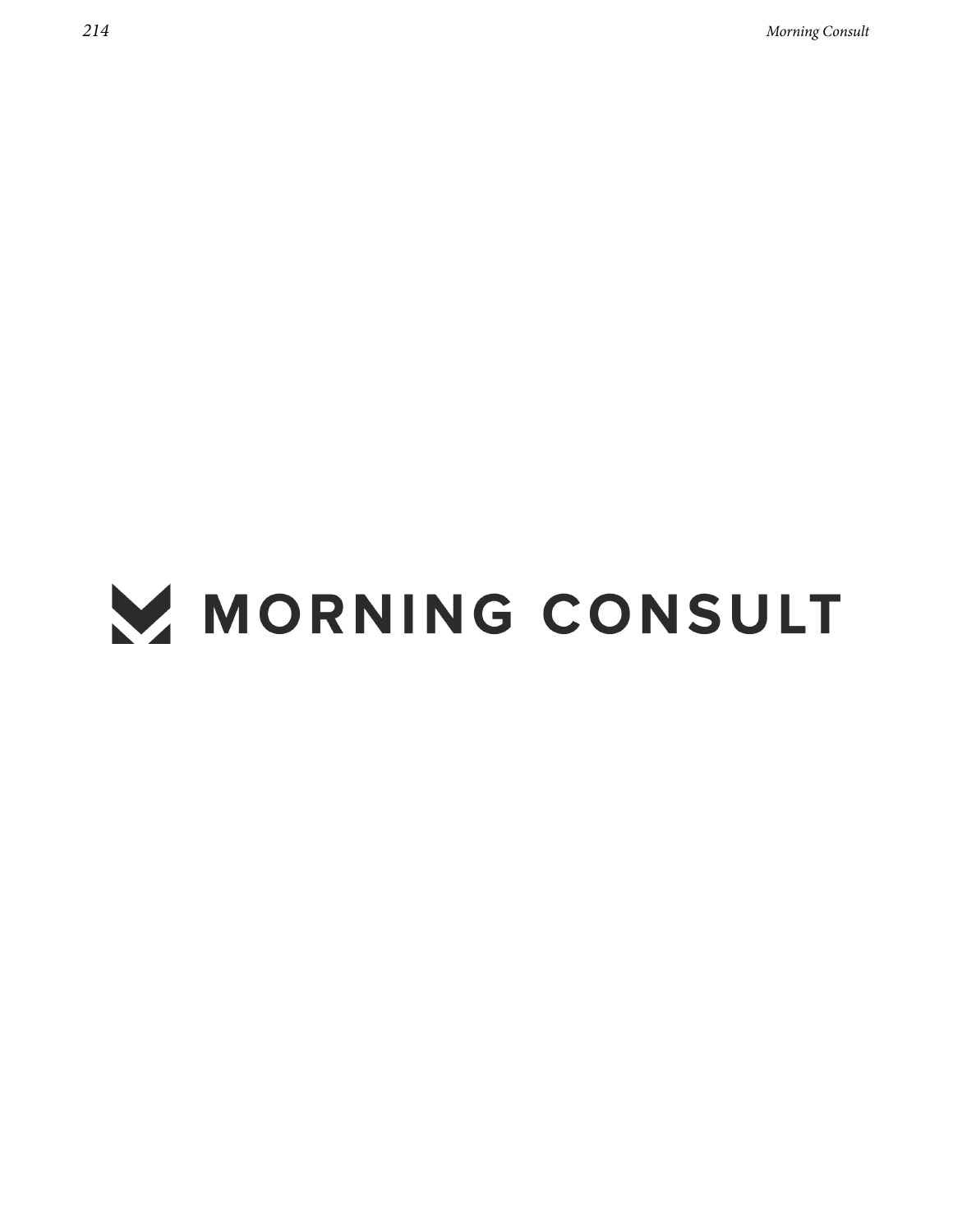MORNING CONSULT